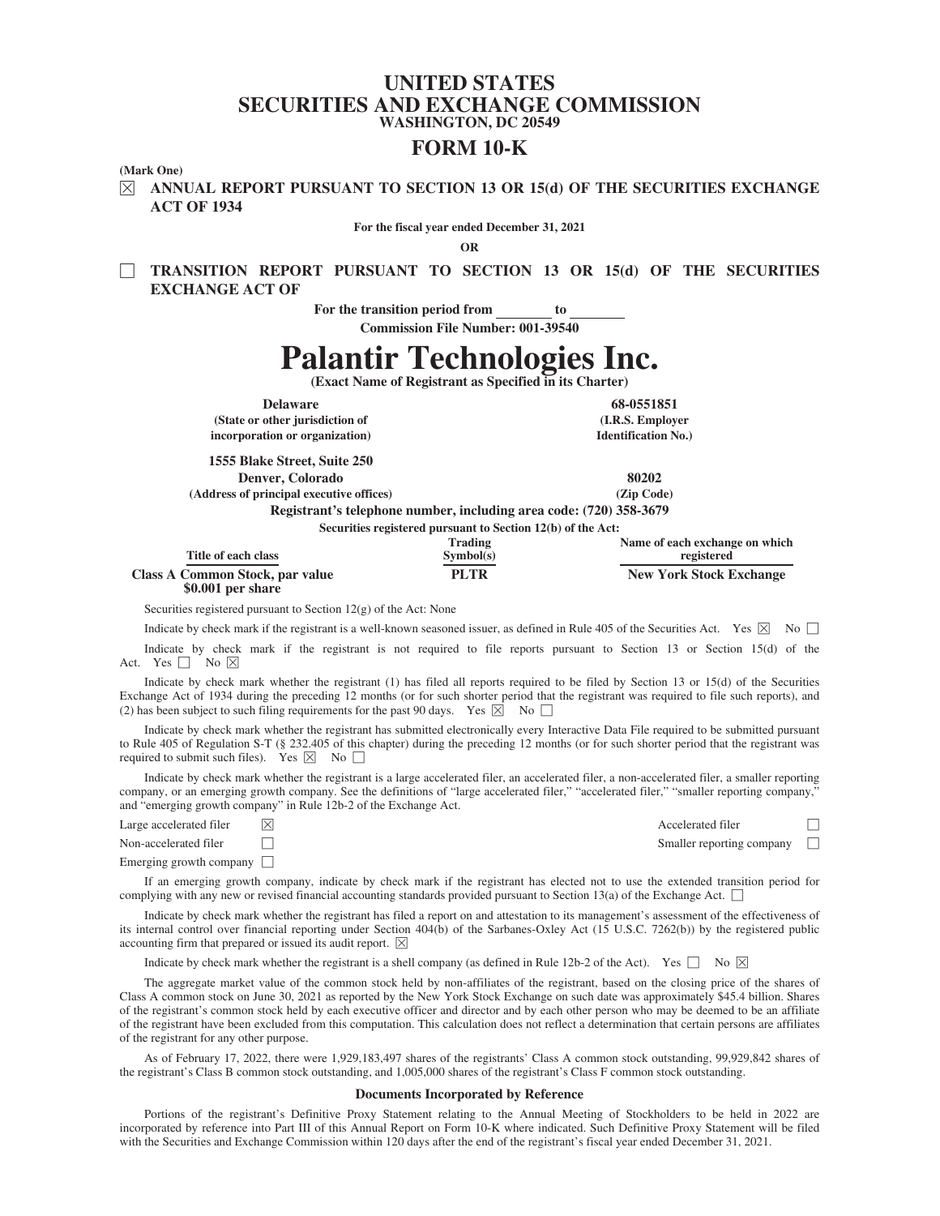# UNITED STATES
# SECURITIES AND EXCHANGE COMMISSION
**WASHINGTON, DC 20549**

## FORM 10-K

**(Mark One)**

☒ **ANNUAL REPORT PURSUANT TO SECTION 13 OR 15(d) OF THE SECURITIES EXCHANGE ACT OF 1934**

**For the fiscal year ended December 31, 2021**

**OR**

☐ **TRANSITION REPORT PURSUANT TO SECTION 13 OR 15(d) OF THE SECURITIES EXCHANGE ACT OF**

**For the transition period from ________ to ________**

**Commission File Number: 001-39540**

# Palantir Technologies Inc.

**(Exact Name of Registrant as Specified in its Charter)**

| **Delaware** | **68-0551851** |
|---|---|
| **(State or other jurisdiction of incorporation or organization)** | **(I.R.S. Employer Identification No.)** |
| **1555 Blake Street, Suite 250 Denver, Colorado** | **80202** |
| **(Address of principal executive offices)** | **(Zip Code)** |

**Registrant's telephone number, including area code: (720) 358-3679**

**Securities registered pursuant to Section 12(b) of the Act:**

| Title of each class | Trading Symbol(s) | Name of each exchange on which registered |
|---|---|---|
| **Class A Common Stock, par value $0.001 per share** | **PLTR** | **New York Stock Exchange** |

Securities registered pursuant to Section 12(g) of the Act: None

Indicate by check mark if the registrant is a well-known seasoned issuer, as defined in Rule 405 of the Securities Act. Yes ☒ No ☐

Indicate by check mark if the registrant is not required to file reports pursuant to Section 13 or Section 15(d) of the Act. Yes ☐ No ☒

Indicate by check mark whether the registrant (1) has filed all reports required to be filed by Section 13 or 15(d) of the Securities Exchange Act of 1934 during the preceding 12 months (or for such shorter period that the registrant was required to file such reports), and (2) has been subject to such filing requirements for the past 90 days. Yes ☒ No ☐

Indicate by check mark whether the registrant has submitted electronically every Interactive Data File required to be submitted pursuant to Rule 405 of Regulation S-T (§ 232.405 of this chapter) during the preceding 12 months (or for such shorter period that the registrant was required to submit such files). Yes ☒ No ☐

Indicate by check mark whether the registrant is a large accelerated filer, an accelerated filer, a non-accelerated filer, a smaller reporting company, or an emerging growth company. See the definitions of "large accelerated filer," "accelerated filer," "smaller reporting company," and "emerging growth company" in Rule 12b-2 of the Exchange Act.

| | | | |
|---|---|---|---|
| Large accelerated filer | ☒ | Accelerated filer | ☐ |
| Non-accelerated filer | ☐ | Smaller reporting company | ☐ |
| Emerging growth company | ☐ | | |

If an emerging growth company, indicate by check mark if the registrant has elected not to use the extended transition period for complying with any new or revised financial accounting standards provided pursuant to Section 13(a) of the Exchange Act. ☐

Indicate by check mark whether the registrant has filed a report on and attestation to its management's assessment of the effectiveness of its internal control over financial reporting under Section 404(b) of the Sarbanes-Oxley Act (15 U.S.C. 7262(b)) by the registered public accounting firm that prepared or issued its audit report. ☒

Indicate by check mark whether the registrant is a shell company (as defined in Rule 12b-2 of the Act). Yes ☐ No ☒

The aggregate market value of the common stock held by non-affiliates of the registrant, based on the closing price of the shares of Class A common stock on June 30, 2021 as reported by the New York Stock Exchange on such date was approximately $45.4 billion. Shares of the registrant's common stock held by each executive officer and director and by each other person who may be deemed to be an affiliate of the registrant have been excluded from this computation. This calculation does not reflect a determination that certain persons are affiliates of the registrant for any other purpose.

As of February 17, 2022, there were 1,929,183,497 shares of the registrants' Class A common stock outstanding, 99,929,842 shares of the registrant's Class B common stock outstanding, and 1,005,000 shares of the registrant's Class F common stock outstanding.

**Documents Incorporated by Reference**

Portions of the registrant's Definitive Proxy Statement relating to the Annual Meeting of Stockholders to be held in 2022 are incorporated by reference into Part III of this Annual Report on Form 10-K where indicated. Such Definitive Proxy Statement will be filed with the Securities and Exchange Commission within 120 days after the end of the registrant's fiscal year ended December 31, 2021.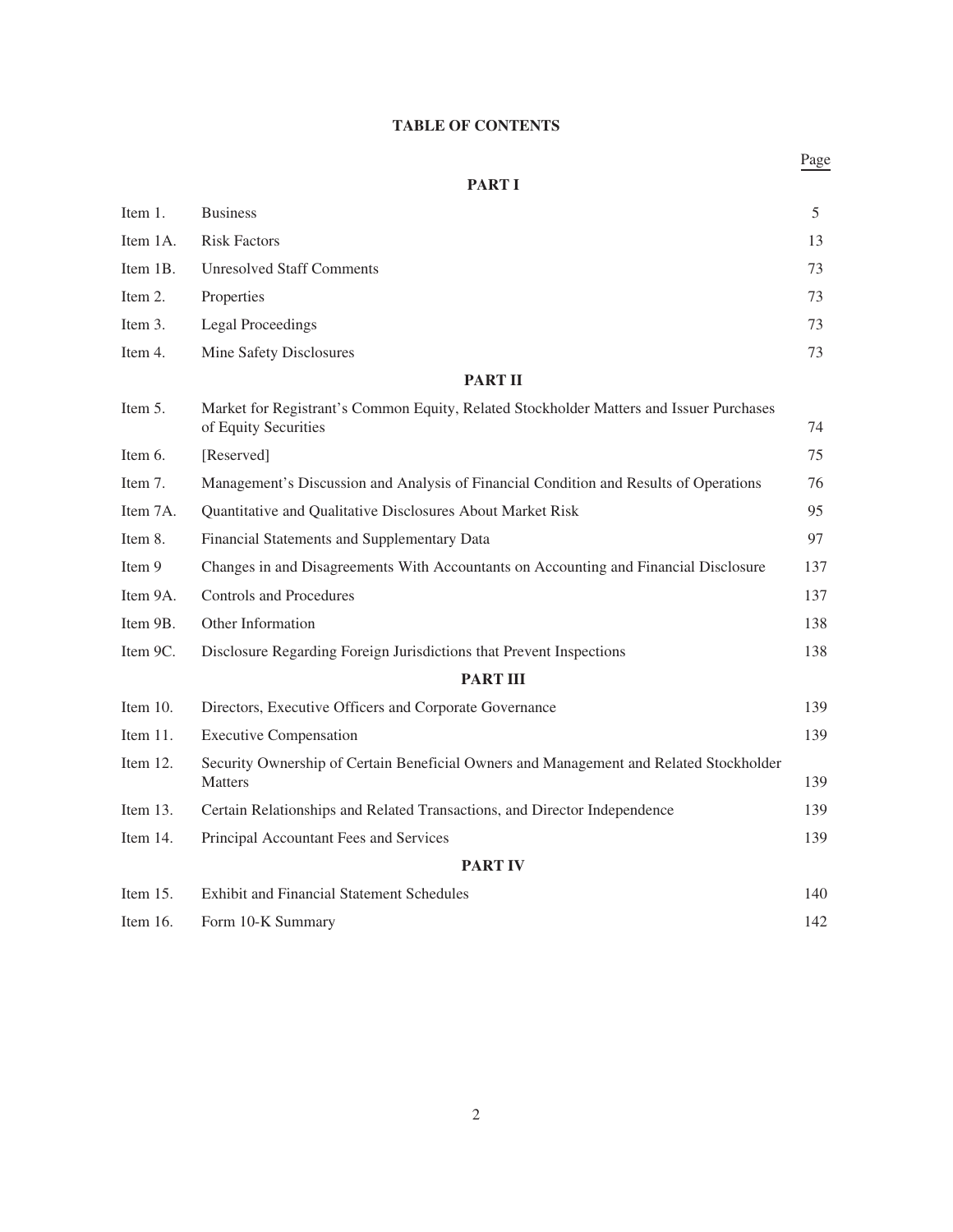# TABLE OF CONTENTS

| | | Page |
|---|---|---|
| | **PART I** | |
| Item 1. | Business | 5 |
| Item 1A. | Risk Factors | 13 |
| Item 1B. | Unresolved Staff Comments | 73 |
| Item 2. | Properties | 73 |
| Item 3. | Legal Proceedings | 73 |
| Item 4. | Mine Safety Disclosures | 73 |
| | **PART II** | |
| Item 5. | Market for Registrant's Common Equity, Related Stockholder Matters and Issuer Purchases of Equity Securities | 74 |
| Item 6. | [Reserved] | 75 |
| Item 7. | Management's Discussion and Analysis of Financial Condition and Results of Operations | 76 |
| Item 7A. | Quantitative and Qualitative Disclosures About Market Risk | 95 |
| Item 8. | Financial Statements and Supplementary Data | 97 |
| Item 9 | Changes in and Disagreements With Accountants on Accounting and Financial Disclosure | 137 |
| Item 9A. | Controls and Procedures | 137 |
| Item 9B. | Other Information | 138 |
| Item 9C. | Disclosure Regarding Foreign Jurisdictions that Prevent Inspections | 138 |
| | **PART III** | |
| Item 10. | Directors, Executive Officers and Corporate Governance | 139 |
| Item 11. | Executive Compensation | 139 |
| Item 12. | Security Ownership of Certain Beneficial Owners and Management and Related Stockholder Matters | 139 |
| Item 13. | Certain Relationships and Related Transactions, and Director Independence | 139 |
| Item 14. | Principal Accountant Fees and Services | 139 |
| | **PART IV** | |
| Item 15. | Exhibit and Financial Statement Schedules | 140 |
| Item 16. | Form 10-K Summary | 142 |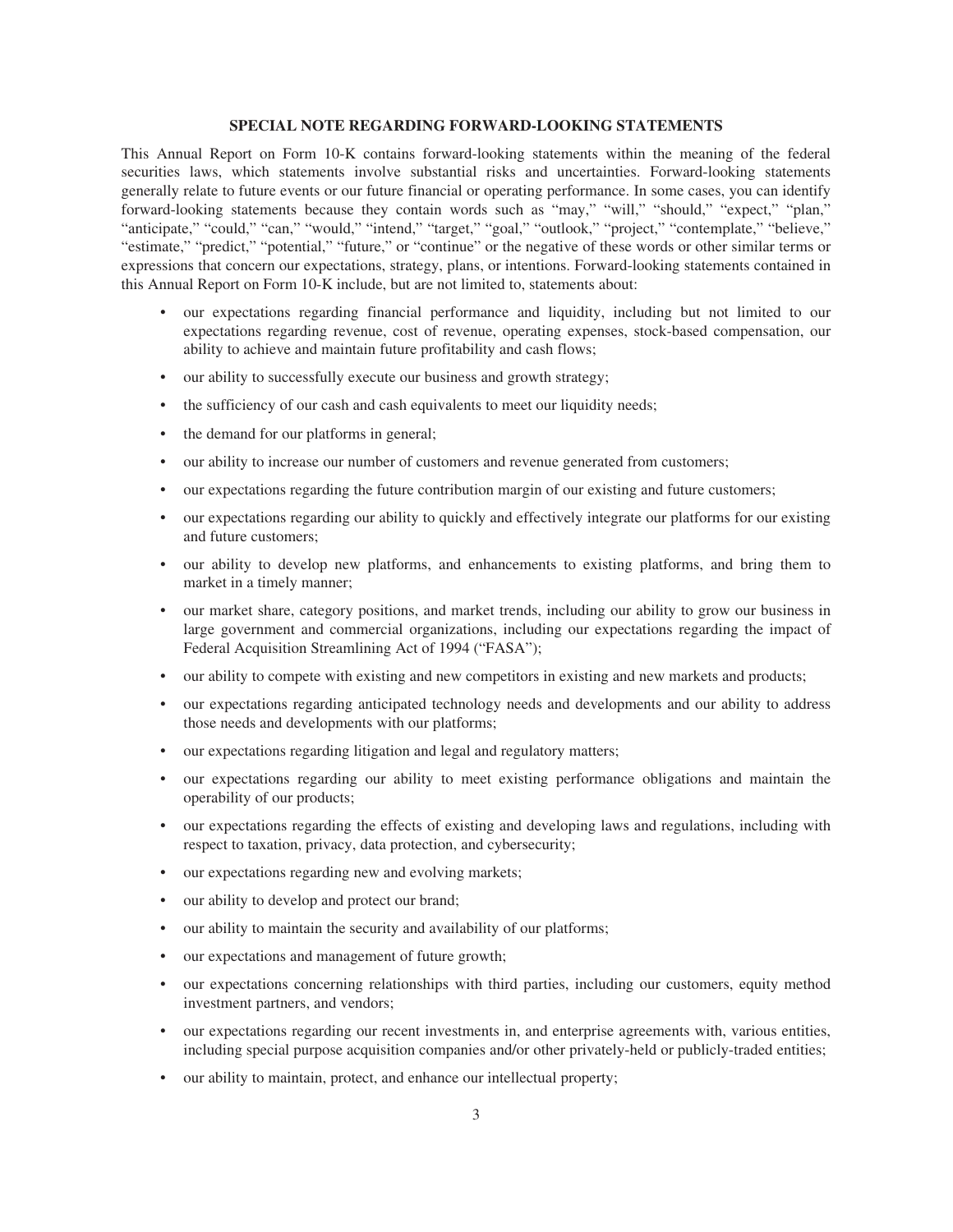## SPECIAL NOTE REGARDING FORWARD-LOOKING STATEMENTS

This Annual Report on Form 10-K contains forward-looking statements within the meaning of the federal securities laws, which statements involve substantial risks and uncertainties. Forward-looking statements generally relate to future events or our future financial or operating performance. In some cases, you can identify forward-looking statements because they contain words such as "may," "will," "should," "expect," "plan," "anticipate," "could," "can," "would," "intend," "target," "goal," "outlook," "project," "contemplate," "believe," "estimate," "predict," "potential," "future," or "continue" or the negative of these words or other similar terms or expressions that concern our expectations, strategy, plans, or intentions. Forward-looking statements contained in this Annual Report on Form 10-K include, but are not limited to, statements about:

- our expectations regarding financial performance and liquidity, including but not limited to our expectations regarding revenue, cost of revenue, operating expenses, stock-based compensation, our ability to achieve and maintain future profitability and cash flows;
- our ability to successfully execute our business and growth strategy;
- the sufficiency of our cash and cash equivalents to meet our liquidity needs;
- the demand for our platforms in general;
- our ability to increase our number of customers and revenue generated from customers;
- our expectations regarding the future contribution margin of our existing and future customers;
- our expectations regarding our ability to quickly and effectively integrate our platforms for our existing and future customers;
- our ability to develop new platforms, and enhancements to existing platforms, and bring them to market in a timely manner;
- our market share, category positions, and market trends, including our ability to grow our business in large government and commercial organizations, including our expectations regarding the impact of Federal Acquisition Streamlining Act of 1994 ("FASA");
- our ability to compete with existing and new competitors in existing and new markets and products;
- our expectations regarding anticipated technology needs and developments and our ability to address those needs and developments with our platforms;
- our expectations regarding litigation and legal and regulatory matters;
- our expectations regarding our ability to meet existing performance obligations and maintain the operability of our products;
- our expectations regarding the effects of existing and developing laws and regulations, including with respect to taxation, privacy, data protection, and cybersecurity;
- our expectations regarding new and evolving markets;
- our ability to develop and protect our brand;
- our ability to maintain the security and availability of our platforms;
- our expectations and management of future growth;
- our expectations concerning relationships with third parties, including our customers, equity method investment partners, and vendors;
- our expectations regarding our recent investments in, and enterprise agreements with, various entities, including special purpose acquisition companies and/or other privately-held or publicly-traded entities;
- our ability to maintain, protect, and enhance our intellectual property;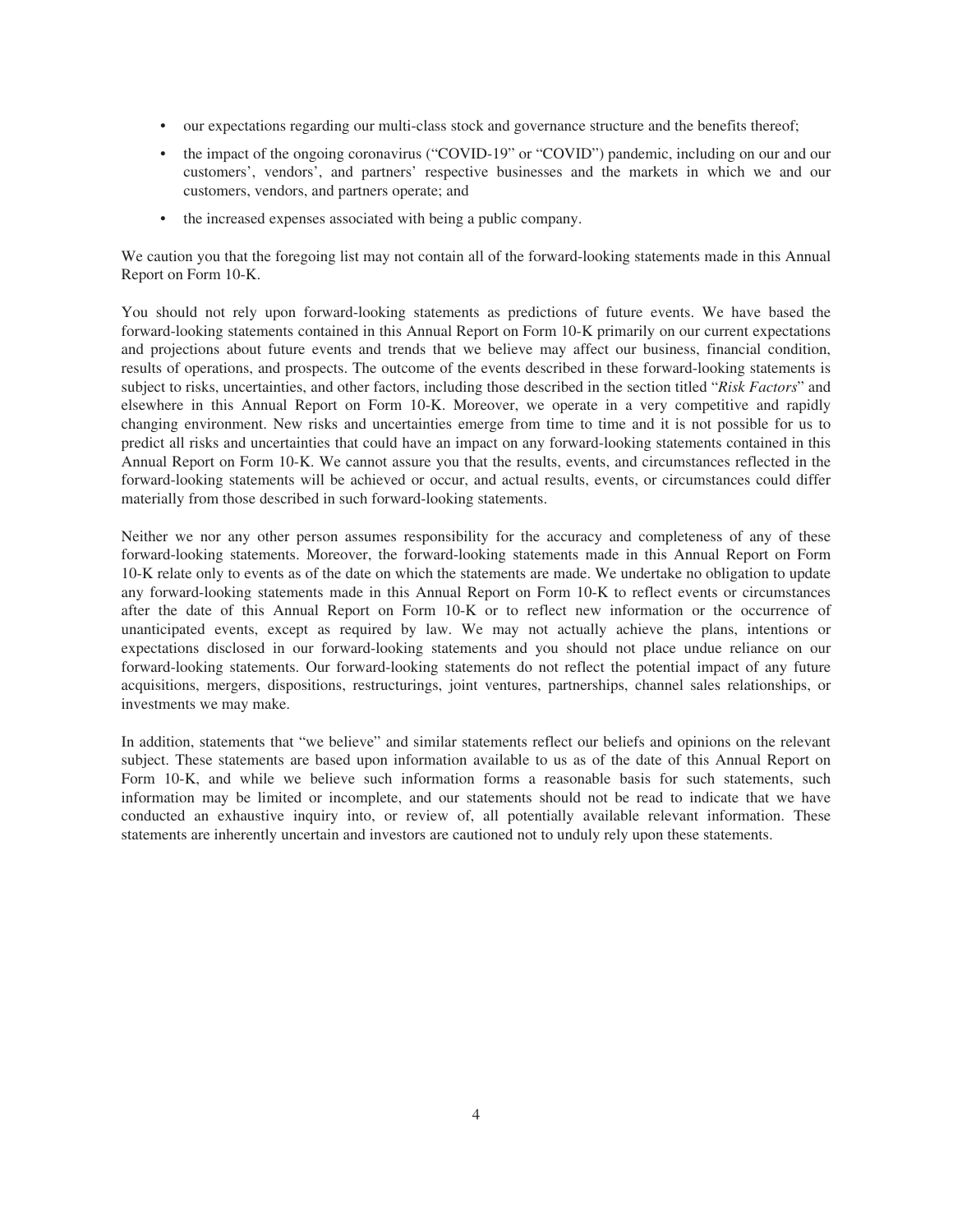- our expectations regarding our multi-class stock and governance structure and the benefits thereof;
- the impact of the ongoing coronavirus ("COVID-19" or "COVID") pandemic, including on our and our customers', vendors', and partners' respective businesses and the markets in which we and our customers, vendors, and partners operate; and
- the increased expenses associated with being a public company.

We caution you that the foregoing list may not contain all of the forward-looking statements made in this Annual Report on Form 10-K.

You should not rely upon forward-looking statements as predictions of future events. We have based the forward-looking statements contained in this Annual Report on Form 10-K primarily on our current expectations and projections about future events and trends that we believe may affect our business, financial condition, results of operations, and prospects. The outcome of the events described in these forward-looking statements is subject to risks, uncertainties, and other factors, including those described in the section titled "*Risk Factors*" and elsewhere in this Annual Report on Form 10-K. Moreover, we operate in a very competitive and rapidly changing environment. New risks and uncertainties emerge from time to time and it is not possible for us to predict all risks and uncertainties that could have an impact on any forward-looking statements contained in this Annual Report on Form 10-K. We cannot assure you that the results, events, and circumstances reflected in the forward-looking statements will be achieved or occur, and actual results, events, or circumstances could differ materially from those described in such forward-looking statements.

Neither we nor any other person assumes responsibility for the accuracy and completeness of any of these forward-looking statements. Moreover, the forward-looking statements made in this Annual Report on Form 10-K relate only to events as of the date on which the statements are made. We undertake no obligation to update any forward-looking statements made in this Annual Report on Form 10-K to reflect events or circumstances after the date of this Annual Report on Form 10-K or to reflect new information or the occurrence of unanticipated events, except as required by law. We may not actually achieve the plans, intentions or expectations disclosed in our forward-looking statements and you should not place undue reliance on our forward-looking statements. Our forward-looking statements do not reflect the potential impact of any future acquisitions, mergers, dispositions, restructurings, joint ventures, partnerships, channel sales relationships, or investments we may make.

In addition, statements that "we believe" and similar statements reflect our beliefs and opinions on the relevant subject. These statements are based upon information available to us as of the date of this Annual Report on Form 10-K, and while we believe such information forms a reasonable basis for such statements, such information may be limited or incomplete, and our statements should not be read to indicate that we have conducted an exhaustive inquiry into, or review of, all potentially available relevant information. These statements are inherently uncertain and investors are cautioned not to unduly rely upon these statements.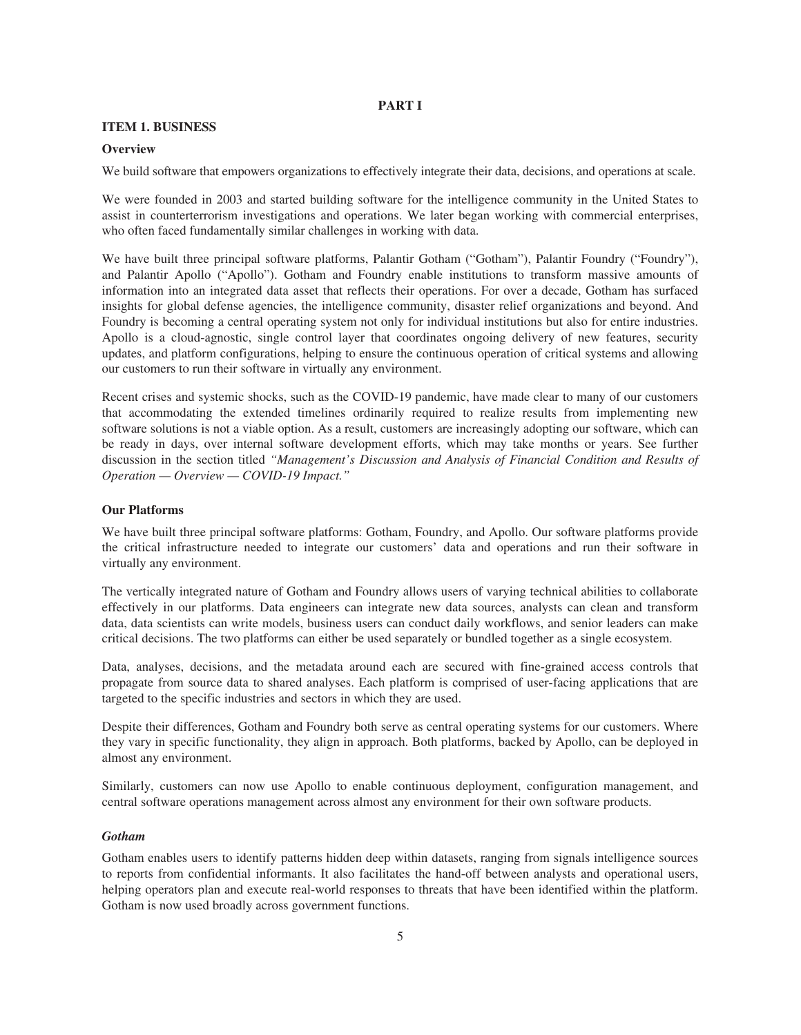# PART I

## ITEM 1. BUSINESS

### Overview

We build software that empowers organizations to effectively integrate their data, decisions, and operations at scale.

We were founded in 2003 and started building software for the intelligence community in the United States to assist in counterterrorism investigations and operations. We later began working with commercial enterprises, who often faced fundamentally similar challenges in working with data.

We have built three principal software platforms, Palantir Gotham ("Gotham"), Palantir Foundry ("Foundry"), and Palantir Apollo ("Apollo"). Gotham and Foundry enable institutions to transform massive amounts of information into an integrated data asset that reflects their operations. For over a decade, Gotham has surfaced insights for global defense agencies, the intelligence community, disaster relief organizations and beyond. And Foundry is becoming a central operating system not only for individual institutions but also for entire industries. Apollo is a cloud-agnostic, single control layer that coordinates ongoing delivery of new features, security updates, and platform configurations, helping to ensure the continuous operation of critical systems and allowing our customers to run their software in virtually any environment.

Recent crises and systemic shocks, such as the COVID-19 pandemic, have made clear to many of our customers that accommodating the extended timelines ordinarily required to realize results from implementing new software solutions is not a viable option. As a result, customers are increasingly adopting our software, which can be ready in days, over internal software development efforts, which may take months or years. See further discussion in the section titled *"Management's Discussion and Analysis of Financial Condition and Results of Operation — Overview — COVID-19 Impact."*

### Our Platforms

We have built three principal software platforms: Gotham, Foundry, and Apollo. Our software platforms provide the critical infrastructure needed to integrate our customers' data and operations and run their software in virtually any environment.

The vertically integrated nature of Gotham and Foundry allows users of varying technical abilities to collaborate effectively in our platforms. Data engineers can integrate new data sources, analysts can clean and transform data, data scientists can write models, business users can conduct daily workflows, and senior leaders can make critical decisions. The two platforms can either be used separately or bundled together as a single ecosystem.

Data, analyses, decisions, and the metadata around each are secured with fine-grained access controls that propagate from source data to shared analyses. Each platform is comprised of user-facing applications that are targeted to the specific industries and sectors in which they are used.

Despite their differences, Gotham and Foundry both serve as central operating systems for our customers. Where they vary in specific functionality, they align in approach. Both platforms, backed by Apollo, can be deployed in almost any environment.

Similarly, customers can now use Apollo to enable continuous deployment, configuration management, and central software operations management across almost any environment for their own software products.

#### *Gotham*

Gotham enables users to identify patterns hidden deep within datasets, ranging from signals intelligence sources to reports from confidential informants. It also facilitates the hand-off between analysts and operational users, helping operators plan and execute real-world responses to threats that have been identified within the platform. Gotham is now used broadly across government functions.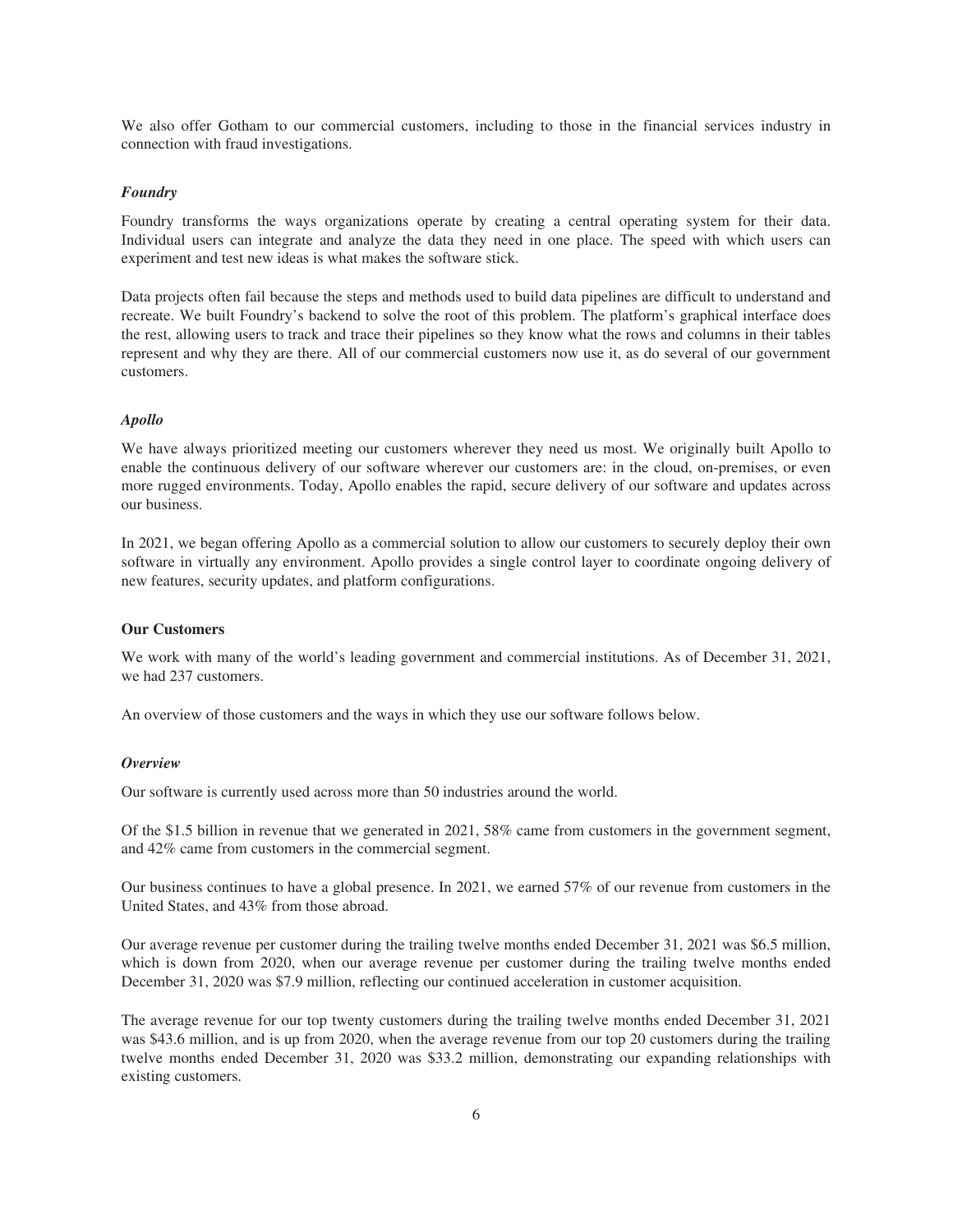We also offer Gotham to our commercial customers, including to those in the financial services industry in connection with fraud investigations.

### *Foundry*

Foundry transforms the ways organizations operate by creating a central operating system for their data. Individual users can integrate and analyze the data they need in one place. The speed with which users can experiment and test new ideas is what makes the software stick.

Data projects often fail because the steps and methods used to build data pipelines are difficult to understand and recreate. We built Foundry's backend to solve the root of this problem. The platform's graphical interface does the rest, allowing users to track and trace their pipelines so they know what the rows and columns in their tables represent and why they are there. All of our commercial customers now use it, as do several of our government customers.

### *Apollo*

We have always prioritized meeting our customers wherever they need us most. We originally built Apollo to enable the continuous delivery of our software wherever our customers are: in the cloud, on-premises, or even more rugged environments. Today, Apollo enables the rapid, secure delivery of our software and updates across our business.

In 2021, we began offering Apollo as a commercial solution to allow our customers to securely deploy their own software in virtually any environment. Apollo provides a single control layer to coordinate ongoing delivery of new features, security updates, and platform configurations.

## Our Customers

We work with many of the world's leading government and commercial institutions. As of December 31, 2021, we had 237 customers.

An overview of those customers and the ways in which they use our software follows below.

### *Overview*

Our software is currently used across more than 50 industries around the world.

Of the $1.5 billion in revenue that we generated in 2021, 58% came from customers in the government segment, and 42% came from customers in the commercial segment.

Our business continues to have a global presence. In 2021, we earned 57% of our revenue from customers in the United States, and 43% from those abroad.

Our average revenue per customer during the trailing twelve months ended December 31, 2021 was $6.5 million, which is down from 2020, when our average revenue per customer during the trailing twelve months ended December 31, 2020 was $7.9 million, reflecting our continued acceleration in customer acquisition.

The average revenue for our top twenty customers during the trailing twelve months ended December 31, 2021 was $43.6 million, and is up from 2020, when the average revenue from our top 20 customers during the trailing twelve months ended December 31, 2020 was $33.2 million, demonstrating our expanding relationships with existing customers.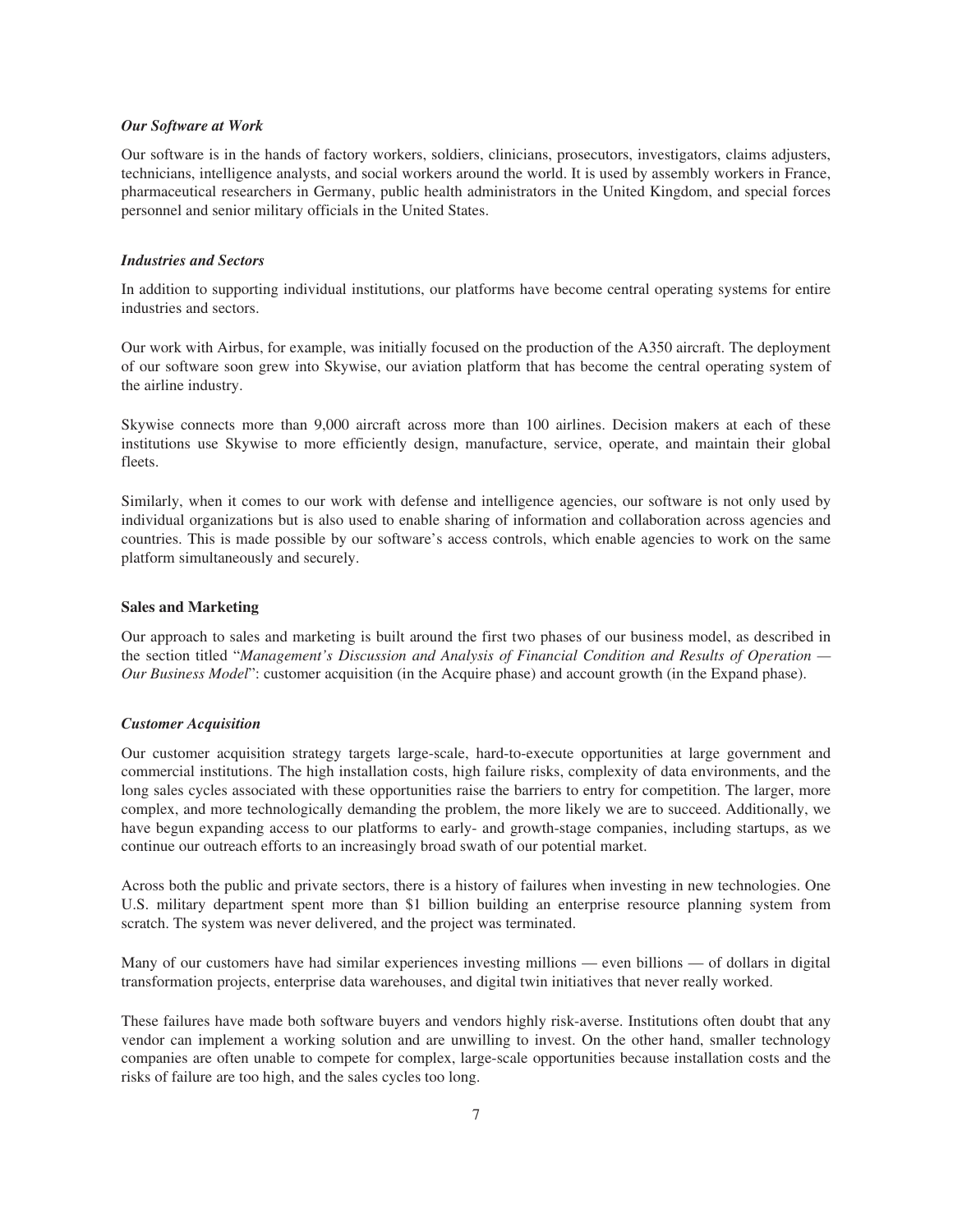### *Our Software at Work*

Our software is in the hands of factory workers, soldiers, clinicians, prosecutors, investigators, claims adjusters, technicians, intelligence analysts, and social workers around the world. It is used by assembly workers in France, pharmaceutical researchers in Germany, public health administrators in the United Kingdom, and special forces personnel and senior military officials in the United States.

### *Industries and Sectors*

In addition to supporting individual institutions, our platforms have become central operating systems for entire industries and sectors.

Our work with Airbus, for example, was initially focused on the production of the A350 aircraft. The deployment of our software soon grew into Skywise, our aviation platform that has become the central operating system of the airline industry.

Skywise connects more than 9,000 aircraft across more than 100 airlines. Decision makers at each of these institutions use Skywise to more efficiently design, manufacture, service, operate, and maintain their global fleets.

Similarly, when it comes to our work with defense and intelligence agencies, our software is not only used by individual organizations but is also used to enable sharing of information and collaboration across agencies and countries. This is made possible by our software's access controls, which enable agencies to work on the same platform simultaneously and securely.

## Sales and Marketing

Our approach to sales and marketing is built around the first two phases of our business model, as described in the section titled "*Management's Discussion and Analysis of Financial Condition and Results of Operation — Our Business Model*": customer acquisition (in the Acquire phase) and account growth (in the Expand phase).

### *Customer Acquisition*

Our customer acquisition strategy targets large-scale, hard-to-execute opportunities at large government and commercial institutions. The high installation costs, high failure risks, complexity of data environments, and the long sales cycles associated with these opportunities raise the barriers to entry for competition. The larger, more complex, and more technologically demanding the problem, the more likely we are to succeed. Additionally, we have begun expanding access to our platforms to early- and growth-stage companies, including startups, as we continue our outreach efforts to an increasingly broad swath of our potential market.

Across both the public and private sectors, there is a history of failures when investing in new technologies. One U.S. military department spent more than $1 billion building an enterprise resource planning system from scratch. The system was never delivered, and the project was terminated.

Many of our customers have had similar experiences investing millions — even billions — of dollars in digital transformation projects, enterprise data warehouses, and digital twin initiatives that never really worked.

These failures have made both software buyers and vendors highly risk-averse. Institutions often doubt that any vendor can implement a working solution and are unwilling to invest. On the other hand, smaller technology companies are often unable to compete for complex, large-scale opportunities because installation costs and the risks of failure are too high, and the sales cycles too long.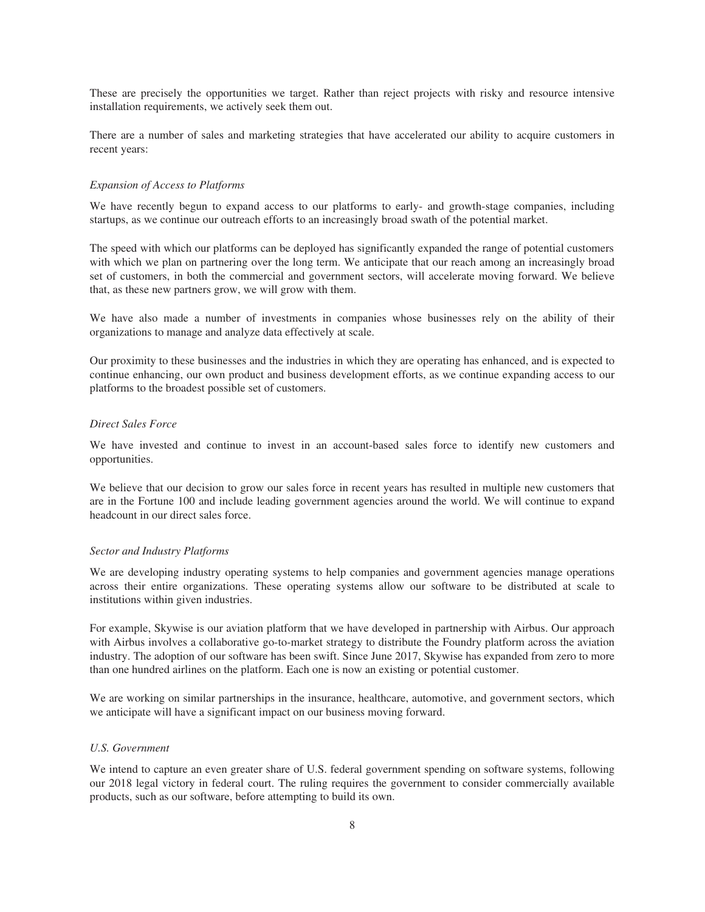These are precisely the opportunities we target. Rather than reject projects with risky and resource intensive installation requirements, we actively seek them out.

There are a number of sales and marketing strategies that have accelerated our ability to acquire customers in recent years:

*Expansion of Access to Platforms*

We have recently begun to expand access to our platforms to early- and growth-stage companies, including startups, as we continue our outreach efforts to an increasingly broad swath of the potential market.

The speed with which our platforms can be deployed has significantly expanded the range of potential customers with which we plan on partnering over the long term. We anticipate that our reach among an increasingly broad set of customers, in both the commercial and government sectors, will accelerate moving forward. We believe that, as these new partners grow, we will grow with them.

We have also made a number of investments in companies whose businesses rely on the ability of their organizations to manage and analyze data effectively at scale.

Our proximity to these businesses and the industries in which they are operating has enhanced, and is expected to continue enhancing, our own product and business development efforts, as we continue expanding access to our platforms to the broadest possible set of customers.

*Direct Sales Force*

We have invested and continue to invest in an account-based sales force to identify new customers and opportunities.

We believe that our decision to grow our sales force in recent years has resulted in multiple new customers that are in the Fortune 100 and include leading government agencies around the world. We will continue to expand headcount in our direct sales force.

*Sector and Industry Platforms*

We are developing industry operating systems to help companies and government agencies manage operations across their entire organizations. These operating systems allow our software to be distributed at scale to institutions within given industries.

For example, Skywise is our aviation platform that we have developed in partnership with Airbus. Our approach with Airbus involves a collaborative go-to-market strategy to distribute the Foundry platform across the aviation industry. The adoption of our software has been swift. Since June 2017, Skywise has expanded from zero to more than one hundred airlines on the platform. Each one is now an existing or potential customer.

We are working on similar partnerships in the insurance, healthcare, automotive, and government sectors, which we anticipate will have a significant impact on our business moving forward.

*U.S. Government*

We intend to capture an even greater share of U.S. federal government spending on software systems, following our 2018 legal victory in federal court. The ruling requires the government to consider commercially available products, such as our software, before attempting to build its own.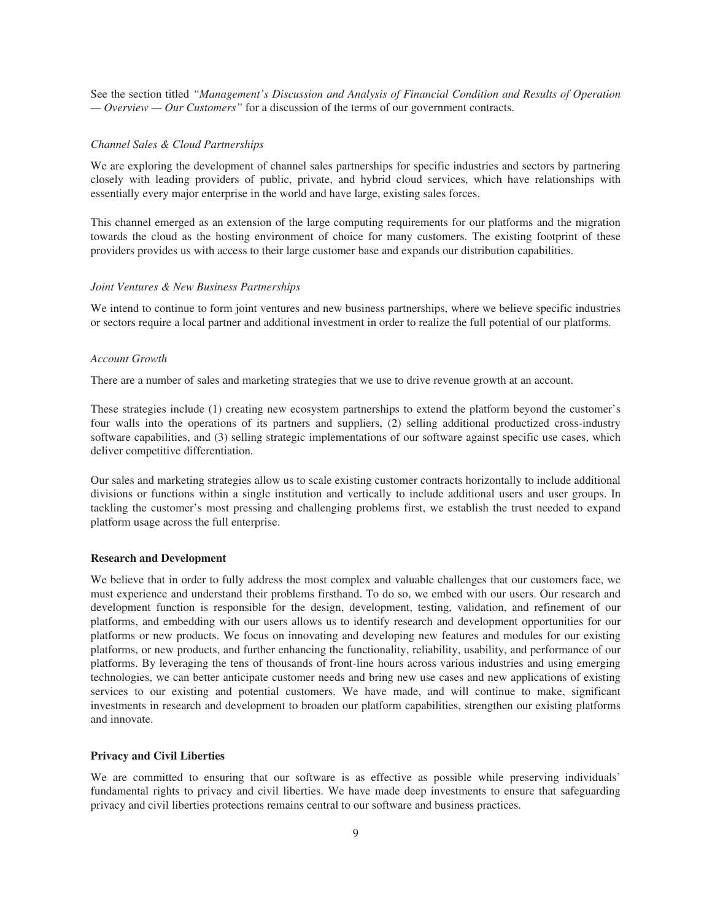See the section titled *"Management's Discussion and Analysis of Financial Condition and Results of Operation — Overview — Our Customers"* for a discussion of the terms of our government contracts.

*Channel Sales & Cloud Partnerships*

We are exploring the development of channel sales partnerships for specific industries and sectors by partnering closely with leading providers of public, private, and hybrid cloud services, which have relationships with essentially every major enterprise in the world and have large, existing sales forces.

This channel emerged as an extension of the large computing requirements for our platforms and the migration towards the cloud as the hosting environment of choice for many customers. The existing footprint of these providers provides us with access to their large customer base and expands our distribution capabilities.

*Joint Ventures & New Business Partnerships*

We intend to continue to form joint ventures and new business partnerships, where we believe specific industries or sectors require a local partner and additional investment in order to realize the full potential of our platforms.

*Account Growth*

There are a number of sales and marketing strategies that we use to drive revenue growth at an account.

These strategies include (1) creating new ecosystem partnerships to extend the platform beyond the customer's four walls into the operations of its partners and suppliers, (2) selling additional productized cross-industry software capabilities, and (3) selling strategic implementations of our software against specific use cases, which deliver competitive differentiation.

Our sales and marketing strategies allow us to scale existing customer contracts horizontally to include additional divisions or functions within a single institution and vertically to include additional users and user groups. In tackling the customer's most pressing and challenging problems first, we establish the trust needed to expand platform usage across the full enterprise.

**Research and Development**

We believe that in order to fully address the most complex and valuable challenges that our customers face, we must experience and understand their problems firsthand. To do so, we embed with our users. Our research and development function is responsible for the design, development, testing, validation, and refinement of our platforms, and embedding with our users allows us to identify research and development opportunities for our platforms or new products. We focus on innovating and developing new features and modules for our existing platforms, or new products, and further enhancing the functionality, reliability, usability, and performance of our platforms. By leveraging the tens of thousands of front-line hours across various industries and using emerging technologies, we can better anticipate customer needs and bring new use cases and new applications of existing services to our existing and potential customers. We have made, and will continue to make, significant investments in research and development to broaden our platform capabilities, strengthen our existing platforms and innovate.

**Privacy and Civil Liberties**

We are committed to ensuring that our software is as effective as possible while preserving individuals' fundamental rights to privacy and civil liberties. We have made deep investments to ensure that safeguarding privacy and civil liberties protections remains central to our software and business practices.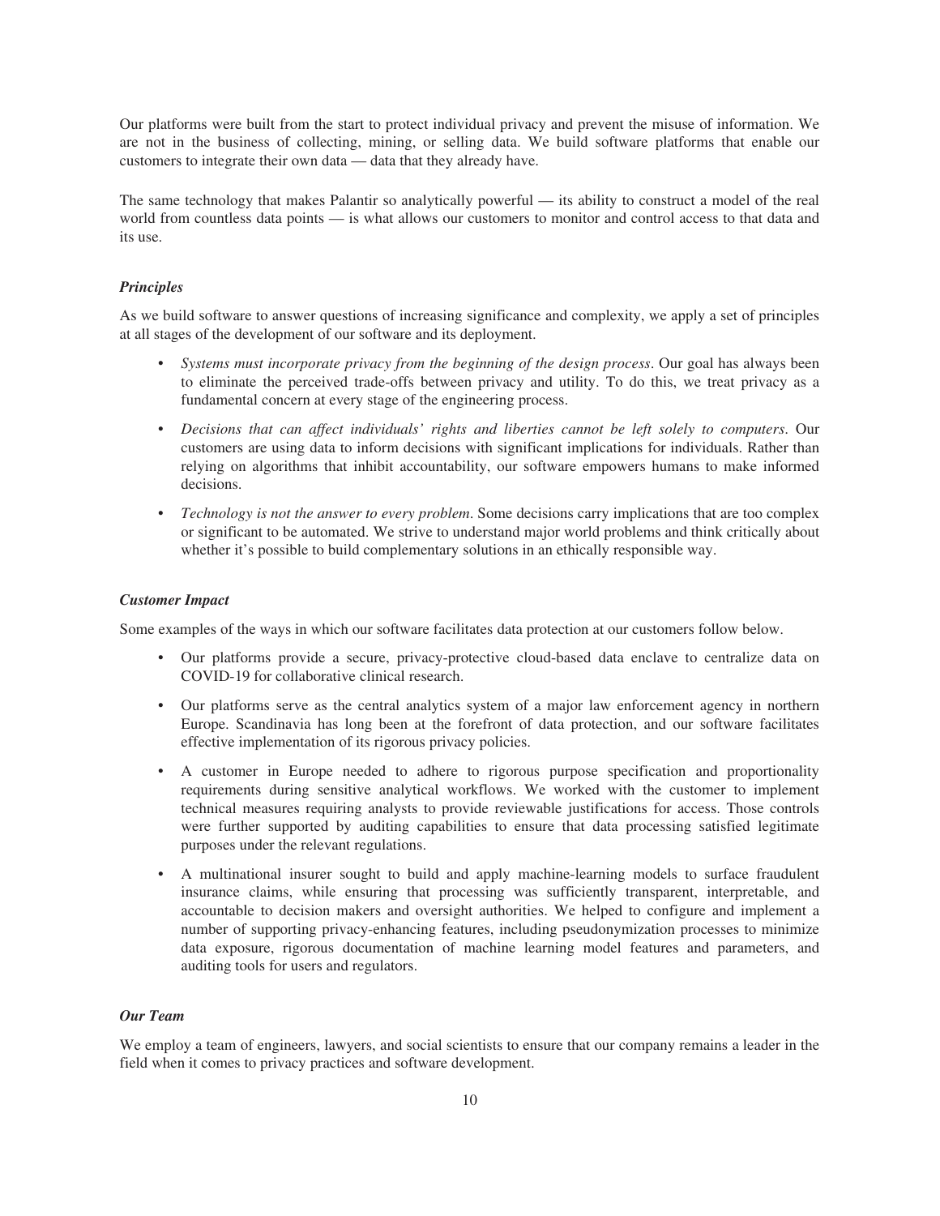Our platforms were built from the start to protect individual privacy and prevent the misuse of information. We are not in the business of collecting, mining, or selling data. We build software platforms that enable our customers to integrate their own data — data that they already have.

The same technology that makes Palantir so analytically powerful — its ability to construct a model of the real world from countless data points — is what allows our customers to monitor and control access to that data and its use.

### *Principles*

As we build software to answer questions of increasing significance and complexity, we apply a set of principles at all stages of the development of our software and its deployment.

- *Systems must incorporate privacy from the beginning of the design process*. Our goal has always been to eliminate the perceived trade-offs between privacy and utility. To do this, we treat privacy as a fundamental concern at every stage of the engineering process.
- *Decisions that can affect individuals' rights and liberties cannot be left solely to computers*. Our customers are using data to inform decisions with significant implications for individuals. Rather than relying on algorithms that inhibit accountability, our software empowers humans to make informed decisions.
- *Technology is not the answer to every problem*. Some decisions carry implications that are too complex or significant to be automated. We strive to understand major world problems and think critically about whether it's possible to build complementary solutions in an ethically responsible way.

### *Customer Impact*

Some examples of the ways in which our software facilitates data protection at our customers follow below.

- Our platforms provide a secure, privacy-protective cloud-based data enclave to centralize data on COVID-19 for collaborative clinical research.
- Our platforms serve as the central analytics system of a major law enforcement agency in northern Europe. Scandinavia has long been at the forefront of data protection, and our software facilitates effective implementation of its rigorous privacy policies.
- A customer in Europe needed to adhere to rigorous purpose specification and proportionality requirements during sensitive analytical workflows. We worked with the customer to implement technical measures requiring analysts to provide reviewable justifications for access. Those controls were further supported by auditing capabilities to ensure that data processing satisfied legitimate purposes under the relevant regulations.
- A multinational insurer sought to build and apply machine-learning models to surface fraudulent insurance claims, while ensuring that processing was sufficiently transparent, interpretable, and accountable to decision makers and oversight authorities. We helped to configure and implement a number of supporting privacy-enhancing features, including pseudonymization processes to minimize data exposure, rigorous documentation of machine learning model features and parameters, and auditing tools for users and regulators.

### *Our Team*

We employ a team of engineers, lawyers, and social scientists to ensure that our company remains a leader in the field when it comes to privacy practices and software development.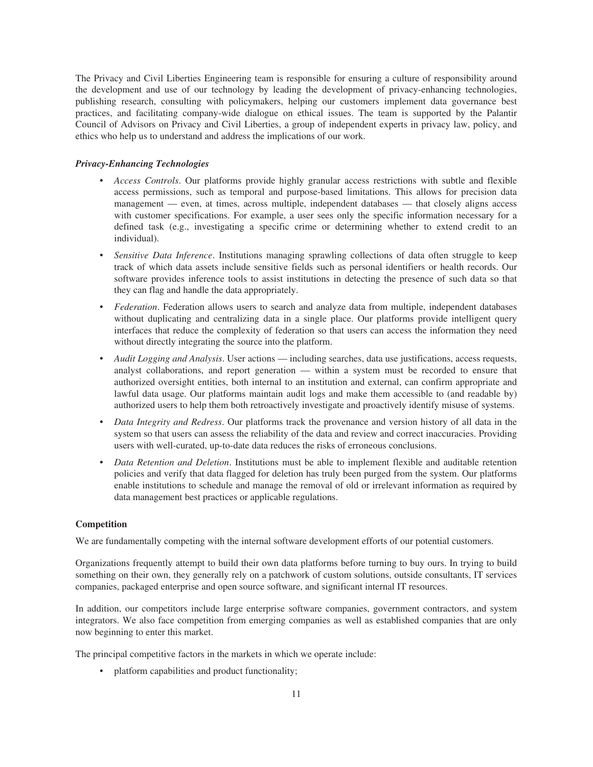The Privacy and Civil Liberties Engineering team is responsible for ensuring a culture of responsibility around the development and use of our technology by leading the development of privacy-enhancing technologies, publishing research, consulting with policymakers, helping our customers implement data governance best practices, and facilitating company-wide dialogue on ethical issues. The team is supported by the Palantir Council of Advisors on Privacy and Civil Liberties, a group of independent experts in privacy law, policy, and ethics who help us to understand and address the implications of our work.

***Privacy-Enhancing Technologies***

- *Access Controls*. Our platforms provide highly granular access restrictions with subtle and flexible access permissions, such as temporal and purpose-based limitations. This allows for precision data management — even, at times, across multiple, independent databases — that closely aligns access with customer specifications. For example, a user sees only the specific information necessary for a defined task (e.g., investigating a specific crime or determining whether to extend credit to an individual).
- *Sensitive Data Inference*. Institutions managing sprawling collections of data often struggle to keep track of which data assets include sensitive fields such as personal identifiers or health records. Our software provides inference tools to assist institutions in detecting the presence of such data so that they can flag and handle the data appropriately.
- *Federation*. Federation allows users to search and analyze data from multiple, independent databases without duplicating and centralizing data in a single place. Our platforms provide intelligent query interfaces that reduce the complexity of federation so that users can access the information they need without directly integrating the source into the platform.
- *Audit Logging and Analysis*. User actions — including searches, data use justifications, access requests, analyst collaborations, and report generation — within a system must be recorded to ensure that authorized oversight entities, both internal to an institution and external, can confirm appropriate and lawful data usage. Our platforms maintain audit logs and make them accessible to (and readable by) authorized users to help them both retroactively investigate and proactively identify misuse of systems.
- *Data Integrity and Redress*. Our platforms track the provenance and version history of all data in the system so that users can assess the reliability of the data and review and correct inaccuracies. Providing users with well-curated, up-to-date data reduces the risks of erroneous conclusions.
- *Data Retention and Deletion*. Institutions must be able to implement flexible and auditable retention policies and verify that data flagged for deletion has truly been purged from the system. Our platforms enable institutions to schedule and manage the removal of old or irrelevant information as required by data management best practices or applicable regulations.

**Competition**

We are fundamentally competing with the internal software development efforts of our potential customers.

Organizations frequently attempt to build their own data platforms before turning to buy ours. In trying to build something on their own, they generally rely on a patchwork of custom solutions, outside consultants, IT services companies, packaged enterprise and open source software, and significant internal IT resources.

In addition, our competitors include large enterprise software companies, government contractors, and system integrators. We also face competition from emerging companies as well as established companies that are only now beginning to enter this market.

The principal competitive factors in the markets in which we operate include:

- platform capabilities and product functionality;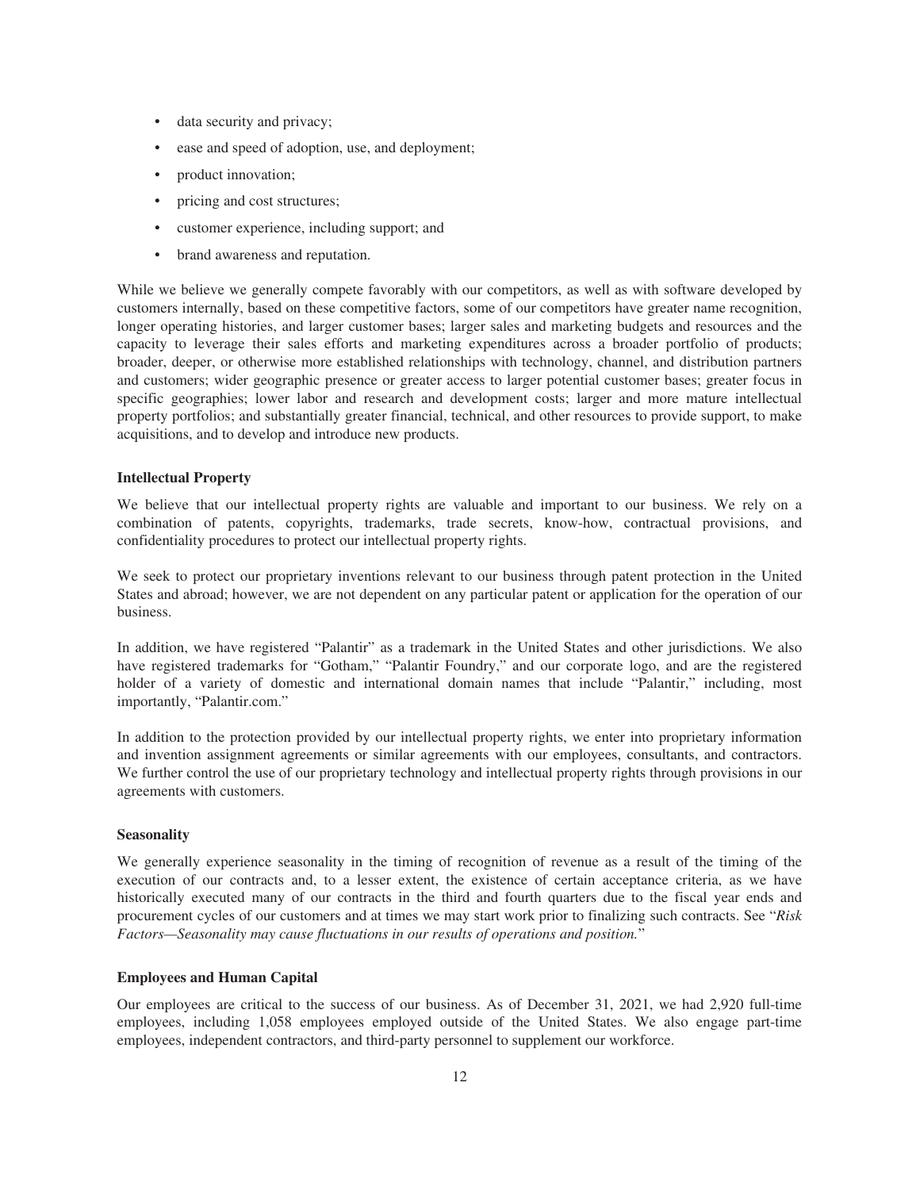- data security and privacy;
- ease and speed of adoption, use, and deployment;
- product innovation;
- pricing and cost structures;
- customer experience, including support; and
- brand awareness and reputation.

While we believe we generally compete favorably with our competitors, as well as with software developed by customers internally, based on these competitive factors, some of our competitors have greater name recognition, longer operating histories, and larger customer bases; larger sales and marketing budgets and resources and the capacity to leverage their sales efforts and marketing expenditures across a broader portfolio of products; broader, deeper, or otherwise more established relationships with technology, channel, and distribution partners and customers; wider geographic presence or greater access to larger potential customer bases; greater focus in specific geographies; lower labor and research and development costs; larger and more mature intellectual property portfolios; and substantially greater financial, technical, and other resources to provide support, to make acquisitions, and to develop and introduce new products.

### Intellectual Property

We believe that our intellectual property rights are valuable and important to our business. We rely on a combination of patents, copyrights, trademarks, trade secrets, know-how, contractual provisions, and confidentiality procedures to protect our intellectual property rights.

We seek to protect our proprietary inventions relevant to our business through patent protection in the United States and abroad; however, we are not dependent on any particular patent or application for the operation of our business.

In addition, we have registered "Palantir" as a trademark in the United States and other jurisdictions. We also have registered trademarks for "Gotham," "Palantir Foundry," and our corporate logo, and are the registered holder of a variety of domestic and international domain names that include "Palantir," including, most importantly, "Palantir.com."

In addition to the protection provided by our intellectual property rights, we enter into proprietary information and invention assignment agreements or similar agreements with our employees, consultants, and contractors. We further control the use of our proprietary technology and intellectual property rights through provisions in our agreements with customers.

### Seasonality

We generally experience seasonality in the timing of recognition of revenue as a result of the timing of the execution of our contracts and, to a lesser extent, the existence of certain acceptance criteria, as we have historically executed many of our contracts in the third and fourth quarters due to the fiscal year ends and procurement cycles of our customers and at times we may start work prior to finalizing such contracts. See "*Risk Factors—Seasonality may cause fluctuations in our results of operations and position.*"

### Employees and Human Capital

Our employees are critical to the success of our business. As of December 31, 2021, we had 2,920 full-time employees, including 1,058 employees employed outside of the United States. We also engage part-time employees, independent contractors, and third-party personnel to supplement our workforce.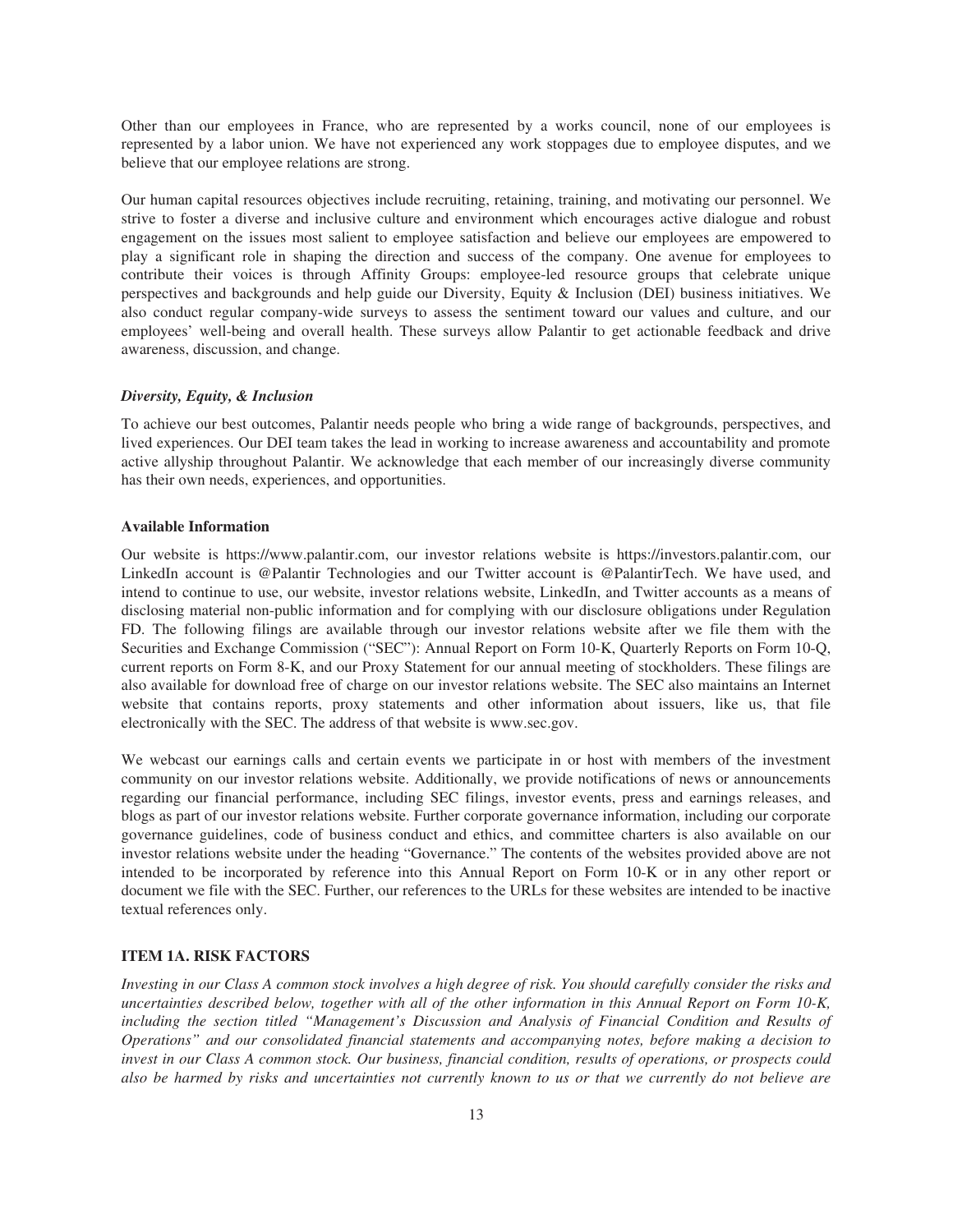Other than our employees in France, who are represented by a works council, none of our employees is represented by a labor union. We have not experienced any work stoppages due to employee disputes, and we believe that our employee relations are strong.

Our human capital resources objectives include recruiting, retaining, training, and motivating our personnel. We strive to foster a diverse and inclusive culture and environment which encourages active dialogue and robust engagement on the issues most salient to employee satisfaction and believe our employees are empowered to play a significant role in shaping the direction and success of the company. One avenue for employees to contribute their voices is through Affinity Groups: employee-led resource groups that celebrate unique perspectives and backgrounds and help guide our Diversity, Equity & Inclusion (DEI) business initiatives. We also conduct regular company-wide surveys to assess the sentiment toward our values and culture, and our employees' well-being and overall health. These surveys allow Palantir to get actionable feedback and drive awareness, discussion, and change.

***Diversity, Equity, & Inclusion***

To achieve our best outcomes, Palantir needs people who bring a wide range of backgrounds, perspectives, and lived experiences. Our DEI team takes the lead in working to increase awareness and accountability and promote active allyship throughout Palantir. We acknowledge that each member of our increasingly diverse community has their own needs, experiences, and opportunities.

### Available Information

Our website is https://www.palantir.com, our investor relations website is https://investors.palantir.com, our LinkedIn account is @Palantir Technologies and our Twitter account is @PalantirTech. We have used, and intend to continue to use, our website, investor relations website, LinkedIn, and Twitter accounts as a means of disclosing material non-public information and for complying with our disclosure obligations under Regulation FD. The following filings are available through our investor relations website after we file them with the Securities and Exchange Commission ("SEC"): Annual Report on Form 10-K, Quarterly Reports on Form 10-Q, current reports on Form 8-K, and our Proxy Statement for our annual meeting of stockholders. These filings are also available for download free of charge on our investor relations website. The SEC also maintains an Internet website that contains reports, proxy statements and other information about issuers, like us, that file electronically with the SEC. The address of that website is www.sec.gov.

We webcast our earnings calls and certain events we participate in or host with members of the investment community on our investor relations website. Additionally, we provide notifications of news or announcements regarding our financial performance, including SEC filings, investor events, press and earnings releases, and blogs as part of our investor relations website. Further corporate governance information, including our corporate governance guidelines, code of business conduct and ethics, and committee charters is also available on our investor relations website under the heading "Governance." The contents of the websites provided above are not intended to be incorporated by reference into this Annual Report on Form 10-K or in any other report or document we file with the SEC. Further, our references to the URLs for these websites are intended to be inactive textual references only.

## ITEM 1A. RISK FACTORS

*Investing in our Class A common stock involves a high degree of risk. You should carefully consider the risks and uncertainties described below, together with all of the other information in this Annual Report on Form 10-K, including the section titled "Management's Discussion and Analysis of Financial Condition and Results of Operations" and our consolidated financial statements and accompanying notes, before making a decision to invest in our Class A common stock. Our business, financial condition, results of operations, or prospects could also be harmed by risks and uncertainties not currently known to us or that we currently do not believe are*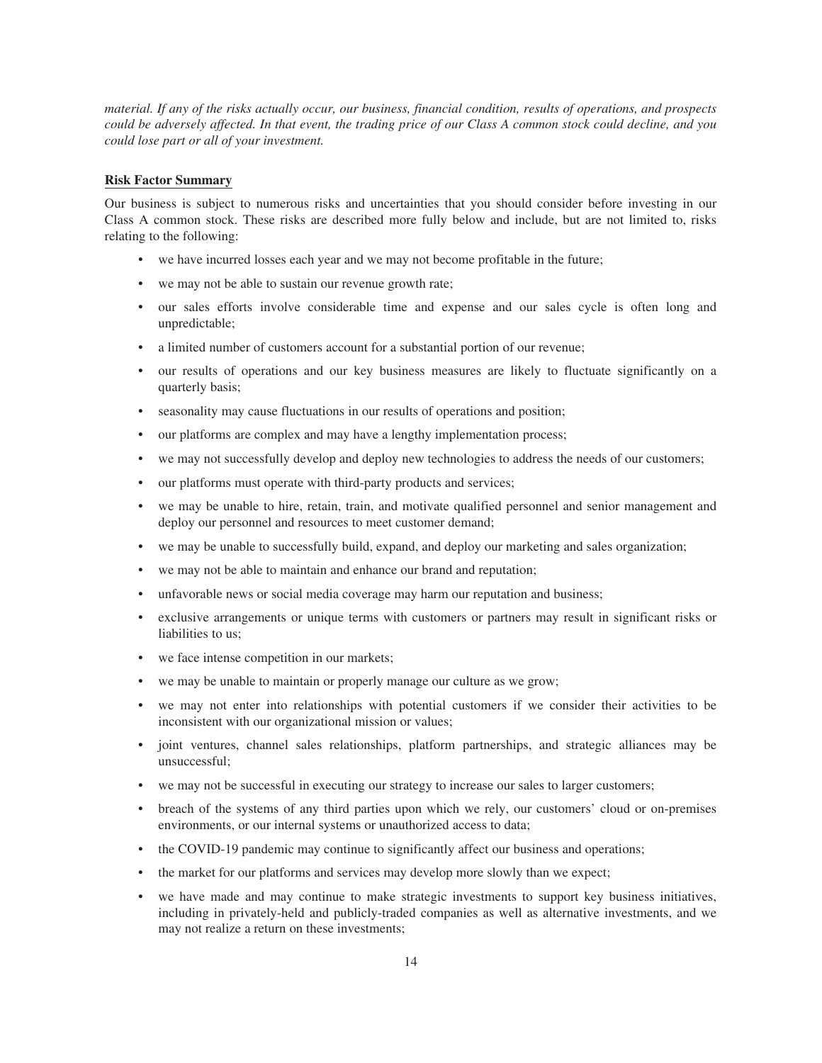*material. If any of the risks actually occur, our business, financial condition, results of operations, and prospects could be adversely affected. In that event, the trading price of our Class A common stock could decline, and you could lose part or all of your investment.*

**Risk Factor Summary**

Our business is subject to numerous risks and uncertainties that you should consider before investing in our Class A common stock. These risks are described more fully below and include, but are not limited to, risks relating to the following:

- we have incurred losses each year and we may not become profitable in the future;
- we may not be able to sustain our revenue growth rate;
- our sales efforts involve considerable time and expense and our sales cycle is often long and unpredictable;
- a limited number of customers account for a substantial portion of our revenue;
- our results of operations and our key business measures are likely to fluctuate significantly on a quarterly basis;
- seasonality may cause fluctuations in our results of operations and position;
- our platforms are complex and may have a lengthy implementation process;
- we may not successfully develop and deploy new technologies to address the needs of our customers;
- our platforms must operate with third-party products and services;
- we may be unable to hire, retain, train, and motivate qualified personnel and senior management and deploy our personnel and resources to meet customer demand;
- we may be unable to successfully build, expand, and deploy our marketing and sales organization;
- we may not be able to maintain and enhance our brand and reputation;
- unfavorable news or social media coverage may harm our reputation and business;
- exclusive arrangements or unique terms with customers or partners may result in significant risks or liabilities to us;
- we face intense competition in our markets;
- we may be unable to maintain or properly manage our culture as we grow;
- we may not enter into relationships with potential customers if we consider their activities to be inconsistent with our organizational mission or values;
- joint ventures, channel sales relationships, platform partnerships, and strategic alliances may be unsuccessful;
- we may not be successful in executing our strategy to increase our sales to larger customers;
- breach of the systems of any third parties upon which we rely, our customers' cloud or on-premises environments, or our internal systems or unauthorized access to data;
- the COVID-19 pandemic may continue to significantly affect our business and operations;
- the market for our platforms and services may develop more slowly than we expect;
- we have made and may continue to make strategic investments to support key business initiatives, including in privately-held and publicly-traded companies as well as alternative investments, and we may not realize a return on these investments;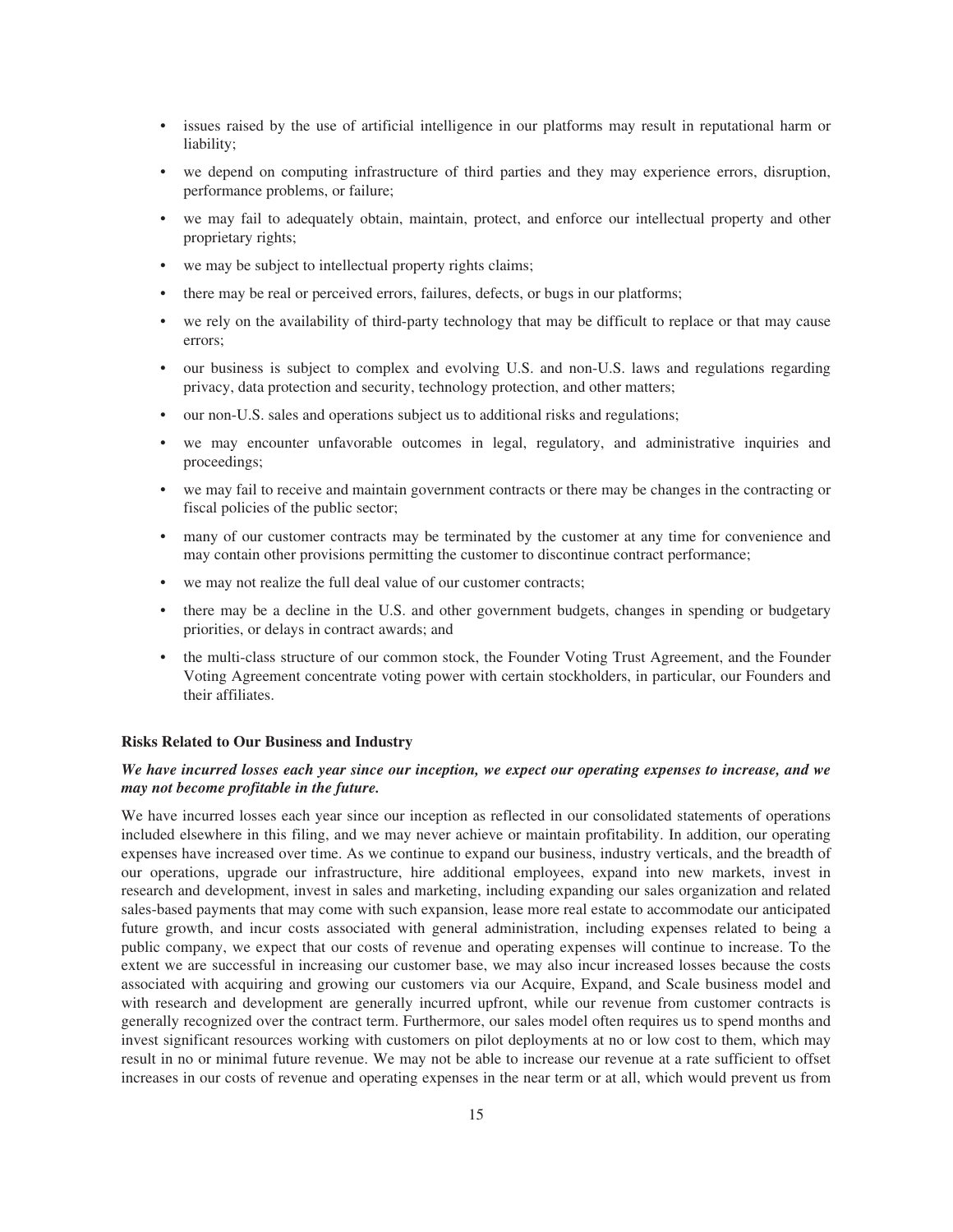- issues raised by the use of artificial intelligence in our platforms may result in reputational harm or liability;
- we depend on computing infrastructure of third parties and they may experience errors, disruption, performance problems, or failure;
- we may fail to adequately obtain, maintain, protect, and enforce our intellectual property and other proprietary rights;
- we may be subject to intellectual property rights claims;
- there may be real or perceived errors, failures, defects, or bugs in our platforms;
- we rely on the availability of third-party technology that may be difficult to replace or that may cause errors;
- our business is subject to complex and evolving U.S. and non-U.S. laws and regulations regarding privacy, data protection and security, technology protection, and other matters;
- our non-U.S. sales and operations subject us to additional risks and regulations;
- we may encounter unfavorable outcomes in legal, regulatory, and administrative inquiries and proceedings;
- we may fail to receive and maintain government contracts or there may be changes in the contracting or fiscal policies of the public sector;
- many of our customer contracts may be terminated by the customer at any time for convenience and may contain other provisions permitting the customer to discontinue contract performance;
- we may not realize the full deal value of our customer contracts;
- there may be a decline in the U.S. and other government budgets, changes in spending or budgetary priorities, or delays in contract awards; and
- the multi-class structure of our common stock, the Founder Voting Trust Agreement, and the Founder Voting Agreement concentrate voting power with certain stockholders, in particular, our Founders and their affiliates.

**Risks Related to Our Business and Industry**

***We have incurred losses each year since our inception, we expect our operating expenses to increase, and we may not become profitable in the future.***

We have incurred losses each year since our inception as reflected in our consolidated statements of operations included elsewhere in this filing, and we may never achieve or maintain profitability. In addition, our operating expenses have increased over time. As we continue to expand our business, industry verticals, and the breadth of our operations, upgrade our infrastructure, hire additional employees, expand into new markets, invest in research and development, invest in sales and marketing, including expanding our sales organization and related sales-based payments that may come with such expansion, lease more real estate to accommodate our anticipated future growth, and incur costs associated with general administration, including expenses related to being a public company, we expect that our costs of revenue and operating expenses will continue to increase. To the extent we are successful in increasing our customer base, we may also incur increased losses because the costs associated with acquiring and growing our customers via our Acquire, Expand, and Scale business model and with research and development are generally incurred upfront, while our revenue from customer contracts is generally recognized over the contract term. Furthermore, our sales model often requires us to spend months and invest significant resources working with customers on pilot deployments at no or low cost to them, which may result in no or minimal future revenue. We may not be able to increase our revenue at a rate sufficient to offset increases in our costs of revenue and operating expenses in the near term or at all, which would prevent us from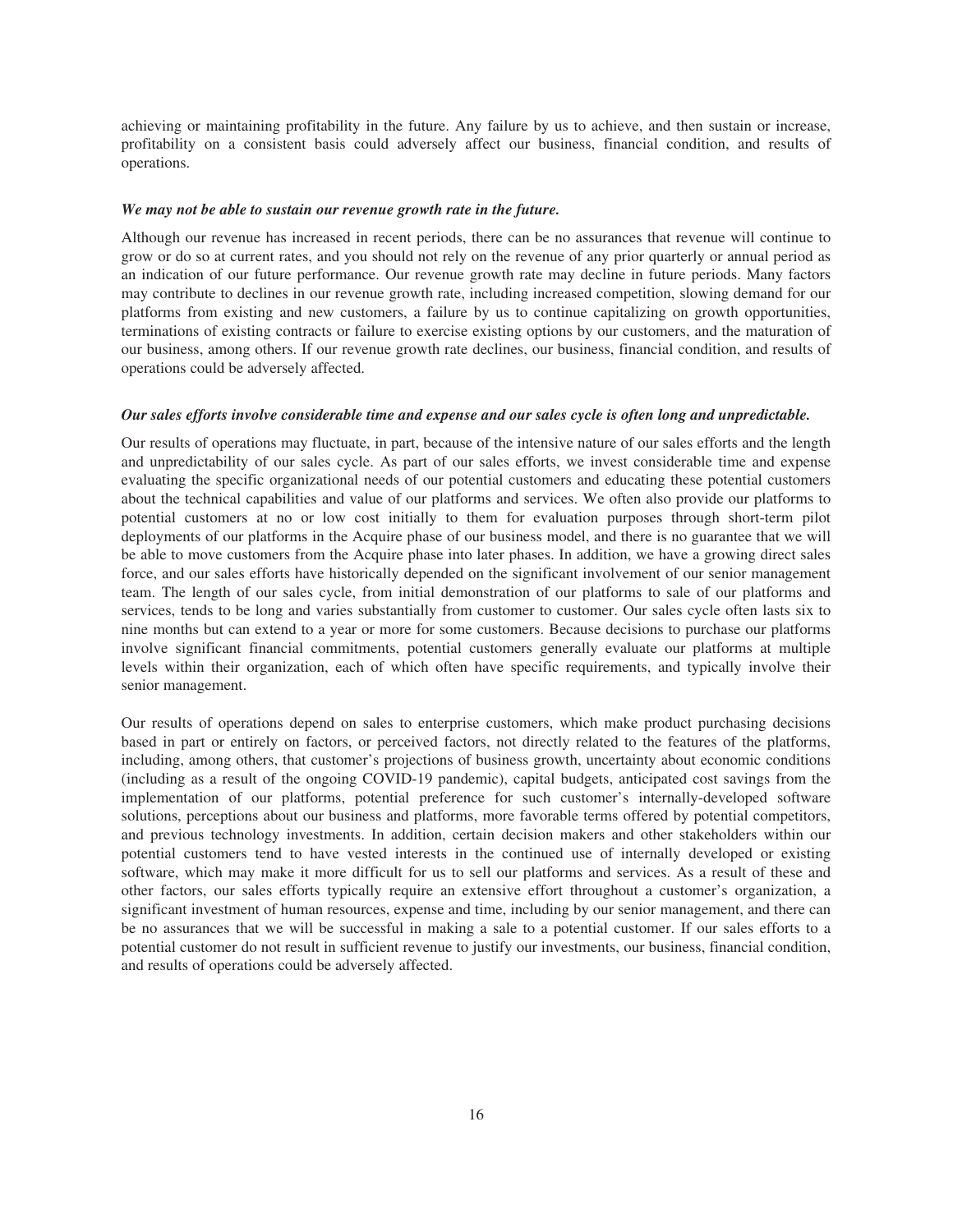achieving or maintaining profitability in the future. Any failure by us to achieve, and then sustain or increase, profitability on a consistent basis could adversely affect our business, financial condition, and results of operations.

***We may not be able to sustain our revenue growth rate in the future.***

Although our revenue has increased in recent periods, there can be no assurances that revenue will continue to grow or do so at current rates, and you should not rely on the revenue of any prior quarterly or annual period as an indication of our future performance. Our revenue growth rate may decline in future periods. Many factors may contribute to declines in our revenue growth rate, including increased competition, slowing demand for our platforms from existing and new customers, a failure by us to continue capitalizing on growth opportunities, terminations of existing contracts or failure to exercise existing options by our customers, and the maturation of our business, among others. If our revenue growth rate declines, our business, financial condition, and results of operations could be adversely affected.

***Our sales efforts involve considerable time and expense and our sales cycle is often long and unpredictable.***

Our results of operations may fluctuate, in part, because of the intensive nature of our sales efforts and the length and unpredictability of our sales cycle. As part of our sales efforts, we invest considerable time and expense evaluating the specific organizational needs of our potential customers and educating these potential customers about the technical capabilities and value of our platforms and services. We often also provide our platforms to potential customers at no or low cost initially to them for evaluation purposes through short-term pilot deployments of our platforms in the Acquire phase of our business model, and there is no guarantee that we will be able to move customers from the Acquire phase into later phases. In addition, we have a growing direct sales force, and our sales efforts have historically depended on the significant involvement of our senior management team. The length of our sales cycle, from initial demonstration of our platforms to sale of our platforms and services, tends to be long and varies substantially from customer to customer. Our sales cycle often lasts six to nine months but can extend to a year or more for some customers. Because decisions to purchase our platforms involve significant financial commitments, potential customers generally evaluate our platforms at multiple levels within their organization, each of which often have specific requirements, and typically involve their senior management.

Our results of operations depend on sales to enterprise customers, which make product purchasing decisions based in part or entirely on factors, or perceived factors, not directly related to the features of the platforms, including, among others, that customer's projections of business growth, uncertainty about economic conditions (including as a result of the ongoing COVID-19 pandemic), capital budgets, anticipated cost savings from the implementation of our platforms, potential preference for such customer's internally-developed software solutions, perceptions about our business and platforms, more favorable terms offered by potential competitors, and previous technology investments. In addition, certain decision makers and other stakeholders within our potential customers tend to have vested interests in the continued use of internally developed or existing software, which may make it more difficult for us to sell our platforms and services. As a result of these and other factors, our sales efforts typically require an extensive effort throughout a customer's organization, a significant investment of human resources, expense and time, including by our senior management, and there can be no assurances that we will be successful in making a sale to a potential customer. If our sales efforts to a potential customer do not result in sufficient revenue to justify our investments, our business, financial condition, and results of operations could be adversely affected.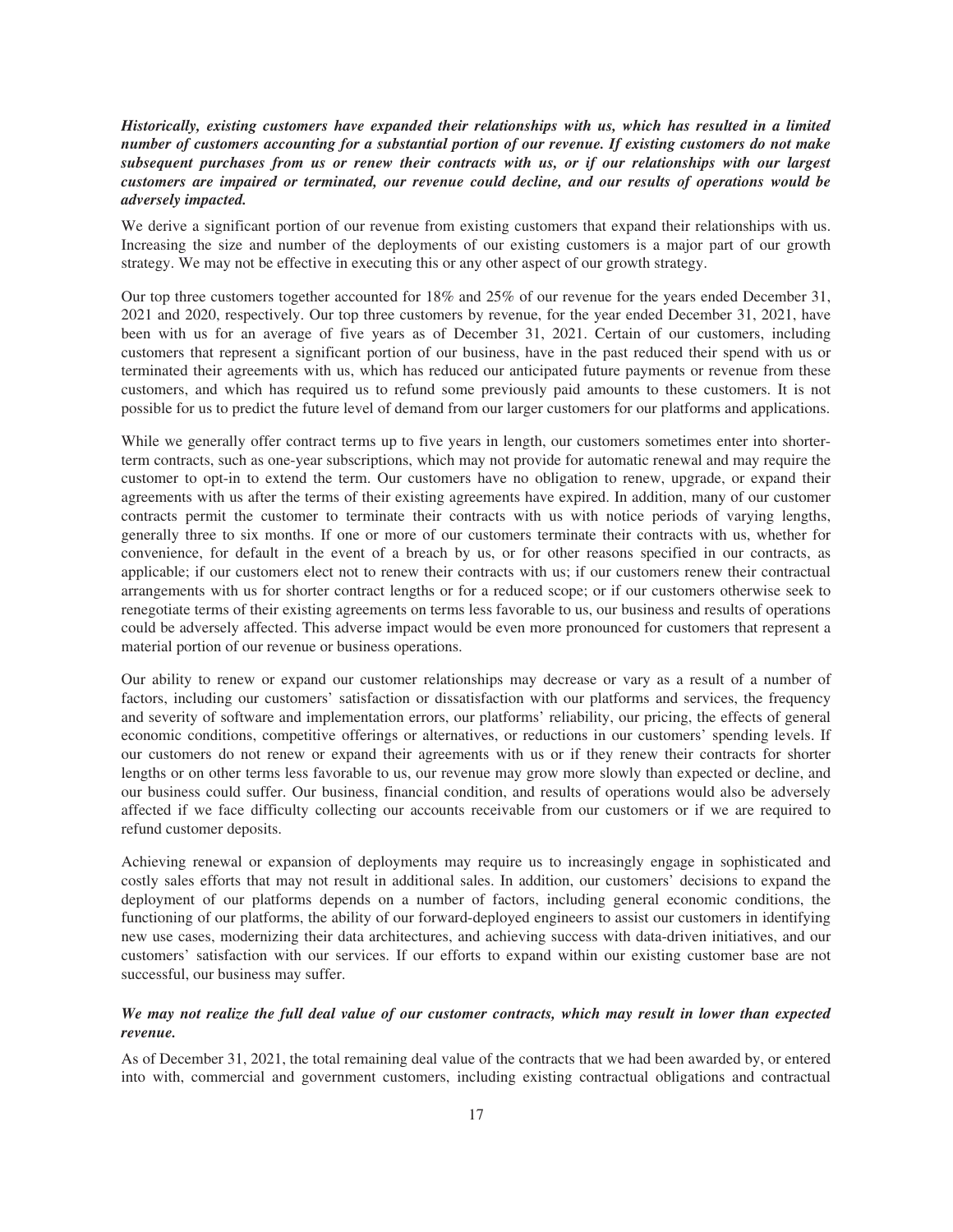***Historically, existing customers have expanded their relationships with us, which has resulted in a limited number of customers accounting for a substantial portion of our revenue. If existing customers do not make subsequent purchases from us or renew their contracts with us, or if our relationships with our largest customers are impaired or terminated, our revenue could decline, and our results of operations would be adversely impacted.***

We derive a significant portion of our revenue from existing customers that expand their relationships with us. Increasing the size and number of the deployments of our existing customers is a major part of our growth strategy. We may not be effective in executing this or any other aspect of our growth strategy.

Our top three customers together accounted for 18% and 25% of our revenue for the years ended December 31, 2021 and 2020, respectively. Our top three customers by revenue, for the year ended December 31, 2021, have been with us for an average of five years as of December 31, 2021. Certain of our customers, including customers that represent a significant portion of our business, have in the past reduced their spend with us or terminated their agreements with us, which has reduced our anticipated future payments or revenue from these customers, and which has required us to refund some previously paid amounts to these customers. It is not possible for us to predict the future level of demand from our larger customers for our platforms and applications.

While we generally offer contract terms up to five years in length, our customers sometimes enter into shorter-term contracts, such as one-year subscriptions, which may not provide for automatic renewal and may require the customer to opt-in to extend the term. Our customers have no obligation to renew, upgrade, or expand their agreements with us after the terms of their existing agreements have expired. In addition, many of our customer contracts permit the customer to terminate their contracts with us with notice periods of varying lengths, generally three to six months. If one or more of our customers terminate their contracts with us, whether for convenience, for default in the event of a breach by us, or for other reasons specified in our contracts, as applicable; if our customers elect not to renew their contracts with us; if our customers renew their contractual arrangements with us for shorter contract lengths or for a reduced scope; or if our customers otherwise seek to renegotiate terms of their existing agreements on terms less favorable to us, our business and results of operations could be adversely affected. This adverse impact would be even more pronounced for customers that represent a material portion of our revenue or business operations.

Our ability to renew or expand our customer relationships may decrease or vary as a result of a number of factors, including our customers' satisfaction or dissatisfaction with our platforms and services, the frequency and severity of software and implementation errors, our platforms' reliability, our pricing, the effects of general economic conditions, competitive offerings or alternatives, or reductions in our customers' spending levels. If our customers do not renew or expand their agreements with us or if they renew their contracts for shorter lengths or on other terms less favorable to us, our revenue may grow more slowly than expected or decline, and our business could suffer. Our business, financial condition, and results of operations would also be adversely affected if we face difficulty collecting our accounts receivable from our customers or if we are required to refund customer deposits.

Achieving renewal or expansion of deployments may require us to increasingly engage in sophisticated and costly sales efforts that may not result in additional sales. In addition, our customers' decisions to expand the deployment of our platforms depends on a number of factors, including general economic conditions, the functioning of our platforms, the ability of our forward-deployed engineers to assist our customers in identifying new use cases, modernizing their data architectures, and achieving success with data-driven initiatives, and our customers' satisfaction with our services. If our efforts to expand within our existing customer base are not successful, our business may suffer.

***We may not realize the full deal value of our customer contracts, which may result in lower than expected revenue.***

As of December 31, 2021, the total remaining deal value of the contracts that we had been awarded by, or entered into with, commercial and government customers, including existing contractual obligations and contractual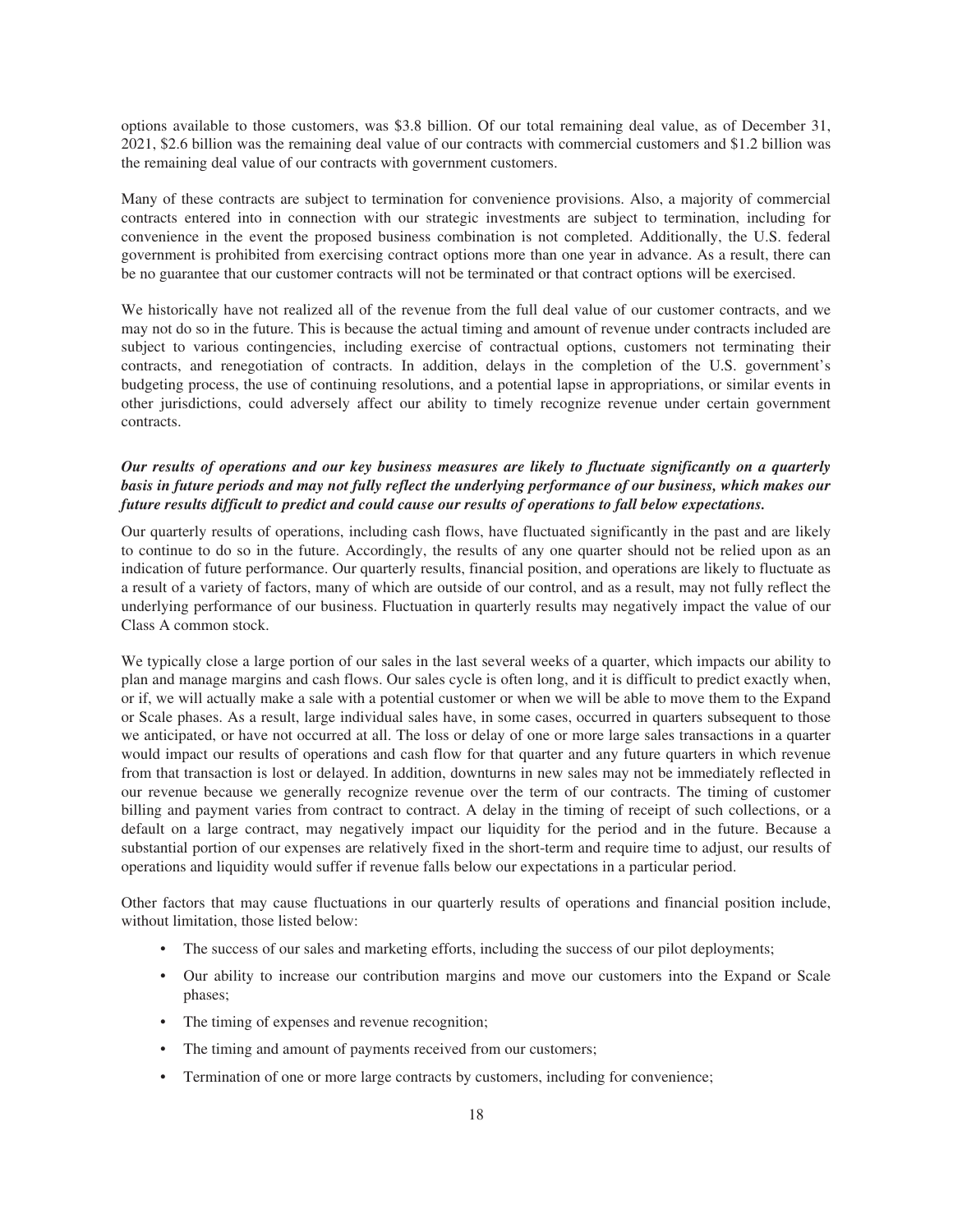options available to those customers, was \$3.8 billion. Of our total remaining deal value, as of December 31, 2021, \$2.6 billion was the remaining deal value of our contracts with commercial customers and \$1.2 billion was the remaining deal value of our contracts with government customers.

Many of these contracts are subject to termination for convenience provisions. Also, a majority of commercial contracts entered into in connection with our strategic investments are subject to termination, including for convenience in the event the proposed business combination is not completed. Additionally, the U.S. federal government is prohibited from exercising contract options more than one year in advance. As a result, there can be no guarantee that our customer contracts will not be terminated or that contract options will be exercised.

We historically have not realized all of the revenue from the full deal value of our customer contracts, and we may not do so in the future. This is because the actual timing and amount of revenue under contracts included are subject to various contingencies, including exercise of contractual options, customers not terminating their contracts, and renegotiation of contracts. In addition, delays in the completion of the U.S. government's budgeting process, the use of continuing resolutions, and a potential lapse in appropriations, or similar events in other jurisdictions, could adversely affect our ability to timely recognize revenue under certain government contracts.

***Our results of operations and our key business measures are likely to fluctuate significantly on a quarterly basis in future periods and may not fully reflect the underlying performance of our business, which makes our future results difficult to predict and could cause our results of operations to fall below expectations.***

Our quarterly results of operations, including cash flows, have fluctuated significantly in the past and are likely to continue to do so in the future. Accordingly, the results of any one quarter should not be relied upon as an indication of future performance. Our quarterly results, financial position, and operations are likely to fluctuate as a result of a variety of factors, many of which are outside of our control, and as a result, may not fully reflect the underlying performance of our business. Fluctuation in quarterly results may negatively impact the value of our Class A common stock.

We typically close a large portion of our sales in the last several weeks of a quarter, which impacts our ability to plan and manage margins and cash flows. Our sales cycle is often long, and it is difficult to predict exactly when, or if, we will actually make a sale with a potential customer or when we will be able to move them to the Expand or Scale phases. As a result, large individual sales have, in some cases, occurred in quarters subsequent to those we anticipated, or have not occurred at all. The loss or delay of one or more large sales transactions in a quarter would impact our results of operations and cash flow for that quarter and any future quarters in which revenue from that transaction is lost or delayed. In addition, downturns in new sales may not be immediately reflected in our revenue because we generally recognize revenue over the term of our contracts. The timing of customer billing and payment varies from contract to contract. A delay in the timing of receipt of such collections, or a default on a large contract, may negatively impact our liquidity for the period and in the future. Because a substantial portion of our expenses are relatively fixed in the short-term and require time to adjust, our results of operations and liquidity would suffer if revenue falls below our expectations in a particular period.

Other factors that may cause fluctuations in our quarterly results of operations and financial position include, without limitation, those listed below:

- The success of our sales and marketing efforts, including the success of our pilot deployments;
- Our ability to increase our contribution margins and move our customers into the Expand or Scale phases;
- The timing of expenses and revenue recognition;
- The timing and amount of payments received from our customers;
- Termination of one or more large contracts by customers, including for convenience;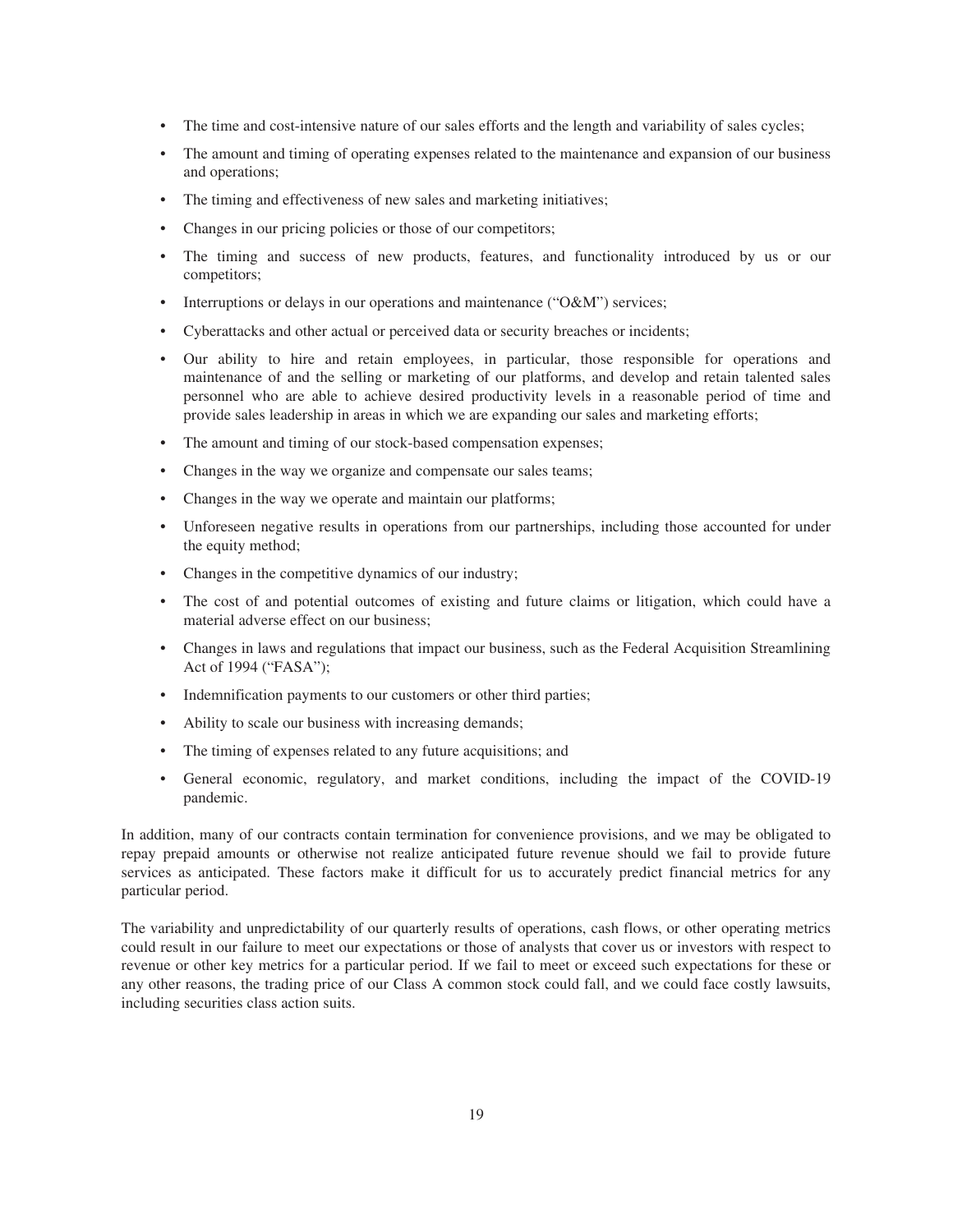- The time and cost-intensive nature of our sales efforts and the length and variability of sales cycles;
- The amount and timing of operating expenses related to the maintenance and expansion of our business and operations;
- The timing and effectiveness of new sales and marketing initiatives;
- Changes in our pricing policies or those of our competitors;
- The timing and success of new products, features, and functionality introduced by us or our competitors;
- Interruptions or delays in our operations and maintenance ("O&M") services;
- Cyberattacks and other actual or perceived data or security breaches or incidents;
- Our ability to hire and retain employees, in particular, those responsible for operations and maintenance of and the selling or marketing of our platforms, and develop and retain talented sales personnel who are able to achieve desired productivity levels in a reasonable period of time and provide sales leadership in areas in which we are expanding our sales and marketing efforts;
- The amount and timing of our stock-based compensation expenses;
- Changes in the way we organize and compensate our sales teams;
- Changes in the way we operate and maintain our platforms;
- Unforeseen negative results in operations from our partnerships, including those accounted for under the equity method;
- Changes in the competitive dynamics of our industry;
- The cost of and potential outcomes of existing and future claims or litigation, which could have a material adverse effect on our business;
- Changes in laws and regulations that impact our business, such as the Federal Acquisition Streamlining Act of 1994 ("FASA");
- Indemnification payments to our customers or other third parties;
- Ability to scale our business with increasing demands;
- The timing of expenses related to any future acquisitions; and
- General economic, regulatory, and market conditions, including the impact of the COVID-19 pandemic.

In addition, many of our contracts contain termination for convenience provisions, and we may be obligated to repay prepaid amounts or otherwise not realize anticipated future revenue should we fail to provide future services as anticipated. These factors make it difficult for us to accurately predict financial metrics for any particular period.

The variability and unpredictability of our quarterly results of operations, cash flows, or other operating metrics could result in our failure to meet our expectations or those of analysts that cover us or investors with respect to revenue or other key metrics for a particular period. If we fail to meet or exceed such expectations for these or any other reasons, the trading price of our Class A common stock could fall, and we could face costly lawsuits, including securities class action suits.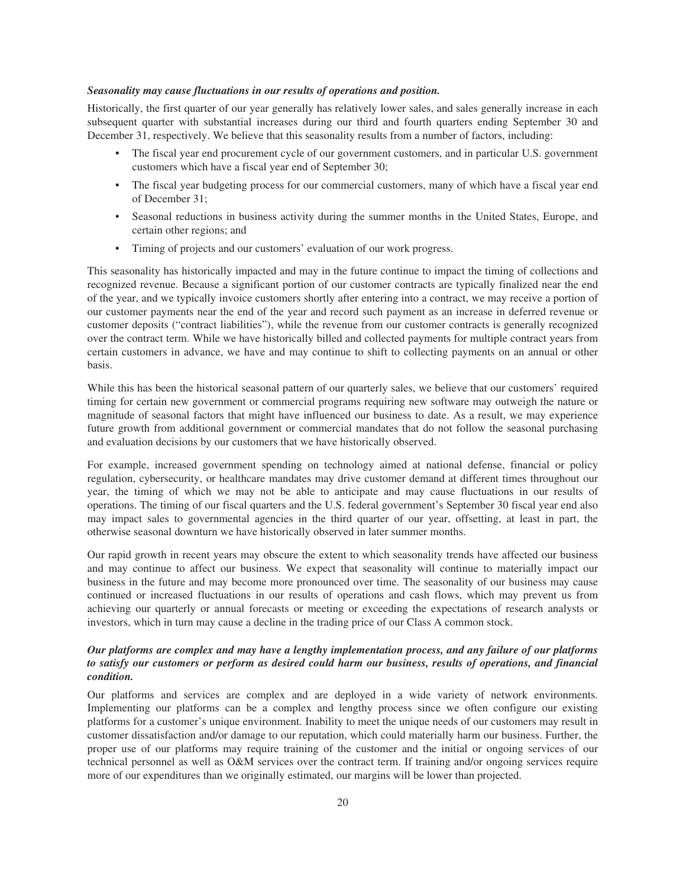***Seasonality may cause fluctuations in our results of operations and position.***

Historically, the first quarter of our year generally has relatively lower sales, and sales generally increase in each subsequent quarter with substantial increases during our third and fourth quarters ending September 30 and December 31, respectively. We believe that this seasonality results from a number of factors, including:

- The fiscal year end procurement cycle of our government customers, and in particular U.S. government customers which have a fiscal year end of September 30;
- The fiscal year budgeting process for our commercial customers, many of which have a fiscal year end of December 31;
- Seasonal reductions in business activity during the summer months in the United States, Europe, and certain other regions; and
- Timing of projects and our customers' evaluation of our work progress.

This seasonality has historically impacted and may in the future continue to impact the timing of collections and recognized revenue. Because a significant portion of our customer contracts are typically finalized near the end of the year, and we typically invoice customers shortly after entering into a contract, we may receive a portion of our customer payments near the end of the year and record such payment as an increase in deferred revenue or customer deposits ("contract liabilities"), while the revenue from our customer contracts is generally recognized over the contract term. While we have historically billed and collected payments for multiple contract years from certain customers in advance, we have and may continue to shift to collecting payments on an annual or other basis.

While this has been the historical seasonal pattern of our quarterly sales, we believe that our customers' required timing for certain new government or commercial programs requiring new software may outweigh the nature or magnitude of seasonal factors that might have influenced our business to date. As a result, we may experience future growth from additional government or commercial mandates that do not follow the seasonal purchasing and evaluation decisions by our customers that we have historically observed.

For example, increased government spending on technology aimed at national defense, financial or policy regulation, cybersecurity, or healthcare mandates may drive customer demand at different times throughout our year, the timing of which we may not be able to anticipate and may cause fluctuations in our results of operations. The timing of our fiscal quarters and the U.S. federal government's September 30 fiscal year end also may impact sales to governmental agencies in the third quarter of our year, offsetting, at least in part, the otherwise seasonal downturn we have historically observed in later summer months.

Our rapid growth in recent years may obscure the extent to which seasonality trends have affected our business and may continue to affect our business. We expect that seasonality will continue to materially impact our business in the future and may become more pronounced over time. The seasonality of our business may cause continued or increased fluctuations in our results of operations and cash flows, which may prevent us from achieving our quarterly or annual forecasts or meeting or exceeding the expectations of research analysts or investors, which in turn may cause a decline in the trading price of our Class A common stock.

***Our platforms are complex and may have a lengthy implementation process, and any failure of our platforms to satisfy our customers or perform as desired could harm our business, results of operations, and financial condition.***

Our platforms and services are complex and are deployed in a wide variety of network environments. Implementing our platforms can be a complex and lengthy process since we often configure our existing platforms for a customer's unique environment. Inability to meet the unique needs of our customers may result in customer dissatisfaction and/or damage to our reputation, which could materially harm our business. Further, the proper use of our platforms may require training of the customer and the initial or ongoing services of our technical personnel as well as O&M services over the contract term. If training and/or ongoing services require more of our expenditures than we originally estimated, our margins will be lower than projected.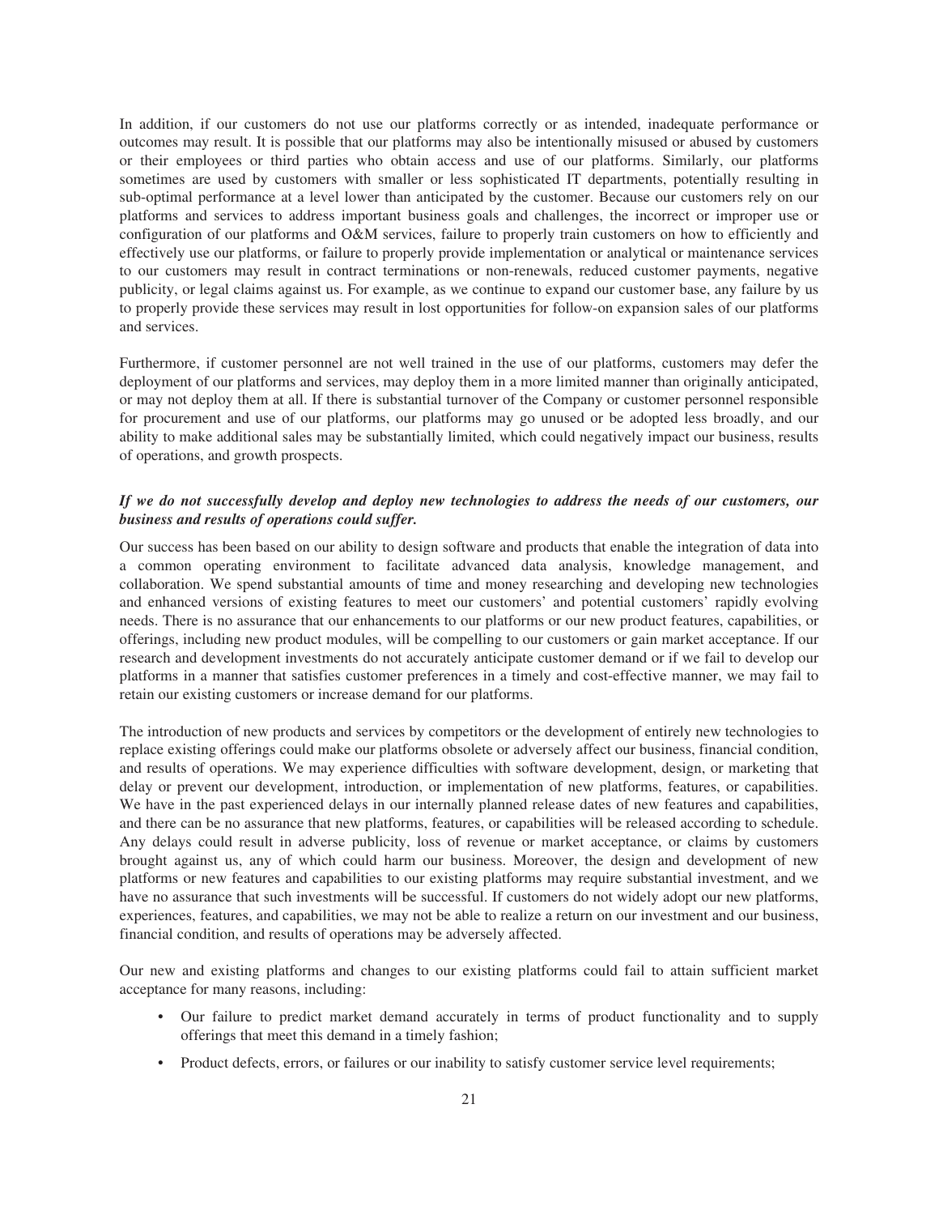In addition, if our customers do not use our platforms correctly or as intended, inadequate performance or outcomes may result. It is possible that our platforms may also be intentionally misused or abused by customers or their employees or third parties who obtain access and use of our platforms. Similarly, our platforms sometimes are used by customers with smaller or less sophisticated IT departments, potentially resulting in sub-optimal performance at a level lower than anticipated by the customer. Because our customers rely on our platforms and services to address important business goals and challenges, the incorrect or improper use or configuration of our platforms and O&M services, failure to properly train customers on how to efficiently and effectively use our platforms, or failure to properly provide implementation or analytical or maintenance services to our customers may result in contract terminations or non-renewals, reduced customer payments, negative publicity, or legal claims against us. For example, as we continue to expand our customer base, any failure by us to properly provide these services may result in lost opportunities for follow-on expansion sales of our platforms and services.

Furthermore, if customer personnel are not well trained in the use of our platforms, customers may defer the deployment of our platforms and services, may deploy them in a more limited manner than originally anticipated, or may not deploy them at all. If there is substantial turnover of the Company or customer personnel responsible for procurement and use of our platforms, our platforms may go unused or be adopted less broadly, and our ability to make additional sales may be substantially limited, which could negatively impact our business, results of operations, and growth prospects.

***If we do not successfully develop and deploy new technologies to address the needs of our customers, our business and results of operations could suffer.***

Our success has been based on our ability to design software and products that enable the integration of data into a common operating environment to facilitate advanced data analysis, knowledge management, and collaboration. We spend substantial amounts of time and money researching and developing new technologies and enhanced versions of existing features to meet our customers' and potential customers' rapidly evolving needs. There is no assurance that our enhancements to our platforms or our new product features, capabilities, or offerings, including new product modules, will be compelling to our customers or gain market acceptance. If our research and development investments do not accurately anticipate customer demand or if we fail to develop our platforms in a manner that satisfies customer preferences in a timely and cost-effective manner, we may fail to retain our existing customers or increase demand for our platforms.

The introduction of new products and services by competitors or the development of entirely new technologies to replace existing offerings could make our platforms obsolete or adversely affect our business, financial condition, and results of operations. We may experience difficulties with software development, design, or marketing that delay or prevent our development, introduction, or implementation of new platforms, features, or capabilities. We have in the past experienced delays in our internally planned release dates of new features and capabilities, and there can be no assurance that new platforms, features, or capabilities will be released according to schedule. Any delays could result in adverse publicity, loss of revenue or market acceptance, or claims by customers brought against us, any of which could harm our business. Moreover, the design and development of new platforms or new features and capabilities to our existing platforms may require substantial investment, and we have no assurance that such investments will be successful. If customers do not widely adopt our new platforms, experiences, features, and capabilities, we may not be able to realize a return on our investment and our business, financial condition, and results of operations may be adversely affected.

Our new and existing platforms and changes to our existing platforms could fail to attain sufficient market acceptance for many reasons, including:

- Our failure to predict market demand accurately in terms of product functionality and to supply offerings that meet this demand in a timely fashion;
- Product defects, errors, or failures or our inability to satisfy customer service level requirements;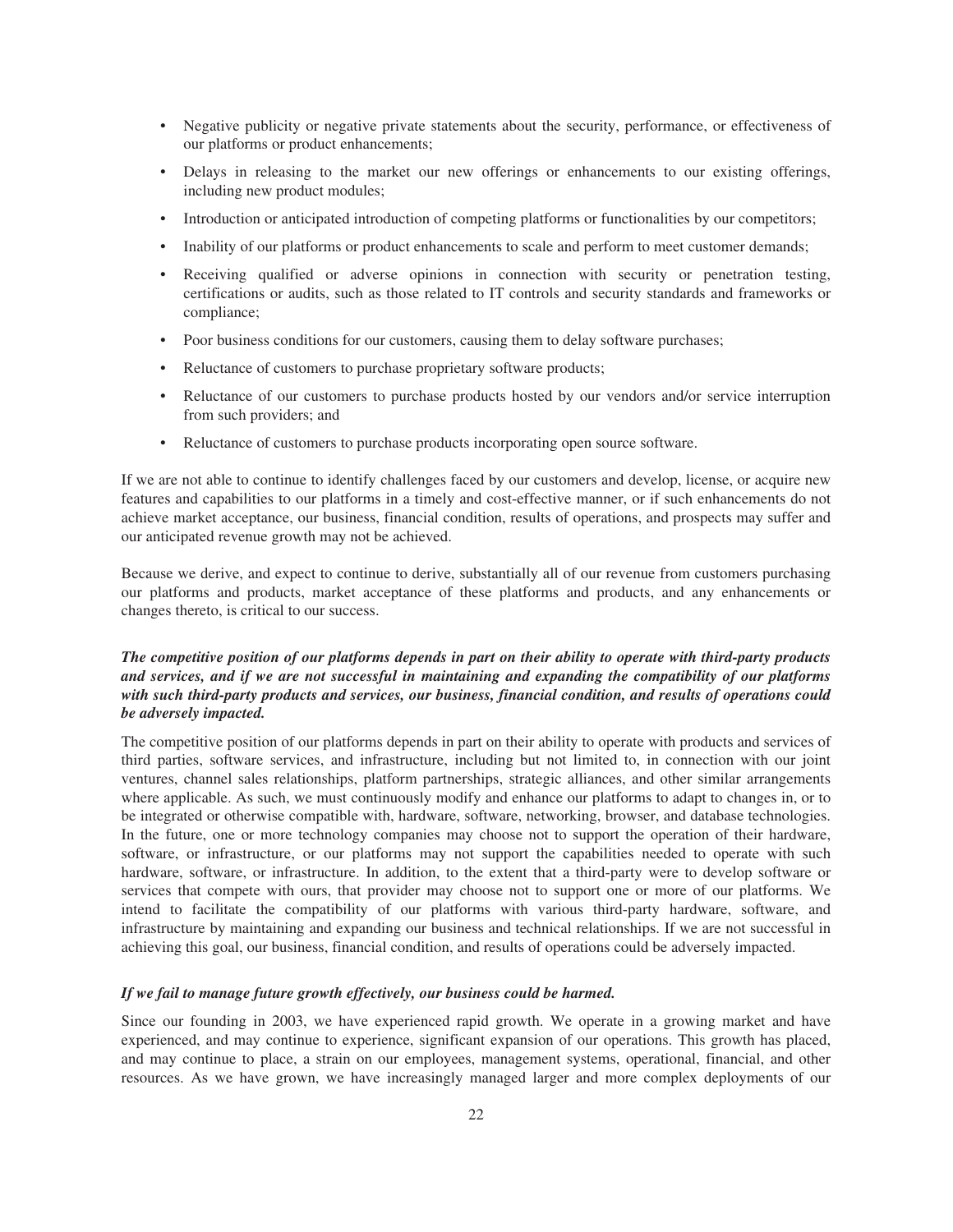- Negative publicity or negative private statements about the security, performance, or effectiveness of our platforms or product enhancements;
- Delays in releasing to the market our new offerings or enhancements to our existing offerings, including new product modules;
- Introduction or anticipated introduction of competing platforms or functionalities by our competitors;
- Inability of our platforms or product enhancements to scale and perform to meet customer demands;
- Receiving qualified or adverse opinions in connection with security or penetration testing, certifications or audits, such as those related to IT controls and security standards and frameworks or compliance;
- Poor business conditions for our customers, causing them to delay software purchases;
- Reluctance of customers to purchase proprietary software products;
- Reluctance of our customers to purchase products hosted by our vendors and/or service interruption from such providers; and
- Reluctance of customers to purchase products incorporating open source software.

If we are not able to continue to identify challenges faced by our customers and develop, license, or acquire new features and capabilities to our platforms in a timely and cost-effective manner, or if such enhancements do not achieve market acceptance, our business, financial condition, results of operations, and prospects may suffer and our anticipated revenue growth may not be achieved.

Because we derive, and expect to continue to derive, substantially all of our revenue from customers purchasing our platforms and products, market acceptance of these platforms and products, and any enhancements or changes thereto, is critical to our success.

***The competitive position of our platforms depends in part on their ability to operate with third-party products and services, and if we are not successful in maintaining and expanding the compatibility of our platforms with such third-party products and services, our business, financial condition, and results of operations could be adversely impacted.***

The competitive position of our platforms depends in part on their ability to operate with products and services of third parties, software services, and infrastructure, including but not limited to, in connection with our joint ventures, channel sales relationships, platform partnerships, strategic alliances, and other similar arrangements where applicable. As such, we must continuously modify and enhance our platforms to adapt to changes in, or to be integrated or otherwise compatible with, hardware, software, networking, browser, and database technologies. In the future, one or more technology companies may choose not to support the operation of their hardware, software, or infrastructure, or our platforms may not support the capabilities needed to operate with such hardware, software, or infrastructure. In addition, to the extent that a third-party were to develop software or services that compete with ours, that provider may choose not to support one or more of our platforms. We intend to facilitate the compatibility of our platforms with various third-party hardware, software, and infrastructure by maintaining and expanding our business and technical relationships. If we are not successful in achieving this goal, our business, financial condition, and results of operations could be adversely impacted.

***If we fail to manage future growth effectively, our business could be harmed.***

Since our founding in 2003, we have experienced rapid growth. We operate in a growing market and have experienced, and may continue to experience, significant expansion of our operations. This growth has placed, and may continue to place, a strain on our employees, management systems, operational, financial, and other resources. As we have grown, we have increasingly managed larger and more complex deployments of our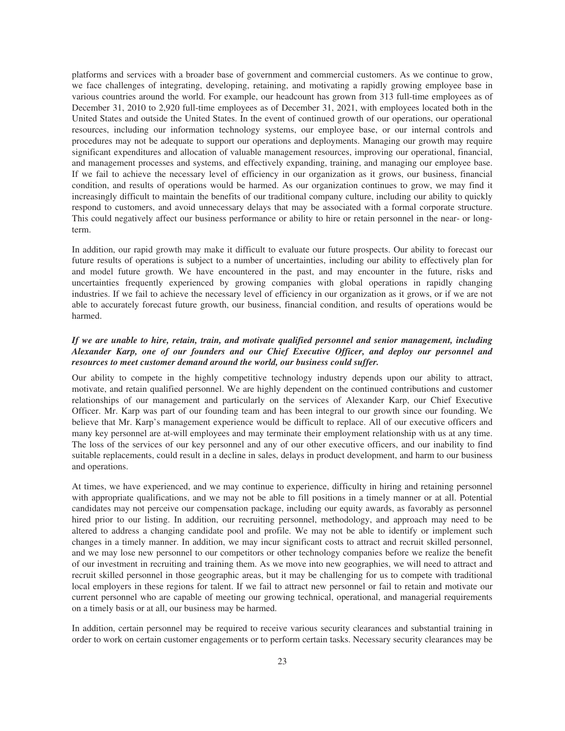platforms and services with a broader base of government and commercial customers. As we continue to grow, we face challenges of integrating, developing, retaining, and motivating a rapidly growing employee base in various countries around the world. For example, our headcount has grown from 313 full-time employees as of December 31, 2010 to 2,920 full-time employees as of December 31, 2021, with employees located both in the United States and outside the United States. In the event of continued growth of our operations, our operational resources, including our information technology systems, our employee base, or our internal controls and procedures may not be adequate to support our operations and deployments. Managing our growth may require significant expenditures and allocation of valuable management resources, improving our operational, financial, and management processes and systems, and effectively expanding, training, and managing our employee base. If we fail to achieve the necessary level of efficiency in our organization as it grows, our business, financial condition, and results of operations would be harmed. As our organization continues to grow, we may find it increasingly difficult to maintain the benefits of our traditional company culture, including our ability to quickly respond to customers, and avoid unnecessary delays that may be associated with a formal corporate structure. This could negatively affect our business performance or ability to hire or retain personnel in the near- or long-term.

In addition, our rapid growth may make it difficult to evaluate our future prospects. Our ability to forecast our future results of operations is subject to a number of uncertainties, including our ability to effectively plan for and model future growth. We have encountered in the past, and may encounter in the future, risks and uncertainties frequently experienced by growing companies with global operations in rapidly changing industries. If we fail to achieve the necessary level of efficiency in our organization as it grows, or if we are not able to accurately forecast future growth, our business, financial condition, and results of operations would be harmed.

***If we are unable to hire, retain, train, and motivate qualified personnel and senior management, including Alexander Karp, one of our founders and our Chief Executive Officer, and deploy our personnel and resources to meet customer demand around the world, our business could suffer.***

Our ability to compete in the highly competitive technology industry depends upon our ability to attract, motivate, and retain qualified personnel. We are highly dependent on the continued contributions and customer relationships of our management and particularly on the services of Alexander Karp, our Chief Executive Officer. Mr. Karp was part of our founding team and has been integral to our growth since our founding. We believe that Mr. Karp's management experience would be difficult to replace. All of our executive officers and many key personnel are at-will employees and may terminate their employment relationship with us at any time. The loss of the services of our key personnel and any of our other executive officers, and our inability to find suitable replacements, could result in a decline in sales, delays in product development, and harm to our business and operations.

At times, we have experienced, and we may continue to experience, difficulty in hiring and retaining personnel with appropriate qualifications, and we may not be able to fill positions in a timely manner or at all. Potential candidates may not perceive our compensation package, including our equity awards, as favorably as personnel hired prior to our listing. In addition, our recruiting personnel, methodology, and approach may need to be altered to address a changing candidate pool and profile. We may not be able to identify or implement such changes in a timely manner. In addition, we may incur significant costs to attract and recruit skilled personnel, and we may lose new personnel to our competitors or other technology companies before we realize the benefit of our investment in recruiting and training them. As we move into new geographies, we will need to attract and recruit skilled personnel in those geographic areas, but it may be challenging for us to compete with traditional local employers in these regions for talent. If we fail to attract new personnel or fail to retain and motivate our current personnel who are capable of meeting our growing technical, operational, and managerial requirements on a timely basis or at all, our business may be harmed.

In addition, certain personnel may be required to receive various security clearances and substantial training in order to work on certain customer engagements or to perform certain tasks. Necessary security clearances may be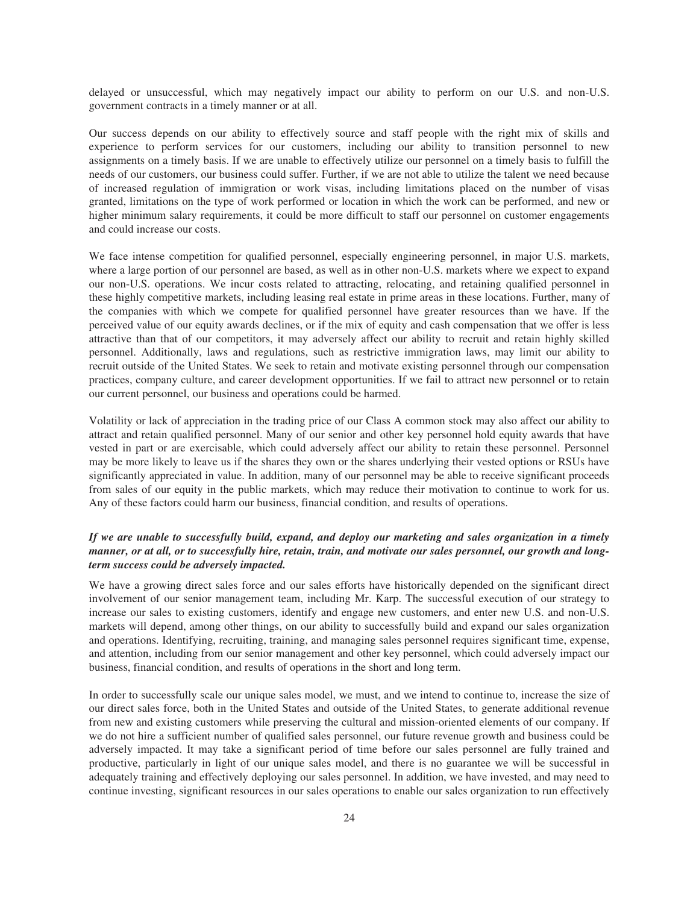delayed or unsuccessful, which may negatively impact our ability to perform on our U.S. and non-U.S. government contracts in a timely manner or at all.

Our success depends on our ability to effectively source and staff people with the right mix of skills and experience to perform services for our customers, including our ability to transition personnel to new assignments on a timely basis. If we are unable to effectively utilize our personnel on a timely basis to fulfill the needs of our customers, our business could suffer. Further, if we are not able to utilize the talent we need because of increased regulation of immigration or work visas, including limitations placed on the number of visas granted, limitations on the type of work performed or location in which the work can be performed, and new or higher minimum salary requirements, it could be more difficult to staff our personnel on customer engagements and could increase our costs.

We face intense competition for qualified personnel, especially engineering personnel, in major U.S. markets, where a large portion of our personnel are based, as well as in other non-U.S. markets where we expect to expand our non-U.S. operations. We incur costs related to attracting, relocating, and retaining qualified personnel in these highly competitive markets, including leasing real estate in prime areas in these locations. Further, many of the companies with which we compete for qualified personnel have greater resources than we have. If the perceived value of our equity awards declines, or if the mix of equity and cash compensation that we offer is less attractive than that of our competitors, it may adversely affect our ability to recruit and retain highly skilled personnel. Additionally, laws and regulations, such as restrictive immigration laws, may limit our ability to recruit outside of the United States. We seek to retain and motivate existing personnel through our compensation practices, company culture, and career development opportunities. If we fail to attract new personnel or to retain our current personnel, our business and operations could be harmed.

Volatility or lack of appreciation in the trading price of our Class A common stock may also affect our ability to attract and retain qualified personnel. Many of our senior and other key personnel hold equity awards that have vested in part or are exercisable, which could adversely affect our ability to retain these personnel. Personnel may be more likely to leave us if the shares they own or the shares underlying their vested options or RSUs have significantly appreciated in value. In addition, many of our personnel may be able to receive significant proceeds from sales of our equity in the public markets, which may reduce their motivation to continue to work for us. Any of these factors could harm our business, financial condition, and results of operations.

***If we are unable to successfully build, expand, and deploy our marketing and sales organization in a timely manner, or at all, or to successfully hire, retain, train, and motivate our sales personnel, our growth and long-term success could be adversely impacted.***

We have a growing direct sales force and our sales efforts have historically depended on the significant direct involvement of our senior management team, including Mr. Karp. The successful execution of our strategy to increase our sales to existing customers, identify and engage new customers, and enter new U.S. and non-U.S. markets will depend, among other things, on our ability to successfully build and expand our sales organization and operations. Identifying, recruiting, training, and managing sales personnel requires significant time, expense, and attention, including from our senior management and other key personnel, which could adversely impact our business, financial condition, and results of operations in the short and long term.

In order to successfully scale our unique sales model, we must, and we intend to continue to, increase the size of our direct sales force, both in the United States and outside of the United States, to generate additional revenue from new and existing customers while preserving the cultural and mission-oriented elements of our company. If we do not hire a sufficient number of qualified sales personnel, our future revenue growth and business could be adversely impacted. It may take a significant period of time before our sales personnel are fully trained and productive, particularly in light of our unique sales model, and there is no guarantee we will be successful in adequately training and effectively deploying our sales personnel. In addition, we have invested, and may need to continue investing, significant resources in our sales operations to enable our sales organization to run effectively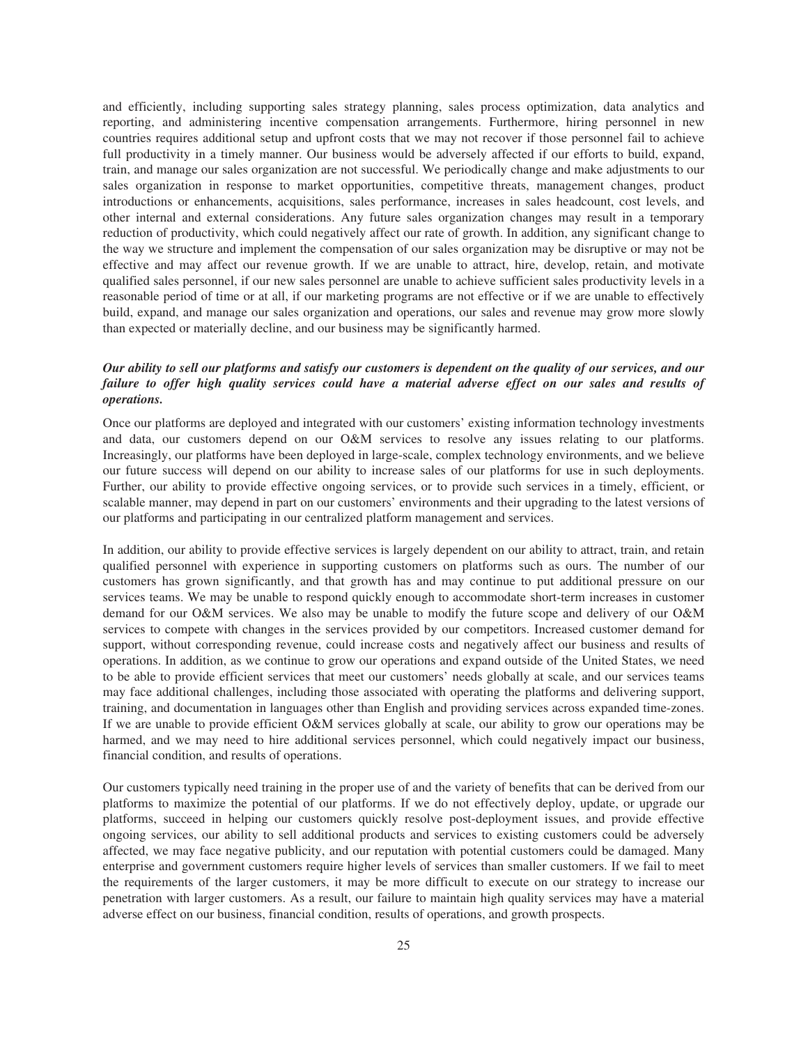and efficiently, including supporting sales strategy planning, sales process optimization, data analytics and reporting, and administering incentive compensation arrangements. Furthermore, hiring personnel in new countries requires additional setup and upfront costs that we may not recover if those personnel fail to achieve full productivity in a timely manner. Our business would be adversely affected if our efforts to build, expand, train, and manage our sales organization are not successful. We periodically change and make adjustments to our sales organization in response to market opportunities, competitive threats, management changes, product introductions or enhancements, acquisitions, sales performance, increases in sales headcount, cost levels, and other internal and external considerations. Any future sales organization changes may result in a temporary reduction of productivity, which could negatively affect our rate of growth. In addition, any significant change to the way we structure and implement the compensation of our sales organization may be disruptive or may not be effective and may affect our revenue growth. If we are unable to attract, hire, develop, retain, and motivate qualified sales personnel, if our new sales personnel are unable to achieve sufficient sales productivity levels in a reasonable period of time or at all, if our marketing programs are not effective or if we are unable to effectively build, expand, and manage our sales organization and operations, our sales and revenue may grow more slowly than expected or materially decline, and our business may be significantly harmed.

***Our ability to sell our platforms and satisfy our customers is dependent on the quality of our services, and our failure to offer high quality services could have a material adverse effect on our sales and results of operations.***

Once our platforms are deployed and integrated with our customers' existing information technology investments and data, our customers depend on our O&M services to resolve any issues relating to our platforms. Increasingly, our platforms have been deployed in large-scale, complex technology environments, and we believe our future success will depend on our ability to increase sales of our platforms for use in such deployments. Further, our ability to provide effective ongoing services, or to provide such services in a timely, efficient, or scalable manner, may depend in part on our customers' environments and their upgrading to the latest versions of our platforms and participating in our centralized platform management and services.

In addition, our ability to provide effective services is largely dependent on our ability to attract, train, and retain qualified personnel with experience in supporting customers on platforms such as ours. The number of our customers has grown significantly, and that growth has and may continue to put additional pressure on our services teams. We may be unable to respond quickly enough to accommodate short-term increases in customer demand for our O&M services. We also may be unable to modify the future scope and delivery of our O&M services to compete with changes in the services provided by our competitors. Increased customer demand for support, without corresponding revenue, could increase costs and negatively affect our business and results of operations. In addition, as we continue to grow our operations and expand outside of the United States, we need to be able to provide efficient services that meet our customers' needs globally at scale, and our services teams may face additional challenges, including those associated with operating the platforms and delivering support, training, and documentation in languages other than English and providing services across expanded time-zones. If we are unable to provide efficient O&M services globally at scale, our ability to grow our operations may be harmed, and we may need to hire additional services personnel, which could negatively impact our business, financial condition, and results of operations.

Our customers typically need training in the proper use of and the variety of benefits that can be derived from our platforms to maximize the potential of our platforms. If we do not effectively deploy, update, or upgrade our platforms, succeed in helping our customers quickly resolve post-deployment issues, and provide effective ongoing services, our ability to sell additional products and services to existing customers could be adversely affected, we may face negative publicity, and our reputation with potential customers could be damaged. Many enterprise and government customers require higher levels of services than smaller customers. If we fail to meet the requirements of the larger customers, it may be more difficult to execute on our strategy to increase our penetration with larger customers. As a result, our failure to maintain high quality services may have a material adverse effect on our business, financial condition, results of operations, and growth prospects.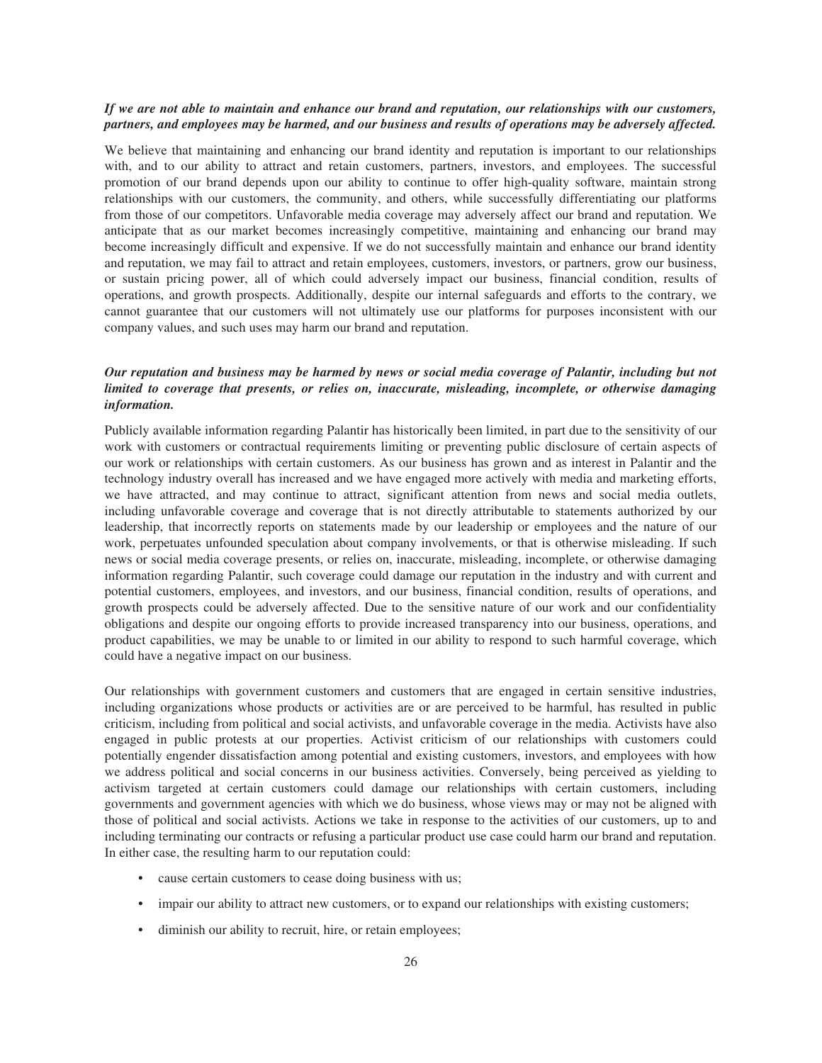***If we are not able to maintain and enhance our brand and reputation, our relationships with our customers, partners, and employees may be harmed, and our business and results of operations may be adversely affected.***

We believe that maintaining and enhancing our brand identity and reputation is important to our relationships with, and to our ability to attract and retain customers, partners, investors, and employees. The successful promotion of our brand depends upon our ability to continue to offer high-quality software, maintain strong relationships with our customers, the community, and others, while successfully differentiating our platforms from those of our competitors. Unfavorable media coverage may adversely affect our brand and reputation. We anticipate that as our market becomes increasingly competitive, maintaining and enhancing our brand may become increasingly difficult and expensive. If we do not successfully maintain and enhance our brand identity and reputation, we may fail to attract and retain employees, customers, investors, or partners, grow our business, or sustain pricing power, all of which could adversely impact our business, financial condition, results of operations, and growth prospects. Additionally, despite our internal safeguards and efforts to the contrary, we cannot guarantee that our customers will not ultimately use our platforms for purposes inconsistent with our company values, and such uses may harm our brand and reputation.

***Our reputation and business may be harmed by news or social media coverage of Palantir, including but not limited to coverage that presents, or relies on, inaccurate, misleading, incomplete, or otherwise damaging information.***

Publicly available information regarding Palantir has historically been limited, in part due to the sensitivity of our work with customers or contractual requirements limiting or preventing public disclosure of certain aspects of our work or relationships with certain customers. As our business has grown and as interest in Palantir and the technology industry overall has increased and we have engaged more actively with media and marketing efforts, we have attracted, and may continue to attract, significant attention from news and social media outlets, including unfavorable coverage and coverage that is not directly attributable to statements authorized by our leadership, that incorrectly reports on statements made by our leadership or employees and the nature of our work, perpetuates unfounded speculation about company involvements, or that is otherwise misleading. If such news or social media coverage presents, or relies on, inaccurate, misleading, incomplete, or otherwise damaging information regarding Palantir, such coverage could damage our reputation in the industry and with current and potential customers, employees, and investors, and our business, financial condition, results of operations, and growth prospects could be adversely affected. Due to the sensitive nature of our work and our confidentiality obligations and despite our ongoing efforts to provide increased transparency into our business, operations, and product capabilities, we may be unable to or limited in our ability to respond to such harmful coverage, which could have a negative impact on our business.

Our relationships with government customers and customers that are engaged in certain sensitive industries, including organizations whose products or activities are or are perceived to be harmful, has resulted in public criticism, including from political and social activists, and unfavorable coverage in the media. Activists have also engaged in public protests at our properties. Activist criticism of our relationships with customers could potentially engender dissatisfaction among potential and existing customers, investors, and employees with how we address political and social concerns in our business activities. Conversely, being perceived as yielding to activism targeted at certain customers could damage our relationships with certain customers, including governments and government agencies with which we do business, whose views may or may not be aligned with those of political and social activists. Actions we take in response to the activities of our customers, up to and including terminating our contracts or refusing a particular product use case could harm our brand and reputation. In either case, the resulting harm to our reputation could:

- cause certain customers to cease doing business with us;
- impair our ability to attract new customers, or to expand our relationships with existing customers;
- diminish our ability to recruit, hire, or retain employees;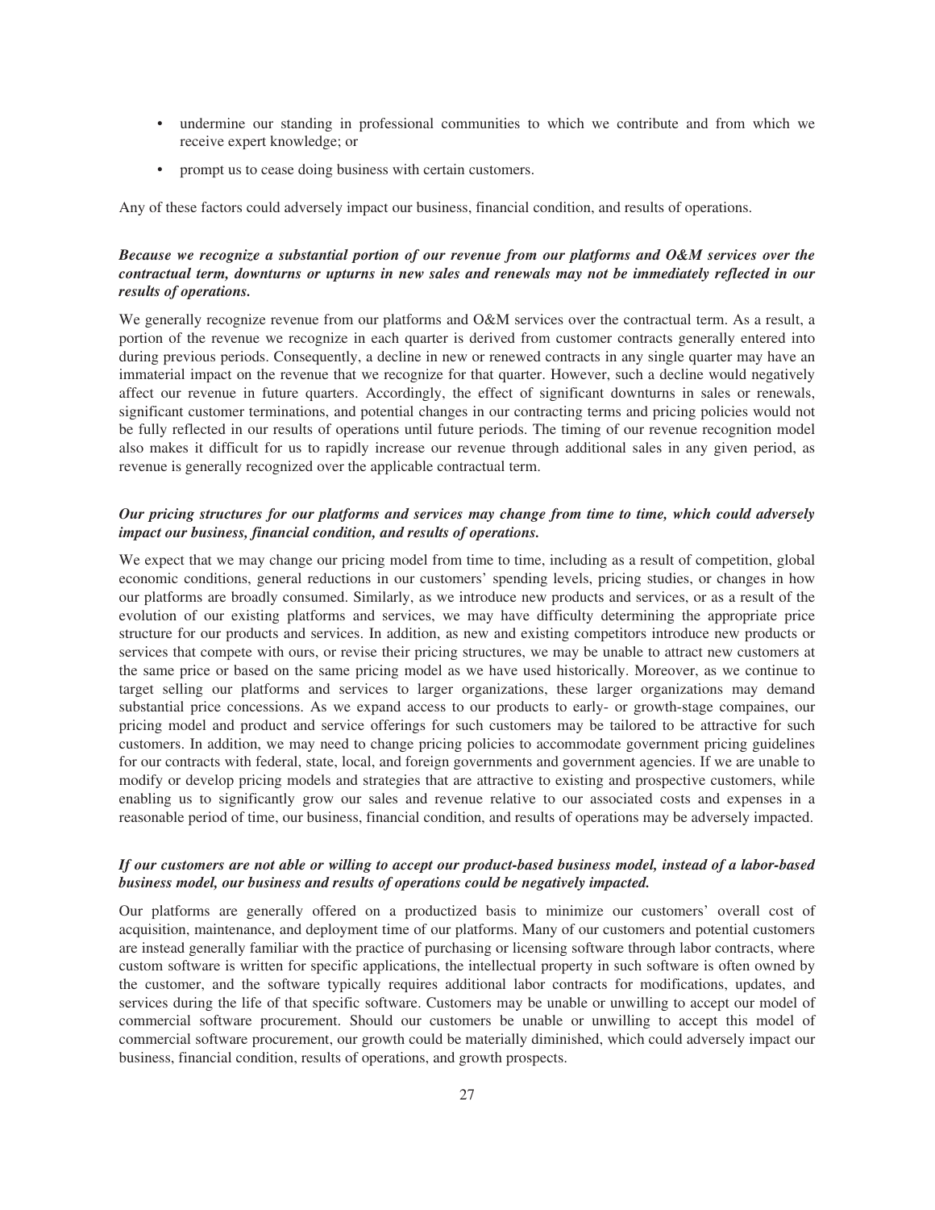- undermine our standing in professional communities to which we contribute and from which we receive expert knowledge; or
- prompt us to cease doing business with certain customers.

Any of these factors could adversely impact our business, financial condition, and results of operations.

***Because we recognize a substantial portion of our revenue from our platforms and O&M services over the contractual term, downturns or upturns in new sales and renewals may not be immediately reflected in our results of operations.***

We generally recognize revenue from our platforms and O&M services over the contractual term. As a result, a portion of the revenue we recognize in each quarter is derived from customer contracts generally entered into during previous periods. Consequently, a decline in new or renewed contracts in any single quarter may have an immaterial impact on the revenue that we recognize for that quarter. However, such a decline would negatively affect our revenue in future quarters. Accordingly, the effect of significant downturns in sales or renewals, significant customer terminations, and potential changes in our contracting terms and pricing policies would not be fully reflected in our results of operations until future periods. The timing of our revenue recognition model also makes it difficult for us to rapidly increase our revenue through additional sales in any given period, as revenue is generally recognized over the applicable contractual term.

***Our pricing structures for our platforms and services may change from time to time, which could adversely impact our business, financial condition, and results of operations.***

We expect that we may change our pricing model from time to time, including as a result of competition, global economic conditions, general reductions in our customers' spending levels, pricing studies, or changes in how our platforms are broadly consumed. Similarly, as we introduce new products and services, or as a result of the evolution of our existing platforms and services, we may have difficulty determining the appropriate price structure for our products and services. In addition, as new and existing competitors introduce new products or services that compete with ours, or revise their pricing structures, we may be unable to attract new customers at the same price or based on the same pricing model as we have used historically. Moreover, as we continue to target selling our platforms and services to larger organizations, these larger organizations may demand substantial price concessions. As we expand access to our products to early- or growth-stage compaines, our pricing model and product and service offerings for such customers may be tailored to be attractive for such customers. In addition, we may need to change pricing policies to accommodate government pricing guidelines for our contracts with federal, state, local, and foreign governments and government agencies. If we are unable to modify or develop pricing models and strategies that are attractive to existing and prospective customers, while enabling us to significantly grow our sales and revenue relative to our associated costs and expenses in a reasonable period of time, our business, financial condition, and results of operations may be adversely impacted.

***If our customers are not able or willing to accept our product-based business model, instead of a labor-based business model, our business and results of operations could be negatively impacted.***

Our platforms are generally offered on a productized basis to minimize our customers' overall cost of acquisition, maintenance, and deployment time of our platforms. Many of our customers and potential customers are instead generally familiar with the practice of purchasing or licensing software through labor contracts, where custom software is written for specific applications, the intellectual property in such software is often owned by the customer, and the software typically requires additional labor contracts for modifications, updates, and services during the life of that specific software. Customers may be unable or unwilling to accept our model of commercial software procurement. Should our customers be unable or unwilling to accept this model of commercial software procurement, our growth could be materially diminished, which could adversely impact our business, financial condition, results of operations, and growth prospects.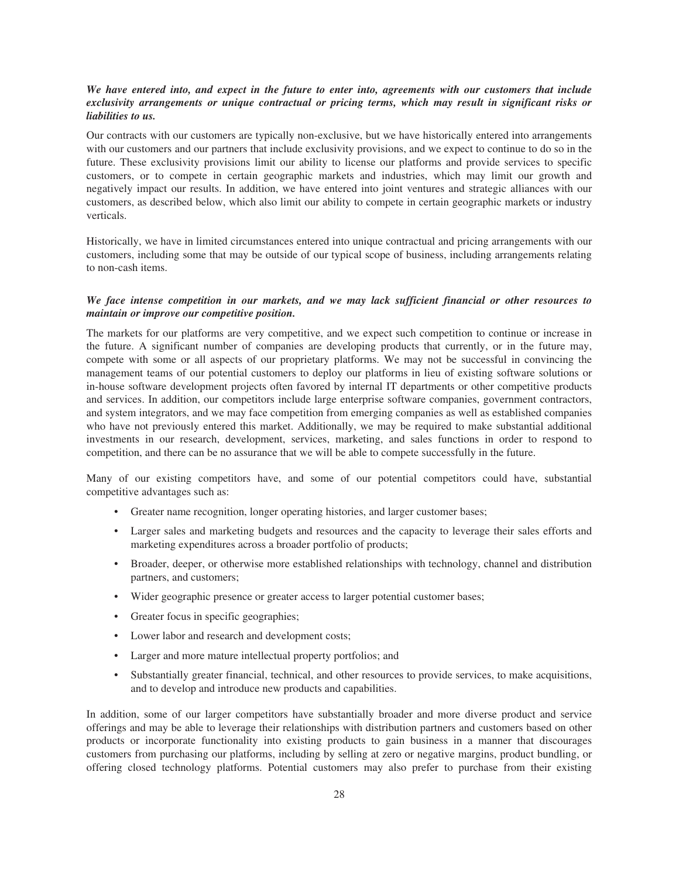***We have entered into, and expect in the future to enter into, agreements with our customers that include exclusivity arrangements or unique contractual or pricing terms, which may result in significant risks or liabilities to us.***

Our contracts with our customers are typically non-exclusive, but we have historically entered into arrangements with our customers and our partners that include exclusivity provisions, and we expect to continue to do so in the future. These exclusivity provisions limit our ability to license our platforms and provide services to specific customers, or to compete in certain geographic markets and industries, which may limit our growth and negatively impact our results. In addition, we have entered into joint ventures and strategic alliances with our customers, as described below, which also limit our ability to compete in certain geographic markets or industry verticals.

Historically, we have in limited circumstances entered into unique contractual and pricing arrangements with our customers, including some that may be outside of our typical scope of business, including arrangements relating to non-cash items.

***We face intense competition in our markets, and we may lack sufficient financial or other resources to maintain or improve our competitive position.***

The markets for our platforms are very competitive, and we expect such competition to continue or increase in the future. A significant number of companies are developing products that currently, or in the future may, compete with some or all aspects of our proprietary platforms. We may not be successful in convincing the management teams of our potential customers to deploy our platforms in lieu of existing software solutions or in-house software development projects often favored by internal IT departments or other competitive products and services. In addition, our competitors include large enterprise software companies, government contractors, and system integrators, and we may face competition from emerging companies as well as established companies who have not previously entered this market. Additionally, we may be required to make substantial additional investments in our research, development, services, marketing, and sales functions in order to respond to competition, and there can be no assurance that we will be able to compete successfully in the future.

Many of our existing competitors have, and some of our potential competitors could have, substantial competitive advantages such as:

- Greater name recognition, longer operating histories, and larger customer bases;
- Larger sales and marketing budgets and resources and the capacity to leverage their sales efforts and marketing expenditures across a broader portfolio of products;
- Broader, deeper, or otherwise more established relationships with technology, channel and distribution partners, and customers;
- Wider geographic presence or greater access to larger potential customer bases;
- Greater focus in specific geographies;
- Lower labor and research and development costs;
- Larger and more mature intellectual property portfolios; and
- Substantially greater financial, technical, and other resources to provide services, to make acquisitions, and to develop and introduce new products and capabilities.

In addition, some of our larger competitors have substantially broader and more diverse product and service offerings and may be able to leverage their relationships with distribution partners and customers based on other products or incorporate functionality into existing products to gain business in a manner that discourages customers from purchasing our platforms, including by selling at zero or negative margins, product bundling, or offering closed technology platforms. Potential customers may also prefer to purchase from their existing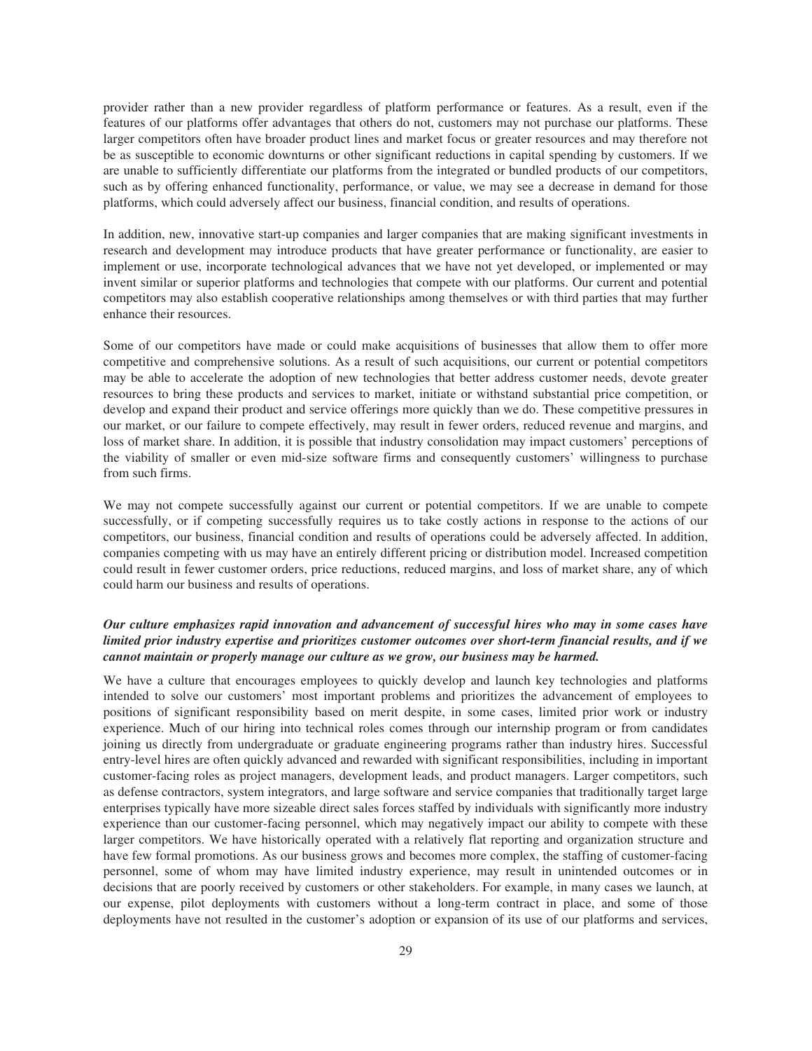provider rather than a new provider regardless of platform performance or features. As a result, even if the features of our platforms offer advantages that others do not, customers may not purchase our platforms. These larger competitors often have broader product lines and market focus or greater resources and may therefore not be as susceptible to economic downturns or other significant reductions in capital spending by customers. If we are unable to sufficiently differentiate our platforms from the integrated or bundled products of our competitors, such as by offering enhanced functionality, performance, or value, we may see a decrease in demand for those platforms, which could adversely affect our business, financial condition, and results of operations.

In addition, new, innovative start-up companies and larger companies that are making significant investments in research and development may introduce products that have greater performance or functionality, are easier to implement or use, incorporate technological advances that we have not yet developed, or implemented or may invent similar or superior platforms and technologies that compete with our platforms. Our current and potential competitors may also establish cooperative relationships among themselves or with third parties that may further enhance their resources.

Some of our competitors have made or could make acquisitions of businesses that allow them to offer more competitive and comprehensive solutions. As a result of such acquisitions, our current or potential competitors may be able to accelerate the adoption of new technologies that better address customer needs, devote greater resources to bring these products and services to market, initiate or withstand substantial price competition, or develop and expand their product and service offerings more quickly than we do. These competitive pressures in our market, or our failure to compete effectively, may result in fewer orders, reduced revenue and margins, and loss of market share. In addition, it is possible that industry consolidation may impact customers' perceptions of the viability of smaller or even mid-size software firms and consequently customers' willingness to purchase from such firms.

We may not compete successfully against our current or potential competitors. If we are unable to compete successfully, or if competing successfully requires us to take costly actions in response to the actions of our competitors, our business, financial condition and results of operations could be adversely affected. In addition, companies competing with us may have an entirely different pricing or distribution model. Increased competition could result in fewer customer orders, price reductions, reduced margins, and loss of market share, any of which could harm our business and results of operations.

***Our culture emphasizes rapid innovation and advancement of successful hires who may in some cases have limited prior industry expertise and prioritizes customer outcomes over short-term financial results, and if we cannot maintain or properly manage our culture as we grow, our business may be harmed.***

We have a culture that encourages employees to quickly develop and launch key technologies and platforms intended to solve our customers' most important problems and prioritizes the advancement of employees to positions of significant responsibility based on merit despite, in some cases, limited prior work or industry experience. Much of our hiring into technical roles comes through our internship program or from candidates joining us directly from undergraduate or graduate engineering programs rather than industry hires. Successful entry-level hires are often quickly advanced and rewarded with significant responsibilities, including in important customer-facing roles as project managers, development leads, and product managers. Larger competitors, such as defense contractors, system integrators, and large software and service companies that traditionally target large enterprises typically have more sizeable direct sales forces staffed by individuals with significantly more industry experience than our customer-facing personnel, which may negatively impact our ability to compete with these larger competitors. We have historically operated with a relatively flat reporting and organization structure and have few formal promotions. As our business grows and becomes more complex, the staffing of customer-facing personnel, some of whom may have limited industry experience, may result in unintended outcomes or in decisions that are poorly received by customers or other stakeholders. For example, in many cases we launch, at our expense, pilot deployments with customers without a long-term contract in place, and some of those deployments have not resulted in the customer's adoption or expansion of its use of our platforms and services,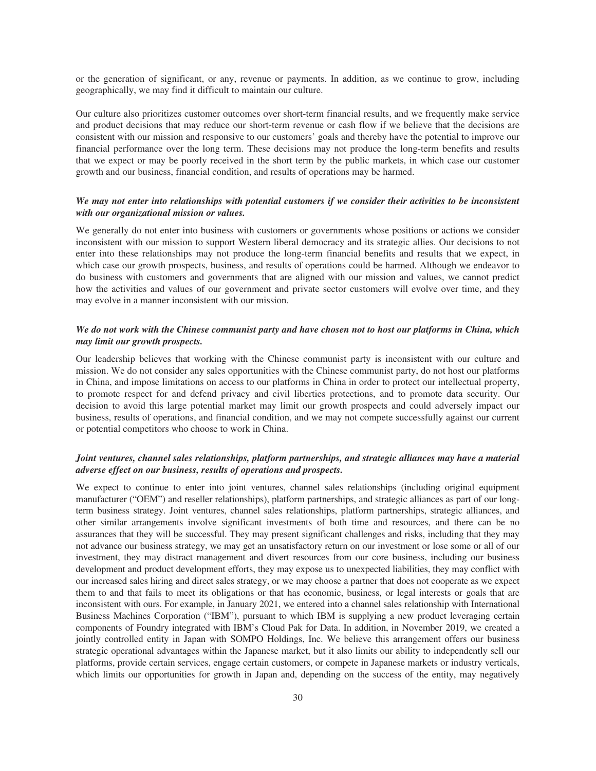or the generation of significant, or any, revenue or payments. In addition, as we continue to grow, including geographically, we may find it difficult to maintain our culture.

Our culture also prioritizes customer outcomes over short-term financial results, and we frequently make service and product decisions that may reduce our short-term revenue or cash flow if we believe that the decisions are consistent with our mission and responsive to our customers' goals and thereby have the potential to improve our financial performance over the long term. These decisions may not produce the long-term benefits and results that we expect or may be poorly received in the short term by the public markets, in which case our customer growth and our business, financial condition, and results of operations may be harmed.

***We may not enter into relationships with potential customers if we consider their activities to be inconsistent with our organizational mission or values.***

We generally do not enter into business with customers or governments whose positions or actions we consider inconsistent with our mission to support Western liberal democracy and its strategic allies. Our decisions to not enter into these relationships may not produce the long-term financial benefits and results that we expect, in which case our growth prospects, business, and results of operations could be harmed. Although we endeavor to do business with customers and governments that are aligned with our mission and values, we cannot predict how the activities and values of our government and private sector customers will evolve over time, and they may evolve in a manner inconsistent with our mission.

***We do not work with the Chinese communist party and have chosen not to host our platforms in China, which may limit our growth prospects.***

Our leadership believes that working with the Chinese communist party is inconsistent with our culture and mission. We do not consider any sales opportunities with the Chinese communist party, do not host our platforms in China, and impose limitations on access to our platforms in China in order to protect our intellectual property, to promote respect for and defend privacy and civil liberties protections, and to promote data security. Our decision to avoid this large potential market may limit our growth prospects and could adversely impact our business, results of operations, and financial condition, and we may not compete successfully against our current or potential competitors who choose to work in China.

***Joint ventures, channel sales relationships, platform partnerships, and strategic alliances may have a material adverse effect on our business, results of operations and prospects.***

We expect to continue to enter into joint ventures, channel sales relationships (including original equipment manufacturer ("OEM") and reseller relationships), platform partnerships, and strategic alliances as part of our long-term business strategy. Joint ventures, channel sales relationships, platform partnerships, strategic alliances, and other similar arrangements involve significant investments of both time and resources, and there can be no assurances that they will be successful. They may present significant challenges and risks, including that they may not advance our business strategy, we may get an unsatisfactory return on our investment or lose some or all of our investment, they may distract management and divert resources from our core business, including our business development and product development efforts, they may expose us to unexpected liabilities, they may conflict with our increased sales hiring and direct sales strategy, or we may choose a partner that does not cooperate as we expect them to and that fails to meet its obligations or that has economic, business, or legal interests or goals that are inconsistent with ours. For example, in January 2021, we entered into a channel sales relationship with International Business Machines Corporation ("IBM"), pursuant to which IBM is supplying a new product leveraging certain components of Foundry integrated with IBM's Cloud Pak for Data. In addition, in November 2019, we created a jointly controlled entity in Japan with SOMPO Holdings, Inc. We believe this arrangement offers our business strategic operational advantages within the Japanese market, but it also limits our ability to independently sell our platforms, provide certain services, engage certain customers, or compete in Japanese markets or industry verticals, which limits our opportunities for growth in Japan and, depending on the success of the entity, may negatively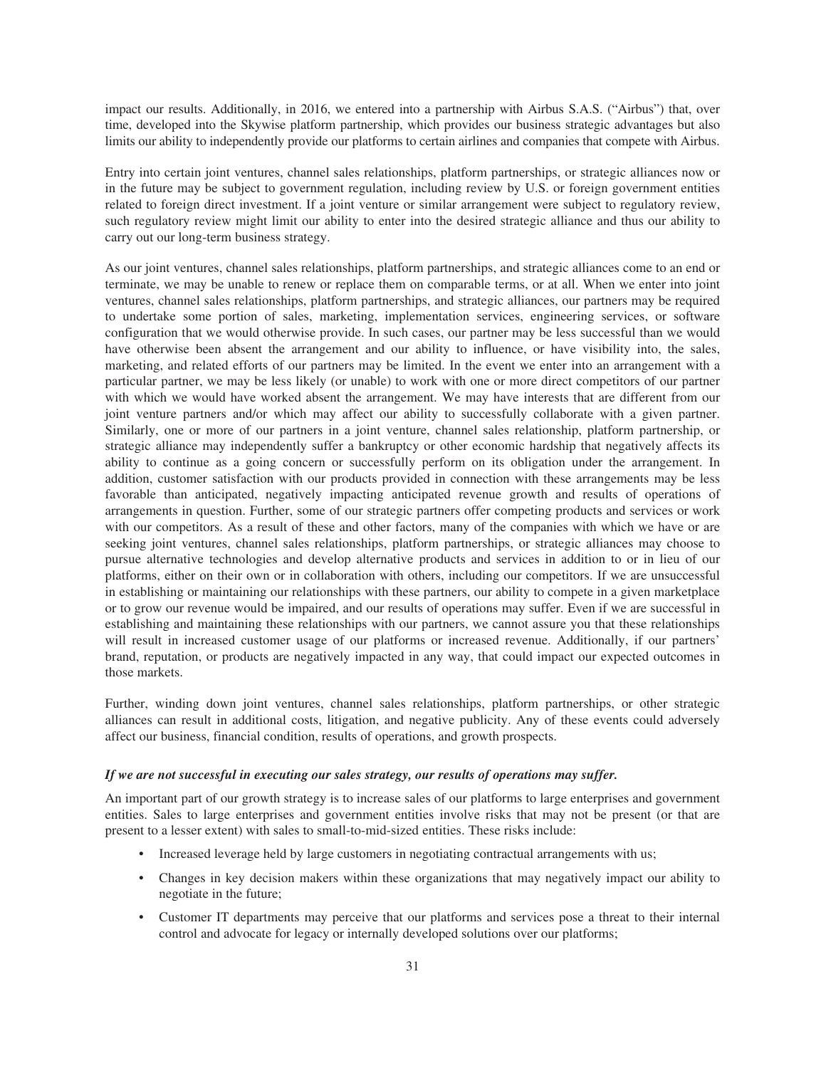impact our results. Additionally, in 2016, we entered into a partnership with Airbus S.A.S. ("Airbus") that, over time, developed into the Skywise platform partnership, which provides our business strategic advantages but also limits our ability to independently provide our platforms to certain airlines and companies that compete with Airbus.

Entry into certain joint ventures, channel sales relationships, platform partnerships, or strategic alliances now or in the future may be subject to government regulation, including review by U.S. or foreign government entities related to foreign direct investment. If a joint venture or similar arrangement were subject to regulatory review, such regulatory review might limit our ability to enter into the desired strategic alliance and thus our ability to carry out our long-term business strategy.

As our joint ventures, channel sales relationships, platform partnerships, and strategic alliances come to an end or terminate, we may be unable to renew or replace them on comparable terms, or at all. When we enter into joint ventures, channel sales relationships, platform partnerships, and strategic alliances, our partners may be required to undertake some portion of sales, marketing, implementation services, engineering services, or software configuration that we would otherwise provide. In such cases, our partner may be less successful than we would have otherwise been absent the arrangement and our ability to influence, or have visibility into, the sales, marketing, and related efforts of our partners may be limited. In the event we enter into an arrangement with a particular partner, we may be less likely (or unable) to work with one or more direct competitors of our partner with which we would have worked absent the arrangement. We may have interests that are different from our joint venture partners and/or which may affect our ability to successfully collaborate with a given partner. Similarly, one or more of our partners in a joint venture, channel sales relationship, platform partnership, or strategic alliance may independently suffer a bankruptcy or other economic hardship that negatively affects its ability to continue as a going concern or successfully perform on its obligation under the arrangement. In addition, customer satisfaction with our products provided in connection with these arrangements may be less favorable than anticipated, negatively impacting anticipated revenue growth and results of operations of arrangements in question. Further, some of our strategic partners offer competing products and services or work with our competitors. As a result of these and other factors, many of the companies with which we have or are seeking joint ventures, channel sales relationships, platform partnerships, or strategic alliances may choose to pursue alternative technologies and develop alternative products and services in addition to or in lieu of our platforms, either on their own or in collaboration with others, including our competitors. If we are unsuccessful in establishing or maintaining our relationships with these partners, our ability to compete in a given marketplace or to grow our revenue would be impaired, and our results of operations may suffer. Even if we are successful in establishing and maintaining these relationships with our partners, we cannot assure you that these relationships will result in increased customer usage of our platforms or increased revenue. Additionally, if our partners' brand, reputation, or products are negatively impacted in any way, that could impact our expected outcomes in those markets.

Further, winding down joint ventures, channel sales relationships, platform partnerships, or other strategic alliances can result in additional costs, litigation, and negative publicity. Any of these events could adversely affect our business, financial condition, results of operations, and growth prospects.

***If we are not successful in executing our sales strategy, our results of operations may suffer.***

An important part of our growth strategy is to increase sales of our platforms to large enterprises and government entities. Sales to large enterprises and government entities involve risks that may not be present (or that are present to a lesser extent) with sales to small-to-mid-sized entities. These risks include:

- Increased leverage held by large customers in negotiating contractual arrangements with us;
- Changes in key decision makers within these organizations that may negatively impact our ability to negotiate in the future;
- Customer IT departments may perceive that our platforms and services pose a threat to their internal control and advocate for legacy or internally developed solutions over our platforms;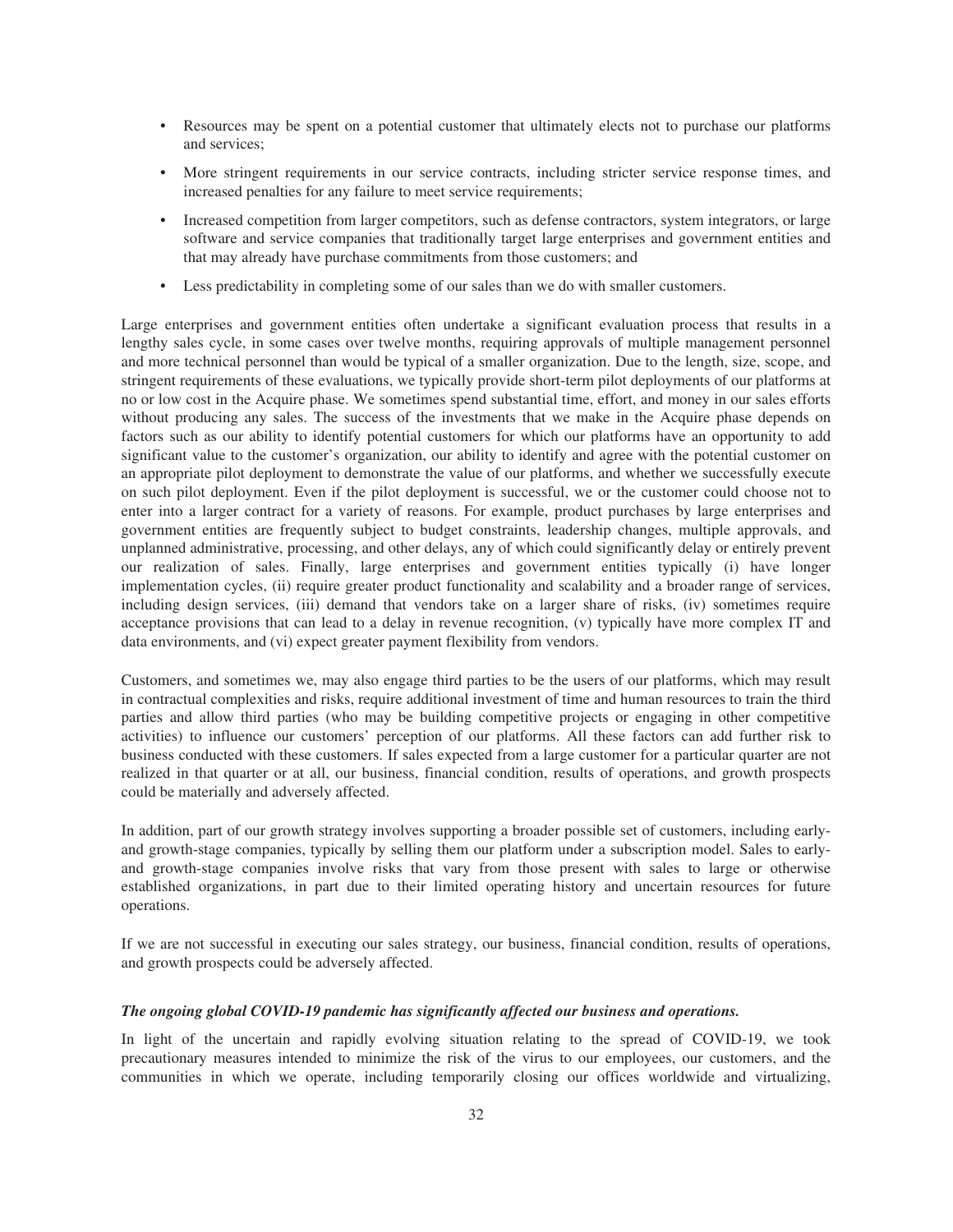- Resources may be spent on a potential customer that ultimately elects not to purchase our platforms and services;
- More stringent requirements in our service contracts, including stricter service response times, and increased penalties for any failure to meet service requirements;
- Increased competition from larger competitors, such as defense contractors, system integrators, or large software and service companies that traditionally target large enterprises and government entities and that may already have purchase commitments from those customers; and
- Less predictability in completing some of our sales than we do with smaller customers.

Large enterprises and government entities often undertake a significant evaluation process that results in a lengthy sales cycle, in some cases over twelve months, requiring approvals of multiple management personnel and more technical personnel than would be typical of a smaller organization. Due to the length, size, scope, and stringent requirements of these evaluations, we typically provide short-term pilot deployments of our platforms at no or low cost in the Acquire phase. We sometimes spend substantial time, effort, and money in our sales efforts without producing any sales. The success of the investments that we make in the Acquire phase depends on factors such as our ability to identify potential customers for which our platforms have an opportunity to add significant value to the customer's organization, our ability to identify and agree with the potential customer on an appropriate pilot deployment to demonstrate the value of our platforms, and whether we successfully execute on such pilot deployment. Even if the pilot deployment is successful, we or the customer could choose not to enter into a larger contract for a variety of reasons. For example, product purchases by large enterprises and government entities are frequently subject to budget constraints, leadership changes, multiple approvals, and unplanned administrative, processing, and other delays, any of which could significantly delay or entirely prevent our realization of sales. Finally, large enterprises and government entities typically (i) have longer implementation cycles, (ii) require greater product functionality and scalability and a broader range of services, including design services, (iii) demand that vendors take on a larger share of risks, (iv) sometimes require acceptance provisions that can lead to a delay in revenue recognition, (v) typically have more complex IT and data environments, and (vi) expect greater payment flexibility from vendors.

Customers, and sometimes we, may also engage third parties to be the users of our platforms, which may result in contractual complexities and risks, require additional investment of time and human resources to train the third parties and allow third parties (who may be building competitive projects or engaging in other competitive activities) to influence our customers' perception of our platforms. All these factors can add further risk to business conducted with these customers. If sales expected from a large customer for a particular quarter are not realized in that quarter or at all, our business, financial condition, results of operations, and growth prospects could be materially and adversely affected.

In addition, part of our growth strategy involves supporting a broader possible set of customers, including early- and growth-stage companies, typically by selling them our platform under a subscription model. Sales to early- and growth-stage companies involve risks that vary from those present with sales to large or otherwise established organizations, in part due to their limited operating history and uncertain resources for future operations.

If we are not successful in executing our sales strategy, our business, financial condition, results of operations, and growth prospects could be adversely affected.

***The ongoing global COVID-19 pandemic has significantly affected our business and operations.***

In light of the uncertain and rapidly evolving situation relating to the spread of COVID-19, we took precautionary measures intended to minimize the risk of the virus to our employees, our customers, and the communities in which we operate, including temporarily closing our offices worldwide and virtualizing,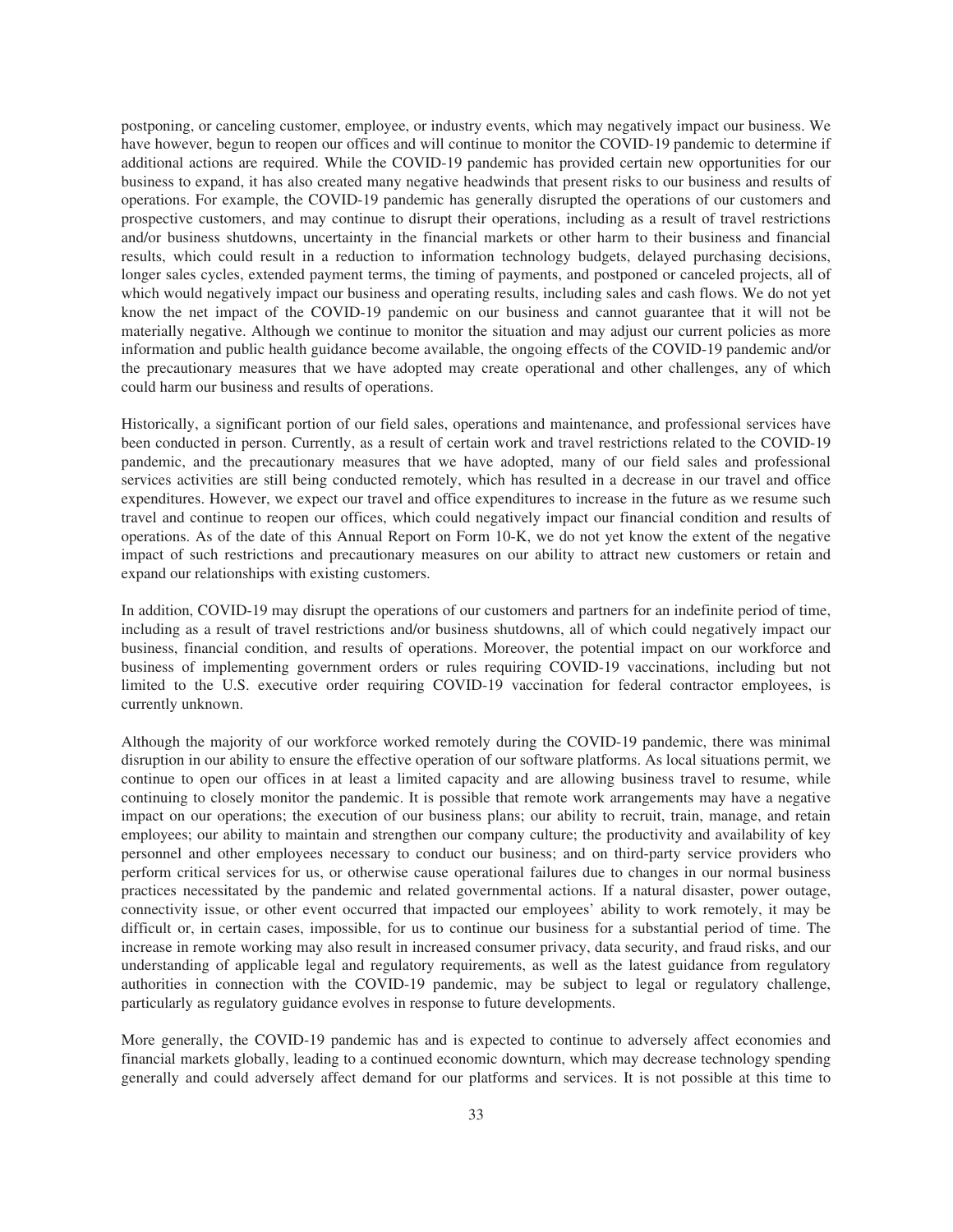postponing, or canceling customer, employee, or industry events, which may negatively impact our business. We have however, begun to reopen our offices and will continue to monitor the COVID-19 pandemic to determine if additional actions are required. While the COVID-19 pandemic has provided certain new opportunities for our business to expand, it has also created many negative headwinds that present risks to our business and results of operations. For example, the COVID-19 pandemic has generally disrupted the operations of our customers and prospective customers, and may continue to disrupt their operations, including as a result of travel restrictions and/or business shutdowns, uncertainty in the financial markets or other harm to their business and financial results, which could result in a reduction to information technology budgets, delayed purchasing decisions, longer sales cycles, extended payment terms, the timing of payments, and postponed or canceled projects, all of which would negatively impact our business and operating results, including sales and cash flows. We do not yet know the net impact of the COVID-19 pandemic on our business and cannot guarantee that it will not be materially negative. Although we continue to monitor the situation and may adjust our current policies as more information and public health guidance become available, the ongoing effects of the COVID-19 pandemic and/or the precautionary measures that we have adopted may create operational and other challenges, any of which could harm our business and results of operations.

Historically, a significant portion of our field sales, operations and maintenance, and professional services have been conducted in person. Currently, as a result of certain work and travel restrictions related to the COVID-19 pandemic, and the precautionary measures that we have adopted, many of our field sales and professional services activities are still being conducted remotely, which has resulted in a decrease in our travel and office expenditures. However, we expect our travel and office expenditures to increase in the future as we resume such travel and continue to reopen our offices, which could negatively impact our financial condition and results of operations. As of the date of this Annual Report on Form 10-K, we do not yet know the extent of the negative impact of such restrictions and precautionary measures on our ability to attract new customers or retain and expand our relationships with existing customers.

In addition, COVID-19 may disrupt the operations of our customers and partners for an indefinite period of time, including as a result of travel restrictions and/or business shutdowns, all of which could negatively impact our business, financial condition, and results of operations. Moreover, the potential impact on our workforce and business of implementing government orders or rules requiring COVID-19 vaccinations, including but not limited to the U.S. executive order requiring COVID-19 vaccination for federal contractor employees, is currently unknown.

Although the majority of our workforce worked remotely during the COVID-19 pandemic, there was minimal disruption in our ability to ensure the effective operation of our software platforms. As local situations permit, we continue to open our offices in at least a limited capacity and are allowing business travel to resume, while continuing to closely monitor the pandemic. It is possible that remote work arrangements may have a negative impact on our operations; the execution of our business plans; our ability to recruit, train, manage, and retain employees; our ability to maintain and strengthen our company culture; the productivity and availability of key personnel and other employees necessary to conduct our business; and on third-party service providers who perform critical services for us, or otherwise cause operational failures due to changes in our normal business practices necessitated by the pandemic and related governmental actions. If a natural disaster, power outage, connectivity issue, or other event occurred that impacted our employees' ability to work remotely, it may be difficult or, in certain cases, impossible, for us to continue our business for a substantial period of time. The increase in remote working may also result in increased consumer privacy, data security, and fraud risks, and our understanding of applicable legal and regulatory requirements, as well as the latest guidance from regulatory authorities in connection with the COVID-19 pandemic, may be subject to legal or regulatory challenge, particularly as regulatory guidance evolves in response to future developments.

More generally, the COVID-19 pandemic has and is expected to continue to adversely affect economies and financial markets globally, leading to a continued economic downturn, which may decrease technology spending generally and could adversely affect demand for our platforms and services. It is not possible at this time to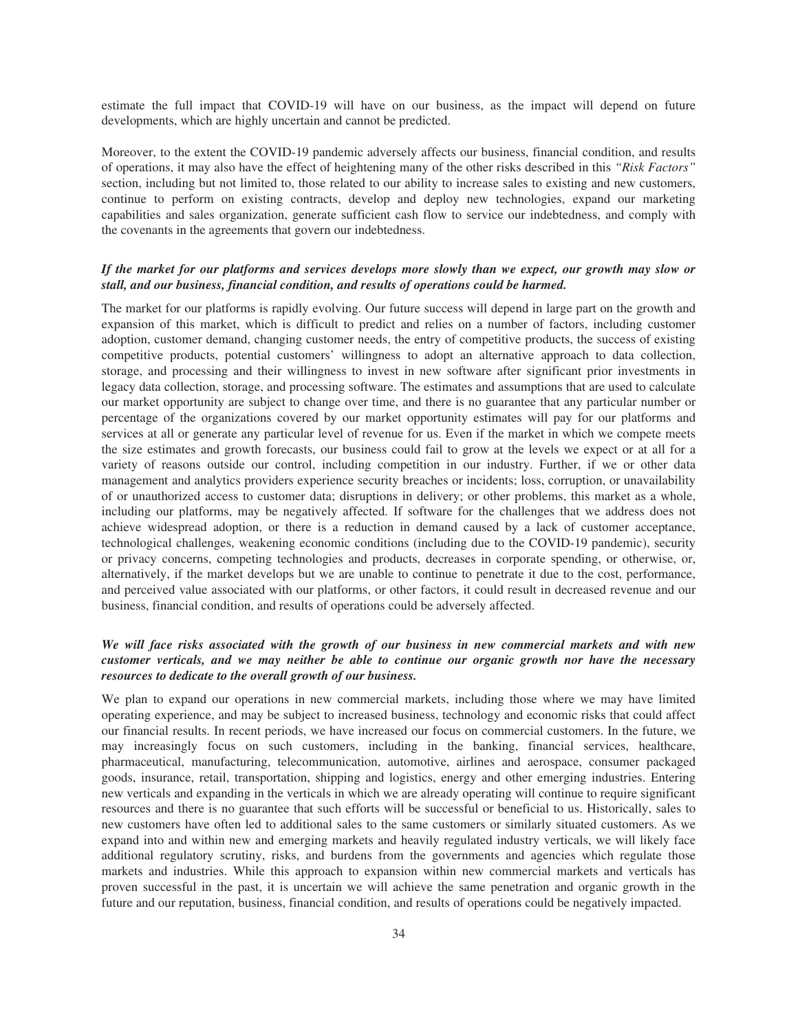estimate the full impact that COVID-19 will have on our business, as the impact will depend on future developments, which are highly uncertain and cannot be predicted.

Moreover, to the extent the COVID-19 pandemic adversely affects our business, financial condition, and results of operations, it may also have the effect of heightening many of the other risks described in this *"Risk Factors"* section, including but not limited to, those related to our ability to increase sales to existing and new customers, continue to perform on existing contracts, develop and deploy new technologies, expand our marketing capabilities and sales organization, generate sufficient cash flow to service our indebtedness, and comply with the covenants in the agreements that govern our indebtedness.

***If the market for our platforms and services develops more slowly than we expect, our growth may slow or stall, and our business, financial condition, and results of operations could be harmed.***

The market for our platforms is rapidly evolving. Our future success will depend in large part on the growth and expansion of this market, which is difficult to predict and relies on a number of factors, including customer adoption, customer demand, changing customer needs, the entry of competitive products, the success of existing competitive products, potential customers' willingness to adopt an alternative approach to data collection, storage, and processing and their willingness to invest in new software after significant prior investments in legacy data collection, storage, and processing software. The estimates and assumptions that are used to calculate our market opportunity are subject to change over time, and there is no guarantee that any particular number or percentage of the organizations covered by our market opportunity estimates will pay for our platforms and services at all or generate any particular level of revenue for us. Even if the market in which we compete meets the size estimates and growth forecasts, our business could fail to grow at the levels we expect or at all for a variety of reasons outside our control, including competition in our industry. Further, if we or other data management and analytics providers experience security breaches or incidents; loss, corruption, or unavailability of or unauthorized access to customer data; disruptions in delivery; or other problems, this market as a whole, including our platforms, may be negatively affected. If software for the challenges that we address does not achieve widespread adoption, or there is a reduction in demand caused by a lack of customer acceptance, technological challenges, weakening economic conditions (including due to the COVID-19 pandemic), security or privacy concerns, competing technologies and products, decreases in corporate spending, or otherwise, or, alternatively, if the market develops but we are unable to continue to penetrate it due to the cost, performance, and perceived value associated with our platforms, or other factors, it could result in decreased revenue and our business, financial condition, and results of operations could be adversely affected.

***We will face risks associated with the growth of our business in new commercial markets and with new customer verticals, and we may neither be able to continue our organic growth nor have the necessary resources to dedicate to the overall growth of our business.***

We plan to expand our operations in new commercial markets, including those where we may have limited operating experience, and may be subject to increased business, technology and economic risks that could affect our financial results. In recent periods, we have increased our focus on commercial customers. In the future, we may increasingly focus on such customers, including in the banking, financial services, healthcare, pharmaceutical, manufacturing, telecommunication, automotive, airlines and aerospace, consumer packaged goods, insurance, retail, transportation, shipping and logistics, energy and other emerging industries. Entering new verticals and expanding in the verticals in which we are already operating will continue to require significant resources and there is no guarantee that such efforts will be successful or beneficial to us. Historically, sales to new customers have often led to additional sales to the same customers or similarly situated customers. As we expand into and within new and emerging markets and heavily regulated industry verticals, we will likely face additional regulatory scrutiny, risks, and burdens from the governments and agencies which regulate those markets and industries. While this approach to expansion within new commercial markets and verticals has proven successful in the past, it is uncertain we will achieve the same penetration and organic growth in the future and our reputation, business, financial condition, and results of operations could be negatively impacted.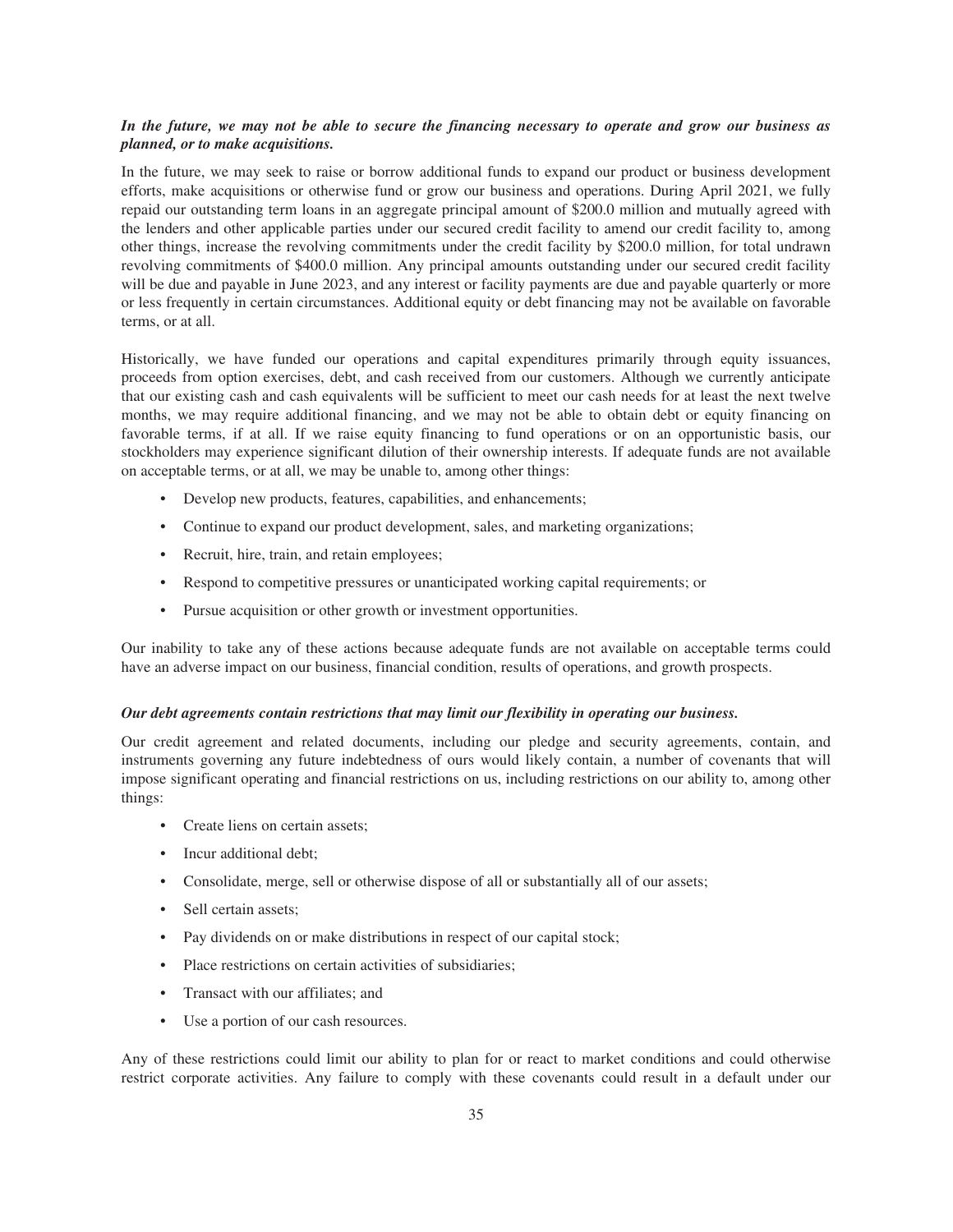***In the future, we may not be able to secure the financing necessary to operate and grow our business as planned, or to make acquisitions.***

In the future, we may seek to raise or borrow additional funds to expand our product or business development efforts, make acquisitions or otherwise fund or grow our business and operations. During April 2021, we fully repaid our outstanding term loans in an aggregate principal amount of $200.0 million and mutually agreed with the lenders and other applicable parties under our secured credit facility to amend our credit facility to, among other things, increase the revolving commitments under the credit facility by $200.0 million, for total undrawn revolving commitments of $400.0 million. Any principal amounts outstanding under our secured credit facility will be due and payable in June 2023, and any interest or facility payments are due and payable quarterly or more or less frequently in certain circumstances. Additional equity or debt financing may not be available on favorable terms, or at all.

Historically, we have funded our operations and capital expenditures primarily through equity issuances, proceeds from option exercises, debt, and cash received from our customers. Although we currently anticipate that our existing cash and cash equivalents will be sufficient to meet our cash needs for at least the next twelve months, we may require additional financing, and we may not be able to obtain debt or equity financing on favorable terms, if at all. If we raise equity financing to fund operations or on an opportunistic basis, our stockholders may experience significant dilution of their ownership interests. If adequate funds are not available on acceptable terms, or at all, we may be unable to, among other things:

- Develop new products, features, capabilities, and enhancements;
- Continue to expand our product development, sales, and marketing organizations;
- Recruit, hire, train, and retain employees;
- Respond to competitive pressures or unanticipated working capital requirements; or
- Pursue acquisition or other growth or investment opportunities.

Our inability to take any of these actions because adequate funds are not available on acceptable terms could have an adverse impact on our business, financial condition, results of operations, and growth prospects.

***Our debt agreements contain restrictions that may limit our flexibility in operating our business.***

Our credit agreement and related documents, including our pledge and security agreements, contain, and instruments governing any future indebtedness of ours would likely contain, a number of covenants that will impose significant operating and financial restrictions on us, including restrictions on our ability to, among other things:

- Create liens on certain assets;
- Incur additional debt;
- Consolidate, merge, sell or otherwise dispose of all or substantially all of our assets;
- Sell certain assets;
- Pay dividends on or make distributions in respect of our capital stock;
- Place restrictions on certain activities of subsidiaries;
- Transact with our affiliates; and
- Use a portion of our cash resources.

Any of these restrictions could limit our ability to plan for or react to market conditions and could otherwise restrict corporate activities. Any failure to comply with these covenants could result in a default under our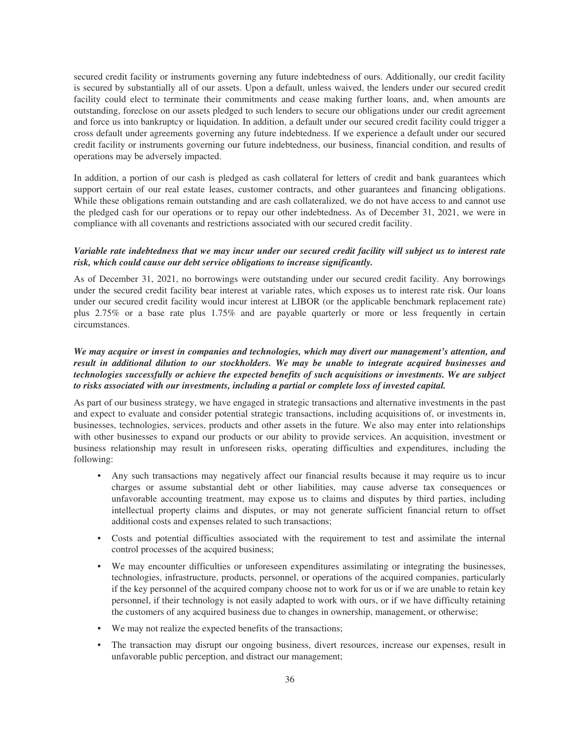secured credit facility or instruments governing any future indebtedness of ours. Additionally, our credit facility is secured by substantially all of our assets. Upon a default, unless waived, the lenders under our secured credit facility could elect to terminate their commitments and cease making further loans, and, when amounts are outstanding, foreclose on our assets pledged to such lenders to secure our obligations under our credit agreement and force us into bankruptcy or liquidation. In addition, a default under our secured credit facility could trigger a cross default under agreements governing any future indebtedness. If we experience a default under our secured credit facility or instruments governing our future indebtedness, our business, financial condition, and results of operations may be adversely impacted.

In addition, a portion of our cash is pledged as cash collateral for letters of credit and bank guarantees which support certain of our real estate leases, customer contracts, and other guarantees and financing obligations. While these obligations remain outstanding and are cash collateralized, we do not have access to and cannot use the pledged cash for our operations or to repay our other indebtedness. As of December 31, 2021, we were in compliance with all covenants and restrictions associated with our secured credit facility.

***Variable rate indebtedness that we may incur under our secured credit facility will subject us to interest rate risk, which could cause our debt service obligations to increase significantly.***

As of December 31, 2021, no borrowings were outstanding under our secured credit facility. Any borrowings under the secured credit facility bear interest at variable rates, which exposes us to interest rate risk. Our loans under our secured credit facility would incur interest at LIBOR (or the applicable benchmark replacement rate) plus 2.75% or a base rate plus 1.75% and are payable quarterly or more or less frequently in certain circumstances.

***We may acquire or invest in companies and technologies, which may divert our management's attention, and result in additional dilution to our stockholders. We may be unable to integrate acquired businesses and technologies successfully or achieve the expected benefits of such acquisitions or investments. We are subject to risks associated with our investments, including a partial or complete loss of invested capital.***

As part of our business strategy, we have engaged in strategic transactions and alternative investments in the past and expect to evaluate and consider potential strategic transactions, including acquisitions of, or investments in, businesses, technologies, services, products and other assets in the future. We also may enter into relationships with other businesses to expand our products or our ability to provide services. An acquisition, investment or business relationship may result in unforeseen risks, operating difficulties and expenditures, including the following:

- Any such transactions may negatively affect our financial results because it may require us to incur charges or assume substantial debt or other liabilities, may cause adverse tax consequences or unfavorable accounting treatment, may expose us to claims and disputes by third parties, including intellectual property claims and disputes, or may not generate sufficient financial return to offset additional costs and expenses related to such transactions;
- Costs and potential difficulties associated with the requirement to test and assimilate the internal control processes of the acquired business;
- We may encounter difficulties or unforeseen expenditures assimilating or integrating the businesses, technologies, infrastructure, products, personnel, or operations of the acquired companies, particularly if the key personnel of the acquired company choose not to work for us or if we are unable to retain key personnel, if their technology is not easily adapted to work with ours, or if we have difficulty retaining the customers of any acquired business due to changes in ownership, management, or otherwise;
- We may not realize the expected benefits of the transactions;
- The transaction may disrupt our ongoing business, divert resources, increase our expenses, result in unfavorable public perception, and distract our management;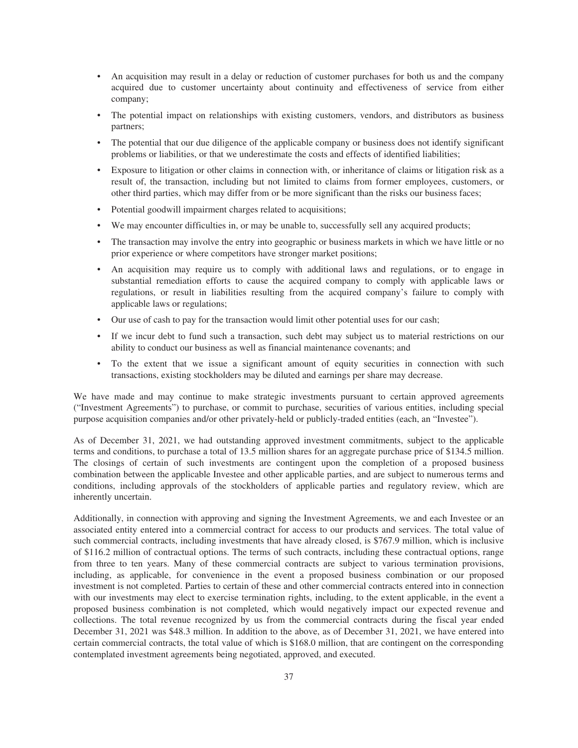- An acquisition may result in a delay or reduction of customer purchases for both us and the company acquired due to customer uncertainty about continuity and effectiveness of service from either company;
- The potential impact on relationships with existing customers, vendors, and distributors as business partners;
- The potential that our due diligence of the applicable company or business does not identify significant problems or liabilities, or that we underestimate the costs and effects of identified liabilities;
- Exposure to litigation or other claims in connection with, or inheritance of claims or litigation risk as a result of, the transaction, including but not limited to claims from former employees, customers, or other third parties, which may differ from or be more significant than the risks our business faces;
- Potential goodwill impairment charges related to acquisitions;
- We may encounter difficulties in, or may be unable to, successfully sell any acquired products;
- The transaction may involve the entry into geographic or business markets in which we have little or no prior experience or where competitors have stronger market positions;
- An acquisition may require us to comply with additional laws and regulations, or to engage in substantial remediation efforts to cause the acquired company to comply with applicable laws or regulations, or result in liabilities resulting from the acquired company's failure to comply with applicable laws or regulations;
- Our use of cash to pay for the transaction would limit other potential uses for our cash;
- If we incur debt to fund such a transaction, such debt may subject us to material restrictions on our ability to conduct our business as well as financial maintenance covenants; and
- To the extent that we issue a significant amount of equity securities in connection with such transactions, existing stockholders may be diluted and earnings per share may decrease.

We have made and may continue to make strategic investments pursuant to certain approved agreements ("Investment Agreements") to purchase, or commit to purchase, securities of various entities, including special purpose acquisition companies and/or other privately-held or publicly-traded entities (each, an "Investee").

As of December 31, 2021, we had outstanding approved investment commitments, subject to the applicable terms and conditions, to purchase a total of 13.5 million shares for an aggregate purchase price of $134.5 million. The closings of certain of such investments are contingent upon the completion of a proposed business combination between the applicable Investee and other applicable parties, and are subject to numerous terms and conditions, including approvals of the stockholders of applicable parties and regulatory review, which are inherently uncertain.

Additionally, in connection with approving and signing the Investment Agreements, we and each Investee or an associated entity entered into a commercial contract for access to our products and services. The total value of such commercial contracts, including investments that have already closed, is $767.9 million, which is inclusive of $116.2 million of contractual options. The terms of such contracts, including these contractual options, range from three to ten years. Many of these commercial contracts are subject to various termination provisions, including, as applicable, for convenience in the event a proposed business combination or our proposed investment is not completed. Parties to certain of these and other commercial contracts entered into in connection with our investments may elect to exercise termination rights, including, to the extent applicable, in the event a proposed business combination is not completed, which would negatively impact our expected revenue and collections. The total revenue recognized by us from the commercial contracts during the fiscal year ended December 31, 2021 was $48.3 million. In addition to the above, as of December 31, 2021, we have entered into certain commercial contracts, the total value of which is $168.0 million, that are contingent on the corresponding contemplated investment agreements being negotiated, approved, and executed.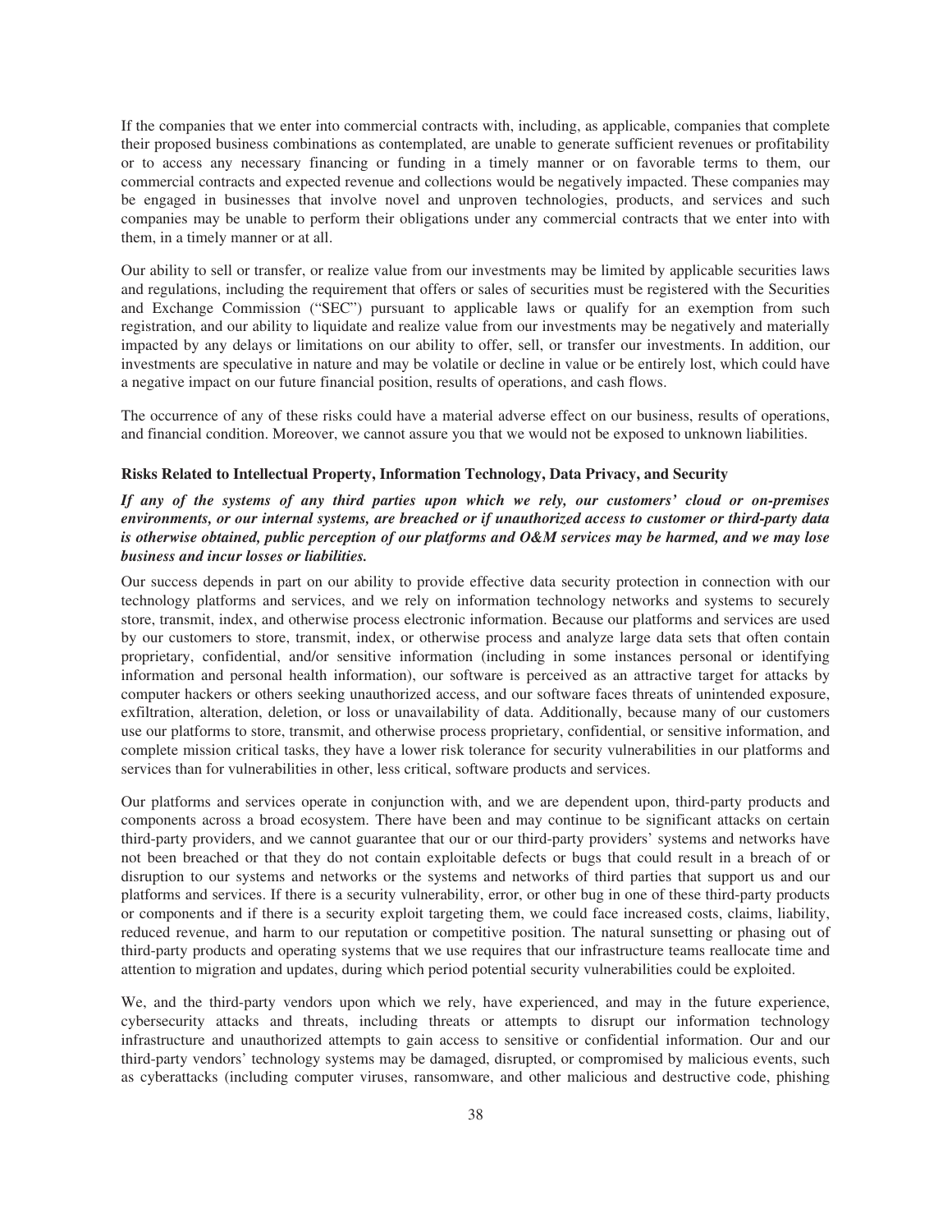If the companies that we enter into commercial contracts with, including, as applicable, companies that complete their proposed business combinations as contemplated, are unable to generate sufficient revenues or profitability or to access any necessary financing or funding in a timely manner or on favorable terms to them, our commercial contracts and expected revenue and collections would be negatively impacted. These companies may be engaged in businesses that involve novel and unproven technologies, products, and services and such companies may be unable to perform their obligations under any commercial contracts that we enter into with them, in a timely manner or at all.

Our ability to sell or transfer, or realize value from our investments may be limited by applicable securities laws and regulations, including the requirement that offers or sales of securities must be registered with the Securities and Exchange Commission ("SEC") pursuant to applicable laws or qualify for an exemption from such registration, and our ability to liquidate and realize value from our investments may be negatively and materially impacted by any delays or limitations on our ability to offer, sell, or transfer our investments. In addition, our investments are speculative in nature and may be volatile or decline in value or be entirely lost, which could have a negative impact on our future financial position, results of operations, and cash flows.

The occurrence of any of these risks could have a material adverse effect on our business, results of operations, and financial condition. Moreover, we cannot assure you that we would not be exposed to unknown liabilities.

### Risks Related to Intellectual Property, Information Technology, Data Privacy, and Security

***If any of the systems of any third parties upon which we rely, our customers' cloud or on-premises environments, or our internal systems, are breached or if unauthorized access to customer or third-party data is otherwise obtained, public perception of our platforms and O&M services may be harmed, and we may lose business and incur losses or liabilities.***

Our success depends in part on our ability to provide effective data security protection in connection with our technology platforms and services, and we rely on information technology networks and systems to securely store, transmit, index, and otherwise process electronic information. Because our platforms and services are used by our customers to store, transmit, index, or otherwise process and analyze large data sets that often contain proprietary, confidential, and/or sensitive information (including in some instances personal or identifying information and personal health information), our software is perceived as an attractive target for attacks by computer hackers or others seeking unauthorized access, and our software faces threats of unintended exposure, exfiltration, alteration, deletion, or loss or unavailability of data. Additionally, because many of our customers use our platforms to store, transmit, and otherwise process proprietary, confidential, or sensitive information, and complete mission critical tasks, they have a lower risk tolerance for security vulnerabilities in our platforms and services than for vulnerabilities in other, less critical, software products and services.

Our platforms and services operate in conjunction with, and we are dependent upon, third-party products and components across a broad ecosystem. There have been and may continue to be significant attacks on certain third-party providers, and we cannot guarantee that our or our third-party providers' systems and networks have not been breached or that they do not contain exploitable defects or bugs that could result in a breach of or disruption to our systems and networks or the systems and networks of third parties that support us and our platforms and services. If there is a security vulnerability, error, or other bug in one of these third-party products or components and if there is a security exploit targeting them, we could face increased costs, claims, liability, reduced revenue, and harm to our reputation or competitive position. The natural sunsetting or phasing out of third-party products and operating systems that we use requires that our infrastructure teams reallocate time and attention to migration and updates, during which period potential security vulnerabilities could be exploited.

We, and the third-party vendors upon which we rely, have experienced, and may in the future experience, cybersecurity attacks and threats, including threats or attempts to disrupt our information technology infrastructure and unauthorized attempts to gain access to sensitive or confidential information. Our and our third-party vendors' technology systems may be damaged, disrupted, or compromised by malicious events, such as cyberattacks (including computer viruses, ransomware, and other malicious and destructive code, phishing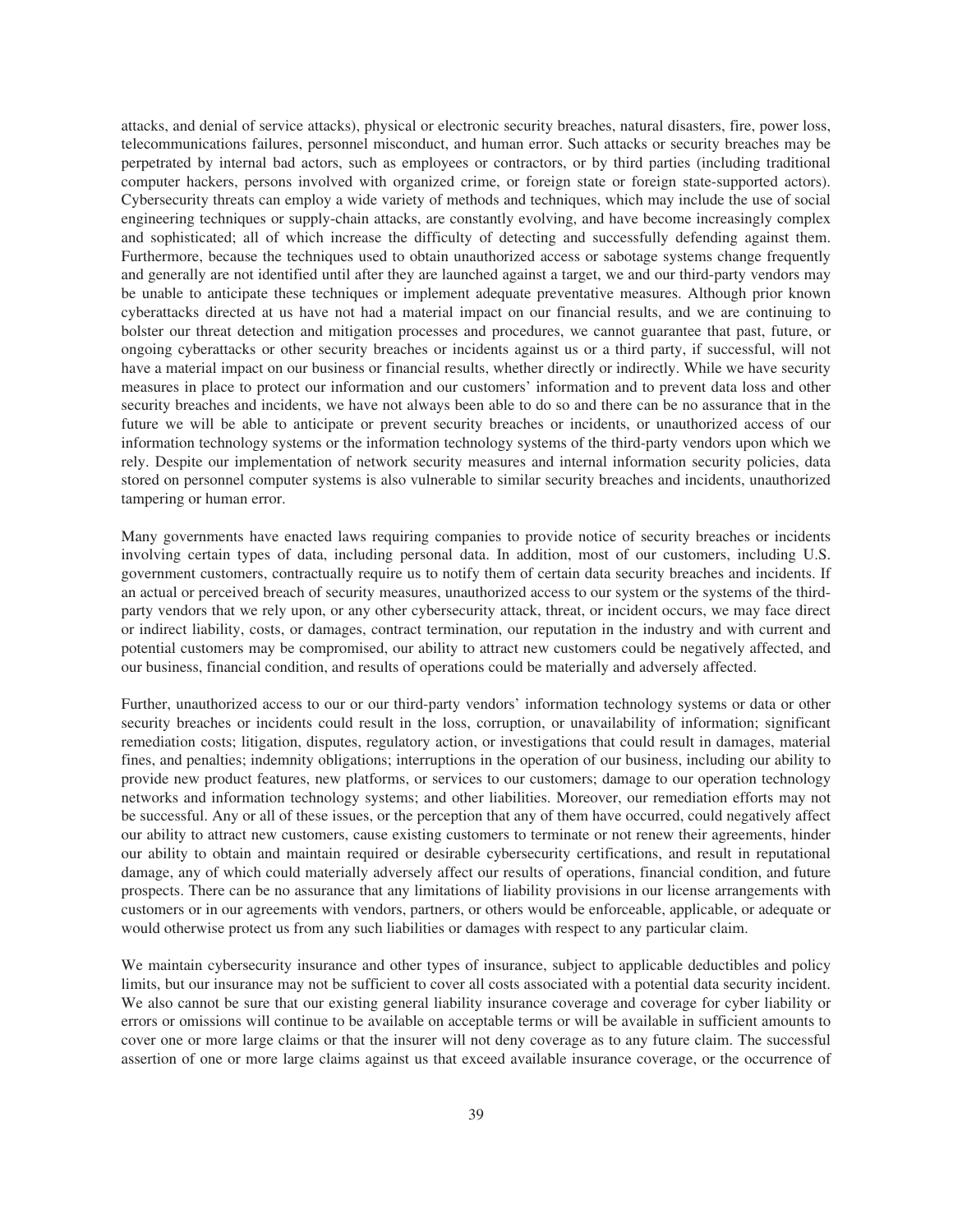attacks, and denial of service attacks), physical or electronic security breaches, natural disasters, fire, power loss, telecommunications failures, personnel misconduct, and human error. Such attacks or security breaches may be perpetrated by internal bad actors, such as employees or contractors, or by third parties (including traditional computer hackers, persons involved with organized crime, or foreign state or foreign state-supported actors). Cybersecurity threats can employ a wide variety of methods and techniques, which may include the use of social engineering techniques or supply-chain attacks, are constantly evolving, and have become increasingly complex and sophisticated; all of which increase the difficulty of detecting and successfully defending against them. Furthermore, because the techniques used to obtain unauthorized access or sabotage systems change frequently and generally are not identified until after they are launched against a target, we and our third-party vendors may be unable to anticipate these techniques or implement adequate preventative measures. Although prior known cyberattacks directed at us have not had a material impact on our financial results, and we are continuing to bolster our threat detection and mitigation processes and procedures, we cannot guarantee that past, future, or ongoing cyberattacks or other security breaches or incidents against us or a third party, if successful, will not have a material impact on our business or financial results, whether directly or indirectly. While we have security measures in place to protect our information and our customers' information and to prevent data loss and other security breaches and incidents, we have not always been able to do so and there can be no assurance that in the future we will be able to anticipate or prevent security breaches or incidents, or unauthorized access of our information technology systems or the information technology systems of the third-party vendors upon which we rely. Despite our implementation of network security measures and internal information security policies, data stored on personnel computer systems is also vulnerable to similar security breaches and incidents, unauthorized tampering or human error.

Many governments have enacted laws requiring companies to provide notice of security breaches or incidents involving certain types of data, including personal data. In addition, most of our customers, including U.S. government customers, contractually require us to notify them of certain data security breaches and incidents. If an actual or perceived breach of security measures, unauthorized access to our system or the systems of the third-party vendors that we rely upon, or any other cybersecurity attack, threat, or incident occurs, we may face direct or indirect liability, costs, or damages, contract termination, our reputation in the industry and with current and potential customers may be compromised, our ability to attract new customers could be negatively affected, and our business, financial condition, and results of operations could be materially and adversely affected.

Further, unauthorized access to our or our third-party vendors' information technology systems or data or other security breaches or incidents could result in the loss, corruption, or unavailability of information; significant remediation costs; litigation, disputes, regulatory action, or investigations that could result in damages, material fines, and penalties; indemnity obligations; interruptions in the operation of our business, including our ability to provide new product features, new platforms, or services to our customers; damage to our operation technology networks and information technology systems; and other liabilities. Moreover, our remediation efforts may not be successful. Any or all of these issues, or the perception that any of them have occurred, could negatively affect our ability to attract new customers, cause existing customers to terminate or not renew their agreements, hinder our ability to obtain and maintain required or desirable cybersecurity certifications, and result in reputational damage, any of which could materially adversely affect our results of operations, financial condition, and future prospects. There can be no assurance that any limitations of liability provisions in our license arrangements with customers or in our agreements with vendors, partners, or others would be enforceable, applicable, or adequate or would otherwise protect us from any such liabilities or damages with respect to any particular claim.

We maintain cybersecurity insurance and other types of insurance, subject to applicable deductibles and policy limits, but our insurance may not be sufficient to cover all costs associated with a potential data security incident. We also cannot be sure that our existing general liability insurance coverage and coverage for cyber liability or errors or omissions will continue to be available on acceptable terms or will be available in sufficient amounts to cover one or more large claims or that the insurer will not deny coverage as to any future claim. The successful assertion of one or more large claims against us that exceed available insurance coverage, or the occurrence of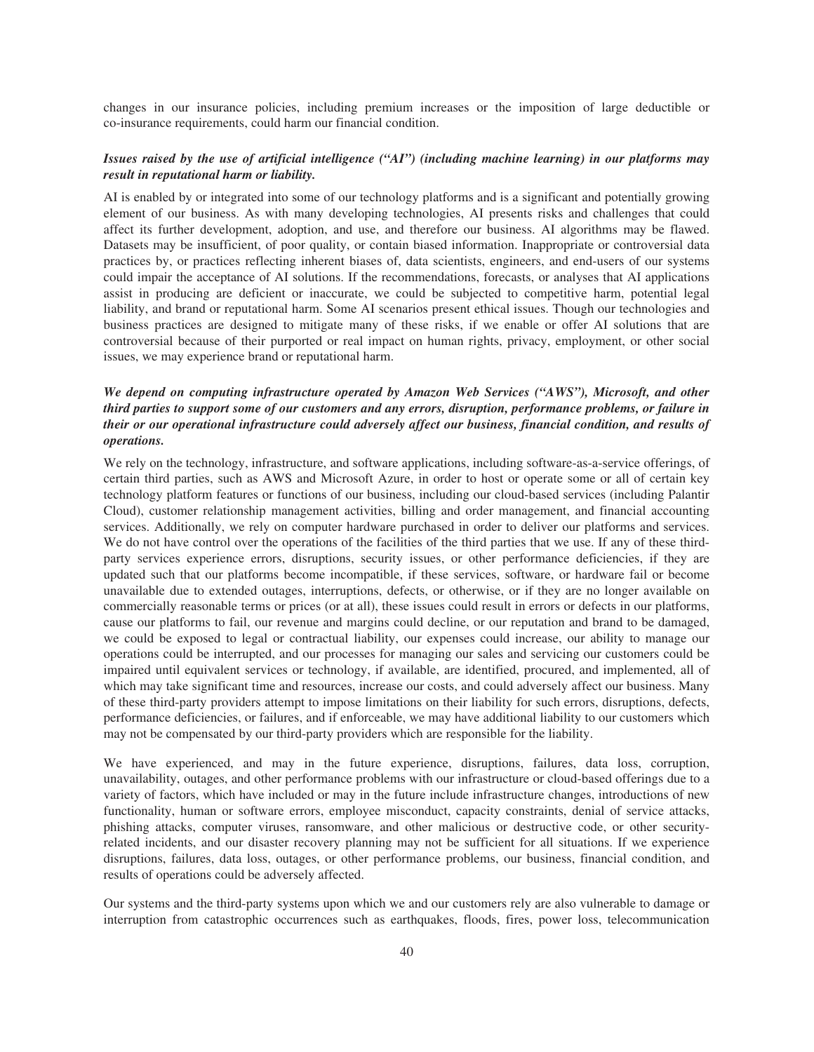changes in our insurance policies, including premium increases or the imposition of large deductible or co-insurance requirements, could harm our financial condition.

***Issues raised by the use of artificial intelligence ("AI") (including machine learning) in our platforms may result in reputational harm or liability.***

AI is enabled by or integrated into some of our technology platforms and is a significant and potentially growing element of our business. As with many developing technologies, AI presents risks and challenges that could affect its further development, adoption, and use, and therefore our business. AI algorithms may be flawed. Datasets may be insufficient, of poor quality, or contain biased information. Inappropriate or controversial data practices by, or practices reflecting inherent biases of, data scientists, engineers, and end-users of our systems could impair the acceptance of AI solutions. If the recommendations, forecasts, or analyses that AI applications assist in producing are deficient or inaccurate, we could be subjected to competitive harm, potential legal liability, and brand or reputational harm. Some AI scenarios present ethical issues. Though our technologies and business practices are designed to mitigate many of these risks, if we enable or offer AI solutions that are controversial because of their purported or real impact on human rights, privacy, employment, or other social issues, we may experience brand or reputational harm.

***We depend on computing infrastructure operated by Amazon Web Services ("AWS"), Microsoft, and other third parties to support some of our customers and any errors, disruption, performance problems, or failure in their or our operational infrastructure could adversely affect our business, financial condition, and results of operations.***

We rely on the technology, infrastructure, and software applications, including software-as-a-service offerings, of certain third parties, such as AWS and Microsoft Azure, in order to host or operate some or all of certain key technology platform features or functions of our business, including our cloud-based services (including Palantir Cloud), customer relationship management activities, billing and order management, and financial accounting services. Additionally, we rely on computer hardware purchased in order to deliver our platforms and services. We do not have control over the operations of the facilities of the third parties that we use. If any of these third-party services experience errors, disruptions, security issues, or other performance deficiencies, if they are updated such that our platforms become incompatible, if these services, software, or hardware fail or become unavailable due to extended outages, interruptions, defects, or otherwise, or if they are no longer available on commercially reasonable terms or prices (or at all), these issues could result in errors or defects in our platforms, cause our platforms to fail, our revenue and margins could decline, or our reputation and brand to be damaged, we could be exposed to legal or contractual liability, our expenses could increase, our ability to manage our operations could be interrupted, and our processes for managing our sales and servicing our customers could be impaired until equivalent services or technology, if available, are identified, procured, and implemented, all of which may take significant time and resources, increase our costs, and could adversely affect our business. Many of these third-party providers attempt to impose limitations on their liability for such errors, disruptions, defects, performance deficiencies, or failures, and if enforceable, we may have additional liability to our customers which may not be compensated by our third-party providers which are responsible for the liability.

We have experienced, and may in the future experience, disruptions, failures, data loss, corruption, unavailability, outages, and other performance problems with our infrastructure or cloud-based offerings due to a variety of factors, which have included or may in the future include infrastructure changes, introductions of new functionality, human or software errors, employee misconduct, capacity constraints, denial of service attacks, phishing attacks, computer viruses, ransomware, and other malicious or destructive code, or other security-related incidents, and our disaster recovery planning may not be sufficient for all situations. If we experience disruptions, failures, data loss, outages, or other performance problems, our business, financial condition, and results of operations could be adversely affected.

Our systems and the third-party systems upon which we and our customers rely are also vulnerable to damage or interruption from catastrophic occurrences such as earthquakes, floods, fires, power loss, telecommunication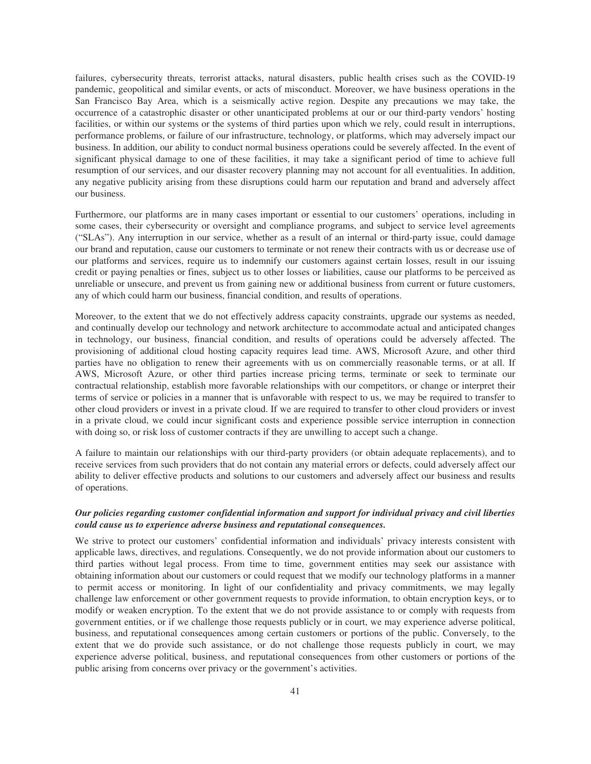failures, cybersecurity threats, terrorist attacks, natural disasters, public health crises such as the COVID-19 pandemic, geopolitical and similar events, or acts of misconduct. Moreover, we have business operations in the San Francisco Bay Area, which is a seismically active region. Despite any precautions we may take, the occurrence of a catastrophic disaster or other unanticipated problems at our or our third-party vendors' hosting facilities, or within our systems or the systems of third parties upon which we rely, could result in interruptions, performance problems, or failure of our infrastructure, technology, or platforms, which may adversely impact our business. In addition, our ability to conduct normal business operations could be severely affected. In the event of significant physical damage to one of these facilities, it may take a significant period of time to achieve full resumption of our services, and our disaster recovery planning may not account for all eventualities. In addition, any negative publicity arising from these disruptions could harm our reputation and brand and adversely affect our business.

Furthermore, our platforms are in many cases important or essential to our customers' operations, including in some cases, their cybersecurity or oversight and compliance programs, and subject to service level agreements ("SLAs"). Any interruption in our service, whether as a result of an internal or third-party issue, could damage our brand and reputation, cause our customers to terminate or not renew their contracts with us or decrease use of our platforms and services, require us to indemnify our customers against certain losses, result in our issuing credit or paying penalties or fines, subject us to other losses or liabilities, cause our platforms to be perceived as unreliable or unsecure, and prevent us from gaining new or additional business from current or future customers, any of which could harm our business, financial condition, and results of operations.

Moreover, to the extent that we do not effectively address capacity constraints, upgrade our systems as needed, and continually develop our technology and network architecture to accommodate actual and anticipated changes in technology, our business, financial condition, and results of operations could be adversely affected. The provisioning of additional cloud hosting capacity requires lead time. AWS, Microsoft Azure, and other third parties have no obligation to renew their agreements with us on commercially reasonable terms, or at all. If AWS, Microsoft Azure, or other third parties increase pricing terms, terminate or seek to terminate our contractual relationship, establish more favorable relationships with our competitors, or change or interpret their terms of service or policies in a manner that is unfavorable with respect to us, we may be required to transfer to other cloud providers or invest in a private cloud. If we are required to transfer to other cloud providers or invest in a private cloud, we could incur significant costs and experience possible service interruption in connection with doing so, or risk loss of customer contracts if they are unwilling to accept such a change.

A failure to maintain our relationships with our third-party providers (or obtain adequate replacements), and to receive services from such providers that do not contain any material errors or defects, could adversely affect our ability to deliver effective products and solutions to our customers and adversely affect our business and results of operations.

***Our policies regarding customer confidential information and support for individual privacy and civil liberties could cause us to experience adverse business and reputational consequences.***

We strive to protect our customers' confidential information and individuals' privacy interests consistent with applicable laws, directives, and regulations. Consequently, we do not provide information about our customers to third parties without legal process. From time to time, government entities may seek our assistance with obtaining information about our customers or could request that we modify our technology platforms in a manner to permit access or monitoring. In light of our confidentiality and privacy commitments, we may legally challenge law enforcement or other government requests to provide information, to obtain encryption keys, or to modify or weaken encryption. To the extent that we do not provide assistance to or comply with requests from government entities, or if we challenge those requests publicly or in court, we may experience adverse political, business, and reputational consequences among certain customers or portions of the public. Conversely, to the extent that we do provide such assistance, or do not challenge those requests publicly in court, we may experience adverse political, business, and reputational consequences from other customers or portions of the public arising from concerns over privacy or the government's activities.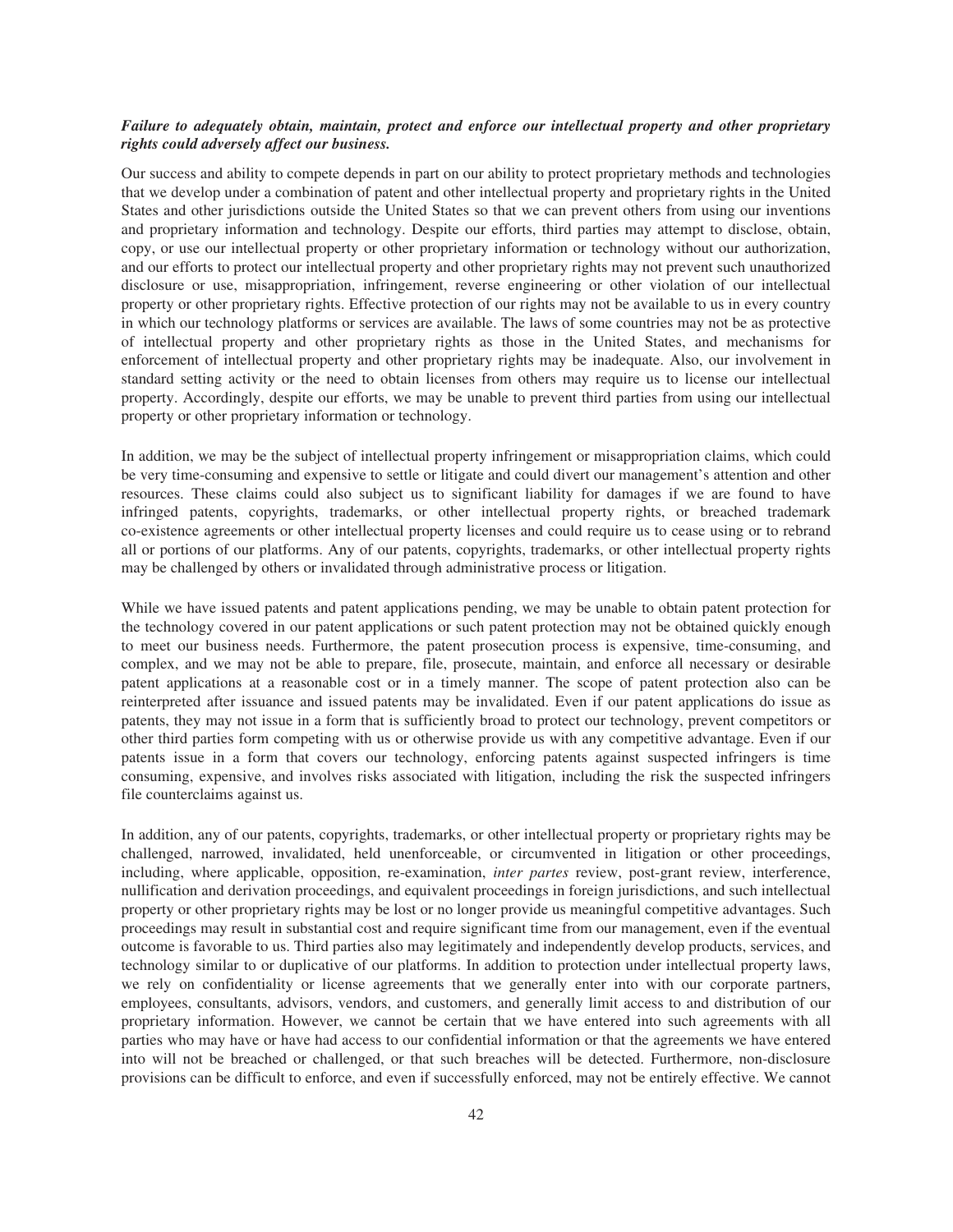***Failure to adequately obtain, maintain, protect and enforce our intellectual property and other proprietary rights could adversely affect our business.***

Our success and ability to compete depends in part on our ability to protect proprietary methods and technologies that we develop under a combination of patent and other intellectual property and proprietary rights in the United States and other jurisdictions outside the United States so that we can prevent others from using our inventions and proprietary information and technology. Despite our efforts, third parties may attempt to disclose, obtain, copy, or use our intellectual property or other proprietary information or technology without our authorization, and our efforts to protect our intellectual property and other proprietary rights may not prevent such unauthorized disclosure or use, misappropriation, infringement, reverse engineering or other violation of our intellectual property or other proprietary rights. Effective protection of our rights may not be available to us in every country in which our technology platforms or services are available. The laws of some countries may not be as protective of intellectual property and other proprietary rights as those in the United States, and mechanisms for enforcement of intellectual property and other proprietary rights may be inadequate. Also, our involvement in standard setting activity or the need to obtain licenses from others may require us to license our intellectual property. Accordingly, despite our efforts, we may be unable to prevent third parties from using our intellectual property or other proprietary information or technology.

In addition, we may be the subject of intellectual property infringement or misappropriation claims, which could be very time-consuming and expensive to settle or litigate and could divert our management's attention and other resources. These claims could also subject us to significant liability for damages if we are found to have infringed patents, copyrights, trademarks, or other intellectual property rights, or breached trademark co-existence agreements or other intellectual property licenses and could require us to cease using or to rebrand all or portions of our platforms. Any of our patents, copyrights, trademarks, or other intellectual property rights may be challenged by others or invalidated through administrative process or litigation.

While we have issued patents and patent applications pending, we may be unable to obtain patent protection for the technology covered in our patent applications or such patent protection may not be obtained quickly enough to meet our business needs. Furthermore, the patent prosecution process is expensive, time-consuming, and complex, and we may not be able to prepare, file, prosecute, maintain, and enforce all necessary or desirable patent applications at a reasonable cost or in a timely manner. The scope of patent protection also can be reinterpreted after issuance and issued patents may be invalidated. Even if our patent applications do issue as patents, they may not issue in a form that is sufficiently broad to protect our technology, prevent competitors or other third parties form competing with us or otherwise provide us with any competitive advantage. Even if our patents issue in a form that covers our technology, enforcing patents against suspected infringers is time consuming, expensive, and involves risks associated with litigation, including the risk the suspected infringers file counterclaims against us.

In addition, any of our patents, copyrights, trademarks, or other intellectual property or proprietary rights may be challenged, narrowed, invalidated, held unenforceable, or circumvented in litigation or other proceedings, including, where applicable, opposition, re-examination, *inter partes* review, post-grant review, interference, nullification and derivation proceedings, and equivalent proceedings in foreign jurisdictions, and such intellectual property or other proprietary rights may be lost or no longer provide us meaningful competitive advantages. Such proceedings may result in substantial cost and require significant time from our management, even if the eventual outcome is favorable to us. Third parties also may legitimately and independently develop products, services, and technology similar to or duplicative of our platforms. In addition to protection under intellectual property laws, we rely on confidentiality or license agreements that we generally enter into with our corporate partners, employees, consultants, advisors, vendors, and customers, and generally limit access to and distribution of our proprietary information. However, we cannot be certain that we have entered into such agreements with all parties who may have or have had access to our confidential information or that the agreements we have entered into will not be breached or challenged, or that such breaches will be detected. Furthermore, non-disclosure provisions can be difficult to enforce, and even if successfully enforced, may not be entirely effective. We cannot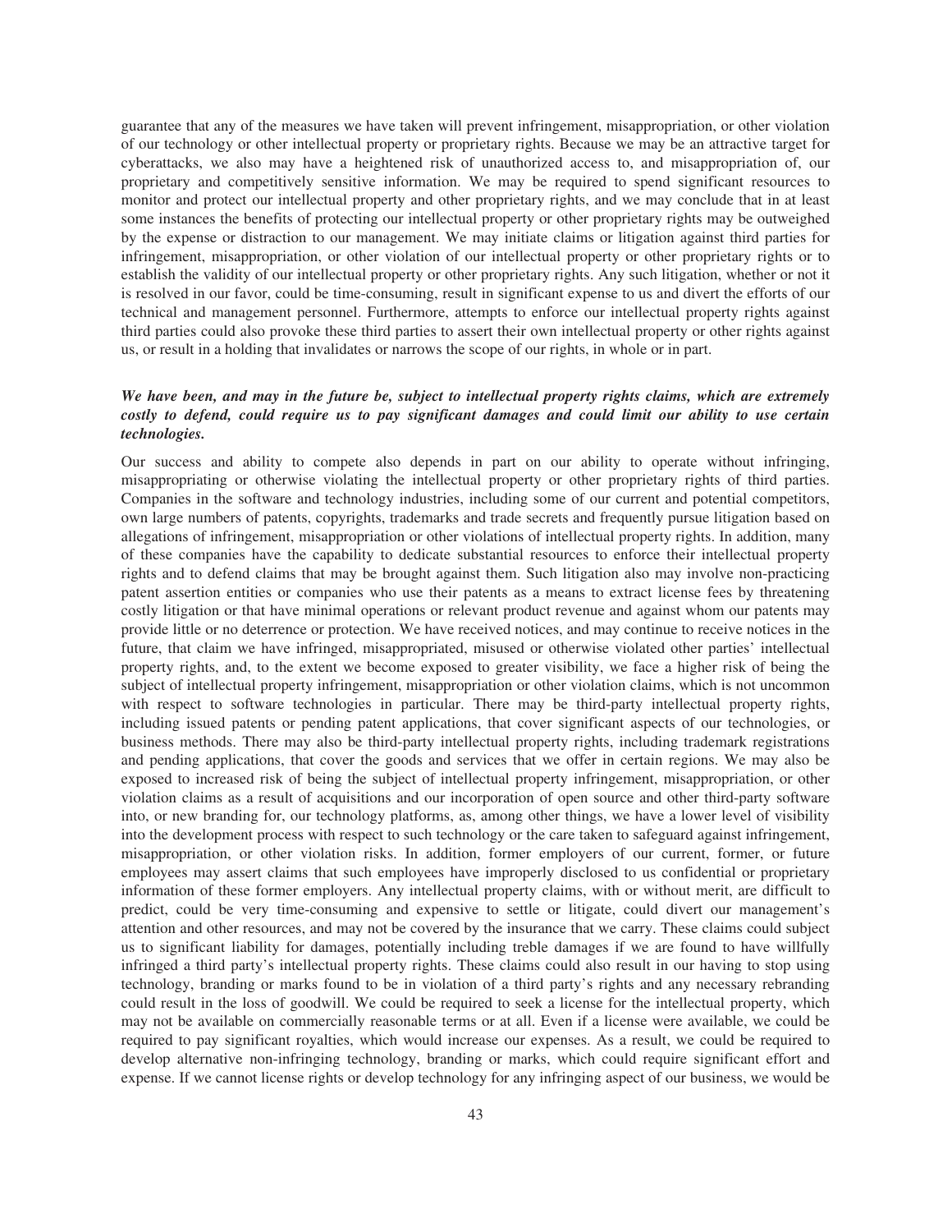guarantee that any of the measures we have taken will prevent infringement, misappropriation, or other violation of our technology or other intellectual property or proprietary rights. Because we may be an attractive target for cyberattacks, we also may have a heightened risk of unauthorized access to, and misappropriation of, our proprietary and competitively sensitive information. We may be required to spend significant resources to monitor and protect our intellectual property and other proprietary rights, and we may conclude that in at least some instances the benefits of protecting our intellectual property or other proprietary rights may be outweighed by the expense or distraction to our management. We may initiate claims or litigation against third parties for infringement, misappropriation, or other violation of our intellectual property or other proprietary rights or to establish the validity of our intellectual property or other proprietary rights. Any such litigation, whether or not it is resolved in our favor, could be time-consuming, result in significant expense to us and divert the efforts of our technical and management personnel. Furthermore, attempts to enforce our intellectual property rights against third parties could also provoke these third parties to assert their own intellectual property or other rights against us, or result in a holding that invalidates or narrows the scope of our rights, in whole or in part.

***We have been, and may in the future be, subject to intellectual property rights claims, which are extremely costly to defend, could require us to pay significant damages and could limit our ability to use certain technologies.***

Our success and ability to compete also depends in part on our ability to operate without infringing, misappropriating or otherwise violating the intellectual property or other proprietary rights of third parties. Companies in the software and technology industries, including some of our current and potential competitors, own large numbers of patents, copyrights, trademarks and trade secrets and frequently pursue litigation based on allegations of infringement, misappropriation or other violations of intellectual property rights. In addition, many of these companies have the capability to dedicate substantial resources to enforce their intellectual property rights and to defend claims that may be brought against them. Such litigation also may involve non-practicing patent assertion entities or companies who use their patents as a means to extract license fees by threatening costly litigation or that have minimal operations or relevant product revenue and against whom our patents may provide little or no deterrence or protection. We have received notices, and may continue to receive notices in the future, that claim we have infringed, misappropriated, misused or otherwise violated other parties' intellectual property rights, and, to the extent we become exposed to greater visibility, we face a higher risk of being the subject of intellectual property infringement, misappropriation or other violation claims, which is not uncommon with respect to software technologies in particular. There may be third-party intellectual property rights, including issued patents or pending patent applications, that cover significant aspects of our technologies, or business methods. There may also be third-party intellectual property rights, including trademark registrations and pending applications, that cover the goods and services that we offer in certain regions. We may also be exposed to increased risk of being the subject of intellectual property infringement, misappropriation, or other violation claims as a result of acquisitions and our incorporation of open source and other third-party software into, or new branding for, our technology platforms, as, among other things, we have a lower level of visibility into the development process with respect to such technology or the care taken to safeguard against infringement, misappropriation, or other violation risks. In addition, former employers of our current, former, or future employees may assert claims that such employees have improperly disclosed to us confidential or proprietary information of these former employers. Any intellectual property claims, with or without merit, are difficult to predict, could be very time-consuming and expensive to settle or litigate, could divert our management's attention and other resources, and may not be covered by the insurance that we carry. These claims could subject us to significant liability for damages, potentially including treble damages if we are found to have willfully infringed a third party's intellectual property rights. These claims could also result in our having to stop using technology, branding or marks found to be in violation of a third party's rights and any necessary rebranding could result in the loss of goodwill. We could be required to seek a license for the intellectual property, which may not be available on commercially reasonable terms or at all. Even if a license were available, we could be required to pay significant royalties, which would increase our expenses. As a result, we could be required to develop alternative non-infringing technology, branding or marks, which could require significant effort and expense. If we cannot license rights or develop technology for any infringing aspect of our business, we would be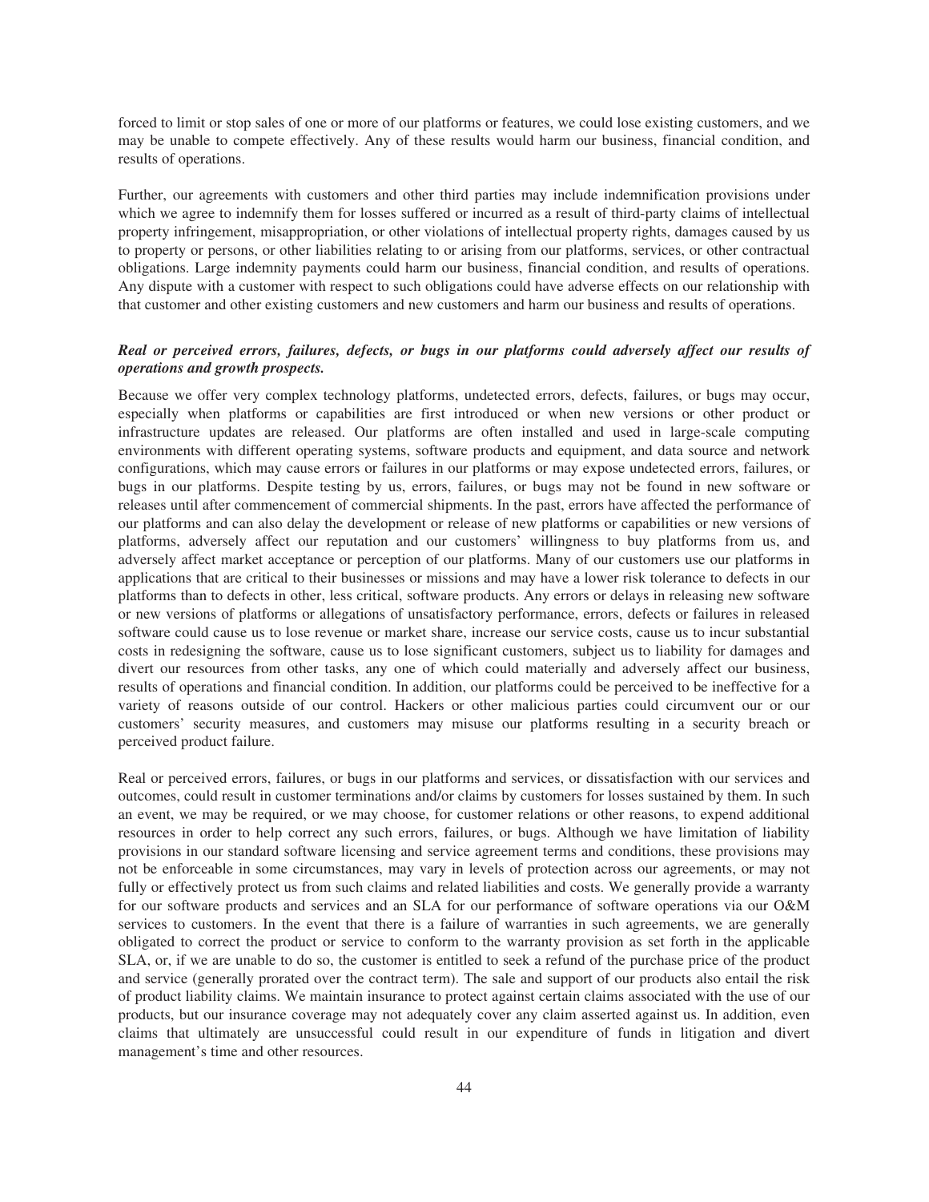forced to limit or stop sales of one or more of our platforms or features, we could lose existing customers, and we may be unable to compete effectively. Any of these results would harm our business, financial condition, and results of operations.

Further, our agreements with customers and other third parties may include indemnification provisions under which we agree to indemnify them for losses suffered or incurred as a result of third-party claims of intellectual property infringement, misappropriation, or other violations of intellectual property rights, damages caused by us to property or persons, or other liabilities relating to or arising from our platforms, services, or other contractual obligations. Large indemnity payments could harm our business, financial condition, and results of operations. Any dispute with a customer with respect to such obligations could have adverse effects on our relationship with that customer and other existing customers and new customers and harm our business and results of operations.

***Real or perceived errors, failures, defects, or bugs in our platforms could adversely affect our results of operations and growth prospects.***

Because we offer very complex technology platforms, undetected errors, defects, failures, or bugs may occur, especially when platforms or capabilities are first introduced or when new versions or other product or infrastructure updates are released. Our platforms are often installed and used in large-scale computing environments with different operating systems, software products and equipment, and data source and network configurations, which may cause errors or failures in our platforms or may expose undetected errors, failures, or bugs in our platforms. Despite testing by us, errors, failures, or bugs may not be found in new software or releases until after commencement of commercial shipments. In the past, errors have affected the performance of our platforms and can also delay the development or release of new platforms or capabilities or new versions of platforms, adversely affect our reputation and our customers' willingness to buy platforms from us, and adversely affect market acceptance or perception of our platforms. Many of our customers use our platforms in applications that are critical to their businesses or missions and may have a lower risk tolerance to defects in our platforms than to defects in other, less critical, software products. Any errors or delays in releasing new software or new versions of platforms or allegations of unsatisfactory performance, errors, defects or failures in released software could cause us to lose revenue or market share, increase our service costs, cause us to incur substantial costs in redesigning the software, cause us to lose significant customers, subject us to liability for damages and divert our resources from other tasks, any one of which could materially and adversely affect our business, results of operations and financial condition. In addition, our platforms could be perceived to be ineffective for a variety of reasons outside of our control. Hackers or other malicious parties could circumvent our or our customers' security measures, and customers may misuse our platforms resulting in a security breach or perceived product failure.

Real or perceived errors, failures, or bugs in our platforms and services, or dissatisfaction with our services and outcomes, could result in customer terminations and/or claims by customers for losses sustained by them. In such an event, we may be required, or we may choose, for customer relations or other reasons, to expend additional resources in order to help correct any such errors, failures, or bugs. Although we have limitation of liability provisions in our standard software licensing and service agreement terms and conditions, these provisions may not be enforceable in some circumstances, may vary in levels of protection across our agreements, or may not fully or effectively protect us from such claims and related liabilities and costs. We generally provide a warranty for our software products and services and an SLA for our performance of software operations via our O&M services to customers. In the event that there is a failure of warranties in such agreements, we are generally obligated to correct the product or service to conform to the warranty provision as set forth in the applicable SLA, or, if we are unable to do so, the customer is entitled to seek a refund of the purchase price of the product and service (generally prorated over the contract term). The sale and support of our products also entail the risk of product liability claims. We maintain insurance to protect against certain claims associated with the use of our products, but our insurance coverage may not adequately cover any claim asserted against us. In addition, even claims that ultimately are unsuccessful could result in our expenditure of funds in litigation and divert management's time and other resources.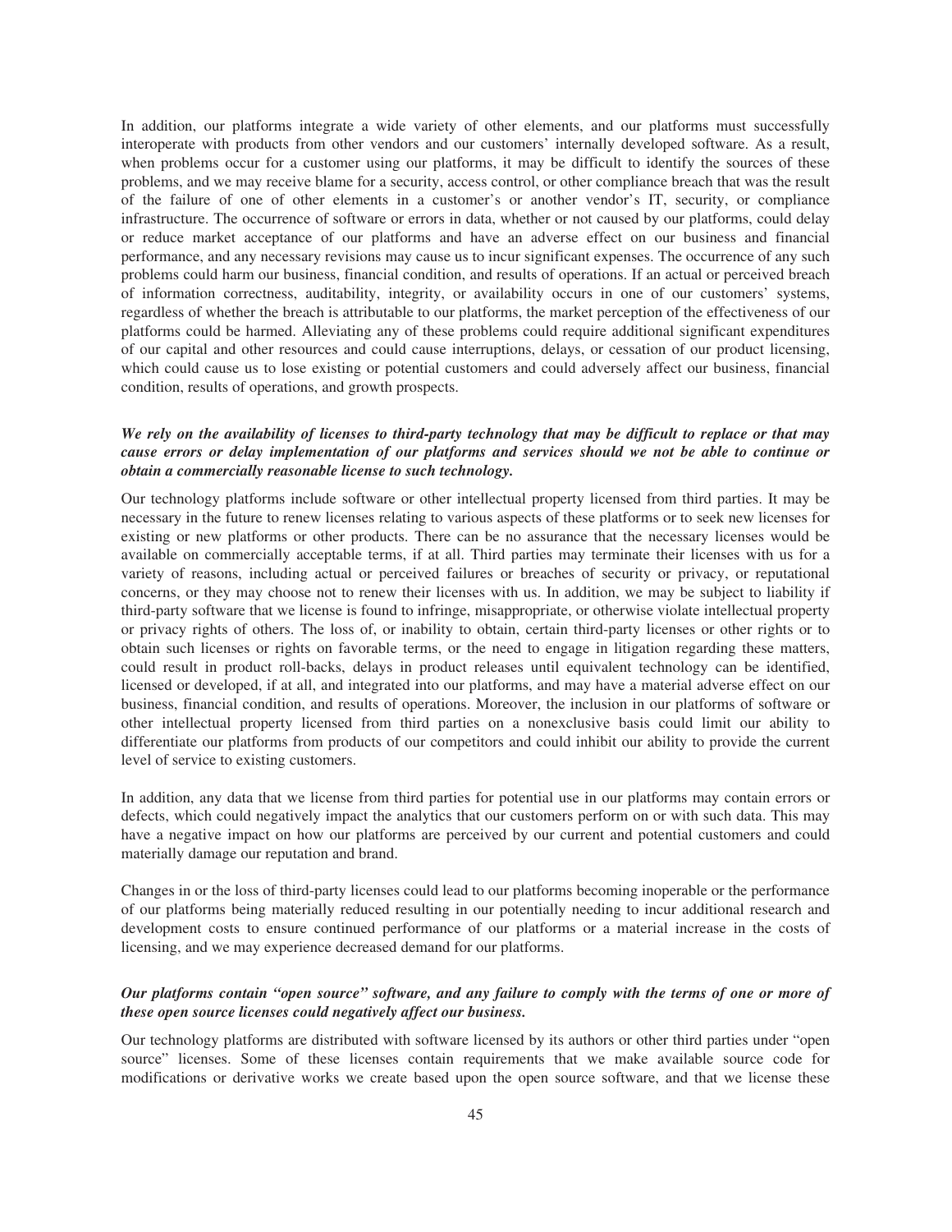In addition, our platforms integrate a wide variety of other elements, and our platforms must successfully interoperate with products from other vendors and our customers' internally developed software. As a result, when problems occur for a customer using our platforms, it may be difficult to identify the sources of these problems, and we may receive blame for a security, access control, or other compliance breach that was the result of the failure of one of other elements in a customer's or another vendor's IT, security, or compliance infrastructure. The occurrence of software or errors in data, whether or not caused by our platforms, could delay or reduce market acceptance of our platforms and have an adverse effect on our business and financial performance, and any necessary revisions may cause us to incur significant expenses. The occurrence of any such problems could harm our business, financial condition, and results of operations. If an actual or perceived breach of information correctness, auditability, integrity, or availability occurs in one of our customers' systems, regardless of whether the breach is attributable to our platforms, the market perception of the effectiveness of our platforms could be harmed. Alleviating any of these problems could require additional significant expenditures of our capital and other resources and could cause interruptions, delays, or cessation of our product licensing, which could cause us to lose existing or potential customers and could adversely affect our business, financial condition, results of operations, and growth prospects.

***We rely on the availability of licenses to third-party technology that may be difficult to replace or that may cause errors or delay implementation of our platforms and services should we not be able to continue or obtain a commercially reasonable license to such technology.***

Our technology platforms include software or other intellectual property licensed from third parties. It may be necessary in the future to renew licenses relating to various aspects of these platforms or to seek new licenses for existing or new platforms or other products. There can be no assurance that the necessary licenses would be available on commercially acceptable terms, if at all. Third parties may terminate their licenses with us for a variety of reasons, including actual or perceived failures or breaches of security or privacy, or reputational concerns, or they may choose not to renew their licenses with us. In addition, we may be subject to liability if third-party software that we license is found to infringe, misappropriate, or otherwise violate intellectual property or privacy rights of others. The loss of, or inability to obtain, certain third-party licenses or other rights or to obtain such licenses or rights on favorable terms, or the need to engage in litigation regarding these matters, could result in product roll-backs, delays in product releases until equivalent technology can be identified, licensed or developed, if at all, and integrated into our platforms, and may have a material adverse effect on our business, financial condition, and results of operations. Moreover, the inclusion in our platforms of software or other intellectual property licensed from third parties on a nonexclusive basis could limit our ability to differentiate our platforms from products of our competitors and could inhibit our ability to provide the current level of service to existing customers.

In addition, any data that we license from third parties for potential use in our platforms may contain errors or defects, which could negatively impact the analytics that our customers perform on or with such data. This may have a negative impact on how our platforms are perceived by our current and potential customers and could materially damage our reputation and brand.

Changes in or the loss of third-party licenses could lead to our platforms becoming inoperable or the performance of our platforms being materially reduced resulting in our potentially needing to incur additional research and development costs to ensure continued performance of our platforms or a material increase in the costs of licensing, and we may experience decreased demand for our platforms.

***Our platforms contain "open source" software, and any failure to comply with the terms of one or more of these open source licenses could negatively affect our business.***

Our technology platforms are distributed with software licensed by its authors or other third parties under "open source" licenses. Some of these licenses contain requirements that we make available source code for modifications or derivative works we create based upon the open source software, and that we license these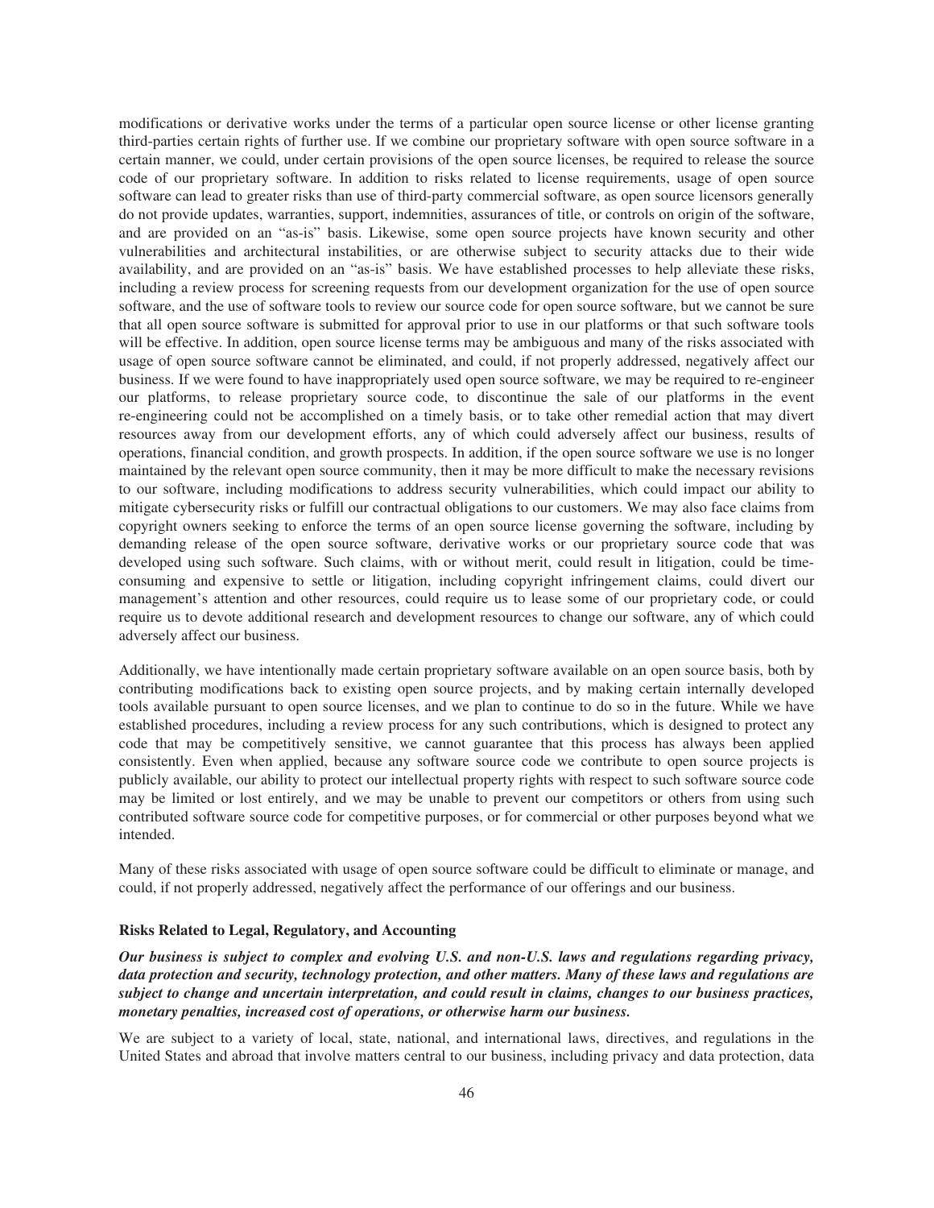modifications or derivative works under the terms of a particular open source license or other license granting third-parties certain rights of further use. If we combine our proprietary software with open source software in a certain manner, we could, under certain provisions of the open source licenses, be required to release the source code of our proprietary software. In addition to risks related to license requirements, usage of open source software can lead to greater risks than use of third-party commercial software, as open source licensors generally do not provide updates, warranties, support, indemnities, assurances of title, or controls on origin of the software, and are provided on an "as-is" basis. Likewise, some open source projects have known security and other vulnerabilities and architectural instabilities, or are otherwise subject to security attacks due to their wide availability, and are provided on an "as-is" basis. We have established processes to help alleviate these risks, including a review process for screening requests from our development organization for the use of open source software, and the use of software tools to review our source code for open source software, but we cannot be sure that all open source software is submitted for approval prior to use in our platforms or that such software tools will be effective. In addition, open source license terms may be ambiguous and many of the risks associated with usage of open source software cannot be eliminated, and could, if not properly addressed, negatively affect our business. If we were found to have inappropriately used open source software, we may be required to re-engineer our platforms, to release proprietary source code, to discontinue the sale of our platforms in the event re-engineering could not be accomplished on a timely basis, or to take other remedial action that may divert resources away from our development efforts, any of which could adversely affect our business, results of operations, financial condition, and growth prospects. In addition, if the open source software we use is no longer maintained by the relevant open source community, then it may be more difficult to make the necessary revisions to our software, including modifications to address security vulnerabilities, which could impact our ability to mitigate cybersecurity risks or fulfill our contractual obligations to our customers. We may also face claims from copyright owners seeking to enforce the terms of an open source license governing the software, including by demanding release of the open source software, derivative works or our proprietary source code that was developed using such software. Such claims, with or without merit, could result in litigation, could be time-consuming and expensive to settle or litigation, including copyright infringement claims, could divert our management's attention and other resources, could require us to lease some of our proprietary code, or could require us to devote additional research and development resources to change our software, any of which could adversely affect our business.

Additionally, we have intentionally made certain proprietary software available on an open source basis, both by contributing modifications back to existing open source projects, and by making certain internally developed tools available pursuant to open source licenses, and we plan to continue to do so in the future. While we have established procedures, including a review process for any such contributions, which is designed to protect any code that may be competitively sensitive, we cannot guarantee that this process has always been applied consistently. Even when applied, because any software source code we contribute to open source projects is publicly available, our ability to protect our intellectual property rights with respect to such software source code may be limited or lost entirely, and we may be unable to prevent our competitors or others from using such contributed software source code for competitive purposes, or for commercial or other purposes beyond what we intended.

Many of these risks associated with usage of open source software could be difficult to eliminate or manage, and could, if not properly addressed, negatively affect the performance of our offerings and our business.

### Risks Related to Legal, Regulatory, and Accounting

***Our business is subject to complex and evolving U.S. and non-U.S. laws and regulations regarding privacy, data protection and security, technology protection, and other matters. Many of these laws and regulations are subject to change and uncertain interpretation, and could result in claims, changes to our business practices, monetary penalties, increased cost of operations, or otherwise harm our business.***

We are subject to a variety of local, state, national, and international laws, directives, and regulations in the United States and abroad that involve matters central to our business, including privacy and data protection, data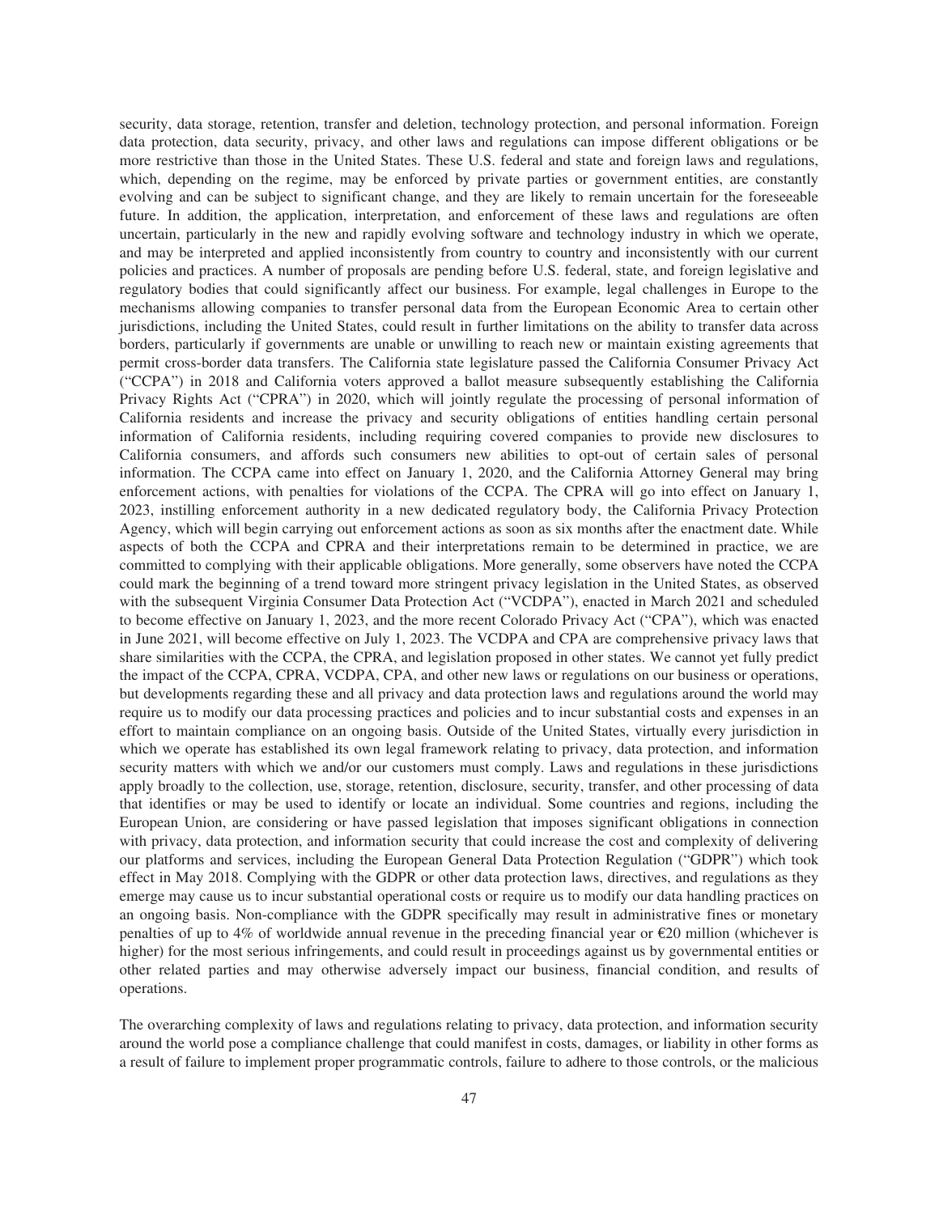security, data storage, retention, transfer and deletion, technology protection, and personal information. Foreign data protection, data security, privacy, and other laws and regulations can impose different obligations or be more restrictive than those in the United States. These U.S. federal and state and foreign laws and regulations, which, depending on the regime, may be enforced by private parties or government entities, are constantly evolving and can be subject to significant change, and they are likely to remain uncertain for the foreseeable future. In addition, the application, interpretation, and enforcement of these laws and regulations are often uncertain, particularly in the new and rapidly evolving software and technology industry in which we operate, and may be interpreted and applied inconsistently from country to country and inconsistently with our current policies and practices. A number of proposals are pending before U.S. federal, state, and foreign legislative and regulatory bodies that could significantly affect our business. For example, legal challenges in Europe to the mechanisms allowing companies to transfer personal data from the European Economic Area to certain other jurisdictions, including the United States, could result in further limitations on the ability to transfer data across borders, particularly if governments are unable or unwilling to reach new or maintain existing agreements that permit cross-border data transfers. The California state legislature passed the California Consumer Privacy Act ("CCPA") in 2018 and California voters approved a ballot measure subsequently establishing the California Privacy Rights Act ("CPRA") in 2020, which will jointly regulate the processing of personal information of California residents and increase the privacy and security obligations of entities handling certain personal information of California residents, including requiring covered companies to provide new disclosures to California consumers, and affords such consumers new abilities to opt-out of certain sales of personal information. The CCPA came into effect on January 1, 2020, and the California Attorney General may bring enforcement actions, with penalties for violations of the CCPA. The CPRA will go into effect on January 1, 2023, instilling enforcement authority in a new dedicated regulatory body, the California Privacy Protection Agency, which will begin carrying out enforcement actions as soon as six months after the enactment date. While aspects of both the CCPA and CPRA and their interpretations remain to be determined in practice, we are committed to complying with their applicable obligations. More generally, some observers have noted the CCPA could mark the beginning of a trend toward more stringent privacy legislation in the United States, as observed with the subsequent Virginia Consumer Data Protection Act ("VCDPA"), enacted in March 2021 and scheduled to become effective on January 1, 2023, and the more recent Colorado Privacy Act ("CPA"), which was enacted in June 2021, will become effective on July 1, 2023. The VCDPA and CPA are comprehensive privacy laws that share similarities with the CCPA, the CPRA, and legislation proposed in other states. We cannot yet fully predict the impact of the CCPA, CPRA, VCDPA, CPA, and other new laws or regulations on our business or operations, but developments regarding these and all privacy and data protection laws and regulations around the world may require us to modify our data processing practices and policies and to incur substantial costs and expenses in an effort to maintain compliance on an ongoing basis. Outside of the United States, virtually every jurisdiction in which we operate has established its own legal framework relating to privacy, data protection, and information security matters with which we and/or our customers must comply. Laws and regulations in these jurisdictions apply broadly to the collection, use, storage, retention, disclosure, security, transfer, and other processing of data that identifies or may be used to identify or locate an individual. Some countries and regions, including the European Union, are considering or have passed legislation that imposes significant obligations in connection with privacy, data protection, and information security that could increase the cost and complexity of delivering our platforms and services, including the European General Data Protection Regulation ("GDPR") which took effect in May 2018. Complying with the GDPR or other data protection laws, directives, and regulations as they emerge may cause us to incur substantial operational costs or require us to modify our data handling practices on an ongoing basis. Non-compliance with the GDPR specifically may result in administrative fines or monetary penalties of up to 4% of worldwide annual revenue in the preceding financial year or €20 million (whichever is higher) for the most serious infringements, and could result in proceedings against us by governmental entities or other related parties and may otherwise adversely impact our business, financial condition, and results of operations.

The overarching complexity of laws and regulations relating to privacy, data protection, and information security around the world pose a compliance challenge that could manifest in costs, damages, or liability in other forms as a result of failure to implement proper programmatic controls, failure to adhere to those controls, or the malicious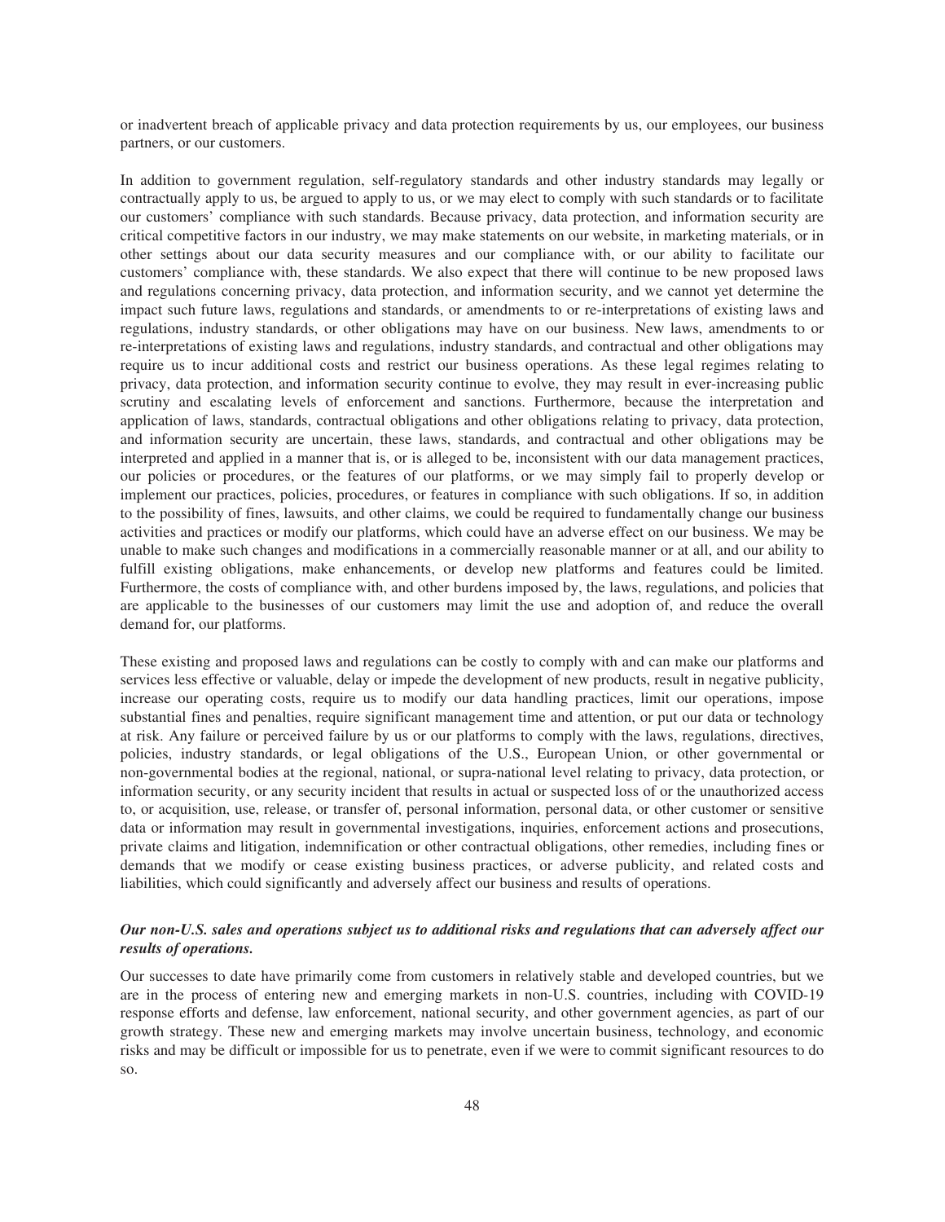or inadvertent breach of applicable privacy and data protection requirements by us, our employees, our business partners, or our customers.

In addition to government regulation, self-regulatory standards and other industry standards may legally or contractually apply to us, be argued to apply to us, or we may elect to comply with such standards or to facilitate our customers' compliance with such standards. Because privacy, data protection, and information security are critical competitive factors in our industry, we may make statements on our website, in marketing materials, or in other settings about our data security measures and our compliance with, or our ability to facilitate our customers' compliance with, these standards. We also expect that there will continue to be new proposed laws and regulations concerning privacy, data protection, and information security, and we cannot yet determine the impact such future laws, regulations and standards, or amendments to or re-interpretations of existing laws and regulations, industry standards, or other obligations may have on our business. New laws, amendments to or re-interpretations of existing laws and regulations, industry standards, and contractual and other obligations may require us to incur additional costs and restrict our business operations. As these legal regimes relating to privacy, data protection, and information security continue to evolve, they may result in ever-increasing public scrutiny and escalating levels of enforcement and sanctions. Furthermore, because the interpretation and application of laws, standards, contractual obligations and other obligations relating to privacy, data protection, and information security are uncertain, these laws, standards, and contractual and other obligations may be interpreted and applied in a manner that is, or is alleged to be, inconsistent with our data management practices, our policies or procedures, or the features of our platforms, or we may simply fail to properly develop or implement our practices, policies, procedures, or features in compliance with such obligations. If so, in addition to the possibility of fines, lawsuits, and other claims, we could be required to fundamentally change our business activities and practices or modify our platforms, which could have an adverse effect on our business. We may be unable to make such changes and modifications in a commercially reasonable manner or at all, and our ability to fulfill existing obligations, make enhancements, or develop new platforms and features could be limited. Furthermore, the costs of compliance with, and other burdens imposed by, the laws, regulations, and policies that are applicable to the businesses of our customers may limit the use and adoption of, and reduce the overall demand for, our platforms.

These existing and proposed laws and regulations can be costly to comply with and can make our platforms and services less effective or valuable, delay or impede the development of new products, result in negative publicity, increase our operating costs, require us to modify our data handling practices, limit our operations, impose substantial fines and penalties, require significant management time and attention, or put our data or technology at risk. Any failure or perceived failure by us or our platforms to comply with the laws, regulations, directives, policies, industry standards, or legal obligations of the U.S., European Union, or other governmental or non-governmental bodies at the regional, national, or supra-national level relating to privacy, data protection, or information security, or any security incident that results in actual or suspected loss of or the unauthorized access to, or acquisition, use, release, or transfer of, personal information, personal data, or other customer or sensitive data or information may result in governmental investigations, inquiries, enforcement actions and prosecutions, private claims and litigation, indemnification or other contractual obligations, other remedies, including fines or demands that we modify or cease existing business practices, or adverse publicity, and related costs and liabilities, which could significantly and adversely affect our business and results of operations.

***Our non-U.S. sales and operations subject us to additional risks and regulations that can adversely affect our results of operations.***

Our successes to date have primarily come from customers in relatively stable and developed countries, but we are in the process of entering new and emerging markets in non-U.S. countries, including with COVID-19 response efforts and defense, law enforcement, national security, and other government agencies, as part of our growth strategy. These new and emerging markets may involve uncertain business, technology, and economic risks and may be difficult or impossible for us to penetrate, even if we were to commit significant resources to do so.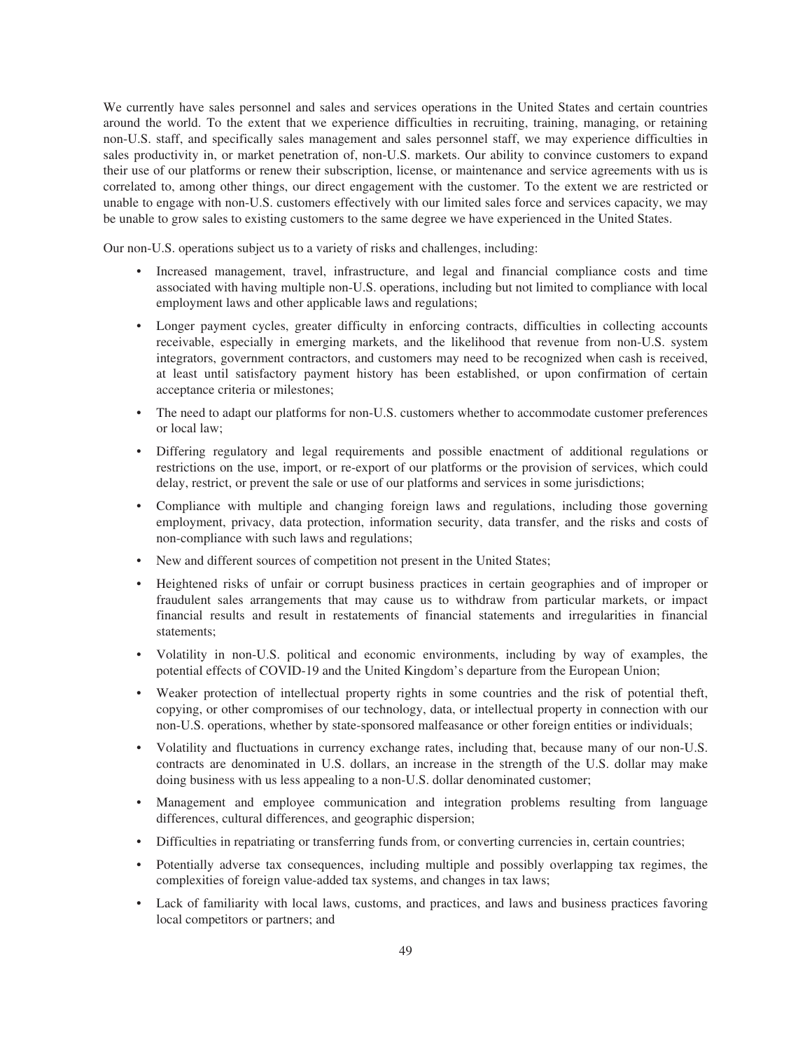We currently have sales personnel and sales and services operations in the United States and certain countries around the world. To the extent that we experience difficulties in recruiting, training, managing, or retaining non-U.S. staff, and specifically sales management and sales personnel staff, we may experience difficulties in sales productivity in, or market penetration of, non-U.S. markets. Our ability to convince customers to expand their use of our platforms or renew their subscription, license, or maintenance and service agreements with us is correlated to, among other things, our direct engagement with the customer. To the extent we are restricted or unable to engage with non-U.S. customers effectively with our limited sales force and services capacity, we may be unable to grow sales to existing customers to the same degree we have experienced in the United States.

Our non-U.S. operations subject us to a variety of risks and challenges, including:

- Increased management, travel, infrastructure, and legal and financial compliance costs and time associated with having multiple non-U.S. operations, including but not limited to compliance with local employment laws and other applicable laws and regulations;
- Longer payment cycles, greater difficulty in enforcing contracts, difficulties in collecting accounts receivable, especially in emerging markets, and the likelihood that revenue from non-U.S. system integrators, government contractors, and customers may need to be recognized when cash is received, at least until satisfactory payment history has been established, or upon confirmation of certain acceptance criteria or milestones;
- The need to adapt our platforms for non-U.S. customers whether to accommodate customer preferences or local law;
- Differing regulatory and legal requirements and possible enactment of additional regulations or restrictions on the use, import, or re-export of our platforms or the provision of services, which could delay, restrict, or prevent the sale or use of our platforms and services in some jurisdictions;
- Compliance with multiple and changing foreign laws and regulations, including those governing employment, privacy, data protection, information security, data transfer, and the risks and costs of non-compliance with such laws and regulations;
- New and different sources of competition not present in the United States;
- Heightened risks of unfair or corrupt business practices in certain geographies and of improper or fraudulent sales arrangements that may cause us to withdraw from particular markets, or impact financial results and result in restatements of financial statements and irregularities in financial statements;
- Volatility in non-U.S. political and economic environments, including by way of examples, the potential effects of COVID-19 and the United Kingdom's departure from the European Union;
- Weaker protection of intellectual property rights in some countries and the risk of potential theft, copying, or other compromises of our technology, data, or intellectual property in connection with our non-U.S. operations, whether by state-sponsored malfeasance or other foreign entities or individuals;
- Volatility and fluctuations in currency exchange rates, including that, because many of our non-U.S. contracts are denominated in U.S. dollars, an increase in the strength of the U.S. dollar may make doing business with us less appealing to a non-U.S. dollar denominated customer;
- Management and employee communication and integration problems resulting from language differences, cultural differences, and geographic dispersion;
- Difficulties in repatriating or transferring funds from, or converting currencies in, certain countries;
- Potentially adverse tax consequences, including multiple and possibly overlapping tax regimes, the complexities of foreign value-added tax systems, and changes in tax laws;
- Lack of familiarity with local laws, customs, and practices, and laws and business practices favoring local competitors or partners; and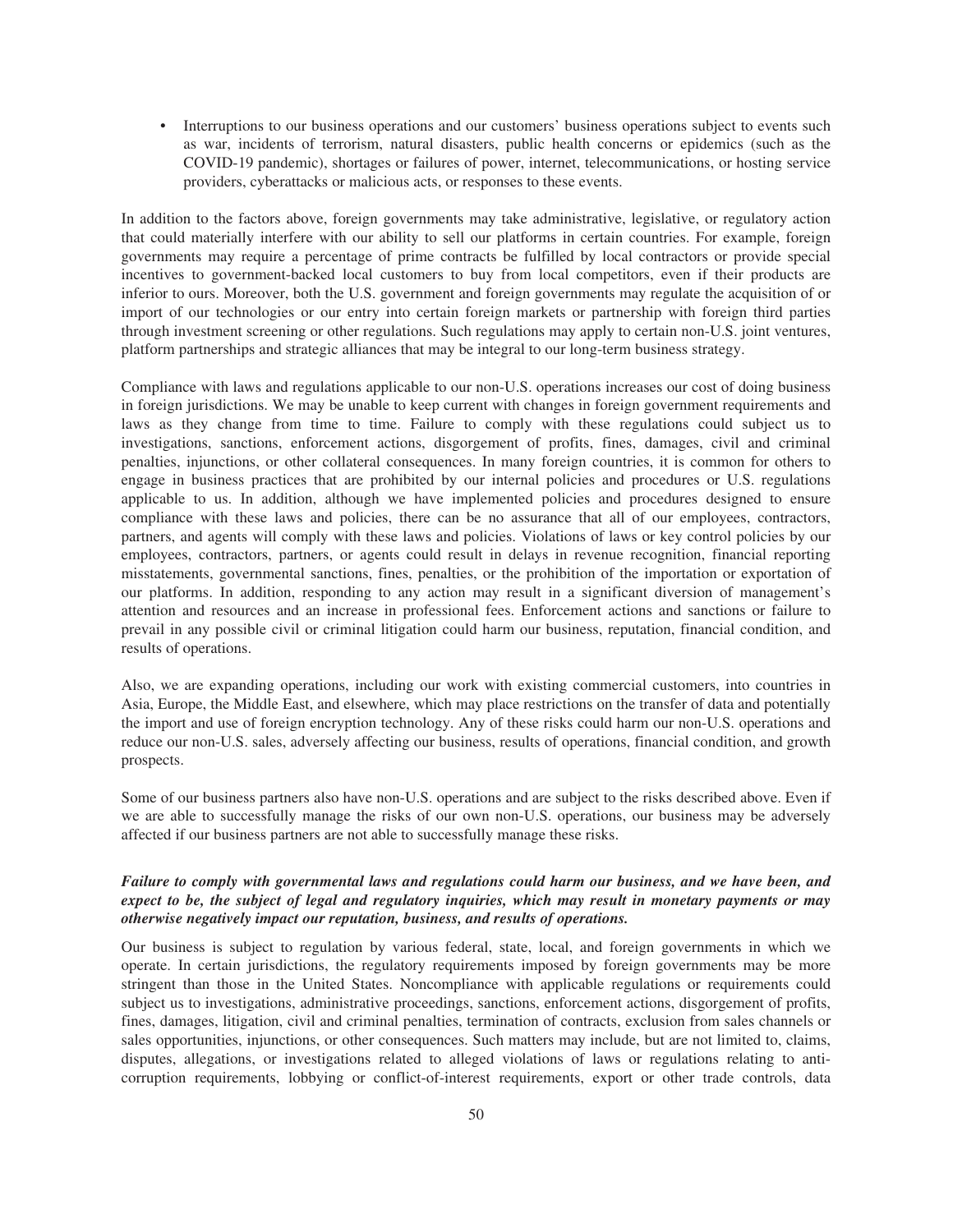- Interruptions to our business operations and our customers' business operations subject to events such as war, incidents of terrorism, natural disasters, public health concerns or epidemics (such as the COVID-19 pandemic), shortages or failures of power, internet, telecommunications, or hosting service providers, cyberattacks or malicious acts, or responses to these events.

In addition to the factors above, foreign governments may take administrative, legislative, or regulatory action that could materially interfere with our ability to sell our platforms in certain countries. For example, foreign governments may require a percentage of prime contracts be fulfilled by local contractors or provide special incentives to government-backed local customers to buy from local competitors, even if their products are inferior to ours. Moreover, both the U.S. government and foreign governments may regulate the acquisition of or import of our technologies or our entry into certain foreign markets or partnership with foreign third parties through investment screening or other regulations. Such regulations may apply to certain non-U.S. joint ventures, platform partnerships and strategic alliances that may be integral to our long-term business strategy.

Compliance with laws and regulations applicable to our non-U.S. operations increases our cost of doing business in foreign jurisdictions. We may be unable to keep current with changes in foreign government requirements and laws as they change from time to time. Failure to comply with these regulations could subject us to investigations, sanctions, enforcement actions, disgorgement of profits, fines, damages, civil and criminal penalties, injunctions, or other collateral consequences. In many foreign countries, it is common for others to engage in business practices that are prohibited by our internal policies and procedures or U.S. regulations applicable to us. In addition, although we have implemented policies and procedures designed to ensure compliance with these laws and policies, there can be no assurance that all of our employees, contractors, partners, and agents will comply with these laws and policies. Violations of laws or key control policies by our employees, contractors, partners, or agents could result in delays in revenue recognition, financial reporting misstatements, governmental sanctions, fines, penalties, or the prohibition of the importation or exportation of our platforms. In addition, responding to any action may result in a significant diversion of management's attention and resources and an increase in professional fees. Enforcement actions and sanctions or failure to prevail in any possible civil or criminal litigation could harm our business, reputation, financial condition, and results of operations.

Also, we are expanding operations, including our work with existing commercial customers, into countries in Asia, Europe, the Middle East, and elsewhere, which may place restrictions on the transfer of data and potentially the import and use of foreign encryption technology. Any of these risks could harm our non-U.S. operations and reduce our non-U.S. sales, adversely affecting our business, results of operations, financial condition, and growth prospects.

Some of our business partners also have non-U.S. operations and are subject to the risks described above. Even if we are able to successfully manage the risks of our own non-U.S. operations, our business may be adversely affected if our business partners are not able to successfully manage these risks.

***Failure to comply with governmental laws and regulations could harm our business, and we have been, and expect to be, the subject of legal and regulatory inquiries, which may result in monetary payments or may otherwise negatively impact our reputation, business, and results of operations.***

Our business is subject to regulation by various federal, state, local, and foreign governments in which we operate. In certain jurisdictions, the regulatory requirements imposed by foreign governments may be more stringent than those in the United States. Noncompliance with applicable regulations or requirements could subject us to investigations, administrative proceedings, sanctions, enforcement actions, disgorgement of profits, fines, damages, litigation, civil and criminal penalties, termination of contracts, exclusion from sales channels or sales opportunities, injunctions, or other consequences. Such matters may include, but are not limited to, claims, disputes, allegations, or investigations related to alleged violations of laws or regulations relating to anti-corruption requirements, lobbying or conflict-of-interest requirements, export or other trade controls, data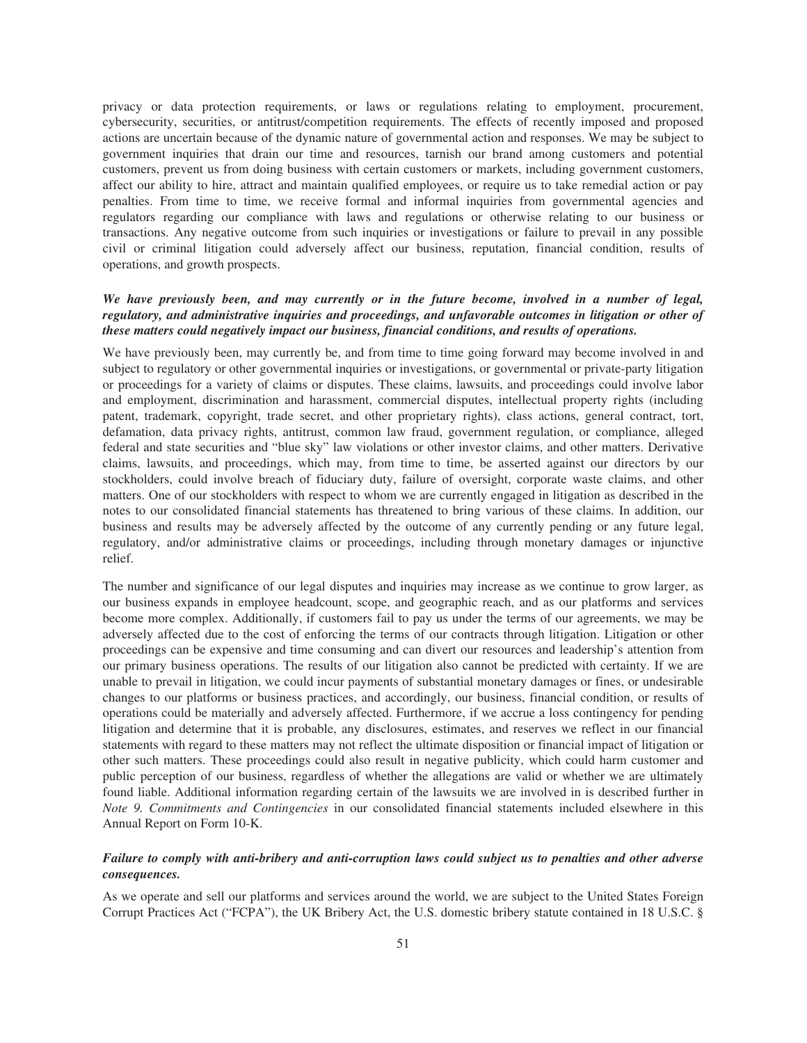privacy or data protection requirements, or laws or regulations relating to employment, procurement, cybersecurity, securities, or antitrust/competition requirements. The effects of recently imposed and proposed actions are uncertain because of the dynamic nature of governmental action and responses. We may be subject to government inquiries that drain our time and resources, tarnish our brand among customers and potential customers, prevent us from doing business with certain customers or markets, including government customers, affect our ability to hire, attract and maintain qualified employees, or require us to take remedial action or pay penalties. From time to time, we receive formal and informal inquiries from governmental agencies and regulators regarding our compliance with laws and regulations or otherwise relating to our business or transactions. Any negative outcome from such inquiries or investigations or failure to prevail in any possible civil or criminal litigation could adversely affect our business, reputation, financial condition, results of operations, and growth prospects.

***We have previously been, and may currently or in the future become, involved in a number of legal, regulatory, and administrative inquiries and proceedings, and unfavorable outcomes in litigation or other of these matters could negatively impact our business, financial conditions, and results of operations.***

We have previously been, may currently be, and from time to time going forward may become involved in and subject to regulatory or other governmental inquiries or investigations, or governmental or private-party litigation or proceedings for a variety of claims or disputes. These claims, lawsuits, and proceedings could involve labor and employment, discrimination and harassment, commercial disputes, intellectual property rights (including patent, trademark, copyright, trade secret, and other proprietary rights), class actions, general contract, tort, defamation, data privacy rights, antitrust, common law fraud, government regulation, or compliance, alleged federal and state securities and "blue sky" law violations or other investor claims, and other matters. Derivative claims, lawsuits, and proceedings, which may, from time to time, be asserted against our directors by our stockholders, could involve breach of fiduciary duty, failure of oversight, corporate waste claims, and other matters. One of our stockholders with respect to whom we are currently engaged in litigation as described in the notes to our consolidated financial statements has threatened to bring various of these claims. In addition, our business and results may be adversely affected by the outcome of any currently pending or any future legal, regulatory, and/or administrative claims or proceedings, including through monetary damages or injunctive relief.

The number and significance of our legal disputes and inquiries may increase as we continue to grow larger, as our business expands in employee headcount, scope, and geographic reach, and as our platforms and services become more complex. Additionally, if customers fail to pay us under the terms of our agreements, we may be adversely affected due to the cost of enforcing the terms of our contracts through litigation. Litigation or other proceedings can be expensive and time consuming and can divert our resources and leadership's attention from our primary business operations. The results of our litigation also cannot be predicted with certainty. If we are unable to prevail in litigation, we could incur payments of substantial monetary damages or fines, or undesirable changes to our platforms or business practices, and accordingly, our business, financial condition, or results of operations could be materially and adversely affected. Furthermore, if we accrue a loss contingency for pending litigation and determine that it is probable, any disclosures, estimates, and reserves we reflect in our financial statements with regard to these matters may not reflect the ultimate disposition or financial impact of litigation or other such matters. These proceedings could also result in negative publicity, which could harm customer and public perception of our business, regardless of whether the allegations are valid or whether we are ultimately found liable. Additional information regarding certain of the lawsuits we are involved in is described further in *Note 9. Commitments and Contingencies* in our consolidated financial statements included elsewhere in this Annual Report on Form 10-K.

***Failure to comply with anti-bribery and anti-corruption laws could subject us to penalties and other adverse consequences.***

As we operate and sell our platforms and services around the world, we are subject to the United States Foreign Corrupt Practices Act ("FCPA"), the UK Bribery Act, the U.S. domestic bribery statute contained in 18 U.S.C. §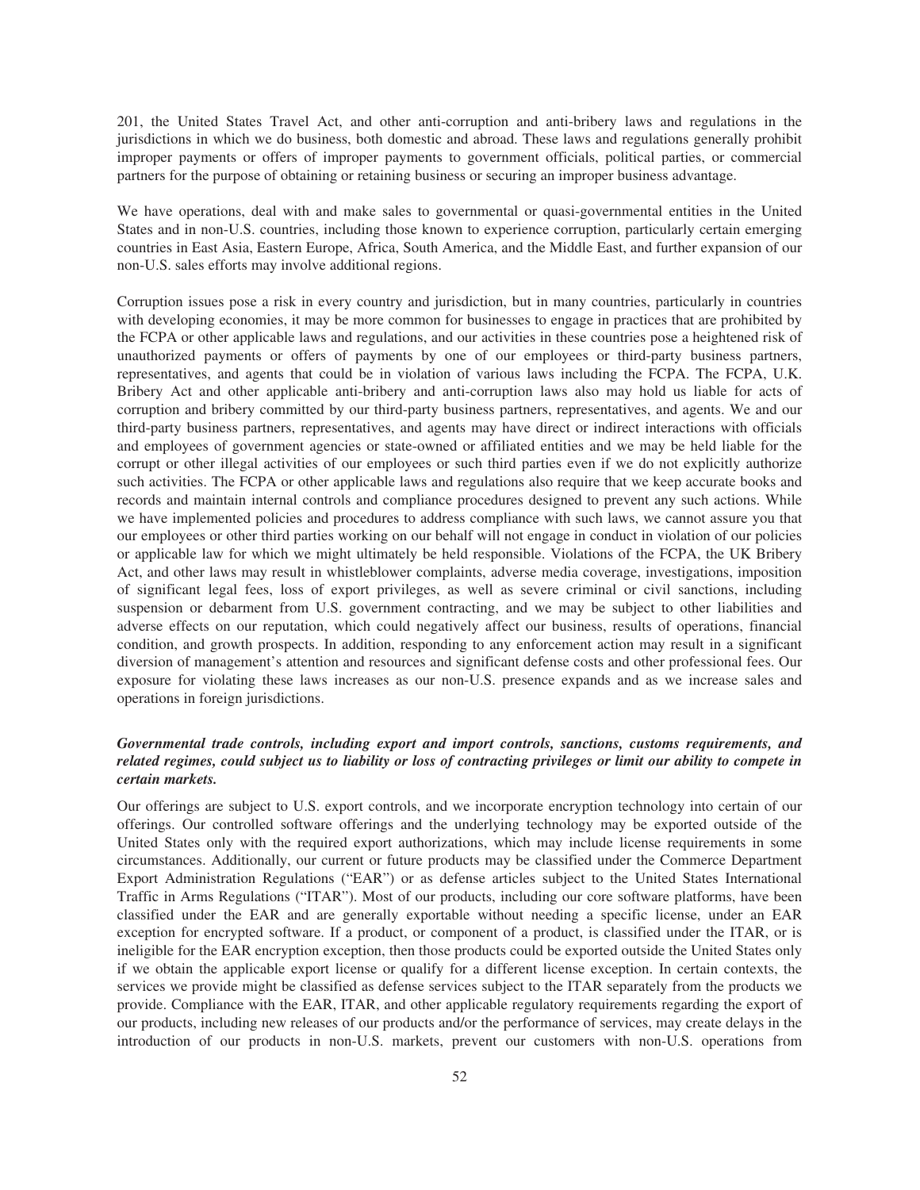201, the United States Travel Act, and other anti-corruption and anti-bribery laws and regulations in the jurisdictions in which we do business, both domestic and abroad. These laws and regulations generally prohibit improper payments or offers of improper payments to government officials, political parties, or commercial partners for the purpose of obtaining or retaining business or securing an improper business advantage.

We have operations, deal with and make sales to governmental or quasi-governmental entities in the United States and in non-U.S. countries, including those known to experience corruption, particularly certain emerging countries in East Asia, Eastern Europe, Africa, South America, and the Middle East, and further expansion of our non-U.S. sales efforts may involve additional regions.

Corruption issues pose a risk in every country and jurisdiction, but in many countries, particularly in countries with developing economies, it may be more common for businesses to engage in practices that are prohibited by the FCPA or other applicable laws and regulations, and our activities in these countries pose a heightened risk of unauthorized payments or offers of payments by one of our employees or third-party business partners, representatives, and agents that could be in violation of various laws including the FCPA. The FCPA, U.K. Bribery Act and other applicable anti-bribery and anti-corruption laws also may hold us liable for acts of corruption and bribery committed by our third-party business partners, representatives, and agents. We and our third-party business partners, representatives, and agents may have direct or indirect interactions with officials and employees of government agencies or state-owned or affiliated entities and we may be held liable for the corrupt or other illegal activities of our employees or such third parties even if we do not explicitly authorize such activities. The FCPA or other applicable laws and regulations also require that we keep accurate books and records and maintain internal controls and compliance procedures designed to prevent any such actions. While we have implemented policies and procedures to address compliance with such laws, we cannot assure you that our employees or other third parties working on our behalf will not engage in conduct in violation of our policies or applicable law for which we might ultimately be held responsible. Violations of the FCPA, the UK Bribery Act, and other laws may result in whistleblower complaints, adverse media coverage, investigations, imposition of significant legal fees, loss of export privileges, as well as severe criminal or civil sanctions, including suspension or debarment from U.S. government contracting, and we may be subject to other liabilities and adverse effects on our reputation, which could negatively affect our business, results of operations, financial condition, and growth prospects. In addition, responding to any enforcement action may result in a significant diversion of management's attention and resources and significant defense costs and other professional fees. Our exposure for violating these laws increases as our non-U.S. presence expands and as we increase sales and operations in foreign jurisdictions.

***Governmental trade controls, including export and import controls, sanctions, customs requirements, and related regimes, could subject us to liability or loss of contracting privileges or limit our ability to compete in certain markets.***

Our offerings are subject to U.S. export controls, and we incorporate encryption technology into certain of our offerings. Our controlled software offerings and the underlying technology may be exported outside of the United States only with the required export authorizations, which may include license requirements in some circumstances. Additionally, our current or future products may be classified under the Commerce Department Export Administration Regulations ("EAR") or as defense articles subject to the United States International Traffic in Arms Regulations ("ITAR"). Most of our products, including our core software platforms, have been classified under the EAR and are generally exportable without needing a specific license, under an EAR exception for encrypted software. If a product, or component of a product, is classified under the ITAR, or is ineligible for the EAR encryption exception, then those products could be exported outside the United States only if we obtain the applicable export license or qualify for a different license exception. In certain contexts, the services we provide might be classified as defense services subject to the ITAR separately from the products we provide. Compliance with the EAR, ITAR, and other applicable regulatory requirements regarding the export of our products, including new releases of our products and/or the performance of services, may create delays in the introduction of our products in non-U.S. markets, prevent our customers with non-U.S. operations from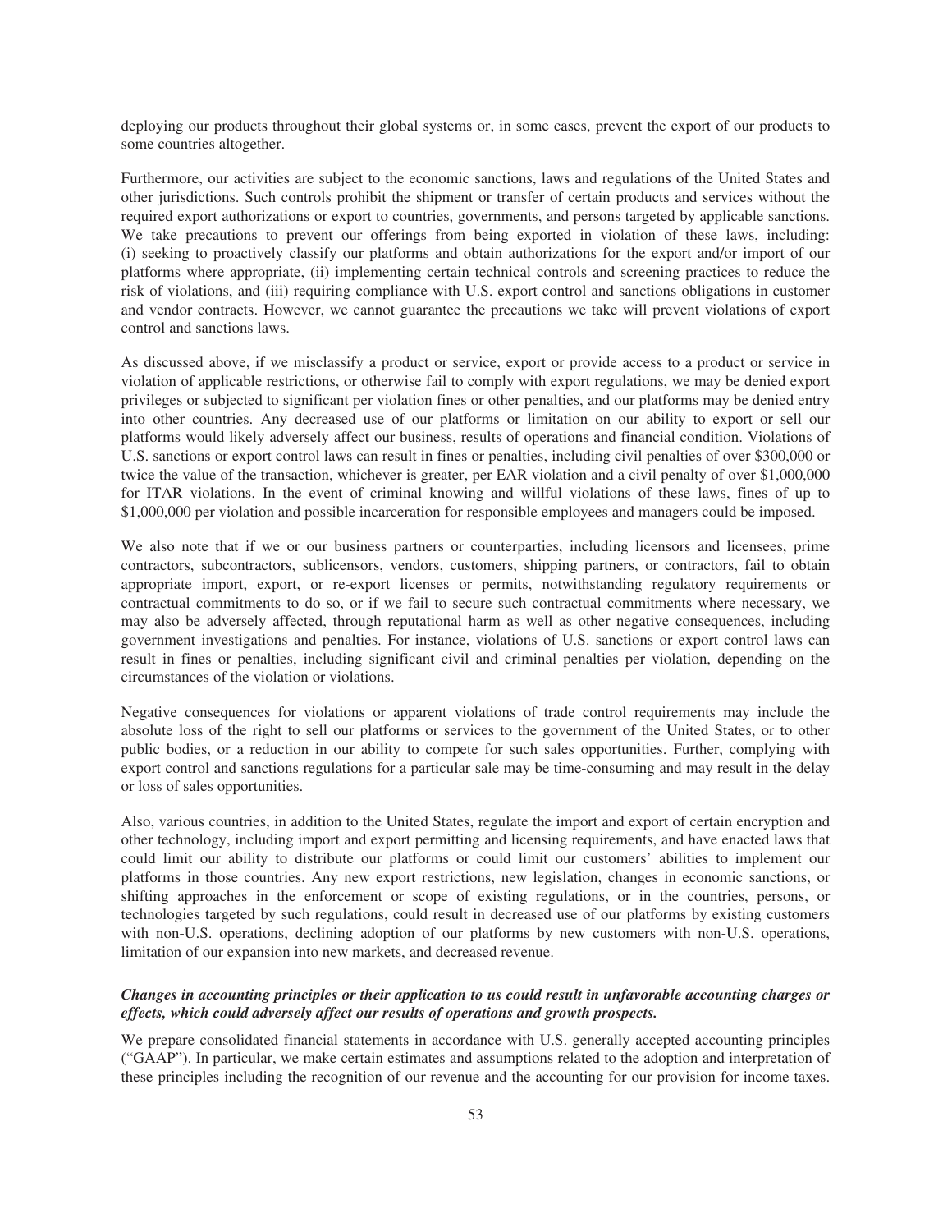deploying our products throughout their global systems or, in some cases, prevent the export of our products to some countries altogether.

Furthermore, our activities are subject to the economic sanctions, laws and regulations of the United States and other jurisdictions. Such controls prohibit the shipment or transfer of certain products and services without the required export authorizations or export to countries, governments, and persons targeted by applicable sanctions. We take precautions to prevent our offerings from being exported in violation of these laws, including: (i) seeking to proactively classify our platforms and obtain authorizations for the export and/or import of our platforms where appropriate, (ii) implementing certain technical controls and screening practices to reduce the risk of violations, and (iii) requiring compliance with U.S. export control and sanctions obligations in customer and vendor contracts. However, we cannot guarantee the precautions we take will prevent violations of export control and sanctions laws.

As discussed above, if we misclassify a product or service, export or provide access to a product or service in violation of applicable restrictions, or otherwise fail to comply with export regulations, we may be denied export privileges or subjected to significant per violation fines or other penalties, and our platforms may be denied entry into other countries. Any decreased use of our platforms or limitation on our ability to export or sell our platforms would likely adversely affect our business, results of operations and financial condition. Violations of U.S. sanctions or export control laws can result in fines or penalties, including civil penalties of over $300,000 or twice the value of the transaction, whichever is greater, per EAR violation and a civil penalty of over $1,000,000 for ITAR violations. In the event of criminal knowing and willful violations of these laws, fines of up to $1,000,000 per violation and possible incarceration for responsible employees and managers could be imposed.

We also note that if we or our business partners or counterparties, including licensors and licensees, prime contractors, subcontractors, sublicensors, vendors, customers, shipping partners, or contractors, fail to obtain appropriate import, export, or re-export licenses or permits, notwithstanding regulatory requirements or contractual commitments to do so, or if we fail to secure such contractual commitments where necessary, we may also be adversely affected, through reputational harm as well as other negative consequences, including government investigations and penalties. For instance, violations of U.S. sanctions or export control laws can result in fines or penalties, including significant civil and criminal penalties per violation, depending on the circumstances of the violation or violations.

Negative consequences for violations or apparent violations of trade control requirements may include the absolute loss of the right to sell our platforms or services to the government of the United States, or to other public bodies, or a reduction in our ability to compete for such sales opportunities. Further, complying with export control and sanctions regulations for a particular sale may be time-consuming and may result in the delay or loss of sales opportunities.

Also, various countries, in addition to the United States, regulate the import and export of certain encryption and other technology, including import and export permitting and licensing requirements, and have enacted laws that could limit our ability to distribute our platforms or could limit our customers' abilities to implement our platforms in those countries. Any new export restrictions, new legislation, changes in economic sanctions, or shifting approaches in the enforcement or scope of existing regulations, or in the countries, persons, or technologies targeted by such regulations, could result in decreased use of our platforms by existing customers with non-U.S. operations, declining adoption of our platforms by new customers with non-U.S. operations, limitation of our expansion into new markets, and decreased revenue.

***Changes in accounting principles or their application to us could result in unfavorable accounting charges or effects, which could adversely affect our results of operations and growth prospects.***

We prepare consolidated financial statements in accordance with U.S. generally accepted accounting principles ("GAAP"). In particular, we make certain estimates and assumptions related to the adoption and interpretation of these principles including the recognition of our revenue and the accounting for our provision for income taxes.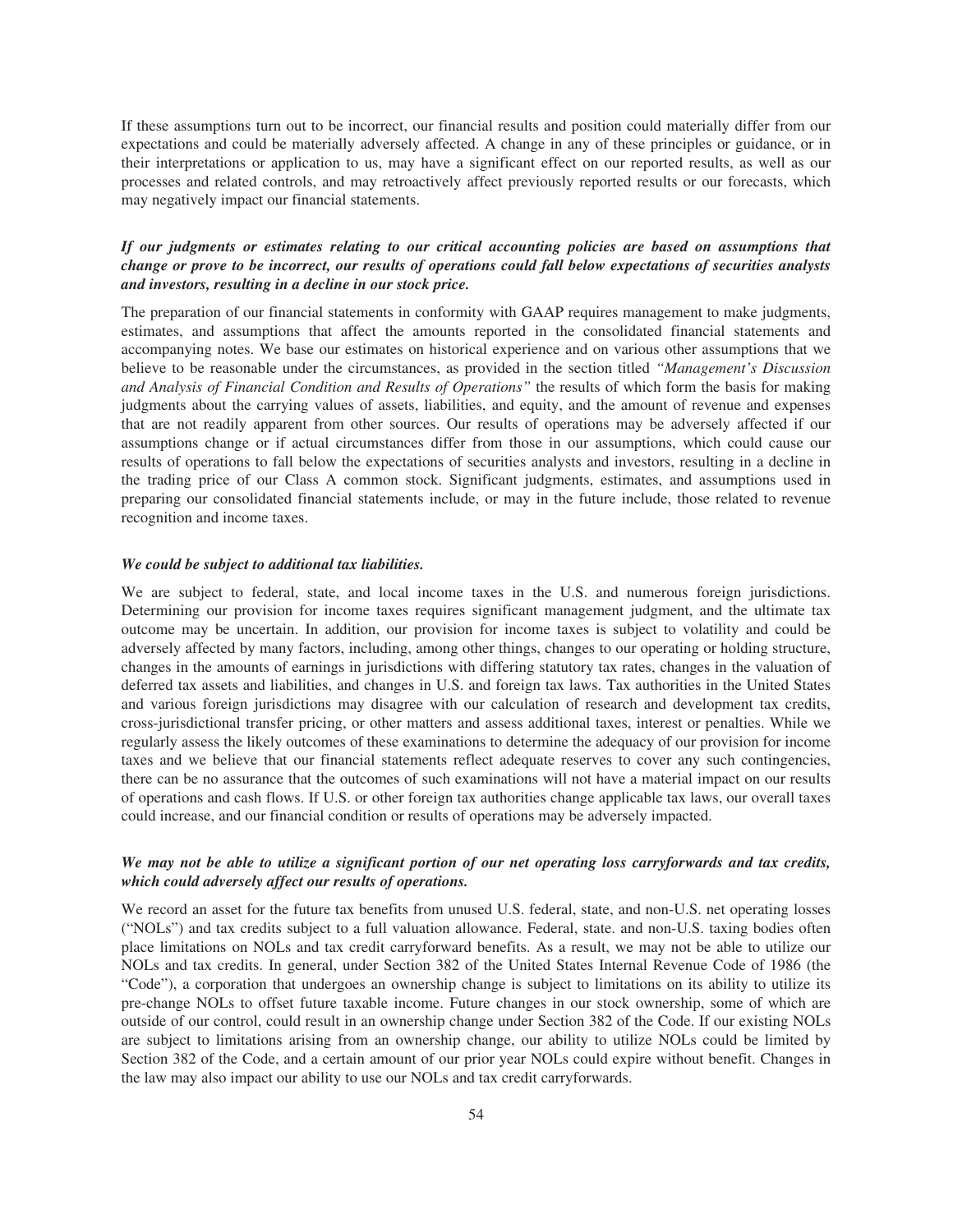If these assumptions turn out to be incorrect, our financial results and position could materially differ from our expectations and could be materially adversely affected. A change in any of these principles or guidance, or in their interpretations or application to us, may have a significant effect on our reported results, as well as our processes and related controls, and may retroactively affect previously reported results or our forecasts, which may negatively impact our financial statements.

***If our judgments or estimates relating to our critical accounting policies are based on assumptions that change or prove to be incorrect, our results of operations could fall below expectations of securities analysts and investors, resulting in a decline in our stock price.***

The preparation of our financial statements in conformity with GAAP requires management to make judgments, estimates, and assumptions that affect the amounts reported in the consolidated financial statements and accompanying notes. We base our estimates on historical experience and on various other assumptions that we believe to be reasonable under the circumstances, as provided in the section titled *"Management's Discussion and Analysis of Financial Condition and Results of Operations"* the results of which form the basis for making judgments about the carrying values of assets, liabilities, and equity, and the amount of revenue and expenses that are not readily apparent from other sources. Our results of operations may be adversely affected if our assumptions change or if actual circumstances differ from those in our assumptions, which could cause our results of operations to fall below the expectations of securities analysts and investors, resulting in a decline in the trading price of our Class A common stock. Significant judgments, estimates, and assumptions used in preparing our consolidated financial statements include, or may in the future include, those related to revenue recognition and income taxes.

***We could be subject to additional tax liabilities.***

We are subject to federal, state, and local income taxes in the U.S. and numerous foreign jurisdictions. Determining our provision for income taxes requires significant management judgment, and the ultimate tax outcome may be uncertain. In addition, our provision for income taxes is subject to volatility and could be adversely affected by many factors, including, among other things, changes to our operating or holding structure, changes in the amounts of earnings in jurisdictions with differing statutory tax rates, changes in the valuation of deferred tax assets and liabilities, and changes in U.S. and foreign tax laws. Tax authorities in the United States and various foreign jurisdictions may disagree with our calculation of research and development tax credits, cross-jurisdictional transfer pricing, or other matters and assess additional taxes, interest or penalties. While we regularly assess the likely outcomes of these examinations to determine the adequacy of our provision for income taxes and we believe that our financial statements reflect adequate reserves to cover any such contingencies, there can be no assurance that the outcomes of such examinations will not have a material impact on our results of operations and cash flows. If U.S. or other foreign tax authorities change applicable tax laws, our overall taxes could increase, and our financial condition or results of operations may be adversely impacted.

***We may not be able to utilize a significant portion of our net operating loss carryforwards and tax credits, which could adversely affect our results of operations.***

We record an asset for the future tax benefits from unused U.S. federal, state, and non-U.S. net operating losses ("NOLs") and tax credits subject to a full valuation allowance. Federal, state. and non-U.S. taxing bodies often place limitations on NOLs and tax credit carryforward benefits. As a result, we may not be able to utilize our NOLs and tax credits. In general, under Section 382 of the United States Internal Revenue Code of 1986 (the "Code"), a corporation that undergoes an ownership change is subject to limitations on its ability to utilize its pre-change NOLs to offset future taxable income. Future changes in our stock ownership, some of which are outside of our control, could result in an ownership change under Section 382 of the Code. If our existing NOLs are subject to limitations arising from an ownership change, our ability to utilize NOLs could be limited by Section 382 of the Code, and a certain amount of our prior year NOLs could expire without benefit. Changes in the law may also impact our ability to use our NOLs and tax credit carryforwards.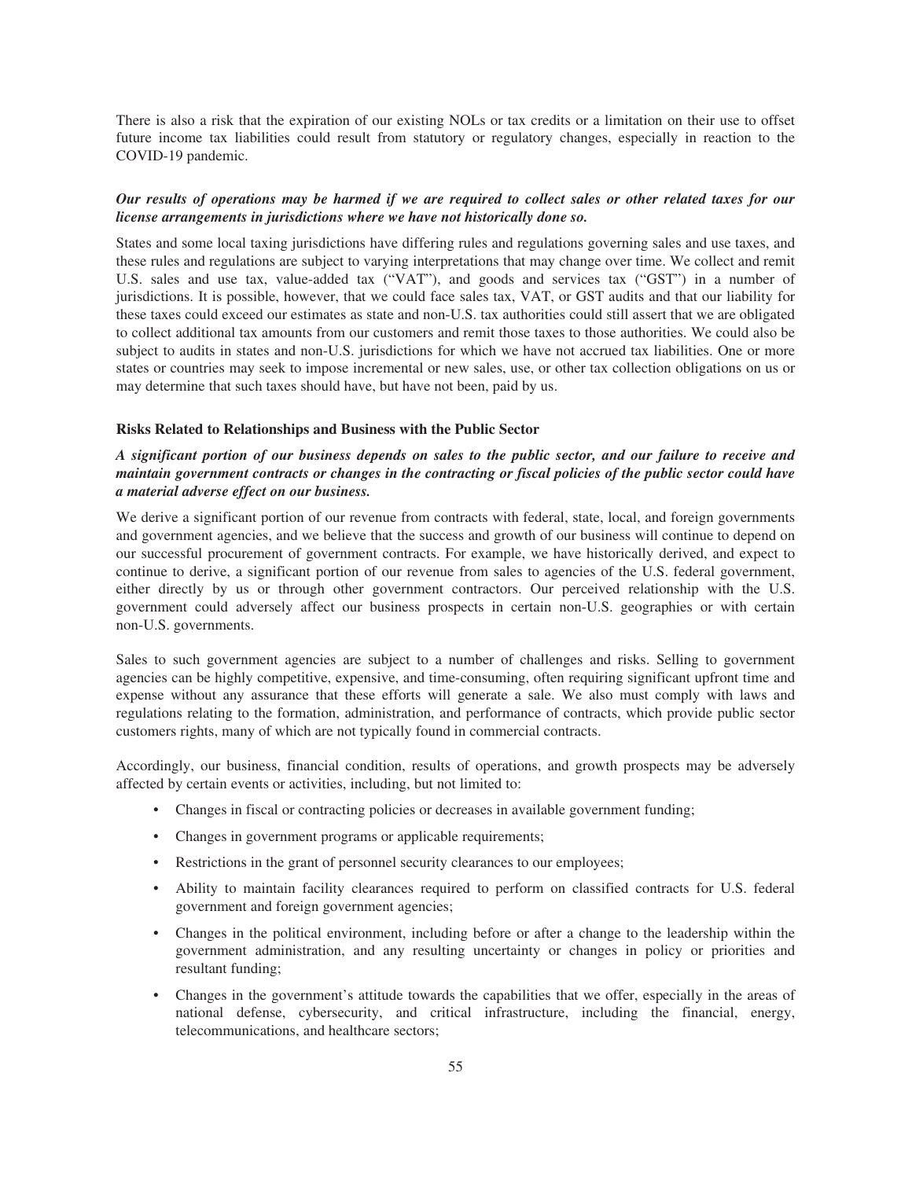There is also a risk that the expiration of our existing NOLs or tax credits or a limitation on their use to offset future income tax liabilities could result from statutory or regulatory changes, especially in reaction to the COVID-19 pandemic.

***Our results of operations may be harmed if we are required to collect sales or other related taxes for our license arrangements in jurisdictions where we have not historically done so.***

States and some local taxing jurisdictions have differing rules and regulations governing sales and use taxes, and these rules and regulations are subject to varying interpretations that may change over time. We collect and remit U.S. sales and use tax, value-added tax ("VAT"), and goods and services tax ("GST") in a number of jurisdictions. It is possible, however, that we could face sales tax, VAT, or GST audits and that our liability for these taxes could exceed our estimates as state and non-U.S. tax authorities could still assert that we are obligated to collect additional tax amounts from our customers and remit those taxes to those authorities. We could also be subject to audits in states and non-U.S. jurisdictions for which we have not accrued tax liabilities. One or more states or countries may seek to impose incremental or new sales, use, or other tax collection obligations on us or may determine that such taxes should have, but have not been, paid by us.

**Risks Related to Relationships and Business with the Public Sector**

***A significant portion of our business depends on sales to the public sector, and our failure to receive and maintain government contracts or changes in the contracting or fiscal policies of the public sector could have a material adverse effect on our business.***

We derive a significant portion of our revenue from contracts with federal, state, local, and foreign governments and government agencies, and we believe that the success and growth of our business will continue to depend on our successful procurement of government contracts. For example, we have historically derived, and expect to continue to derive, a significant portion of our revenue from sales to agencies of the U.S. federal government, either directly by us or through other government contractors. Our perceived relationship with the U.S. government could adversely affect our business prospects in certain non-U.S. geographies or with certain non-U.S. governments.

Sales to such government agencies are subject to a number of challenges and risks. Selling to government agencies can be highly competitive, expensive, and time-consuming, often requiring significant upfront time and expense without any assurance that these efforts will generate a sale. We also must comply with laws and regulations relating to the formation, administration, and performance of contracts, which provide public sector customers rights, many of which are not typically found in commercial contracts.

Accordingly, our business, financial condition, results of operations, and growth prospects may be adversely affected by certain events or activities, including, but not limited to:

- Changes in fiscal or contracting policies or decreases in available government funding;
- Changes in government programs or applicable requirements;
- Restrictions in the grant of personnel security clearances to our employees;
- Ability to maintain facility clearances required to perform on classified contracts for U.S. federal government and foreign government agencies;
- Changes in the political environment, including before or after a change to the leadership within the government administration, and any resulting uncertainty or changes in policy or priorities and resultant funding;
- Changes in the government's attitude towards the capabilities that we offer, especially in the areas of national defense, cybersecurity, and critical infrastructure, including the financial, energy, telecommunications, and healthcare sectors;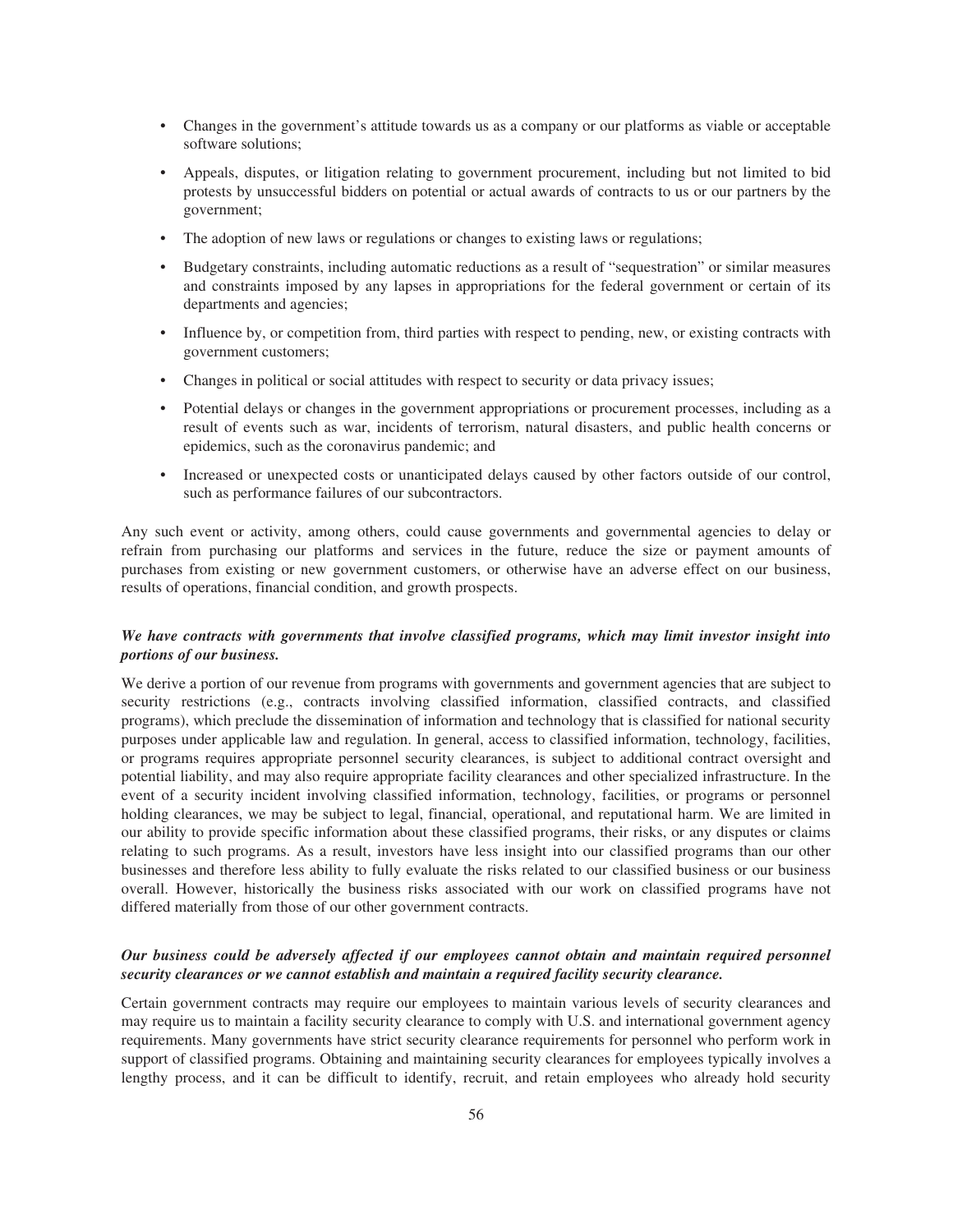- Changes in the government's attitude towards us as a company or our platforms as viable or acceptable software solutions;
- Appeals, disputes, or litigation relating to government procurement, including but not limited to bid protests by unsuccessful bidders on potential or actual awards of contracts to us or our partners by the government;
- The adoption of new laws or regulations or changes to existing laws or regulations;
- Budgetary constraints, including automatic reductions as a result of "sequestration" or similar measures and constraints imposed by any lapses in appropriations for the federal government or certain of its departments and agencies;
- Influence by, or competition from, third parties with respect to pending, new, or existing contracts with government customers;
- Changes in political or social attitudes with respect to security or data privacy issues;
- Potential delays or changes in the government appropriations or procurement processes, including as a result of events such as war, incidents of terrorism, natural disasters, and public health concerns or epidemics, such as the coronavirus pandemic; and
- Increased or unexpected costs or unanticipated delays caused by other factors outside of our control, such as performance failures of our subcontractors.

Any such event or activity, among others, could cause governments and governmental agencies to delay or refrain from purchasing our platforms and services in the future, reduce the size or payment amounts of purchases from existing or new government customers, or otherwise have an adverse effect on our business, results of operations, financial condition, and growth prospects.

***We have contracts with governments that involve classified programs, which may limit investor insight into portions of our business.***

We derive a portion of our revenue from programs with governments and government agencies that are subject to security restrictions (e.g., contracts involving classified information, classified contracts, and classified programs), which preclude the dissemination of information and technology that is classified for national security purposes under applicable law and regulation. In general, access to classified information, technology, facilities, or programs requires appropriate personnel security clearances, is subject to additional contract oversight and potential liability, and may also require appropriate facility clearances and other specialized infrastructure. In the event of a security incident involving classified information, technology, facilities, or programs or personnel holding clearances, we may be subject to legal, financial, operational, and reputational harm. We are limited in our ability to provide specific information about these classified programs, their risks, or any disputes or claims relating to such programs. As a result, investors have less insight into our classified programs than our other businesses and therefore less ability to fully evaluate the risks related to our classified business or our business overall. However, historically the business risks associated with our work on classified programs have not differed materially from those of our other government contracts.

***Our business could be adversely affected if our employees cannot obtain and maintain required personnel security clearances or we cannot establish and maintain a required facility security clearance.***

Certain government contracts may require our employees to maintain various levels of security clearances and may require us to maintain a facility security clearance to comply with U.S. and international government agency requirements. Many governments have strict security clearance requirements for personnel who perform work in support of classified programs. Obtaining and maintaining security clearances for employees typically involves a lengthy process, and it can be difficult to identify, recruit, and retain employees who already hold security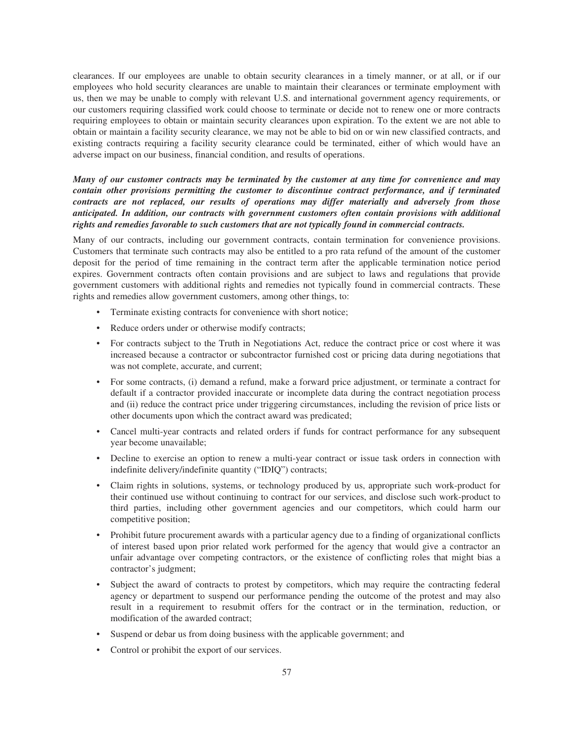clearances. If our employees are unable to obtain security clearances in a timely manner, or at all, or if our employees who hold security clearances are unable to maintain their clearances or terminate employment with us, then we may be unable to comply with relevant U.S. and international government agency requirements, or our customers requiring classified work could choose to terminate or decide not to renew one or more contracts requiring employees to obtain or maintain security clearances upon expiration. To the extent we are not able to obtain or maintain a facility security clearance, we may not be able to bid on or win new classified contracts, and existing contracts requiring a facility security clearance could be terminated, either of which would have an adverse impact on our business, financial condition, and results of operations.

***Many of our customer contracts may be terminated by the customer at any time for convenience and may contain other provisions permitting the customer to discontinue contract performance, and if terminated contracts are not replaced, our results of operations may differ materially and adversely from those anticipated. In addition, our contracts with government customers often contain provisions with additional rights and remedies favorable to such customers that are not typically found in commercial contracts.***

Many of our contracts, including our government contracts, contain termination for convenience provisions. Customers that terminate such contracts may also be entitled to a pro rata refund of the amount of the customer deposit for the period of time remaining in the contract term after the applicable termination notice period expires. Government contracts often contain provisions and are subject to laws and regulations that provide government customers with additional rights and remedies not typically found in commercial contracts. These rights and remedies allow government customers, among other things, to:

- Terminate existing contracts for convenience with short notice;
- Reduce orders under or otherwise modify contracts;
- For contracts subject to the Truth in Negotiations Act, reduce the contract price or cost where it was increased because a contractor or subcontractor furnished cost or pricing data during negotiations that was not complete, accurate, and current;
- For some contracts, (i) demand a refund, make a forward price adjustment, or terminate a contract for default if a contractor provided inaccurate or incomplete data during the contract negotiation process and (ii) reduce the contract price under triggering circumstances, including the revision of price lists or other documents upon which the contract award was predicated;
- Cancel multi-year contracts and related orders if funds for contract performance for any subsequent year become unavailable;
- Decline to exercise an option to renew a multi-year contract or issue task orders in connection with indefinite delivery/indefinite quantity ("IDIQ") contracts;
- Claim rights in solutions, systems, or technology produced by us, appropriate such work-product for their continued use without continuing to contract for our services, and disclose such work-product to third parties, including other government agencies and our competitors, which could harm our competitive position;
- Prohibit future procurement awards with a particular agency due to a finding of organizational conflicts of interest based upon prior related work performed for the agency that would give a contractor an unfair advantage over competing contractors, or the existence of conflicting roles that might bias a contractor's judgment;
- Subject the award of contracts to protest by competitors, which may require the contracting federal agency or department to suspend our performance pending the outcome of the protest and may also result in a requirement to resubmit offers for the contract or in the termination, reduction, or modification of the awarded contract;
- Suspend or debar us from doing business with the applicable government; and
- Control or prohibit the export of our services.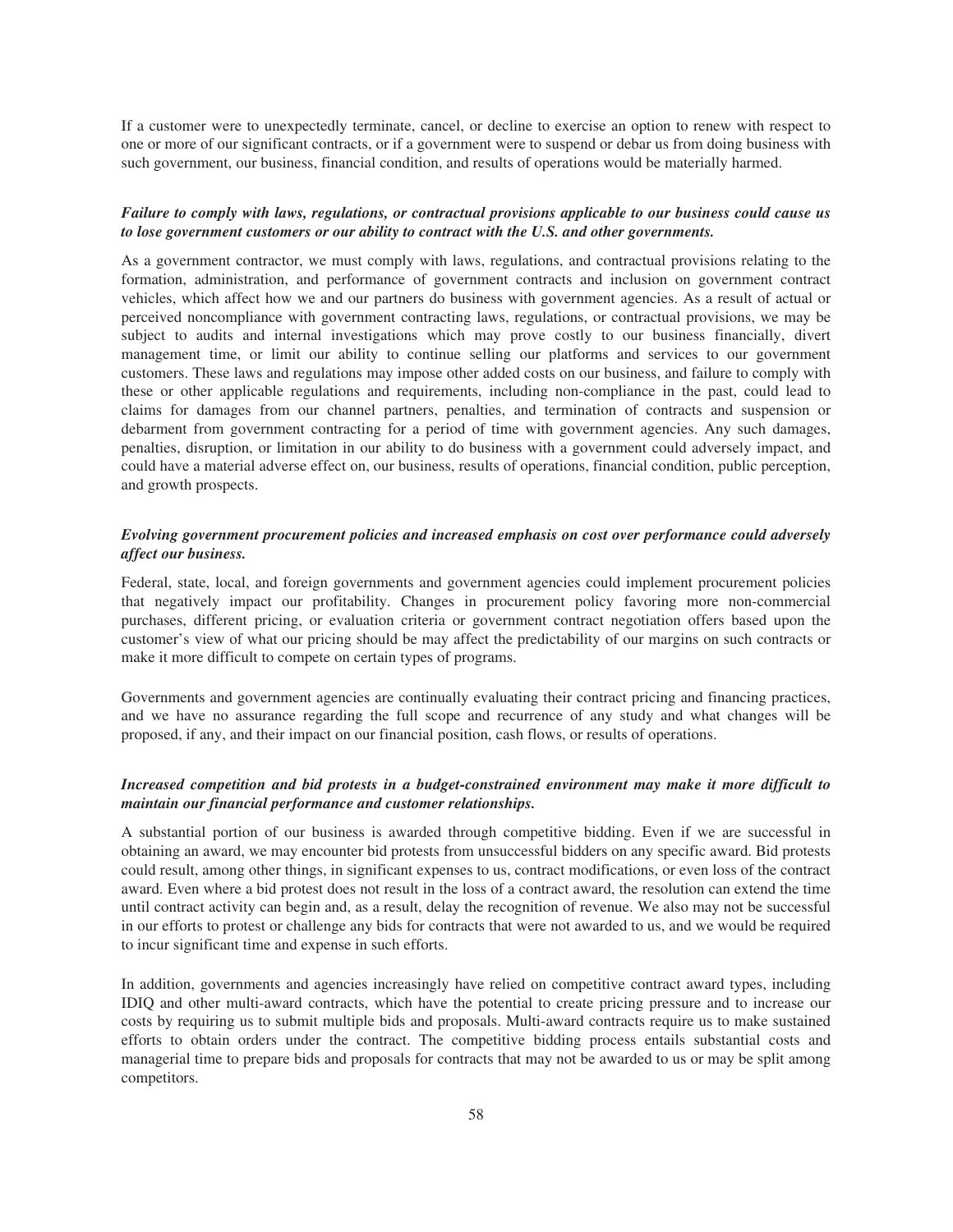If a customer were to unexpectedly terminate, cancel, or decline to exercise an option to renew with respect to one or more of our significant contracts, or if a government were to suspend or debar us from doing business with such government, our business, financial condition, and results of operations would be materially harmed.

***Failure to comply with laws, regulations, or contractual provisions applicable to our business could cause us to lose government customers or our ability to contract with the U.S. and other governments.***

As a government contractor, we must comply with laws, regulations, and contractual provisions relating to the formation, administration, and performance of government contracts and inclusion on government contract vehicles, which affect how we and our partners do business with government agencies. As a result of actual or perceived noncompliance with government contracting laws, regulations, or contractual provisions, we may be subject to audits and internal investigations which may prove costly to our business financially, divert management time, or limit our ability to continue selling our platforms and services to our government customers. These laws and regulations may impose other added costs on our business, and failure to comply with these or other applicable regulations and requirements, including non-compliance in the past, could lead to claims for damages from our channel partners, penalties, and termination of contracts and suspension or debarment from government contracting for a period of time with government agencies. Any such damages, penalties, disruption, or limitation in our ability to do business with a government could adversely impact, and could have a material adverse effect on, our business, results of operations, financial condition, public perception, and growth prospects.

***Evolving government procurement policies and increased emphasis on cost over performance could adversely affect our business.***

Federal, state, local, and foreign governments and government agencies could implement procurement policies that negatively impact our profitability. Changes in procurement policy favoring more non-commercial purchases, different pricing, or evaluation criteria or government contract negotiation offers based upon the customer's view of what our pricing should be may affect the predictability of our margins on such contracts or make it more difficult to compete on certain types of programs.

Governments and government agencies are continually evaluating their contract pricing and financing practices, and we have no assurance regarding the full scope and recurrence of any study and what changes will be proposed, if any, and their impact on our financial position, cash flows, or results of operations.

***Increased competition and bid protests in a budget-constrained environment may make it more difficult to maintain our financial performance and customer relationships.***

A substantial portion of our business is awarded through competitive bidding. Even if we are successful in obtaining an award, we may encounter bid protests from unsuccessful bidders on any specific award. Bid protests could result, among other things, in significant expenses to us, contract modifications, or even loss of the contract award. Even where a bid protest does not result in the loss of a contract award, the resolution can extend the time until contract activity can begin and, as a result, delay the recognition of revenue. We also may not be successful in our efforts to protest or challenge any bids for contracts that were not awarded to us, and we would be required to incur significant time and expense in such efforts.

In addition, governments and agencies increasingly have relied on competitive contract award types, including IDIQ and other multi-award contracts, which have the potential to create pricing pressure and to increase our costs by requiring us to submit multiple bids and proposals. Multi-award contracts require us to make sustained efforts to obtain orders under the contract. The competitive bidding process entails substantial costs and managerial time to prepare bids and proposals for contracts that may not be awarded to us or may be split among competitors.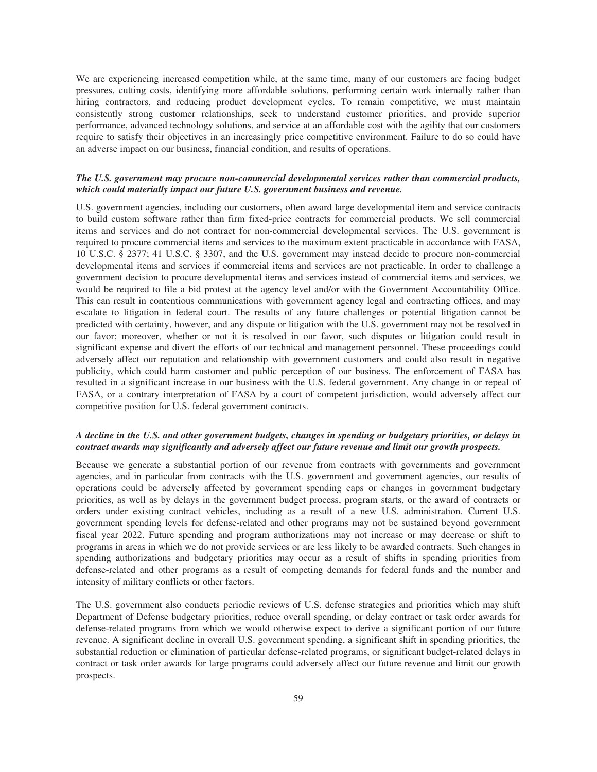We are experiencing increased competition while, at the same time, many of our customers are facing budget pressures, cutting costs, identifying more affordable solutions, performing certain work internally rather than hiring contractors, and reducing product development cycles. To remain competitive, we must maintain consistently strong customer relationships, seek to understand customer priorities, and provide superior performance, advanced technology solutions, and service at an affordable cost with the agility that our customers require to satisfy their objectives in an increasingly price competitive environment. Failure to do so could have an adverse impact on our business, financial condition, and results of operations.

***The U.S. government may procure non-commercial developmental services rather than commercial products, which could materially impact our future U.S. government business and revenue.***

U.S. government agencies, including our customers, often award large developmental item and service contracts to build custom software rather than firm fixed-price contracts for commercial products. We sell commercial items and services and do not contract for non-commercial developmental services. The U.S. government is required to procure commercial items and services to the maximum extent practicable in accordance with FASA, 10 U.S.C. § 2377; 41 U.S.C. § 3307, and the U.S. government may instead decide to procure non-commercial developmental items and services if commercial items and services are not practicable. In order to challenge a government decision to procure developmental items and services instead of commercial items and services, we would be required to file a bid protest at the agency level and/or with the Government Accountability Office. This can result in contentious communications with government agency legal and contracting offices, and may escalate to litigation in federal court. The results of any future challenges or potential litigation cannot be predicted with certainty, however, and any dispute or litigation with the U.S. government may not be resolved in our favor; moreover, whether or not it is resolved in our favor, such disputes or litigation could result in significant expense and divert the efforts of our technical and management personnel. These proceedings could adversely affect our reputation and relationship with government customers and could also result in negative publicity, which could harm customer and public perception of our business. The enforcement of FASA has resulted in a significant increase in our business with the U.S. federal government. Any change in or repeal of FASA, or a contrary interpretation of FASA by a court of competent jurisdiction, would adversely affect our competitive position for U.S. federal government contracts.

***A decline in the U.S. and other government budgets, changes in spending or budgetary priorities, or delays in contract awards may significantly and adversely affect our future revenue and limit our growth prospects.***

Because we generate a substantial portion of our revenue from contracts with governments and government agencies, and in particular from contracts with the U.S. government and government agencies, our results of operations could be adversely affected by government spending caps or changes in government budgetary priorities, as well as by delays in the government budget process, program starts, or the award of contracts or orders under existing contract vehicles, including as a result of a new U.S. administration. Current U.S. government spending levels for defense-related and other programs may not be sustained beyond government fiscal year 2022. Future spending and program authorizations may not increase or may decrease or shift to programs in areas in which we do not provide services or are less likely to be awarded contracts. Such changes in spending authorizations and budgetary priorities may occur as a result of shifts in spending priorities from defense-related and other programs as a result of competing demands for federal funds and the number and intensity of military conflicts or other factors.

The U.S. government also conducts periodic reviews of U.S. defense strategies and priorities which may shift Department of Defense budgetary priorities, reduce overall spending, or delay contract or task order awards for defense-related programs from which we would otherwise expect to derive a significant portion of our future revenue. A significant decline in overall U.S. government spending, a significant shift in spending priorities, the substantial reduction or elimination of particular defense-related programs, or significant budget-related delays in contract or task order awards for large programs could adversely affect our future revenue and limit our growth prospects.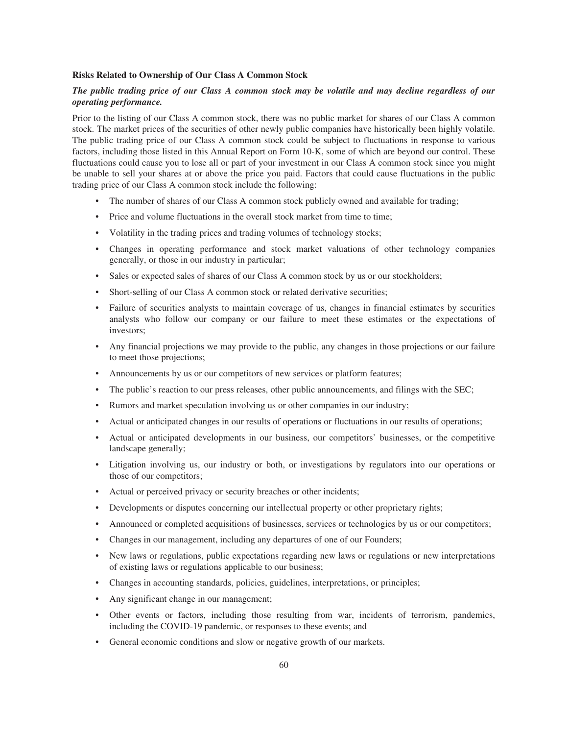**Risks Related to Ownership of Our Class A Common Stock**

***The public trading price of our Class A common stock may be volatile and may decline regardless of our operating performance.***

Prior to the listing of our Class A common stock, there was no public market for shares of our Class A common stock. The market prices of the securities of other newly public companies have historically been highly volatile. The public trading price of our Class A common stock could be subject to fluctuations in response to various factors, including those listed in this Annual Report on Form 10-K, some of which are beyond our control. These fluctuations could cause you to lose all or part of your investment in our Class A common stock since you might be unable to sell your shares at or above the price you paid. Factors that could cause fluctuations in the public trading price of our Class A common stock include the following:

- The number of shares of our Class A common stock publicly owned and available for trading;
- Price and volume fluctuations in the overall stock market from time to time;
- Volatility in the trading prices and trading volumes of technology stocks;
- Changes in operating performance and stock market valuations of other technology companies generally, or those in our industry in particular;
- Sales or expected sales of shares of our Class A common stock by us or our stockholders;
- Short-selling of our Class A common stock or related derivative securities;
- Failure of securities analysts to maintain coverage of us, changes in financial estimates by securities analysts who follow our company or our failure to meet these estimates or the expectations of investors;
- Any financial projections we may provide to the public, any changes in those projections or our failure to meet those projections;
- Announcements by us or our competitors of new services or platform features;
- The public's reaction to our press releases, other public announcements, and filings with the SEC;
- Rumors and market speculation involving us or other companies in our industry;
- Actual or anticipated changes in our results of operations or fluctuations in our results of operations;
- Actual or anticipated developments in our business, our competitors' businesses, or the competitive landscape generally;
- Litigation involving us, our industry or both, or investigations by regulators into our operations or those of our competitors;
- Actual or perceived privacy or security breaches or other incidents;
- Developments or disputes concerning our intellectual property or other proprietary rights;
- Announced or completed acquisitions of businesses, services or technologies by us or our competitors;
- Changes in our management, including any departures of one of our Founders;
- New laws or regulations, public expectations regarding new laws or regulations or new interpretations of existing laws or regulations applicable to our business;
- Changes in accounting standards, policies, guidelines, interpretations, or principles;
- Any significant change in our management;
- Other events or factors, including those resulting from war, incidents of terrorism, pandemics, including the COVID-19 pandemic, or responses to these events; and
- General economic conditions and slow or negative growth of our markets.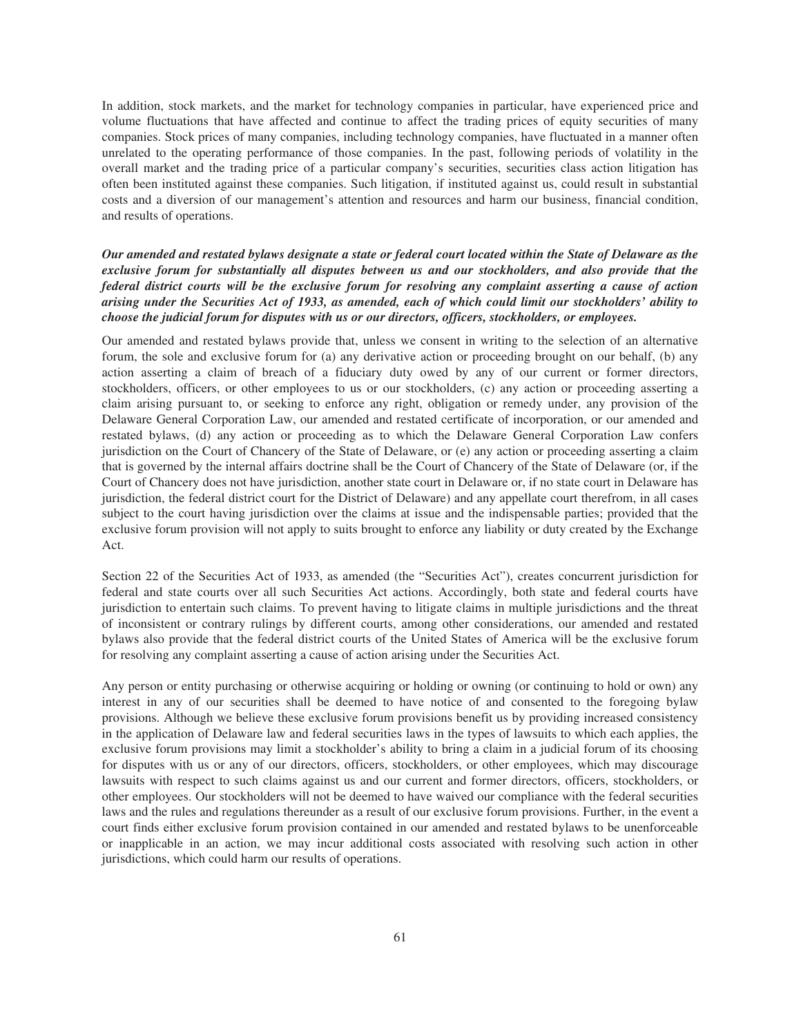In addition, stock markets, and the market for technology companies in particular, have experienced price and volume fluctuations that have affected and continue to affect the trading prices of equity securities of many companies. Stock prices of many companies, including technology companies, have fluctuated in a manner often unrelated to the operating performance of those companies. In the past, following periods of volatility in the overall market and the trading price of a particular company's securities, securities class action litigation has often been instituted against these companies. Such litigation, if instituted against us, could result in substantial costs and a diversion of our management's attention and resources and harm our business, financial condition, and results of operations.

***Our amended and restated bylaws designate a state or federal court located within the State of Delaware as the exclusive forum for substantially all disputes between us and our stockholders, and also provide that the federal district courts will be the exclusive forum for resolving any complaint asserting a cause of action arising under the Securities Act of 1933, as amended, each of which could limit our stockholders' ability to choose the judicial forum for disputes with us or our directors, officers, stockholders, or employees.***

Our amended and restated bylaws provide that, unless we consent in writing to the selection of an alternative forum, the sole and exclusive forum for (a) any derivative action or proceeding brought on our behalf, (b) any action asserting a claim of breach of a fiduciary duty owed by any of our current or former directors, stockholders, officers, or other employees to us or our stockholders, (c) any action or proceeding asserting a claim arising pursuant to, or seeking to enforce any right, obligation or remedy under, any provision of the Delaware General Corporation Law, our amended and restated certificate of incorporation, or our amended and restated bylaws, (d) any action or proceeding as to which the Delaware General Corporation Law confers jurisdiction on the Court of Chancery of the State of Delaware, or (e) any action or proceeding asserting a claim that is governed by the internal affairs doctrine shall be the Court of Chancery of the State of Delaware (or, if the Court of Chancery does not have jurisdiction, another state court in Delaware or, if no state court in Delaware has jurisdiction, the federal district court for the District of Delaware) and any appellate court therefrom, in all cases subject to the court having jurisdiction over the claims at issue and the indispensable parties; provided that the exclusive forum provision will not apply to suits brought to enforce any liability or duty created by the Exchange Act.

Section 22 of the Securities Act of 1933, as amended (the "Securities Act"), creates concurrent jurisdiction for federal and state courts over all such Securities Act actions. Accordingly, both state and federal courts have jurisdiction to entertain such claims. To prevent having to litigate claims in multiple jurisdictions and the threat of inconsistent or contrary rulings by different courts, among other considerations, our amended and restated bylaws also provide that the federal district courts of the United States of America will be the exclusive forum for resolving any complaint asserting a cause of action arising under the Securities Act.

Any person or entity purchasing or otherwise acquiring or holding or owning (or continuing to hold or own) any interest in any of our securities shall be deemed to have notice of and consented to the foregoing bylaw provisions. Although we believe these exclusive forum provisions benefit us by providing increased consistency in the application of Delaware law and federal securities laws in the types of lawsuits to which each applies, the exclusive forum provisions may limit a stockholder's ability to bring a claim in a judicial forum of its choosing for disputes with us or any of our directors, officers, stockholders, or other employees, which may discourage lawsuits with respect to such claims against us and our current and former directors, officers, stockholders, or other employees. Our stockholders will not be deemed to have waived our compliance with the federal securities laws and the rules and regulations thereunder as a result of our exclusive forum provisions. Further, in the event a court finds either exclusive forum provision contained in our amended and restated bylaws to be unenforceable or inapplicable in an action, we may incur additional costs associated with resolving such action in other jurisdictions, which could harm our results of operations.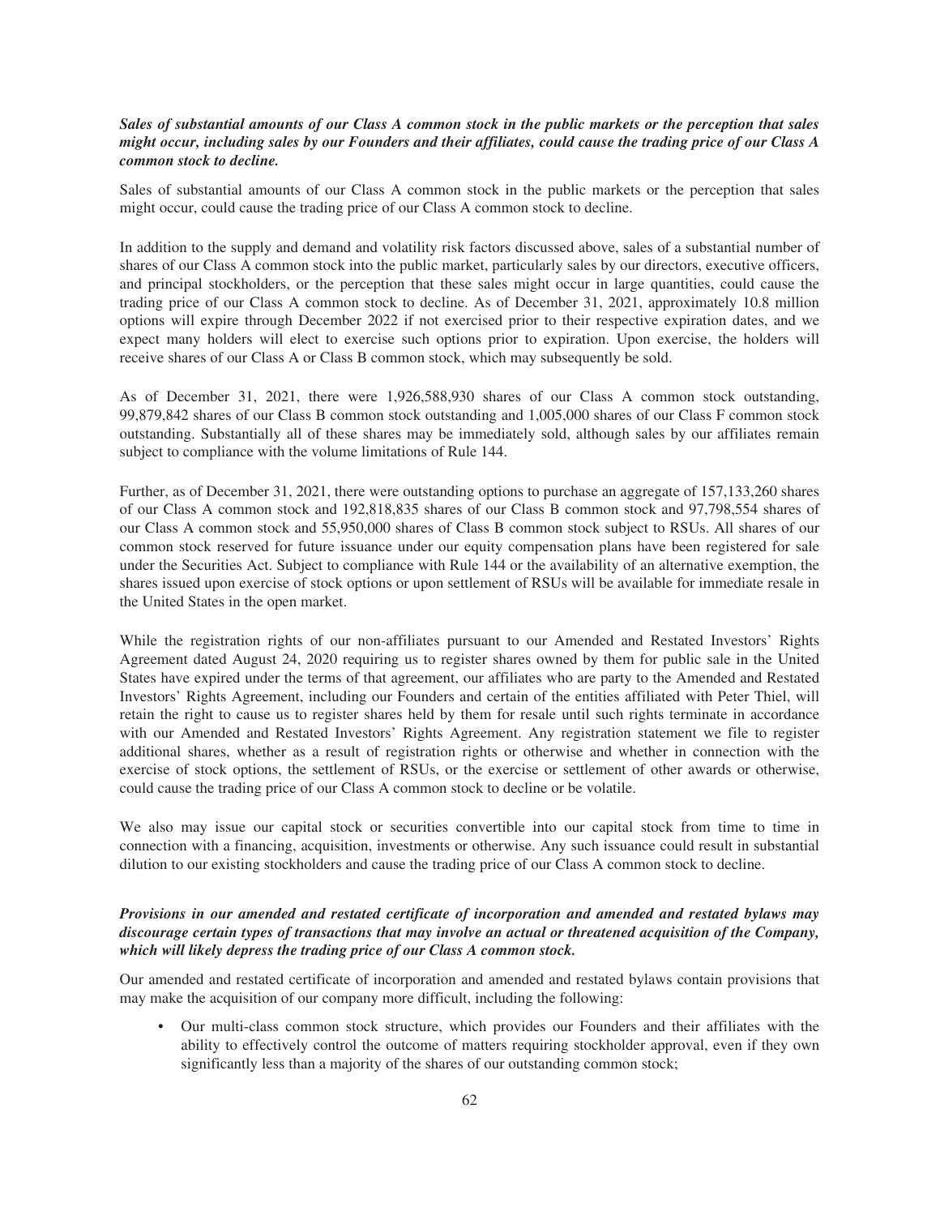***Sales of substantial amounts of our Class A common stock in the public markets or the perception that sales might occur, including sales by our Founders and their affiliates, could cause the trading price of our Class A common stock to decline.***

Sales of substantial amounts of our Class A common stock in the public markets or the perception that sales might occur, could cause the trading price of our Class A common stock to decline.

In addition to the supply and demand and volatility risk factors discussed above, sales of a substantial number of shares of our Class A common stock into the public market, particularly sales by our directors, executive officers, and principal stockholders, or the perception that these sales might occur in large quantities, could cause the trading price of our Class A common stock to decline. As of December 31, 2021, approximately 10.8 million options will expire through December 2022 if not exercised prior to their respective expiration dates, and we expect many holders will elect to exercise such options prior to expiration. Upon exercise, the holders will receive shares of our Class A or Class B common stock, which may subsequently be sold.

As of December 31, 2021, there were 1,926,588,930 shares of our Class A common stock outstanding, 99,879,842 shares of our Class B common stock outstanding and 1,005,000 shares of our Class F common stock outstanding. Substantially all of these shares may be immediately sold, although sales by our affiliates remain subject to compliance with the volume limitations of Rule 144.

Further, as of December 31, 2021, there were outstanding options to purchase an aggregate of 157,133,260 shares of our Class A common stock and 192,818,835 shares of our Class B common stock and 97,798,554 shares of our Class A common stock and 55,950,000 shares of Class B common stock subject to RSUs. All shares of our common stock reserved for future issuance under our equity compensation plans have been registered for sale under the Securities Act. Subject to compliance with Rule 144 or the availability of an alternative exemption, the shares issued upon exercise of stock options or upon settlement of RSUs will be available for immediate resale in the United States in the open market.

While the registration rights of our non-affiliates pursuant to our Amended and Restated Investors' Rights Agreement dated August 24, 2020 requiring us to register shares owned by them for public sale in the United States have expired under the terms of that agreement, our affiliates who are party to the Amended and Restated Investors' Rights Agreement, including our Founders and certain of the entities affiliated with Peter Thiel, will retain the right to cause us to register shares held by them for resale until such rights terminate in accordance with our Amended and Restated Investors' Rights Agreement. Any registration statement we file to register additional shares, whether as a result of registration rights or otherwise and whether in connection with the exercise of stock options, the settlement of RSUs, or the exercise or settlement of other awards or otherwise, could cause the trading price of our Class A common stock to decline or be volatile.

We also may issue our capital stock or securities convertible into our capital stock from time to time in connection with a financing, acquisition, investments or otherwise. Any such issuance could result in substantial dilution to our existing stockholders and cause the trading price of our Class A common stock to decline.

***Provisions in our amended and restated certificate of incorporation and amended and restated bylaws may discourage certain types of transactions that may involve an actual or threatened acquisition of the Company, which will likely depress the trading price of our Class A common stock.***

Our amended and restated certificate of incorporation and amended and restated bylaws contain provisions that may make the acquisition of our company more difficult, including the following:

- Our multi-class common stock structure, which provides our Founders and their affiliates with the ability to effectively control the outcome of matters requiring stockholder approval, even if they own significantly less than a majority of the shares of our outstanding common stock;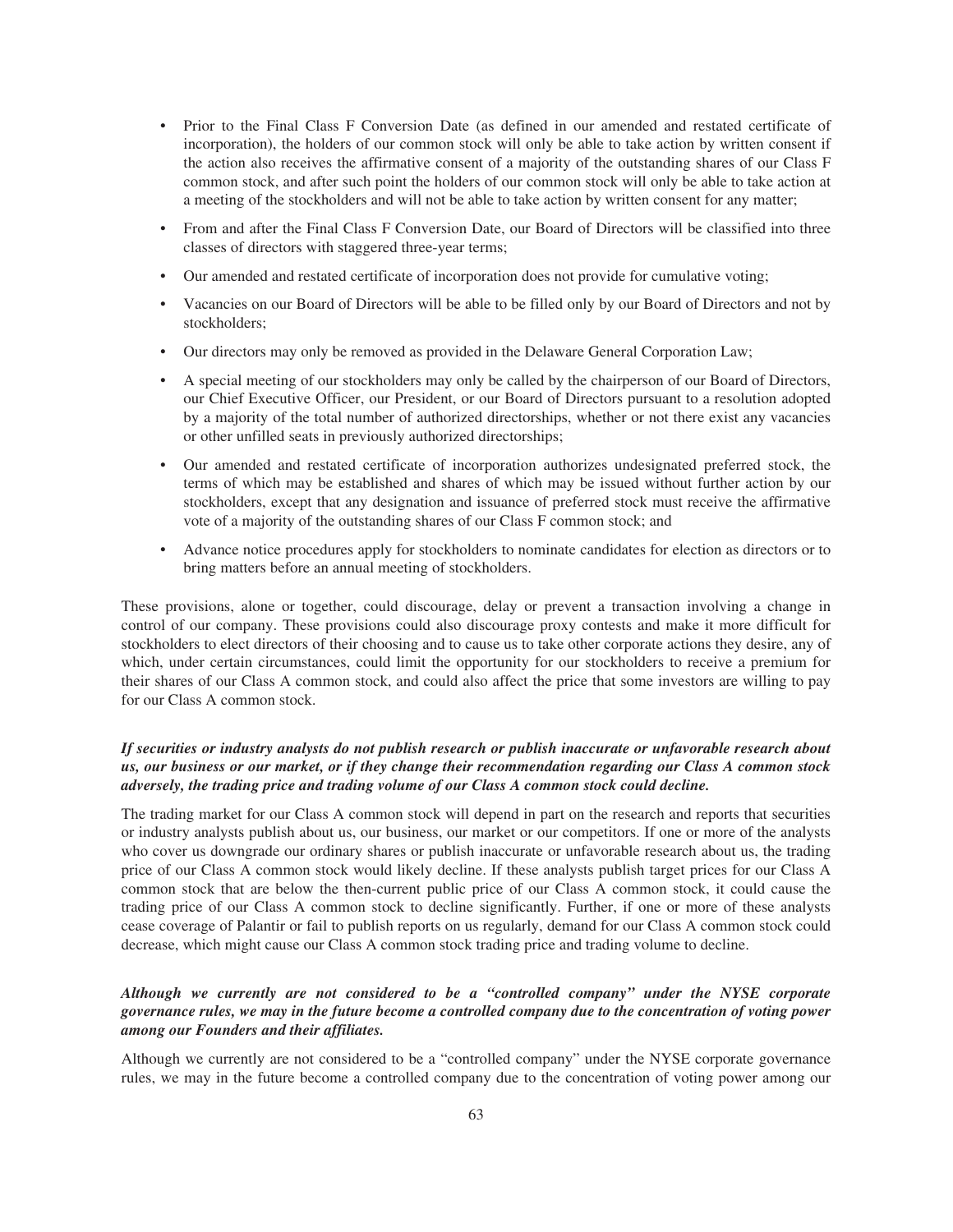- Prior to the Final Class F Conversion Date (as defined in our amended and restated certificate of incorporation), the holders of our common stock will only be able to take action by written consent if the action also receives the affirmative consent of a majority of the outstanding shares of our Class F common stock, and after such point the holders of our common stock will only be able to take action at a meeting of the stockholders and will not be able to take action by written consent for any matter;
- From and after the Final Class F Conversion Date, our Board of Directors will be classified into three classes of directors with staggered three-year terms;
- Our amended and restated certificate of incorporation does not provide for cumulative voting;
- Vacancies on our Board of Directors will be able to be filled only by our Board of Directors and not by stockholders;
- Our directors may only be removed as provided in the Delaware General Corporation Law;
- A special meeting of our stockholders may only be called by the chairperson of our Board of Directors, our Chief Executive Officer, our President, or our Board of Directors pursuant to a resolution adopted by a majority of the total number of authorized directorships, whether or not there exist any vacancies or other unfilled seats in previously authorized directorships;
- Our amended and restated certificate of incorporation authorizes undesignated preferred stock, the terms of which may be established and shares of which may be issued without further action by our stockholders, except that any designation and issuance of preferred stock must receive the affirmative vote of a majority of the outstanding shares of our Class F common stock; and
- Advance notice procedures apply for stockholders to nominate candidates for election as directors or to bring matters before an annual meeting of stockholders.

These provisions, alone or together, could discourage, delay or prevent a transaction involving a change in control of our company. These provisions could also discourage proxy contests and make it more difficult for stockholders to elect directors of their choosing and to cause us to take other corporate actions they desire, any of which, under certain circumstances, could limit the opportunity for our stockholders to receive a premium for their shares of our Class A common stock, and could also affect the price that some investors are willing to pay for our Class A common stock.

***If securities or industry analysts do not publish research or publish inaccurate or unfavorable research about us, our business or our market, or if they change their recommendation regarding our Class A common stock adversely, the trading price and trading volume of our Class A common stock could decline.***

The trading market for our Class A common stock will depend in part on the research and reports that securities or industry analysts publish about us, our business, our market or our competitors. If one or more of the analysts who cover us downgrade our ordinary shares or publish inaccurate or unfavorable research about us, the trading price of our Class A common stock would likely decline. If these analysts publish target prices for our Class A common stock that are below the then-current public price of our Class A common stock, it could cause the trading price of our Class A common stock to decline significantly. Further, if one or more of these analysts cease coverage of Palantir or fail to publish reports on us regularly, demand for our Class A common stock could decrease, which might cause our Class A common stock trading price and trading volume to decline.

***Although we currently are not considered to be a "controlled company" under the NYSE corporate governance rules, we may in the future become a controlled company due to the concentration of voting power among our Founders and their affiliates.***

Although we currently are not considered to be a "controlled company" under the NYSE corporate governance rules, we may in the future become a controlled company due to the concentration of voting power among our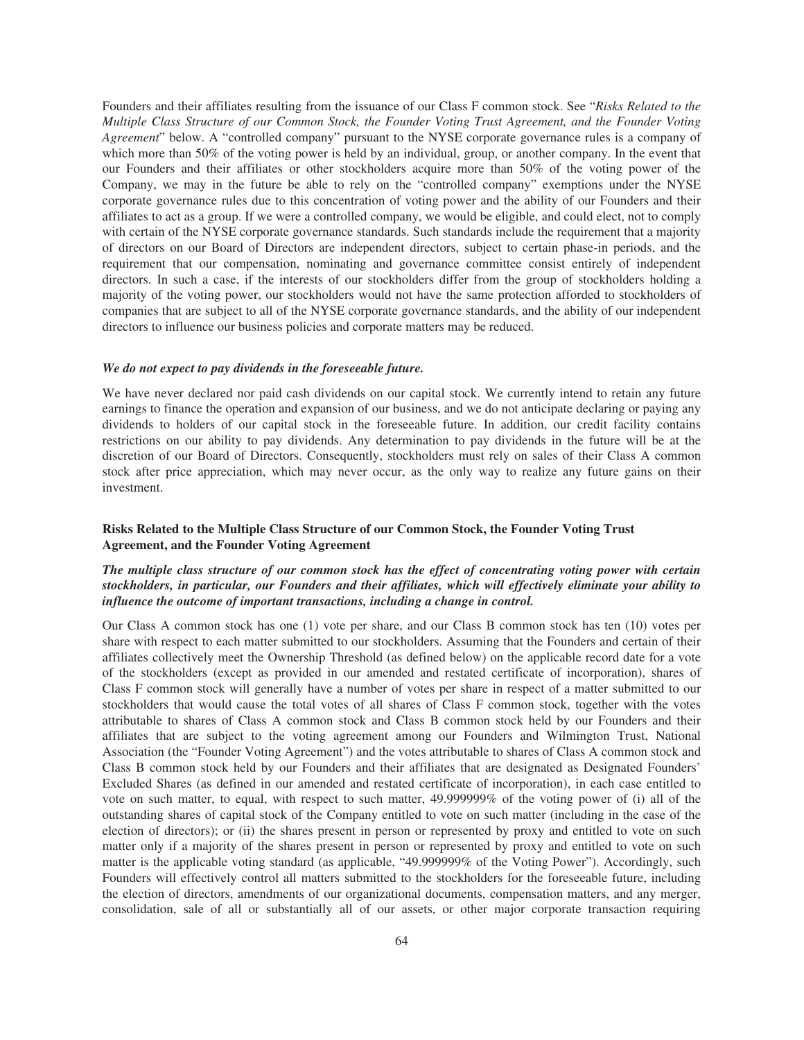Founders and their affiliates resulting from the issuance of our Class F common stock. See "*Risks Related to the Multiple Class Structure of our Common Stock, the Founder Voting Trust Agreement, and the Founder Voting Agreement*" below. A "controlled company" pursuant to the NYSE corporate governance rules is a company of which more than 50% of the voting power is held by an individual, group, or another company. In the event that our Founders and their affiliates or other stockholders acquire more than 50% of the voting power of the Company, we may in the future be able to rely on the "controlled company" exemptions under the NYSE corporate governance rules due to this concentration of voting power and the ability of our Founders and their affiliates to act as a group. If we were a controlled company, we would be eligible, and could elect, not to comply with certain of the NYSE corporate governance standards. Such standards include the requirement that a majority of directors on our Board of Directors are independent directors, subject to certain phase-in periods, and the requirement that our compensation, nominating and governance committee consist entirely of independent directors. In such a case, if the interests of our stockholders differ from the group of stockholders holding a majority of the voting power, our stockholders would not have the same protection afforded to stockholders of companies that are subject to all of the NYSE corporate governance standards, and the ability of our independent directors to influence our business policies and corporate matters may be reduced.

***We do not expect to pay dividends in the foreseeable future.***

We have never declared nor paid cash dividends on our capital stock. We currently intend to retain any future earnings to finance the operation and expansion of our business, and we do not anticipate declaring or paying any dividends to holders of our capital stock in the foreseeable future. In addition, our credit facility contains restrictions on our ability to pay dividends. Any determination to pay dividends in the future will be at the discretion of our Board of Directors. Consequently, stockholders must rely on sales of their Class A common stock after price appreciation, which may never occur, as the only way to realize any future gains on their investment.

**Risks Related to the Multiple Class Structure of our Common Stock, the Founder Voting Trust Agreement, and the Founder Voting Agreement**

***The multiple class structure of our common stock has the effect of concentrating voting power with certain stockholders, in particular, our Founders and their affiliates, which will effectively eliminate your ability to influence the outcome of important transactions, including a change in control.***

Our Class A common stock has one (1) vote per share, and our Class B common stock has ten (10) votes per share with respect to each matter submitted to our stockholders. Assuming that the Founders and certain of their affiliates collectively meet the Ownership Threshold (as defined below) on the applicable record date for a vote of the stockholders (except as provided in our amended and restated certificate of incorporation), shares of Class F common stock will generally have a number of votes per share in respect of a matter submitted to our stockholders that would cause the total votes of all shares of Class F common stock, together with the votes attributable to shares of Class A common stock and Class B common stock held by our Founders and their affiliates that are subject to the voting agreement among our Founders and Wilmington Trust, National Association (the "Founder Voting Agreement") and the votes attributable to shares of Class A common stock and Class B common stock held by our Founders and their affiliates that are designated as Designated Founders' Excluded Shares (as defined in our amended and restated certificate of incorporation), in each case entitled to vote on such matter, to equal, with respect to such matter, 49.999999% of the voting power of (i) all of the outstanding shares of capital stock of the Company entitled to vote on such matter (including in the case of the election of directors); or (ii) the shares present in person or represented by proxy and entitled to vote on such matter only if a majority of the shares present in person or represented by proxy and entitled to vote on such matter is the applicable voting standard (as applicable, "49.999999% of the Voting Power"). Accordingly, such Founders will effectively control all matters submitted to the stockholders for the foreseeable future, including the election of directors, amendments of our organizational documents, compensation matters, and any merger, consolidation, sale of all or substantially all of our assets, or other major corporate transaction requiring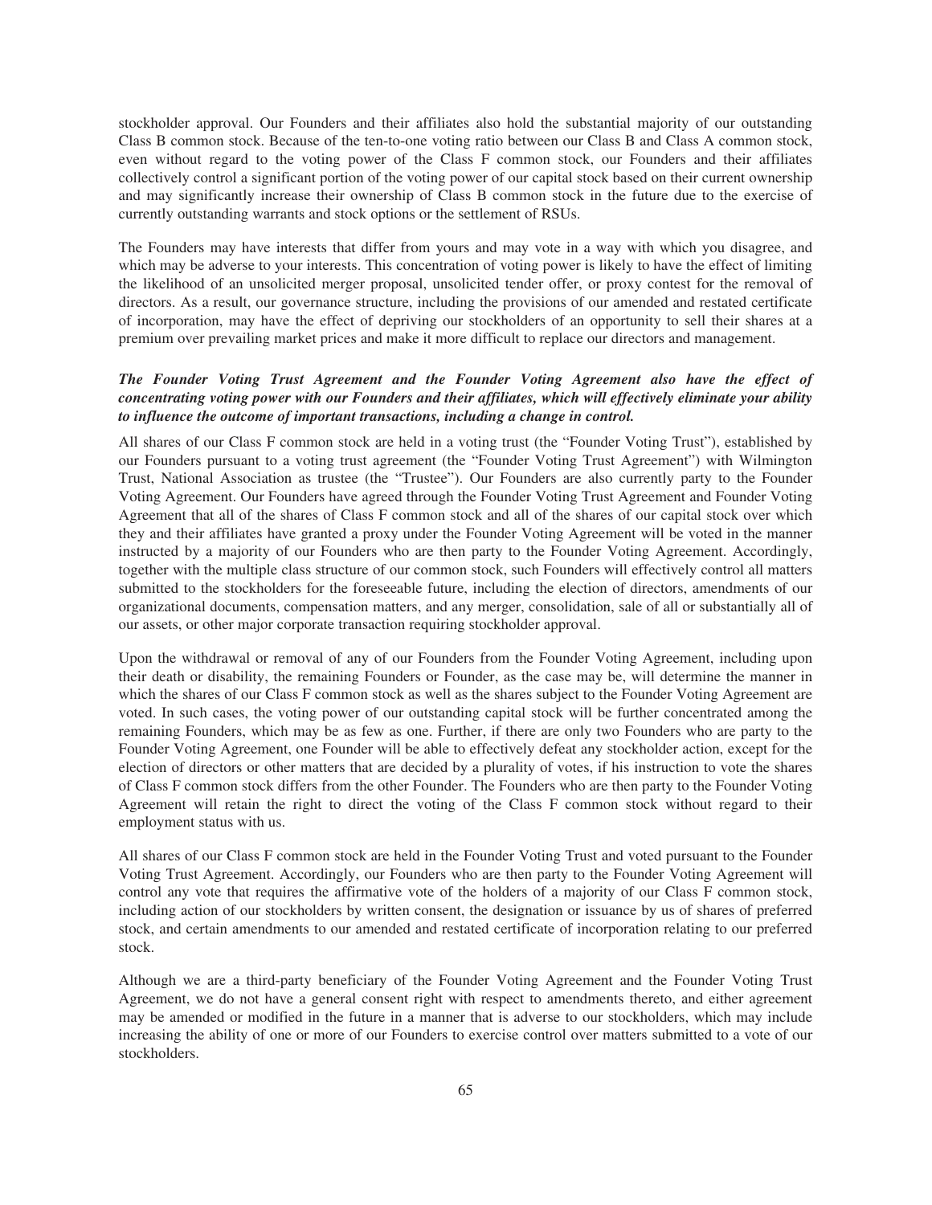stockholder approval. Our Founders and their affiliates also hold the substantial majority of our outstanding Class B common stock. Because of the ten-to-one voting ratio between our Class B and Class A common stock, even without regard to the voting power of the Class F common stock, our Founders and their affiliates collectively control a significant portion of the voting power of our capital stock based on their current ownership and may significantly increase their ownership of Class B common stock in the future due to the exercise of currently outstanding warrants and stock options or the settlement of RSUs.

The Founders may have interests that differ from yours and may vote in a way with which you disagree, and which may be adverse to your interests. This concentration of voting power is likely to have the effect of limiting the likelihood of an unsolicited merger proposal, unsolicited tender offer, or proxy contest for the removal of directors. As a result, our governance structure, including the provisions of our amended and restated certificate of incorporation, may have the effect of depriving our stockholders of an opportunity to sell their shares at a premium over prevailing market prices and make it more difficult to replace our directors and management.

***The Founder Voting Trust Agreement and the Founder Voting Agreement also have the effect of concentrating voting power with our Founders and their affiliates, which will effectively eliminate your ability to influence the outcome of important transactions, including a change in control.***

All shares of our Class F common stock are held in a voting trust (the "Founder Voting Trust"), established by our Founders pursuant to a voting trust agreement (the "Founder Voting Trust Agreement") with Wilmington Trust, National Association as trustee (the "Trustee"). Our Founders are also currently party to the Founder Voting Agreement. Our Founders have agreed through the Founder Voting Trust Agreement and Founder Voting Agreement that all of the shares of Class F common stock and all of the shares of our capital stock over which they and their affiliates have granted a proxy under the Founder Voting Agreement will be voted in the manner instructed by a majority of our Founders who are then party to the Founder Voting Agreement. Accordingly, together with the multiple class structure of our common stock, such Founders will effectively control all matters submitted to the stockholders for the foreseeable future, including the election of directors, amendments of our organizational documents, compensation matters, and any merger, consolidation, sale of all or substantially all of our assets, or other major corporate transaction requiring stockholder approval.

Upon the withdrawal or removal of any of our Founders from the Founder Voting Agreement, including upon their death or disability, the remaining Founders or Founder, as the case may be, will determine the manner in which the shares of our Class F common stock as well as the shares subject to the Founder Voting Agreement are voted. In such cases, the voting power of our outstanding capital stock will be further concentrated among the remaining Founders, which may be as few as one. Further, if there are only two Founders who are party to the Founder Voting Agreement, one Founder will be able to effectively defeat any stockholder action, except for the election of directors or other matters that are decided by a plurality of votes, if his instruction to vote the shares of Class F common stock differs from the other Founder. The Founders who are then party to the Founder Voting Agreement will retain the right to direct the voting of the Class F common stock without regard to their employment status with us.

All shares of our Class F common stock are held in the Founder Voting Trust and voted pursuant to the Founder Voting Trust Agreement. Accordingly, our Founders who are then party to the Founder Voting Agreement will control any vote that requires the affirmative vote of the holders of a majority of our Class F common stock, including action of our stockholders by written consent, the designation or issuance by us of shares of preferred stock, and certain amendments to our amended and restated certificate of incorporation relating to our preferred stock.

Although we are a third-party beneficiary of the Founder Voting Agreement and the Founder Voting Trust Agreement, we do not have a general consent right with respect to amendments thereto, and either agreement may be amended or modified in the future in a manner that is adverse to our stockholders, which may include increasing the ability of one or more of our Founders to exercise control over matters submitted to a vote of our stockholders.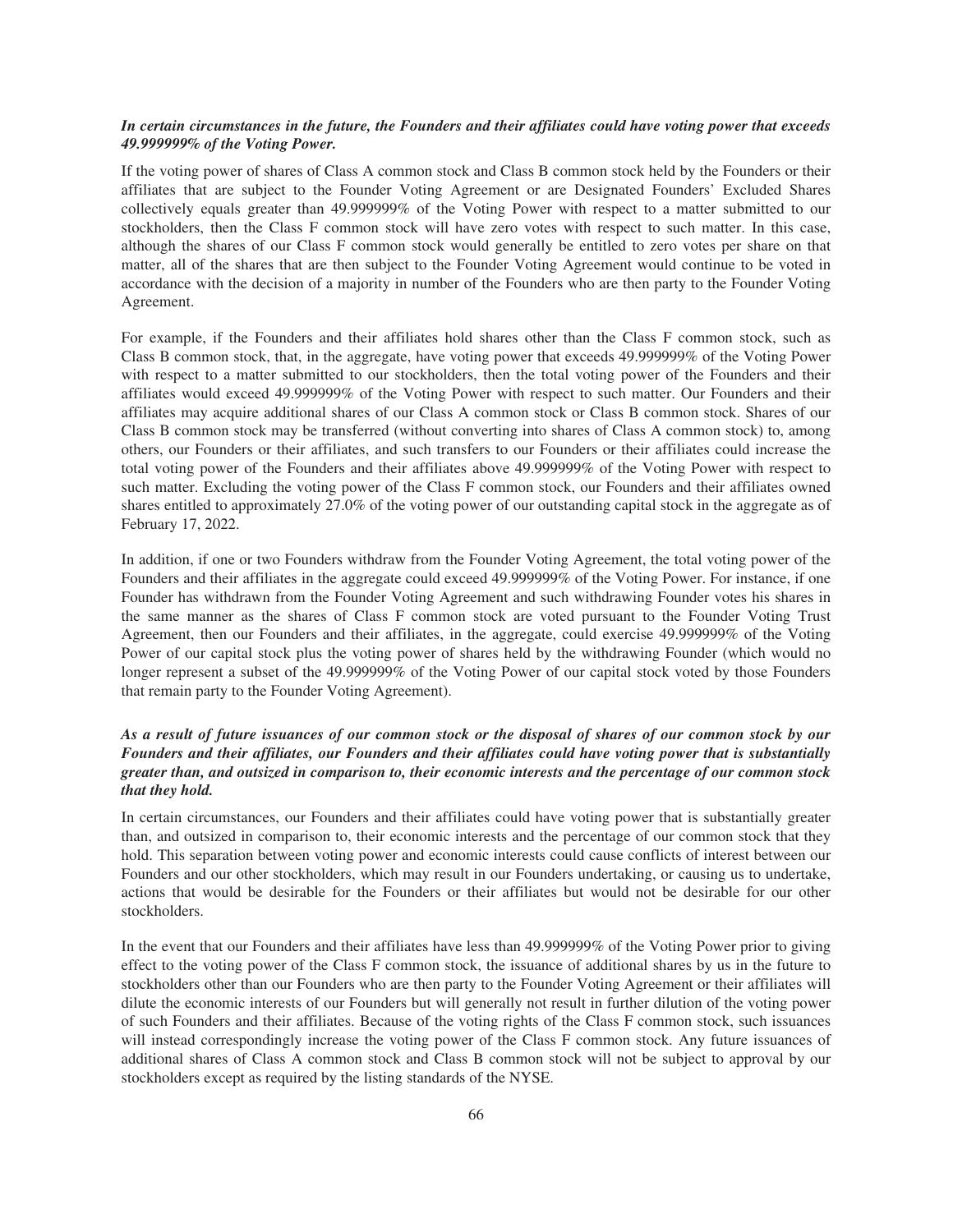***In certain circumstances in the future, the Founders and their affiliates could have voting power that exceeds 49.999999% of the Voting Power.***

If the voting power of shares of Class A common stock and Class B common stock held by the Founders or their affiliates that are subject to the Founder Voting Agreement or are Designated Founders' Excluded Shares collectively equals greater than 49.999999% of the Voting Power with respect to a matter submitted to our stockholders, then the Class F common stock will have zero votes with respect to such matter. In this case, although the shares of our Class F common stock would generally be entitled to zero votes per share on that matter, all of the shares that are then subject to the Founder Voting Agreement would continue to be voted in accordance with the decision of a majority in number of the Founders who are then party to the Founder Voting Agreement.

For example, if the Founders and their affiliates hold shares other than the Class F common stock, such as Class B common stock, that, in the aggregate, have voting power that exceeds 49.999999% of the Voting Power with respect to a matter submitted to our stockholders, then the total voting power of the Founders and their affiliates would exceed 49.999999% of the Voting Power with respect to such matter. Our Founders and their affiliates may acquire additional shares of our Class A common stock or Class B common stock. Shares of our Class B common stock may be transferred (without converting into shares of Class A common stock) to, among others, our Founders or their affiliates, and such transfers to our Founders or their affiliates could increase the total voting power of the Founders and their affiliates above 49.999999% of the Voting Power with respect to such matter. Excluding the voting power of the Class F common stock, our Founders and their affiliates owned shares entitled to approximately 27.0% of the voting power of our outstanding capital stock in the aggregate as of February 17, 2022.

In addition, if one or two Founders withdraw from the Founder Voting Agreement, the total voting power of the Founders and their affiliates in the aggregate could exceed 49.999999% of the Voting Power. For instance, if one Founder has withdrawn from the Founder Voting Agreement and such withdrawing Founder votes his shares in the same manner as the shares of Class F common stock are voted pursuant to the Founder Voting Trust Agreement, then our Founders and their affiliates, in the aggregate, could exercise 49.999999% of the Voting Power of our capital stock plus the voting power of shares held by the withdrawing Founder (which would no longer represent a subset of the 49.999999% of the Voting Power of our capital stock voted by those Founders that remain party to the Founder Voting Agreement).

***As a result of future issuances of our common stock or the disposal of shares of our common stock by our Founders and their affiliates, our Founders and their affiliates could have voting power that is substantially greater than, and outsized in comparison to, their economic interests and the percentage of our common stock that they hold.***

In certain circumstances, our Founders and their affiliates could have voting power that is substantially greater than, and outsized in comparison to, their economic interests and the percentage of our common stock that they hold. This separation between voting power and economic interests could cause conflicts of interest between our Founders and our other stockholders, which may result in our Founders undertaking, or causing us to undertake, actions that would be desirable for the Founders or their affiliates but would not be desirable for our other stockholders.

In the event that our Founders and their affiliates have less than 49.999999% of the Voting Power prior to giving effect to the voting power of the Class F common stock, the issuance of additional shares by us in the future to stockholders other than our Founders who are then party to the Founder Voting Agreement or their affiliates will dilute the economic interests of our Founders but will generally not result in further dilution of the voting power of such Founders and their affiliates. Because of the voting rights of the Class F common stock, such issuances will instead correspondingly increase the voting power of the Class F common stock. Any future issuances of additional shares of Class A common stock and Class B common stock will not be subject to approval by our stockholders except as required by the listing standards of the NYSE.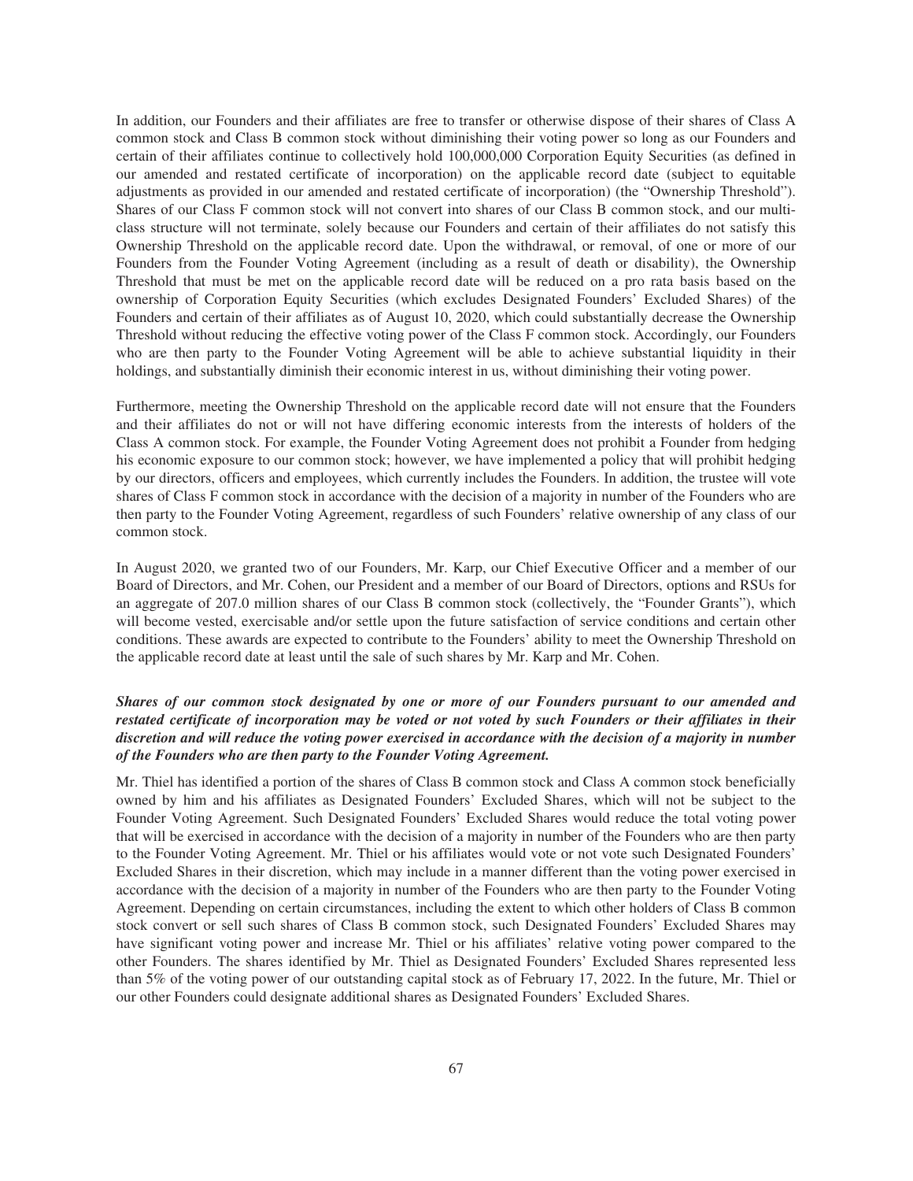In addition, our Founders and their affiliates are free to transfer or otherwise dispose of their shares of Class A common stock and Class B common stock without diminishing their voting power so long as our Founders and certain of their affiliates continue to collectively hold 100,000,000 Corporation Equity Securities (as defined in our amended and restated certificate of incorporation) on the applicable record date (subject to equitable adjustments as provided in our amended and restated certificate of incorporation) (the "Ownership Threshold"). Shares of our Class F common stock will not convert into shares of our Class B common stock, and our multi-class structure will not terminate, solely because our Founders and certain of their affiliates do not satisfy this Ownership Threshold on the applicable record date. Upon the withdrawal, or removal, of one or more of our Founders from the Founder Voting Agreement (including as a result of death or disability), the Ownership Threshold that must be met on the applicable record date will be reduced on a pro rata basis based on the ownership of Corporation Equity Securities (which excludes Designated Founders' Excluded Shares) of the Founders and certain of their affiliates as of August 10, 2020, which could substantially decrease the Ownership Threshold without reducing the effective voting power of the Class F common stock. Accordingly, our Founders who are then party to the Founder Voting Agreement will be able to achieve substantial liquidity in their holdings, and substantially diminish their economic interest in us, without diminishing their voting power.

Furthermore, meeting the Ownership Threshold on the applicable record date will not ensure that the Founders and their affiliates do not or will not have differing economic interests from the interests of holders of the Class A common stock. For example, the Founder Voting Agreement does not prohibit a Founder from hedging his economic exposure to our common stock; however, we have implemented a policy that will prohibit hedging by our directors, officers and employees, which currently includes the Founders. In addition, the trustee will vote shares of Class F common stock in accordance with the decision of a majority in number of the Founders who are then party to the Founder Voting Agreement, regardless of such Founders' relative ownership of any class of our common stock.

In August 2020, we granted two of our Founders, Mr. Karp, our Chief Executive Officer and a member of our Board of Directors, and Mr. Cohen, our President and a member of our Board of Directors, options and RSUs for an aggregate of 207.0 million shares of our Class B common stock (collectively, the "Founder Grants"), which will become vested, exercisable and/or settle upon the future satisfaction of service conditions and certain other conditions. These awards are expected to contribute to the Founders' ability to meet the Ownership Threshold on the applicable record date at least until the sale of such shares by Mr. Karp and Mr. Cohen.

***Shares of our common stock designated by one or more of our Founders pursuant to our amended and restated certificate of incorporation may be voted or not voted by such Founders or their affiliates in their discretion and will reduce the voting power exercised in accordance with the decision of a majority in number of the Founders who are then party to the Founder Voting Agreement.***

Mr. Thiel has identified a portion of the shares of Class B common stock and Class A common stock beneficially owned by him and his affiliates as Designated Founders' Excluded Shares, which will not be subject to the Founder Voting Agreement. Such Designated Founders' Excluded Shares would reduce the total voting power that will be exercised in accordance with the decision of a majority in number of the Founders who are then party to the Founder Voting Agreement. Mr. Thiel or his affiliates would vote or not vote such Designated Founders' Excluded Shares in their discretion, which may include in a manner different than the voting power exercised in accordance with the decision of a majority in number of the Founders who are then party to the Founder Voting Agreement. Depending on certain circumstances, including the extent to which other holders of Class B common stock convert or sell such shares of Class B common stock, such Designated Founders' Excluded Shares may have significant voting power and increase Mr. Thiel or his affiliates' relative voting power compared to the other Founders. The shares identified by Mr. Thiel as Designated Founders' Excluded Shares represented less than 5% of the voting power of our outstanding capital stock as of February 17, 2022. In the future, Mr. Thiel or our other Founders could designate additional shares as Designated Founders' Excluded Shares.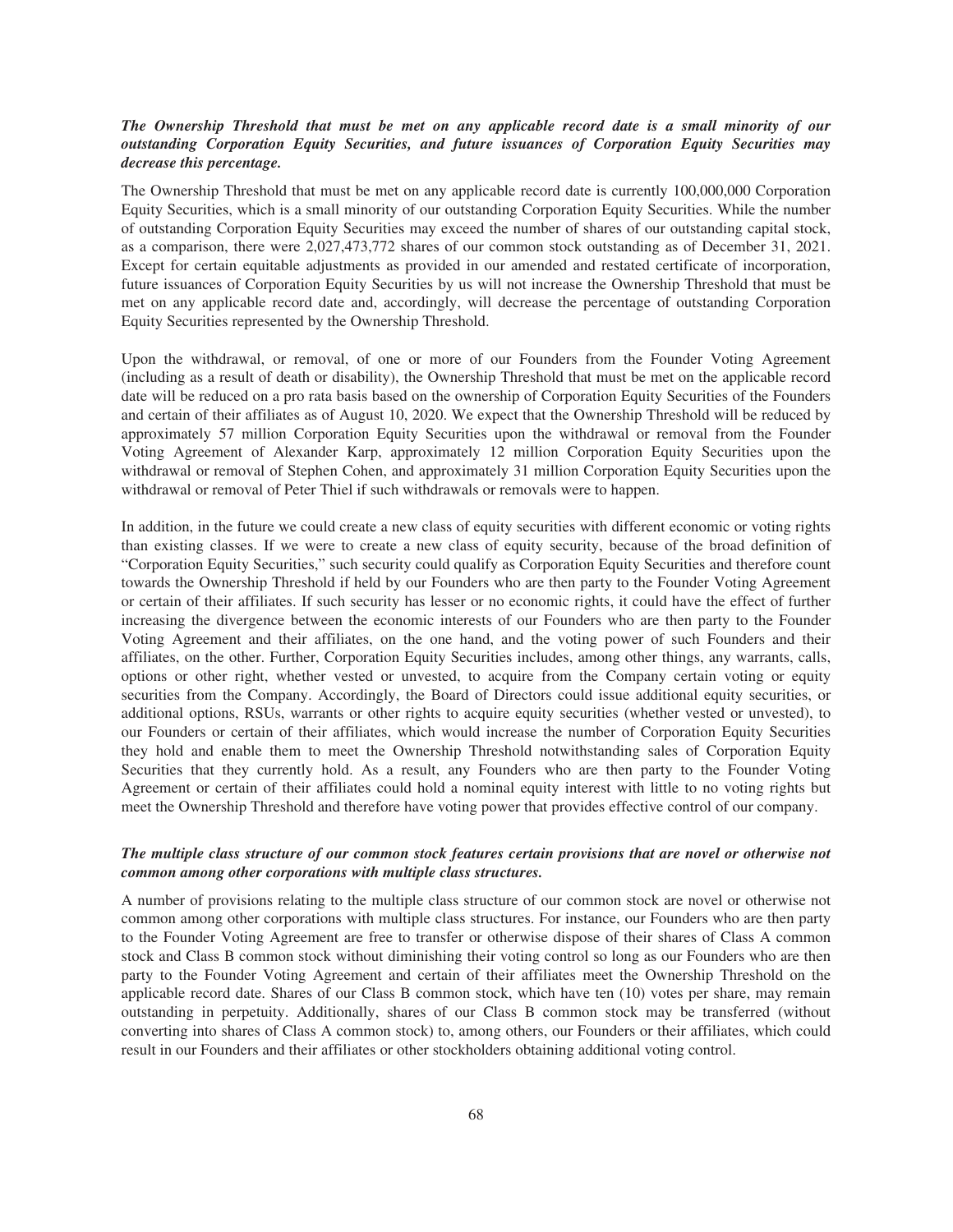***The Ownership Threshold that must be met on any applicable record date is a small minority of our outstanding Corporation Equity Securities, and future issuances of Corporation Equity Securities may decrease this percentage.***

The Ownership Threshold that must be met on any applicable record date is currently 100,000,000 Corporation Equity Securities, which is a small minority of our outstanding Corporation Equity Securities. While the number of outstanding Corporation Equity Securities may exceed the number of shares of our outstanding capital stock, as a comparison, there were 2,027,473,772 shares of our common stock outstanding as of December 31, 2021. Except for certain equitable adjustments as provided in our amended and restated certificate of incorporation, future issuances of Corporation Equity Securities by us will not increase the Ownership Threshold that must be met on any applicable record date and, accordingly, will decrease the percentage of outstanding Corporation Equity Securities represented by the Ownership Threshold.

Upon the withdrawal, or removal, of one or more of our Founders from the Founder Voting Agreement (including as a result of death or disability), the Ownership Threshold that must be met on the applicable record date will be reduced on a pro rata basis based on the ownership of Corporation Equity Securities of the Founders and certain of their affiliates as of August 10, 2020. We expect that the Ownership Threshold will be reduced by approximately 57 million Corporation Equity Securities upon the withdrawal or removal from the Founder Voting Agreement of Alexander Karp, approximately 12 million Corporation Equity Securities upon the withdrawal or removal of Stephen Cohen, and approximately 31 million Corporation Equity Securities upon the withdrawal or removal of Peter Thiel if such withdrawals or removals were to happen.

In addition, in the future we could create a new class of equity securities with different economic or voting rights than existing classes. If we were to create a new class of equity security, because of the broad definition of "Corporation Equity Securities," such security could qualify as Corporation Equity Securities and therefore count towards the Ownership Threshold if held by our Founders who are then party to the Founder Voting Agreement or certain of their affiliates. If such security has lesser or no economic rights, it could have the effect of further increasing the divergence between the economic interests of our Founders who are then party to the Founder Voting Agreement and their affiliates, on the one hand, and the voting power of such Founders and their affiliates, on the other. Further, Corporation Equity Securities includes, among other things, any warrants, calls, options or other right, whether vested or unvested, to acquire from the Company certain voting or equity securities from the Company. Accordingly, the Board of Directors could issue additional equity securities, or additional options, RSUs, warrants or other rights to acquire equity securities (whether vested or unvested), to our Founders or certain of their affiliates, which would increase the number of Corporation Equity Securities they hold and enable them to meet the Ownership Threshold notwithstanding sales of Corporation Equity Securities that they currently hold. As a result, any Founders who are then party to the Founder Voting Agreement or certain of their affiliates could hold a nominal equity interest with little to no voting rights but meet the Ownership Threshold and therefore have voting power that provides effective control of our company.

***The multiple class structure of our common stock features certain provisions that are novel or otherwise not common among other corporations with multiple class structures.***

A number of provisions relating to the multiple class structure of our common stock are novel or otherwise not common among other corporations with multiple class structures. For instance, our Founders who are then party to the Founder Voting Agreement are free to transfer or otherwise dispose of their shares of Class A common stock and Class B common stock without diminishing their voting control so long as our Founders who are then party to the Founder Voting Agreement and certain of their affiliates meet the Ownership Threshold on the applicable record date. Shares of our Class B common stock, which have ten (10) votes per share, may remain outstanding in perpetuity. Additionally, shares of our Class B common stock may be transferred (without converting into shares of Class A common stock) to, among others, our Founders or their affiliates, which could result in our Founders and their affiliates or other stockholders obtaining additional voting control.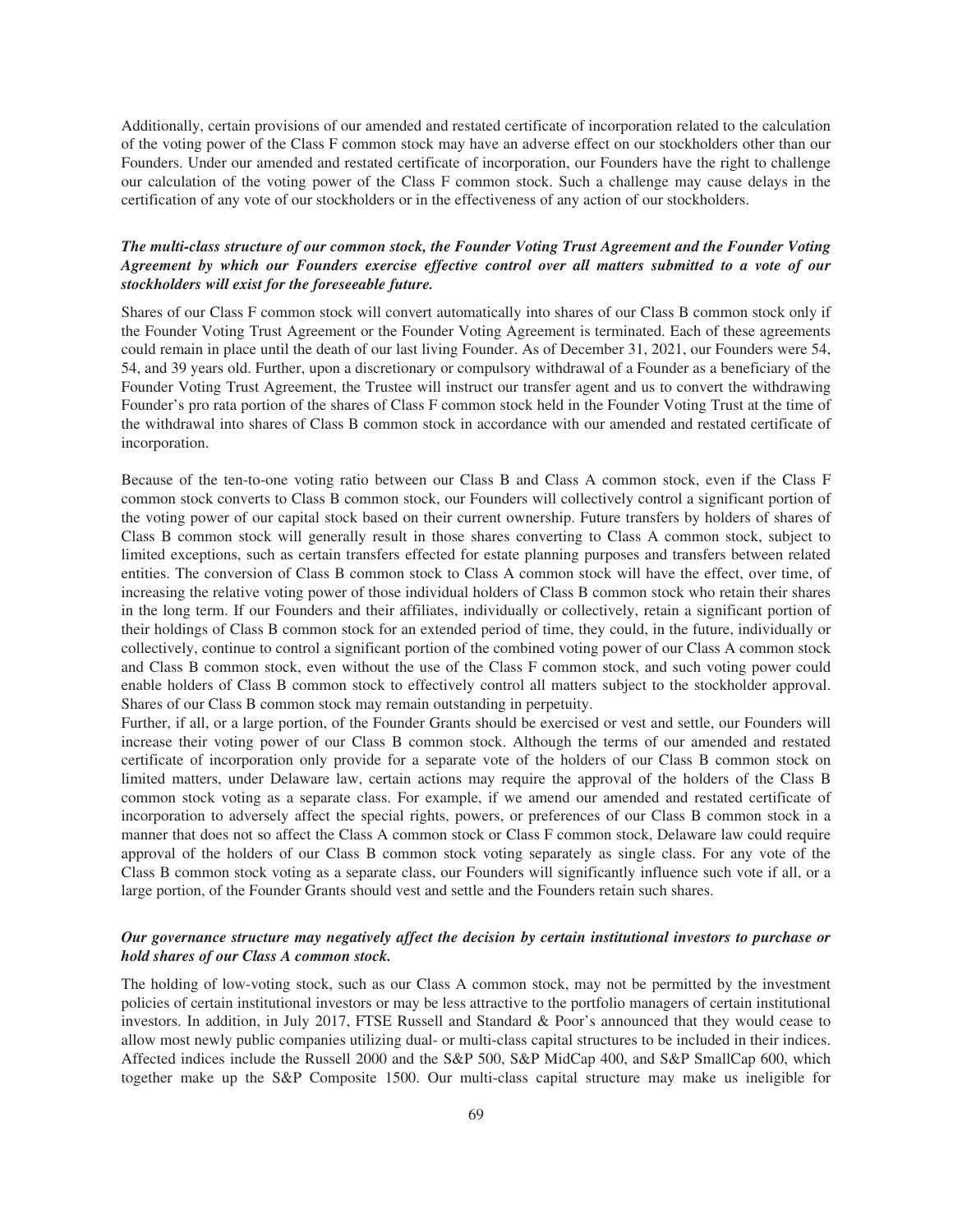Additionally, certain provisions of our amended and restated certificate of incorporation related to the calculation of the voting power of the Class F common stock may have an adverse effect on our stockholders other than our Founders. Under our amended and restated certificate of incorporation, our Founders have the right to challenge our calculation of the voting power of the Class F common stock. Such a challenge may cause delays in the certification of any vote of our stockholders or in the effectiveness of any action of our stockholders.

***The multi-class structure of our common stock, the Founder Voting Trust Agreement and the Founder Voting Agreement by which our Founders exercise effective control over all matters submitted to a vote of our stockholders will exist for the foreseeable future.***

Shares of our Class F common stock will convert automatically into shares of our Class B common stock only if the Founder Voting Trust Agreement or the Founder Voting Agreement is terminated. Each of these agreements could remain in place until the death of our last living Founder. As of December 31, 2021, our Founders were 54, 54, and 39 years old. Further, upon a discretionary or compulsory withdrawal of a Founder as a beneficiary of the Founder Voting Trust Agreement, the Trustee will instruct our transfer agent and us to convert the withdrawing Founder's pro rata portion of the shares of Class F common stock held in the Founder Voting Trust at the time of the withdrawal into shares of Class B common stock in accordance with our amended and restated certificate of incorporation.

Because of the ten-to-one voting ratio between our Class B and Class A common stock, even if the Class F common stock converts to Class B common stock, our Founders will collectively control a significant portion of the voting power of our capital stock based on their current ownership. Future transfers by holders of shares of Class B common stock will generally result in those shares converting to Class A common stock, subject to limited exceptions, such as certain transfers effected for estate planning purposes and transfers between related entities. The conversion of Class B common stock to Class A common stock will have the effect, over time, of increasing the relative voting power of those individual holders of Class B common stock who retain their shares in the long term. If our Founders and their affiliates, individually or collectively, retain a significant portion of their holdings of Class B common stock for an extended period of time, they could, in the future, individually or collectively, continue to control a significant portion of the combined voting power of our Class A common stock and Class B common stock, even without the use of the Class F common stock, and such voting power could enable holders of Class B common stock to effectively control all matters subject to the stockholder approval. Shares of our Class B common stock may remain outstanding in perpetuity.

Further, if all, or a large portion, of the Founder Grants should be exercised or vest and settle, our Founders will increase their voting power of our Class B common stock. Although the terms of our amended and restated certificate of incorporation only provide for a separate vote of the holders of our Class B common stock on limited matters, under Delaware law, certain actions may require the approval of the holders of the Class B common stock voting as a separate class. For example, if we amend our amended and restated certificate of incorporation to adversely affect the special rights, powers, or preferences of our Class B common stock in a manner that does not so affect the Class A common stock or Class F common stock, Delaware law could require approval of the holders of our Class B common stock voting separately as single class. For any vote of the Class B common stock voting as a separate class, our Founders will significantly influence such vote if all, or a large portion, of the Founder Grants should vest and settle and the Founders retain such shares.

***Our governance structure may negatively affect the decision by certain institutional investors to purchase or hold shares of our Class A common stock.***

The holding of low-voting stock, such as our Class A common stock, may not be permitted by the investment policies of certain institutional investors or may be less attractive to the portfolio managers of certain institutional investors. In addition, in July 2017, FTSE Russell and Standard & Poor's announced that they would cease to allow most newly public companies utilizing dual- or multi-class capital structures to be included in their indices. Affected indices include the Russell 2000 and the S&P 500, S&P MidCap 400, and S&P SmallCap 600, which together make up the S&P Composite 1500. Our multi-class capital structure may make us ineligible for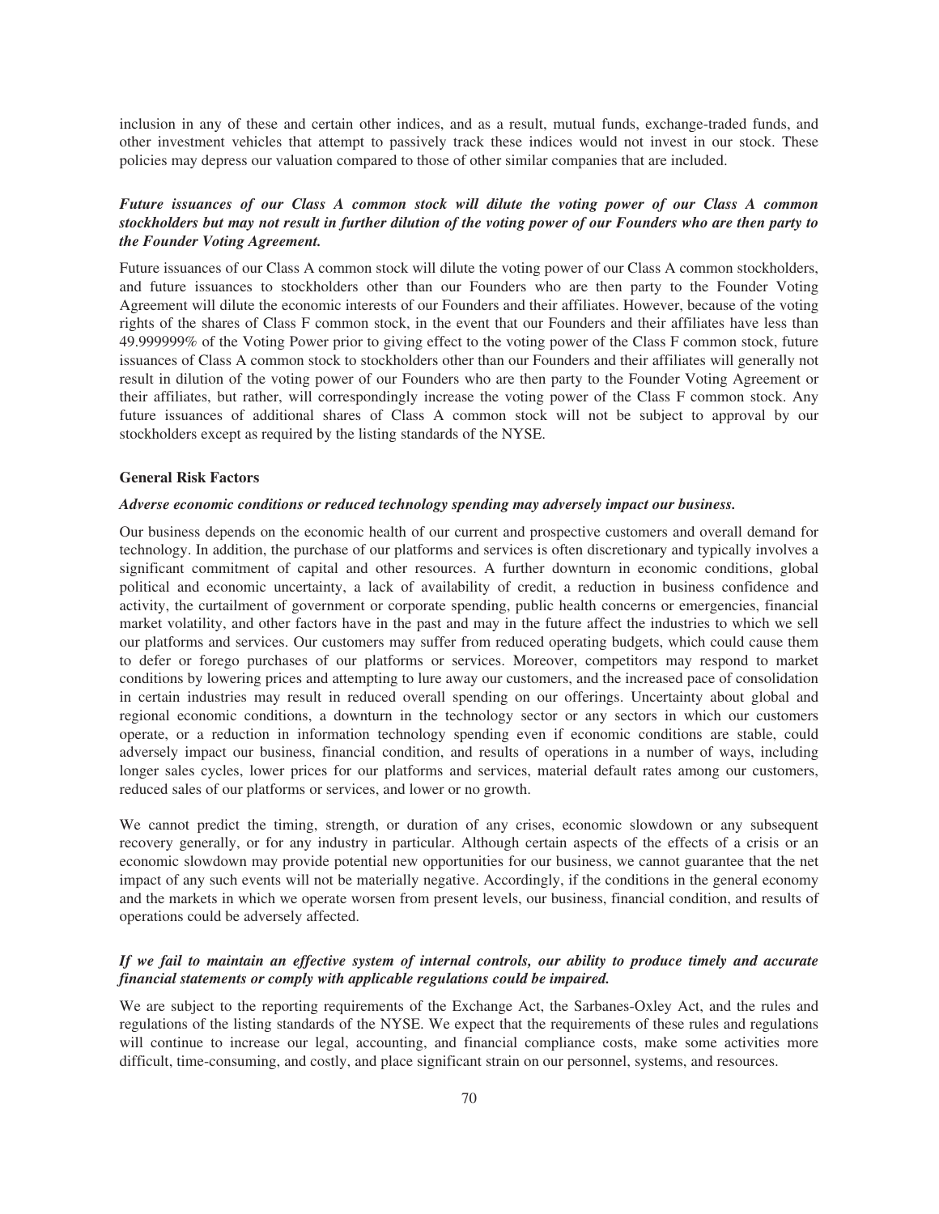inclusion in any of these and certain other indices, and as a result, mutual funds, exchange-traded funds, and other investment vehicles that attempt to passively track these indices would not invest in our stock. These policies may depress our valuation compared to those of other similar companies that are included.

***Future issuances of our Class A common stock will dilute the voting power of our Class A common stockholders but may not result in further dilution of the voting power of our Founders who are then party to the Founder Voting Agreement.***

Future issuances of our Class A common stock will dilute the voting power of our Class A common stockholders, and future issuances to stockholders other than our Founders who are then party to the Founder Voting Agreement will dilute the economic interests of our Founders and their affiliates. However, because of the voting rights of the shares of Class F common stock, in the event that our Founders and their affiliates have less than 49.999999% of the Voting Power prior to giving effect to the voting power of the Class F common stock, future issuances of Class A common stock to stockholders other than our Founders and their affiliates will generally not result in dilution of the voting power of our Founders who are then party to the Founder Voting Agreement or their affiliates, but rather, will correspondingly increase the voting power of the Class F common stock. Any future issuances of additional shares of Class A common stock will not be subject to approval by our stockholders except as required by the listing standards of the NYSE.

**General Risk Factors**

***Adverse economic conditions or reduced technology spending may adversely impact our business.***

Our business depends on the economic health of our current and prospective customers and overall demand for technology. In addition, the purchase of our platforms and services is often discretionary and typically involves a significant commitment of capital and other resources. A further downturn in economic conditions, global political and economic uncertainty, a lack of availability of credit, a reduction in business confidence and activity, the curtailment of government or corporate spending, public health concerns or emergencies, financial market volatility, and other factors have in the past and may in the future affect the industries to which we sell our platforms and services. Our customers may suffer from reduced operating budgets, which could cause them to defer or forego purchases of our platforms or services. Moreover, competitors may respond to market conditions by lowering prices and attempting to lure away our customers, and the increased pace of consolidation in certain industries may result in reduced overall spending on our offerings. Uncertainty about global and regional economic conditions, a downturn in the technology sector or any sectors in which our customers operate, or a reduction in information technology spending even if economic conditions are stable, could adversely impact our business, financial condition, and results of operations in a number of ways, including longer sales cycles, lower prices for our platforms and services, material default rates among our customers, reduced sales of our platforms or services, and lower or no growth.

We cannot predict the timing, strength, or duration of any crises, economic slowdown or any subsequent recovery generally, or for any industry in particular. Although certain aspects of the effects of a crisis or an economic slowdown may provide potential new opportunities for our business, we cannot guarantee that the net impact of any such events will not be materially negative. Accordingly, if the conditions in the general economy and the markets in which we operate worsen from present levels, our business, financial condition, and results of operations could be adversely affected.

***If we fail to maintain an effective system of internal controls, our ability to produce timely and accurate financial statements or comply with applicable regulations could be impaired.***

We are subject to the reporting requirements of the Exchange Act, the Sarbanes-Oxley Act, and the rules and regulations of the listing standards of the NYSE. We expect that the requirements of these rules and regulations will continue to increase our legal, accounting, and financial compliance costs, make some activities more difficult, time-consuming, and costly, and place significant strain on our personnel, systems, and resources.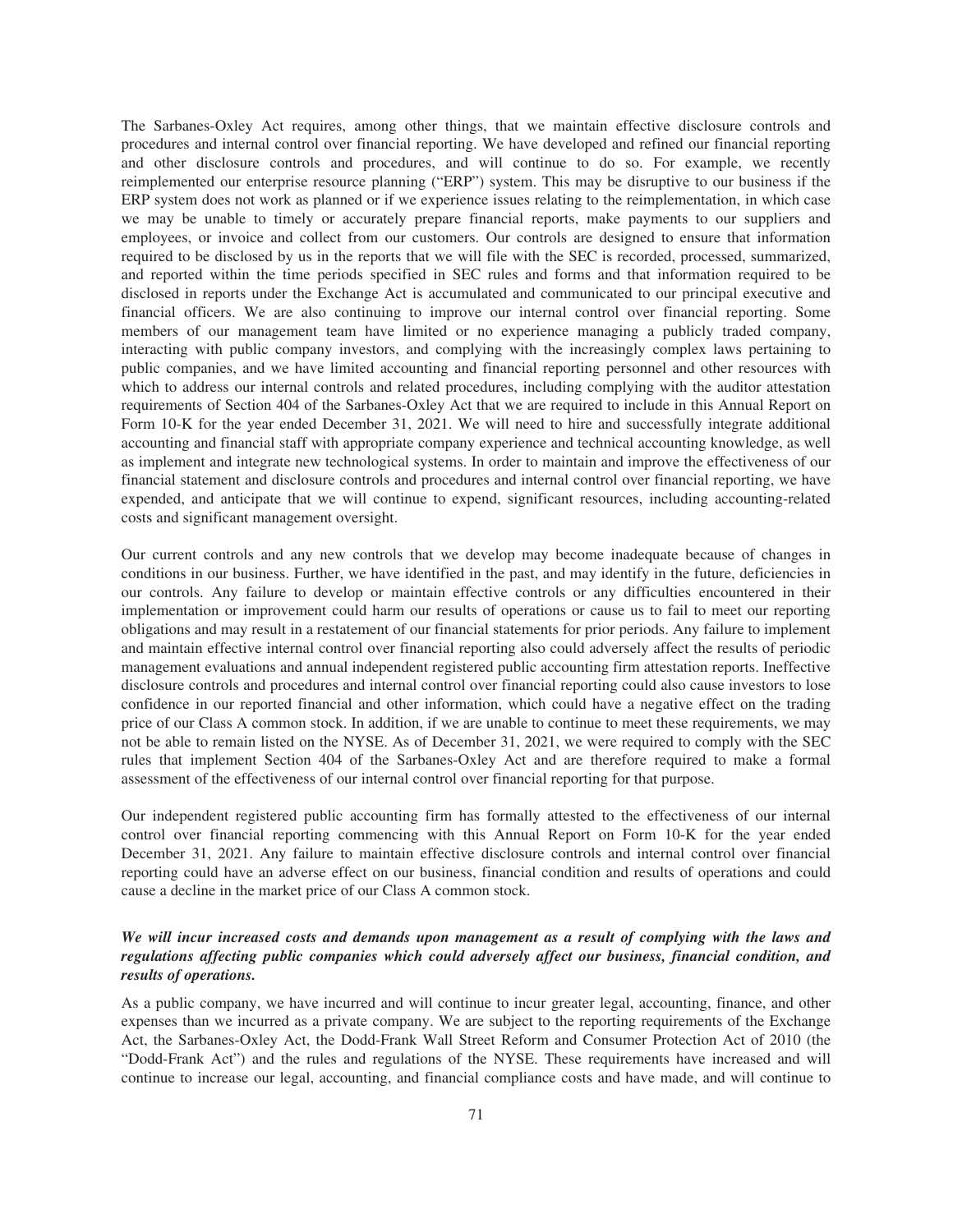The Sarbanes-Oxley Act requires, among other things, that we maintain effective disclosure controls and procedures and internal control over financial reporting. We have developed and refined our financial reporting and other disclosure controls and procedures, and will continue to do so. For example, we recently reimplemented our enterprise resource planning ("ERP") system. This may be disruptive to our business if the ERP system does not work as planned or if we experience issues relating to the reimplementation, in which case we may be unable to timely or accurately prepare financial reports, make payments to our suppliers and employees, or invoice and collect from our customers. Our controls are designed to ensure that information required to be disclosed by us in the reports that we will file with the SEC is recorded, processed, summarized, and reported within the time periods specified in SEC rules and forms and that information required to be disclosed in reports under the Exchange Act is accumulated and communicated to our principal executive and financial officers. We are also continuing to improve our internal control over financial reporting. Some members of our management team have limited or no experience managing a publicly traded company, interacting with public company investors, and complying with the increasingly complex laws pertaining to public companies, and we have limited accounting and financial reporting personnel and other resources with which to address our internal controls and related procedures, including complying with the auditor attestation requirements of Section 404 of the Sarbanes-Oxley Act that we are required to include in this Annual Report on Form 10-K for the year ended December 31, 2021. We will need to hire and successfully integrate additional accounting and financial staff with appropriate company experience and technical accounting knowledge, as well as implement and integrate new technological systems. In order to maintain and improve the effectiveness of our financial statement and disclosure controls and procedures and internal control over financial reporting, we have expended, and anticipate that we will continue to expend, significant resources, including accounting-related costs and significant management oversight.

Our current controls and any new controls that we develop may become inadequate because of changes in conditions in our business. Further, we have identified in the past, and may identify in the future, deficiencies in our controls. Any failure to develop or maintain effective controls or any difficulties encountered in their implementation or improvement could harm our results of operations or cause us to fail to meet our reporting obligations and may result in a restatement of our financial statements for prior periods. Any failure to implement and maintain effective internal control over financial reporting also could adversely affect the results of periodic management evaluations and annual independent registered public accounting firm attestation reports. Ineffective disclosure controls and procedures and internal control over financial reporting could also cause investors to lose confidence in our reported financial and other information, which could have a negative effect on the trading price of our Class A common stock. In addition, if we are unable to continue to meet these requirements, we may not be able to remain listed on the NYSE. As of December 31, 2021, we were required to comply with the SEC rules that implement Section 404 of the Sarbanes-Oxley Act and are therefore required to make a formal assessment of the effectiveness of our internal control over financial reporting for that purpose.

Our independent registered public accounting firm has formally attested to the effectiveness of our internal control over financial reporting commencing with this Annual Report on Form 10-K for the year ended December 31, 2021. Any failure to maintain effective disclosure controls and internal control over financial reporting could have an adverse effect on our business, financial condition and results of operations and could cause a decline in the market price of our Class A common stock.

***We will incur increased costs and demands upon management as a result of complying with the laws and regulations affecting public companies which could adversely affect our business, financial condition, and results of operations.***

As a public company, we have incurred and will continue to incur greater legal, accounting, finance, and other expenses than we incurred as a private company. We are subject to the reporting requirements of the Exchange Act, the Sarbanes-Oxley Act, the Dodd-Frank Wall Street Reform and Consumer Protection Act of 2010 (the "Dodd-Frank Act") and the rules and regulations of the NYSE. These requirements have increased and will continue to increase our legal, accounting, and financial compliance costs and have made, and will continue to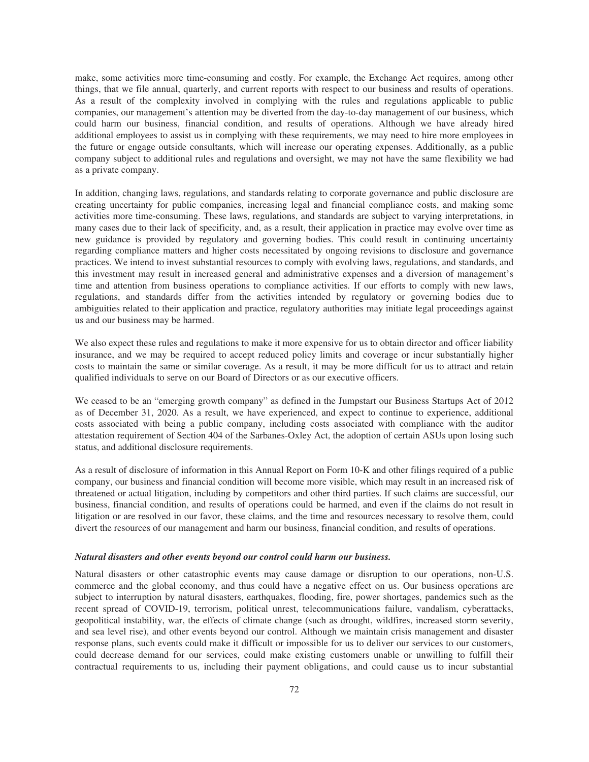make, some activities more time-consuming and costly. For example, the Exchange Act requires, among other things, that we file annual, quarterly, and current reports with respect to our business and results of operations. As a result of the complexity involved in complying with the rules and regulations applicable to public companies, our management's attention may be diverted from the day-to-day management of our business, which could harm our business, financial condition, and results of operations. Although we have already hired additional employees to assist us in complying with these requirements, we may need to hire more employees in the future or engage outside consultants, which will increase our operating expenses. Additionally, as a public company subject to additional rules and regulations and oversight, we may not have the same flexibility we had as a private company.

In addition, changing laws, regulations, and standards relating to corporate governance and public disclosure are creating uncertainty for public companies, increasing legal and financial compliance costs, and making some activities more time-consuming. These laws, regulations, and standards are subject to varying interpretations, in many cases due to their lack of specificity, and, as a result, their application in practice may evolve over time as new guidance is provided by regulatory and governing bodies. This could result in continuing uncertainty regarding compliance matters and higher costs necessitated by ongoing revisions to disclosure and governance practices. We intend to invest substantial resources to comply with evolving laws, regulations, and standards, and this investment may result in increased general and administrative expenses and a diversion of management's time and attention from business operations to compliance activities. If our efforts to comply with new laws, regulations, and standards differ from the activities intended by regulatory or governing bodies due to ambiguities related to their application and practice, regulatory authorities may initiate legal proceedings against us and our business may be harmed.

We also expect these rules and regulations to make it more expensive for us to obtain director and officer liability insurance, and we may be required to accept reduced policy limits and coverage or incur substantially higher costs to maintain the same or similar coverage. As a result, it may be more difficult for us to attract and retain qualified individuals to serve on our Board of Directors or as our executive officers.

We ceased to be an "emerging growth company" as defined in the Jumpstart our Business Startups Act of 2012 as of December 31, 2020. As a result, we have experienced, and expect to continue to experience, additional costs associated with being a public company, including costs associated with compliance with the auditor attestation requirement of Section 404 of the Sarbanes-Oxley Act, the adoption of certain ASUs upon losing such status, and additional disclosure requirements.

As a result of disclosure of information in this Annual Report on Form 10-K and other filings required of a public company, our business and financial condition will become more visible, which may result in an increased risk of threatened or actual litigation, including by competitors and other third parties. If such claims are successful, our business, financial condition, and results of operations could be harmed, and even if the claims do not result in litigation or are resolved in our favor, these claims, and the time and resources necessary to resolve them, could divert the resources of our management and harm our business, financial condition, and results of operations.

***Natural disasters and other events beyond our control could harm our business.***

Natural disasters or other catastrophic events may cause damage or disruption to our operations, non-U.S. commerce and the global economy, and thus could have a negative effect on us. Our business operations are subject to interruption by natural disasters, earthquakes, flooding, fire, power shortages, pandemics such as the recent spread of COVID-19, terrorism, political unrest, telecommunications failure, vandalism, cyberattacks, geopolitical instability, war, the effects of climate change (such as drought, wildfires, increased storm severity, and sea level rise), and other events beyond our control. Although we maintain crisis management and disaster response plans, such events could make it difficult or impossible for us to deliver our services to our customers, could decrease demand for our services, could make existing customers unable or unwilling to fulfill their contractual requirements to us, including their payment obligations, and could cause us to incur substantial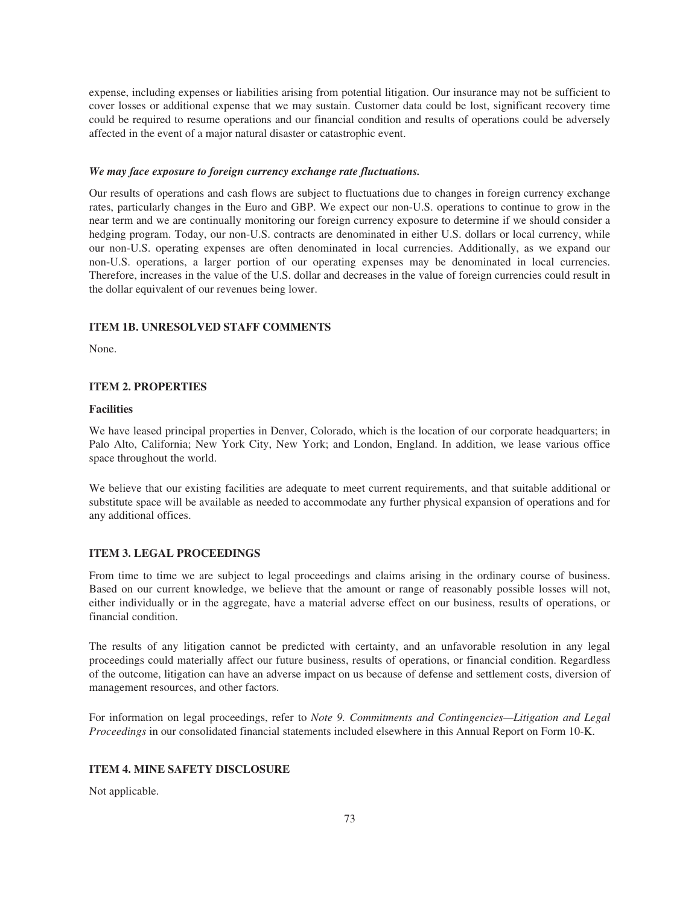expense, including expenses or liabilities arising from potential litigation. Our insurance may not be sufficient to cover losses or additional expense that we may sustain. Customer data could be lost, significant recovery time could be required to resume operations and our financial condition and results of operations could be adversely affected in the event of a major natural disaster or catastrophic event.

***We may face exposure to foreign currency exchange rate fluctuations.***

Our results of operations and cash flows are subject to fluctuations due to changes in foreign currency exchange rates, particularly changes in the Euro and GBP. We expect our non-U.S. operations to continue to grow in the near term and we are continually monitoring our foreign currency exposure to determine if we should consider a hedging program. Today, our non-U.S. contracts are denominated in either U.S. dollars or local currency, while our non-U.S. operating expenses are often denominated in local currencies. Additionally, as we expand our non-U.S. operations, a larger portion of our operating expenses may be denominated in local currencies. Therefore, increases in the value of the U.S. dollar and decreases in the value of foreign currencies could result in the dollar equivalent of our revenues being lower.

## ITEM 1B. UNRESOLVED STAFF COMMENTS

None.

## ITEM 2. PROPERTIES

### Facilities

We have leased principal properties in Denver, Colorado, which is the location of our corporate headquarters; in Palo Alto, California; New York City, New York; and London, England. In addition, we lease various office space throughout the world.

We believe that our existing facilities are adequate to meet current requirements, and that suitable additional or substitute space will be available as needed to accommodate any further physical expansion of operations and for any additional offices.

## ITEM 3. LEGAL PROCEEDINGS

From time to time we are subject to legal proceedings and claims arising in the ordinary course of business. Based on our current knowledge, we believe that the amount or range of reasonably possible losses will not, either individually or in the aggregate, have a material adverse effect on our business, results of operations, or financial condition.

The results of any litigation cannot be predicted with certainty, and an unfavorable resolution in any legal proceedings could materially affect our future business, results of operations, or financial condition. Regardless of the outcome, litigation can have an adverse impact on us because of defense and settlement costs, diversion of management resources, and other factors.

For information on legal proceedings, refer to *Note 9. Commitments and Contingencies—Litigation and Legal Proceedings* in our consolidated financial statements included elsewhere in this Annual Report on Form 10-K.

## ITEM 4. MINE SAFETY DISCLOSURE

Not applicable.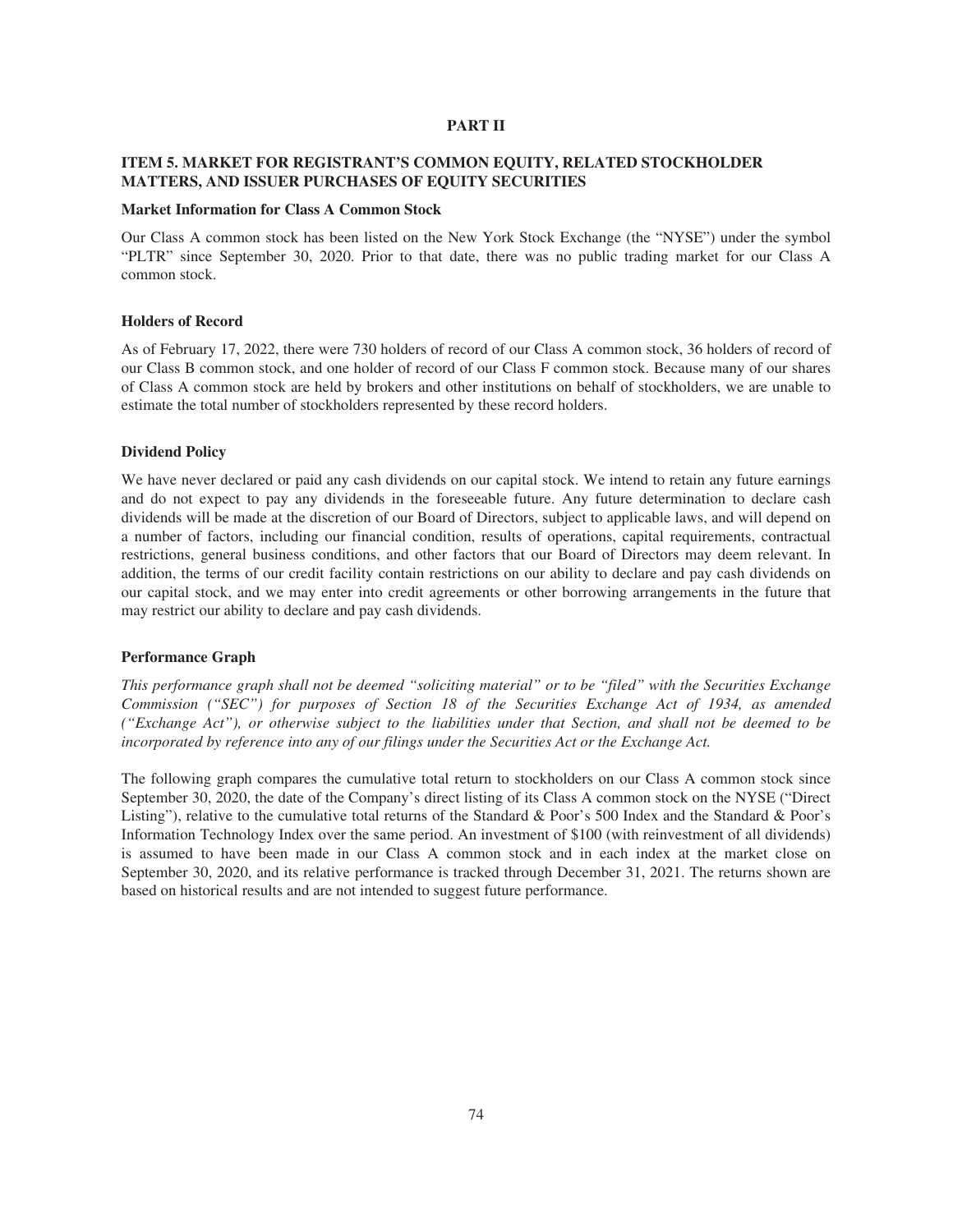## PART II

### ITEM 5. MARKET FOR REGISTRANT'S COMMON EQUITY, RELATED STOCKHOLDER MATTERS, AND ISSUER PURCHASES OF EQUITY SECURITIES

**Market Information for Class A Common Stock**

Our Class A common stock has been listed on the New York Stock Exchange (the "NYSE") under the symbol "PLTR" since September 30, 2020. Prior to that date, there was no public trading market for our Class A common stock.

**Holders of Record**

As of February 17, 2022, there were 730 holders of record of our Class A common stock, 36 holders of record of our Class B common stock, and one holder of record of our Class F common stock. Because many of our shares of Class A common stock are held by brokers and other institutions on behalf of stockholders, we are unable to estimate the total number of stockholders represented by these record holders.

**Dividend Policy**

We have never declared or paid any cash dividends on our capital stock. We intend to retain any future earnings and do not expect to pay any dividends in the foreseeable future. Any future determination to declare cash dividends will be made at the discretion of our Board of Directors, subject to applicable laws, and will depend on a number of factors, including our financial condition, results of operations, capital requirements, contractual restrictions, general business conditions, and other factors that our Board of Directors may deem relevant. In addition, the terms of our credit facility contain restrictions on our ability to declare and pay cash dividends on our capital stock, and we may enter into credit agreements or other borrowing arrangements in the future that may restrict our ability to declare and pay cash dividends.

**Performance Graph**

*This performance graph shall not be deemed "soliciting material" or to be "filed" with the Securities Exchange Commission ("SEC") for purposes of Section 18 of the Securities Exchange Act of 1934, as amended ("Exchange Act"), or otherwise subject to the liabilities under that Section, and shall not be deemed to be incorporated by reference into any of our filings under the Securities Act or the Exchange Act.*

The following graph compares the cumulative total return to stockholders on our Class A common stock since September 30, 2020, the date of the Company's direct listing of its Class A common stock on the NYSE ("Direct Listing"), relative to the cumulative total returns of the Standard & Poor's 500 Index and the Standard & Poor's Information Technology Index over the same period. An investment of $100 (with reinvestment of all dividends) is assumed to have been made in our Class A common stock and in each index at the market close on September 30, 2020, and its relative performance is tracked through December 31, 2021. The returns shown are based on historical results and are not intended to suggest future performance.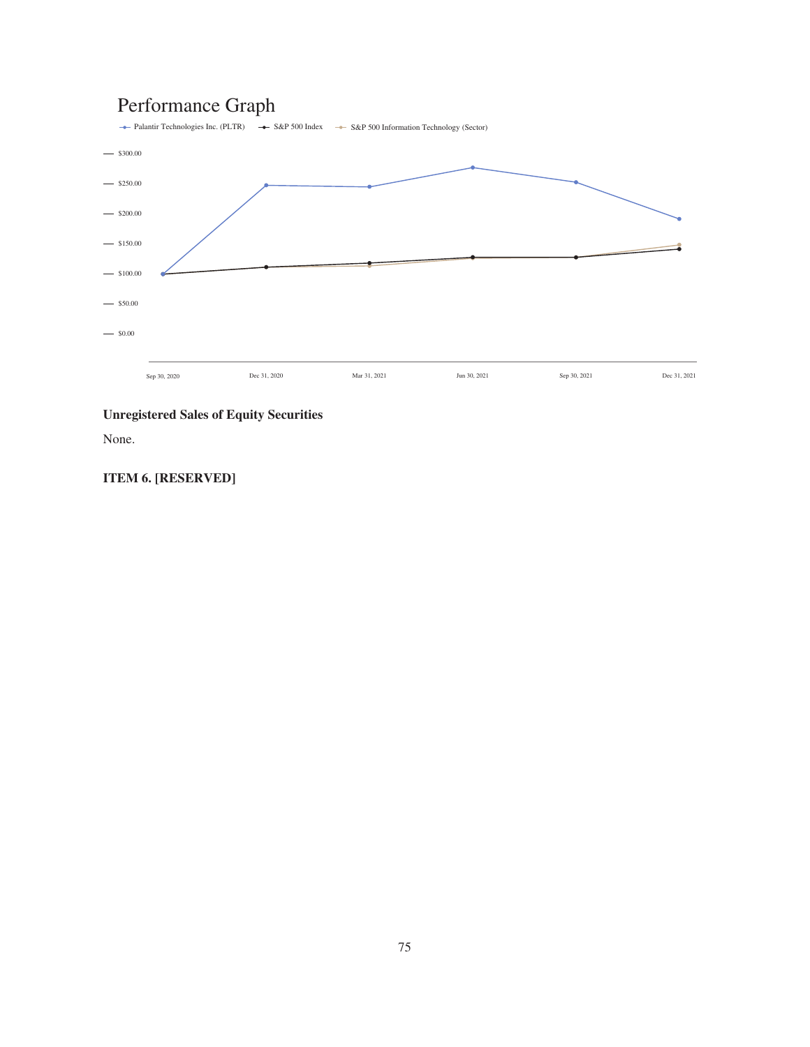## Performance Graph

Palantir Technologies Inc. (PLTR) — S&P 500 Index — S&P 500 Information Technology (Sector)

$300.00
$250.00
$200.00
$150.00
$100.00
$50.00
$0.00

Sep 30, 2020 | Dec 31, 2020 | Mar 31, 2021 | Jun 30, 2021 | Sep 30, 2021 | Dec 31, 2021

### Unregistered Sales of Equity Securities

None.

### ITEM 6. [RESERVED]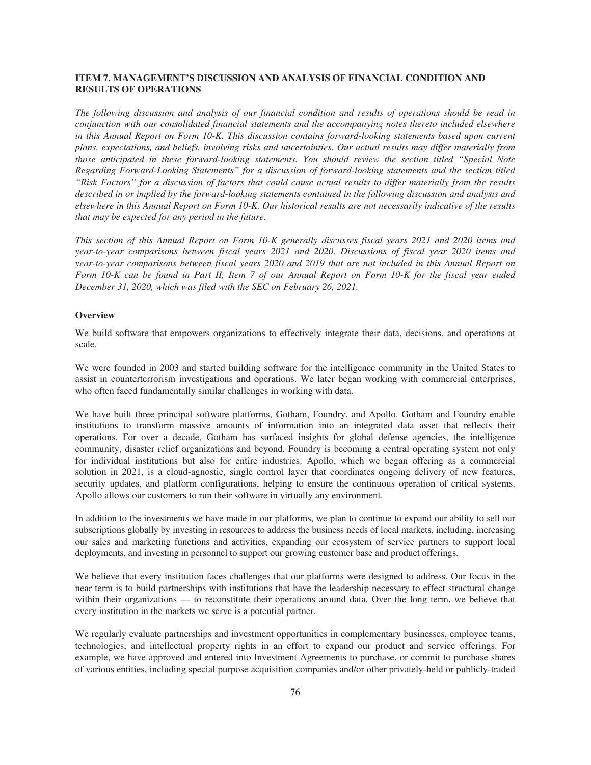## ITEM 7. MANAGEMENT'S DISCUSSION AND ANALYSIS OF FINANCIAL CONDITION AND RESULTS OF OPERATIONS

*The following discussion and analysis of our financial condition and results of operations should be read in conjunction with our consolidated financial statements and the accompanying notes thereto included elsewhere in this Annual Report on Form 10-K. This discussion contains forward-looking statements based upon current plans, expectations, and beliefs, involving risks and uncertainties. Our actual results may differ materially from those anticipated in these forward-looking statements. You should review the section titled "Special Note Regarding Forward-Looking Statements" for a discussion of forward-looking statements and the section titled "Risk Factors" for a discussion of factors that could cause actual results to differ materially from the results described in or implied by the forward-looking statements contained in the following discussion and analysis and elsewhere in this Annual Report on Form 10-K. Our historical results are not necessarily indicative of the results that may be expected for any period in the future.*

*This section of this Annual Report on Form 10-K generally discusses fiscal years 2021 and 2020 items and year-to-year comparisons between fiscal years 2021 and 2020. Discussions of fiscal year 2020 items and year-to-year comparisons between fiscal years 2020 and 2019 that are not included in this Annual Report on Form 10-K can be found in Part II, Item 7 of our Annual Report on Form 10-K for the fiscal year ended December 31, 2020, which was filed with the SEC on February 26, 2021.*

### Overview

We build software that empowers organizations to effectively integrate their data, decisions, and operations at scale.

We were founded in 2003 and started building software for the intelligence community in the United States to assist in counterterrorism investigations and operations. We later began working with commercial enterprises, who often faced fundamentally similar challenges in working with data.

We have built three principal software platforms, Gotham, Foundry, and Apollo. Gotham and Foundry enable institutions to transform massive amounts of information into an integrated data asset that reflects their operations. For over a decade, Gotham has surfaced insights for global defense agencies, the intelligence community, disaster relief organizations and beyond. Foundry is becoming a central operating system not only for individual institutions but also for entire industries. Apollo, which we began offering as a commercial solution in 2021, is a cloud-agnostic, single control layer that coordinates ongoing delivery of new features, security updates, and platform configurations, helping to ensure the continuous operation of critical systems. Apollo allows our customers to run their software in virtually any environment.

In addition to the investments we have made in our platforms, we plan to continue to expand our ability to sell our subscriptions globally by investing in resources to address the business needs of local markets, including, increasing our sales and marketing functions and activities, expanding our ecosystem of service partners to support local deployments, and investing in personnel to support our growing customer base and product offerings.

We believe that every institution faces challenges that our platforms were designed to address. Our focus in the near term is to build partnerships with institutions that have the leadership necessary to effect structural change within their organizations — to reconstitute their operations around data. Over the long term, we believe that every institution in the markets we serve is a potential partner.

We regularly evaluate partnerships and investment opportunities in complementary businesses, employee teams, technologies, and intellectual property rights in an effort to expand our product and service offerings. For example, we have approved and entered into Investment Agreements to purchase, or commit to purchase shares of various entities, including special purpose acquisition companies and/or other privately-held or publicly-traded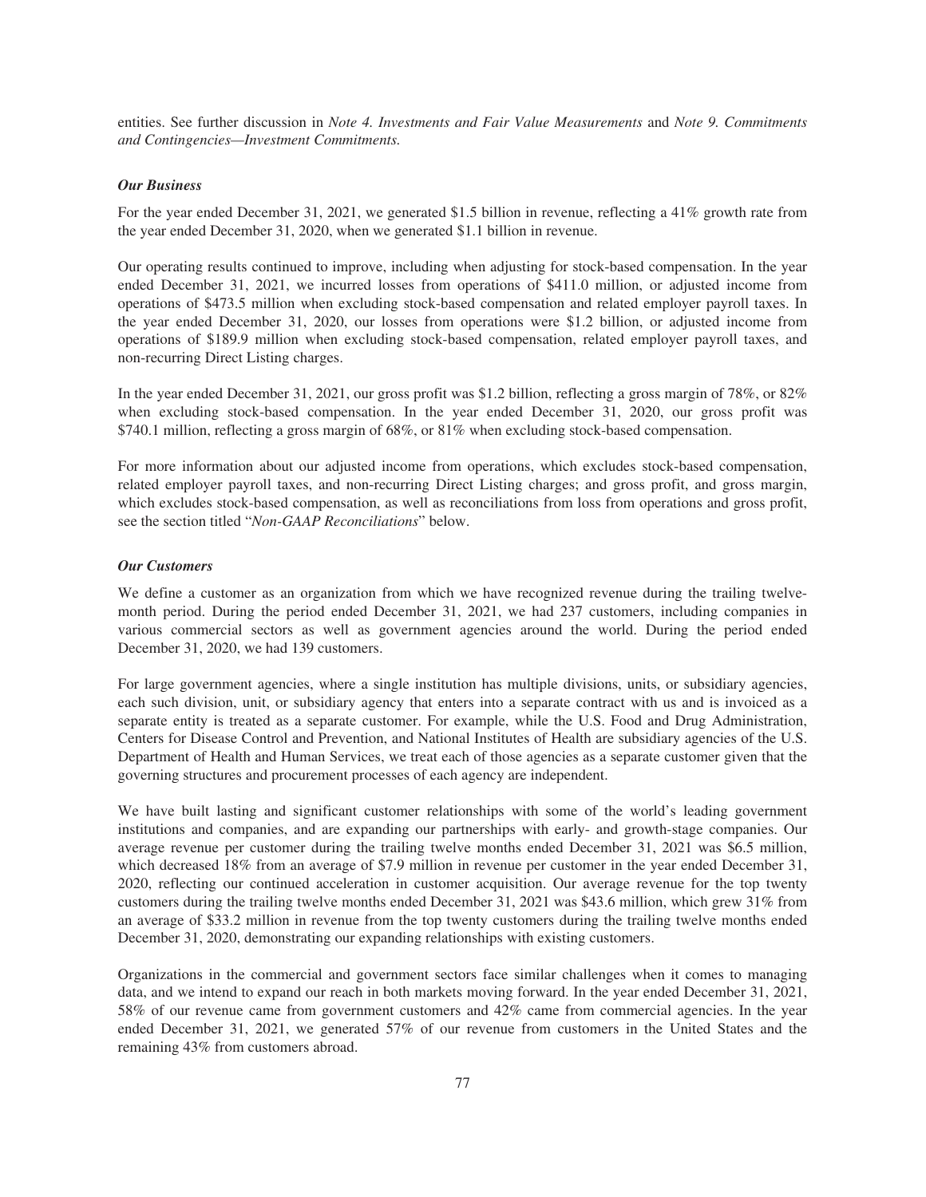entities. See further discussion in *Note 4. Investments and Fair Value Measurements* and *Note 9. Commitments and Contingencies—Investment Commitments.*

***Our Business***

For the year ended December 31, 2021, we generated $1.5 billion in revenue, reflecting a 41% growth rate from the year ended December 31, 2020, when we generated $1.1 billion in revenue.

Our operating results continued to improve, including when adjusting for stock-based compensation. In the year ended December 31, 2021, we incurred losses from operations of $411.0 million, or adjusted income from operations of $473.5 million when excluding stock-based compensation and related employer payroll taxes. In the year ended December 31, 2020, our losses from operations were $1.2 billion, or adjusted income from operations of $189.9 million when excluding stock-based compensation, related employer payroll taxes, and non-recurring Direct Listing charges.

In the year ended December 31, 2021, our gross profit was $1.2 billion, reflecting a gross margin of 78%, or 82% when excluding stock-based compensation. In the year ended December 31, 2020, our gross profit was $740.1 million, reflecting a gross margin of 68%, or 81% when excluding stock-based compensation.

For more information about our adjusted income from operations, which excludes stock-based compensation, related employer payroll taxes, and non-recurring Direct Listing charges; and gross profit, and gross margin, which excludes stock-based compensation, as well as reconciliations from loss from operations and gross profit, see the section titled "*Non-GAAP Reconciliations*" below.

***Our Customers***

We define a customer as an organization from which we have recognized revenue during the trailing twelve-month period. During the period ended December 31, 2021, we had 237 customers, including companies in various commercial sectors as well as government agencies around the world. During the period ended December 31, 2020, we had 139 customers.

For large government agencies, where a single institution has multiple divisions, units, or subsidiary agencies, each such division, unit, or subsidiary agency that enters into a separate contract with us and is invoiced as a separate entity is treated as a separate customer. For example, while the U.S. Food and Drug Administration, Centers for Disease Control and Prevention, and National Institutes of Health are subsidiary agencies of the U.S. Department of Health and Human Services, we treat each of those agencies as a separate customer given that the governing structures and procurement processes of each agency are independent.

We have built lasting and significant customer relationships with some of the world's leading government institutions and companies, and are expanding our partnerships with early- and growth-stage companies. Our average revenue per customer during the trailing twelve months ended December 31, 2021 was $6.5 million, which decreased 18% from an average of $7.9 million in revenue per customer in the year ended December 31, 2020, reflecting our continued acceleration in customer acquisition. Our average revenue for the top twenty customers during the trailing twelve months ended December 31, 2021 was $43.6 million, which grew 31% from an average of $33.2 million in revenue from the top twenty customers during the trailing twelve months ended December 31, 2020, demonstrating our expanding relationships with existing customers.

Organizations in the commercial and government sectors face similar challenges when it comes to managing data, and we intend to expand our reach in both markets moving forward. In the year ended December 31, 2021, 58% of our revenue came from government customers and 42% came from commercial agencies. In the year ended December 31, 2021, we generated 57% of our revenue from customers in the United States and the remaining 43% from customers abroad.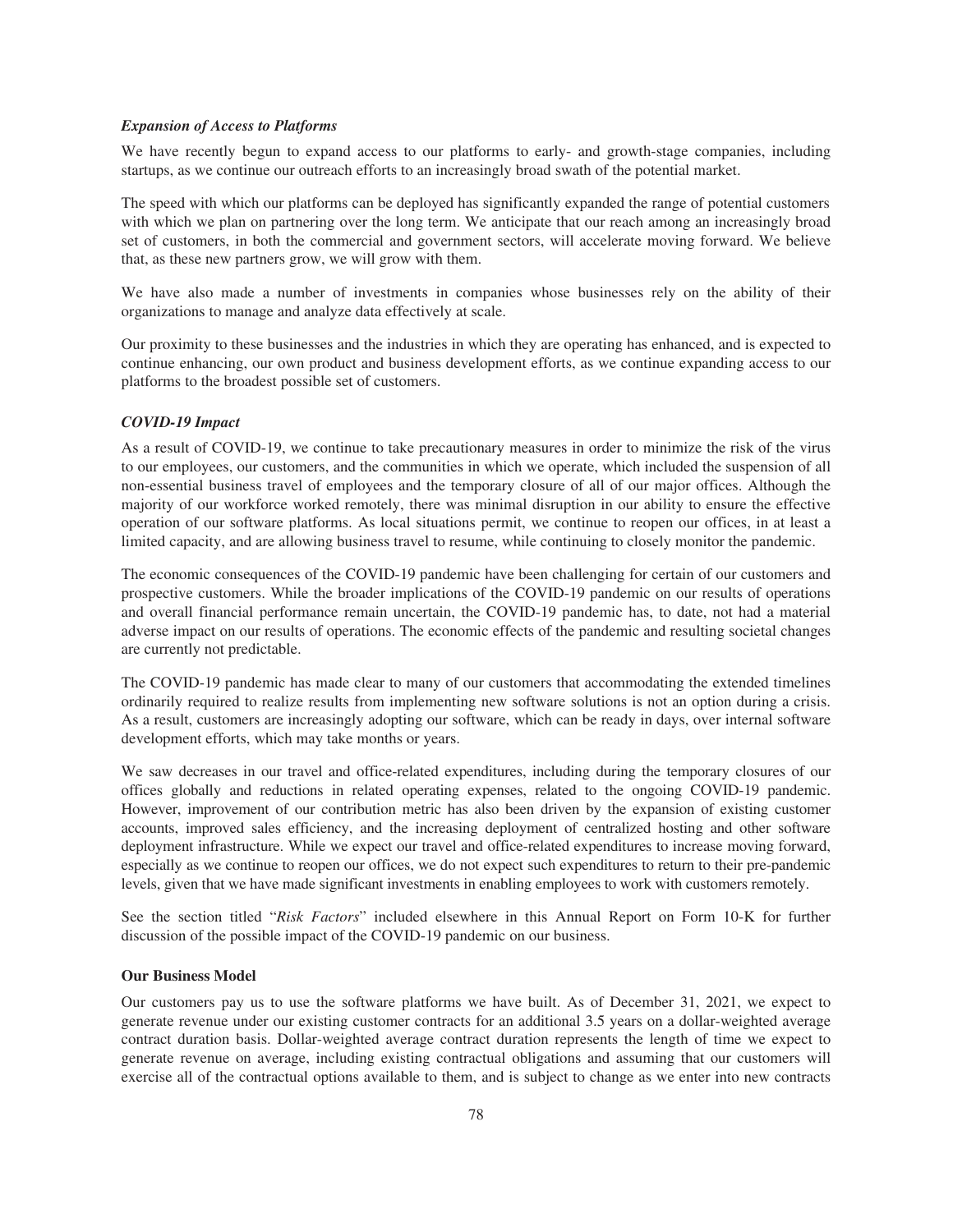### *Expansion of Access to Platforms*

We have recently begun to expand access to our platforms to early- and growth-stage companies, including startups, as we continue our outreach efforts to an increasingly broad swath of the potential market.

The speed with which our platforms can be deployed has significantly expanded the range of potential customers with which we plan on partnering over the long term. We anticipate that our reach among an increasingly broad set of customers, in both the commercial and government sectors, will accelerate moving forward. We believe that, as these new partners grow, we will grow with them.

We have also made a number of investments in companies whose businesses rely on the ability of their organizations to manage and analyze data effectively at scale.

Our proximity to these businesses and the industries in which they are operating has enhanced, and is expected to continue enhancing, our own product and business development efforts, as we continue expanding access to our platforms to the broadest possible set of customers.

### *COVID-19 Impact*

As a result of COVID-19, we continue to take precautionary measures in order to minimize the risk of the virus to our employees, our customers, and the communities in which we operate, which included the suspension of all non-essential business travel of employees and the temporary closure of all of our major offices. Although the majority of our workforce worked remotely, there was minimal disruption in our ability to ensure the effective operation of our software platforms. As local situations permit, we continue to reopen our offices, in at least a limited capacity, and are allowing business travel to resume, while continuing to closely monitor the pandemic.

The economic consequences of the COVID-19 pandemic have been challenging for certain of our customers and prospective customers. While the broader implications of the COVID-19 pandemic on our results of operations and overall financial performance remain uncertain, the COVID-19 pandemic has, to date, not had a material adverse impact on our results of operations. The economic effects of the pandemic and resulting societal changes are currently not predictable.

The COVID-19 pandemic has made clear to many of our customers that accommodating the extended timelines ordinarily required to realize results from implementing new software solutions is not an option during a crisis. As a result, customers are increasingly adopting our software, which can be ready in days, over internal software development efforts, which may take months or years.

We saw decreases in our travel and office-related expenditures, including during the temporary closures of our offices globally and reductions in related operating expenses, related to the ongoing COVID-19 pandemic. However, improvement of our contribution metric has also been driven by the expansion of existing customer accounts, improved sales efficiency, and the increasing deployment of centralized hosting and other software deployment infrastructure. While we expect our travel and office-related expenditures to increase moving forward, especially as we continue to reopen our offices, we do not expect such expenditures to return to their pre-pandemic levels, given that we have made significant investments in enabling employees to work with customers remotely.

See the section titled "*Risk Factors*" included elsewhere in this Annual Report on Form 10-K for further discussion of the possible impact of the COVID-19 pandemic on our business.

## Our Business Model

Our customers pay us to use the software platforms we have built. As of December 31, 2021, we expect to generate revenue under our existing customer contracts for an additional 3.5 years on a dollar-weighted average contract duration basis. Dollar-weighted average contract duration represents the length of time we expect to generate revenue on average, including existing contractual obligations and assuming that our customers will exercise all of the contractual options available to them, and is subject to change as we enter into new contracts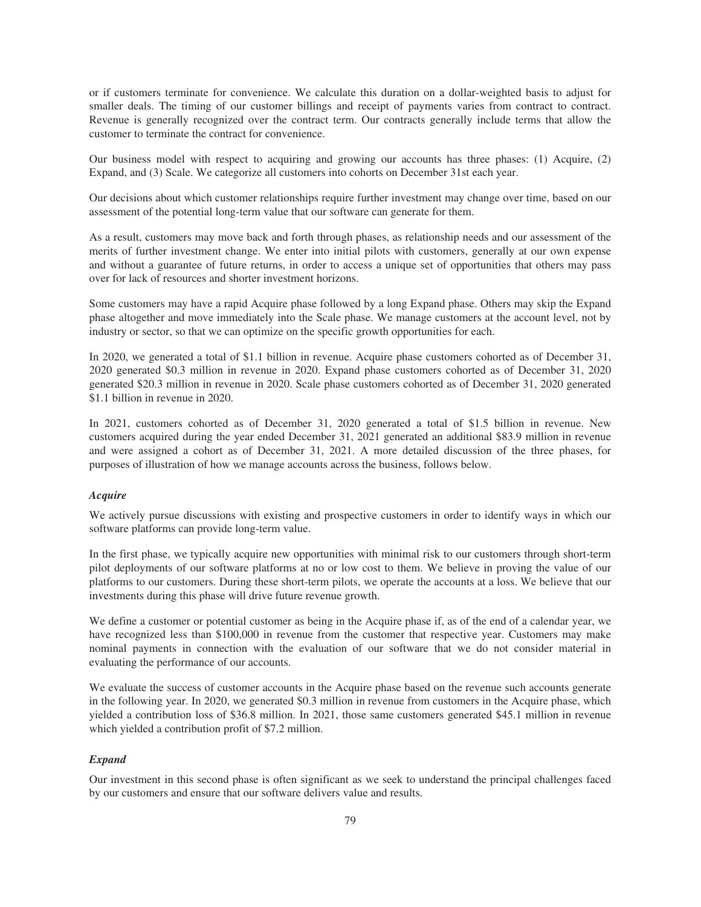or if customers terminate for convenience. We calculate this duration on a dollar-weighted basis to adjust for smaller deals. The timing of our customer billings and receipt of payments varies from contract to contract. Revenue is generally recognized over the contract term. Our contracts generally include terms that allow the customer to terminate the contract for convenience.

Our business model with respect to acquiring and growing our accounts has three phases: (1) Acquire, (2) Expand, and (3) Scale. We categorize all customers into cohorts on December 31st each year.

Our decisions about which customer relationships require further investment may change over time, based on our assessment of the potential long-term value that our software can generate for them.

As a result, customers may move back and forth through phases, as relationship needs and our assessment of the merits of further investment change. We enter into initial pilots with customers, generally at our own expense and without a guarantee of future returns, in order to access a unique set of opportunities that others may pass over for lack of resources and shorter investment horizons.

Some customers may have a rapid Acquire phase followed by a long Expand phase. Others may skip the Expand phase altogether and move immediately into the Scale phase. We manage customers at the account level, not by industry or sector, so that we can optimize on the specific growth opportunities for each.

In 2020, we generated a total of $1.1 billion in revenue. Acquire phase customers cohorted as of December 31, 2020 generated $0.3 million in revenue in 2020. Expand phase customers cohorted as of December 31, 2020 generated $20.3 million in revenue in 2020. Scale phase customers cohorted as of December 31, 2020 generated $1.1 billion in revenue in 2020.

In 2021, customers cohorted as of December 31, 2020 generated a total of $1.5 billion in revenue. New customers acquired during the year ended December 31, 2021 generated an additional $83.9 million in revenue and were assigned a cohort as of December 31, 2021. A more detailed discussion of the three phases, for purposes of illustration of how we manage accounts across the business, follows below.

### *Acquire*

We actively pursue discussions with existing and prospective customers in order to identify ways in which our software platforms can provide long-term value.

In the first phase, we typically acquire new opportunities with minimal risk to our customers through short-term pilot deployments of our software platforms at no or low cost to them. We believe in proving the value of our platforms to our customers. During these short-term pilots, we operate the accounts at a loss. We believe that our investments during this phase will drive future revenue growth.

We define a customer or potential customer as being in the Acquire phase if, as of the end of a calendar year, we have recognized less than $100,000 in revenue from the customer that respective year. Customers may make nominal payments in connection with the evaluation of our software that we do not consider material in evaluating the performance of our accounts.

We evaluate the success of customer accounts in the Acquire phase based on the revenue such accounts generate in the following year. In 2020, we generated $0.3 million in revenue from customers in the Acquire phase, which yielded a contribution loss of $36.8 million. In 2021, those same customers generated $45.1 million in revenue which yielded a contribution profit of $7.2 million.

### *Expand*

Our investment in this second phase is often significant as we seek to understand the principal challenges faced by our customers and ensure that our software delivers value and results.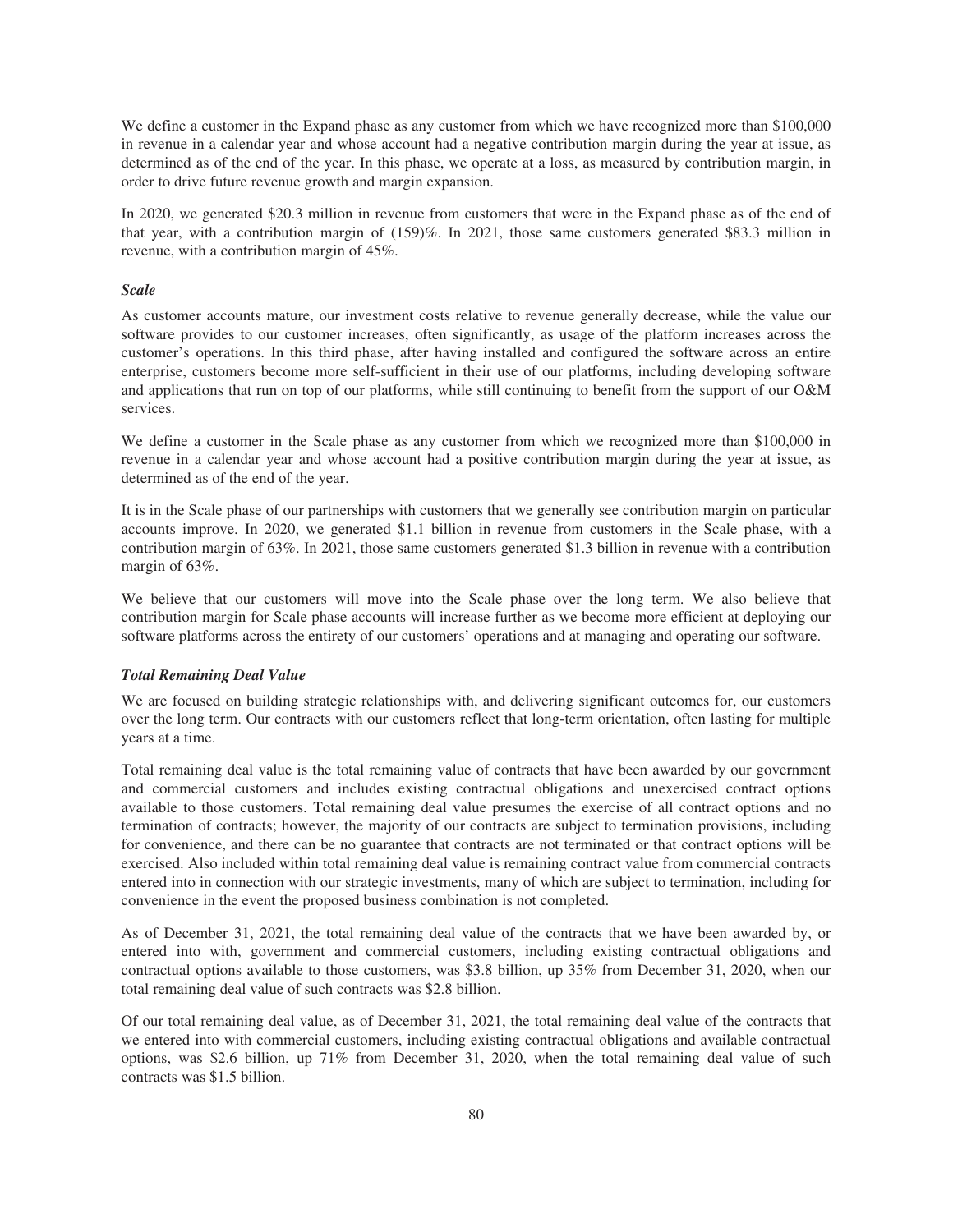We define a customer in the Expand phase as any customer from which we have recognized more than $100,000 in revenue in a calendar year and whose account had a negative contribution margin during the year at issue, as determined as of the end of the year. In this phase, we operate at a loss, as measured by contribution margin, in order to drive future revenue growth and margin expansion.

In 2020, we generated $20.3 million in revenue from customers that were in the Expand phase as of the end of that year, with a contribution margin of (159)%. In 2021, those same customers generated $83.3 million in revenue, with a contribution margin of 45%.

***Scale***

As customer accounts mature, our investment costs relative to revenue generally decrease, while the value our software provides to our customer increases, often significantly, as usage of the platform increases across the customer's operations. In this third phase, after having installed and configured the software across an entire enterprise, customers become more self-sufficient in their use of our platforms, including developing software and applications that run on top of our platforms, while still continuing to benefit from the support of our O&M services.

We define a customer in the Scale phase as any customer from which we recognized more than $100,000 in revenue in a calendar year and whose account had a positive contribution margin during the year at issue, as determined as of the end of the year.

It is in the Scale phase of our partnerships with customers that we generally see contribution margin on particular accounts improve. In 2020, we generated $1.1 billion in revenue from customers in the Scale phase, with a contribution margin of 63%. In 2021, those same customers generated $1.3 billion in revenue with a contribution margin of 63%.

We believe that our customers will move into the Scale phase over the long term. We also believe that contribution margin for Scale phase accounts will increase further as we become more efficient at deploying our software platforms across the entirety of our customers' operations and at managing and operating our software.

***Total Remaining Deal Value***

We are focused on building strategic relationships with, and delivering significant outcomes for, our customers over the long term. Our contracts with our customers reflect that long-term orientation, often lasting for multiple years at a time.

Total remaining deal value is the total remaining value of contracts that have been awarded by our government and commercial customers and includes existing contractual obligations and unexercised contract options available to those customers. Total remaining deal value presumes the exercise of all contract options and no termination of contracts; however, the majority of our contracts are subject to termination provisions, including for convenience, and there can be no guarantee that contracts are not terminated or that contract options will be exercised. Also included within total remaining deal value is remaining contract value from commercial contracts entered into in connection with our strategic investments, many of which are subject to termination, including for convenience in the event the proposed business combination is not completed.

As of December 31, 2021, the total remaining deal value of the contracts that we have been awarded by, or entered into with, government and commercial customers, including existing contractual obligations and contractual options available to those customers, was $3.8 billion, up 35% from December 31, 2020, when our total remaining deal value of such contracts was $2.8 billion.

Of our total remaining deal value, as of December 31, 2021, the total remaining deal value of the contracts that we entered into with commercial customers, including existing contractual obligations and available contractual options, was $2.6 billion, up 71% from December 31, 2020, when the total remaining deal value of such contracts was $1.5 billion.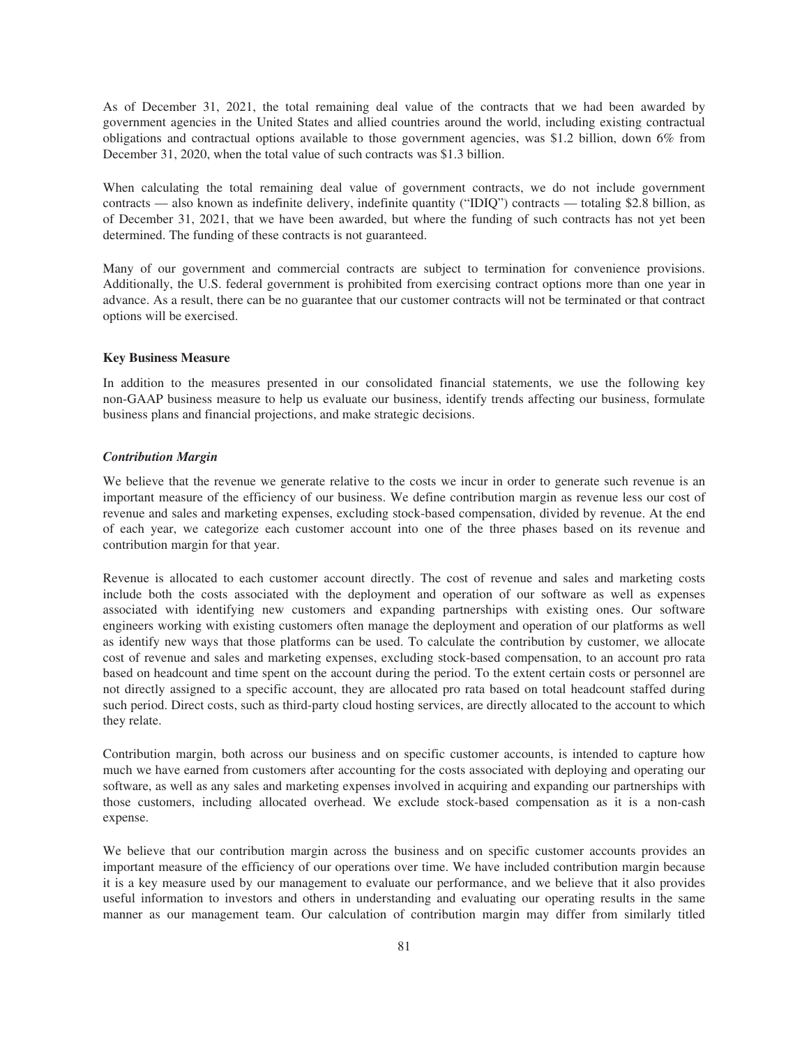As of December 31, 2021, the total remaining deal value of the contracts that we had been awarded by government agencies in the United States and allied countries around the world, including existing contractual obligations and contractual options available to those government agencies, was $1.2 billion, down 6% from December 31, 2020, when the total value of such contracts was $1.3 billion.

When calculating the total remaining deal value of government contracts, we do not include government contracts — also known as indefinite delivery, indefinite quantity ("IDIQ") contracts — totaling $2.8 billion, as of December 31, 2021, that we have been awarded, but where the funding of such contracts has not yet been determined. The funding of these contracts is not guaranteed.

Many of our government and commercial contracts are subject to termination for convenience provisions. Additionally, the U.S. federal government is prohibited from exercising contract options more than one year in advance. As a result, there can be no guarantee that our customer contracts will not be terminated or that contract options will be exercised.

**Key Business Measure**

In addition to the measures presented in our consolidated financial statements, we use the following key non-GAAP business measure to help us evaluate our business, identify trends affecting our business, formulate business plans and financial projections, and make strategic decisions.

***Contribution Margin***

We believe that the revenue we generate relative to the costs we incur in order to generate such revenue is an important measure of the efficiency of our business. We define contribution margin as revenue less our cost of revenue and sales and marketing expenses, excluding stock-based compensation, divided by revenue. At the end of each year, we categorize each customer account into one of the three phases based on its revenue and contribution margin for that year.

Revenue is allocated to each customer account directly. The cost of revenue and sales and marketing costs include both the costs associated with the deployment and operation of our software as well as expenses associated with identifying new customers and expanding partnerships with existing ones. Our software engineers working with existing customers often manage the deployment and operation of our platforms as well as identify new ways that those platforms can be used. To calculate the contribution by customer, we allocate cost of revenue and sales and marketing expenses, excluding stock-based compensation, to an account pro rata based on headcount and time spent on the account during the period. To the extent certain costs or personnel are not directly assigned to a specific account, they are allocated pro rata based on total headcount staffed during such period. Direct costs, such as third-party cloud hosting services, are directly allocated to the account to which they relate.

Contribution margin, both across our business and on specific customer accounts, is intended to capture how much we have earned from customers after accounting for the costs associated with deploying and operating our software, as well as any sales and marketing expenses involved in acquiring and expanding our partnerships with those customers, including allocated overhead. We exclude stock-based compensation as it is a non-cash expense.

We believe that our contribution margin across the business and on specific customer accounts provides an important measure of the efficiency of our operations over time. We have included contribution margin because it is a key measure used by our management to evaluate our performance, and we believe that it also provides useful information to investors and others in understanding and evaluating our operating results in the same manner as our management team. Our calculation of contribution margin may differ from similarly titled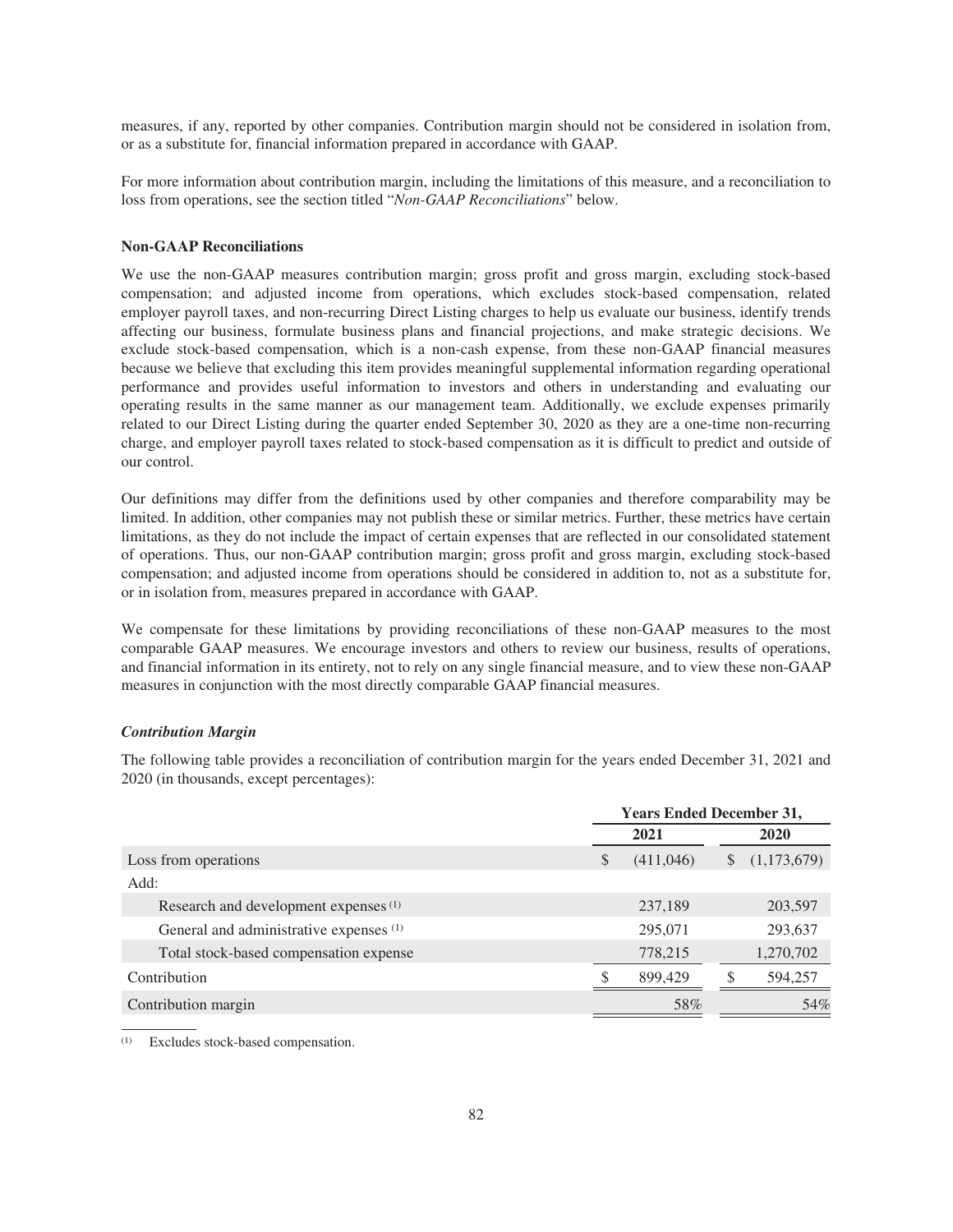measures, if any, reported by other companies. Contribution margin should not be considered in isolation from, or as a substitute for, financial information prepared in accordance with GAAP.

For more information about contribution margin, including the limitations of this measure, and a reconciliation to loss from operations, see the section titled "*Non-GAAP Reconciliations*" below.

**Non-GAAP Reconciliations**

We use the non-GAAP measures contribution margin; gross profit and gross margin, excluding stock-based compensation; and adjusted income from operations, which excludes stock-based compensation, related employer payroll taxes, and non-recurring Direct Listing charges to help us evaluate our business, identify trends affecting our business, formulate business plans and financial projections, and make strategic decisions. We exclude stock-based compensation, which is a non-cash expense, from these non-GAAP financial measures because we believe that excluding this item provides meaningful supplemental information regarding operational performance and provides useful information to investors and others in understanding and evaluating our operating results in the same manner as our management team. Additionally, we exclude expenses primarily related to our Direct Listing during the quarter ended September 30, 2020 as they are a one-time non-recurring charge, and employer payroll taxes related to stock-based compensation as it is difficult to predict and outside of our control.

Our definitions may differ from the definitions used by other companies and therefore comparability may be limited. In addition, other companies may not publish these or similar metrics. Further, these metrics have certain limitations, as they do not include the impact of certain expenses that are reflected in our consolidated statement of operations. Thus, our non-GAAP contribution margin; gross profit and gross margin, excluding stock-based compensation; and adjusted income from operations should be considered in addition to, not as a substitute for, or in isolation from, measures prepared in accordance with GAAP.

We compensate for these limitations by providing reconciliations of these non-GAAP measures to the most comparable GAAP measures. We encourage investors and others to review our business, results of operations, and financial information in its entirety, not to rely on any single financial measure, and to view these non-GAAP measures in conjunction with the most directly comparable GAAP financial measures.

***Contribution Margin***

The following table provides a reconciliation of contribution margin for the years ended December 31, 2021 and 2020 (in thousands, except percentages):

| | Years Ended December 31, | |
|---|---|---|
| | 2021 | 2020 |
| Loss from operations | $ (411,046) | $ (1,173,679) |
| Add: | | |
| Research and development expenses [(1)] | 237,189 | 203,597 |
| General and administrative expenses [(1)] | 295,071 | 293,637 |
| Total stock-based compensation expense | 778,215 | 1,270,702 |
| Contribution | $ 899,429 | $ 594,257 |
| Contribution margin | 58% | 54% |

(1) Excludes stock-based compensation.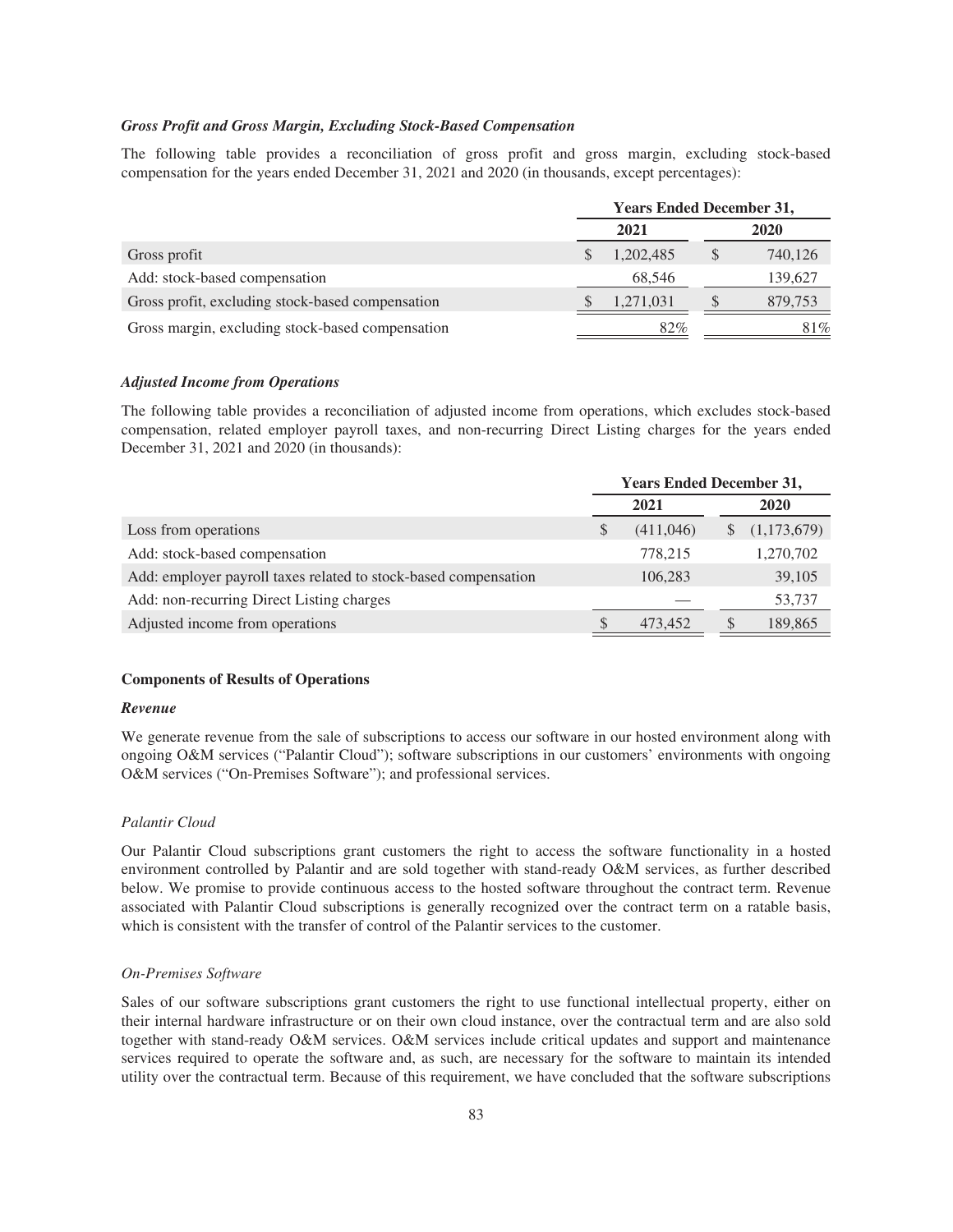### *Gross Profit and Gross Margin, Excluding Stock-Based Compensation*

The following table provides a reconciliation of gross profit and gross margin, excluding stock-based compensation for the years ended December 31, 2021 and 2020 (in thousands, except percentages):

| | Years Ended December 31, | |
|---|---|---|
| | 2021 | 2020 |
| Gross profit | $ 1,202,485 | $ 740,126 |
| Add: stock-based compensation | 68,546 | 139,627 |
| Gross profit, excluding stock-based compensation | $ 1,271,031 | $ 879,753 |
| Gross margin, excluding stock-based compensation | 82% | 81% |

### *Adjusted Income from Operations*

The following table provides a reconciliation of adjusted income from operations, which excludes stock-based compensation, related employer payroll taxes, and non-recurring Direct Listing charges for the years ended December 31, 2021 and 2020 (in thousands):

| | Years Ended December 31, | |
|---|---|---|
| | 2021 | 2020 |
| Loss from operations | $ (411,046) | $ (1,173,679) |
| Add: stock-based compensation | 778,215 | 1,270,702 |
| Add: employer payroll taxes related to stock-based compensation | 106,283 | 39,105 |
| Add: non-recurring Direct Listing charges | — | 53,737 |
| Adjusted income from operations | $ 473,452 | $ 189,865 |

## Components of Results of Operations

### *Revenue*

We generate revenue from the sale of subscriptions to access our software in our hosted environment along with ongoing O&M services ("Palantir Cloud"); software subscriptions in our customers' environments with ongoing O&M services ("On-Premises Software"); and professional services.

#### *Palantir Cloud*

Our Palantir Cloud subscriptions grant customers the right to access the software functionality in a hosted environment controlled by Palantir and are sold together with stand-ready O&M services, as further described below. We promise to provide continuous access to the hosted software throughout the contract term. Revenue associated with Palantir Cloud subscriptions is generally recognized over the contract term on a ratable basis, which is consistent with the transfer of control of the Palantir services to the customer.

#### *On-Premises Software*

Sales of our software subscriptions grant customers the right to use functional intellectual property, either on their internal hardware infrastructure or on their own cloud instance, over the contractual term and are also sold together with stand-ready O&M services. O&M services include critical updates and support and maintenance services required to operate the software and, as such, are necessary for the software to maintain its intended utility over the contractual term. Because of this requirement, we have concluded that the software subscriptions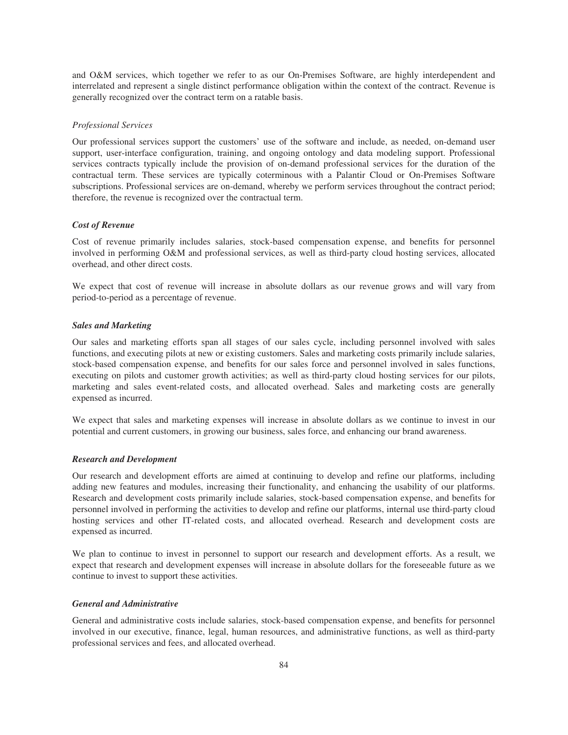and O&M services, which together we refer to as our On-Premises Software, are highly interdependent and interrelated and represent a single distinct performance obligation within the context of the contract. Revenue is generally recognized over the contract term on a ratable basis.

*Professional Services*

Our professional services support the customers' use of the software and include, as needed, on-demand user support, user-interface configuration, training, and ongoing ontology and data modeling support. Professional services contracts typically include the provision of on-demand professional services for the duration of the contractual term. These services are typically coterminous with a Palantir Cloud or On-Premises Software subscriptions. Professional services are on-demand, whereby we perform services throughout the contract period; therefore, the revenue is recognized over the contractual term.

***Cost of Revenue***

Cost of revenue primarily includes salaries, stock-based compensation expense, and benefits for personnel involved in performing O&M and professional services, as well as third-party cloud hosting services, allocated overhead, and other direct costs.

We expect that cost of revenue will increase in absolute dollars as our revenue grows and will vary from period-to-period as a percentage of revenue.

***Sales and Marketing***

Our sales and marketing efforts span all stages of our sales cycle, including personnel involved with sales functions, and executing pilots at new or existing customers. Sales and marketing costs primarily include salaries, stock-based compensation expense, and benefits for our sales force and personnel involved in sales functions, executing on pilots and customer growth activities; as well as third-party cloud hosting services for our pilots, marketing and sales event-related costs, and allocated overhead. Sales and marketing costs are generally expensed as incurred.

We expect that sales and marketing expenses will increase in absolute dollars as we continue to invest in our potential and current customers, in growing our business, sales force, and enhancing our brand awareness.

***Research and Development***

Our research and development efforts are aimed at continuing to develop and refine our platforms, including adding new features and modules, increasing their functionality, and enhancing the usability of our platforms. Research and development costs primarily include salaries, stock-based compensation expense, and benefits for personnel involved in performing the activities to develop and refine our platforms, internal use third-party cloud hosting services and other IT-related costs, and allocated overhead. Research and development costs are expensed as incurred.

We plan to continue to invest in personnel to support our research and development efforts. As a result, we expect that research and development expenses will increase in absolute dollars for the foreseeable future as we continue to invest to support these activities.

***General and Administrative***

General and administrative costs include salaries, stock-based compensation expense, and benefits for personnel involved in our executive, finance, legal, human resources, and administrative functions, as well as third-party professional services and fees, and allocated overhead.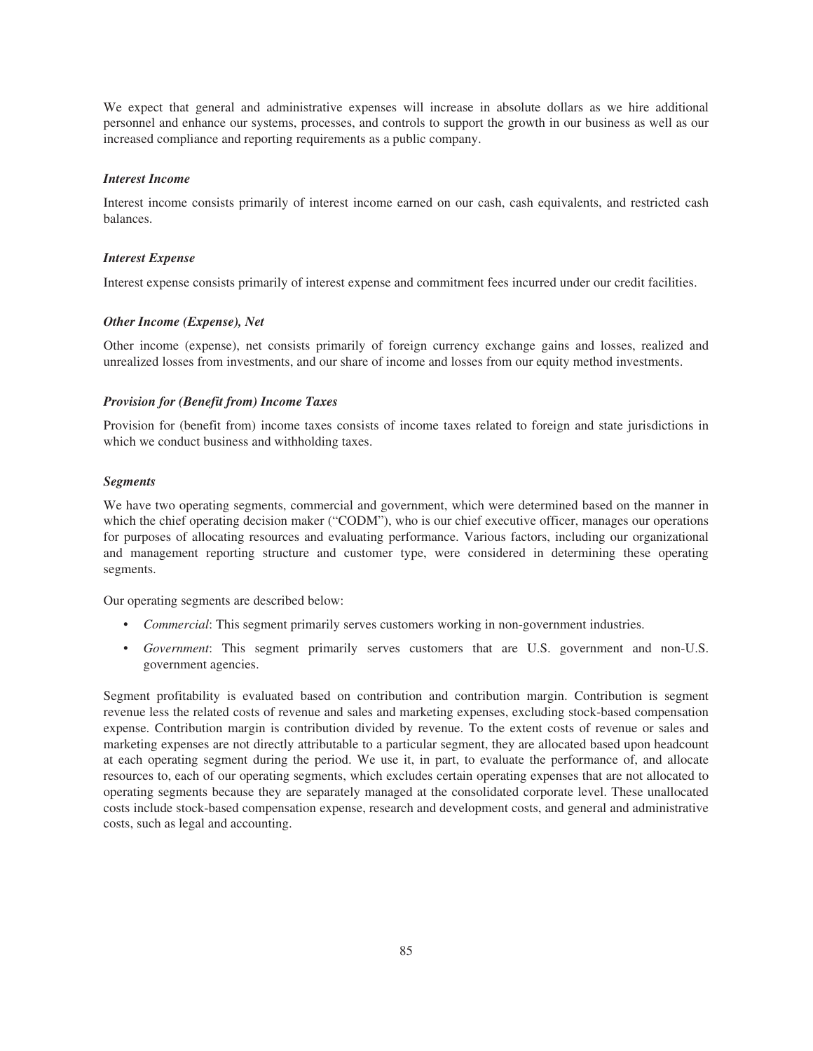We expect that general and administrative expenses will increase in absolute dollars as we hire additional personnel and enhance our systems, processes, and controls to support the growth in our business as well as our increased compliance and reporting requirements as a public company.

### *Interest Income*

Interest income consists primarily of interest income earned on our cash, cash equivalents, and restricted cash balances.

### *Interest Expense*

Interest expense consists primarily of interest expense and commitment fees incurred under our credit facilities.

### *Other Income (Expense), Net*

Other income (expense), net consists primarily of foreign currency exchange gains and losses, realized and unrealized losses from investments, and our share of income and losses from our equity method investments.

### *Provision for (Benefit from) Income Taxes*

Provision for (benefit from) income taxes consists of income taxes related to foreign and state jurisdictions in which we conduct business and withholding taxes.

### *Segments*

We have two operating segments, commercial and government, which were determined based on the manner in which the chief operating decision maker ("CODM"), who is our chief executive officer, manages our operations for purposes of allocating resources and evaluating performance. Various factors, including our organizational and management reporting structure and customer type, were considered in determining these operating segments.

Our operating segments are described below:

- *Commercial*: This segment primarily serves customers working in non-government industries.
- *Government*: This segment primarily serves customers that are U.S. government and non-U.S. government agencies.

Segment profitability is evaluated based on contribution and contribution margin. Contribution is segment revenue less the related costs of revenue and sales and marketing expenses, excluding stock-based compensation expense. Contribution margin is contribution divided by revenue. To the extent costs of revenue or sales and marketing expenses are not directly attributable to a particular segment, they are allocated based upon headcount at each operating segment during the period. We use it, in part, to evaluate the performance of, and allocate resources to, each of our operating segments, which excludes certain operating expenses that are not allocated to operating segments because they are separately managed at the consolidated corporate level. These unallocated costs include stock-based compensation expense, research and development costs, and general and administrative costs, such as legal and accounting.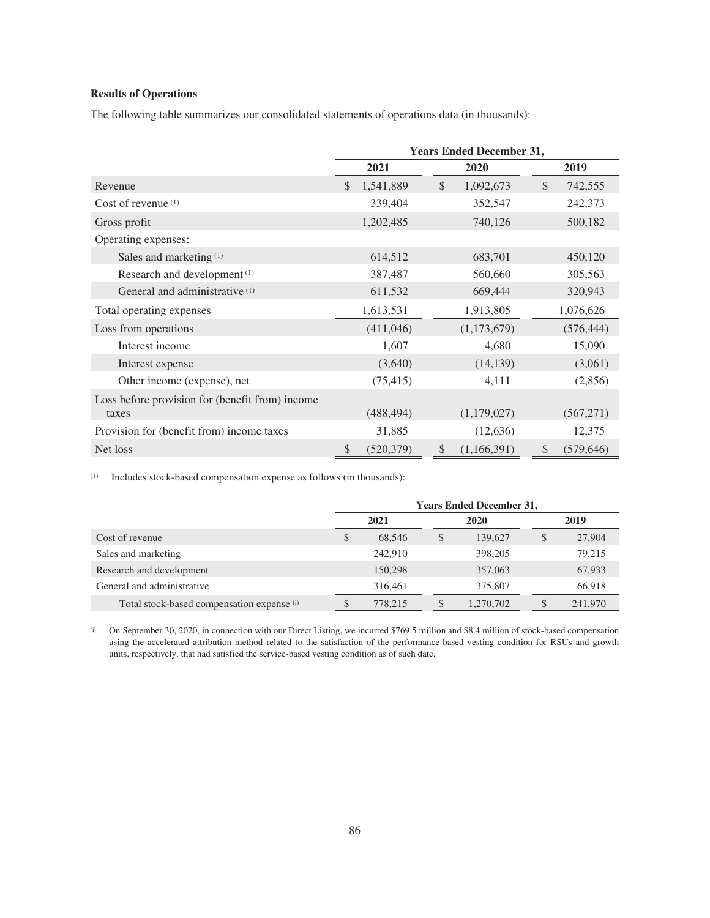**Results of Operations**

The following table summarizes our consolidated statements of operations data (in thousands):

| | Years Ended December 31, | | |
|---|---|---|---|
| | 2021 | 2020 | 2019 |
| Revenue | $ 1,541,889 | $ 1,092,673 | $ 742,555 |
| Cost of revenue (1) | 339,404 | 352,547 | 242,373 |
| Gross profit | 1,202,485 | 740,126 | 500,182 |
| Operating expenses: | | | |
| Sales and marketing (1) | 614,512 | 683,701 | 450,120 |
| Research and development (1) | 387,487 | 560,660 | 305,563 |
| General and administrative (1) | 611,532 | 669,444 | 320,943 |
| Total operating expenses | 1,613,531 | 1,913,805 | 1,076,626 |
| Loss from operations | (411,046) | (1,173,679) | (576,444) |
| Interest income | 1,607 | 4,680 | 15,090 |
| Interest expense | (3,640) | (14,139) | (3,061) |
| Other income (expense), net | (75,415) | 4,111 | (2,856) |
| Loss before provision for (benefit from) income taxes | (488,494) | (1,179,027) | (567,271) |
| Provision for (benefit from) income taxes | 31,885 | (12,636) | 12,375 |
| Net loss | $ (520,379) | $ (1,166,391) | $ (579,646) |

(1) Includes stock-based compensation expense as follows (in thousands):

| | Years Ended December 31, | | |
|---|---|---|---|
| | 2021 | 2020 | 2019 |
| Cost of revenue | $ 68,546 | $ 139,627 | $ 27,904 |
| Sales and marketing | 242,910 | 398,205 | 79,215 |
| Research and development | 150,298 | 357,063 | 67,933 |
| General and administrative | 316,461 | 375,807 | 66,918 |
| Total stock-based compensation expense (i) | $ 778,215 | $ 1,270,702 | $ 241,970 |

(i) On September 30, 2020, in connection with our Direct Listing, we incurred $769.5 million and $8.4 million of stock-based compensation using the accelerated attribution method related to the satisfaction of the performance-based vesting condition for RSUs and growth units, respectively, that had satisfied the service-based vesting condition as of such date.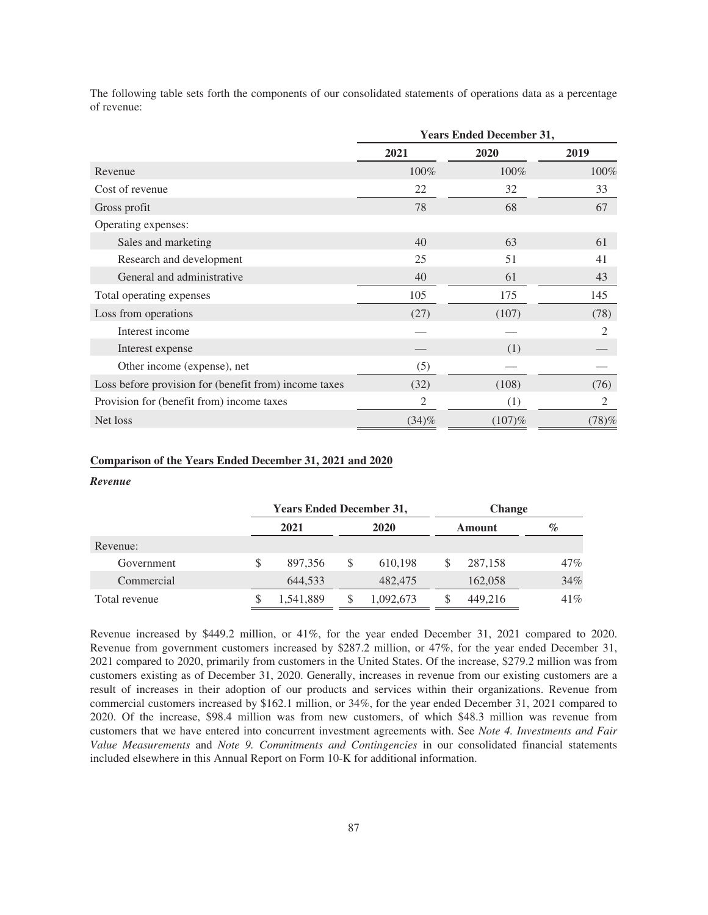The following table sets forth the components of our consolidated statements of operations data as a percentage of revenue:

| | Years Ended December 31, | | |
|---|---|---|---|
| | 2021 | 2020 | 2019 |
| Revenue | 100% | 100% | 100% |
| Cost of revenue | 22 | 32 | 33 |
| Gross profit | 78 | 68 | 67 |
| Operating expenses: | | | |
| Sales and marketing | 40 | 63 | 61 |
| Research and development | 25 | 51 | 41 |
| General and administrative | 40 | 61 | 43 |
| Total operating expenses | 105 | 175 | 145 |
| Loss from operations | (27) | (107) | (78) |
| Interest income | — | — | 2 |
| Interest expense | — | (1) | — |
| Other income (expense), net | (5) | — | — |
| Loss before provision for (benefit from) income taxes | (32) | (108) | (76) |
| Provision for (benefit from) income taxes | 2 | (1) | 2 |
| Net loss | (34)% | (107)% | (78)% |

## Comparison of the Years Ended December 31, 2021 and 2020

### *Revenue*

| | Years Ended December 31, | | Change | |
|---|---|---|---|---|
| | 2021 | 2020 | Amount | % |
| Revenue: | | | | |
| Government | $ 897,356 | $ 610,198 | $ 287,158 | 47% |
| Commercial | 644,533 | 482,475 | 162,058 | 34% |
| Total revenue | $ 1,541,889 | $ 1,092,673 | $ 449,216 | 41% |

Revenue increased by $449.2 million, or 41%, for the year ended December 31, 2021 compared to 2020. Revenue from government customers increased by $287.2 million, or 47%, for the year ended December 31, 2021 compared to 2020, primarily from customers in the United States. Of the increase, $279.2 million was from customers existing as of December 31, 2020. Generally, increases in revenue from our existing customers are a result of increases in their adoption of our products and services within their organizations. Revenue from commercial customers increased by $162.1 million, or 34%, for the year ended December 31, 2021 compared to 2020. Of the increase, $98.4 million was from new customers, of which $48.3 million was revenue from customers that we have entered into concurrent investment agreements with. See *Note 4. Investments and Fair Value Measurements* and *Note 9. Commitments and Contingencies* in our consolidated financial statements included elsewhere in this Annual Report on Form 10-K for additional information.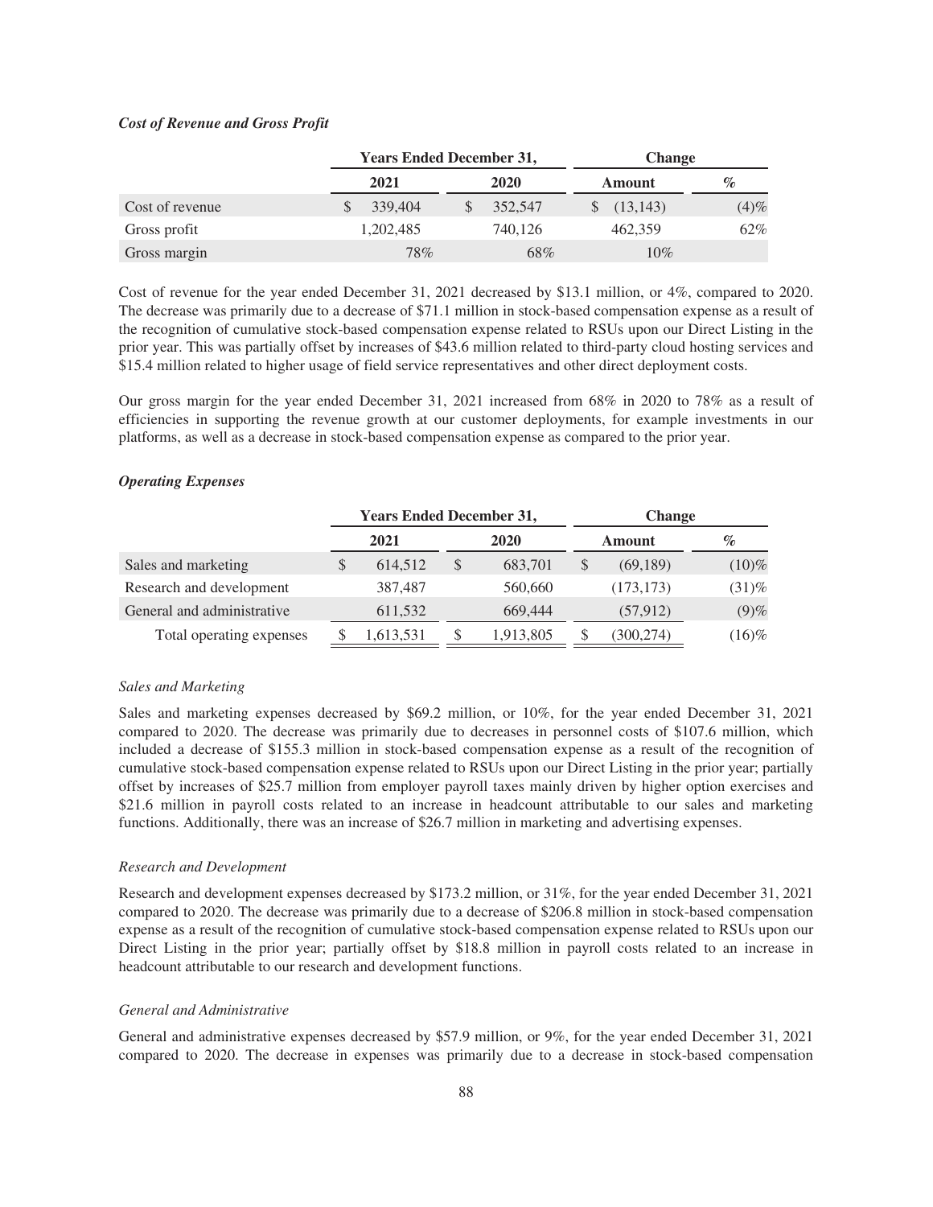### *Cost of Revenue and Gross Profit*

| | Years Ended December 31, | | Change | |
|---|---|---|---|---|
| | 2021 | 2020 | Amount | % |
| Cost of revenue | $ 339,404 | $ 352,547 | $ (13,143) | (4)% |
| Gross profit | 1,202,485 | 740,126 | 462,359 | 62% |
| Gross margin | 78% | 68% | 10% | |

Cost of revenue for the year ended December 31, 2021 decreased by $13.1 million, or 4%, compared to 2020. The decrease was primarily due to a decrease of $71.1 million in stock-based compensation expense as a result of the recognition of cumulative stock-based compensation expense related to RSUs upon our Direct Listing in the prior year. This was partially offset by increases of $43.6 million related to third-party cloud hosting services and $15.4 million related to higher usage of field service representatives and other direct deployment costs.

Our gross margin for the year ended December 31, 2021 increased from 68% in 2020 to 78% as a result of efficiencies in supporting the revenue growth at our customer deployments, for example investments in our platforms, as well as a decrease in stock-based compensation expense as compared to the prior year.

### *Operating Expenses*

| | Years Ended December 31, | | Change | |
|---|---|---|---|---|
| | 2021 | 2020 | Amount | % |
| Sales and marketing | $ 614,512 | $ 683,701 | $ (69,189) | (10)% |
| Research and development | 387,487 | 560,660 | (173,173) | (31)% |
| General and administrative | 611,532 | 669,444 | (57,912) | (9)% |
| Total operating expenses | $ 1,613,531 | $ 1,913,805 | $ (300,274) | (16)% |

#### *Sales and Marketing*

Sales and marketing expenses decreased by $69.2 million, or 10%, for the year ended December 31, 2021 compared to 2020. The decrease was primarily due to decreases in personnel costs of $107.6 million, which included a decrease of $155.3 million in stock-based compensation expense as a result of the recognition of cumulative stock-based compensation expense related to RSUs upon our Direct Listing in the prior year; partially offset by increases of $25.7 million from employer payroll taxes mainly driven by higher option exercises and $21.6 million in payroll costs related to an increase in headcount attributable to our sales and marketing functions. Additionally, there was an increase of $26.7 million in marketing and advertising expenses.

#### *Research and Development*

Research and development expenses decreased by $173.2 million, or 31%, for the year ended December 31, 2021 compared to 2020. The decrease was primarily due to a decrease of $206.8 million in stock-based compensation expense as a result of the recognition of cumulative stock-based compensation expense related to RSUs upon our Direct Listing in the prior year; partially offset by $18.8 million in payroll costs related to an increase in headcount attributable to our research and development functions.

#### *General and Administrative*

General and administrative expenses decreased by $57.9 million, or 9%, for the year ended December 31, 2021 compared to 2020. The decrease in expenses was primarily due to a decrease in stock-based compensation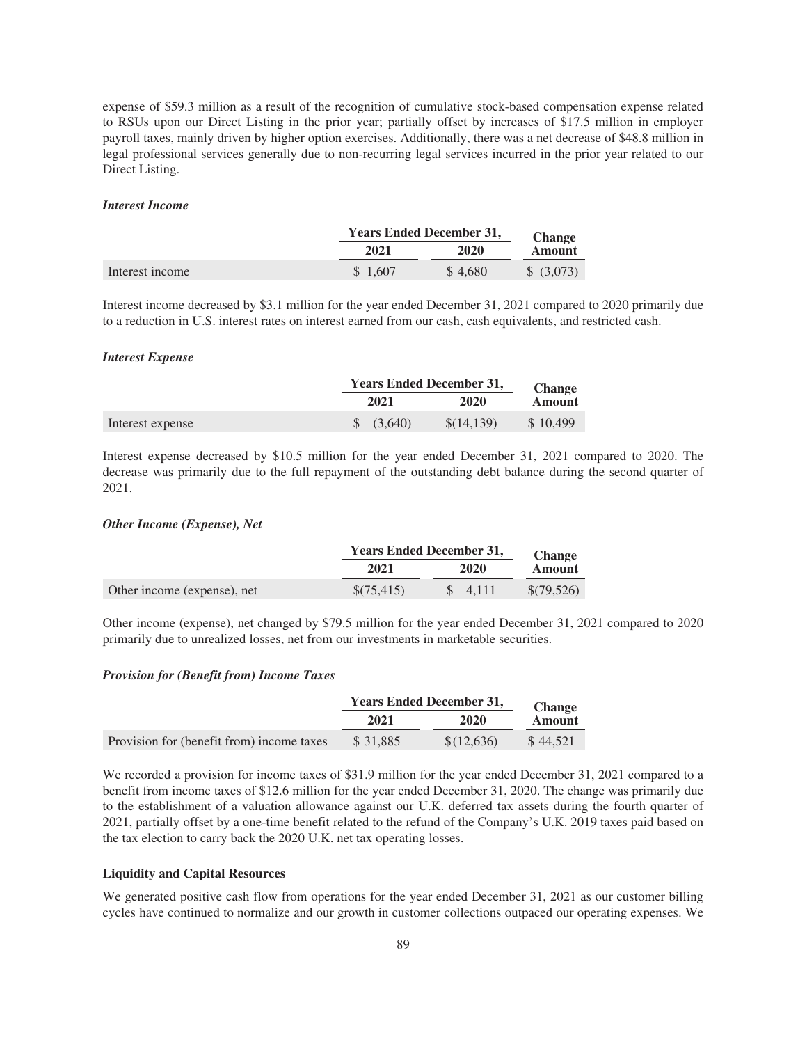expense of $59.3 million as a result of the recognition of cumulative stock-based compensation expense related to RSUs upon our Direct Listing in the prior year; partially offset by increases of $17.5 million in employer payroll taxes, mainly driven by higher option exercises. Additionally, there was a net decrease of $48.8 million in legal professional services generally due to non-recurring legal services incurred in the prior year related to our Direct Listing.

***Interest Income***

| | Years Ended December 31, | | Change Amount |
|---|---|---|---|
| | 2021 | 2020 | |
| Interest income | $ 1,607 | $ 4,680 | $ (3,073) |

Interest income decreased by $3.1 million for the year ended December 31, 2021 compared to 2020 primarily due to a reduction in U.S. interest rates on interest earned from our cash, cash equivalents, and restricted cash.

***Interest Expense***

| | Years Ended December 31, | | Change Amount |
|---|---|---|---|
| | 2021 | 2020 | |
| Interest expense | $ (3,640) | $(14,139) | $ 10,499 |

Interest expense decreased by $10.5 million for the year ended December 31, 2021 compared to 2020. The decrease was primarily due to the full repayment of the outstanding debt balance during the second quarter of 2021.

***Other Income (Expense), Net***

| | Years Ended December 31, | | Change Amount |
|---|---|---|---|
| | 2021 | 2020 | |
| Other income (expense), net | $(75,415) | $ 4,111 | $(79,526) |

Other income (expense), net changed by $79.5 million for the year ended December 31, 2021 compared to 2020 primarily due to unrealized losses, net from our investments in marketable securities.

***Provision for (Benefit from) Income Taxes***

| | Years Ended December 31, | | Change Amount |
|---|---|---|---|
| | 2021 | 2020 | |
| Provision for (benefit from) income taxes | $ 31,885 | $(12,636) | $ 44,521 |

We recorded a provision for income taxes of $31.9 million for the year ended December 31, 2021 compared to a benefit from income taxes of $12.6 million for the year ended December 31, 2020. The change was primarily due to the establishment of a valuation allowance against our U.K. deferred tax assets during the fourth quarter of 2021, partially offset by a one-time benefit related to the refund of the Company's U.K. 2019 taxes paid based on the tax election to carry back the 2020 U.K. net tax operating losses.

**Liquidity and Capital Resources**

We generated positive cash flow from operations for the year ended December 31, 2021 as our customer billing cycles have continued to normalize and our growth in customer collections outpaced our operating expenses. We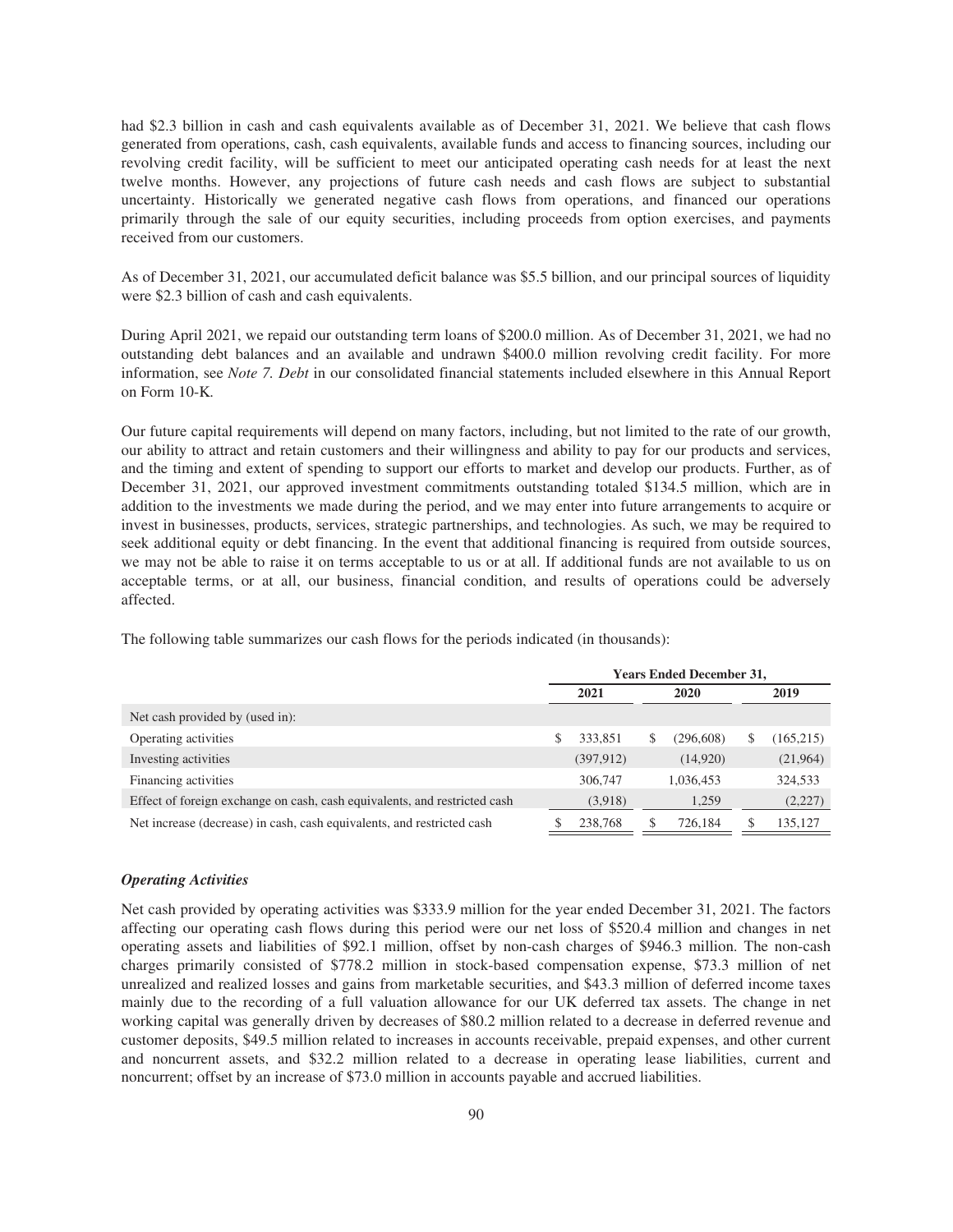had $2.3 billion in cash and cash equivalents available as of December 31, 2021. We believe that cash flows generated from operations, cash, cash equivalents, available funds and access to financing sources, including our revolving credit facility, will be sufficient to meet our anticipated operating cash needs for at least the next twelve months. However, any projections of future cash needs and cash flows are subject to substantial uncertainty. Historically we generated negative cash flows from operations, and financed our operations primarily through the sale of our equity securities, including proceeds from option exercises, and payments received from our customers.

As of December 31, 2021, our accumulated deficit balance was $5.5 billion, and our principal sources of liquidity were $2.3 billion of cash and cash equivalents.

During April 2021, we repaid our outstanding term loans of $200.0 million. As of December 31, 2021, we had no outstanding debt balances and an available and undrawn $400.0 million revolving credit facility. For more information, see *Note 7. Debt* in our consolidated financial statements included elsewhere in this Annual Report on Form 10-K.

Our future capital requirements will depend on many factors, including, but not limited to the rate of our growth, our ability to attract and retain customers and their willingness and ability to pay for our products and services, and the timing and extent of spending to support our efforts to market and develop our products. Further, as of December 31, 2021, our approved investment commitments outstanding totaled $134.5 million, which are in addition to the investments we made during the period, and we may enter into future arrangements to acquire or invest in businesses, products, services, strategic partnerships, and technologies. As such, we may be required to seek additional equity or debt financing. In the event that additional financing is required from outside sources, we may not be able to raise it on terms acceptable to us or at all. If additional funds are not available to us on acceptable terms, or at all, our business, financial condition, and results of operations could be adversely affected.

The following table summarizes our cash flows for the periods indicated (in thousands):

| | Years Ended December 31, | | |
|---|---|---|---|
| | 2021 | 2020 | 2019 |
| Net cash provided by (used in): | | | |
| Operating activities | $ 333,851 | $ (296,608) | $ (165,215) |
| Investing activities | (397,912) | (14,920) | (21,964) |
| Financing activities | 306,747 | 1,036,453 | 324,533 |
| Effect of foreign exchange on cash, cash equivalents, and restricted cash | (3,918) | 1,259 | (2,227) |
| Net increase (decrease) in cash, cash equivalents, and restricted cash | $ 238,768 | $ 726,184 | $ 135,127 |

### *Operating Activities*

Net cash provided by operating activities was $333.9 million for the year ended December 31, 2021. The factors affecting our operating cash flows during this period were our net loss of $520.4 million and changes in net operating assets and liabilities of $92.1 million, offset by non-cash charges of $946.3 million. The non-cash charges primarily consisted of $778.2 million in stock-based compensation expense, $73.3 million of net unrealized and realized losses and gains from marketable securities, and $43.3 million of deferred income taxes mainly due to the recording of a full valuation allowance for our UK deferred tax assets. The change in net working capital was generally driven by decreases of $80.2 million related to a decrease in deferred revenue and customer deposits, $49.5 million related to increases in accounts receivable, prepaid expenses, and other current and noncurrent assets, and $32.2 million related to a decrease in operating lease liabilities, current and noncurrent; offset by an increase of $73.0 million in accounts payable and accrued liabilities.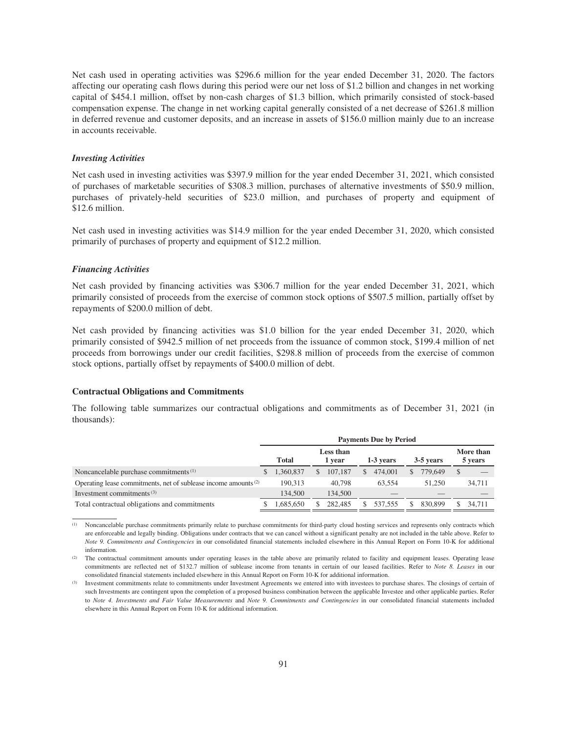Net cash used in operating activities was $296.6 million for the year ended December 31, 2020. The factors affecting our operating cash flows during this period were our net loss of $1.2 billion and changes in net working capital of $454.1 million, offset by non-cash charges of $1.3 billion, which primarily consisted of stock-based compensation expense. The change in net working capital generally consisted of a net decrease of $261.8 million in deferred revenue and customer deposits, and an increase in assets of $156.0 million mainly due to an increase in accounts receivable.

***Investing Activities***

Net cash used in investing activities was $397.9 million for the year ended December 31, 2021, which consisted of purchases of marketable securities of $308.3 million, purchases of alternative investments of $50.9 million, purchases of privately-held securities of $23.0 million, and purchases of property and equipment of $12.6 million.

Net cash used in investing activities was $14.9 million for the year ended December 31, 2020, which consisted primarily of purchases of property and equipment of $12.2 million.

***Financing Activities***

Net cash provided by financing activities was $306.7 million for the year ended December 31, 2021, which primarily consisted of proceeds from the exercise of common stock options of $507.5 million, partially offset by repayments of $200.0 million of debt.

Net cash provided by financing activities was $1.0 billion for the year ended December 31, 2020, which primarily consisted of $942.5 million of net proceeds from the issuance of common stock, $199.4 million of net proceeds from borrowings under our credit facilities, $298.8 million of proceeds from the exercise of common stock options, partially offset by repayments of $400.0 million of debt.

**Contractual Obligations and Commitments**

The following table summarizes our contractual obligations and commitments as of December 31, 2021 (in thousands):

| | Payments Due by Period | | | | |
|---|---|---|---|---|---|
| | Total | Less than 1 year | 1-3 years | 3-5 years | More than 5 years |
| Noncancelable purchase commitments [1] | $ 1,360,837 | $ 107,187 | $ 474,001 | $ 779,649 | $ — |
| Operating lease commitments, net of sublease income amounts [2] | 190,313 | 40,798 | 63,554 | 51,250 | 34,711 |
| Investment commitments [3] | 134,500 | 134,500 | — | — | — |
| Total contractual obligations and commitments | $ 1,685,650 | $ 282,485 | $ 537,555 | $ 830,899 | $ 34,711 |

[1] Noncancelable purchase commitments primarily relate to purchase commitments for third-party cloud hosting services and represents only contracts which are enforceable and legally binding. Obligations under contracts that we can cancel without a significant penalty are not included in the table above. Refer to *Note 9. Commitments and Contingencies* in our consolidated financial statements included elsewhere in this Annual Report on Form 10-K for additional information.

[2] The contractual commitment amounts under operating leases in the table above are primarily related to facility and equipment leases. Operating lease commitments are reflected net of $132.7 million of sublease income from tenants in certain of our leased facilities. Refer to *Note 8. Leases* in our consolidated financial statements included elsewhere in this Annual Report on Form 10-K for additional information.

[3] Investment commitments relate to commitments under Investment Agreements we entered into with investees to purchase shares. The closings of certain of such Investments are contingent upon the completion of a proposed business combination between the applicable Investee and other applicable parties. Refer to *Note 4. Investments and Fair Value Measurements* and *Note 9. Commitments and Contingencies* in our consolidated financial statements included elsewhere in this Annual Report on Form 10-K for additional information.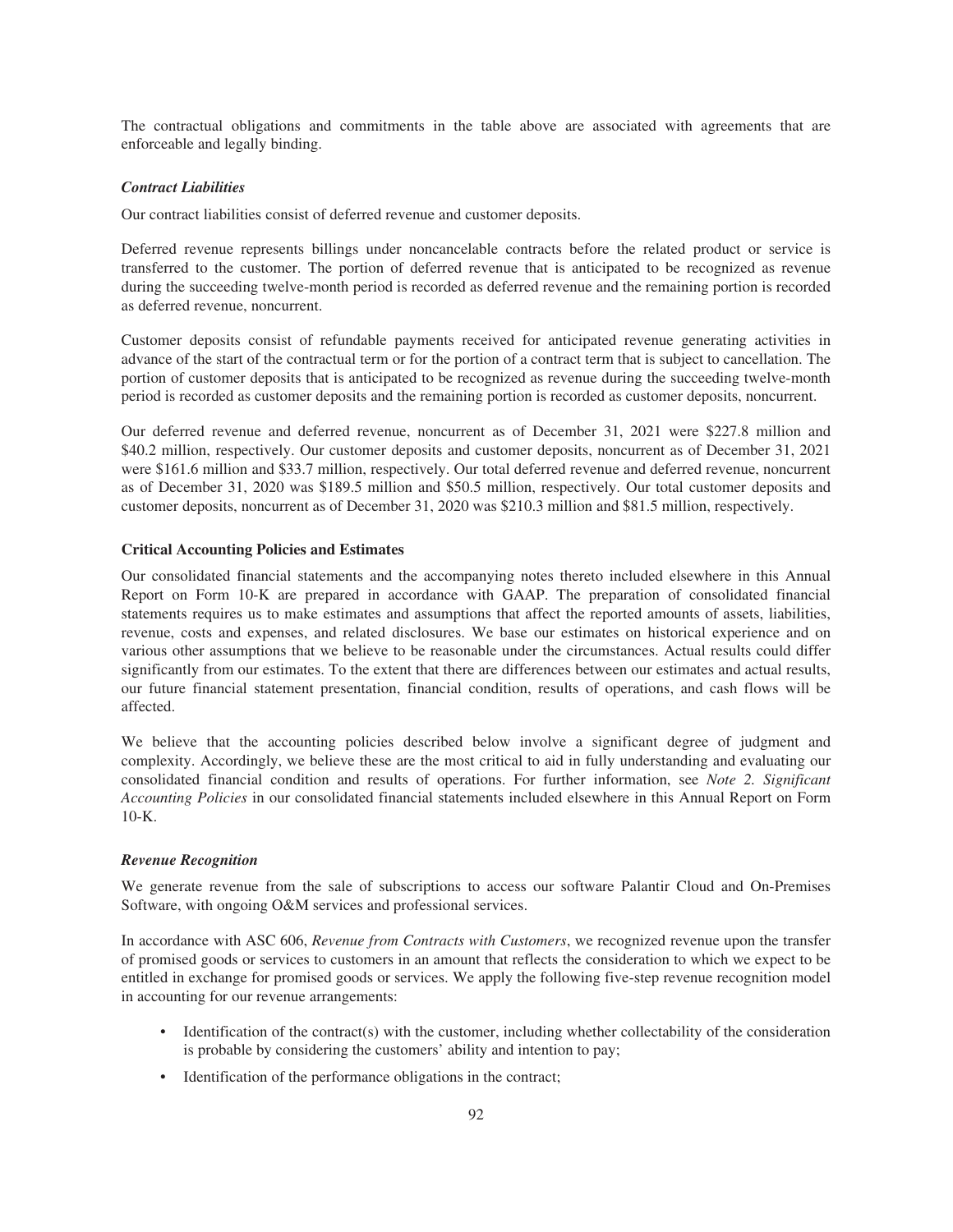The contractual obligations and commitments in the table above are associated with agreements that are enforceable and legally binding.

### *Contract Liabilities*

Our contract liabilities consist of deferred revenue and customer deposits.

Deferred revenue represents billings under noncancelable contracts before the related product or service is transferred to the customer. The portion of deferred revenue that is anticipated to be recognized as revenue during the succeeding twelve-month period is recorded as deferred revenue and the remaining portion is recorded as deferred revenue, noncurrent.

Customer deposits consist of refundable payments received for anticipated revenue generating activities in advance of the start of the contractual term or for the portion of a contract term that is subject to cancellation. The portion of customer deposits that is anticipated to be recognized as revenue during the succeeding twelve-month period is recorded as customer deposits and the remaining portion is recorded as customer deposits, noncurrent.

Our deferred revenue and deferred revenue, noncurrent as of December 31, 2021 were $227.8 million and $40.2 million, respectively. Our customer deposits and customer deposits, noncurrent as of December 31, 2021 were $161.6 million and $33.7 million, respectively. Our total deferred revenue and deferred revenue, noncurrent as of December 31, 2020 was $189.5 million and $50.5 million, respectively. Our total customer deposits and customer deposits, noncurrent as of December 31, 2020 was $210.3 million and $81.5 million, respectively.

## Critical Accounting Policies and Estimates

Our consolidated financial statements and the accompanying notes thereto included elsewhere in this Annual Report on Form 10-K are prepared in accordance with GAAP. The preparation of consolidated financial statements requires us to make estimates and assumptions that affect the reported amounts of assets, liabilities, revenue, costs and expenses, and related disclosures. We base our estimates on historical experience and on various other assumptions that we believe to be reasonable under the circumstances. Actual results could differ significantly from our estimates. To the extent that there are differences between our estimates and actual results, our future financial statement presentation, financial condition, results of operations, and cash flows will be affected.

We believe that the accounting policies described below involve a significant degree of judgment and complexity. Accordingly, we believe these are the most critical to aid in fully understanding and evaluating our consolidated financial condition and results of operations. For further information, see *Note 2. Significant Accounting Policies* in our consolidated financial statements included elsewhere in this Annual Report on Form 10-K.

### *Revenue Recognition*

We generate revenue from the sale of subscriptions to access our software Palantir Cloud and On-Premises Software, with ongoing O&M services and professional services.

In accordance with ASC 606, *Revenue from Contracts with Customers*, we recognized revenue upon the transfer of promised goods or services to customers in an amount that reflects the consideration to which we expect to be entitled in exchange for promised goods or services. We apply the following five-step revenue recognition model in accounting for our revenue arrangements:

- Identification of the contract(s) with the customer, including whether collectability of the consideration is probable by considering the customers' ability and intention to pay;
- Identification of the performance obligations in the contract;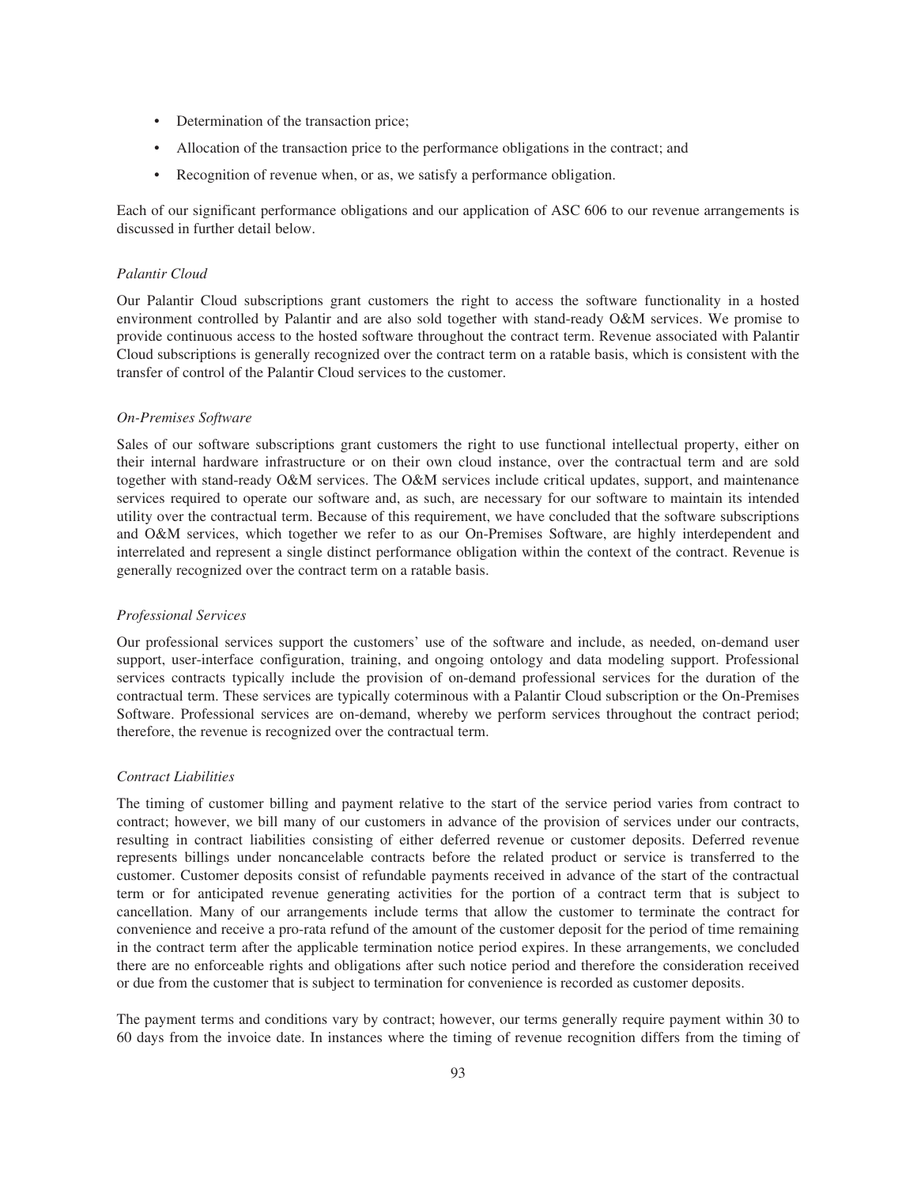- Determination of the transaction price;
- Allocation of the transaction price to the performance obligations in the contract; and
- Recognition of revenue when, or as, we satisfy a performance obligation.

Each of our significant performance obligations and our application of ASC 606 to our revenue arrangements is discussed in further detail below.

*Palantir Cloud*

Our Palantir Cloud subscriptions grant customers the right to access the software functionality in a hosted environment controlled by Palantir and are also sold together with stand-ready O&M services. We promise to provide continuous access to the hosted software throughout the contract term. Revenue associated with Palantir Cloud subscriptions is generally recognized over the contract term on a ratable basis, which is consistent with the transfer of control of the Palantir Cloud services to the customer.

*On-Premises Software*

Sales of our software subscriptions grant customers the right to use functional intellectual property, either on their internal hardware infrastructure or on their own cloud instance, over the contractual term and are sold together with stand-ready O&M services. The O&M services include critical updates, support, and maintenance services required to operate our software and, as such, are necessary for our software to maintain its intended utility over the contractual term. Because of this requirement, we have concluded that the software subscriptions and O&M services, which together we refer to as our On-Premises Software, are highly interdependent and interrelated and represent a single distinct performance obligation within the context of the contract. Revenue is generally recognized over the contract term on a ratable basis.

*Professional Services*

Our professional services support the customers' use of the software and include, as needed, on-demand user support, user-interface configuration, training, and ongoing ontology and data modeling support. Professional services contracts typically include the provision of on-demand professional services for the duration of the contractual term. These services are typically coterminous with a Palantir Cloud subscription or the On-Premises Software. Professional services are on-demand, whereby we perform services throughout the contract period; therefore, the revenue is recognized over the contractual term.

*Contract Liabilities*

The timing of customer billing and payment relative to the start of the service period varies from contract to contract; however, we bill many of our customers in advance of the provision of services under our contracts, resulting in contract liabilities consisting of either deferred revenue or customer deposits. Deferred revenue represents billings under noncancelable contracts before the related product or service is transferred to the customer. Customer deposits consist of refundable payments received in advance of the start of the contractual term or for anticipated revenue generating activities for the portion of a contract term that is subject to cancellation. Many of our arrangements include terms that allow the customer to terminate the contract for convenience and receive a pro-rata refund of the amount of the customer deposit for the period of time remaining in the contract term after the applicable termination notice period expires. In these arrangements, we concluded there are no enforceable rights and obligations after such notice period and therefore the consideration received or due from the customer that is subject to termination for convenience is recorded as customer deposits.

The payment terms and conditions vary by contract; however, our terms generally require payment within 30 to 60 days from the invoice date. In instances where the timing of revenue recognition differs from the timing of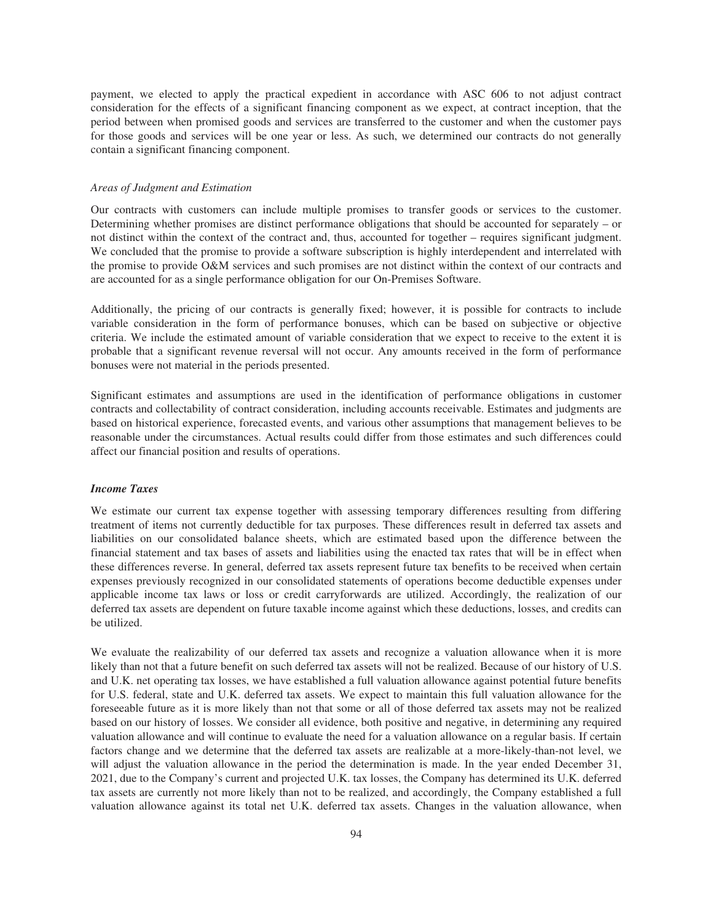payment, we elected to apply the practical expedient in accordance with ASC 606 to not adjust contract consideration for the effects of a significant financing component as we expect, at contract inception, that the period between when promised goods and services are transferred to the customer and when the customer pays for those goods and services will be one year or less. As such, we determined our contracts do not generally contain a significant financing component.

*Areas of Judgment and Estimation*

Our contracts with customers can include multiple promises to transfer goods or services to the customer. Determining whether promises are distinct performance obligations that should be accounted for separately – or not distinct within the context of the contract and, thus, accounted for together – requires significant judgment. We concluded that the promise to provide a software subscription is highly interdependent and interrelated with the promise to provide O&M services and such promises are not distinct within the context of our contracts and are accounted for as a single performance obligation for our On-Premises Software.

Additionally, the pricing of our contracts is generally fixed; however, it is possible for contracts to include variable consideration in the form of performance bonuses, which can be based on subjective or objective criteria. We include the estimated amount of variable consideration that we expect to receive to the extent it is probable that a significant revenue reversal will not occur. Any amounts received in the form of performance bonuses were not material in the periods presented.

Significant estimates and assumptions are used in the identification of performance obligations in customer contracts and collectability of contract consideration, including accounts receivable. Estimates and judgments are based on historical experience, forecasted events, and various other assumptions that management believes to be reasonable under the circumstances. Actual results could differ from those estimates and such differences could affect our financial position and results of operations.

***Income Taxes***

We estimate our current tax expense together with assessing temporary differences resulting from differing treatment of items not currently deductible for tax purposes. These differences result in deferred tax assets and liabilities on our consolidated balance sheets, which are estimated based upon the difference between the financial statement and tax bases of assets and liabilities using the enacted tax rates that will be in effect when these differences reverse. In general, deferred tax assets represent future tax benefits to be received when certain expenses previously recognized in our consolidated statements of operations become deductible expenses under applicable income tax laws or loss or credit carryforwards are utilized. Accordingly, the realization of our deferred tax assets are dependent on future taxable income against which these deductions, losses, and credits can be utilized.

We evaluate the realizability of our deferred tax assets and recognize a valuation allowance when it is more likely than not that a future benefit on such deferred tax assets will not be realized. Because of our history of U.S. and U.K. net operating tax losses, we have established a full valuation allowance against potential future benefits for U.S. federal, state and U.K. deferred tax assets. We expect to maintain this full valuation allowance for the foreseeable future as it is more likely than not that some or all of those deferred tax assets may not be realized based on our history of losses. We consider all evidence, both positive and negative, in determining any required valuation allowance and will continue to evaluate the need for a valuation allowance on a regular basis. If certain factors change and we determine that the deferred tax assets are realizable at a more-likely-than-not level, we will adjust the valuation allowance in the period the determination is made. In the year ended December 31, 2021, due to the Company's current and projected U.K. tax losses, the Company has determined its U.K. deferred tax assets are currently not more likely than not to be realized, and accordingly, the Company established a full valuation allowance against its total net U.K. deferred tax assets. Changes in the valuation allowance, when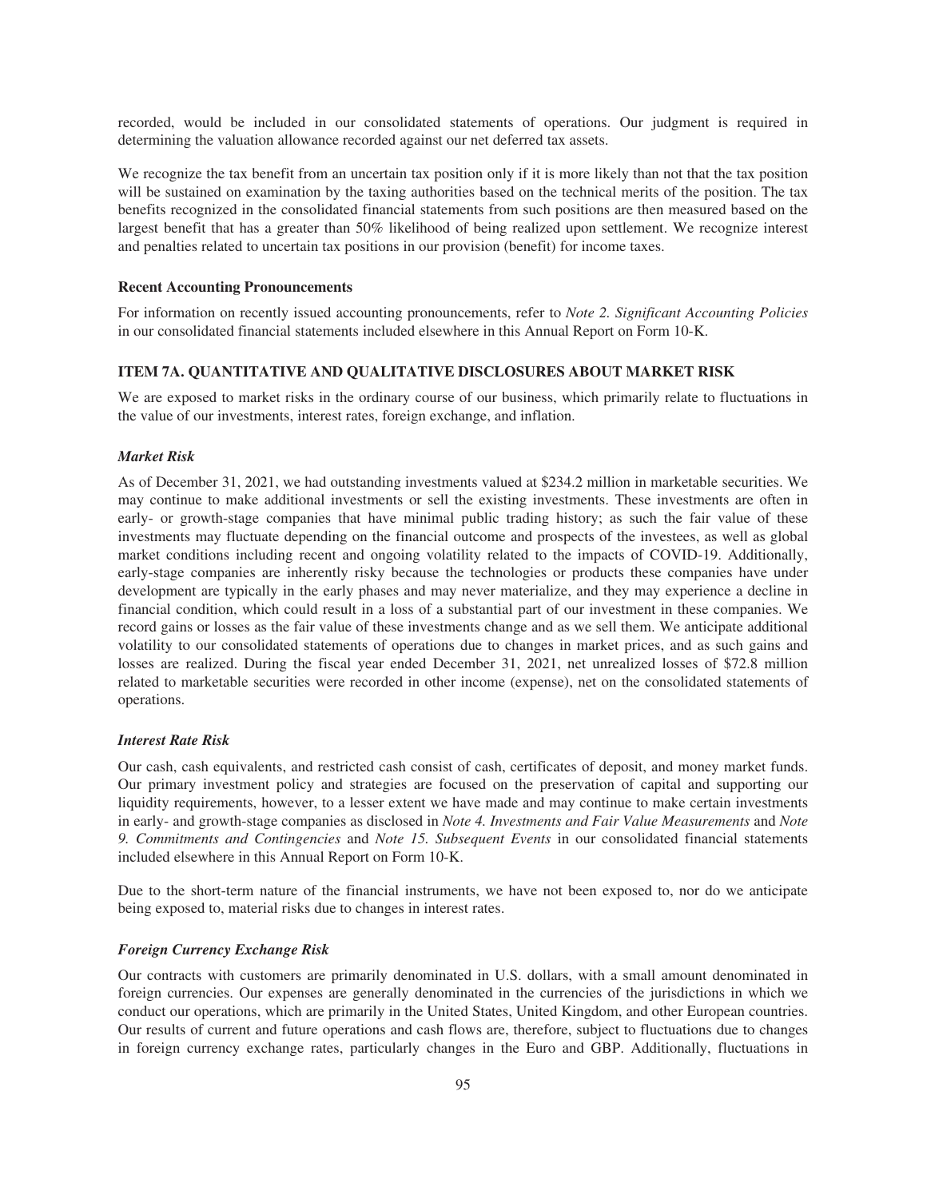recorded, would be included in our consolidated statements of operations. Our judgment is required in determining the valuation allowance recorded against our net deferred tax assets.

We recognize the tax benefit from an uncertain tax position only if it is more likely than not that the tax position will be sustained on examination by the taxing authorities based on the technical merits of the position. The tax benefits recognized in the consolidated financial statements from such positions are then measured based on the largest benefit that has a greater than 50% likelihood of being realized upon settlement. We recognize interest and penalties related to uncertain tax positions in our provision (benefit) for income taxes.

**Recent Accounting Pronouncements**

For information on recently issued accounting pronouncements, refer to *Note 2. Significant Accounting Policies* in our consolidated financial statements included elsewhere in this Annual Report on Form 10-K.

## ITEM 7A. QUANTITATIVE AND QUALITATIVE DISCLOSURES ABOUT MARKET RISK

We are exposed to market risks in the ordinary course of our business, which primarily relate to fluctuations in the value of our investments, interest rates, foreign exchange, and inflation.

***Market Risk***

As of December 31, 2021, we had outstanding investments valued at $234.2 million in marketable securities. We may continue to make additional investments or sell the existing investments. These investments are often in early- or growth-stage companies that have minimal public trading history; as such the fair value of these investments may fluctuate depending on the financial outcome and prospects of the investees, as well as global market conditions including recent and ongoing volatility related to the impacts of COVID-19. Additionally, early-stage companies are inherently risky because the technologies or products these companies have under development are typically in the early phases and may never materialize, and they may experience a decline in financial condition, which could result in a loss of a substantial part of our investment in these companies. We record gains or losses as the fair value of these investments change and as we sell them. We anticipate additional volatility to our consolidated statements of operations due to changes in market prices, and as such gains and losses are realized. During the fiscal year ended December 31, 2021, net unrealized losses of $72.8 million related to marketable securities were recorded in other income (expense), net on the consolidated statements of operations.

***Interest Rate Risk***

Our cash, cash equivalents, and restricted cash consist of cash, certificates of deposit, and money market funds. Our primary investment policy and strategies are focused on the preservation of capital and supporting our liquidity requirements, however, to a lesser extent we have made and may continue to make certain investments in early- and growth-stage companies as disclosed in *Note 4. Investments and Fair Value Measurements* and *Note 9. Commitments and Contingencies* and *Note 15. Subsequent Events* in our consolidated financial statements included elsewhere in this Annual Report on Form 10-K.

Due to the short-term nature of the financial instruments, we have not been exposed to, nor do we anticipate being exposed to, material risks due to changes in interest rates.

***Foreign Currency Exchange Risk***

Our contracts with customers are primarily denominated in U.S. dollars, with a small amount denominated in foreign currencies. Our expenses are generally denominated in the currencies of the jurisdictions in which we conduct our operations, which are primarily in the United States, United Kingdom, and other European countries. Our results of current and future operations and cash flows are, therefore, subject to fluctuations due to changes in foreign currency exchange rates, particularly changes in the Euro and GBP. Additionally, fluctuations in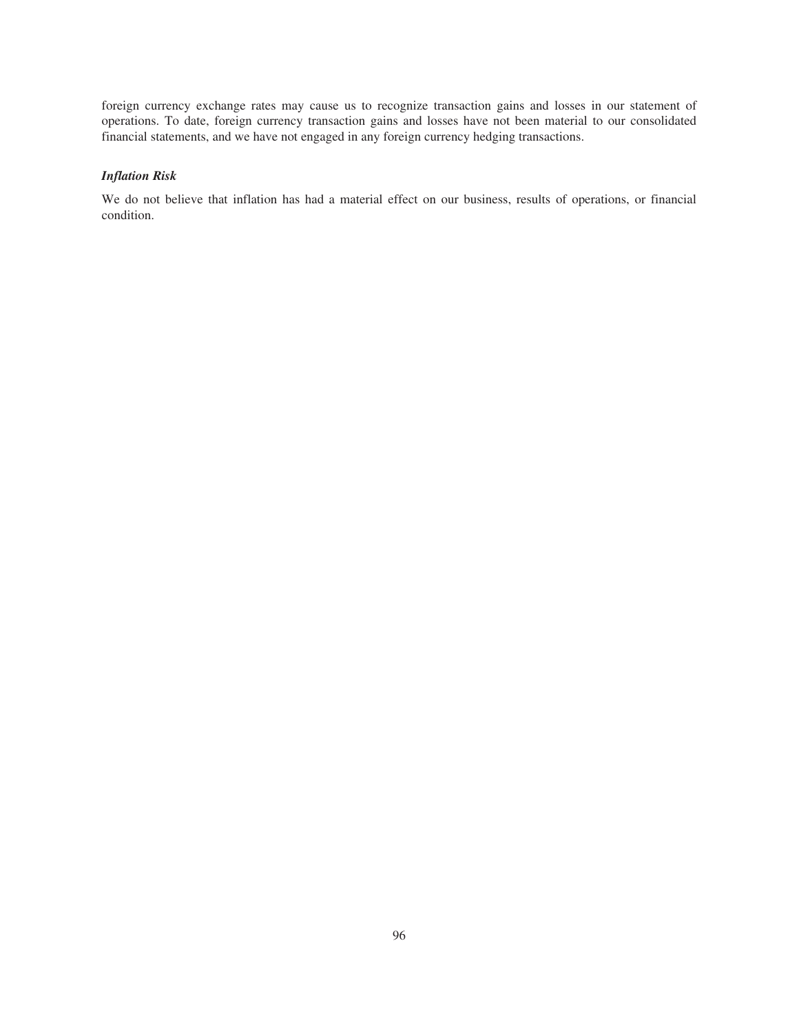foreign currency exchange rates may cause us to recognize transaction gains and losses in our statement of operations. To date, foreign currency transaction gains and losses have not been material to our consolidated financial statements, and we have not engaged in any foreign currency hedging transactions.

***Inflation Risk***

We do not believe that inflation has had a material effect on our business, results of operations, or financial condition.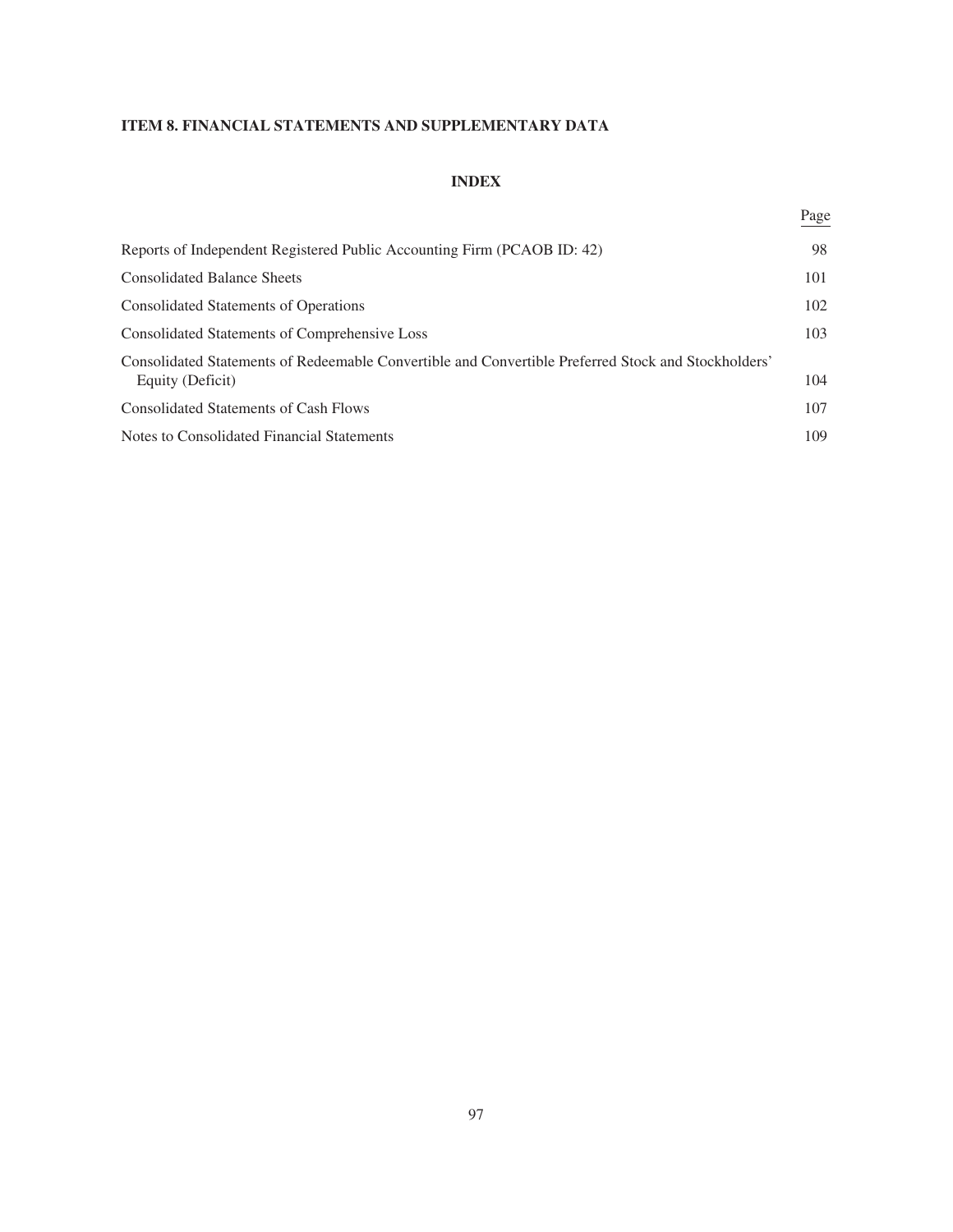# ITEM 8. FINANCIAL STATEMENTS AND SUPPLEMENTARY DATA

## INDEX

| | Page |
|---|---|
| Reports of Independent Registered Public Accounting Firm (PCAOB ID: 42) | 98 |
| Consolidated Balance Sheets | 101 |
| Consolidated Statements of Operations | 102 |
| Consolidated Statements of Comprehensive Loss | 103 |
| Consolidated Statements of Redeemable Convertible and Convertible Preferred Stock and Stockholders' Equity (Deficit) | 104 |
| Consolidated Statements of Cash Flows | 107 |
| Notes to Consolidated Financial Statements | 109 |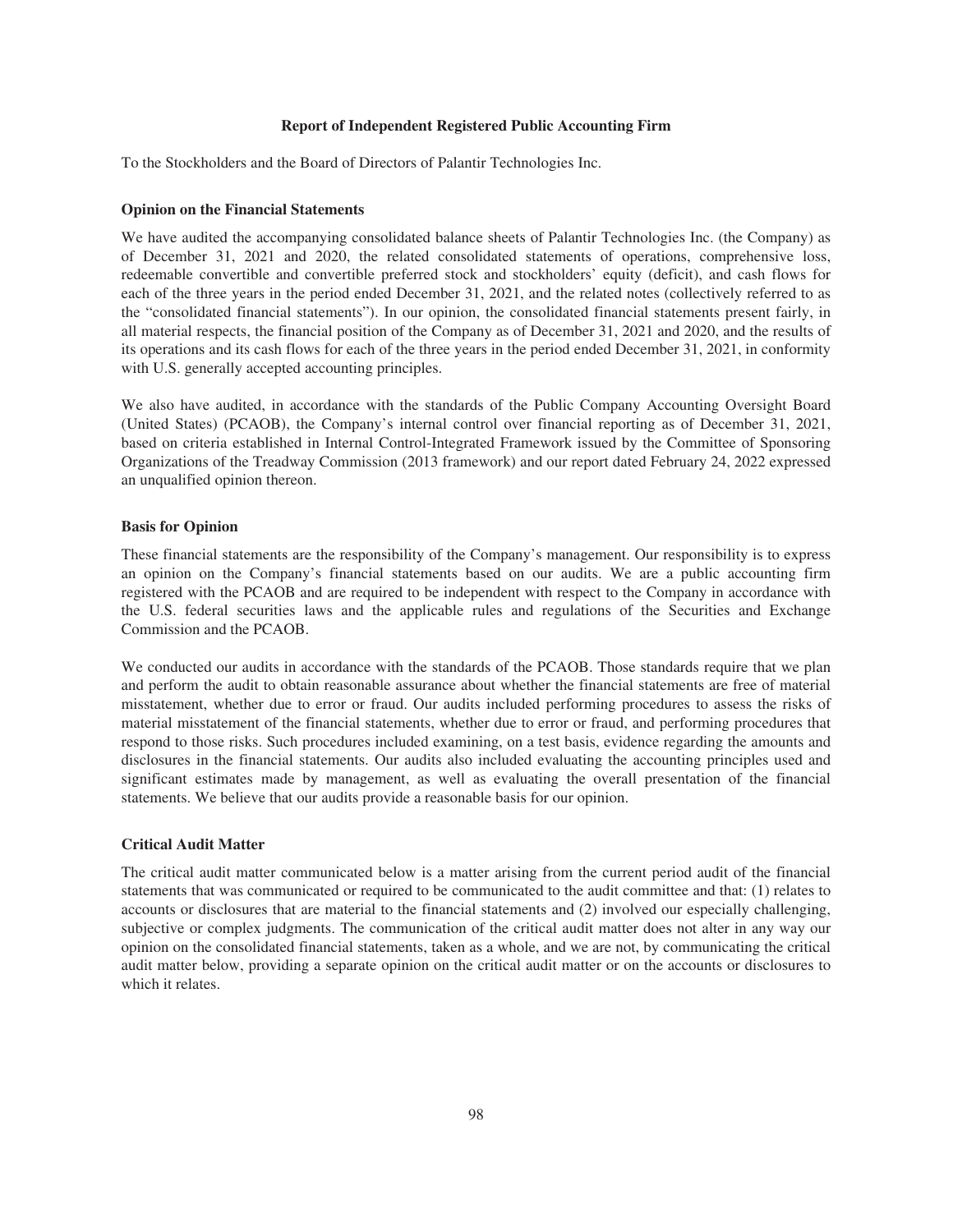## Report of Independent Registered Public Accounting Firm

To the Stockholders and the Board of Directors of Palantir Technologies Inc.

### Opinion on the Financial Statements

We have audited the accompanying consolidated balance sheets of Palantir Technologies Inc. (the Company) as of December 31, 2021 and 2020, the related consolidated statements of operations, comprehensive loss, redeemable convertible and convertible preferred stock and stockholders' equity (deficit), and cash flows for each of the three years in the period ended December 31, 2021, and the related notes (collectively referred to as the "consolidated financial statements"). In our opinion, the consolidated financial statements present fairly, in all material respects, the financial position of the Company as of December 31, 2021 and 2020, and the results of its operations and its cash flows for each of the three years in the period ended December 31, 2021, in conformity with U.S. generally accepted accounting principles.

We also have audited, in accordance with the standards of the Public Company Accounting Oversight Board (United States) (PCAOB), the Company's internal control over financial reporting as of December 31, 2021, based on criteria established in Internal Control-Integrated Framework issued by the Committee of Sponsoring Organizations of the Treadway Commission (2013 framework) and our report dated February 24, 2022 expressed an unqualified opinion thereon.

### Basis for Opinion

These financial statements are the responsibility of the Company's management. Our responsibility is to express an opinion on the Company's financial statements based on our audits. We are a public accounting firm registered with the PCAOB and are required to be independent with respect to the Company in accordance with the U.S. federal securities laws and the applicable rules and regulations of the Securities and Exchange Commission and the PCAOB.

We conducted our audits in accordance with the standards of the PCAOB. Those standards require that we plan and perform the audit to obtain reasonable assurance about whether the financial statements are free of material misstatement, whether due to error or fraud. Our audits included performing procedures to assess the risks of material misstatement of the financial statements, whether due to error or fraud, and performing procedures that respond to those risks. Such procedures included examining, on a test basis, evidence regarding the amounts and disclosures in the financial statements. Our audits also included evaluating the accounting principles used and significant estimates made by management, as well as evaluating the overall presentation of the financial statements. We believe that our audits provide a reasonable basis for our opinion.

### Critical Audit Matter

The critical audit matter communicated below is a matter arising from the current period audit of the financial statements that was communicated or required to be communicated to the audit committee and that: (1) relates to accounts or disclosures that are material to the financial statements and (2) involved our especially challenging, subjective or complex judgments. The communication of the critical audit matter does not alter in any way our opinion on the consolidated financial statements, taken as a whole, and we are not, by communicating the critical audit matter below, providing a separate opinion on the critical audit matter or on the accounts or disclosures to which it relates.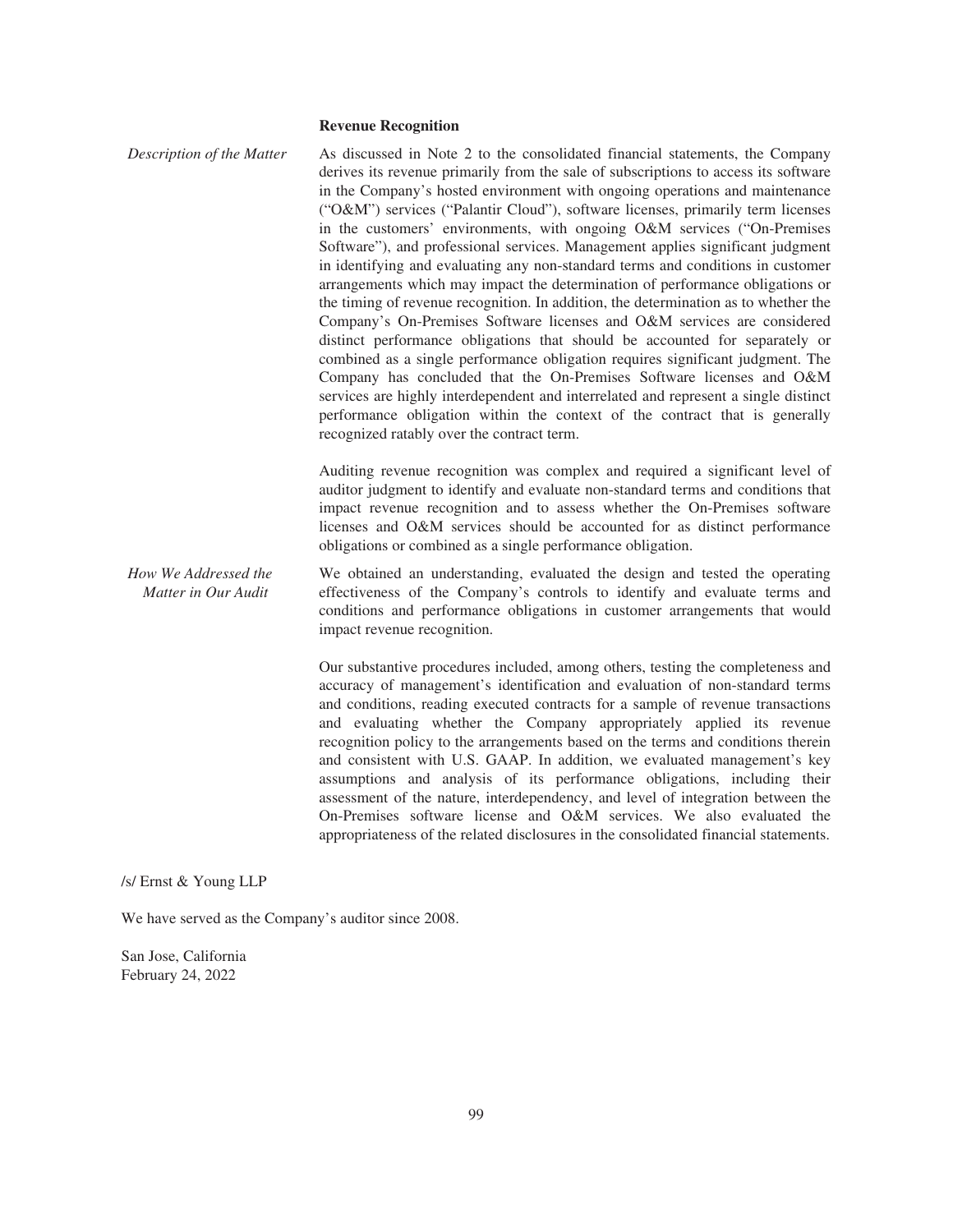**Revenue Recognition**

*Description of the Matter*

As discussed in Note 2 to the consolidated financial statements, the Company derives its revenue primarily from the sale of subscriptions to access its software in the Company's hosted environment with ongoing operations and maintenance ("O&M") services ("Palantir Cloud"), software licenses, primarily term licenses in the customers' environments, with ongoing O&M services ("On-Premises Software"), and professional services. Management applies significant judgment in identifying and evaluating any non-standard terms and conditions in customer arrangements which may impact the determination of performance obligations or the timing of revenue recognition. In addition, the determination as to whether the Company's On-Premises Software licenses and O&M services are considered distinct performance obligations that should be accounted for separately or combined as a single performance obligation requires significant judgment. The Company has concluded that the On-Premises Software licenses and O&M services are highly interdependent and interrelated and represent a single distinct performance obligation within the context of the contract that is generally recognized ratably over the contract term.

Auditing revenue recognition was complex and required a significant level of auditor judgment to identify and evaluate non-standard terms and conditions that impact revenue recognition and to assess whether the On-Premises software licenses and O&M services should be accounted for as distinct performance obligations or combined as a single performance obligation.

*How We Addressed the Matter in Our Audit*

We obtained an understanding, evaluated the design and tested the operating effectiveness of the Company's controls to identify and evaluate terms and conditions and performance obligations in customer arrangements that would impact revenue recognition.

Our substantive procedures included, among others, testing the completeness and accuracy of management's identification and evaluation of non-standard terms and conditions, reading executed contracts for a sample of revenue transactions and evaluating whether the Company appropriately applied its revenue recognition policy to the arrangements based on the terms and conditions therein and consistent with U.S. GAAP. In addition, we evaluated management's key assumptions and analysis of its performance obligations, including their assessment of the nature, interdependency, and level of integration between the On-Premises software license and O&M services. We also evaluated the appropriateness of the related disclosures in the consolidated financial statements.

/s/ Ernst & Young LLP

We have served as the Company's auditor since 2008.

San Jose, California
February 24, 2022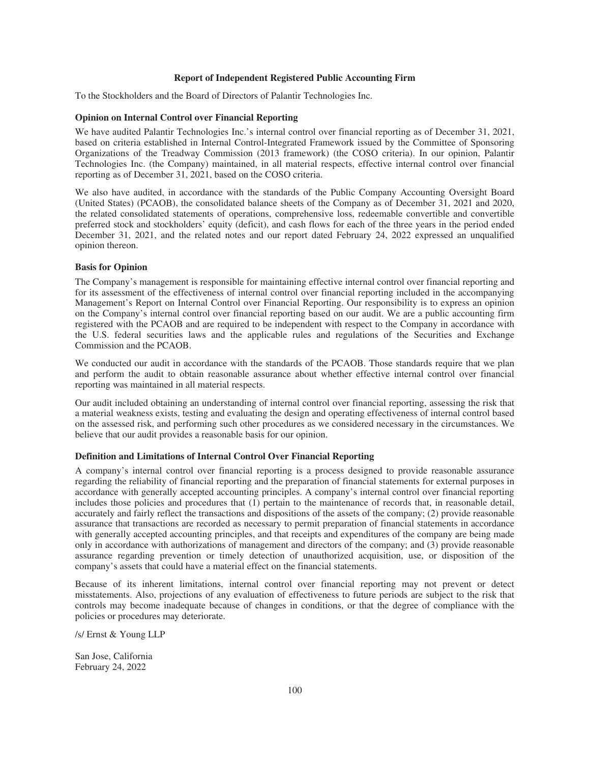## Report of Independent Registered Public Accounting Firm

To the Stockholders and the Board of Directors of Palantir Technologies Inc.

### Opinion on Internal Control over Financial Reporting

We have audited Palantir Technologies Inc.'s internal control over financial reporting as of December 31, 2021, based on criteria established in Internal Control-Integrated Framework issued by the Committee of Sponsoring Organizations of the Treadway Commission (2013 framework) (the COSO criteria). In our opinion, Palantir Technologies Inc. (the Company) maintained, in all material respects, effective internal control over financial reporting as of December 31, 2021, based on the COSO criteria.

We also have audited, in accordance with the standards of the Public Company Accounting Oversight Board (United States) (PCAOB), the consolidated balance sheets of the Company as of December 31, 2021 and 2020, the related consolidated statements of operations, comprehensive loss, redeemable convertible and convertible preferred stock and stockholders' equity (deficit), and cash flows for each of the three years in the period ended December 31, 2021, and the related notes and our report dated February 24, 2022 expressed an unqualified opinion thereon.

### Basis for Opinion

The Company's management is responsible for maintaining effective internal control over financial reporting and for its assessment of the effectiveness of internal control over financial reporting included in the accompanying Management's Report on Internal Control over Financial Reporting. Our responsibility is to express an opinion on the Company's internal control over financial reporting based on our audit. We are a public accounting firm registered with the PCAOB and are required to be independent with respect to the Company in accordance with the U.S. federal securities laws and the applicable rules and regulations of the Securities and Exchange Commission and the PCAOB.

We conducted our audit in accordance with the standards of the PCAOB. Those standards require that we plan and perform the audit to obtain reasonable assurance about whether effective internal control over financial reporting was maintained in all material respects.

Our audit included obtaining an understanding of internal control over financial reporting, assessing the risk that a material weakness exists, testing and evaluating the design and operating effectiveness of internal control based on the assessed risk, and performing such other procedures as we considered necessary in the circumstances. We believe that our audit provides a reasonable basis for our opinion.

### Definition and Limitations of Internal Control Over Financial Reporting

A company's internal control over financial reporting is a process designed to provide reasonable assurance regarding the reliability of financial reporting and the preparation of financial statements for external purposes in accordance with generally accepted accounting principles. A company's internal control over financial reporting includes those policies and procedures that (1) pertain to the maintenance of records that, in reasonable detail, accurately and fairly reflect the transactions and dispositions of the assets of the company; (2) provide reasonable assurance that transactions are recorded as necessary to permit preparation of financial statements in accordance with generally accepted accounting principles, and that receipts and expenditures of the company are being made only in accordance with authorizations of management and directors of the company; and (3) provide reasonable assurance regarding prevention or timely detection of unauthorized acquisition, use, or disposition of the company's assets that could have a material effect on the financial statements.

Because of its inherent limitations, internal control over financial reporting may not prevent or detect misstatements. Also, projections of any evaluation of effectiveness to future periods are subject to the risk that controls may become inadequate because of changes in conditions, or that the degree of compliance with the policies or procedures may deteriorate.

/s/ Ernst & Young LLP

San Jose, California
February 24, 2022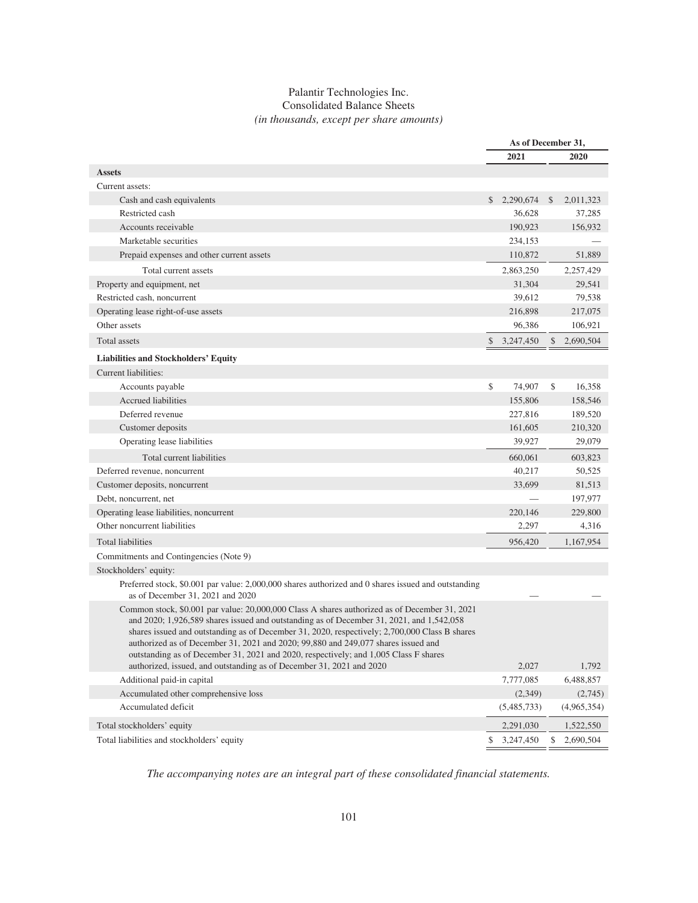# Palantir Technologies Inc.
## Consolidated Balance Sheets
*(in thousands, except per share amounts)*

| | As of December 31, | |
|---|---|---|
| | 2021 | 2020 |
| **Assets** | | |
| Current assets: | | |
| Cash and cash equivalents | $ 2,290,674 | $ 2,011,323 |
| Restricted cash | 36,628 | 37,285 |
| Accounts receivable | 190,923 | 156,932 |
| Marketable securities | 234,153 | — |
| Prepaid expenses and other current assets | 110,872 | 51,889 |
| Total current assets | 2,863,250 | 2,257,429 |
| Property and equipment, net | 31,304 | 29,541 |
| Restricted cash, noncurrent | 39,612 | 79,538 |
| Operating lease right-of-use assets | 216,898 | 217,075 |
| Other assets | 96,386 | 106,921 |
| Total assets | $ 3,247,450 | $ 2,690,504 |
| **Liabilities and Stockholders' Equity** | | |
| Current liabilities: | | |
| Accounts payable | $ 74,907 | $ 16,358 |
| Accrued liabilities | 155,806 | 158,546 |
| Deferred revenue | 227,816 | 189,520 |
| Customer deposits | 161,605 | 210,320 |
| Operating lease liabilities | 39,927 | 29,079 |
| Total current liabilities | 660,061 | 603,823 |
| Deferred revenue, noncurrent | 40,217 | 50,525 |
| Customer deposits, noncurrent | 33,699 | 81,513 |
| Debt, noncurrent, net | — | 197,977 |
| Operating lease liabilities, noncurrent | 220,146 | 229,800 |
| Other noncurrent liabilities | 2,297 | 4,316 |
| Total liabilities | 956,420 | 1,167,954 |
| Commitments and Contingencies (Note 9) | | |
| Stockholders' equity: | | |
| Preferred stock, $0.001 par value: 2,000,000 shares authorized and 0 shares issued and outstanding as of December 31, 2021 and 2020 | — | — |
| Common stock, $0.001 par value: 20,000,000 Class A shares authorized as of December 31, 2021 and 2020; 1,926,589 shares issued and outstanding as of December 31, 2021, and 1,542,058 shares issued and outstanding as of December 31, 2020, respectively; 2,700,000 Class B shares authorized as of December 31, 2021 and 2020; 99,880 and 249,077 shares issued and outstanding as of December 31, 2021 and 2020, respectively; and 1,005 Class F shares authorized, issued, and outstanding as of December 31, 2021 and 2020 | 2,027 | 1,792 |
| Additional paid-in capital | 7,777,085 | 6,488,857 |
| Accumulated other comprehensive loss | (2,349) | (2,745) |
| Accumulated deficit | (5,485,733) | (4,965,354) |
| Total stockholders' equity | 2,291,030 | 1,522,550 |
| Total liabilities and stockholders' equity | $ 3,247,450 | $ 2,690,504 |

*The accompanying notes are an integral part of these consolidated financial statements.*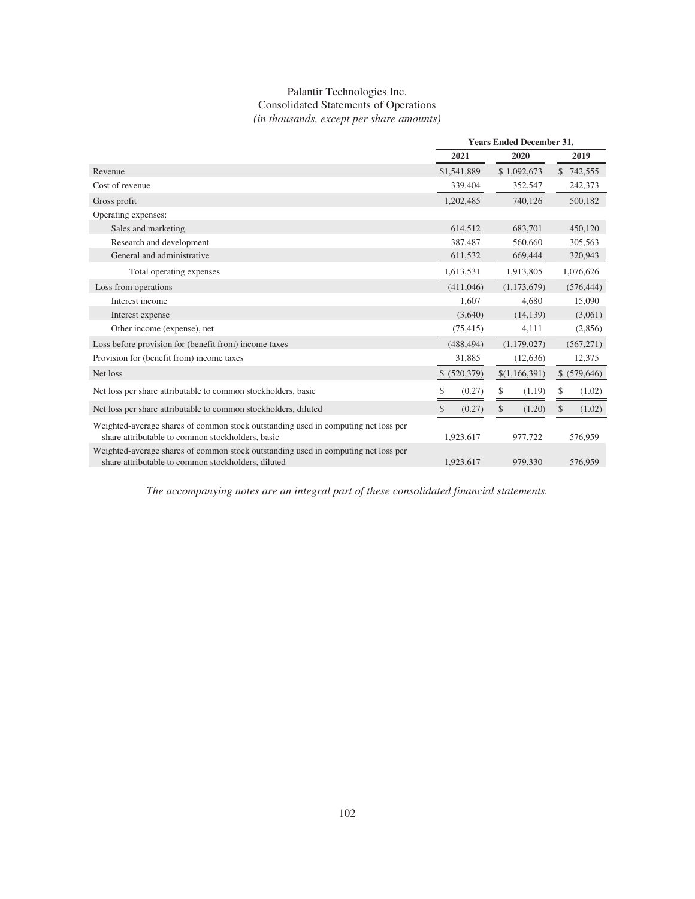Palantir Technologies Inc.

Consolidated Statements of Operations

*(in thousands, except per share amounts)*

| | Years Ended December 31, | | |
|---|---|---|---|
| | 2021 | 2020 | 2019 |
| Revenue | $1,541,889 | $ 1,092,673 | $ 742,555 |
| Cost of revenue | 339,404 | 352,547 | 242,373 |
| Gross profit | 1,202,485 | 740,126 | 500,182 |
| Operating expenses: | | | |
| Sales and marketing | 614,512 | 683,701 | 450,120 |
| Research and development | 387,487 | 560,660 | 305,563 |
| General and administrative | 611,532 | 669,444 | 320,943 |
| Total operating expenses | 1,613,531 | 1,913,805 | 1,076,626 |
| Loss from operations | (411,046) | (1,173,679) | (576,444) |
| Interest income | 1,607 | 4,680 | 15,090 |
| Interest expense | (3,640) | (14,139) | (3,061) |
| Other income (expense), net | (75,415) | 4,111 | (2,856) |
| Loss before provision for (benefit from) income taxes | (488,494) | (1,179,027) | (567,271) |
| Provision for (benefit from) income taxes | 31,885 | (12,636) | 12,375 |
| Net loss | $ (520,379) | $(1,166,391) | $ (579,646) |
| Net loss per share attributable to common stockholders, basic | $ (0.27) | $ (1.19) | $ (1.02) |
| Net loss per share attributable to common stockholders, diluted | $ (0.27) | $ (1.20) | $ (1.02) |
| Weighted-average shares of common stock outstanding used in computing net loss per share attributable to common stockholders, basic | 1,923,617 | 977,722 | 576,959 |
| Weighted-average shares of common stock outstanding used in computing net loss per share attributable to common stockholders, diluted | 1,923,617 | 979,330 | 576,959 |

*The accompanying notes are an integral part of these consolidated financial statements.*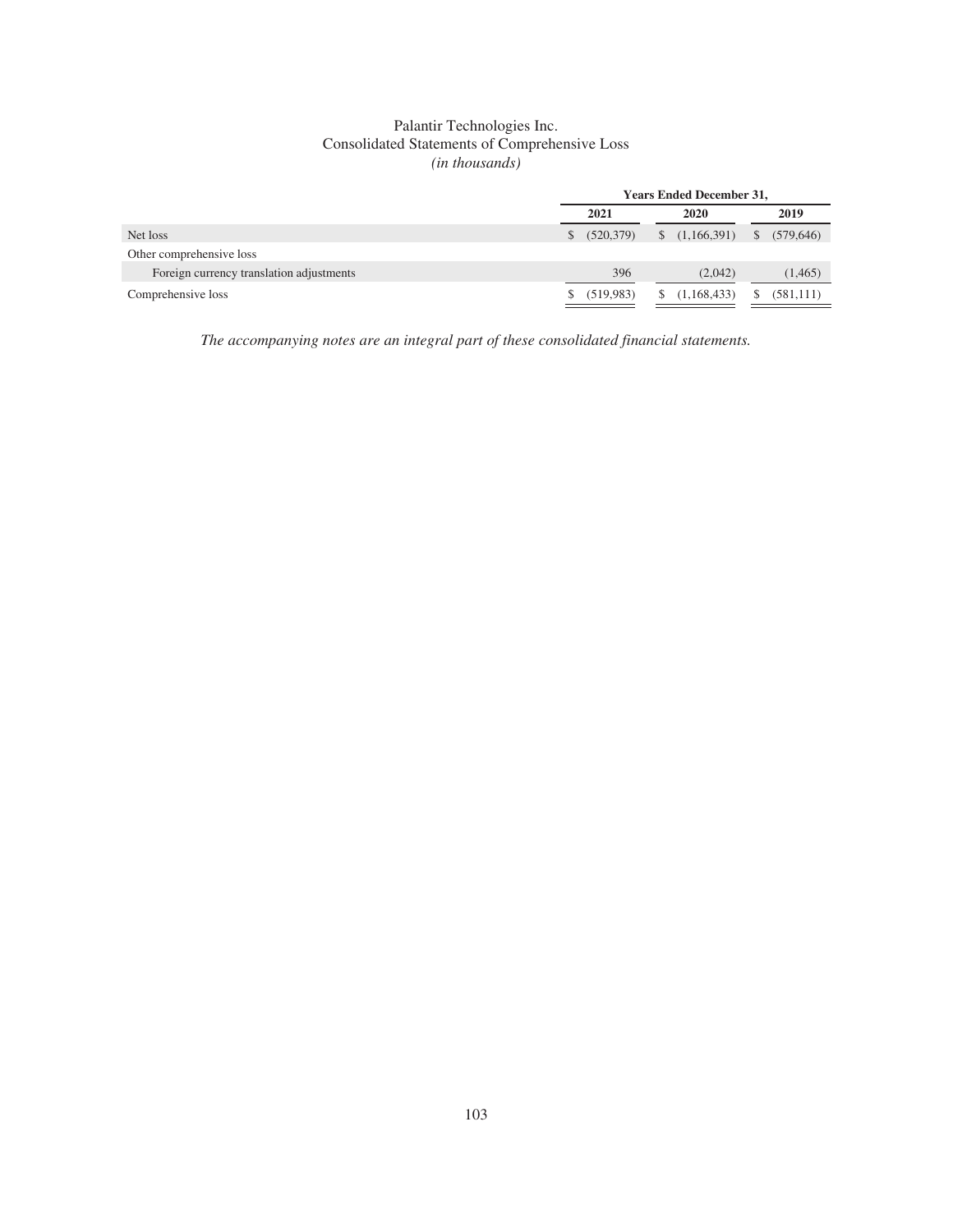Palantir Technologies Inc.
Consolidated Statements of Comprehensive Loss
*(in thousands)*

| | Years Ended December 31, | | |
|---|---|---|---|
| | **2021** | **2020** | **2019** |
| Net loss | $ (520,379) | $ (1,166,391) | $ (579,646) |
| Other comprehensive loss | | | |
| Foreign currency translation adjustments | 396 | (2,042) | (1,465) |
| Comprehensive loss | $ (519,983) | $ (1,168,433) | $ (581,111) |

*The accompanying notes are an integral part of these consolidated financial statements.*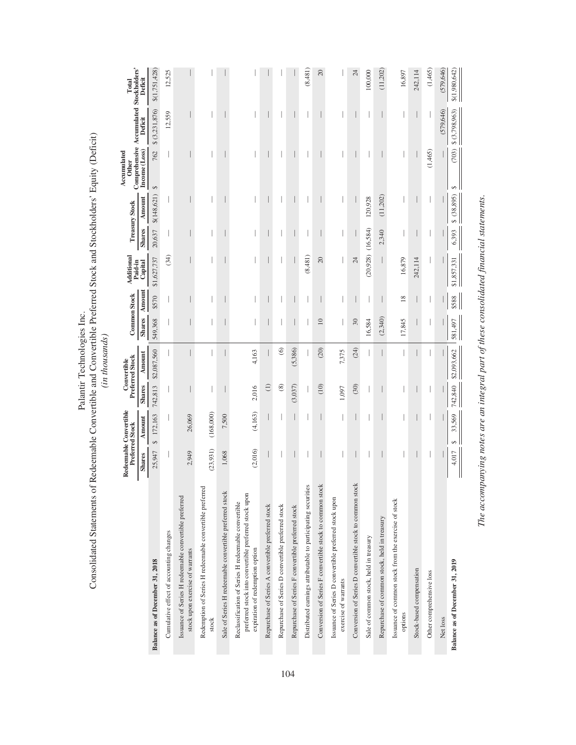# Palantir Technologies Inc.

## Consolidated Statements of Redeemable Convertible Preferred Stock and Convertible Preferred Stock and Stockholders' Equity (Deficit)

*(in thousands)*

| | Redeemable Convertible Preferred Stock | | Convertible Preferred Stock | | Common Stock | | Additional Paid-in Capital | Treasury Stock | | Accumulated Other Comprehensive Income (Loss) | Accumulated Deficit | Total Stockholders' Deficit |
|---|---|---|---|---|---|---|---|---|---|---|---|---|
| | Shares | Amount | Shares | Amount | Shares | Amount | | Shares | Amount | | | |
| **Balance as of December 31, 2018** | 25,947 | $ 172,163 | 742,813 | $2,087,560 | 549,368 | $570 | $1,627,737 | 20,637 | $(148,621) | $ 762 | $ (3,231,876) | $(1,751,428) |
| Cumulative effect of accounting changes | — | — | — | — | — | — | (34) | — | — | — | 12,559 | 12,525 |
| Issuance of Series H redeemable convertible preferred stock upon exercise of warrants | 2,949 | 26,069 | — | — | — | — | — | — | — | — | — | — |
| Redemption of Series H redeemable convertible preferred stock | (23,931) | (168,000) | — | — | — | — | — | — | — | — | — | — |
| Sale of Series H redeemable convertible preferred stock | 1,068 | 7,500 | — | — | — | — | — | — | — | — | — | — |
| Reclassification of Series H redeemable convertible preferred stock into convertible preferred stock upon expiration of redemption option | (2,016) | (4,163) | 2,016 | 4,163 | — | — | — | — | — | — | — | — |
| Repurchase of Series A convertible preferred stock | — | — | (1) | — | — | — | — | — | — | — | — | — |
| Repurchase of Series D convertible preferred stock | — | — | (8) | (6) | — | — | — | — | — | — | — | — |
| Repurchase of Series F convertible preferred stock | — | — | (3,037) | (5,386) | — | — | — | — | — | — | — | — |
| Distributed earnings attributable to participating securities | — | — | — | — | — | — | (8,481) | — | — | — | — | (8,481) |
| Conversion of Series F convertible preferred stock to common stock | — | — | (10) | (20) | 10 | — | 20 | — | — | — | — | 20 |
| Issuance of Series D convertible preferred stock upon exercise of warrants | — | — | 1,097 | 7,375 | — | — | — | — | — | — | — | — |
| Conversion of Series D convertible preferred stock to common stock | — | — | (30) | (24) | 30 | — | 24 | — | — | — | — | 24 |
| Sale of common stock, held in treasury | — | — | — | — | 16,584 | — | (20,928) | (16,584) | 120,928 | — | — | 100,000 |
| Repurchase of common stock, held in treasury | — | — | — | — | (2,340) | — | — | 2,340 | (11,202) | — | — | (11,202) |
| Issuance of common stock from the exercise of stock options | — | — | — | — | 17,845 | 18 | 16,879 | — | — | — | — | 16,897 |
| Stock-based compensation | — | — | — | — | — | — | 242,114 | — | — | — | — | 242,114 |
| Other comprehensive loss | — | — | — | — | — | — | — | — | — | (1,465) | — | (1,465) |
| Net loss | — | — | — | — | — | — | — | — | — | — | (579,646) | (579,646) |
| **Balance as of December 31, 2019** | 4,017 | $ 33,569 | 742,840 | $2,093,662 | 581,497 | $588 | $1,857,331 | 6,393 | $ (38,895) | $ (703) | $ (3,798,963) | $(1,980,642) |

*The accompanying notes are an integral part of these consolidated financial statements.*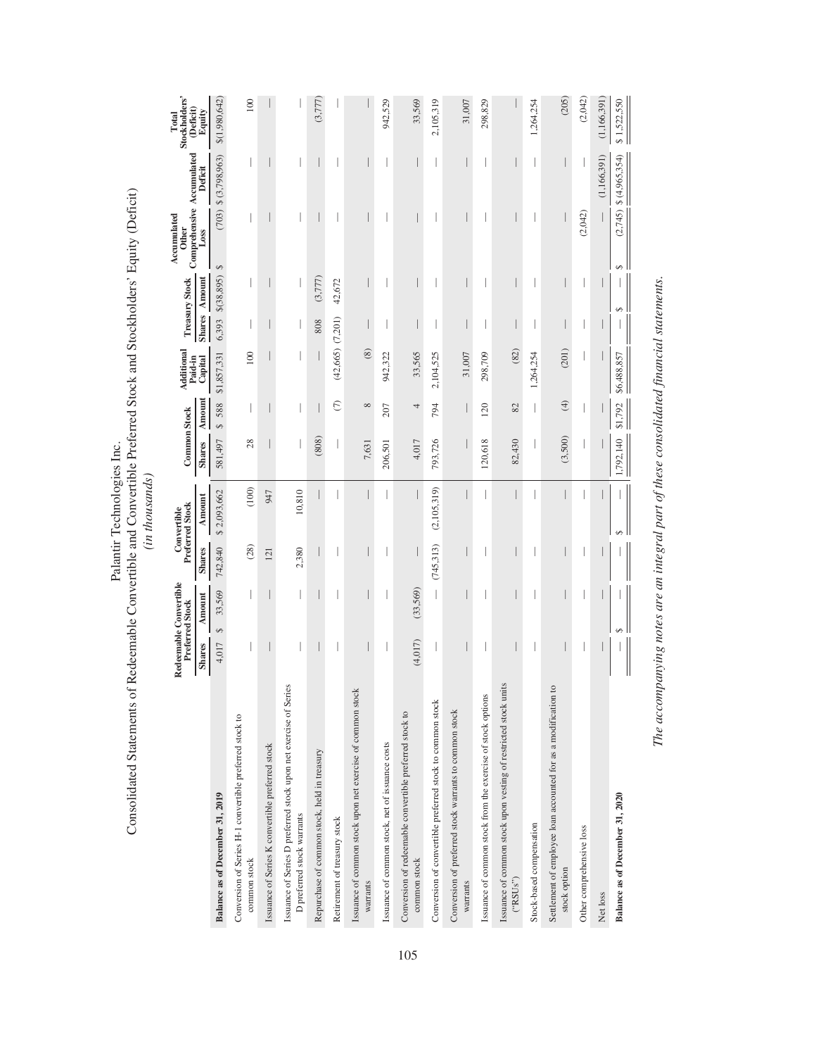# Palantir Technologies Inc.

## Consolidated Statements of Redeemable Convertible and Convertible Preferred Stock and Stockholders' Equity (Deficit)

*(in thousands)*

| | Redeemable Convertible Preferred Stock | | Convertible Preferred Stock | | Common Stock | | Additional Paid-in Capital | Treasury Stock | | Accumulated Other Comprehensive Loss | Accumulated Deficit | Total Stockholders' (Deficit) Equity |
|---|---|---|---|---|---|---|---|---|---|---|---|---|
| | Shares | Amount | Shares | Amount | Shares | Amount | | Shares | Amount | | | |
| **Balance as of December 31, 2019** | 4,017 | $ 33,569 | 742,840 | $ 2,093,662 | 581,497 | $ 588 | $1,857,331 | 6,393 | $(38,895) | $ (703) | $ (3,798,963) | $(1,980,642) |
| Conversion of Series H-1 convertible preferred stock to common stock | — | — | (28) | (100) | 28 | — | 100 | — | — | — | — | 100 |
| Issuance of Series K convertible preferred stock | — | — | 121 | 947 | — | — | — | — | — | — | — | — |
| Issuance of Series D preferred stock upon net exercise of Series D preferred stock warrants | — | — | 2,380 | 10,810 | — | — | — | — | — | — | — | — |
| Repurchase of common stock, held in treasury | — | — | — | — | (808) | — | — | 808 | (3,777) | — | — | (3,777) |
| Retirement of treasury stock | — | — | — | — | — | (7) | (42,665) | (7,201) | 42,672 | — | — | — |
| Issuance of common stock upon net exercise of common stock warrants | — | — | — | — | 7,631 | 8 | (8) | — | — | — | — | — |
| Issuance of common stock, net of issuance costs | — | — | — | — | 206,501 | 207 | 942,322 | — | — | — | — | 942,529 |
| Conversion of redeemable convertible preferred stock to common stock | (4,017) | (33,569) | — | — | 4,017 | 4 | 33,565 | — | — | — | — | 33,569 |
| Conversion of convertible preferred stock to common stock | — | — | (745,313) | (2,105,319) | 793,726 | 794 | 2,104,525 | — | — | — | — | 2,105,319 |
| Conversion of preferred stock warrants to common stock warrants | — | — | — | — | — | — | 31,007 | — | — | — | — | 31,007 |
| Issuance of common stock from the exercise of stock options | — | — | — | — | 120,618 | 120 | 298,709 | — | — | — | — | 298,829 |
| Issuance of common stock upon vesting of restricted stock units ("RSUs") | — | — | — | — | 82,430 | 82 | (82) | — | — | — | — | — |
| Stock-based compensation | — | — | — | — | — | — | 1,264,254 | — | — | — | — | 1,264,254 |
| Settlement of employee loan accounted for as a modification to stock option | — | — | — | — | (3,500) | (4) | (201) | — | — | — | — | (205) |
| Other comprehensive loss | — | — | — | — | — | — | — | — | — | (2,042) | — | (2,042) |
| Net loss | — | — | — | — | — | — | — | — | — | — | (1,166,391) | (1,166,391) |
| **Balance as of December 31, 2020** | — | $ — | — | $ — | 1,792,140 | $1,792 | $6,488,857 | — | $ — | $ (2,745) | $ (4,965,354) | $ 1,522,550 |

*The accompanying notes are an integral part of these consolidated financial statements.*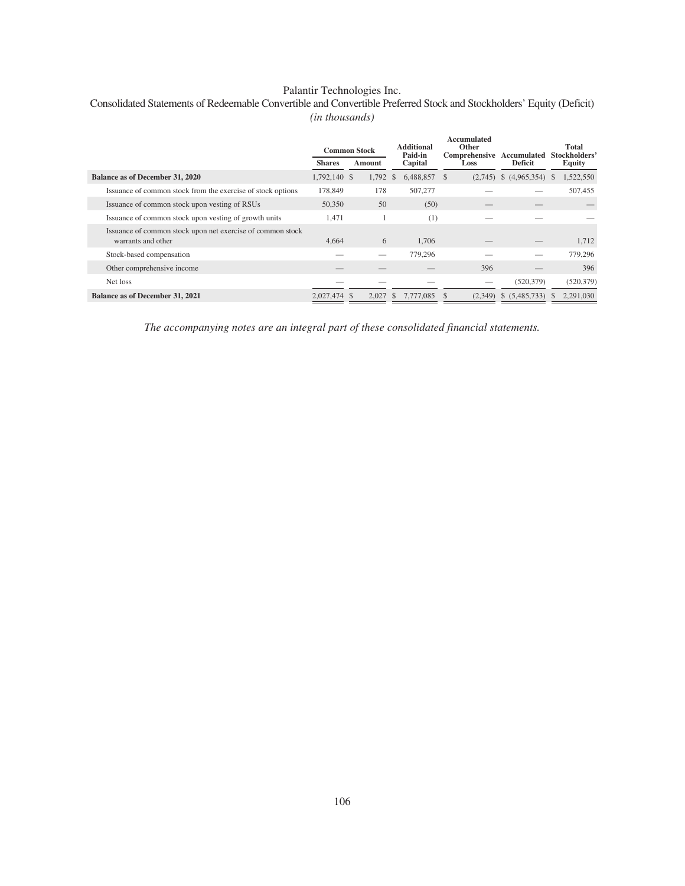Palantir Technologies Inc.

Consolidated Statements of Redeemable Convertible and Convertible Preferred Stock and Stockholders' Equity (Deficit)

*(in thousands)*

| | Common Stock | | Additional Paid-in Capital | Accumulated Other Comprehensive Loss | Accumulated Deficit | Total Stockholders' Equity |
|---|---|---|---|---|---|---|
| | Shares | Amount | | | | |
| **Balance as of December 31, 2020** | 1,792,140 | $ 1,792 | $ 6,488,857 | $ (2,745) | $ (4,965,354) | $ 1,522,550 |
| Issuance of common stock from the exercise of stock options | 178,849 | 178 | 507,277 | — | — | 507,455 |
| Issuance of common stock upon vesting of RSUs | 50,350 | 50 | (50) | — | — | — |
| Issuance of common stock upon vesting of growth units | 1,471 | 1 | (1) | — | — | — |
| Issuance of common stock upon net exercise of common stock warrants and other | 4,664 | 6 | 1,706 | — | — | 1,712 |
| Stock-based compensation | — | — | 779,296 | — | — | 779,296 |
| Other comprehensive income | — | — | — | 396 | — | 396 |
| Net loss | — | — | — | — | (520,379) | (520,379) |
| **Balance as of December 31, 2021** | 2,027,474 | $ 2,027 | $ 7,777,085 | $ (2,349) | $ (5,485,733) | $ 2,291,030 |

*The accompanying notes are an integral part of these consolidated financial statements.*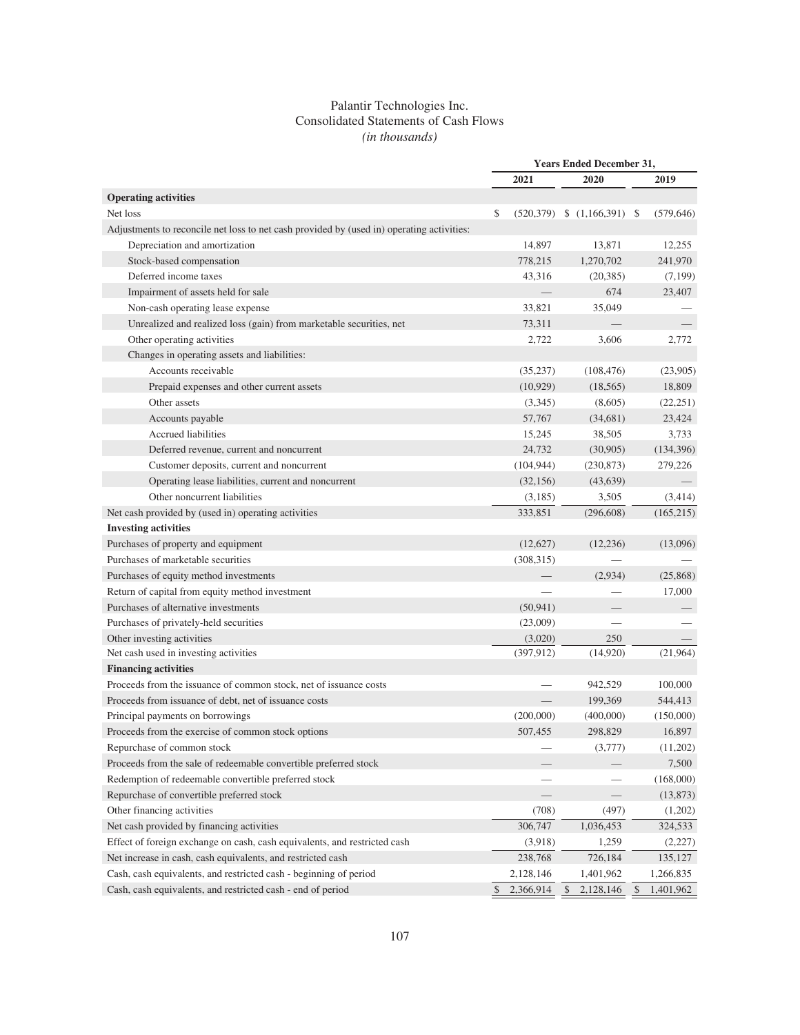# Palantir Technologies Inc.
## Consolidated Statements of Cash Flows
*(in thousands)*

| | Years Ended December 31, | | |
|---|---|---|---|
| | 2021 | 2020 | 2019 |
| **Operating activities** | | | |
| Net loss | $ (520,379) | $ (1,166,391) | $ (579,646) |
| Adjustments to reconcile net loss to net cash provided by (used in) operating activities: | | | |
| Depreciation and amortization | 14,897 | 13,871 | 12,255 |
| Stock-based compensation | 778,215 | 1,270,702 | 241,970 |
| Deferred income taxes | 43,316 | (20,385) | (7,199) |
| Impairment of assets held for sale | — | 674 | 23,407 |
| Non-cash operating lease expense | 33,821 | 35,049 | — |
| Unrealized and realized loss (gain) from marketable securities, net | 73,311 | — | — |
| Other operating activities | 2,722 | 3,606 | 2,772 |
| Changes in operating assets and liabilities: | | | |
| Accounts receivable | (35,237) | (108,476) | (23,905) |
| Prepaid expenses and other current assets | (10,929) | (18,565) | 18,809 |
| Other assets | (3,345) | (8,605) | (22,251) |
| Accounts payable | 57,767 | (34,681) | 23,424 |
| Accrued liabilities | 15,245 | 38,505 | 3,733 |
| Deferred revenue, current and noncurrent | 24,732 | (30,905) | (134,396) |
| Customer deposits, current and noncurrent | (104,944) | (230,873) | 279,226 |
| Operating lease liabilities, current and noncurrent | (32,156) | (43,639) | — |
| Other noncurrent liabilities | (3,185) | 3,505 | (3,414) |
| Net cash provided by (used in) operating activities | 333,851 | (296,608) | (165,215) |
| **Investing activities** | | | |
| Purchases of property and equipment | (12,627) | (12,236) | (13,096) |
| Purchases of marketable securities | (308,315) | — | — |
| Purchases of equity method investments | — | (2,934) | (25,868) |
| Return of capital from equity method investment | — | — | 17,000 |
| Purchases of alternative investments | (50,941) | — | — |
| Purchases of privately-held securities | (23,009) | — | — |
| Other investing activities | (3,020) | 250 | — |
| Net cash used in investing activities | (397,912) | (14,920) | (21,964) |
| **Financing activities** | | | |
| Proceeds from the issuance of common stock, net of issuance costs | — | 942,529 | 100,000 |
| Proceeds from issuance of debt, net of issuance costs | — | 199,369 | 544,413 |
| Principal payments on borrowings | (200,000) | (400,000) | (150,000) |
| Proceeds from the exercise of common stock options | 507,455 | 298,829 | 16,897 |
| Repurchase of common stock | — | (3,777) | (11,202) |
| Proceeds from the sale of redeemable convertible preferred stock | — | — | 7,500 |
| Redemption of redeemable convertible preferred stock | — | — | (168,000) |
| Repurchase of convertible preferred stock | — | — | (13,873) |
| Other financing activities | (708) | (497) | (1,202) |
| Net cash provided by financing activities | 306,747 | 1,036,453 | 324,533 |
| Effect of foreign exchange on cash, cash equivalents, and restricted cash | (3,918) | 1,259 | (2,227) |
| Net increase in cash, cash equivalents, and restricted cash | 238,768 | 726,184 | 135,127 |
| Cash, cash equivalents, and restricted cash - beginning of period | 2,128,146 | 1,401,962 | 1,266,835 |
| Cash, cash equivalents, and restricted cash - end of period | $ 2,366,914 | $ 2,128,146 | $ 1,401,962 |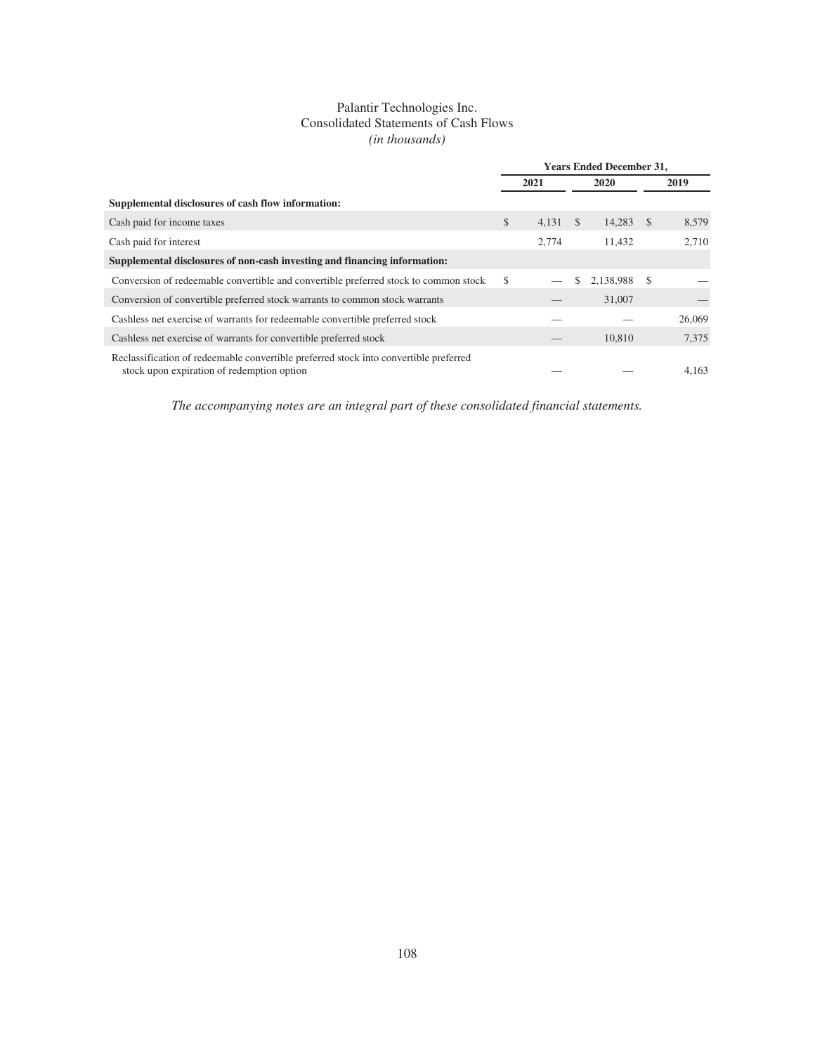Palantir Technologies Inc.
Consolidated Statements of Cash Flows
*(in thousands)*

| | Years Ended December 31, | | |
|---|---|---|---|
| | 2021 | 2020 | 2019 |
| **Supplemental disclosures of cash flow information:** | | | |
| Cash paid for income taxes | $ 4,131 | $ 14,283 | $ 8,579 |
| Cash paid for interest | 2,774 | 11,432 | 2,710 |
| **Supplemental disclosures of non-cash investing and financing information:** | | | |
| Conversion of redeemable convertible and convertible preferred stock to common stock | $ — | $ 2,138,988 | $ — |
| Conversion of convertible preferred stock warrants to common stock warrants | — | 31,007 | — |
| Cashless net exercise of warrants for redeemable convertible preferred stock | — | — | 26,069 |
| Cashless net exercise of warrants for convertible preferred stock | — | 10,810 | 7,375 |
| Reclassification of redeemable convertible preferred stock into convertible preferred stock upon expiration of redemption option | — | — | 4,163 |

*The accompanying notes are an integral part of these consolidated financial statements.*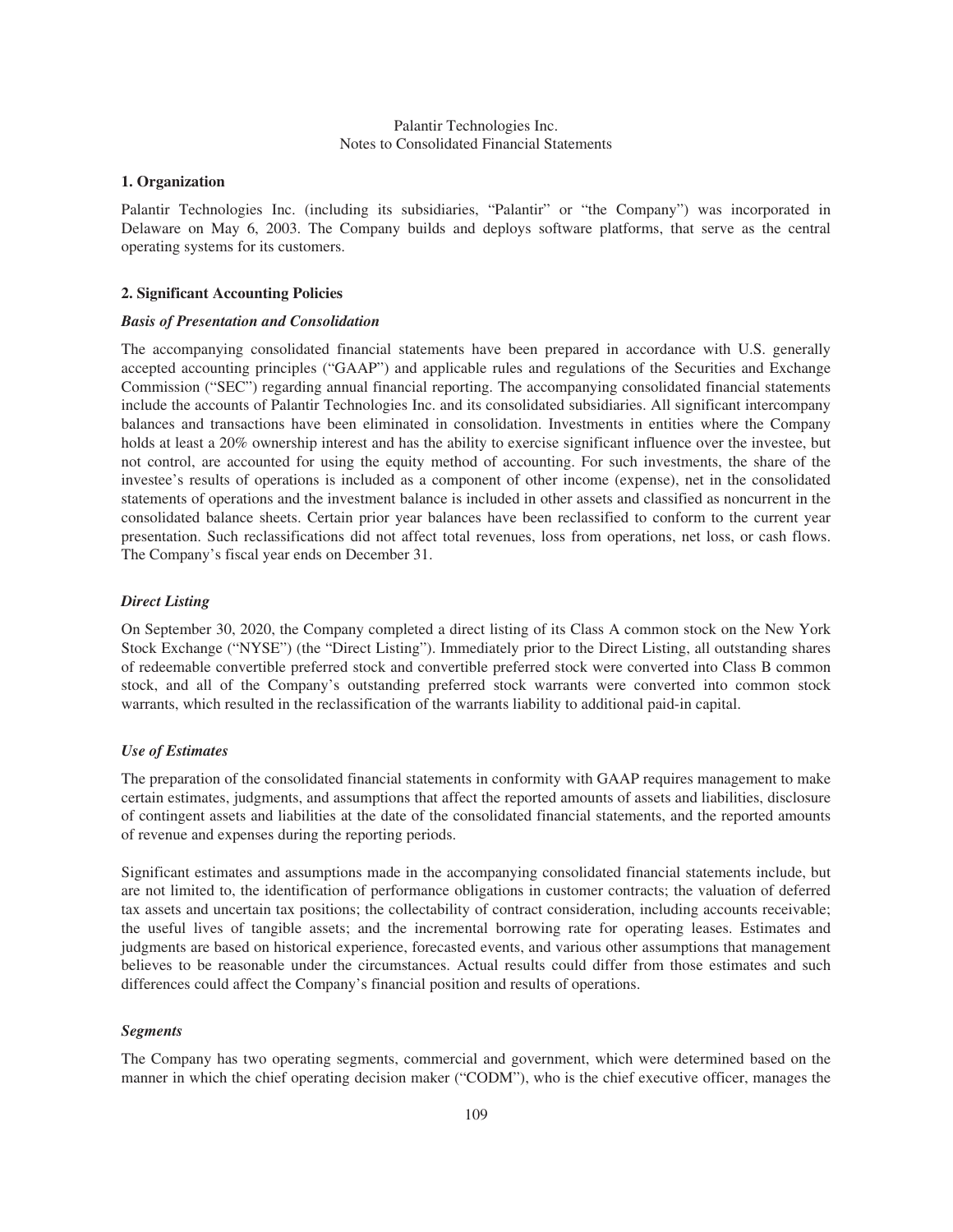Palantir Technologies Inc.
Notes to Consolidated Financial Statements

## 1. Organization

Palantir Technologies Inc. (including its subsidiaries, "Palantir" or "the Company") was incorporated in Delaware on May 6, 2003. The Company builds and deploys software platforms, that serve as the central operating systems for its customers.

## 2. Significant Accounting Policies

### *Basis of Presentation and Consolidation*

The accompanying consolidated financial statements have been prepared in accordance with U.S. generally accepted accounting principles ("GAAP") and applicable rules and regulations of the Securities and Exchange Commission ("SEC") regarding annual financial reporting. The accompanying consolidated financial statements include the accounts of Palantir Technologies Inc. and its consolidated subsidiaries. All significant intercompany balances and transactions have been eliminated in consolidation. Investments in entities where the Company holds at least a 20% ownership interest and has the ability to exercise significant influence over the investee, but not control, are accounted for using the equity method of accounting. For such investments, the share of the investee's results of operations is included as a component of other income (expense), net in the consolidated statements of operations and the investment balance is included in other assets and classified as noncurrent in the consolidated balance sheets. Certain prior year balances have been reclassified to conform to the current year presentation. Such reclassifications did not affect total revenues, loss from operations, net loss, or cash flows. The Company's fiscal year ends on December 31.

### *Direct Listing*

On September 30, 2020, the Company completed a direct listing of its Class A common stock on the New York Stock Exchange ("NYSE") (the "Direct Listing"). Immediately prior to the Direct Listing, all outstanding shares of redeemable convertible preferred stock and convertible preferred stock were converted into Class B common stock, and all of the Company's outstanding preferred stock warrants were converted into common stock warrants, which resulted in the reclassification of the warrants liability to additional paid-in capital.

### *Use of Estimates*

The preparation of the consolidated financial statements in conformity with GAAP requires management to make certain estimates, judgments, and assumptions that affect the reported amounts of assets and liabilities, disclosure of contingent assets and liabilities at the date of the consolidated financial statements, and the reported amounts of revenue and expenses during the reporting periods.

Significant estimates and assumptions made in the accompanying consolidated financial statements include, but are not limited to, the identification of performance obligations in customer contracts; the valuation of deferred tax assets and uncertain tax positions; the collectability of contract consideration, including accounts receivable; the useful lives of tangible assets; and the incremental borrowing rate for operating leases. Estimates and judgments are based on historical experience, forecasted events, and various other assumptions that management believes to be reasonable under the circumstances. Actual results could differ from those estimates and such differences could affect the Company's financial position and results of operations.

### *Segments*

The Company has two operating segments, commercial and government, which were determined based on the manner in which the chief operating decision maker ("CODM"), who is the chief executive officer, manages the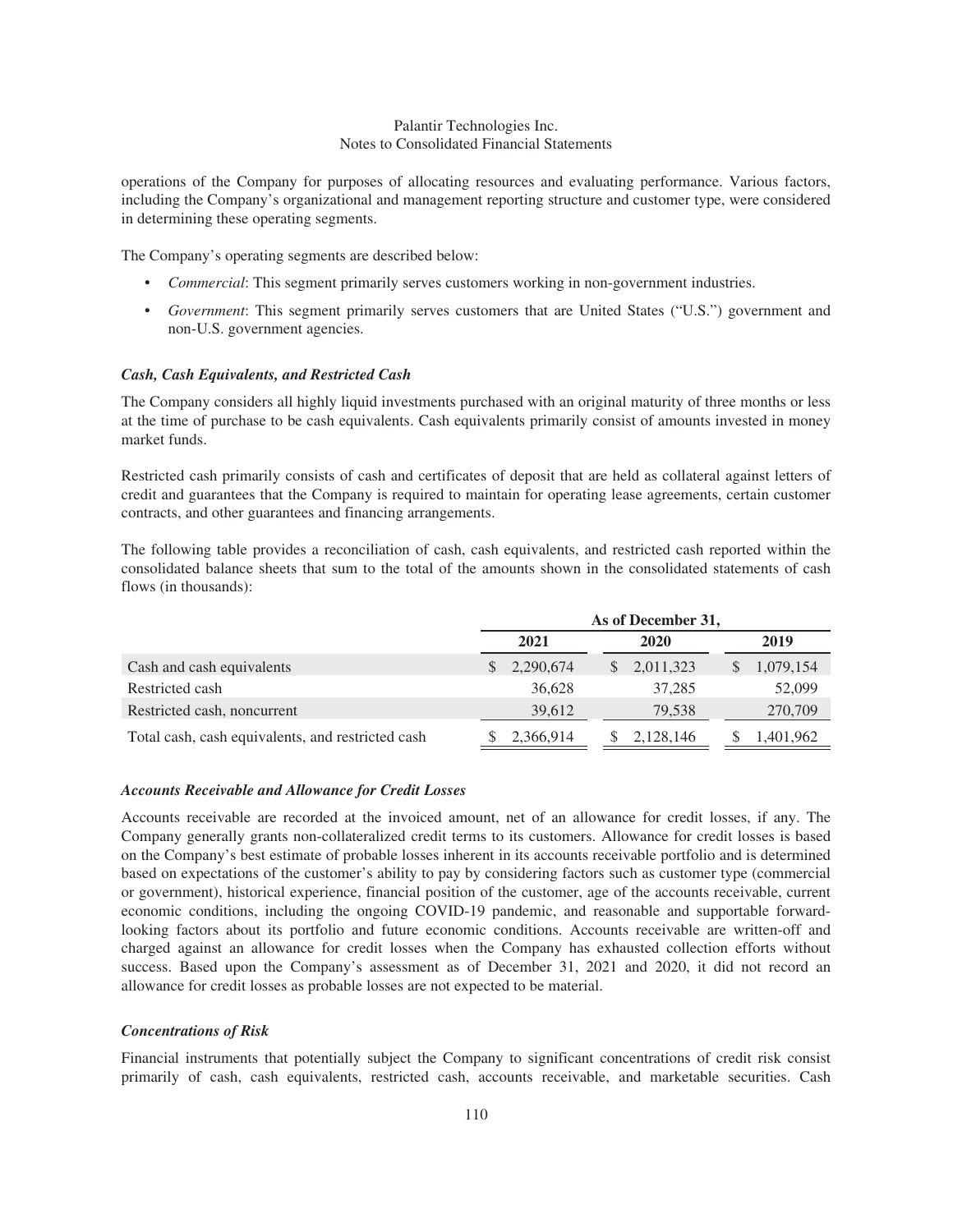operations of the Company for purposes of allocating resources and evaluating performance. Various factors, including the Company's organizational and management reporting structure and customer type, were considered in determining these operating segments.

The Company's operating segments are described below:

- *Commercial*: This segment primarily serves customers working in non-government industries.
- *Government*: This segment primarily serves customers that are United States ("U.S.") government and non-U.S. government agencies.

### *Cash, Cash Equivalents, and Restricted Cash*

The Company considers all highly liquid investments purchased with an original maturity of three months or less at the time of purchase to be cash equivalents. Cash equivalents primarily consist of amounts invested in money market funds.

Restricted cash primarily consists of cash and certificates of deposit that are held as collateral against letters of credit and guarantees that the Company is required to maintain for operating lease agreements, certain customer contracts, and other guarantees and financing arrangements.

The following table provides a reconciliation of cash, cash equivalents, and restricted cash reported within the consolidated balance sheets that sum to the total of the amounts shown in the consolidated statements of cash flows (in thousands):

| | As of December 31, | | |
|---|---|---|---|
| | 2021 | 2020 | 2019 |
| Cash and cash equivalents | $ 2,290,674 | $ 2,011,323 | $ 1,079,154 |
| Restricted cash | 36,628 | 37,285 | 52,099 |
| Restricted cash, noncurrent | 39,612 | 79,538 | 270,709 |
| Total cash, cash equivalents, and restricted cash | $ 2,366,914 | $ 2,128,146 | $ 1,401,962 |

### *Accounts Receivable and Allowance for Credit Losses*

Accounts receivable are recorded at the invoiced amount, net of an allowance for credit losses, if any. The Company generally grants non-collateralized credit terms to its customers. Allowance for credit losses is based on the Company's best estimate of probable losses inherent in its accounts receivable portfolio and is determined based on expectations of the customer's ability to pay by considering factors such as customer type (commercial or government), historical experience, financial position of the customer, age of the accounts receivable, current economic conditions, including the ongoing COVID-19 pandemic, and reasonable and supportable forward-looking factors about its portfolio and future economic conditions. Accounts receivable are written-off and charged against an allowance for credit losses when the Company has exhausted collection efforts without success. Based upon the Company's assessment as of December 31, 2021 and 2020, it did not record an allowance for credit losses as probable losses are not expected to be material.

### *Concentrations of Risk*

Financial instruments that potentially subject the Company to significant concentrations of credit risk consist primarily of cash, cash equivalents, restricted cash, accounts receivable, and marketable securities. Cash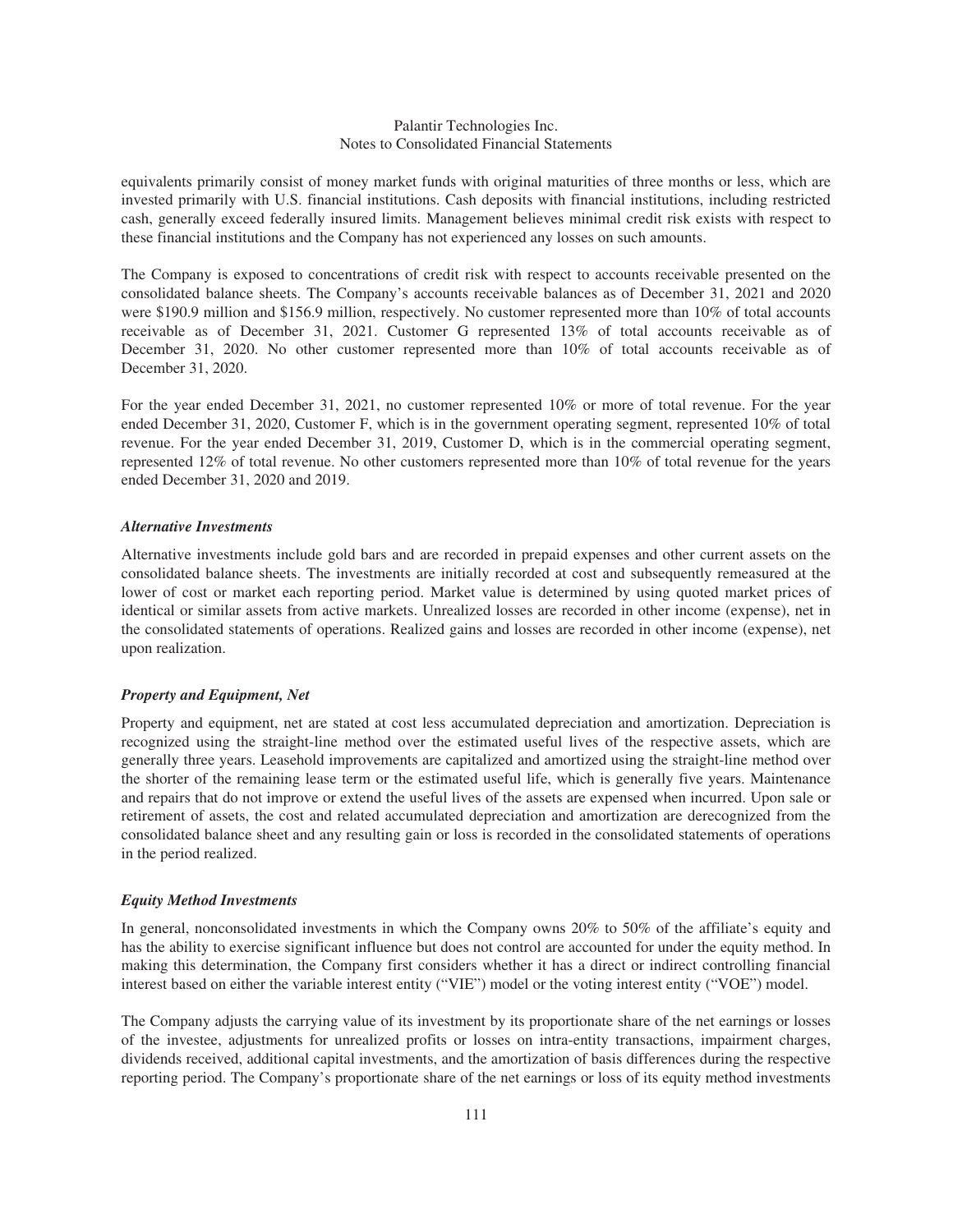equivalents primarily consist of money market funds with original maturities of three months or less, which are invested primarily with U.S. financial institutions. Cash deposits with financial institutions, including restricted cash, generally exceed federally insured limits. Management believes minimal credit risk exists with respect to these financial institutions and the Company has not experienced any losses on such amounts.

The Company is exposed to concentrations of credit risk with respect to accounts receivable presented on the consolidated balance sheets. The Company's accounts receivable balances as of December 31, 2021 and 2020 were $190.9 million and $156.9 million, respectively. No customer represented more than 10% of total accounts receivable as of December 31, 2021. Customer G represented 13% of total accounts receivable as of December 31, 2020. No other customer represented more than 10% of total accounts receivable as of December 31, 2020.

For the year ended December 31, 2021, no customer represented 10% or more of total revenue. For the year ended December 31, 2020, Customer F, which is in the government operating segment, represented 10% of total revenue. For the year ended December 31, 2019, Customer D, which is in the commercial operating segment, represented 12% of total revenue. No other customers represented more than 10% of total revenue for the years ended December 31, 2020 and 2019.

***Alternative Investments***

Alternative investments include gold bars and are recorded in prepaid expenses and other current assets on the consolidated balance sheets. The investments are initially recorded at cost and subsequently remeasured at the lower of cost or market each reporting period. Market value is determined by using quoted market prices of identical or similar assets from active markets. Unrealized losses are recorded in other income (expense), net in the consolidated statements of operations. Realized gains and losses are recorded in other income (expense), net upon realization.

***Property and Equipment, Net***

Property and equipment, net are stated at cost less accumulated depreciation and amortization. Depreciation is recognized using the straight-line method over the estimated useful lives of the respective assets, which are generally three years. Leasehold improvements are capitalized and amortized using the straight-line method over the shorter of the remaining lease term or the estimated useful life, which is generally five years. Maintenance and repairs that do not improve or extend the useful lives of the assets are expensed when incurred. Upon sale or retirement of assets, the cost and related accumulated depreciation and amortization are derecognized from the consolidated balance sheet and any resulting gain or loss is recorded in the consolidated statements of operations in the period realized.

***Equity Method Investments***

In general, nonconsolidated investments in which the Company owns 20% to 50% of the affiliate's equity and has the ability to exercise significant influence but does not control are accounted for under the equity method. In making this determination, the Company first considers whether it has a direct or indirect controlling financial interest based on either the variable interest entity ("VIE") model or the voting interest entity ("VOE") model.

The Company adjusts the carrying value of its investment by its proportionate share of the net earnings or losses of the investee, adjustments for unrealized profits or losses on intra-entity transactions, impairment charges, dividends received, additional capital investments, and the amortization of basis differences during the respective reporting period. The Company's proportionate share of the net earnings or loss of its equity method investments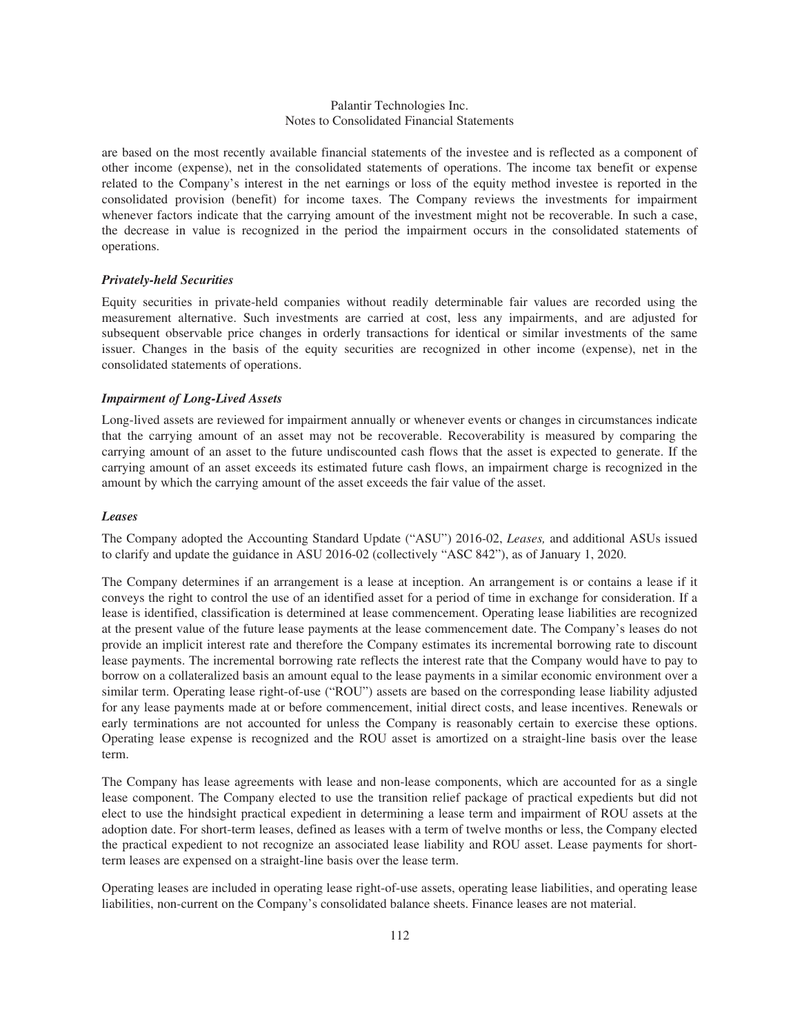are based on the most recently available financial statements of the investee and is reflected as a component of other income (expense), net in the consolidated statements of operations. The income tax benefit or expense related to the Company's interest in the net earnings or loss of the equity method investee is reported in the consolidated provision (benefit) for income taxes. The Company reviews the investments for impairment whenever factors indicate that the carrying amount of the investment might not be recoverable. In such a case, the decrease in value is recognized in the period the impairment occurs in the consolidated statements of operations.

### *Privately-held Securities*

Equity securities in private-held companies without readily determinable fair values are recorded using the measurement alternative. Such investments are carried at cost, less any impairments, and are adjusted for subsequent observable price changes in orderly transactions for identical or similar investments of the same issuer. Changes in the basis of the equity securities are recognized in other income (expense), net in the consolidated statements of operations.

### *Impairment of Long-Lived Assets*

Long-lived assets are reviewed for impairment annually or whenever events or changes in circumstances indicate that the carrying amount of an asset may not be recoverable. Recoverability is measured by comparing the carrying amount of an asset to the future undiscounted cash flows that the asset is expected to generate. If the carrying amount of an asset exceeds its estimated future cash flows, an impairment charge is recognized in the amount by which the carrying amount of the asset exceeds the fair value of the asset.

### *Leases*

The Company adopted the Accounting Standard Update ("ASU") 2016-02, *Leases,* and additional ASUs issued to clarify and update the guidance in ASU 2016-02 (collectively "ASC 842"), as of January 1, 2020.

The Company determines if an arrangement is a lease at inception. An arrangement is or contains a lease if it conveys the right to control the use of an identified asset for a period of time in exchange for consideration. If a lease is identified, classification is determined at lease commencement. Operating lease liabilities are recognized at the present value of the future lease payments at the lease commencement date. The Company's leases do not provide an implicit interest rate and therefore the Company estimates its incremental borrowing rate to discount lease payments. The incremental borrowing rate reflects the interest rate that the Company would have to pay to borrow on a collateralized basis an amount equal to the lease payments in a similar economic environment over a similar term. Operating lease right-of-use ("ROU") assets are based on the corresponding lease liability adjusted for any lease payments made at or before commencement, initial direct costs, and lease incentives. Renewals or early terminations are not accounted for unless the Company is reasonably certain to exercise these options. Operating lease expense is recognized and the ROU asset is amortized on a straight-line basis over the lease term.

The Company has lease agreements with lease and non-lease components, which are accounted for as a single lease component. The Company elected to use the transition relief package of practical expedients but did not elect to use the hindsight practical expedient in determining a lease term and impairment of ROU assets at the adoption date. For short-term leases, defined as leases with a term of twelve months or less, the Company elected the practical expedient to not recognize an associated lease liability and ROU asset. Lease payments for short-term leases are expensed on a straight-line basis over the lease term.

Operating leases are included in operating lease right-of-use assets, operating lease liabilities, and operating lease liabilities, non-current on the Company's consolidated balance sheets. Finance leases are not material.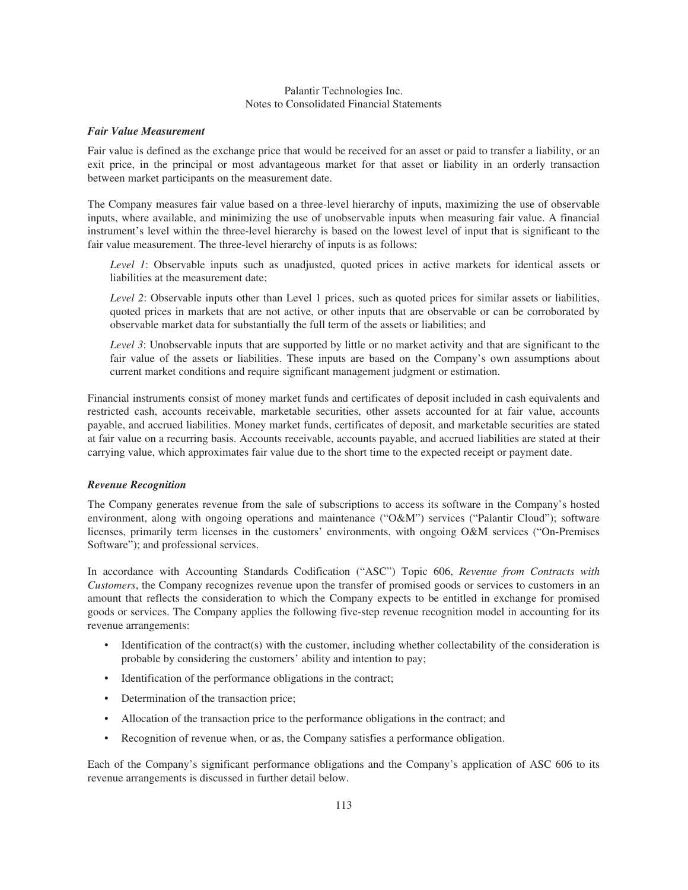### *Fair Value Measurement*

Fair value is defined as the exchange price that would be received for an asset or paid to transfer a liability, or an exit price, in the principal or most advantageous market for that asset or liability in an orderly transaction between market participants on the measurement date.

The Company measures fair value based on a three-level hierarchy of inputs, maximizing the use of observable inputs, where available, and minimizing the use of unobservable inputs when measuring fair value. A financial instrument's level within the three-level hierarchy is based on the lowest level of input that is significant to the fair value measurement. The three-level hierarchy of inputs is as follows:

*Level 1*: Observable inputs such as unadjusted, quoted prices in active markets for identical assets or liabilities at the measurement date;

*Level 2*: Observable inputs other than Level 1 prices, such as quoted prices for similar assets or liabilities, quoted prices in markets that are not active, or other inputs that are observable or can be corroborated by observable market data for substantially the full term of the assets or liabilities; and

*Level 3*: Unobservable inputs that are supported by little or no market activity and that are significant to the fair value of the assets or liabilities. These inputs are based on the Company's own assumptions about current market conditions and require significant management judgment or estimation.

Financial instruments consist of money market funds and certificates of deposit included in cash equivalents and restricted cash, accounts receivable, marketable securities, other assets accounted for at fair value, accounts payable, and accrued liabilities. Money market funds, certificates of deposit, and marketable securities are stated at fair value on a recurring basis. Accounts receivable, accounts payable, and accrued liabilities are stated at their carrying value, which approximates fair value due to the short time to the expected receipt or payment date.

### *Revenue Recognition*

The Company generates revenue from the sale of subscriptions to access its software in the Company's hosted environment, along with ongoing operations and maintenance ("O&M") services ("Palantir Cloud"); software licenses, primarily term licenses in the customers' environments, with ongoing O&M services ("On-Premises Software"); and professional services.

In accordance with Accounting Standards Codification ("ASC") Topic 606, *Revenue from Contracts with Customers*, the Company recognizes revenue upon the transfer of promised goods or services to customers in an amount that reflects the consideration to which the Company expects to be entitled in exchange for promised goods or services. The Company applies the following five-step revenue recognition model in accounting for its revenue arrangements:

- Identification of the contract(s) with the customer, including whether collectability of the consideration is probable by considering the customers' ability and intention to pay;
- Identification of the performance obligations in the contract;
- Determination of the transaction price;
- Allocation of the transaction price to the performance obligations in the contract; and
- Recognition of revenue when, or as, the Company satisfies a performance obligation.

Each of the Company's significant performance obligations and the Company's application of ASC 606 to its revenue arrangements is discussed in further detail below.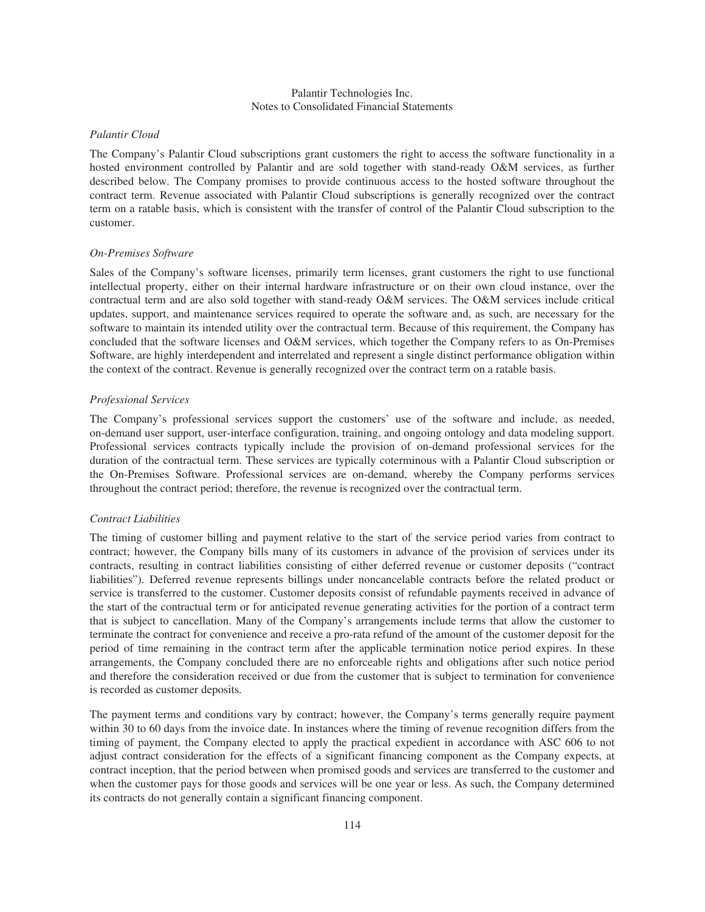*Palantir Cloud*

The Company's Palantir Cloud subscriptions grant customers the right to access the software functionality in a hosted environment controlled by Palantir and are sold together with stand-ready O&M services, as further described below. The Company promises to provide continuous access to the hosted software throughout the contract term. Revenue associated with Palantir Cloud subscriptions is generally recognized over the contract term on a ratable basis, which is consistent with the transfer of control of the Palantir Cloud subscription to the customer.

*On-Premises Software*

Sales of the Company's software licenses, primarily term licenses, grant customers the right to use functional intellectual property, either on their internal hardware infrastructure or on their own cloud instance, over the contractual term and are also sold together with stand-ready O&M services. The O&M services include critical updates, support, and maintenance services required to operate the software and, as such, are necessary for the software to maintain its intended utility over the contractual term. Because of this requirement, the Company has concluded that the software licenses and O&M services, which together the Company refers to as On-Premises Software, are highly interdependent and interrelated and represent a single distinct performance obligation within the context of the contract. Revenue is generally recognized over the contract term on a ratable basis.

*Professional Services*

The Company's professional services support the customers' use of the software and include, as needed, on-demand user support, user-interface configuration, training, and ongoing ontology and data modeling support. Professional services contracts typically include the provision of on-demand professional services for the duration of the contractual term. These services are typically coterminous with a Palantir Cloud subscription or the On-Premises Software. Professional services are on-demand, whereby the Company performs services throughout the contract period; therefore, the revenue is recognized over the contractual term.

*Contract Liabilities*

The timing of customer billing and payment relative to the start of the service period varies from contract to contract; however, the Company bills many of its customers in advance of the provision of services under its contracts, resulting in contract liabilities consisting of either deferred revenue or customer deposits ("contract liabilities"). Deferred revenue represents billings under noncancelable contracts before the related product or service is transferred to the customer. Customer deposits consist of refundable payments received in advance of the start of the contractual term or for anticipated revenue generating activities for the portion of a contract term that is subject to cancellation. Many of the Company's arrangements include terms that allow the customer to terminate the contract for convenience and receive a pro-rata refund of the amount of the customer deposit for the period of time remaining in the contract term after the applicable termination notice period expires. In these arrangements, the Company concluded there are no enforceable rights and obligations after such notice period and therefore the consideration received or due from the customer that is subject to termination for convenience is recorded as customer deposits.

The payment terms and conditions vary by contract; however, the Company's terms generally require payment within 30 to 60 days from the invoice date. In instances where the timing of revenue recognition differs from the timing of payment, the Company elected to apply the practical expedient in accordance with ASC 606 to not adjust contract consideration for the effects of a significant financing component as the Company expects, at contract inception, that the period between when promised goods and services are transferred to the customer and when the customer pays for those goods and services will be one year or less. As such, the Company determined its contracts do not generally contain a significant financing component.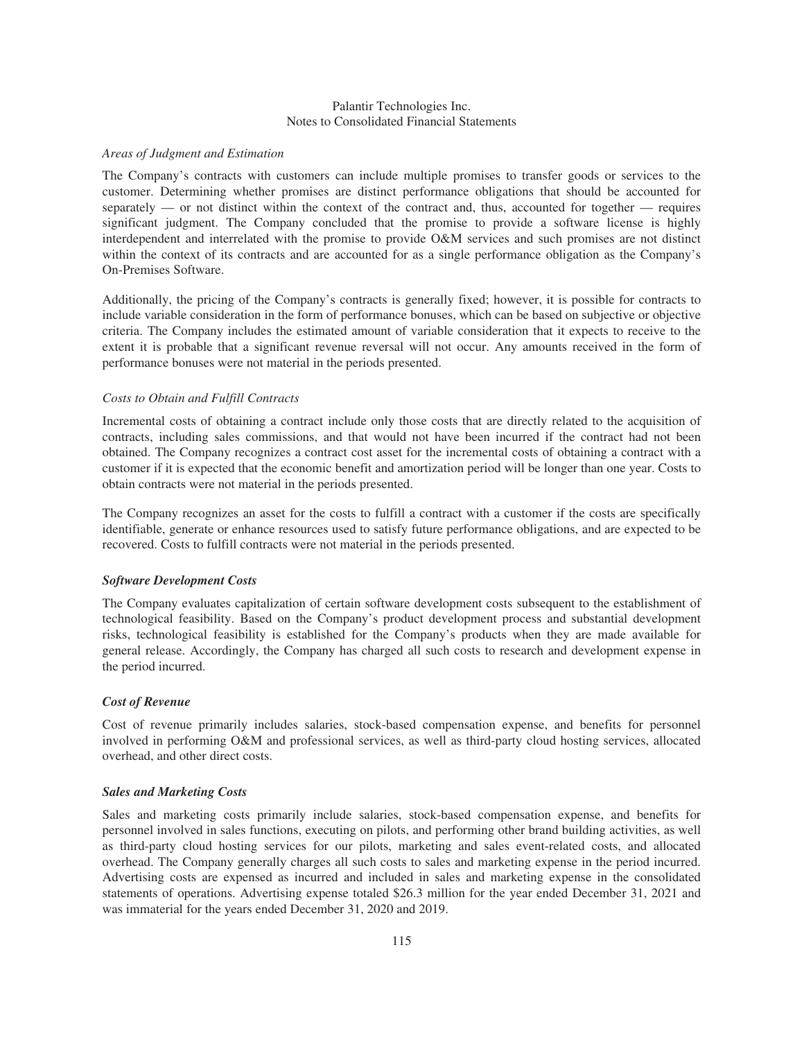*Areas of Judgment and Estimation*

The Company's contracts with customers can include multiple promises to transfer goods or services to the customer. Determining whether promises are distinct performance obligations that should be accounted for separately — or not distinct within the context of the contract and, thus, accounted for together — requires significant judgment. The Company concluded that the promise to provide a software license is highly interdependent and interrelated with the promise to provide O&M services and such promises are not distinct within the context of its contracts and are accounted for as a single performance obligation as the Company's On-Premises Software.

Additionally, the pricing of the Company's contracts is generally fixed; however, it is possible for contracts to include variable consideration in the form of performance bonuses, which can be based on subjective or objective criteria. The Company includes the estimated amount of variable consideration that it expects to receive to the extent it is probable that a significant revenue reversal will not occur. Any amounts received in the form of performance bonuses were not material in the periods presented.

*Costs to Obtain and Fulfill Contracts*

Incremental costs of obtaining a contract include only those costs that are directly related to the acquisition of contracts, including sales commissions, and that would not have been incurred if the contract had not been obtained. The Company recognizes a contract cost asset for the incremental costs of obtaining a contract with a customer if it is expected that the economic benefit and amortization period will be longer than one year. Costs to obtain contracts were not material in the periods presented.

The Company recognizes an asset for the costs to fulfill a contract with a customer if the costs are specifically identifiable, generate or enhance resources used to satisfy future performance obligations, and are expected to be recovered. Costs to fulfill contracts were not material in the periods presented.

***Software Development Costs***

The Company evaluates capitalization of certain software development costs subsequent to the establishment of technological feasibility. Based on the Company's product development process and substantial development risks, technological feasibility is established for the Company's products when they are made available for general release. Accordingly, the Company has charged all such costs to research and development expense in the period incurred.

***Cost of Revenue***

Cost of revenue primarily includes salaries, stock-based compensation expense, and benefits for personnel involved in performing O&M and professional services, as well as third-party cloud hosting services, allocated overhead, and other direct costs.

***Sales and Marketing Costs***

Sales and marketing costs primarily include salaries, stock-based compensation expense, and benefits for personnel involved in sales functions, executing on pilots, and performing other brand building activities, as well as third-party cloud hosting services for our pilots, marketing and sales event-related costs, and allocated overhead. The Company generally charges all such costs to sales and marketing expense in the period incurred. Advertising costs are expensed as incurred and included in sales and marketing expense in the consolidated statements of operations. Advertising expense totaled $26.3 million for the year ended December 31, 2021 and was immaterial for the years ended December 31, 2020 and 2019.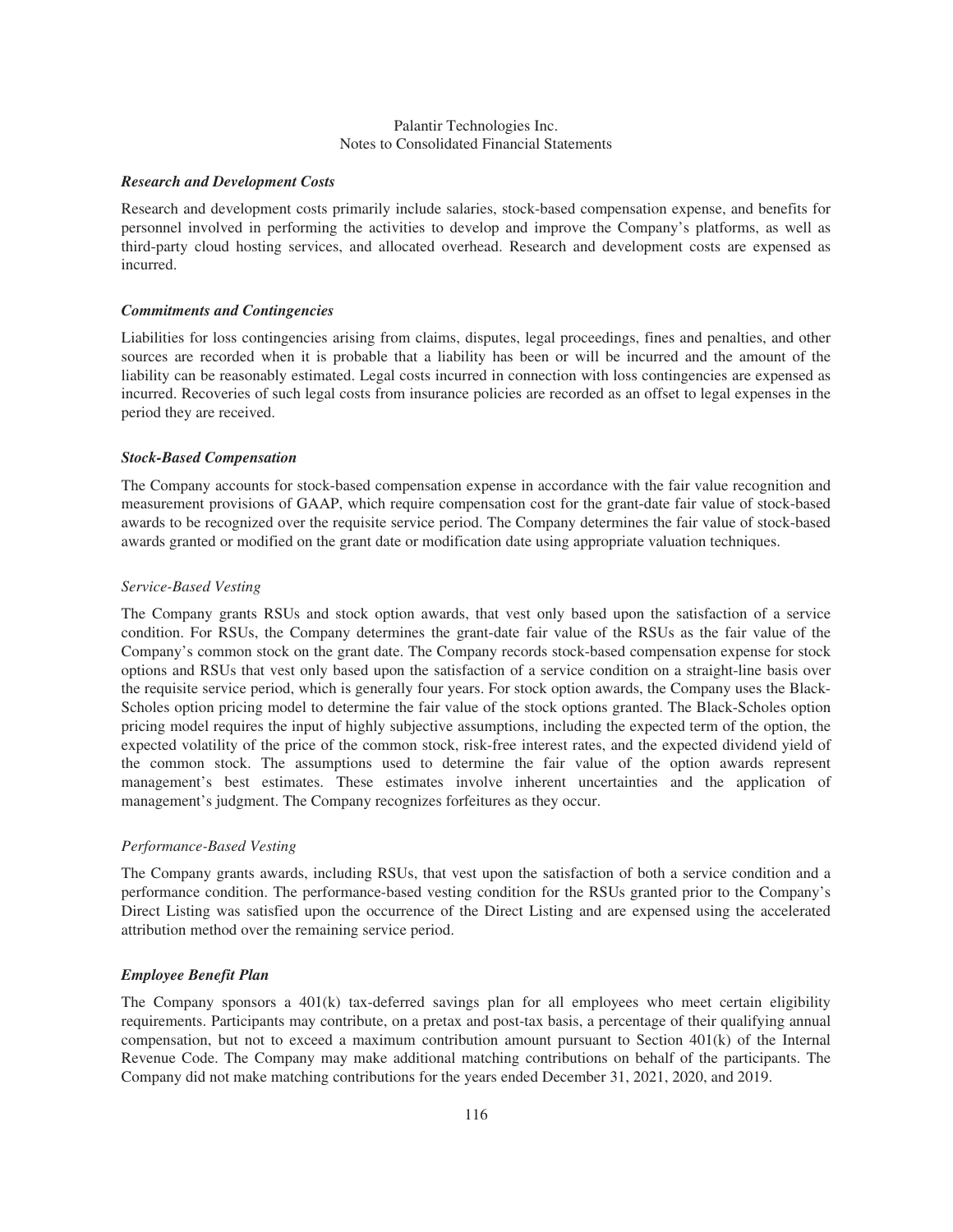### *Research and Development Costs*

Research and development costs primarily include salaries, stock-based compensation expense, and benefits for personnel involved in performing the activities to develop and improve the Company's platforms, as well as third-party cloud hosting services, and allocated overhead. Research and development costs are expensed as incurred.

### *Commitments and Contingencies*

Liabilities for loss contingencies arising from claims, disputes, legal proceedings, fines and penalties, and other sources are recorded when it is probable that a liability has been or will be incurred and the amount of the liability can be reasonably estimated. Legal costs incurred in connection with loss contingencies are expensed as incurred. Recoveries of such legal costs from insurance policies are recorded as an offset to legal expenses in the period they are received.

### *Stock-Based Compensation*

The Company accounts for stock-based compensation expense in accordance with the fair value recognition and measurement provisions of GAAP, which require compensation cost for the grant-date fair value of stock-based awards to be recognized over the requisite service period. The Company determines the fair value of stock-based awards granted or modified on the grant date or modification date using appropriate valuation techniques.

#### *Service-Based Vesting*

The Company grants RSUs and stock option awards, that vest only based upon the satisfaction of a service condition. For RSUs, the Company determines the grant-date fair value of the RSUs as the fair value of the Company's common stock on the grant date. The Company records stock-based compensation expense for stock options and RSUs that vest only based upon the satisfaction of a service condition on a straight-line basis over the requisite service period, which is generally four years. For stock option awards, the Company uses the Black-Scholes option pricing model to determine the fair value of the stock options granted. The Black-Scholes option pricing model requires the input of highly subjective assumptions, including the expected term of the option, the expected volatility of the price of the common stock, risk-free interest rates, and the expected dividend yield of the common stock. The assumptions used to determine the fair value of the option awards represent management's best estimates. These estimates involve inherent uncertainties and the application of management's judgment. The Company recognizes forfeitures as they occur.

#### *Performance-Based Vesting*

The Company grants awards, including RSUs, that vest upon the satisfaction of both a service condition and a performance condition. The performance-based vesting condition for the RSUs granted prior to the Company's Direct Listing was satisfied upon the occurrence of the Direct Listing and are expensed using the accelerated attribution method over the remaining service period.

### *Employee Benefit Plan*

The Company sponsors a 401(k) tax-deferred savings plan for all employees who meet certain eligibility requirements. Participants may contribute, on a pretax and post-tax basis, a percentage of their qualifying annual compensation, but not to exceed a maximum contribution amount pursuant to Section 401(k) of the Internal Revenue Code. The Company may make additional matching contributions on behalf of the participants. The Company did not make matching contributions for the years ended December 31, 2021, 2020, and 2019.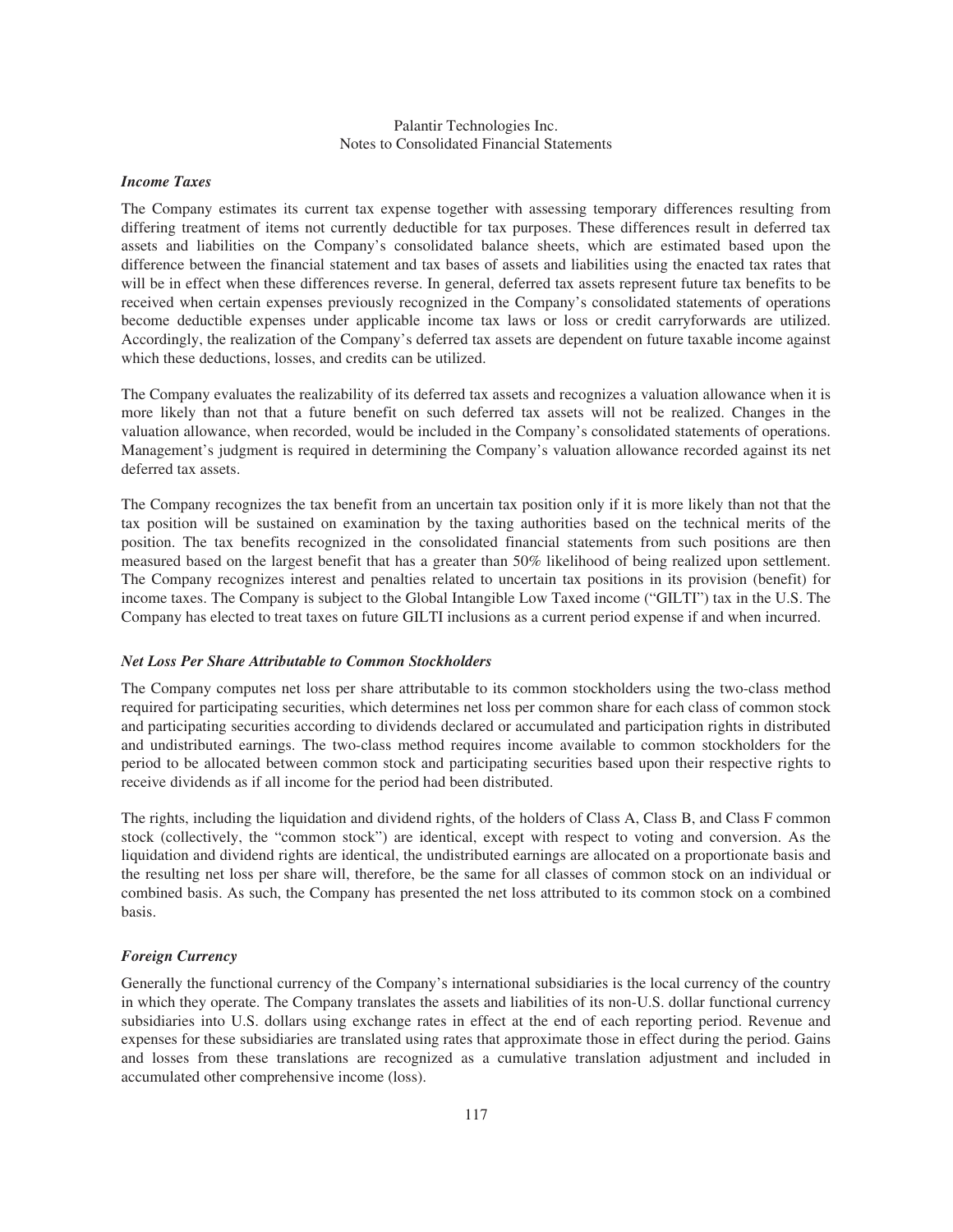### *Income Taxes*

The Company estimates its current tax expense together with assessing temporary differences resulting from differing treatment of items not currently deductible for tax purposes. These differences result in deferred tax assets and liabilities on the Company's consolidated balance sheets, which are estimated based upon the difference between the financial statement and tax bases of assets and liabilities using the enacted tax rates that will be in effect when these differences reverse. In general, deferred tax assets represent future tax benefits to be received when certain expenses previously recognized in the Company's consolidated statements of operations become deductible expenses under applicable income tax laws or loss or credit carryforwards are utilized. Accordingly, the realization of the Company's deferred tax assets are dependent on future taxable income against which these deductions, losses, and credits can be utilized.

The Company evaluates the realizability of its deferred tax assets and recognizes a valuation allowance when it is more likely than not that a future benefit on such deferred tax assets will not be realized. Changes in the valuation allowance, when recorded, would be included in the Company's consolidated statements of operations. Management's judgment is required in determining the Company's valuation allowance recorded against its net deferred tax assets.

The Company recognizes the tax benefit from an uncertain tax position only if it is more likely than not that the tax position will be sustained on examination by the taxing authorities based on the technical merits of the position. The tax benefits recognized in the consolidated financial statements from such positions are then measured based on the largest benefit that has a greater than 50% likelihood of being realized upon settlement. The Company recognizes interest and penalties related to uncertain tax positions in its provision (benefit) for income taxes. The Company is subject to the Global Intangible Low Taxed income ("GILTI") tax in the U.S. The Company has elected to treat taxes on future GILTI inclusions as a current period expense if and when incurred.

### *Net Loss Per Share Attributable to Common Stockholders*

The Company computes net loss per share attributable to its common stockholders using the two-class method required for participating securities, which determines net loss per common share for each class of common stock and participating securities according to dividends declared or accumulated and participation rights in distributed and undistributed earnings. The two-class method requires income available to common stockholders for the period to be allocated between common stock and participating securities based upon their respective rights to receive dividends as if all income for the period had been distributed.

The rights, including the liquidation and dividend rights, of the holders of Class A, Class B, and Class F common stock (collectively, the "common stock") are identical, except with respect to voting and conversion. As the liquidation and dividend rights are identical, the undistributed earnings are allocated on a proportionate basis and the resulting net loss per share will, therefore, be the same for all classes of common stock on an individual or combined basis. As such, the Company has presented the net loss attributed to its common stock on a combined basis.

### *Foreign Currency*

Generally the functional currency of the Company's international subsidiaries is the local currency of the country in which they operate. The Company translates the assets and liabilities of its non-U.S. dollar functional currency subsidiaries into U.S. dollars using exchange rates in effect at the end of each reporting period. Revenue and expenses for these subsidiaries are translated using rates that approximate those in effect during the period. Gains and losses from these translations are recognized as a cumulative translation adjustment and included in accumulated other comprehensive income (loss).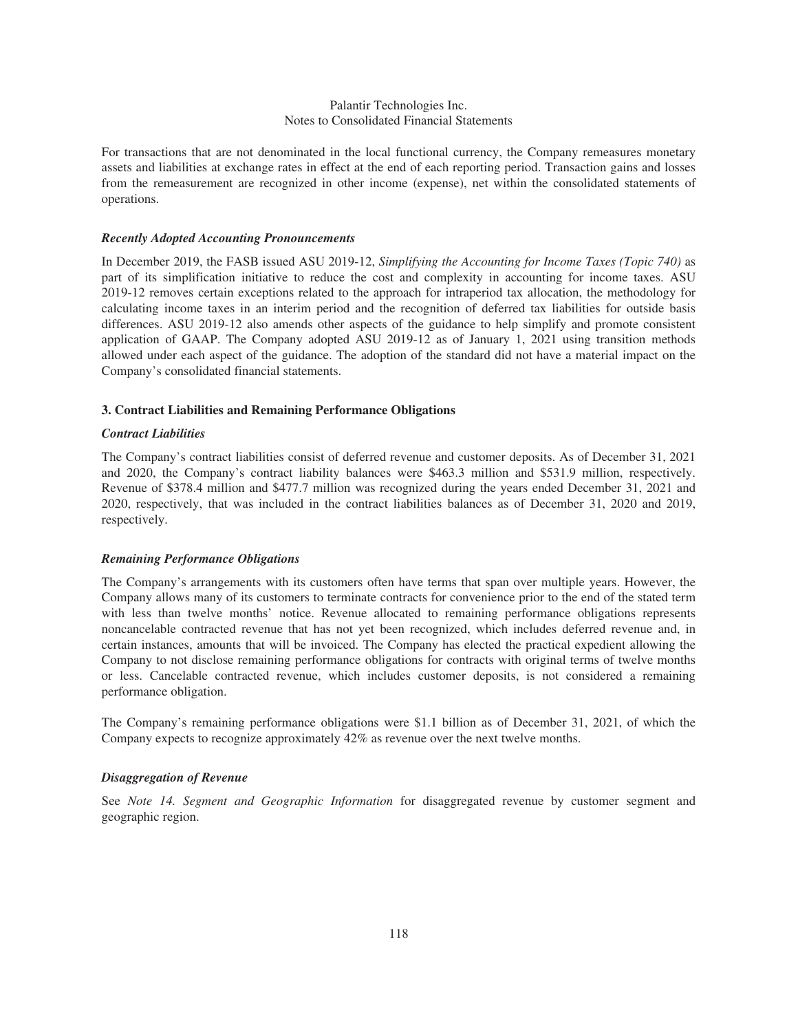For transactions that are not denominated in the local functional currency, the Company remeasures monetary assets and liabilities at exchange rates in effect at the end of each reporting period. Transaction gains and losses from the remeasurement are recognized in other income (expense), net within the consolidated statements of operations.

***Recently Adopted Accounting Pronouncements***

In December 2019, the FASB issued ASU 2019-12, *Simplifying the Accounting for Income Taxes (Topic 740)* as part of its simplification initiative to reduce the cost and complexity in accounting for income taxes. ASU 2019-12 removes certain exceptions related to the approach for intraperiod tax allocation, the methodology for calculating income taxes in an interim period and the recognition of deferred tax liabilities for outside basis differences. ASU 2019-12 also amends other aspects of the guidance to help simplify and promote consistent application of GAAP. The Company adopted ASU 2019-12 as of January 1, 2021 using transition methods allowed under each aspect of the guidance. The adoption of the standard did not have a material impact on the Company's consolidated financial statements.

## 3. Contract Liabilities and Remaining Performance Obligations

***Contract Liabilities***

The Company's contract liabilities consist of deferred revenue and customer deposits. As of December 31, 2021 and 2020, the Company's contract liability balances were \$463.3 million and \$531.9 million, respectively. Revenue of \$378.4 million and \$477.7 million was recognized during the years ended December 31, 2021 and 2020, respectively, that was included in the contract liabilities balances as of December 31, 2020 and 2019, respectively.

***Remaining Performance Obligations***

The Company's arrangements with its customers often have terms that span over multiple years. However, the Company allows many of its customers to terminate contracts for convenience prior to the end of the stated term with less than twelve months' notice. Revenue allocated to remaining performance obligations represents noncancelable contracted revenue that has not yet been recognized, which includes deferred revenue and, in certain instances, amounts that will be invoiced. The Company has elected the practical expedient allowing the Company to not disclose remaining performance obligations for contracts with original terms of twelve months or less. Cancelable contracted revenue, which includes customer deposits, is not considered a remaining performance obligation.

The Company's remaining performance obligations were \$1.1 billion as of December 31, 2021, of which the Company expects to recognize approximately 42% as revenue over the next twelve months.

***Disaggregation of Revenue***

See *Note 14. Segment and Geographic Information* for disaggregated revenue by customer segment and geographic region.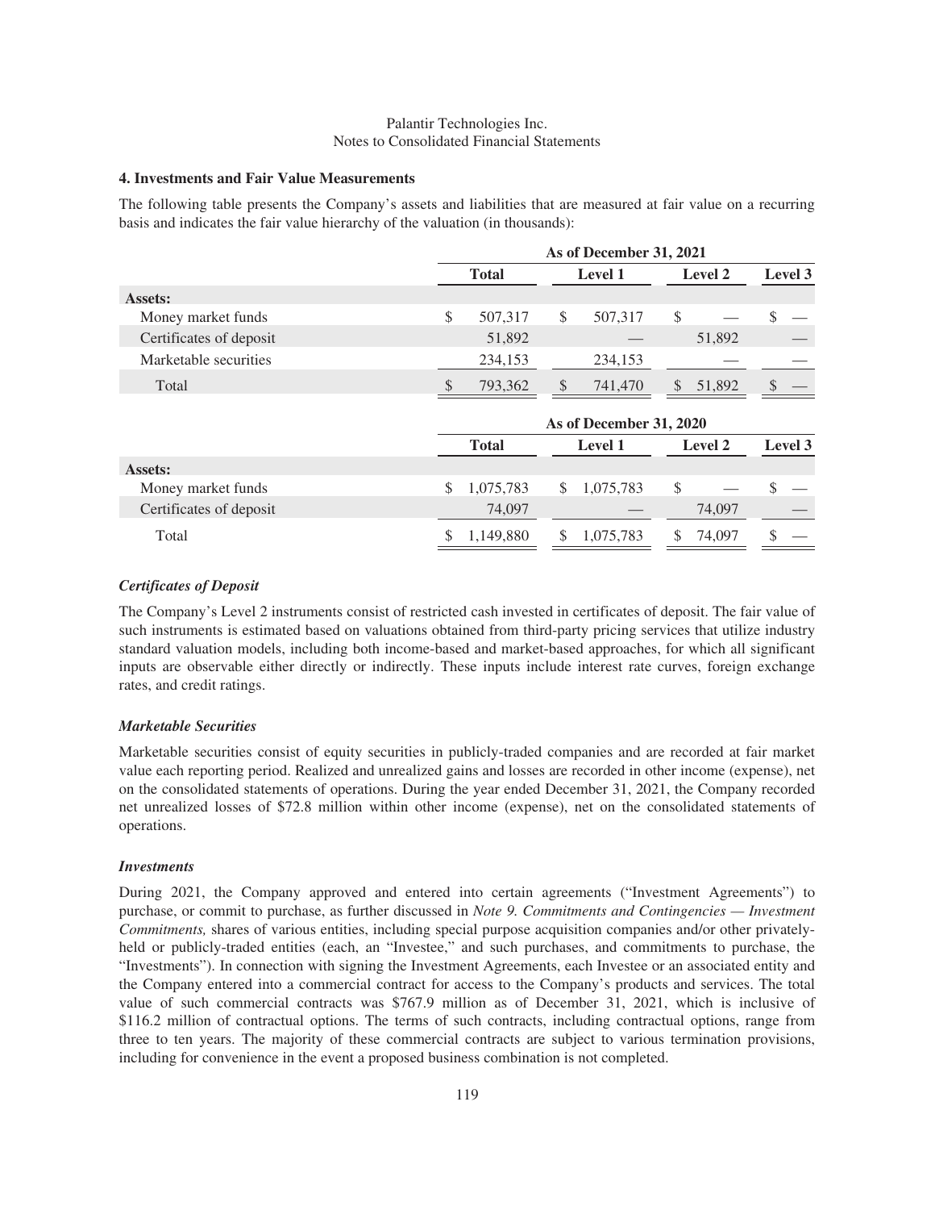### 4. Investments and Fair Value Measurements

The following table presents the Company's assets and liabilities that are measured at fair value on a recurring basis and indicates the fair value hierarchy of the valuation (in thousands):

| | As of December 31, 2021 | | | |
|---|---|---|---|---|
| | Total | Level 1 | Level 2 | Level 3 |
| **Assets:** | | | | |
| Money market funds | $ 507,317 | $ 507,317 | $ — | $ — |
| Certificates of deposit | 51,892 | — | 51,892 | — |
| Marketable securities | 234,153 | 234,153 | — | — |
| Total | $ 793,362 | $ 741,470 | $ 51,892 | $ — |

| | As of December 31, 2020 | | | |
|---|---|---|---|---|
| | Total | Level 1 | Level 2 | Level 3 |
| **Assets:** | | | | |
| Money market funds | $ 1,075,783 | $ 1,075,783 | $ — | $ — |
| Certificates of deposit | 74,097 | — | 74,097 | — |
| Total | $ 1,149,880 | $ 1,075,783 | $ 74,097 | $ — |

***Certificates of Deposit***

The Company's Level 2 instruments consist of restricted cash invested in certificates of deposit. The fair value of such instruments is estimated based on valuations obtained from third-party pricing services that utilize industry standard valuation models, including both income-based and market-based approaches, for which all significant inputs are observable either directly or indirectly. These inputs include interest rate curves, foreign exchange rates, and credit ratings.

***Marketable Securities***

Marketable securities consist of equity securities in publicly-traded companies and are recorded at fair market value each reporting period. Realized and unrealized gains and losses are recorded in other income (expense), net on the consolidated statements of operations. During the year ended December 31, 2021, the Company recorded net unrealized losses of $72.8 million within other income (expense), net on the consolidated statements of operations.

***Investments***

During 2021, the Company approved and entered into certain agreements ("Investment Agreements") to purchase, or commit to purchase, as further discussed in *Note 9. Commitments and Contingencies — Investment Commitments,* shares of various entities, including special purpose acquisition companies and/or other privately-held or publicly-traded entities (each, an "Investee," and such purchases, and commitments to purchase, the "Investments"). In connection with signing the Investment Agreements, each Investee or an associated entity and the Company entered into a commercial contract for access to the Company's products and services. The total value of such commercial contracts was $767.9 million as of December 31, 2021, which is inclusive of $116.2 million of contractual options. The terms of such contracts, including contractual options, range from three to ten years. The majority of these commercial contracts are subject to various termination provisions, including for convenience in the event a proposed business combination is not completed.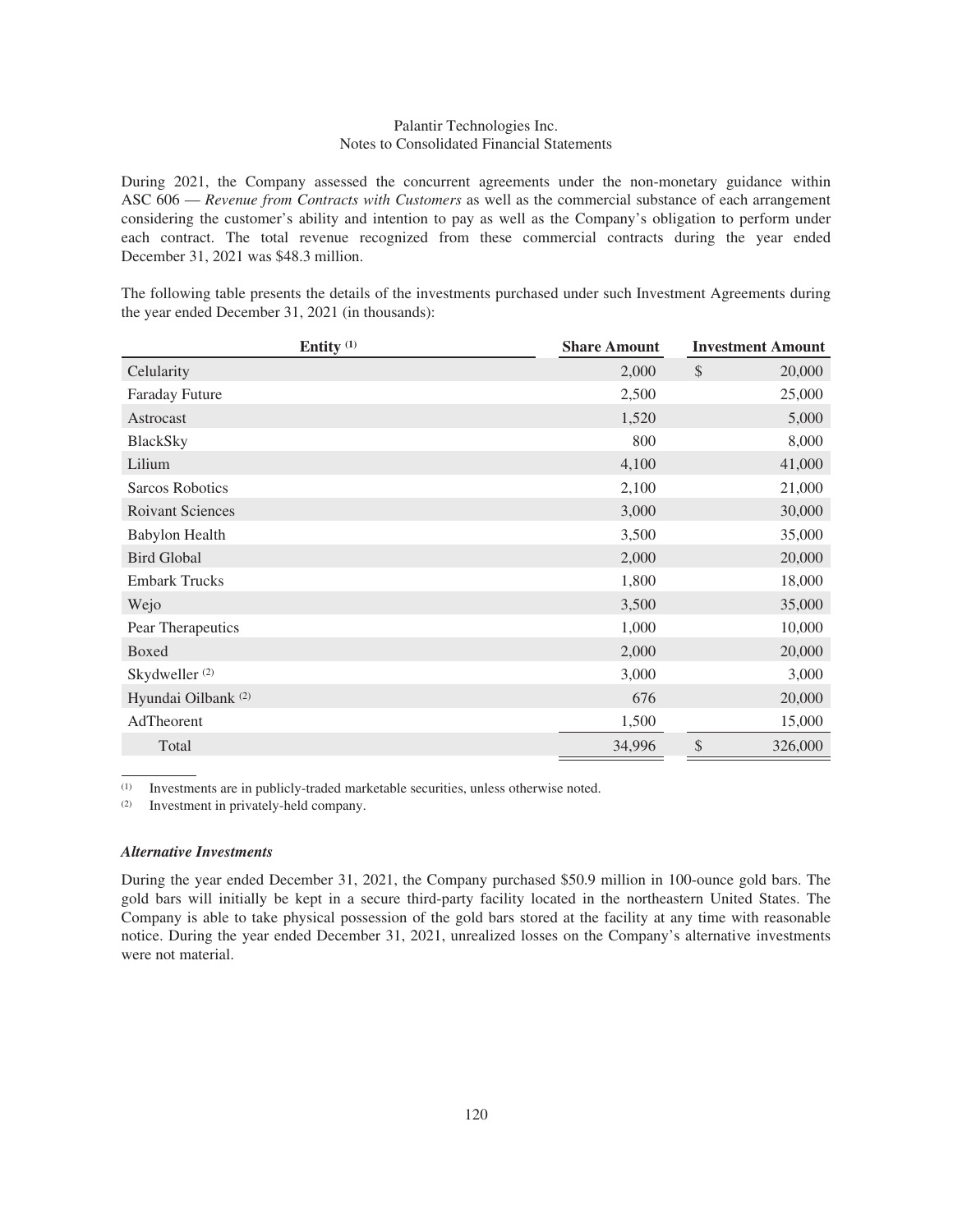During 2021, the Company assessed the concurrent agreements under the non-monetary guidance within ASC 606 — *Revenue from Contracts with Customers* as well as the commercial substance of each arrangement considering the customer's ability and intention to pay as well as the Company's obligation to perform under each contract. The total revenue recognized from these commercial contracts during the year ended December 31, 2021 was $48.3 million.

The following table presents the details of the investments purchased under such Investment Agreements during the year ended December 31, 2021 (in thousands):

| Entity [(1)] | Share Amount | Investment Amount |
|---|---|---|
| Celularity | 2,000 | $ 20,000 |
| Faraday Future | 2,500 | 25,000 |
| Astrocast | 1,520 | 5,000 |
| BlackSky | 800 | 8,000 |
| Lilium | 4,100 | 41,000 |
| Sarcos Robotics | 2,100 | 21,000 |
| Roivant Sciences | 3,000 | 30,000 |
| Babylon Health | 3,500 | 35,000 |
| Bird Global | 2,000 | 20,000 |
| Embark Trucks | 1,800 | 18,000 |
| Wejo | 3,500 | 35,000 |
| Pear Therapeutics | 1,000 | 10,000 |
| Boxed | 2,000 | 20,000 |
| Skydweller [(2)] | 3,000 | 3,000 |
| Hyundai Oilbank [(2)] | 676 | 20,000 |
| AdTheorent | 1,500 | 15,000 |
| Total | 34,996 | $ 326,000 |

(1) Investments are in publicly-traded marketable securities, unless otherwise noted.

(2) Investment in privately-held company.

### *Alternative Investments*

During the year ended December 31, 2021, the Company purchased $50.9 million in 100-ounce gold bars. The gold bars will initially be kept in a secure third-party facility located in the northeastern United States. The Company is able to take physical possession of the gold bars stored at the facility at any time with reasonable notice. During the year ended December 31, 2021, unrealized losses on the Company's alternative investments were not material.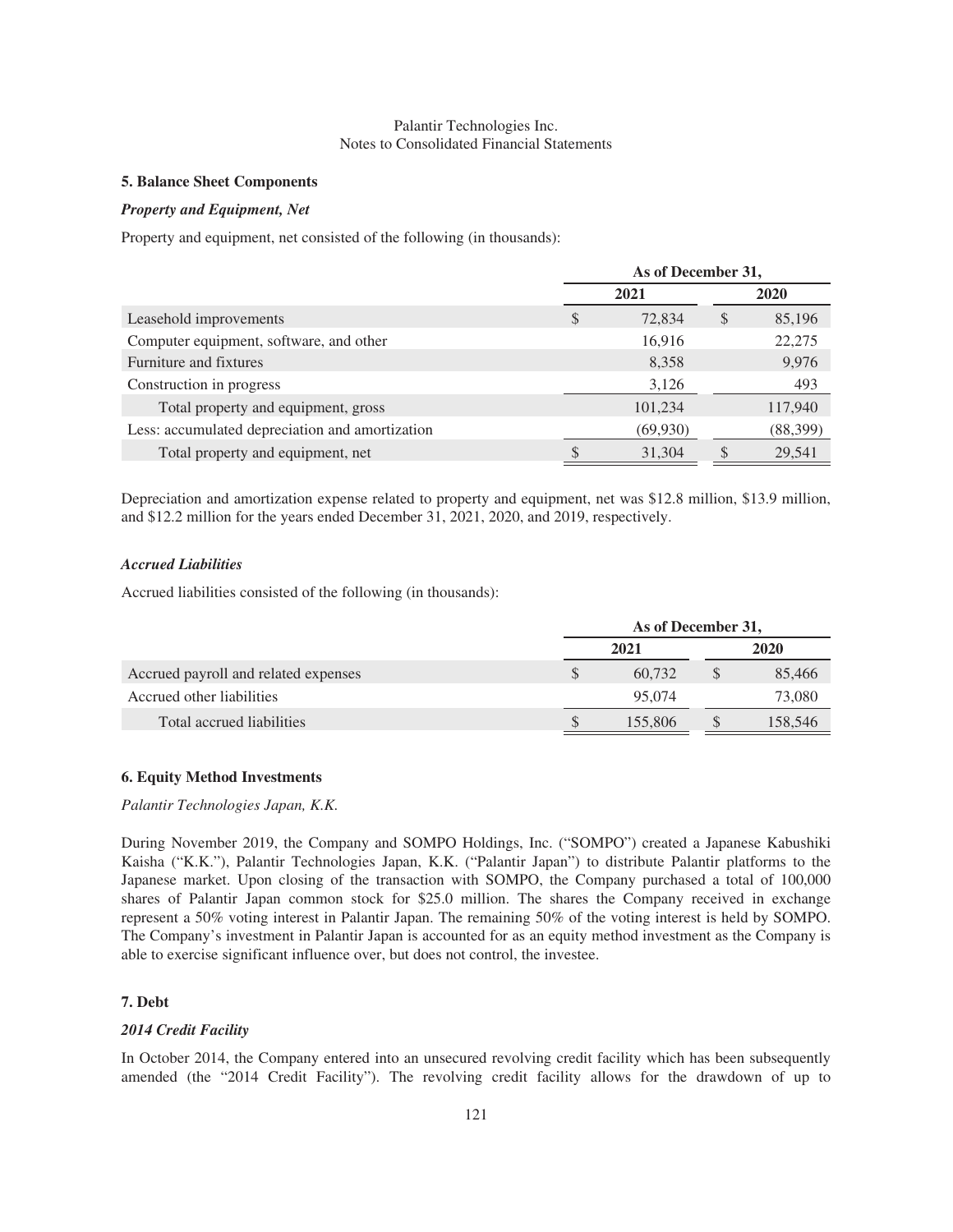## 5. Balance Sheet Components

### *Property and Equipment, Net*

Property and equipment, net consisted of the following (in thousands):

| | As of December 31, | |
|---|---|---|
| | 2021 | 2020 |
| Leasehold improvements | $ 72,834 | $ 85,196 |
| Computer equipment, software, and other | 16,916 | 22,275 |
| Furniture and fixtures | 8,358 | 9,976 |
| Construction in progress | 3,126 | 493 |
| Total property and equipment, gross | 101,234 | 117,940 |
| Less: accumulated depreciation and amortization | (69,930) | (88,399) |
| Total property and equipment, net | $ 31,304 | $ 29,541 |

Depreciation and amortization expense related to property and equipment, net was $12.8 million, $13.9 million, and $12.2 million for the years ended December 31, 2021, 2020, and 2019, respectively.

### *Accrued Liabilities*

Accrued liabilities consisted of the following (in thousands):

| | As of December 31, | |
|---|---|---|
| | 2021 | 2020 |
| Accrued payroll and related expenses | $ 60,732 | $ 85,466 |
| Accrued other liabilities | 95,074 | 73,080 |
| Total accrued liabilities | $ 155,806 | $ 158,546 |

## 6. Equity Method Investments

*Palantir Technologies Japan, K.K.*

During November 2019, the Company and SOMPO Holdings, Inc. ("SOMPO") created a Japanese Kabushiki Kaisha ("K.K."), Palantir Technologies Japan, K.K. ("Palantir Japan") to distribute Palantir platforms to the Japanese market. Upon closing of the transaction with SOMPO, the Company purchased a total of 100,000 shares of Palantir Japan common stock for $25.0 million. The shares the Company received in exchange represent a 50% voting interest in Palantir Japan. The remaining 50% of the voting interest is held by SOMPO. The Company's investment in Palantir Japan is accounted for as an equity method investment as the Company is able to exercise significant influence over, but does not control, the investee.

## 7. Debt

### *2014 Credit Facility*

In October 2014, the Company entered into an unsecured revolving credit facility which has been subsequently amended (the "2014 Credit Facility"). The revolving credit facility allows for the drawdown of up to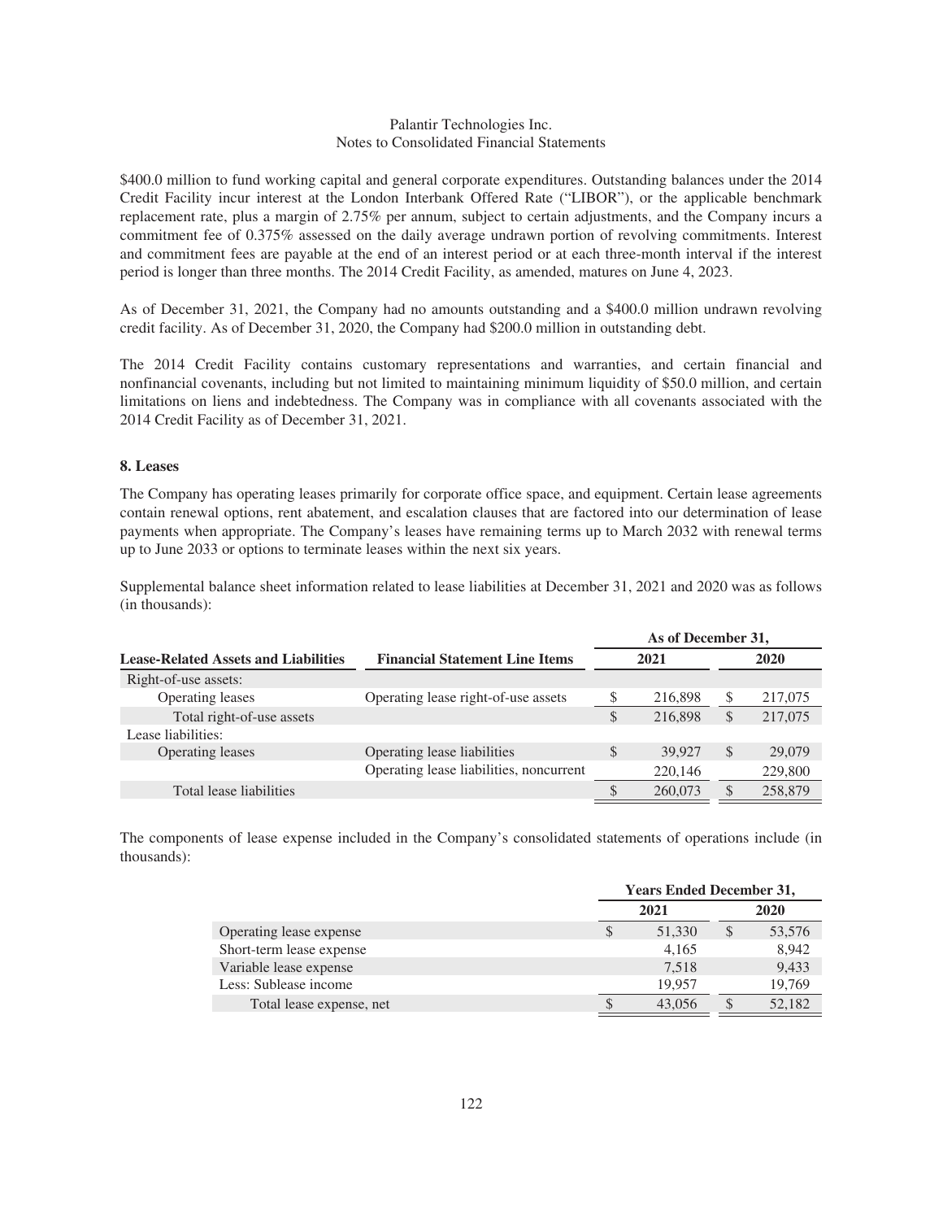$400.0 million to fund working capital and general corporate expenditures. Outstanding balances under the 2014 Credit Facility incur interest at the London Interbank Offered Rate ("LIBOR"), or the applicable benchmark replacement rate, plus a margin of 2.75% per annum, subject to certain adjustments, and the Company incurs a commitment fee of 0.375% assessed on the daily average undrawn portion of revolving commitments. Interest and commitment fees are payable at the end of an interest period or at each three-month interval if the interest period is longer than three months. The 2014 Credit Facility, as amended, matures on June 4, 2023.

As of December 31, 2021, the Company had no amounts outstanding and a $400.0 million undrawn revolving credit facility. As of December 31, 2020, the Company had $200.0 million in outstanding debt.

The 2014 Credit Facility contains customary representations and warranties, and certain financial and nonfinancial covenants, including but not limited to maintaining minimum liquidity of $50.0 million, and certain limitations on liens and indebtedness. The Company was in compliance with all covenants associated with the 2014 Credit Facility as of December 31, 2021.

### 8. Leases

The Company has operating leases primarily for corporate office space, and equipment. Certain lease agreements contain renewal options, rent abatement, and escalation clauses that are factored into our determination of lease payments when appropriate. The Company's leases have remaining terms up to March 2032 with renewal terms up to June 2033 or options to terminate leases within the next six years.

Supplemental balance sheet information related to lease liabilities at December 31, 2021 and 2020 was as follows (in thousands):

| Lease-Related Assets and Liabilities | Financial Statement Line Items | As of December 31, 2021 | As of December 31, 2020 |
|---|---|---|---|
| Right-of-use assets: | | | |
| Operating leases | Operating lease right-of-use assets | $ 216,898 | $ 217,075 |
| Total right-of-use assets | | $ 216,898 | $ 217,075 |
| Lease liabilities: | | | |
| Operating leases | Operating lease liabilities | $ 39,927 | $ 29,079 |
| | Operating lease liabilities, noncurrent | 220,146 | 229,800 |
| Total lease liabilities | | $ 260,073 | $ 258,879 |

The components of lease expense included in the Company's consolidated statements of operations include (in thousands):

| | Years Ended December 31, 2021 | Years Ended December 31, 2020 |
|---|---|---|
| Operating lease expense | $ 51,330 | $ 53,576 |
| Short-term lease expense | 4,165 | 8,942 |
| Variable lease expense | 7,518 | 9,433 |
| Less: Sublease income | 19,957 | 19,769 |
| Total lease expense, net | $ 43,056 | $ 52,182 |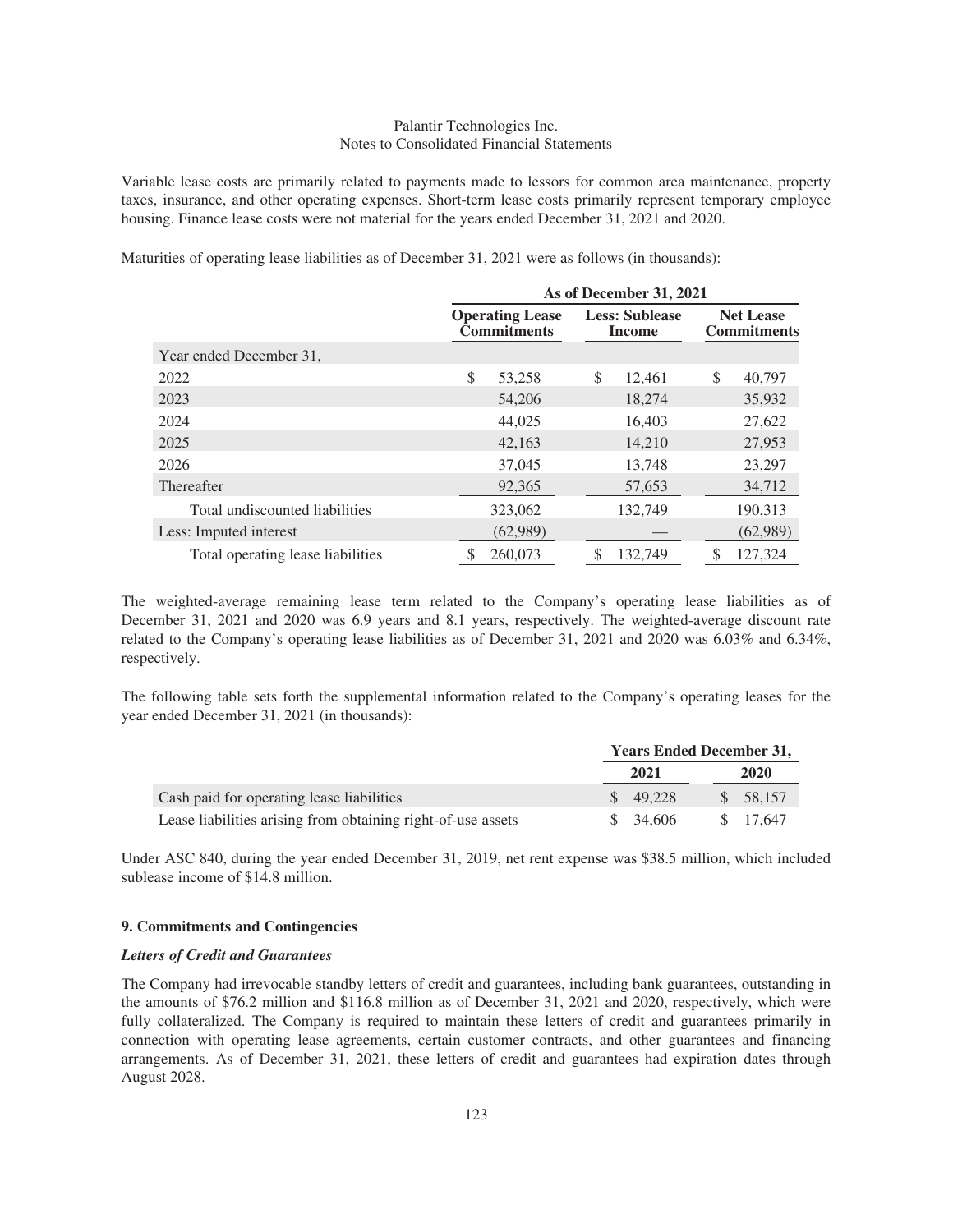Variable lease costs are primarily related to payments made to lessors for common area maintenance, property taxes, insurance, and other operating expenses. Short-term lease costs primarily represent temporary employee housing. Finance lease costs were not material for the years ended December 31, 2021 and 2020.

Maturities of operating lease liabilities as of December 31, 2021 were as follows (in thousands):

| | As of December 31, 2021 | | |
|---|---|---|---|
| | Operating Lease Commitments | Less: Sublease Income | Net Lease Commitments |
| Year ended December 31, | | | |
| 2022 | $ 53,258 | $ 12,461 | $ 40,797 |
| 2023 | 54,206 | 18,274 | 35,932 |
| 2024 | 44,025 | 16,403 | 27,622 |
| 2025 | 42,163 | 14,210 | 27,953 |
| 2026 | 37,045 | 13,748 | 23,297 |
| Thereafter | 92,365 | 57,653 | 34,712 |
| Total undiscounted liabilities | 323,062 | 132,749 | 190,313 |
| Less: Imputed interest | (62,989) | — | (62,989) |
| Total operating lease liabilities | $ 260,073 | $ 132,749 | $ 127,324 |

The weighted-average remaining lease term related to the Company's operating lease liabilities as of December 31, 2021 and 2020 was 6.9 years and 8.1 years, respectively. The weighted-average discount rate related to the Company's operating lease liabilities as of December 31, 2021 and 2020 was 6.03% and 6.34%, respectively.

The following table sets forth the supplemental information related to the Company's operating leases for the year ended December 31, 2021 (in thousands):

| | Years Ended December 31, | |
|---|---|---|
| | 2021 | 2020 |
| Cash paid for operating lease liabilities | $ 49,228 | $ 58,157 |
| Lease liabilities arising from obtaining right-of-use assets | $ 34,606 | $ 17,647 |

Under ASC 840, during the year ended December 31, 2019, net rent expense was $38.5 million, which included sublease income of $14.8 million.

## 9. Commitments and Contingencies

### *Letters of Credit and Guarantees*

The Company had irrevocable standby letters of credit and guarantees, including bank guarantees, outstanding in the amounts of $76.2 million and $116.8 million as of December 31, 2021 and 2020, respectively, which were fully collateralized. The Company is required to maintain these letters of credit and guarantees primarily in connection with operating lease agreements, certain customer contracts, and other guarantees and financing arrangements. As of December 31, 2021, these letters of credit and guarantees had expiration dates through August 2028.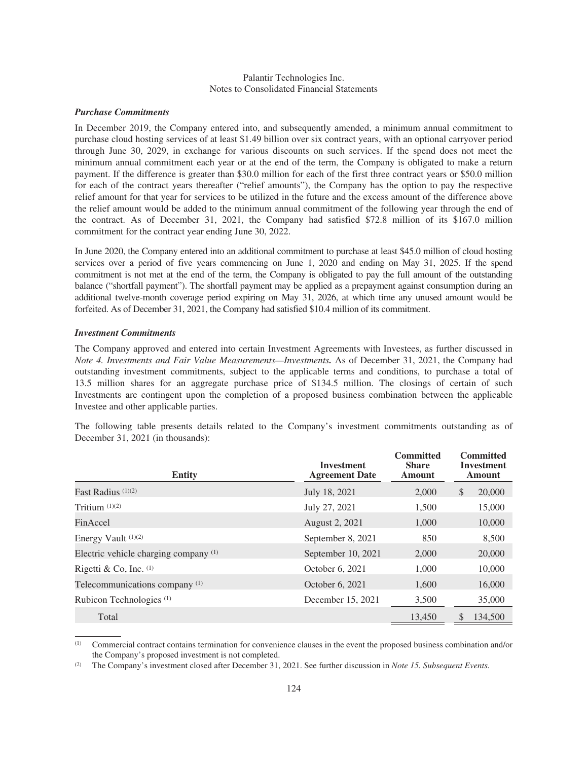### *Purchase Commitments*

In December 2019, the Company entered into, and subsequently amended, a minimum annual commitment to purchase cloud hosting services of at least $1.49 billion over six contract years, with an optional carryover period through June 30, 2029, in exchange for various discounts on such services. If the spend does not meet the minimum annual commitment each year or at the end of the term, the Company is obligated to make a return payment. If the difference is greater than $30.0 million for each of the first three contract years or $50.0 million for each of the contract years thereafter ("relief amounts"), the Company has the option to pay the respective relief amount for that year for services to be utilized in the future and the excess amount of the difference above the relief amount would be added to the minimum annual commitment of the following year through the end of the contract. As of December 31, 2021, the Company had satisfied $72.8 million of its $167.0 million commitment for the contract year ending June 30, 2022.

In June 2020, the Company entered into an additional commitment to purchase at least $45.0 million of cloud hosting services over a period of five years commencing on June 1, 2020 and ending on May 31, 2025. If the spend commitment is not met at the end of the term, the Company is obligated to pay the full amount of the outstanding balance ("shortfall payment"). The shortfall payment may be applied as a prepayment against consumption during an additional twelve-month coverage period expiring on May 31, 2026, at which time any unused amount would be forfeited. As of December 31, 2021, the Company had satisfied $10.4 million of its commitment.

### *Investment Commitments*

The Company approved and entered into certain Investment Agreements with Investees, as further discussed in *Note 4. Investments and Fair Value Measurements—Investments.* As of December 31, 2021, the Company had outstanding investment commitments, subject to the applicable terms and conditions, to purchase a total of 13.5 million shares for an aggregate purchase price of $134.5 million. The closings of certain of such Investments are contingent upon the completion of a proposed business combination between the applicable Investee and other applicable parties.

The following table presents details related to the Company's investment commitments outstanding as of December 31, 2021 (in thousands):

| Entity | Investment Agreement Date | Committed Share Amount | Committed Investment Amount |
|---|---|---|---|
| Fast Radius [(1)(2)] | July 18, 2021 | 2,000 | $ 20,000 |
| Tritium [(1)(2)] | July 27, 2021 | 1,500 | 15,000 |
| FinAccel | August 2, 2021 | 1,000 | 10,000 |
| Energy Vault [(1)(2)] | September 8, 2021 | 850 | 8,500 |
| Electric vehicle charging company [(1)] | September 10, 2021 | 2,000 | 20,000 |
| Rigetti & Co, Inc. [(1)] | October 6, 2021 | 1,000 | 10,000 |
| Telecommunications company [(1)] | October 6, 2021 | 1,600 | 16,000 |
| Rubicon Technologies [(1)] | December 15, 2021 | 3,500 | 35,000 |
| Total | | 13,450 | $ 134,500 |

(1) Commercial contract contains termination for convenience clauses in the event the proposed business combination and/or the Company's proposed investment is not completed.

(2) The Company's investment closed after December 31, 2021. See further discussion in *Note 15. Subsequent Events.*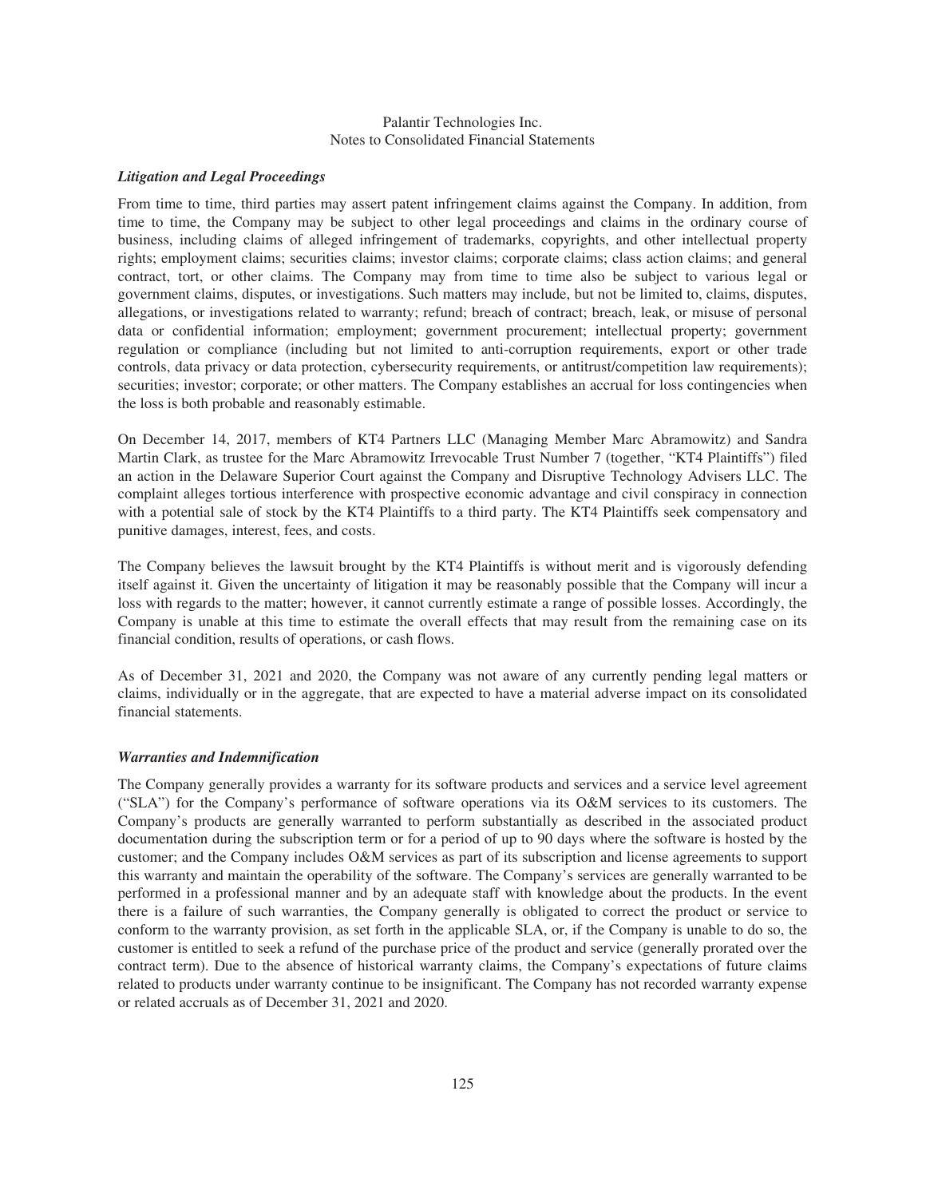### *Litigation and Legal Proceedings*

From time to time, third parties may assert patent infringement claims against the Company. In addition, from time to time, the Company may be subject to other legal proceedings and claims in the ordinary course of business, including claims of alleged infringement of trademarks, copyrights, and other intellectual property rights; employment claims; securities claims; investor claims; corporate claims; class action claims; and general contract, tort, or other claims. The Company may from time to time also be subject to various legal or government claims, disputes, or investigations. Such matters may include, but not be limited to, claims, disputes, allegations, or investigations related to warranty; refund; breach of contract; breach, leak, or misuse of personal data or confidential information; employment; government procurement; intellectual property; government regulation or compliance (including but not limited to anti-corruption requirements, export or other trade controls, data privacy or data protection, cybersecurity requirements, or antitrust/competition law requirements); securities; investor; corporate; or other matters. The Company establishes an accrual for loss contingencies when the loss is both probable and reasonably estimable.

On December 14, 2017, members of KT4 Partners LLC (Managing Member Marc Abramowitz) and Sandra Martin Clark, as trustee for the Marc Abramowitz Irrevocable Trust Number 7 (together, "KT4 Plaintiffs") filed an action in the Delaware Superior Court against the Company and Disruptive Technology Advisers LLC. The complaint alleges tortious interference with prospective economic advantage and civil conspiracy in connection with a potential sale of stock by the KT4 Plaintiffs to a third party. The KT4 Plaintiffs seek compensatory and punitive damages, interest, fees, and costs.

The Company believes the lawsuit brought by the KT4 Plaintiffs is without merit and is vigorously defending itself against it. Given the uncertainty of litigation it may be reasonably possible that the Company will incur a loss with regards to the matter; however, it cannot currently estimate a range of possible losses. Accordingly, the Company is unable at this time to estimate the overall effects that may result from the remaining case on its financial condition, results of operations, or cash flows.

As of December 31, 2021 and 2020, the Company was not aware of any currently pending legal matters or claims, individually or in the aggregate, that are expected to have a material adverse impact on its consolidated financial statements.

### *Warranties and Indemnification*

The Company generally provides a warranty for its software products and services and a service level agreement ("SLA") for the Company's performance of software operations via its O&M services to its customers. The Company's products are generally warranted to perform substantially as described in the associated product documentation during the subscription term or for a period of up to 90 days where the software is hosted by the customer; and the Company includes O&M services as part of its subscription and license agreements to support this warranty and maintain the operability of the software. The Company's services are generally warranted to be performed in a professional manner and by an adequate staff with knowledge about the products. In the event there is a failure of such warranties, the Company generally is obligated to correct the product or service to conform to the warranty provision, as set forth in the applicable SLA, or, if the Company is unable to do so, the customer is entitled to seek a refund of the purchase price of the product and service (generally prorated over the contract term). Due to the absence of historical warranty claims, the Company's expectations of future claims related to products under warranty continue to be insignificant. The Company has not recorded warranty expense or related accruals as of December 31, 2021 and 2020.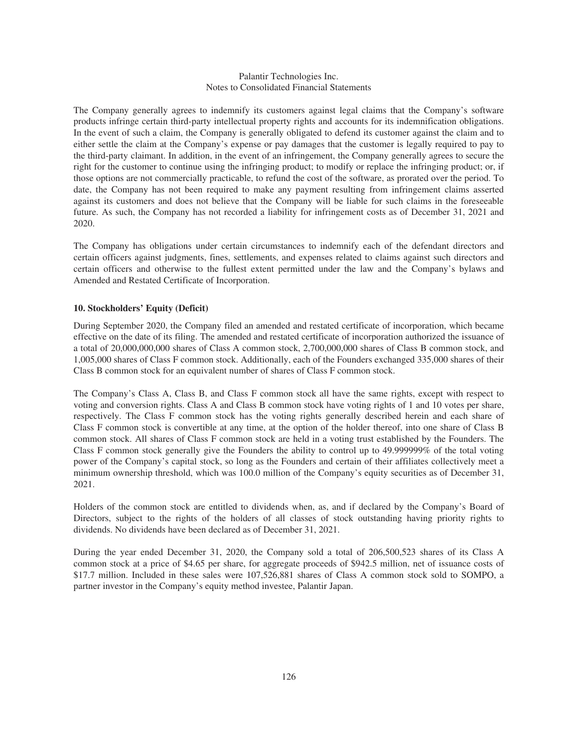The Company generally agrees to indemnify its customers against legal claims that the Company's software products infringe certain third-party intellectual property rights and accounts for its indemnification obligations. In the event of such a claim, the Company is generally obligated to defend its customer against the claim and to either settle the claim at the Company's expense or pay damages that the customer is legally required to pay to the third-party claimant. In addition, in the event of an infringement, the Company generally agrees to secure the right for the customer to continue using the infringing product; to modify or replace the infringing product; or, if those options are not commercially practicable, to refund the cost of the software, as prorated over the period. To date, the Company has not been required to make any payment resulting from infringement claims asserted against its customers and does not believe that the Company will be liable for such claims in the foreseeable future. As such, the Company has not recorded a liability for infringement costs as of December 31, 2021 and 2020.

The Company has obligations under certain circumstances to indemnify each of the defendant directors and certain officers against judgments, fines, settlements, and expenses related to claims against such directors and certain officers and otherwise to the fullest extent permitted under the law and the Company's bylaws and Amended and Restated Certificate of Incorporation.

### 10. Stockholders' Equity (Deficit)

During September 2020, the Company filed an amended and restated certificate of incorporation, which became effective on the date of its filing. The amended and restated certificate of incorporation authorized the issuance of a total of 20,000,000,000 shares of Class A common stock, 2,700,000,000 shares of Class B common stock, and 1,005,000 shares of Class F common stock. Additionally, each of the Founders exchanged 335,000 shares of their Class B common stock for an equivalent number of shares of Class F common stock.

The Company's Class A, Class B, and Class F common stock all have the same rights, except with respect to voting and conversion rights. Class A and Class B common stock have voting rights of 1 and 10 votes per share, respectively. The Class F common stock has the voting rights generally described herein and each share of Class F common stock is convertible at any time, at the option of the holder thereof, into one share of Class B common stock. All shares of Class F common stock are held in a voting trust established by the Founders. The Class F common stock generally give the Founders the ability to control up to 49.999999% of the total voting power of the Company's capital stock, so long as the Founders and certain of their affiliates collectively meet a minimum ownership threshold, which was 100.0 million of the Company's equity securities as of December 31, 2021.

Holders of the common stock are entitled to dividends when, as, and if declared by the Company's Board of Directors, subject to the rights of the holders of all classes of stock outstanding having priority rights to dividends. No dividends have been declared as of December 31, 2021.

During the year ended December 31, 2020, the Company sold a total of 206,500,523 shares of its Class A common stock at a price of $4.65 per share, for aggregate proceeds of $942.5 million, net of issuance costs of $17.7 million. Included in these sales were 107,526,881 shares of Class A common stock sold to SOMPO, a partner investor in the Company's equity method investee, Palantir Japan.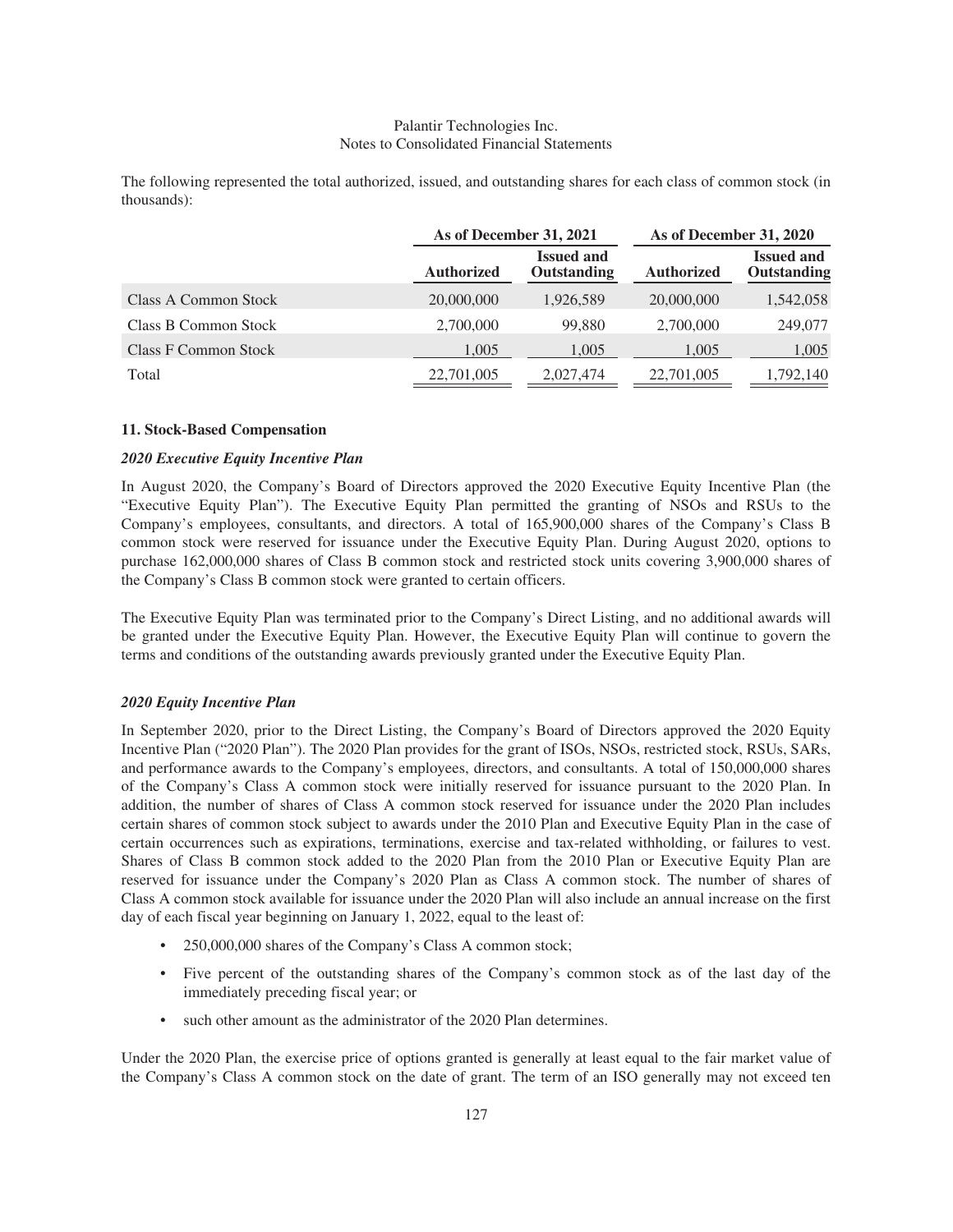The following represented the total authorized, issued, and outstanding shares for each class of common stock (in thousands):

| | As of December 31, 2021 | | As of December 31, 2020 | |
|---|---|---|---|---|
| | Authorized | Issued and Outstanding | Authorized | Issued and Outstanding |
| Class A Common Stock | 20,000,000 | 1,926,589 | 20,000,000 | 1,542,058 |
| Class B Common Stock | 2,700,000 | 99,880 | 2,700,000 | 249,077 |
| Class F Common Stock | 1,005 | 1,005 | 1,005 | 1,005 |
| Total | 22,701,005 | 2,027,474 | 22,701,005 | 1,792,140 |

### 11. Stock-Based Compensation

#### *2020 Executive Equity Incentive Plan*

In August 2020, the Company's Board of Directors approved the 2020 Executive Equity Incentive Plan (the "Executive Equity Plan"). The Executive Equity Plan permitted the granting of NSOs and RSUs to the Company's employees, consultants, and directors. A total of 165,900,000 shares of the Company's Class B common stock were reserved for issuance under the Executive Equity Plan. During August 2020, options to purchase 162,000,000 shares of Class B common stock and restricted stock units covering 3,900,000 shares of the Company's Class B common stock were granted to certain officers.

The Executive Equity Plan was terminated prior to the Company's Direct Listing, and no additional awards will be granted under the Executive Equity Plan. However, the Executive Equity Plan will continue to govern the terms and conditions of the outstanding awards previously granted under the Executive Equity Plan.

#### *2020 Equity Incentive Plan*

In September 2020, prior to the Direct Listing, the Company's Board of Directors approved the 2020 Equity Incentive Plan ("2020 Plan"). The 2020 Plan provides for the grant of ISOs, NSOs, restricted stock, RSUs, SARs, and performance awards to the Company's employees, directors, and consultants. A total of 150,000,000 shares of the Company's Class A common stock were initially reserved for issuance pursuant to the 2020 Plan. In addition, the number of shares of Class A common stock reserved for issuance under the 2020 Plan includes certain shares of common stock subject to awards under the 2010 Plan and Executive Equity Plan in the case of certain occurrences such as expirations, terminations, exercise and tax-related withholding, or failures to vest. Shares of Class B common stock added to the 2020 Plan from the 2010 Plan or Executive Equity Plan are reserved for issuance under the Company's 2020 Plan as Class A common stock. The number of shares of Class A common stock available for issuance under the 2020 Plan will also include an annual increase on the first day of each fiscal year beginning on January 1, 2022, equal to the least of:

- 250,000,000 shares of the Company's Class A common stock;
- Five percent of the outstanding shares of the Company's common stock as of the last day of the immediately preceding fiscal year; or
- such other amount as the administrator of the 2020 Plan determines.

Under the 2020 Plan, the exercise price of options granted is generally at least equal to the fair market value of the Company's Class A common stock on the date of grant. The term of an ISO generally may not exceed ten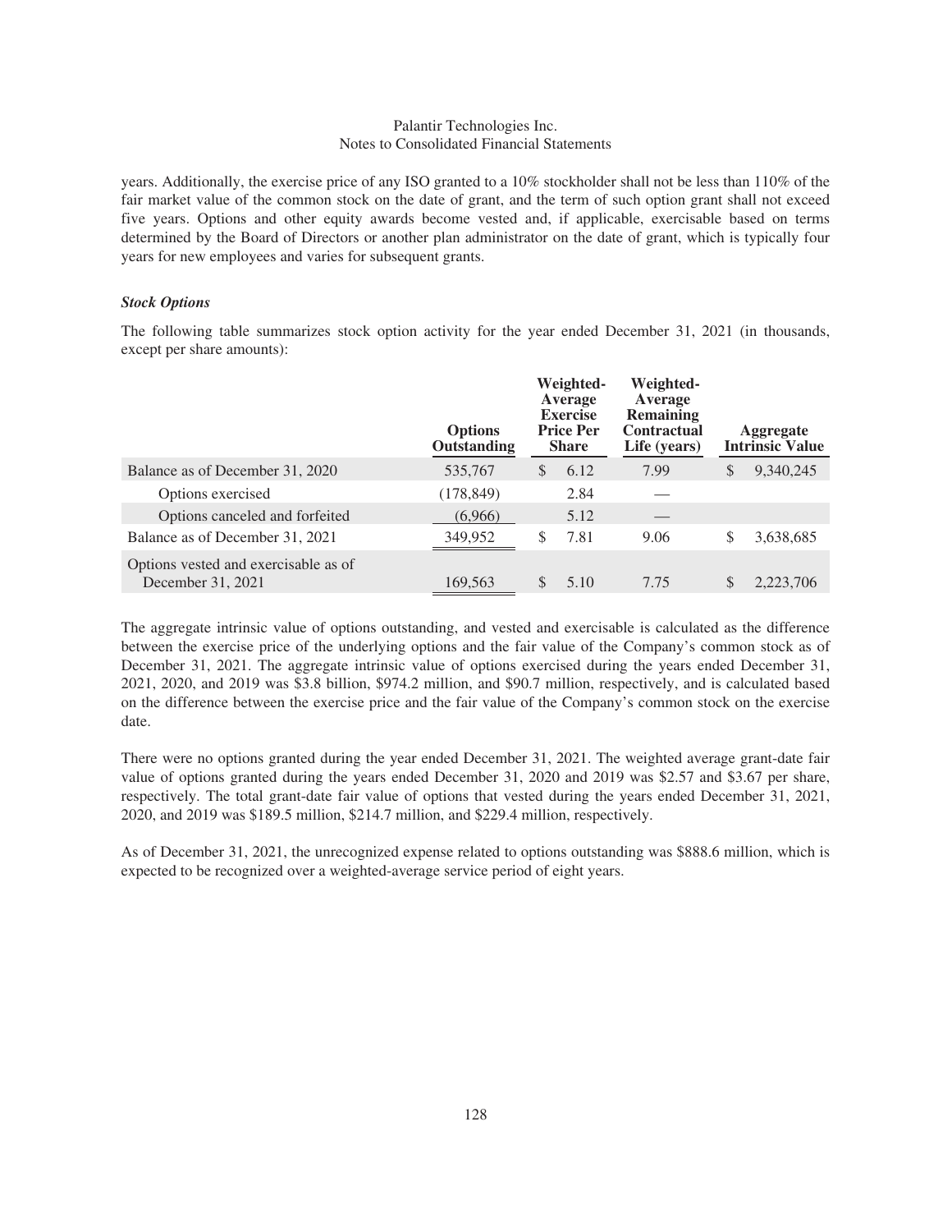years. Additionally, the exercise price of any ISO granted to a 10% stockholder shall not be less than 110% of the fair market value of the common stock on the date of grant, and the term of such option grant shall not exceed five years. Options and other equity awards become vested and, if applicable, exercisable based on terms determined by the Board of Directors or another plan administrator on the date of grant, which is typically four years for new employees and varies for subsequent grants.

***Stock Options***

The following table summarizes stock option activity for the year ended December 31, 2021 (in thousands, except per share amounts):

| | Options Outstanding | Weighted-Average Exercise Price Per Share | Weighted-Average Remaining Contractual Life (years) | Aggregate Intrinsic Value |
|---|---|---|---|---|
| Balance as of December 31, 2020 | 535,767 | $ 6.12 | 7.99 | $ 9,340,245 |
| Options exercised | (178,849) | 2.84 | — | |
| Options canceled and forfeited | (6,966) | 5.12 | — | |
| Balance as of December 31, 2021 | 349,952 | $ 7.81 | 9.06 | $ 3,638,685 |
| Options vested and exercisable as of December 31, 2021 | 169,563 | $ 5.10 | 7.75 | $ 2,223,706 |

The aggregate intrinsic value of options outstanding, and vested and exercisable is calculated as the difference between the exercise price of the underlying options and the fair value of the Company's common stock as of December 31, 2021. The aggregate intrinsic value of options exercised during the years ended December 31, 2021, 2020, and 2019 was $3.8 billion, $974.2 million, and $90.7 million, respectively, and is calculated based on the difference between the exercise price and the fair value of the Company's common stock on the exercise date.

There were no options granted during the year ended December 31, 2021. The weighted average grant-date fair value of options granted during the years ended December 31, 2020 and 2019 was $2.57 and $3.67 per share, respectively. The total grant-date fair value of options that vested during the years ended December 31, 2021, 2020, and 2019 was $189.5 million, $214.7 million, and $229.4 million, respectively.

As of December 31, 2021, the unrecognized expense related to options outstanding was $888.6 million, which is expected to be recognized over a weighted-average service period of eight years.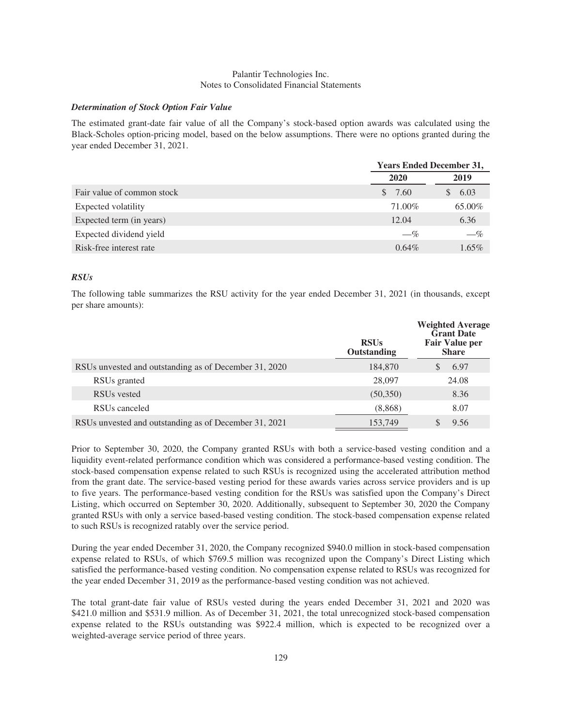### *Determination of Stock Option Fair Value*

The estimated grant-date fair value of all the Company's stock-based option awards was calculated using the Black-Scholes option-pricing model, based on the below assumptions. There were no options granted during the year ended December 31, 2021.

| | Years Ended December 31, | |
|---|---|---|
| | 2020 | 2019 |
| Fair value of common stock | $ 7.60 | $ 6.03 |
| Expected volatility | 71.00% | 65.00% |
| Expected term (in years) | 12.04 | 6.36 |
| Expected dividend yield | —% | —% |
| Risk-free interest rate | 0.64% | 1.65% |

### *RSUs*

The following table summarizes the RSU activity for the year ended December 31, 2021 (in thousands, except per share amounts):

| | RSUs Outstanding | Weighted Average Grant Date Fair Value per Share |
|---|---|---|
| RSUs unvested and outstanding as of December 31, 2020 | 184,870 | $ 6.97 |
| RSUs granted | 28,097 | 24.08 |
| RSUs vested | (50,350) | 8.36 |
| RSUs canceled | (8,868) | 8.07 |
| RSUs unvested and outstanding as of December 31, 2021 | 153,749 | $ 9.56 |

Prior to September 30, 2020, the Company granted RSUs with both a service-based vesting condition and a liquidity event-related performance condition which was considered a performance-based vesting condition. The stock-based compensation expense related to such RSUs is recognized using the accelerated attribution method from the grant date. The service-based vesting period for these awards varies across service providers and is up to five years. The performance-based vesting condition for the RSUs was satisfied upon the Company's Direct Listing, which occurred on September 30, 2020. Additionally, subsequent to September 30, 2020 the Company granted RSUs with only a service based-based vesting condition. The stock-based compensation expense related to such RSUs is recognized ratably over the service period.

During the year ended December 31, 2020, the Company recognized $940.0 million in stock-based compensation expense related to RSUs, of which $769.5 million was recognized upon the Company's Direct Listing which satisfied the performance-based vesting condition. No compensation expense related to RSUs was recognized for the year ended December 31, 2019 as the performance-based vesting condition was not achieved.

The total grant-date fair value of RSUs vested during the years ended December 31, 2021 and 2020 was $421.0 million and $531.9 million. As of December 31, 2021, the total unrecognized stock-based compensation expense related to the RSUs outstanding was $922.4 million, which is expected to be recognized over a weighted-average service period of three years.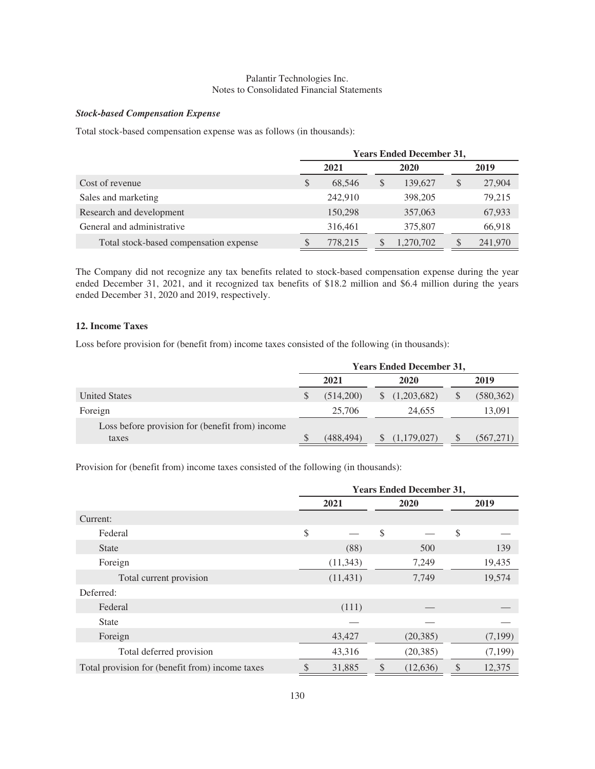### *Stock-based Compensation Expense*

Total stock-based compensation expense was as follows (in thousands):

| | Years Ended December 31, | | |
|---|---|---|---|
| | 2021 | 2020 | 2019 |
| Cost of revenue | $ 68,546 | $ 139,627 | $ 27,904 |
| Sales and marketing | 242,910 | 398,205 | 79,215 |
| Research and development | 150,298 | 357,063 | 67,933 |
| General and administrative | 316,461 | 375,807 | 66,918 |
| Total stock-based compensation expense | $ 778,215 | $ 1,270,702 | $ 241,970 |

The Company did not recognize any tax benefits related to stock-based compensation expense during the year ended December 31, 2021, and it recognized tax benefits of $18.2 million and $6.4 million during the years ended December 31, 2020 and 2019, respectively.

## 12. Income Taxes

Loss before provision for (benefit from) income taxes consisted of the following (in thousands):

| | Years Ended December 31, | | |
|---|---|---|---|
| | 2021 | 2020 | 2019 |
| United States | $ (514,200) | $ (1,203,682) | $ (580,362) |
| Foreign | 25,706 | 24,655 | 13,091 |
| Loss before provision for (benefit from) income taxes | $ (488,494) | $ (1,179,027) | $ (567,271) |

Provision for (benefit from) income taxes consisted of the following (in thousands):

| | Years Ended December 31, | | |
|---|---|---|---|
| | 2021 | 2020 | 2019 |
| Current: | | | |
| Federal | $ — | $ — | $ — |
| State | (88) | 500 | 139 |
| Foreign | (11,343) | 7,249 | 19,435 |
| Total current provision | (11,431) | 7,749 | 19,574 |
| Deferred: | | | |
| Federal | (111) | — | — |
| State | — | — | — |
| Foreign | 43,427 | (20,385) | (7,199) |
| Total deferred provision | 43,316 | (20,385) | (7,199) |
| Total provision for (benefit from) income taxes | $ 31,885 | $ (12,636) | $ 12,375 |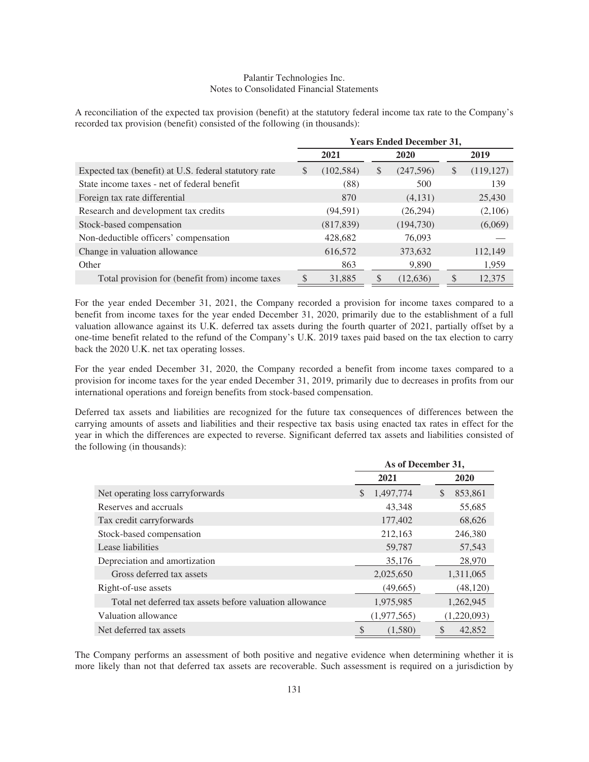A reconciliation of the expected tax provision (benefit) at the statutory federal income tax rate to the Company's recorded tax provision (benefit) consisted of the following (in thousands):

| | Years Ended December 31, | | |
|---|---|---|---|
| | 2021 | 2020 | 2019 |
| Expected tax (benefit) at U.S. federal statutory rate | $ (102,584) | $ (247,596) | $ (119,127) |
| State income taxes - net of federal benefit | (88) | 500 | 139 |
| Foreign tax rate differential | 870 | (4,131) | 25,430 |
| Research and development tax credits | (94,591) | (26,294) | (2,106) |
| Stock-based compensation | (817,839) | (194,730) | (6,069) |
| Non-deductible officers' compensation | 428,682 | 76,093 | — |
| Change in valuation allowance | 616,572 | 373,632 | 112,149 |
| Other | 863 | 9,890 | 1,959 |
| Total provision for (benefit from) income taxes | $ 31,885 | $ (12,636) | $ 12,375 |

For the year ended December 31, 2021, the Company recorded a provision for income taxes compared to a benefit from income taxes for the year ended December 31, 2020, primarily due to the establishment of a full valuation allowance against its U.K. deferred tax assets during the fourth quarter of 2021, partially offset by a one-time benefit related to the refund of the Company's U.K. 2019 taxes paid based on the tax election to carry back the 2020 U.K. net tax operating losses.

For the year ended December 31, 2020, the Company recorded a benefit from income taxes compared to a provision for income taxes for the year ended December 31, 2019, primarily due to decreases in profits from our international operations and foreign benefits from stock-based compensation.

Deferred tax assets and liabilities are recognized for the future tax consequences of differences between the carrying amounts of assets and liabilities and their respective tax basis using enacted tax rates in effect for the year in which the differences are expected to reverse. Significant deferred tax assets and liabilities consisted of the following (in thousands):

| | As of December 31, | |
|---|---|---|
| | 2021 | 2020 |
| Net operating loss carryforwards | $ 1,497,774 | $ 853,861 |
| Reserves and accruals | 43,348 | 55,685 |
| Tax credit carryforwards | 177,402 | 68,626 |
| Stock-based compensation | 212,163 | 246,380 |
| Lease liabilities | 59,787 | 57,543 |
| Depreciation and amortization | 35,176 | 28,970 |
| Gross deferred tax assets | 2,025,650 | 1,311,065 |
| Right-of-use assets | (49,665) | (48,120) |
| Total net deferred tax assets before valuation allowance | 1,975,985 | 1,262,945 |
| Valuation allowance | (1,977,565) | (1,220,093) |
| Net deferred tax assets | $ (1,580) | $ 42,852 |

The Company performs an assessment of both positive and negative evidence when determining whether it is more likely than not that deferred tax assets are recoverable. Such assessment is required on a jurisdiction by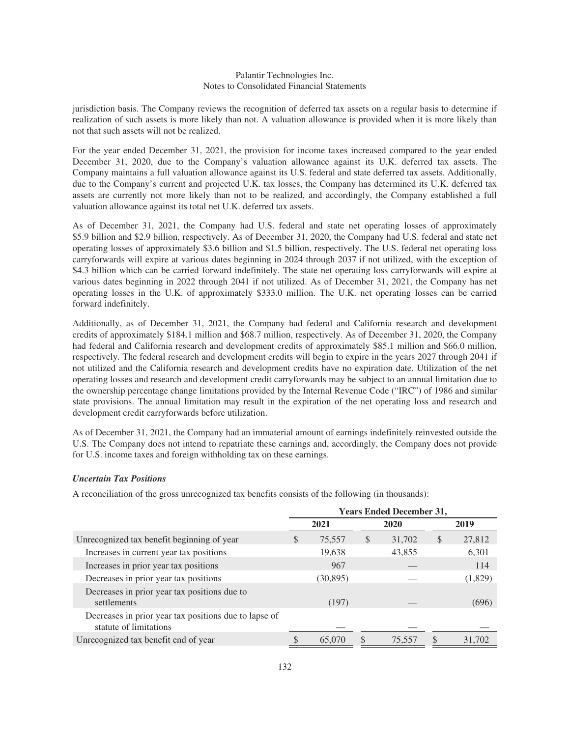jurisdiction basis. The Company reviews the recognition of deferred tax assets on a regular basis to determine if realization of such assets is more likely than not. A valuation allowance is provided when it is more likely than not that such assets will not be realized.

For the year ended December 31, 2021, the provision for income taxes increased compared to the year ended December 31, 2020, due to the Company's valuation allowance against its U.K. deferred tax assets. The Company maintains a full valuation allowance against its U.S. federal and state deferred tax assets. Additionally, due to the Company's current and projected U.K. tax losses, the Company has determined its U.K. deferred tax assets are currently not more likely than not to be realized, and accordingly, the Company established a full valuation allowance against its total net U.K. deferred tax assets.

As of December 31, 2021, the Company had U.S. federal and state net operating losses of approximately $5.9 billion and $2.9 billion, respectively. As of December 31, 2020, the Company had U.S. federal and state net operating losses of approximately $3.6 billion and $1.5 billion, respectively. The U.S. federal net operating loss carryforwards will expire at various dates beginning in 2024 through 2037 if not utilized, with the exception of $4.3 billion which can be carried forward indefinitely. The state net operating loss carryforwards will expire at various dates beginning in 2022 through 2041 if not utilized. As of December 31, 2021, the Company has net operating losses in the U.K. of approximately $333.0 million. The U.K. net operating losses can be carried forward indefinitely.

Additionally, as of December 31, 2021, the Company had federal and California research and development credits of approximately $184.1 million and $68.7 million, respectively. As of December 31, 2020, the Company had federal and California research and development credits of approximately $85.1 million and $66.0 million, respectively. The federal research and development credits will begin to expire in the years 2027 through 2041 if not utilized and the California research and development credits have no expiration date. Utilization of the net operating losses and research and development credit carryforwards may be subject to an annual limitation due to the ownership percentage change limitations provided by the Internal Revenue Code ("IRC") of 1986 and similar state provisions. The annual limitation may result in the expiration of the net operating loss and research and development credit carryforwards before utilization.

As of December 31, 2021, the Company had an immaterial amount of earnings indefinitely reinvested outside the U.S. The Company does not intend to repatriate these earnings and, accordingly, the Company does not provide for U.S. income taxes and foreign withholding tax on these earnings.

### *Uncertain Tax Positions*

A reconciliation of the gross unrecognized tax benefits consists of the following (in thousands):

| | Years Ended December 31, | | |
|---|---|---|---|
| | 2021 | 2020 | 2019 |
| Unrecognized tax benefit beginning of year | $ 75,557 | $ 31,702 | $ 27,812 |
| Increases in current year tax positions | 19,638 | 43,855 | 6,301 |
| Increases in prior year tax positions | 967 | — | 114 |
| Decreases in prior year tax positions | (30,895) | — | (1,829) |
| Decreases in prior year tax positions due to settlements | (197) | — | (696) |
| Decreases in prior year tax positions due to lapse of statute of limitations | — | — | — |
| Unrecognized tax benefit end of year | $ 65,070 | $ 75,557 | $ 31,702 |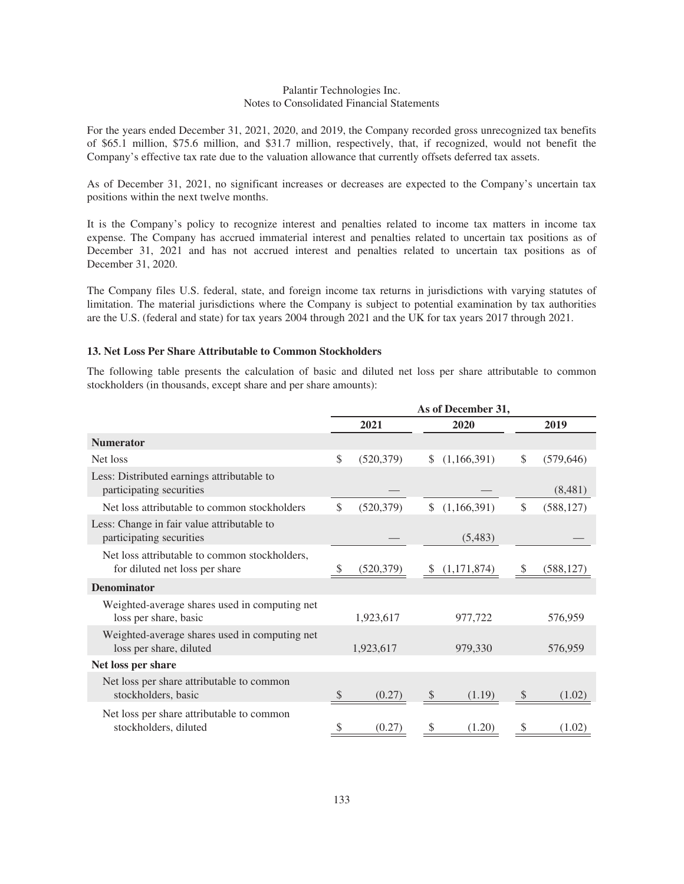For the years ended December 31, 2021, 2020, and 2019, the Company recorded gross unrecognized tax benefits of $65.1 million, $75.6 million, and $31.7 million, respectively, that, if recognized, would not benefit the Company's effective tax rate due to the valuation allowance that currently offsets deferred tax assets.

As of December 31, 2021, no significant increases or decreases are expected to the Company's uncertain tax positions within the next twelve months.

It is the Company's policy to recognize interest and penalties related to income tax matters in income tax expense. The Company has accrued immaterial interest and penalties related to uncertain tax positions as of December 31, 2021 and has not accrued interest and penalties related to uncertain tax positions as of December 31, 2020.

The Company files U.S. federal, state, and foreign income tax returns in jurisdictions with varying statutes of limitation. The material jurisdictions where the Company is subject to potential examination by tax authorities are the U.S. (federal and state) for tax years 2004 through 2021 and the UK for tax years 2017 through 2021.

### 13. Net Loss Per Share Attributable to Common Stockholders

The following table presents the calculation of basic and diluted net loss per share attributable to common stockholders (in thousands, except share and per share amounts):

| | As of December 31, | | |
|---|---|---|---|
| | 2021 | 2020 | 2019 |
| **Numerator** | | | |
| Net loss | $ (520,379) | $ (1,166,391) | $ (579,646) |
| Less: Distributed earnings attributable to participating securities | — | — | (8,481) |
| Net loss attributable to common stockholders | $ (520,379) | $ (1,166,391) | $ (588,127) |
| Less: Change in fair value attributable to participating securities | — | (5,483) | — |
| Net loss attributable to common stockholders, for diluted net loss per share | $ (520,379) | $ (1,171,874) | $ (588,127) |
| **Denominator** | | | |
| Weighted-average shares used in computing net loss per share, basic | 1,923,617 | 977,722 | 576,959 |
| Weighted-average shares used in computing net loss per share, diluted | 1,923,617 | 979,330 | 576,959 |
| **Net loss per share** | | | |
| Net loss per share attributable to common stockholders, basic | $ (0.27) | $ (1.19) | $ (1.02) |
| Net loss per share attributable to common stockholders, diluted | $ (0.27) | $ (1.20) | $ (1.02) |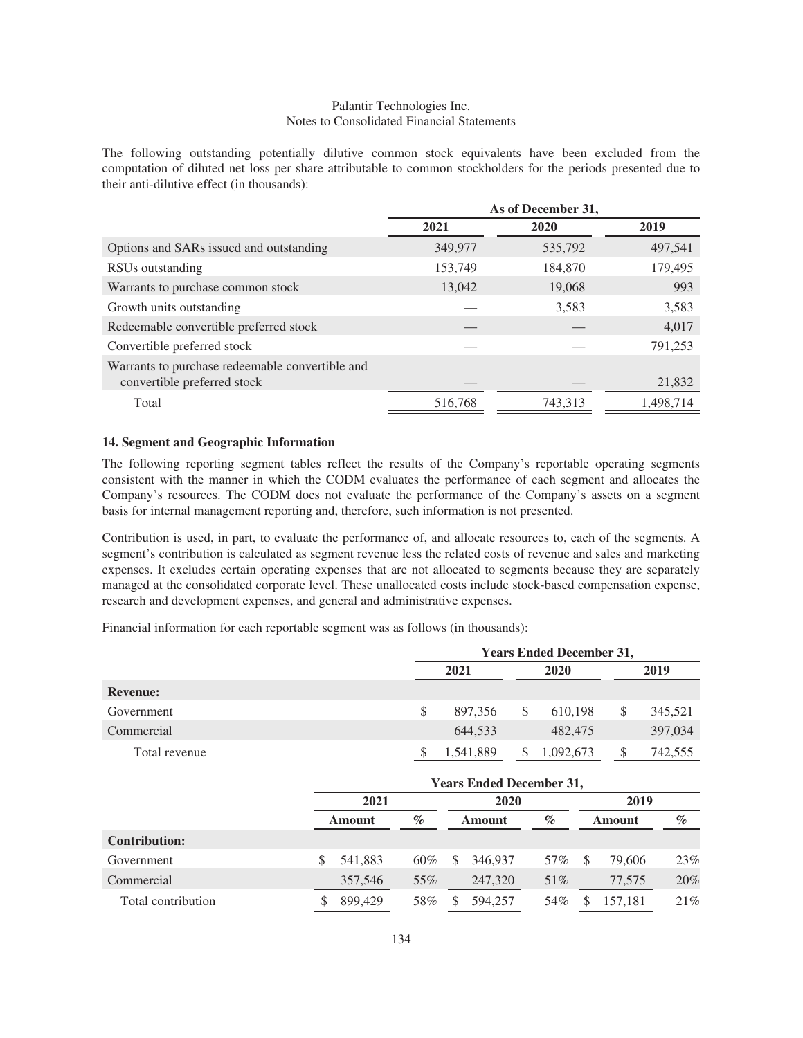The following outstanding potentially dilutive common stock equivalents have been excluded from the computation of diluted net loss per share attributable to common stockholders for the periods presented due to their anti-dilutive effect (in thousands):

| | As of December 31, | | |
|---|---|---|---|
| | 2021 | 2020 | 2019 |
| Options and SARs issued and outstanding | 349,977 | 535,792 | 497,541 |
| RSUs outstanding | 153,749 | 184,870 | 179,495 |
| Warrants to purchase common stock | 13,042 | 19,068 | 993 |
| Growth units outstanding | — | 3,583 | 3,583 |
| Redeemable convertible preferred stock | — | — | 4,017 |
| Convertible preferred stock | — | — | 791,253 |
| Warrants to purchase redeemable convertible and convertible preferred stock | — | — | 21,832 |
| Total | 516,768 | 743,313 | 1,498,714 |

### 14. Segment and Geographic Information

The following reporting segment tables reflect the results of the Company's reportable operating segments consistent with the manner in which the CODM evaluates the performance of each segment and allocates the Company's resources. The CODM does not evaluate the performance of the Company's assets on a segment basis for internal management reporting and, therefore, such information is not presented.

Contribution is used, in part, to evaluate the performance of, and allocate resources to, each of the segments. A segment's contribution is calculated as segment revenue less the related costs of revenue and sales and marketing expenses. It excludes certain operating expenses that are not allocated to segments because they are separately managed at the consolidated corporate level. These unallocated costs include stock-based compensation expense, research and development expenses, and general and administrative expenses.

Financial information for each reportable segment was as follows (in thousands):

| | Years Ended December 31, | | |
|---|---|---|---|
| | 2021 | 2020 | 2019 |
| **Revenue:** | | | |
| Government | $ 897,356 | $ 610,198 | $ 345,521 |
| Commercial | 644,533 | 482,475 | 397,034 |
| Total revenue | $ 1,541,889 | $ 1,092,673 | $ 742,555 |

| | Years Ended December 31, | | | | | |
|---|---|---|---|---|---|---|
| | 2021 | | 2020 | | 2019 | |
| | Amount | % | Amount | % | Amount | % |
| **Contribution:** | | | | | | |
| Government | $ 541,883 | 60% | $ 346,937 | 57% | $ 79,606 | 23% |
| Commercial | 357,546 | 55% | 247,320 | 51% | 77,575 | 20% |
| Total contribution | $ 899,429 | 58% | $ 594,257 | 54% | $ 157,181 | 21% |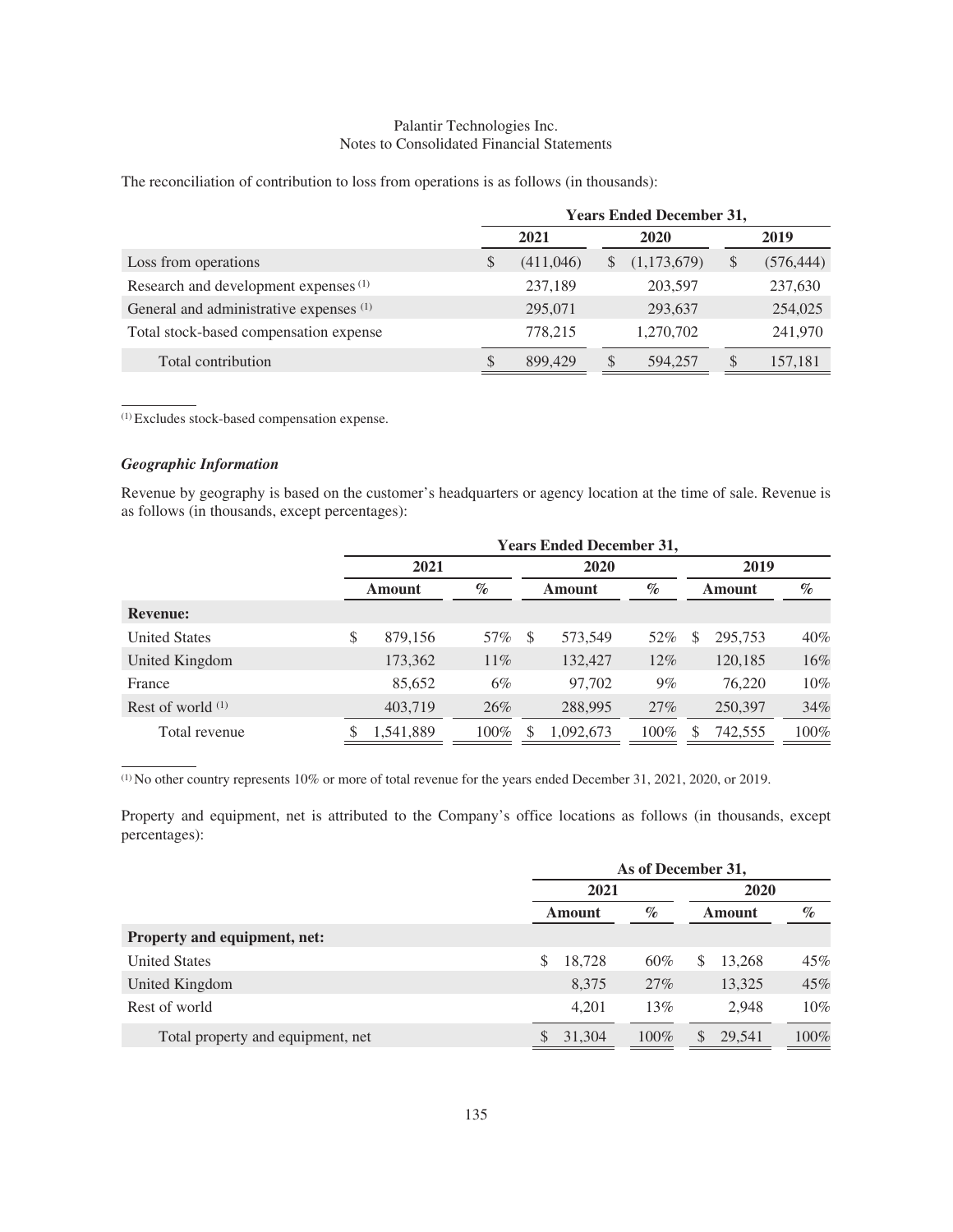The reconciliation of contribution to loss from operations is as follows (in thousands):

| | Years Ended December 31, | | |
|---|---|---|---|
| | 2021 | 2020 | 2019 |
| Loss from operations | $ (411,046) | $ (1,173,679) | $ (576,444) |
| Research and development expenses [(1)] | 237,189 | 203,597 | 237,630 |
| General and administrative expenses [(1)] | 295,071 | 293,637 | 254,025 |
| Total stock-based compensation expense | 778,215 | 1,270,702 | 241,970 |
| Total contribution | $ 899,429 | $ 594,257 | $ 157,181 |

[(1)] Excludes stock-based compensation expense.

***Geographic Information***

Revenue by geography is based on the customer's headquarters or agency location at the time of sale. Revenue is as follows (in thousands, except percentages):

| | Years Ended December 31, | | | | | |
|---|---|---|---|---|---|---|
| | 2021 | | 2020 | | 2019 | |
| | Amount | % | Amount | % | Amount | % |
| **Revenue:** | | | | | | |
| United States | $ 879,156 | 57% | $ 573,549 | 52% | $ 295,753 | 40% |
| United Kingdom | 173,362 | 11% | 132,427 | 12% | 120,185 | 16% |
| France | 85,652 | 6% | 97,702 | 9% | 76,220 | 10% |
| Rest of world [(1)] | 403,719 | 26% | 288,995 | 27% | 250,397 | 34% |
| Total revenue | $ 1,541,889 | 100% | $ 1,092,673 | 100% | $ 742,555 | 100% |

[(1)] No other country represents 10% or more of total revenue for the years ended December 31, 2021, 2020, or 2019.

Property and equipment, net is attributed to the Company's office locations as follows (in thousands, except percentages):

| | As of December 31, | | | |
|---|---|---|---|---|
| | 2021 | | 2020 | |
| | Amount | % | Amount | % |
| **Property and equipment, net:** | | | | |
| United States | $ 18,728 | 60% | $ 13,268 | 45% |
| United Kingdom | 8,375 | 27% | 13,325 | 45% |
| Rest of world | 4,201 | 13% | 2,948 | 10% |
| Total property and equipment, net | $ 31,304 | 100% | $ 29,541 | 100% |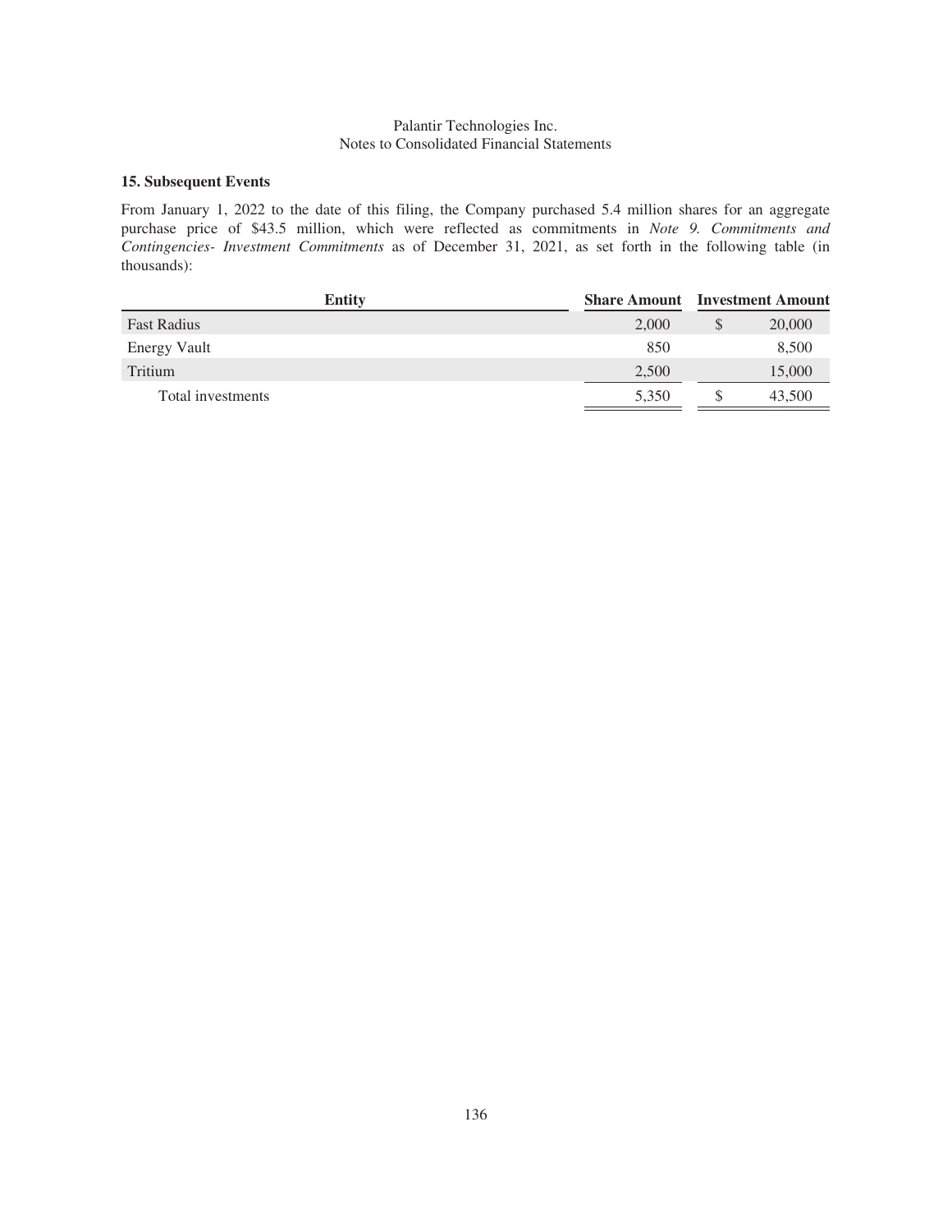### 15. Subsequent Events

From January 1, 2022 to the date of this filing, the Company purchased 5.4 million shares for an aggregate purchase price of $43.5 million, which were reflected as commitments in *Note 9. Commitments and Contingencies- Investment Commitments* as of December 31, 2021, as set forth in the following table (in thousands):

| Entity | Share Amount | Investment Amount |
|---|---|---|
| Fast Radius | 2,000 | $ 20,000 |
| Energy Vault | 850 | 8,500 |
| Tritium | 2,500 | 15,000 |
| Total investments | 5,350 | $ 43,500 |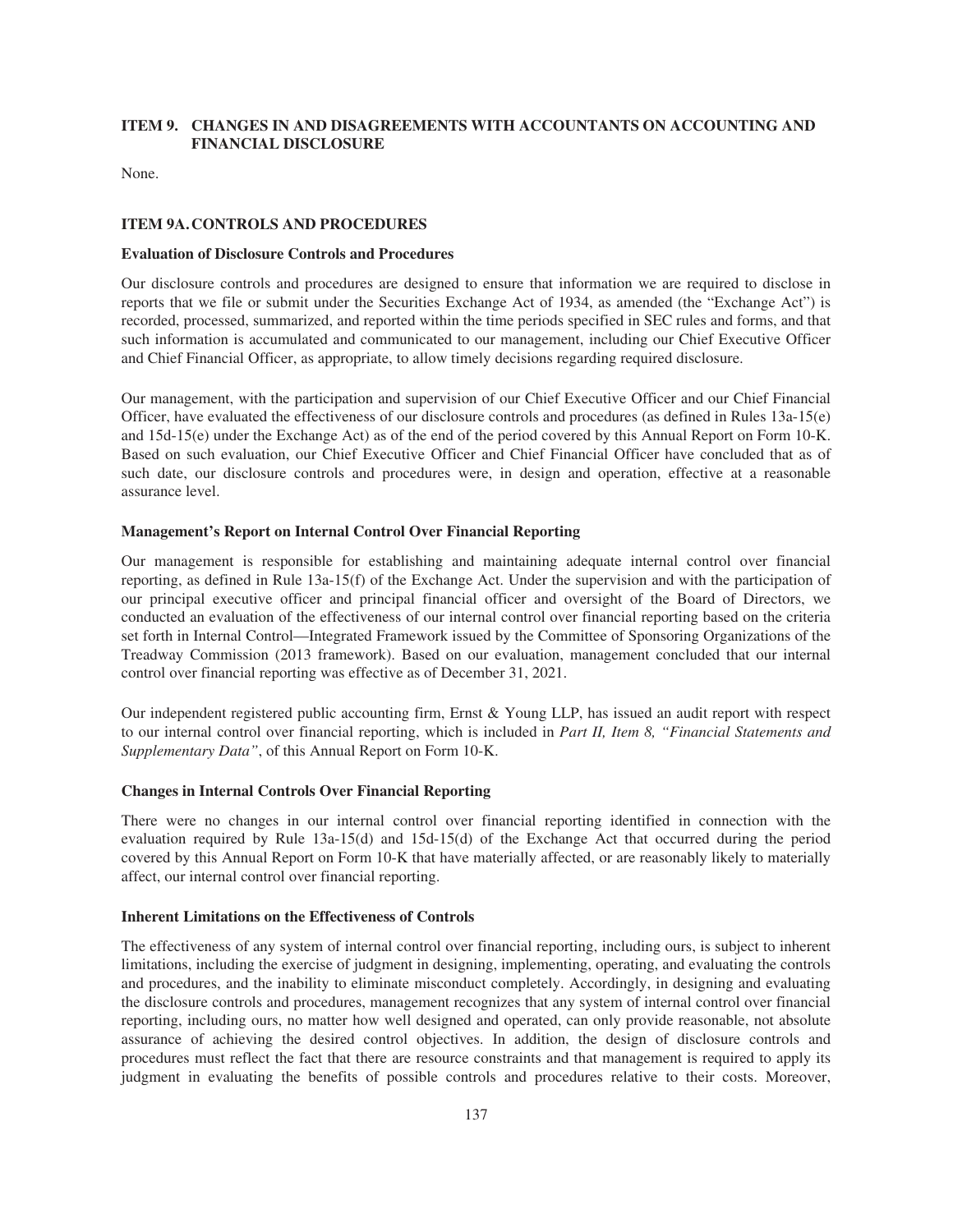## ITEM 9. CHANGES IN AND DISAGREEMENTS WITH ACCOUNTANTS ON ACCOUNTING AND FINANCIAL DISCLOSURE

None.

## ITEM 9A. CONTROLS AND PROCEDURES

### Evaluation of Disclosure Controls and Procedures

Our disclosure controls and procedures are designed to ensure that information we are required to disclose in reports that we file or submit under the Securities Exchange Act of 1934, as amended (the "Exchange Act") is recorded, processed, summarized, and reported within the time periods specified in SEC rules and forms, and that such information is accumulated and communicated to our management, including our Chief Executive Officer and Chief Financial Officer, as appropriate, to allow timely decisions regarding required disclosure.

Our management, with the participation and supervision of our Chief Executive Officer and our Chief Financial Officer, have evaluated the effectiveness of our disclosure controls and procedures (as defined in Rules 13a-15(e) and 15d-15(e) under the Exchange Act) as of the end of the period covered by this Annual Report on Form 10-K. Based on such evaluation, our Chief Executive Officer and Chief Financial Officer have concluded that as of such date, our disclosure controls and procedures were, in design and operation, effective at a reasonable assurance level.

### Management's Report on Internal Control Over Financial Reporting

Our management is responsible for establishing and maintaining adequate internal control over financial reporting, as defined in Rule 13a-15(f) of the Exchange Act. Under the supervision and with the participation of our principal executive officer and principal financial officer and oversight of the Board of Directors, we conducted an evaluation of the effectiveness of our internal control over financial reporting based on the criteria set forth in Internal Control—Integrated Framework issued by the Committee of Sponsoring Organizations of the Treadway Commission (2013 framework). Based on our evaluation, management concluded that our internal control over financial reporting was effective as of December 31, 2021.

Our independent registered public accounting firm, Ernst & Young LLP, has issued an audit report with respect to our internal control over financial reporting, which is included in *Part II, Item 8, "Financial Statements and Supplementary Data"*, of this Annual Report on Form 10-K.

### Changes in Internal Controls Over Financial Reporting

There were no changes in our internal control over financial reporting identified in connection with the evaluation required by Rule 13a-15(d) and 15d-15(d) of the Exchange Act that occurred during the period covered by this Annual Report on Form 10-K that have materially affected, or are reasonably likely to materially affect, our internal control over financial reporting.

### Inherent Limitations on the Effectiveness of Controls

The effectiveness of any system of internal control over financial reporting, including ours, is subject to inherent limitations, including the exercise of judgment in designing, implementing, operating, and evaluating the controls and procedures, and the inability to eliminate misconduct completely. Accordingly, in designing and evaluating the disclosure controls and procedures, management recognizes that any system of internal control over financial reporting, including ours, no matter how well designed and operated, can only provide reasonable, not absolute assurance of achieving the desired control objectives. In addition, the design of disclosure controls and procedures must reflect the fact that there are resource constraints and that management is required to apply its judgment in evaluating the benefits of possible controls and procedures relative to their costs. Moreover,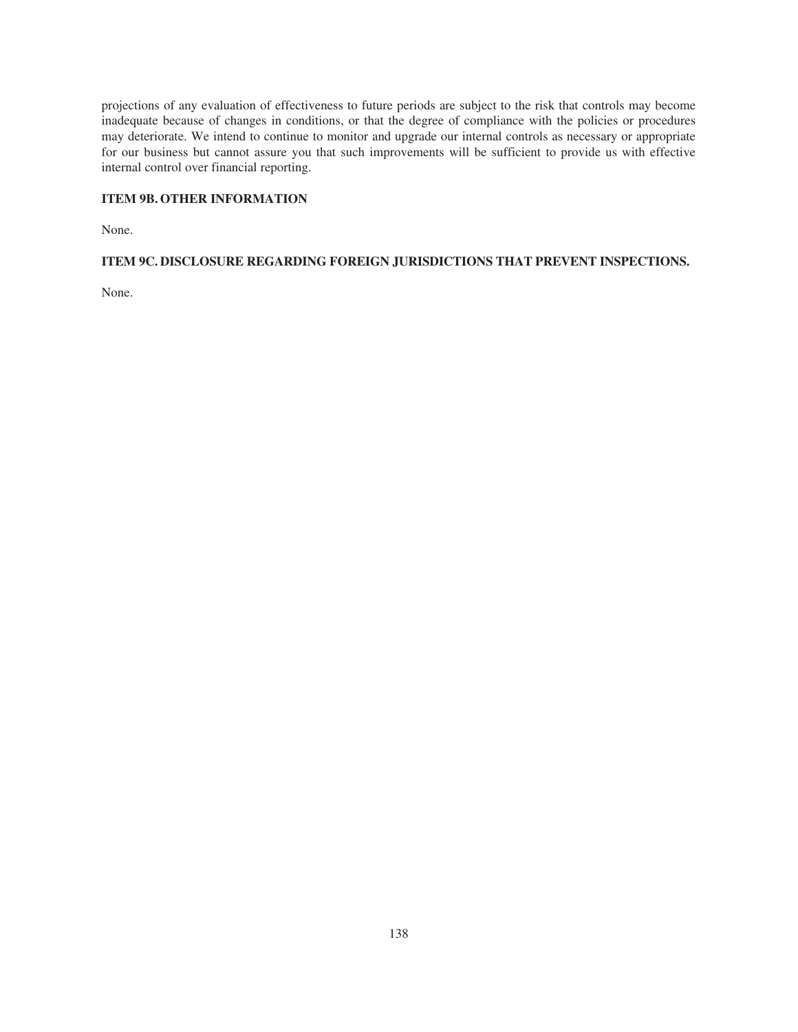projections of any evaluation of effectiveness to future periods are subject to the risk that controls may become inadequate because of changes in conditions, or that the degree of compliance with the policies or procedures may deteriorate. We intend to continue to monitor and upgrade our internal controls as necessary or appropriate for our business but cannot assure you that such improvements will be sufficient to provide us with effective internal control over financial reporting.

## ITEM 9B. OTHER INFORMATION

None.

## ITEM 9C. DISCLOSURE REGARDING FOREIGN JURISDICTIONS THAT PREVENT INSPECTIONS.

None.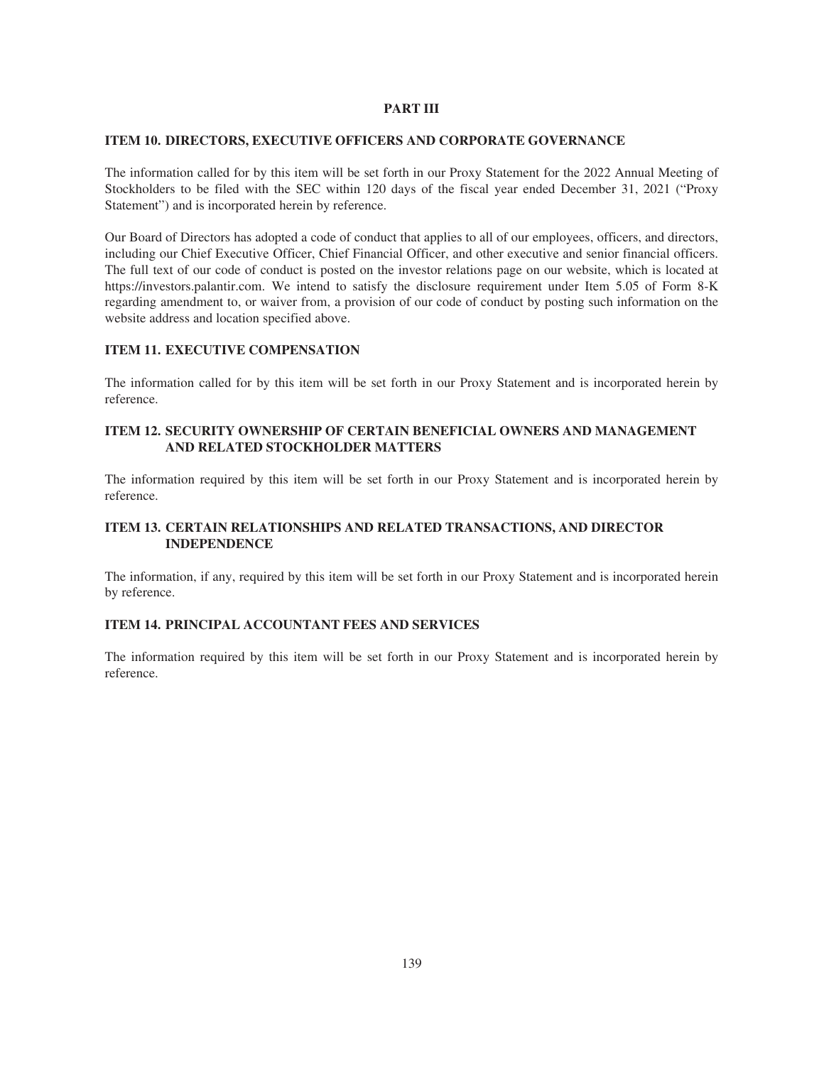# PART III

## ITEM 10. DIRECTORS, EXECUTIVE OFFICERS AND CORPORATE GOVERNANCE

The information called for by this item will be set forth in our Proxy Statement for the 2022 Annual Meeting of Stockholders to be filed with the SEC within 120 days of the fiscal year ended December 31, 2021 ("Proxy Statement") and is incorporated herein by reference.

Our Board of Directors has adopted a code of conduct that applies to all of our employees, officers, and directors, including our Chief Executive Officer, Chief Financial Officer, and other executive and senior financial officers. The full text of our code of conduct is posted on the investor relations page on our website, which is located at https://investors.palantir.com. We intend to satisfy the disclosure requirement under Item 5.05 of Form 8-K regarding amendment to, or waiver from, a provision of our code of conduct by posting such information on the website address and location specified above.

## ITEM 11. EXECUTIVE COMPENSATION

The information called for by this item will be set forth in our Proxy Statement and is incorporated herein by reference.

## ITEM 12. SECURITY OWNERSHIP OF CERTAIN BENEFICIAL OWNERS AND MANAGEMENT AND RELATED STOCKHOLDER MATTERS

The information required by this item will be set forth in our Proxy Statement and is incorporated herein by reference.

## ITEM 13. CERTAIN RELATIONSHIPS AND RELATED TRANSACTIONS, AND DIRECTOR INDEPENDENCE

The information, if any, required by this item will be set forth in our Proxy Statement and is incorporated herein by reference.

## ITEM 14. PRINCIPAL ACCOUNTANT FEES AND SERVICES

The information required by this item will be set forth in our Proxy Statement and is incorporated herein by reference.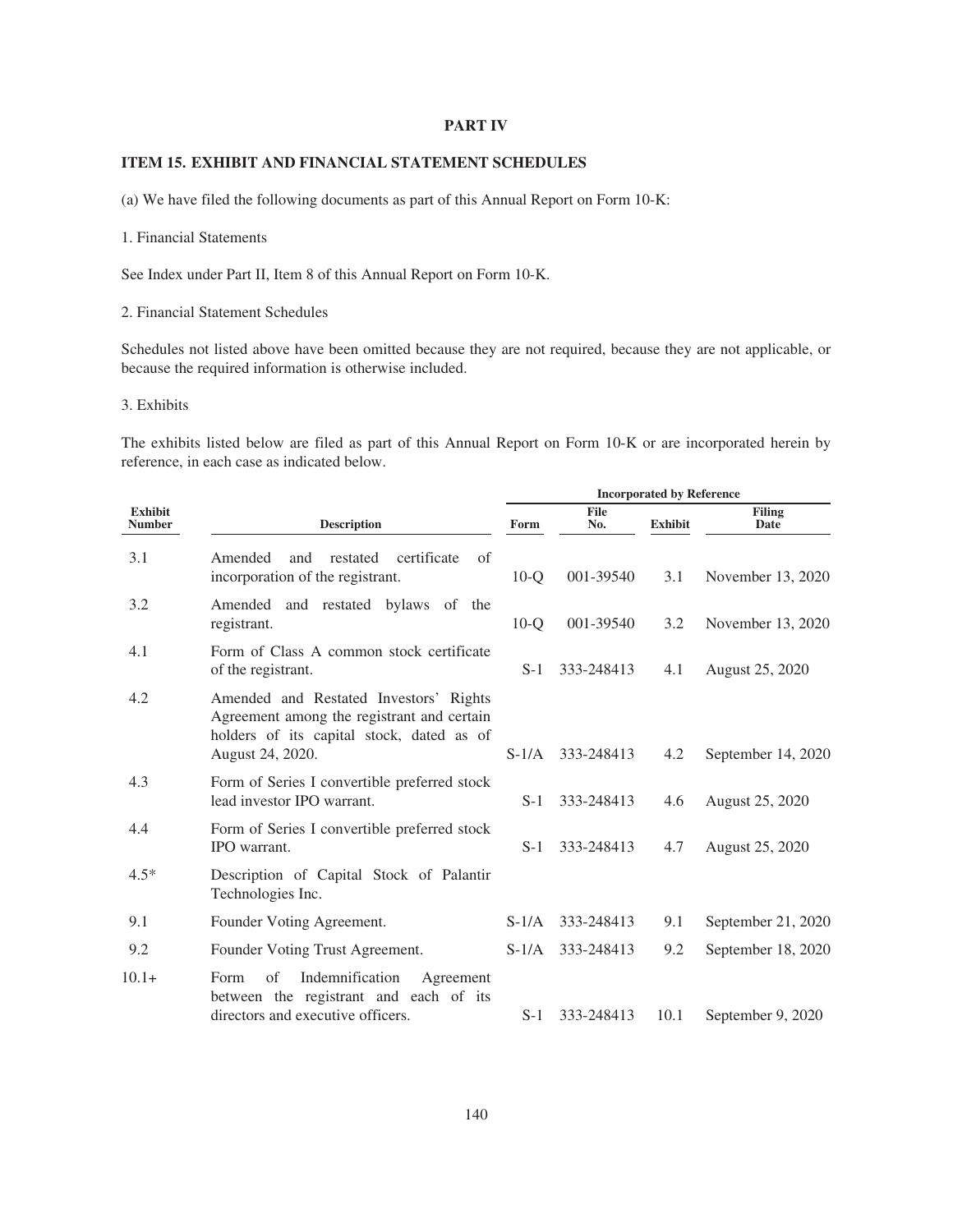## PART IV

## ITEM 15. EXHIBIT AND FINANCIAL STATEMENT SCHEDULES

(a) We have filed the following documents as part of this Annual Report on Form 10-K:

1. Financial Statements

See Index under Part II, Item 8 of this Annual Report on Form 10-K.

2. Financial Statement Schedules

Schedules not listed above have been omitted because they are not required, because they are not applicable, or because the required information is otherwise included.

3. Exhibits

The exhibits listed below are filed as part of this Annual Report on Form 10-K or are incorporated herein by reference, in each case as indicated below.

| | | Incorporated by Reference | | | |
|---|---|---|---|---|---|
| **Exhibit Number** | **Description** | **Form** | **File No.** | **Exhibit** | **Filing Date** |
| 3.1 | Amended and restated certificate of incorporation of the registrant. | 10-Q | 001-39540 | 3.1 | November 13, 2020 |
| 3.2 | Amended and restated bylaws of the registrant. | 10-Q | 001-39540 | 3.2 | November 13, 2020 |
| 4.1 | Form of Class A common stock certificate of the registrant. | S-1 | 333-248413 | 4.1 | August 25, 2020 |
| 4.2 | Amended and Restated Investors' Rights Agreement among the registrant and certain holders of its capital stock, dated as of August 24, 2020. | S-1/A | 333-248413 | 4.2 | September 14, 2020 |
| 4.3 | Form of Series I convertible preferred stock lead investor IPO warrant. | S-1 | 333-248413 | 4.6 | August 25, 2020 |
| 4.4 | Form of Series I convertible preferred stock IPO warrant. | S-1 | 333-248413 | 4.7 | August 25, 2020 |
| 4.5* | Description of Capital Stock of Palantir Technologies Inc. | | | | |
| 9.1 | Founder Voting Agreement. | S-1/A | 333-248413 | 9.1 | September 21, 2020 |
| 9.2 | Founder Voting Trust Agreement. | S-1/A | 333-248413 | 9.2 | September 18, 2020 |
| 10.1+ | Form of Indemnification Agreement between the registrant and each of its directors and executive officers. | S-1 | 333-248413 | 10.1 | September 9, 2020 |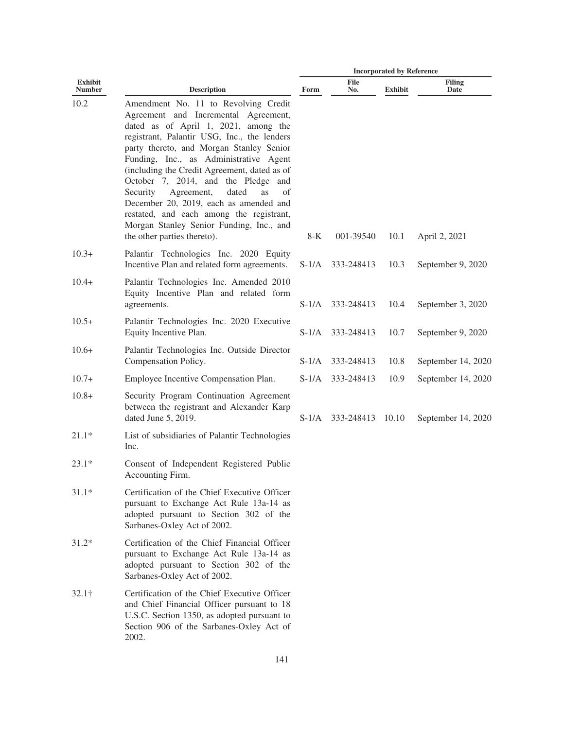| Exhibit Number | Description | Incorporated by Reference | | | |
|---|---|---|---|---|---|
| | | Form | File No. | Exhibit | Filing Date |
| 10.2 | Amendment No. 11 to Revolving Credit Agreement and Incremental Agreement, dated as of April 1, 2021, among the registrant, Palantir USG, Inc., the lenders party thereto, and Morgan Stanley Senior Funding, Inc., as Administrative Agent (including the Credit Agreement, dated as of October 7, 2014, and the Pledge and Security Agreement, dated as of December 20, 2019, each as amended and restated, and each among the registrant, Morgan Stanley Senior Funding, Inc., and the other parties thereto). | 8-K | 001-39540 | 10.1 | April 2, 2021 |
| 10.3+ | Palantir Technologies Inc. 2020 Equity Incentive Plan and related form agreements. | S-1/A | 333-248413 | 10.3 | September 9, 2020 |
| 10.4+ | Palantir Technologies Inc. Amended 2010 Equity Incentive Plan and related form agreements. | S-1/A | 333-248413 | 10.4 | September 3, 2020 |
| 10.5+ | Palantir Technologies Inc. 2020 Executive Equity Incentive Plan. | S-1/A | 333-248413 | 10.7 | September 9, 2020 |
| 10.6+ | Palantir Technologies Inc. Outside Director Compensation Policy. | S-1/A | 333-248413 | 10.8 | September 14, 2020 |
| 10.7+ | Employee Incentive Compensation Plan. | S-1/A | 333-248413 | 10.9 | September 14, 2020 |
| 10.8+ | Security Program Continuation Agreement between the registrant and Alexander Karp dated June 5, 2019. | S-1/A | 333-248413 | 10.10 | September 14, 2020 |
| 21.1* | List of subsidiaries of Palantir Technologies Inc. | | | | |
| 23.1* | Consent of Independent Registered Public Accounting Firm. | | | | |
| 31.1* | Certification of the Chief Executive Officer pursuant to Exchange Act Rule 13a-14 as adopted pursuant to Section 302 of the Sarbanes-Oxley Act of 2002. | | | | |
| 31.2* | Certification of the Chief Financial Officer pursuant to Exchange Act Rule 13a-14 as adopted pursuant to Section 302 of the Sarbanes-Oxley Act of 2002. | | | | |
| 32.1† | Certification of the Chief Executive Officer and Chief Financial Officer pursuant to 18 U.S.C. Section 1350, as adopted pursuant to Section 906 of the Sarbanes-Oxley Act of 2002. | | | | |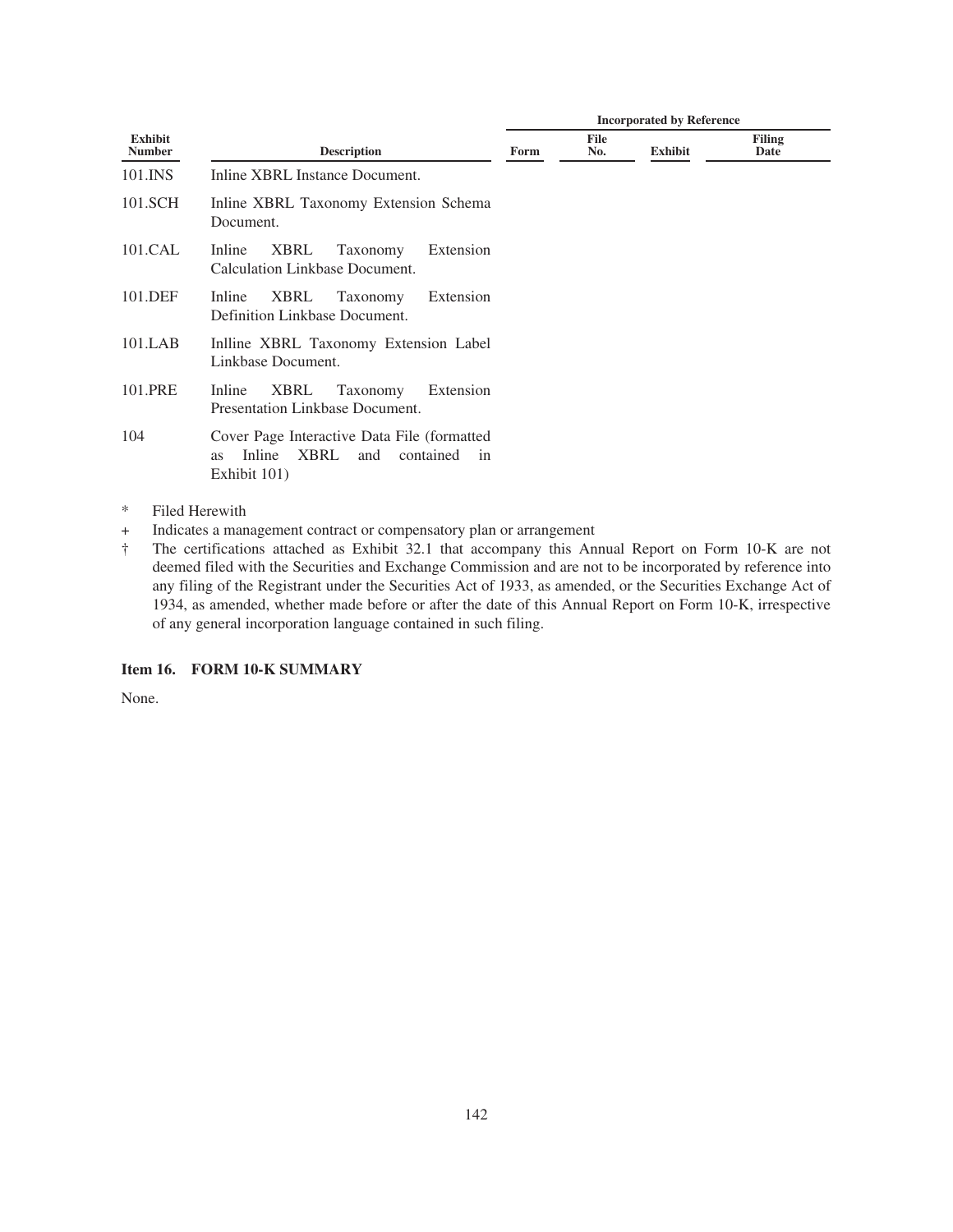| Exhibit Number | Description | Incorporated by Reference | | | |
|---|---|---|---|---|---|
| | | Form | File No. | Exhibit | Filing Date |
| 101.INS | Inline XBRL Instance Document. | | | | |
| 101.SCH | Inline XBRL Taxonomy Extension Schema Document. | | | | |
| 101.CAL | Inline XBRL Taxonomy Extension Calculation Linkbase Document. | | | | |
| 101.DEF | Inline XBRL Taxonomy Extension Definition Linkbase Document. | | | | |
| 101.LAB | Inlline XBRL Taxonomy Extension Label Linkbase Document. | | | | |
| 101.PRE | Inline XBRL Taxonomy Extension Presentation Linkbase Document. | | | | |
| 104 | Cover Page Interactive Data File (formatted as Inline XBRL and contained in Exhibit 101) | | | | |

\* Filed Herewith

\+ Indicates a management contract or compensatory plan or arrangement

† The certifications attached as Exhibit 32.1 that accompany this Annual Report on Form 10-K are not deemed filed with the Securities and Exchange Commission and are not to be incorporated by reference into any filing of the Registrant under the Securities Act of 1933, as amended, or the Securities Exchange Act of 1934, as amended, whether made before or after the date of this Annual Report on Form 10-K, irrespective of any general incorporation language contained in such filing.

### Item 16. FORM 10-K SUMMARY

None.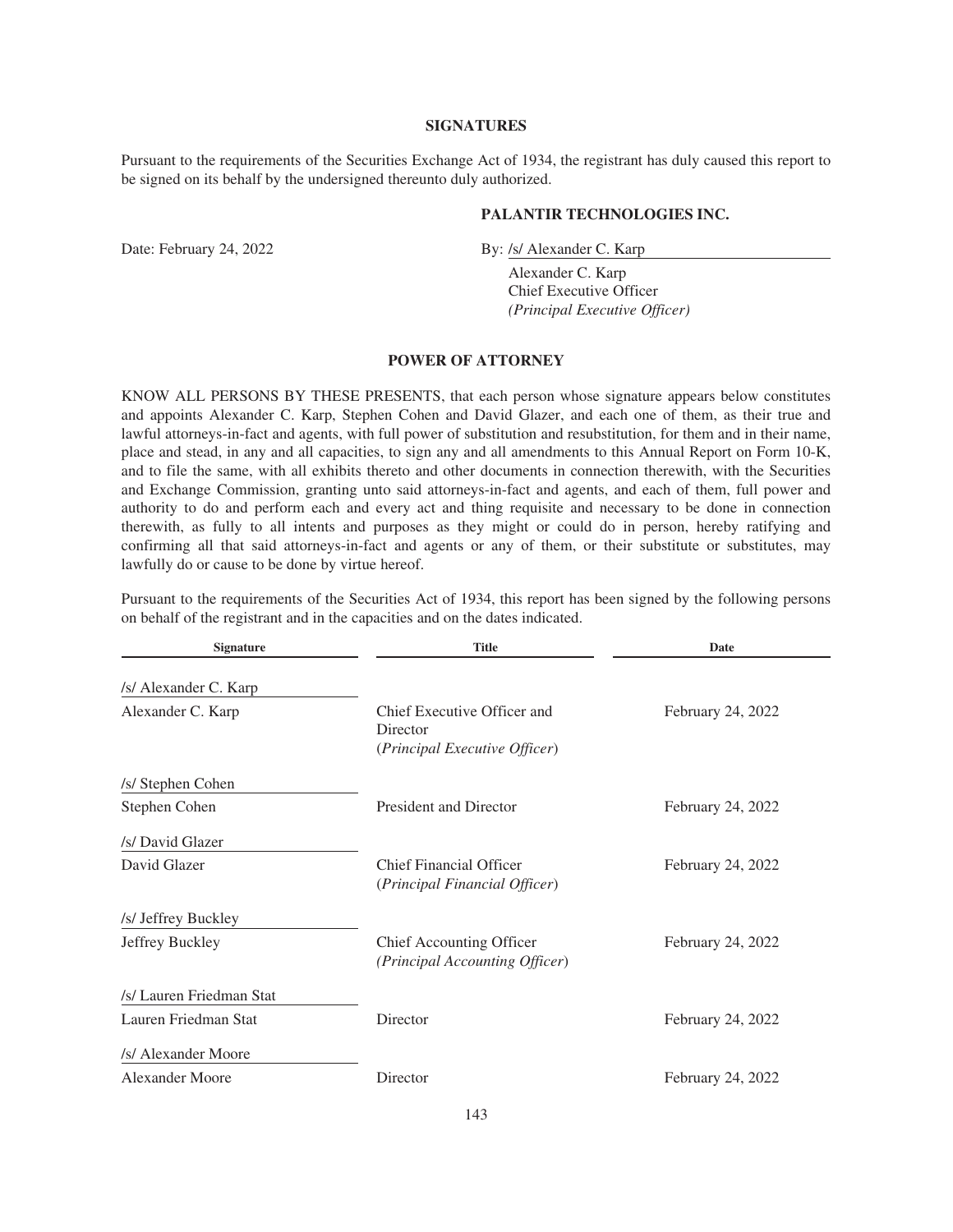## SIGNATURES

Pursuant to the requirements of the Securities Exchange Act of 1934, the registrant has duly caused this report to be signed on its behalf by the undersigned thereunto duly authorized.

**PALANTIR TECHNOLOGIES INC.**

Date: February 24, 2022

By: /s/ Alexander C. Karp

Alexander C. Karp
Chief Executive Officer
*(Principal Executive Officer)*

## POWER OF ATTORNEY

KNOW ALL PERSONS BY THESE PRESENTS, that each person whose signature appears below constitutes and appoints Alexander C. Karp, Stephen Cohen and David Glazer, and each one of them, as their true and lawful attorneys-in-fact and agents, with full power of substitution and resubstitution, for them and in their name, place and stead, in any and all capacities, to sign any and all amendments to this Annual Report on Form 10-K, and to file the same, with all exhibits thereto and other documents in connection therewith, with the Securities and Exchange Commission, granting unto said attorneys-in-fact and agents, and each of them, full power and authority to do and perform each and every act and thing requisite and necessary to be done in connection therewith, as fully to all intents and purposes as they might or could do in person, hereby ratifying and confirming all that said attorneys-in-fact and agents or any of them, or their substitute or substitutes, may lawfully do or cause to be done by virtue hereof.

Pursuant to the requirements of the Securities Act of 1934, this report has been signed by the following persons on behalf of the registrant and in the capacities and on the dates indicated.

| Signature | Title | Date |
|---|---|---|
| /s/ Alexander C. Karp<br>Alexander C. Karp | Chief Executive Officer and Director<br>(*Principal Executive Officer*) | February 24, 2022 |
| /s/ Stephen Cohen<br>Stephen Cohen | President and Director | February 24, 2022 |
| /s/ David Glazer<br>David Glazer | Chief Financial Officer<br>(*Principal Financial Officer*) | February 24, 2022 |
| /s/ Jeffrey Buckley<br>Jeffrey Buckley | Chief Accounting Officer<br>(*Principal Accounting Officer*) | February 24, 2022 |
| /s/ Lauren Friedman Stat<br>Lauren Friedman Stat | Director | February 24, 2022 |
| /s/ Alexander Moore<br>Alexander Moore | Director | February 24, 2022 |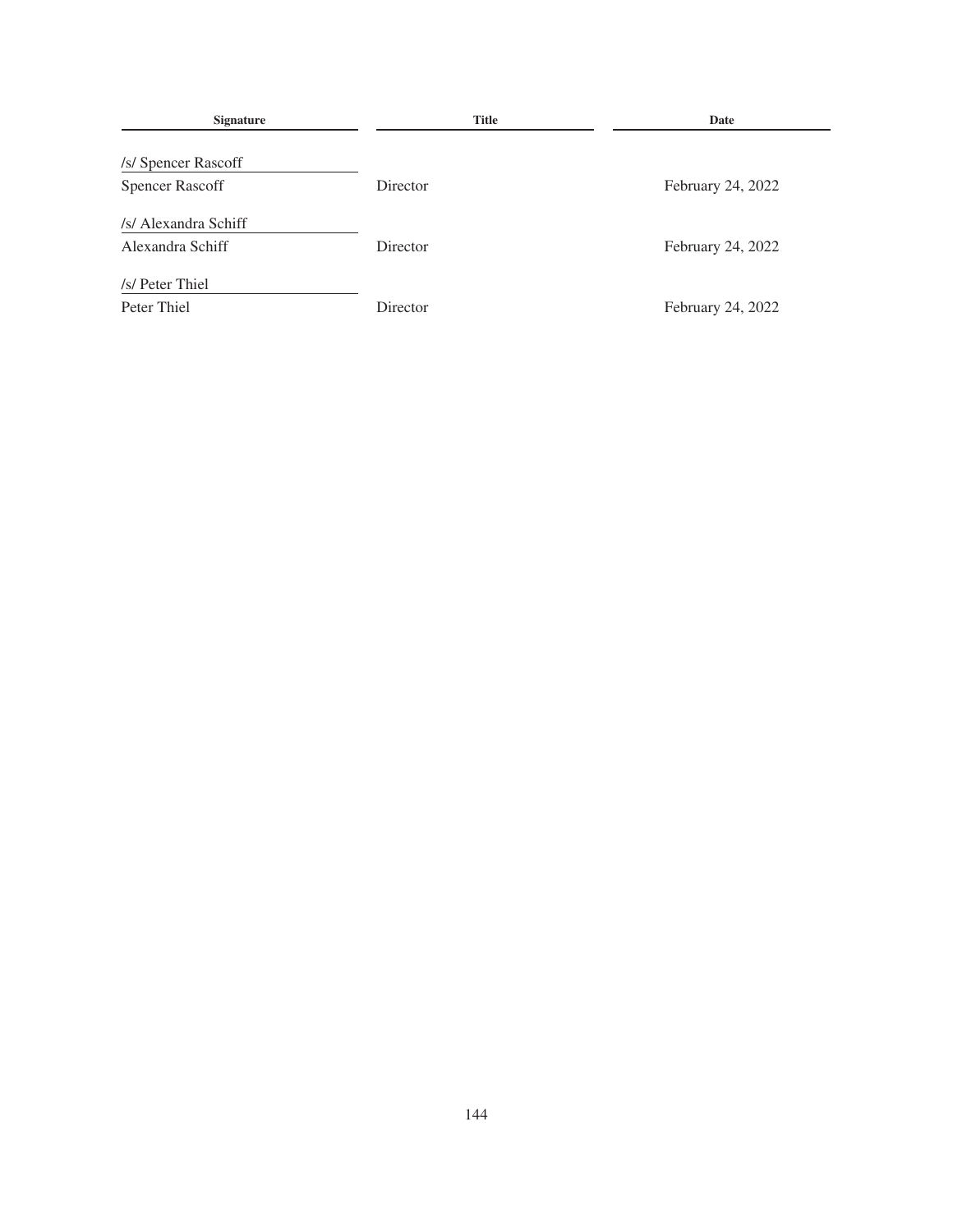| Signature | Title | Date |
| --- | --- | --- |
| /s/ Spencer Rascoff<br>Spencer Rascoff | Director | February 24, 2022 |
| /s/ Alexandra Schiff<br>Alexandra Schiff | Director | February 24, 2022 |
| /s/ Peter Thiel<br>Peter Thiel | Director | February 24, 2022 |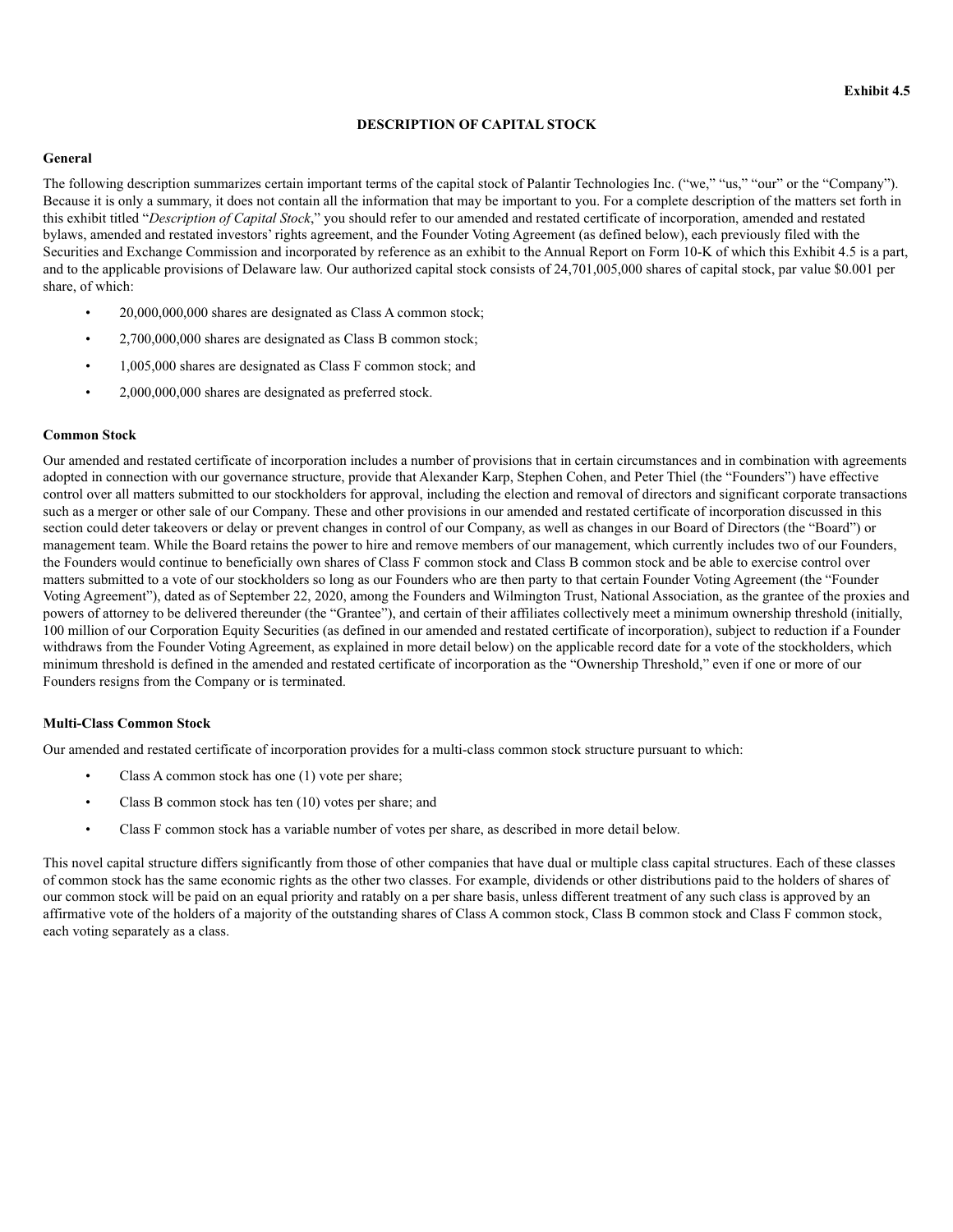**Exhibit 4.5**

## DESCRIPTION OF CAPITAL STOCK

### General

The following description summarizes certain important terms of the capital stock of Palantir Technologies Inc. ("we," "us," "our" or the "Company"). Because it is only a summary, it does not contain all the information that may be important to you. For a complete description of the matters set forth in this exhibit titled "*Description of Capital Stock*," you should refer to our amended and restated certificate of incorporation, amended and restated bylaws, amended and restated investors' rights agreement, and the Founder Voting Agreement (as defined below), each previously filed with the Securities and Exchange Commission and incorporated by reference as an exhibit to the Annual Report on Form 10-K of which this Exhibit 4.5 is a part, and to the applicable provisions of Delaware law. Our authorized capital stock consists of 24,701,005,000 shares of capital stock, par value $0.001 per share, of which:

- 20,000,000,000 shares are designated as Class A common stock;
- 2,700,000,000 shares are designated as Class B common stock;
- 1,005,000 shares are designated as Class F common stock; and
- 2,000,000,000 shares are designated as preferred stock.

### Common Stock

Our amended and restated certificate of incorporation includes a number of provisions that in certain circumstances and in combination with agreements adopted in connection with our governance structure, provide that Alexander Karp, Stephen Cohen, and Peter Thiel (the "Founders") have effective control over all matters submitted to our stockholders for approval, including the election and removal of directors and significant corporate transactions such as a merger or other sale of our Company. These and other provisions in our amended and restated certificate of incorporation discussed in this section could deter takeovers or delay or prevent changes in control of our Company, as well as changes in our Board of Directors (the "Board") or management team. While the Board retains the power to hire and remove members of our management, which currently includes two of our Founders, the Founders would continue to beneficially own shares of Class F common stock and Class B common stock and be able to exercise control over matters submitted to a vote of our stockholders so long as our Founders who are then party to that certain Founder Voting Agreement (the "Founder Voting Agreement"), dated as of September 22, 2020, among the Founders and Wilmington Trust, National Association, as the grantee of the proxies and powers of attorney to be delivered thereunder (the "Grantee"), and certain of their affiliates collectively meet a minimum ownership threshold (initially, 100 million of our Corporation Equity Securities (as defined in our amended and restated certificate of incorporation), subject to reduction if a Founder withdraws from the Founder Voting Agreement, as explained in more detail below) on the applicable record date for a vote of the stockholders, which minimum threshold is defined in the amended and restated certificate of incorporation as the "Ownership Threshold," even if one or more of our Founders resigns from the Company or is terminated.

### Multi-Class Common Stock

Our amended and restated certificate of incorporation provides for a multi-class common stock structure pursuant to which:

- Class A common stock has one (1) vote per share;
- Class B common stock has ten (10) votes per share; and
- Class F common stock has a variable number of votes per share, as described in more detail below.

This novel capital structure differs significantly from those of other companies that have dual or multiple class capital structures. Each of these classes of common stock has the same economic rights as the other two classes. For example, dividends or other distributions paid to the holders of shares of our common stock will be paid on an equal priority and ratably on a per share basis, unless different treatment of any such class is approved by an affirmative vote of the holders of a majority of the outstanding shares of Class A common stock, Class B common stock and Class F common stock, each voting separately as a class.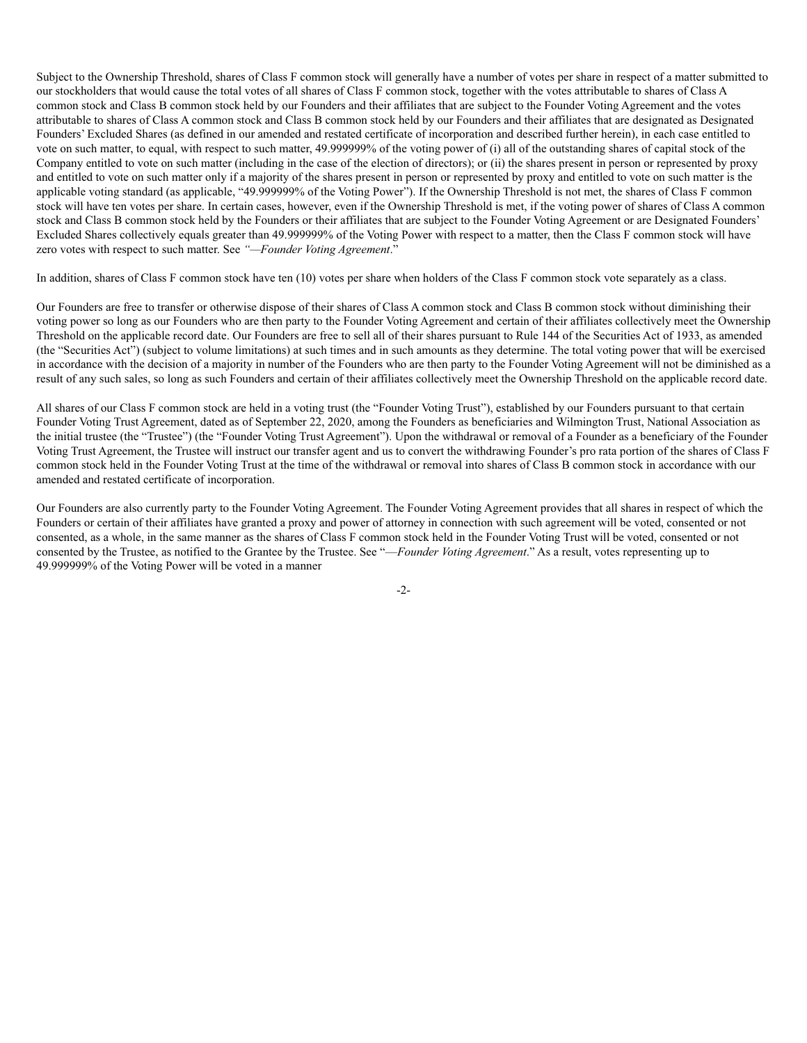Subject to the Ownership Threshold, shares of Class F common stock will generally have a number of votes per share in respect of a matter submitted to our stockholders that would cause the total votes of all shares of Class F common stock, together with the votes attributable to shares of Class A common stock and Class B common stock held by our Founders and their affiliates that are subject to the Founder Voting Agreement and the votes attributable to shares of Class A common stock and Class B common stock held by our Founders and their affiliates that are designated as Designated Founders' Excluded Shares (as defined in our amended and restated certificate of incorporation and described further herein), in each case entitled to vote on such matter, to equal, with respect to such matter, 49.999999% of the voting power of (i) all of the outstanding shares of capital stock of the Company entitled to vote on such matter (including in the case of the election of directors); or (ii) the shares present in person or represented by proxy and entitled to vote on such matter only if a majority of the shares present in person or represented by proxy and entitled to vote on such matter is the applicable voting standard (as applicable, "49.999999% of the Voting Power"). If the Ownership Threshold is not met, the shares of Class F common stock will have ten votes per share. In certain cases, however, even if the Ownership Threshold is met, if the voting power of shares of Class A common stock and Class B common stock held by the Founders or their affiliates that are subject to the Founder Voting Agreement or are Designated Founders' Excluded Shares collectively equals greater than 49.999999% of the Voting Power with respect to a matter, then the Class F common stock will have zero votes with respect to such matter. See *"—Founder Voting Agreement*."

In addition, shares of Class F common stock have ten (10) votes per share when holders of the Class F common stock vote separately as a class.

Our Founders are free to transfer or otherwise dispose of their shares of Class A common stock and Class B common stock without diminishing their voting power so long as our Founders who are then party to the Founder Voting Agreement and certain of their affiliates collectively meet the Ownership Threshold on the applicable record date. Our Founders are free to sell all of their shares pursuant to Rule 144 of the Securities Act of 1933, as amended (the "Securities Act") (subject to volume limitations) at such times and in such amounts as they determine. The total voting power that will be exercised in accordance with the decision of a majority in number of the Founders who are then party to the Founder Voting Agreement will not be diminished as a result of any such sales, so long as such Founders and certain of their affiliates collectively meet the Ownership Threshold on the applicable record date.

All shares of our Class F common stock are held in a voting trust (the "Founder Voting Trust"), established by our Founders pursuant to that certain Founder Voting Trust Agreement, dated as of September 22, 2020, among the Founders as beneficiaries and Wilmington Trust, National Association as the initial trustee (the "Trustee") (the "Founder Voting Trust Agreement"). Upon the withdrawal or removal of a Founder as a beneficiary of the Founder Voting Trust Agreement, the Trustee will instruct our transfer agent and us to convert the withdrawing Founder's pro rata portion of the shares of Class F common stock held in the Founder Voting Trust at the time of the withdrawal or removal into shares of Class B common stock in accordance with our amended and restated certificate of incorporation.

Our Founders are also currently party to the Founder Voting Agreement. The Founder Voting Agreement provides that all shares in respect of which the Founders or certain of their affiliates have granted a proxy and power of attorney in connection with such agreement will be voted, consented or not consented, as a whole, in the same manner as the shares of Class F common stock held in the Founder Voting Trust will be voted, consented or not consented by the Trustee, as notified to the Grantee by the Trustee. See "—*Founder Voting Agreement*." As a result, votes representing up to 49.999999% of the Voting Power will be voted in a manner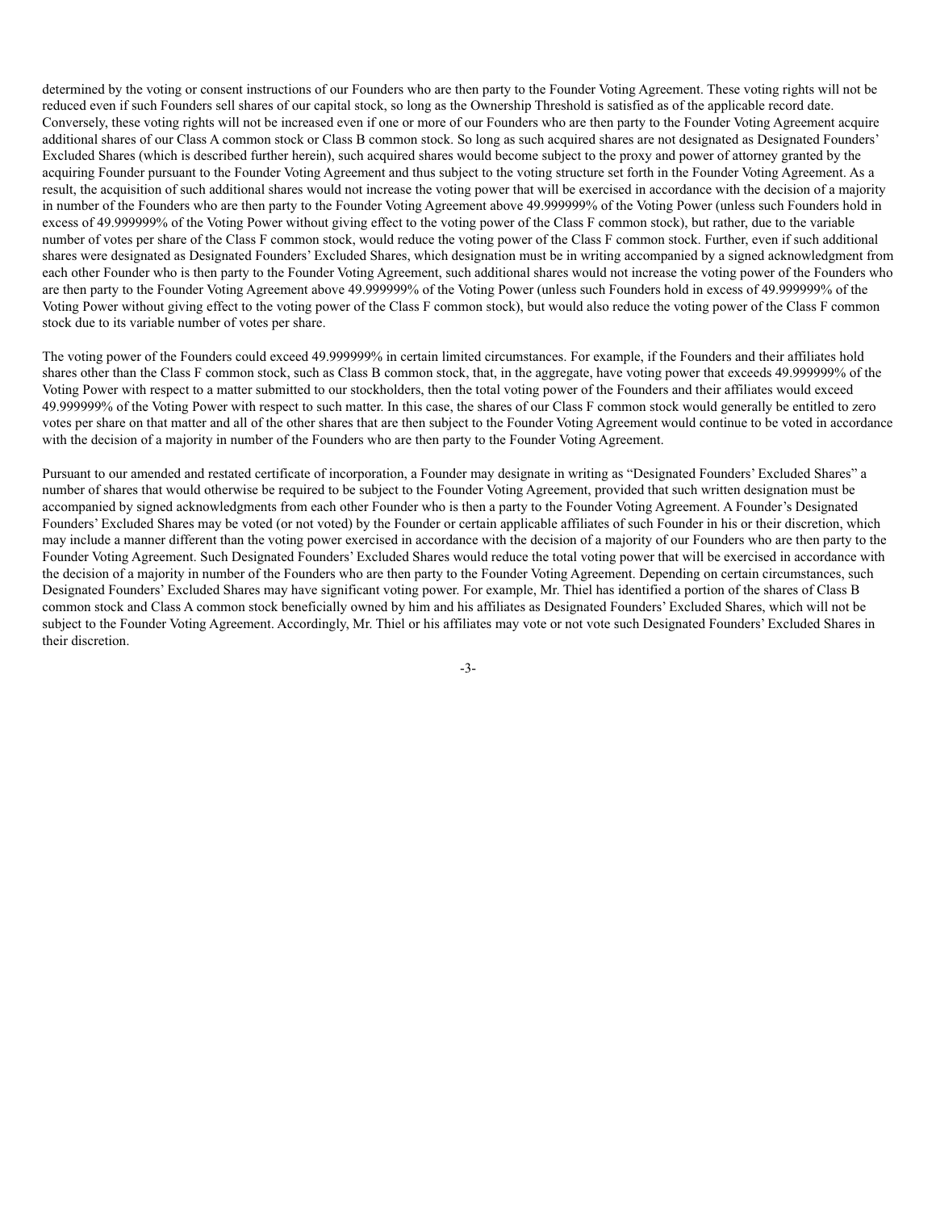determined by the voting or consent instructions of our Founders who are then party to the Founder Voting Agreement. These voting rights will not be reduced even if such Founders sell shares of our capital stock, so long as the Ownership Threshold is satisfied as of the applicable record date. Conversely, these voting rights will not be increased even if one or more of our Founders who are then party to the Founder Voting Agreement acquire additional shares of our Class A common stock or Class B common stock. So long as such acquired shares are not designated as Designated Founders' Excluded Shares (which is described further herein), such acquired shares would become subject to the proxy and power of attorney granted by the acquiring Founder pursuant to the Founder Voting Agreement and thus subject to the voting structure set forth in the Founder Voting Agreement. As a result, the acquisition of such additional shares would not increase the voting power that will be exercised in accordance with the decision of a majority in number of the Founders who are then party to the Founder Voting Agreement above 49.999999% of the Voting Power (unless such Founders hold in excess of 49.999999% of the Voting Power without giving effect to the voting power of the Class F common stock), but rather, due to the variable number of votes per share of the Class F common stock, would reduce the voting power of the Class F common stock. Further, even if such additional shares were designated as Designated Founders' Excluded Shares, which designation must be in writing accompanied by a signed acknowledgment from each other Founder who is then party to the Founder Voting Agreement, such additional shares would not increase the voting power of the Founders who are then party to the Founder Voting Agreement above 49.999999% of the Voting Power (unless such Founders hold in excess of 49.999999% of the Voting Power without giving effect to the voting power of the Class F common stock), but would also reduce the voting power of the Class F common stock due to its variable number of votes per share.

The voting power of the Founders could exceed 49.999999% in certain limited circumstances. For example, if the Founders and their affiliates hold shares other than the Class F common stock, such as Class B common stock, that, in the aggregate, have voting power that exceeds 49.999999% of the Voting Power with respect to a matter submitted to our stockholders, then the total voting power of the Founders and their affiliates would exceed 49.999999% of the Voting Power with respect to such matter. In this case, the shares of our Class F common stock would generally be entitled to zero votes per share on that matter and all of the other shares that are then subject to the Founder Voting Agreement would continue to be voted in accordance with the decision of a majority in number of the Founders who are then party to the Founder Voting Agreement.

Pursuant to our amended and restated certificate of incorporation, a Founder may designate in writing as "Designated Founders' Excluded Shares" a number of shares that would otherwise be required to be subject to the Founder Voting Agreement, provided that such written designation must be accompanied by signed acknowledgments from each other Founder who is then a party to the Founder Voting Agreement. A Founder's Designated Founders' Excluded Shares may be voted (or not voted) by the Founder or certain applicable affiliates of such Founder in his or their discretion, which may include a manner different than the voting power exercised in accordance with the decision of a majority of our Founders who are then party to the Founder Voting Agreement. Such Designated Founders' Excluded Shares would reduce the total voting power that will be exercised in accordance with the decision of a majority in number of the Founders who are then party to the Founder Voting Agreement. Depending on certain circumstances, such Designated Founders' Excluded Shares may have significant voting power. For example, Mr. Thiel has identified a portion of the shares of Class B common stock and Class A common stock beneficially owned by him and his affiliates as Designated Founders' Excluded Shares, which will not be subject to the Founder Voting Agreement. Accordingly, Mr. Thiel or his affiliates may vote or not vote such Designated Founders' Excluded Shares in their discretion.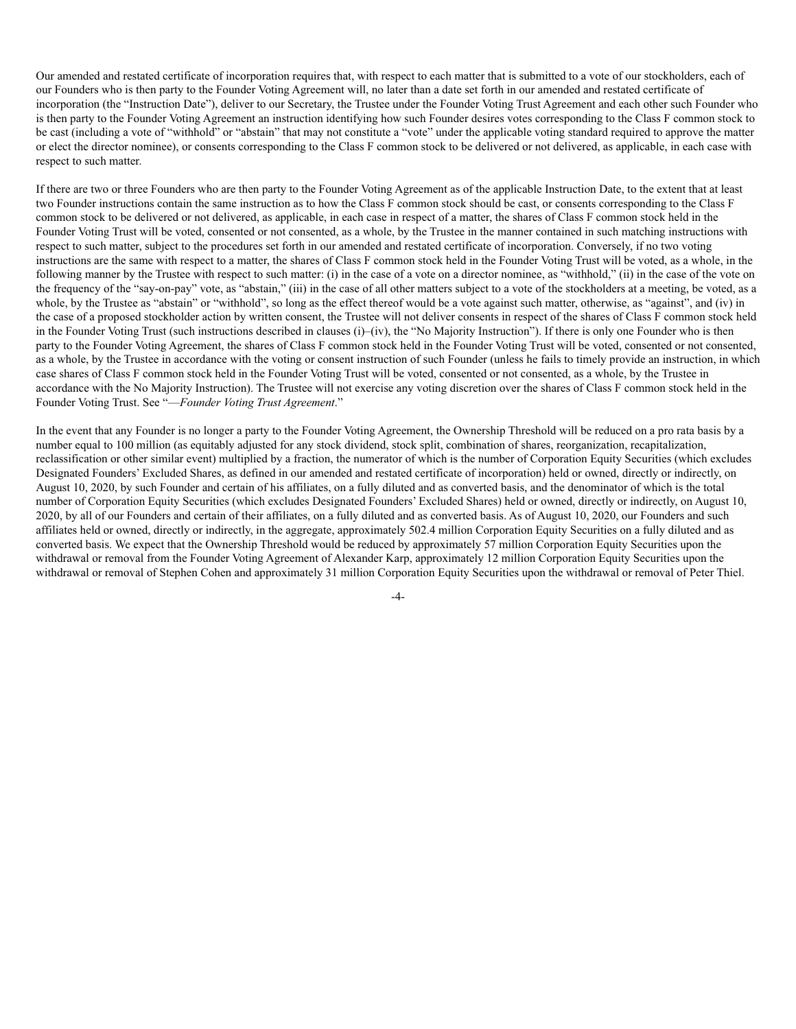Our amended and restated certificate of incorporation requires that, with respect to each matter that is submitted to a vote of our stockholders, each of our Founders who is then party to the Founder Voting Agreement will, no later than a date set forth in our amended and restated certificate of incorporation (the "Instruction Date"), deliver to our Secretary, the Trustee under the Founder Voting Trust Agreement and each other such Founder who is then party to the Founder Voting Agreement an instruction identifying how such Founder desires votes corresponding to the Class F common stock to be cast (including a vote of "withhold" or "abstain" that may not constitute a "vote" under the applicable voting standard required to approve the matter or elect the director nominee), or consents corresponding to the Class F common stock to be delivered or not delivered, as applicable, in each case with respect to such matter.

If there are two or three Founders who are then party to the Founder Voting Agreement as of the applicable Instruction Date, to the extent that at least two Founder instructions contain the same instruction as to how the Class F common stock should be cast, or consents corresponding to the Class F common stock to be delivered or not delivered, as applicable, in each case in respect of a matter, the shares of Class F common stock held in the Founder Voting Trust will be voted, consented or not consented, as a whole, by the Trustee in the manner contained in such matching instructions with respect to such matter, subject to the procedures set forth in our amended and restated certificate of incorporation. Conversely, if no two voting instructions are the same with respect to a matter, the shares of Class F common stock held in the Founder Voting Trust will be voted, as a whole, in the following manner by the Trustee with respect to such matter: (i) in the case of a vote on a director nominee, as "withhold," (ii) in the case of the vote on the frequency of the "say-on-pay" vote, as "abstain," (iii) in the case of all other matters subject to a vote of the stockholders at a meeting, be voted, as a whole, by the Trustee as "abstain" or "withhold", so long as the effect thereof would be a vote against such matter, otherwise, as "against", and (iv) in the case of a proposed stockholder action by written consent, the Trustee will not deliver consents in respect of the shares of Class F common stock held in the Founder Voting Trust (such instructions described in clauses (i)–(iv), the "No Majority Instruction"). If there is only one Founder who is then party to the Founder Voting Agreement, the shares of Class F common stock held in the Founder Voting Trust will be voted, consented or not consented, as a whole, by the Trustee in accordance with the voting or consent instruction of such Founder (unless he fails to timely provide an instruction, in which case shares of Class F common stock held in the Founder Voting Trust will be voted, consented or not consented, as a whole, by the Trustee in accordance with the No Majority Instruction). The Trustee will not exercise any voting discretion over the shares of Class F common stock held in the Founder Voting Trust. See "—*Founder Voting Trust Agreement*."

In the event that any Founder is no longer a party to the Founder Voting Agreement, the Ownership Threshold will be reduced on a pro rata basis by a number equal to 100 million (as equitably adjusted for any stock dividend, stock split, combination of shares, reorganization, recapitalization, reclassification or other similar event) multiplied by a fraction, the numerator of which is the number of Corporation Equity Securities (which excludes Designated Founders' Excluded Shares, as defined in our amended and restated certificate of incorporation) held or owned, directly or indirectly, on August 10, 2020, by such Founder and certain of his affiliates, on a fully diluted and as converted basis, and the denominator of which is the total number of Corporation Equity Securities (which excludes Designated Founders' Excluded Shares) held or owned, directly or indirectly, on August 10, 2020, by all of our Founders and certain of their affiliates, on a fully diluted and as converted basis. As of August 10, 2020, our Founders and such affiliates held or owned, directly or indirectly, in the aggregate, approximately 502.4 million Corporation Equity Securities on a fully diluted and as converted basis. We expect that the Ownership Threshold would be reduced by approximately 57 million Corporation Equity Securities upon the withdrawal or removal from the Founder Voting Agreement of Alexander Karp, approximately 12 million Corporation Equity Securities upon the withdrawal or removal of Stephen Cohen and approximately 31 million Corporation Equity Securities upon the withdrawal or removal of Peter Thiel.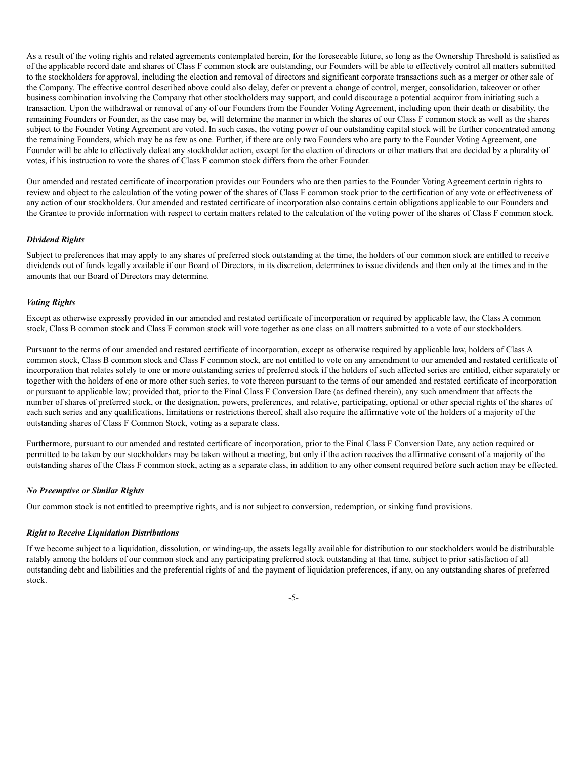As a result of the voting rights and related agreements contemplated herein, for the foreseeable future, so long as the Ownership Threshold is satisfied as of the applicable record date and shares of Class F common stock are outstanding, our Founders will be able to effectively control all matters submitted to the stockholders for approval, including the election and removal of directors and significant corporate transactions such as a merger or other sale of the Company. The effective control described above could also delay, defer or prevent a change of control, merger, consolidation, takeover or other business combination involving the Company that other stockholders may support, and could discourage a potential acquiror from initiating such a transaction. Upon the withdrawal or removal of any of our Founders from the Founder Voting Agreement, including upon their death or disability, the remaining Founders or Founder, as the case may be, will determine the manner in which the shares of our Class F common stock as well as the shares subject to the Founder Voting Agreement are voted. In such cases, the voting power of our outstanding capital stock will be further concentrated among the remaining Founders, which may be as few as one. Further, if there are only two Founders who are party to the Founder Voting Agreement, one Founder will be able to effectively defeat any stockholder action, except for the election of directors or other matters that are decided by a plurality of votes, if his instruction to vote the shares of Class F common stock differs from the other Founder.

Our amended and restated certificate of incorporation provides our Founders who are then parties to the Founder Voting Agreement certain rights to review and object to the calculation of the voting power of the shares of Class F common stock prior to the certification of any vote or effectiveness of any action of our stockholders. Our amended and restated certificate of incorporation also contains certain obligations applicable to our Founders and the Grantee to provide information with respect to certain matters related to the calculation of the voting power of the shares of Class F common stock.

### *Dividend Rights*

Subject to preferences that may apply to any shares of preferred stock outstanding at the time, the holders of our common stock are entitled to receive dividends out of funds legally available if our Board of Directors, in its discretion, determines to issue dividends and then only at the times and in the amounts that our Board of Directors may determine.

### *Voting Rights*

Except as otherwise expressly provided in our amended and restated certificate of incorporation or required by applicable law, the Class A common stock, Class B common stock and Class F common stock will vote together as one class on all matters submitted to a vote of our stockholders.

Pursuant to the terms of our amended and restated certificate of incorporation, except as otherwise required by applicable law, holders of Class A common stock, Class B common stock and Class F common stock, are not entitled to vote on any amendment to our amended and restated certificate of incorporation that relates solely to one or more outstanding series of preferred stock if the holders of such affected series are entitled, either separately or together with the holders of one or more other such series, to vote thereon pursuant to the terms of our amended and restated certificate of incorporation or pursuant to applicable law; provided that, prior to the Final Class F Conversion Date (as defined therein), any such amendment that affects the number of shares of preferred stock, or the designation, powers, preferences, and relative, participating, optional or other special rights of the shares of each such series and any qualifications, limitations or restrictions thereof, shall also require the affirmative vote of the holders of a majority of the outstanding shares of Class F Common Stock, voting as a separate class.

Furthermore, pursuant to our amended and restated certificate of incorporation, prior to the Final Class F Conversion Date, any action required or permitted to be taken by our stockholders may be taken without a meeting, but only if the action receives the affirmative consent of a majority of the outstanding shares of the Class F common stock, acting as a separate class, in addition to any other consent required before such action may be effected.

### *No Preemptive or Similar Rights*

Our common stock is not entitled to preemptive rights, and is not subject to conversion, redemption, or sinking fund provisions.

### *Right to Receive Liquidation Distributions*

If we become subject to a liquidation, dissolution, or winding-up, the assets legally available for distribution to our stockholders would be distributable ratably among the holders of our common stock and any participating preferred stock outstanding at that time, subject to prior satisfaction of all outstanding debt and liabilities and the preferential rights of and the payment of liquidation preferences, if any, on any outstanding shares of preferred stock.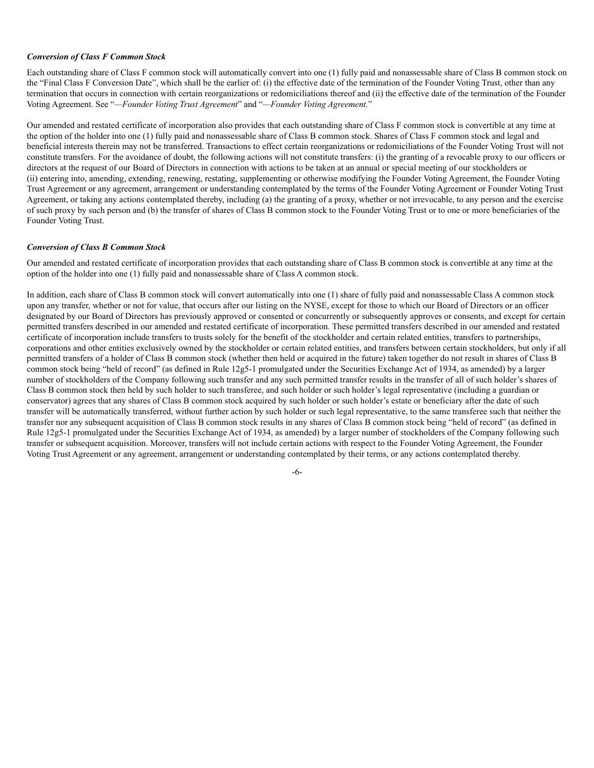***Conversion of Class F Common Stock***

Each outstanding share of Class F common stock will automatically convert into one (1) fully paid and nonassessable share of Class B common stock on the "Final Class F Conversion Date", which shall be the earlier of: (i) the effective date of the termination of the Founder Voting Trust, other than any termination that occurs in connection with certain reorganizations or redomiciliations thereof and (ii) the effective date of the termination of the Founder Voting Agreement. See "*—Founder Voting Trust Agreement*" and "*—Founder Voting Agreement*."

Our amended and restated certificate of incorporation also provides that each outstanding share of Class F common stock is convertible at any time at the option of the holder into one (1) fully paid and nonassessable share of Class B common stock. Shares of Class F common stock and legal and beneficial interests therein may not be transferred. Transactions to effect certain reorganizations or redomiciliations of the Founder Voting Trust will not constitute transfers. For the avoidance of doubt, the following actions will not constitute transfers: (i) the granting of a revocable proxy to our officers or directors at the request of our Board of Directors in connection with actions to be taken at an annual or special meeting of our stockholders or (ii) entering into, amending, extending, renewing, restating, supplementing or otherwise modifying the Founder Voting Agreement, the Founder Voting Trust Agreement or any agreement, arrangement or understanding contemplated by the terms of the Founder Voting Agreement or Founder Voting Trust Agreement, or taking any actions contemplated thereby, including (a) the granting of a proxy, whether or not irrevocable, to any person and the exercise of such proxy by such person and (b) the transfer of shares of Class B common stock to the Founder Voting Trust or to one or more beneficiaries of the Founder Voting Trust.

***Conversion of Class B Common Stock***

Our amended and restated certificate of incorporation provides that each outstanding share of Class B common stock is convertible at any time at the option of the holder into one (1) fully paid and nonassessable share of Class A common stock.

In addition, each share of Class B common stock will convert automatically into one (1) share of fully paid and nonassessable Class A common stock upon any transfer, whether or not for value, that occurs after our listing on the NYSE, except for those to which our Board of Directors or an officer designated by our Board of Directors has previously approved or consented or concurrently or subsequently approves or consents, and except for certain permitted transfers described in our amended and restated certificate of incorporation. These permitted transfers described in our amended and restated certificate of incorporation include transfers to trusts solely for the benefit of the stockholder and certain related entities, transfers to partnerships, corporations and other entities exclusively owned by the stockholder or certain related entities, and transfers between certain stockholders, but only if all permitted transfers of a holder of Class B common stock (whether then held or acquired in the future) taken together do not result in shares of Class B common stock being "held of record" (as defined in Rule 12g5-1 promulgated under the Securities Exchange Act of 1934, as amended) by a larger number of stockholders of the Company following such transfer and any such permitted transfer results in the transfer of all of such holder's shares of Class B common stock then held by such holder to such transferee, and such holder or such holder's legal representative (including a guardian or conservator) agrees that any shares of Class B common stock acquired by such holder or such holder's estate or beneficiary after the date of such transfer will be automatically transferred, without further action by such holder or such legal representative, to the same transferee such that neither the transfer nor any subsequent acquisition of Class B common stock results in any shares of Class B common stock being "held of record" (as defined in Rule 12g5-1 promulgated under the Securities Exchange Act of 1934, as amended) by a larger number of stockholders of the Company following such transfer or subsequent acquisition. Moreover, transfers will not include certain actions with respect to the Founder Voting Agreement, the Founder Voting Trust Agreement or any agreement, arrangement or understanding contemplated by their terms, or any actions contemplated thereby.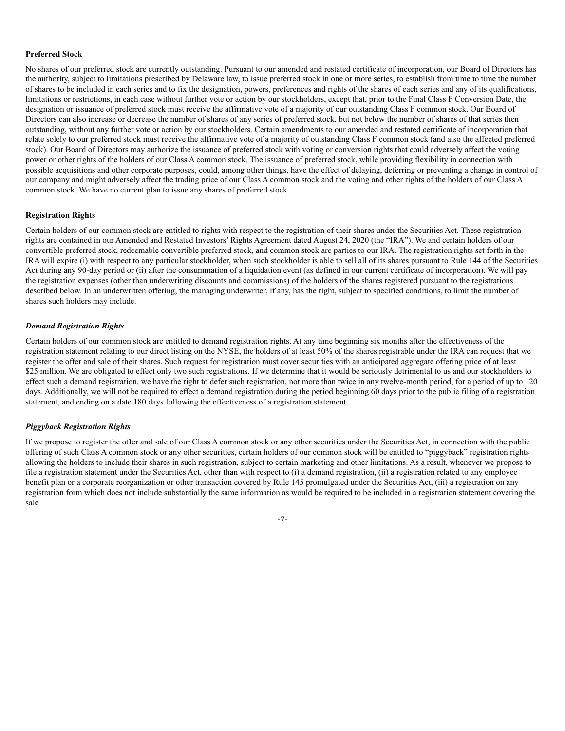**Preferred Stock**

No shares of our preferred stock are currently outstanding. Pursuant to our amended and restated certificate of incorporation, our Board of Directors has the authority, subject to limitations prescribed by Delaware law, to issue preferred stock in one or more series, to establish from time to time the number of shares to be included in each series and to fix the designation, powers, preferences and rights of the shares of each series and any of its qualifications, limitations or restrictions, in each case without further vote or action by our stockholders, except that, prior to the Final Class F Conversion Date, the designation or issuance of preferred stock must receive the affirmative vote of a majority of our outstanding Class F common stock. Our Board of Directors can also increase or decrease the number of shares of any series of preferred stock, but not below the number of shares of that series then outstanding, without any further vote or action by our stockholders. Certain amendments to our amended and restated certificate of incorporation that relate solely to our preferred stock must receive the affirmative vote of a majority of outstanding Class F common stock (and also the affected preferred stock). Our Board of Directors may authorize the issuance of preferred stock with voting or conversion rights that could adversely affect the voting power or other rights of the holders of our Class A common stock. The issuance of preferred stock, while providing flexibility in connection with possible acquisitions and other corporate purposes, could, among other things, have the effect of delaying, deferring or preventing a change in control of our company and might adversely affect the trading price of our Class A common stock and the voting and other rights of the holders of our Class A common stock. We have no current plan to issue any shares of preferred stock.

**Registration Rights**

Certain holders of our common stock are entitled to rights with respect to the registration of their shares under the Securities Act. These registration rights are contained in our Amended and Restated Investors' Rights Agreement dated August 24, 2020 (the "IRA"). We and certain holders of our convertible preferred stock, redeemable convertible preferred stock, and common stock are parties to our IRA. The registration rights set forth in the IRA will expire (i) with respect to any particular stockholder, when such stockholder is able to sell all of its shares pursuant to Rule 144 of the Securities Act during any 90-day period or (ii) after the consummation of a liquidation event (as defined in our current certificate of incorporation). We will pay the registration expenses (other than underwriting discounts and commissions) of the holders of the shares registered pursuant to the registrations described below. In an underwritten offering, the managing underwriter, if any, has the right, subject to specified conditions, to limit the number of shares such holders may include.

***Demand Registration Rights***

Certain holders of our common stock are entitled to demand registration rights. At any time beginning six months after the effectiveness of the registration statement relating to our direct listing on the NYSE, the holders of at least 50% of the shares registrable under the IRA can request that we register the offer and sale of their shares. Such request for registration must cover securities with an anticipated aggregate offering price of at least $25 million. We are obligated to effect only two such registrations. If we determine that it would be seriously detrimental to us and our stockholders to effect such a demand registration, we have the right to defer such registration, not more than twice in any twelve-month period, for a period of up to 120 days. Additionally, we will not be required to effect a demand registration during the period beginning 60 days prior to the public filing of a registration statement, and ending on a date 180 days following the effectiveness of a registration statement.

***Piggyback Registration Rights***

If we propose to register the offer and sale of our Class A common stock or any other securities under the Securities Act, in connection with the public offering of such Class A common stock or any other securities, certain holders of our common stock will be entitled to "piggyback" registration rights allowing the holders to include their shares in such registration, subject to certain marketing and other limitations. As a result, whenever we propose to file a registration statement under the Securities Act, other than with respect to (i) a demand registration, (ii) a registration related to any employee benefit plan or a corporate reorganization or other transaction covered by Rule 145 promulgated under the Securities Act, (iii) a registration on any registration form which does not include substantially the same information as would be required to be included in a registration statement covering the sale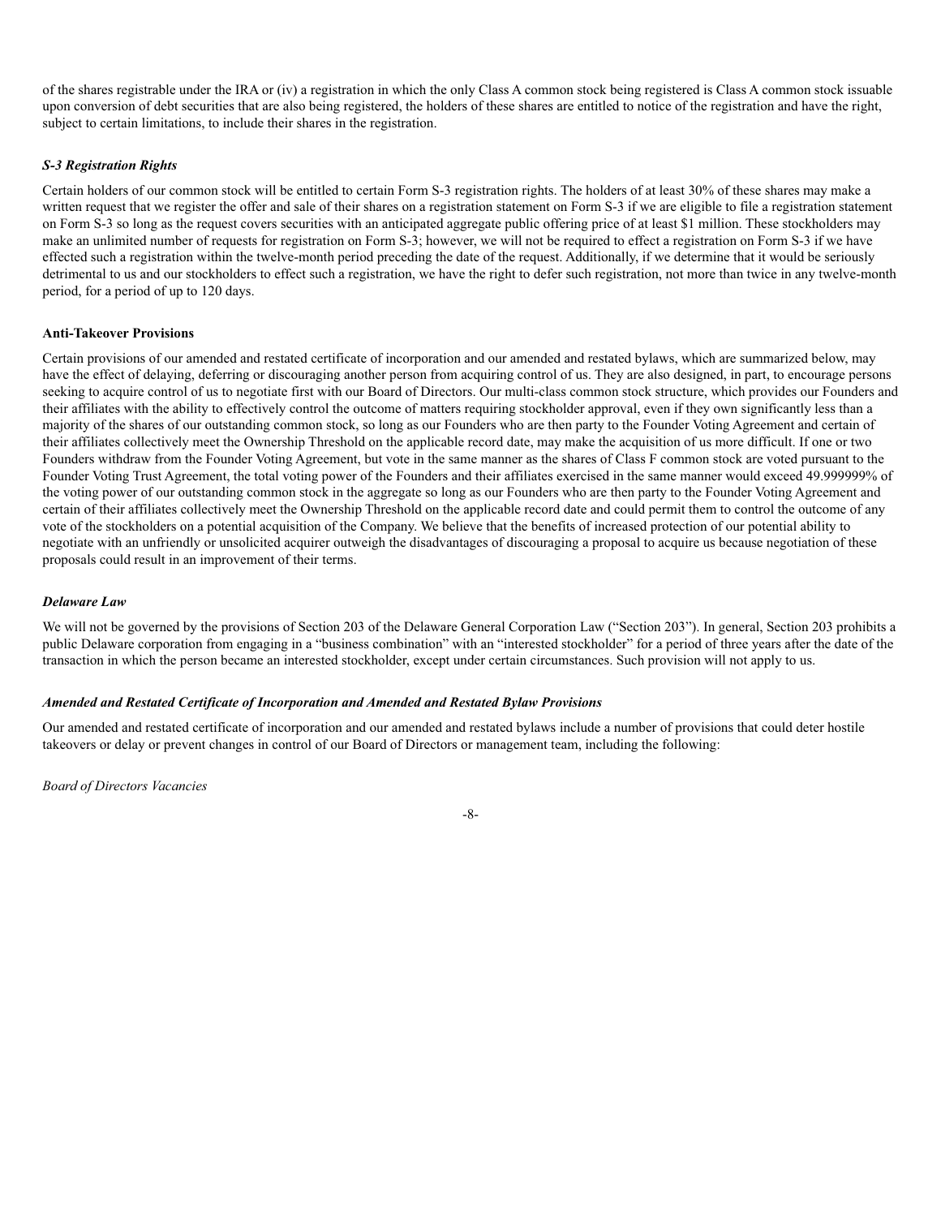of the shares registrable under the IRA or (iv) a registration in which the only Class A common stock being registered is Class A common stock issuable upon conversion of debt securities that are also being registered, the holders of these shares are entitled to notice of the registration and have the right, subject to certain limitations, to include their shares in the registration.

***S-3 Registration Rights***

Certain holders of our common stock will be entitled to certain Form S-3 registration rights. The holders of at least 30% of these shares may make a written request that we register the offer and sale of their shares on a registration statement on Form S-3 if we are eligible to file a registration statement on Form S-3 so long as the request covers securities with an anticipated aggregate public offering price of at least $1 million. These stockholders may make an unlimited number of requests for registration on Form S-3; however, we will not be required to effect a registration on Form S-3 if we have effected such a registration within the twelve-month period preceding the date of the request. Additionally, if we determine that it would be seriously detrimental to us and our stockholders to effect such a registration, we have the right to defer such registration, not more than twice in any twelve-month period, for a period of up to 120 days.

**Anti-Takeover Provisions**

Certain provisions of our amended and restated certificate of incorporation and our amended and restated bylaws, which are summarized below, may have the effect of delaying, deferring or discouraging another person from acquiring control of us. They are also designed, in part, to encourage persons seeking to acquire control of us to negotiate first with our Board of Directors. Our multi-class common stock structure, which provides our Founders and their affiliates with the ability to effectively control the outcome of matters requiring stockholder approval, even if they own significantly less than a majority of the shares of our outstanding common stock, so long as our Founders who are then party to the Founder Voting Agreement and certain of their affiliates collectively meet the Ownership Threshold on the applicable record date, may make the acquisition of us more difficult. If one or two Founders withdraw from the Founder Voting Agreement, but vote in the same manner as the shares of Class F common stock are voted pursuant to the Founder Voting Trust Agreement, the total voting power of the Founders and their affiliates exercised in the same manner would exceed 49.999999% of the voting power of our outstanding common stock in the aggregate so long as our Founders who are then party to the Founder Voting Agreement and certain of their affiliates collectively meet the Ownership Threshold on the applicable record date and could permit them to control the outcome of any vote of the stockholders on a potential acquisition of the Company. We believe that the benefits of increased protection of our potential ability to negotiate with an unfriendly or unsolicited acquirer outweigh the disadvantages of discouraging a proposal to acquire us because negotiation of these proposals could result in an improvement of their terms.

***Delaware Law***

We will not be governed by the provisions of Section 203 of the Delaware General Corporation Law ("Section 203"). In general, Section 203 prohibits a public Delaware corporation from engaging in a "business combination" with an "interested stockholder" for a period of three years after the date of the transaction in which the person became an interested stockholder, except under certain circumstances. Such provision will not apply to us.

***Amended and Restated Certificate of Incorporation and Amended and Restated Bylaw Provisions***

Our amended and restated certificate of incorporation and our amended and restated bylaws include a number of provisions that could deter hostile takeovers or delay or prevent changes in control of our Board of Directors or management team, including the following:

*Board of Directors Vacancies*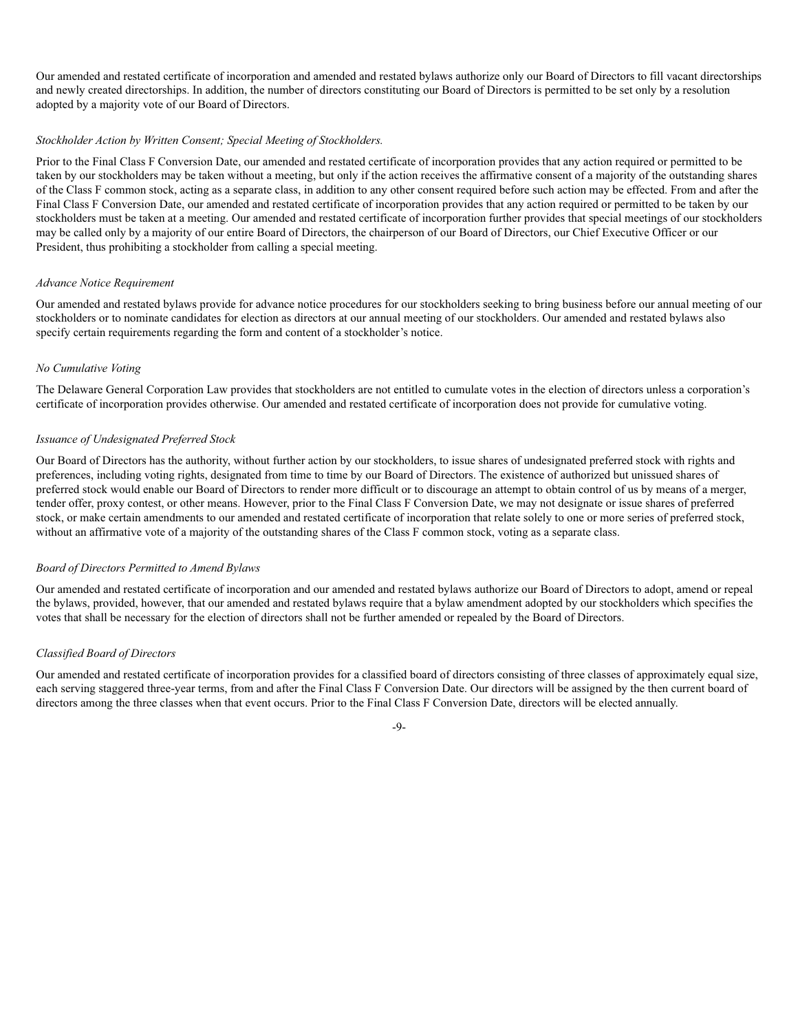Our amended and restated certificate of incorporation and amended and restated bylaws authorize only our Board of Directors to fill vacant directorships and newly created directorships. In addition, the number of directors constituting our Board of Directors is permitted to be set only by a resolution adopted by a majority vote of our Board of Directors.

*Stockholder Action by Written Consent; Special Meeting of Stockholders.*

Prior to the Final Class F Conversion Date, our amended and restated certificate of incorporation provides that any action required or permitted to be taken by our stockholders may be taken without a meeting, but only if the action receives the affirmative consent of a majority of the outstanding shares of the Class F common stock, acting as a separate class, in addition to any other consent required before such action may be effected. From and after the Final Class F Conversion Date, our amended and restated certificate of incorporation provides that any action required or permitted to be taken by our stockholders must be taken at a meeting. Our amended and restated certificate of incorporation further provides that special meetings of our stockholders may be called only by a majority of our entire Board of Directors, the chairperson of our Board of Directors, our Chief Executive Officer or our President, thus prohibiting a stockholder from calling a special meeting.

*Advance Notice Requirement*

Our amended and restated bylaws provide for advance notice procedures for our stockholders seeking to bring business before our annual meeting of our stockholders or to nominate candidates for election as directors at our annual meeting of our stockholders. Our amended and restated bylaws also specify certain requirements regarding the form and content of a stockholder's notice.

*No Cumulative Voting*

The Delaware General Corporation Law provides that stockholders are not entitled to cumulate votes in the election of directors unless a corporation's certificate of incorporation provides otherwise. Our amended and restated certificate of incorporation does not provide for cumulative voting.

*Issuance of Undesignated Preferred Stock*

Our Board of Directors has the authority, without further action by our stockholders, to issue shares of undesignated preferred stock with rights and preferences, including voting rights, designated from time to time by our Board of Directors. The existence of authorized but unissued shares of preferred stock would enable our Board of Directors to render more difficult or to discourage an attempt to obtain control of us by means of a merger, tender offer, proxy contest, or other means. However, prior to the Final Class F Conversion Date, we may not designate or issue shares of preferred stock, or make certain amendments to our amended and restated certificate of incorporation that relate solely to one or more series of preferred stock, without an affirmative vote of a majority of the outstanding shares of the Class F common stock, voting as a separate class.

*Board of Directors Permitted to Amend Bylaws*

Our amended and restated certificate of incorporation and our amended and restated bylaws authorize our Board of Directors to adopt, amend or repeal the bylaws, provided, however, that our amended and restated bylaws require that a bylaw amendment adopted by our stockholders which specifies the votes that shall be necessary for the election of directors shall not be further amended or repealed by the Board of Directors.

*Classified Board of Directors*

Our amended and restated certificate of incorporation provides for a classified board of directors consisting of three classes of approximately equal size, each serving staggered three-year terms, from and after the Final Class F Conversion Date. Our directors will be assigned by the then current board of directors among the three classes when that event occurs. Prior to the Final Class F Conversion Date, directors will be elected annually.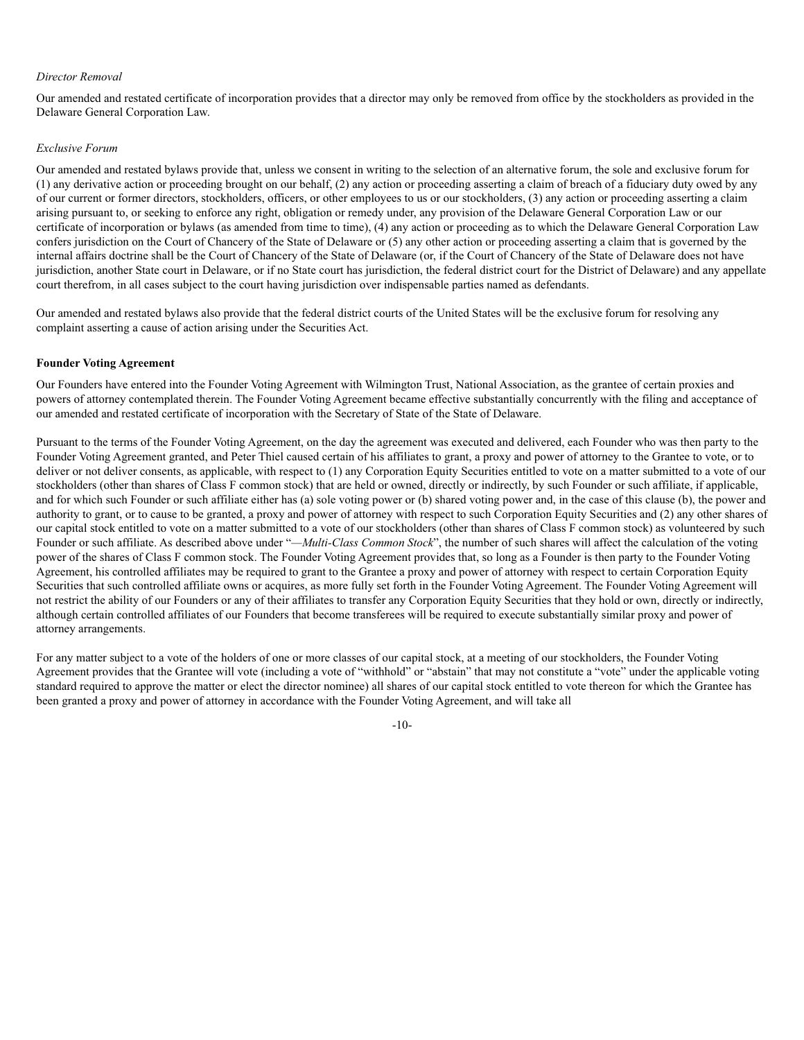*Director Removal*

Our amended and restated certificate of incorporation provides that a director may only be removed from office by the stockholders as provided in the Delaware General Corporation Law.

*Exclusive Forum*

Our amended and restated bylaws provide that, unless we consent in writing to the selection of an alternative forum, the sole and exclusive forum for (1) any derivative action or proceeding brought on our behalf, (2) any action or proceeding asserting a claim of breach of a fiduciary duty owed by any of our current or former directors, stockholders, officers, or other employees to us or our stockholders, (3) any action or proceeding asserting a claim arising pursuant to, or seeking to enforce any right, obligation or remedy under, any provision of the Delaware General Corporation Law or our certificate of incorporation or bylaws (as amended from time to time), (4) any action or proceeding as to which the Delaware General Corporation Law confers jurisdiction on the Court of Chancery of the State of Delaware or (5) any other action or proceeding asserting a claim that is governed by the internal affairs doctrine shall be the Court of Chancery of the State of Delaware (or, if the Court of Chancery of the State of Delaware does not have jurisdiction, another State court in Delaware, or if no State court has jurisdiction, the federal district court for the District of Delaware) and any appellate court therefrom, in all cases subject to the court having jurisdiction over indispensable parties named as defendants.

Our amended and restated bylaws also provide that the federal district courts of the United States will be the exclusive forum for resolving any complaint asserting a cause of action arising under the Securities Act.

**Founder Voting Agreement**

Our Founders have entered into the Founder Voting Agreement with Wilmington Trust, National Association, as the grantee of certain proxies and powers of attorney contemplated therein. The Founder Voting Agreement became effective substantially concurrently with the filing and acceptance of our amended and restated certificate of incorporation with the Secretary of State of the State of Delaware.

Pursuant to the terms of the Founder Voting Agreement, on the day the agreement was executed and delivered, each Founder who was then party to the Founder Voting Agreement granted, and Peter Thiel caused certain of his affiliates to grant, a proxy and power of attorney to the Grantee to vote, or to deliver or not deliver consents, as applicable, with respect to (1) any Corporation Equity Securities entitled to vote on a matter submitted to a vote of our stockholders (other than shares of Class F common stock) that are held or owned, directly or indirectly, by such Founder or such affiliate, if applicable, and for which such Founder or such affiliate either has (a) sole voting power or (b) shared voting power and, in the case of this clause (b), the power and authority to grant, or to cause to be granted, a proxy and power of attorney with respect to such Corporation Equity Securities and (2) any other shares of our capital stock entitled to vote on a matter submitted to a vote of our stockholders (other than shares of Class F common stock) as volunteered by such Founder or such affiliate. As described above under "—*Multi-Class Common Stock*", the number of such shares will affect the calculation of the voting power of the shares of Class F common stock. The Founder Voting Agreement provides that, so long as a Founder is then party to the Founder Voting Agreement, his controlled affiliates may be required to grant to the Grantee a proxy and power of attorney with respect to certain Corporation Equity Securities that such controlled affiliate owns or acquires, as more fully set forth in the Founder Voting Agreement. The Founder Voting Agreement will not restrict the ability of our Founders or any of their affiliates to transfer any Corporation Equity Securities that they hold or own, directly or indirectly, although certain controlled affiliates of our Founders that become transferees will be required to execute substantially similar proxy and power of attorney arrangements.

For any matter subject to a vote of the holders of one or more classes of our capital stock, at a meeting of our stockholders, the Founder Voting Agreement provides that the Grantee will vote (including a vote of "withhold" or "abstain" that may not constitute a "vote" under the applicable voting standard required to approve the matter or elect the director nominee) all shares of our capital stock entitled to vote thereon for which the Grantee has been granted a proxy and power of attorney in accordance with the Founder Voting Agreement, and will take all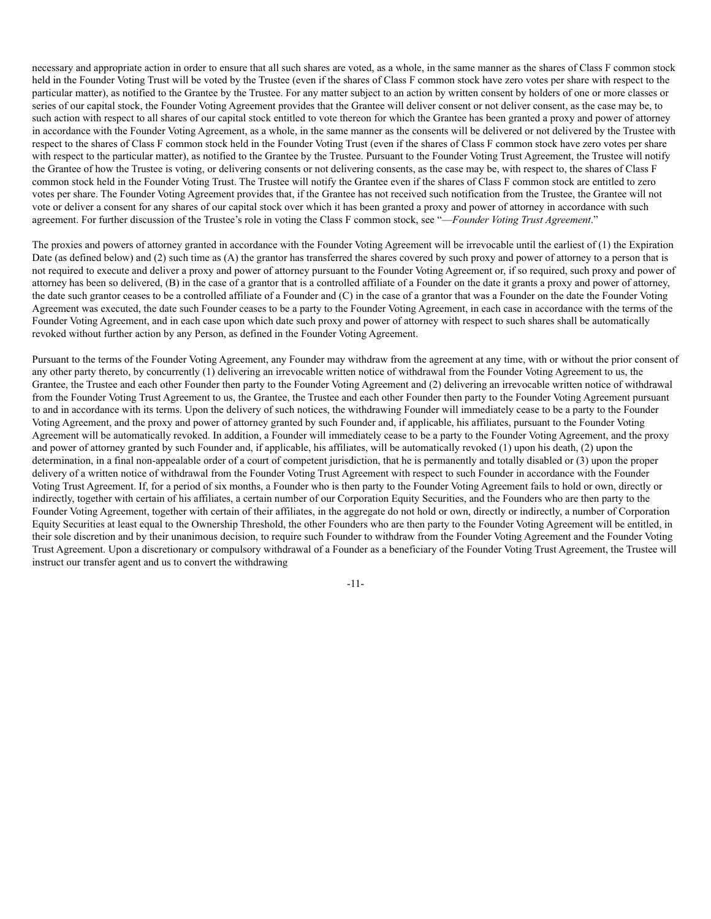necessary and appropriate action in order to ensure that all such shares are voted, as a whole, in the same manner as the shares of Class F common stock held in the Founder Voting Trust will be voted by the Trustee (even if the shares of Class F common stock have zero votes per share with respect to the particular matter), as notified to the Grantee by the Trustee. For any matter subject to an action by written consent by holders of one or more classes or series of our capital stock, the Founder Voting Agreement provides that the Grantee will deliver consent or not deliver consent, as the case may be, to such action with respect to all shares of our capital stock entitled to vote thereon for which the Grantee has been granted a proxy and power of attorney in accordance with the Founder Voting Agreement, as a whole, in the same manner as the consents will be delivered or not delivered by the Trustee with respect to the shares of Class F common stock held in the Founder Voting Trust (even if the shares of Class F common stock have zero votes per share with respect to the particular matter), as notified to the Grantee by the Trustee. Pursuant to the Founder Voting Trust Agreement, the Trustee will notify the Grantee of how the Trustee is voting, or delivering consents or not delivering consents, as the case may be, with respect to, the shares of Class F common stock held in the Founder Voting Trust. The Trustee will notify the Grantee even if the shares of Class F common stock are entitled to zero votes per share. The Founder Voting Agreement provides that, if the Grantee has not received such notification from the Trustee, the Grantee will not vote or deliver a consent for any shares of our capital stock over which it has been granted a proxy and power of attorney in accordance with such agreement. For further discussion of the Trustee's role in voting the Class F common stock, see "—*Founder Voting Trust Agreement*."

The proxies and powers of attorney granted in accordance with the Founder Voting Agreement will be irrevocable until the earliest of (1) the Expiration Date (as defined below) and (2) such time as (A) the grantor has transferred the shares covered by such proxy and power of attorney to a person that is not required to execute and deliver a proxy and power of attorney pursuant to the Founder Voting Agreement or, if so required, such proxy and power of attorney has been so delivered, (B) in the case of a grantor that is a controlled affiliate of a Founder on the date it grants a proxy and power of attorney, the date such grantor ceases to be a controlled affiliate of a Founder and (C) in the case of a grantor that was a Founder on the date the Founder Voting Agreement was executed, the date such Founder ceases to be a party to the Founder Voting Agreement, in each case in accordance with the terms of the Founder Voting Agreement, and in each case upon which date such proxy and power of attorney with respect to such shares shall be automatically revoked without further action by any Person, as defined in the Founder Voting Agreement.

Pursuant to the terms of the Founder Voting Agreement, any Founder may withdraw from the agreement at any time, with or without the prior consent of any other party thereto, by concurrently (1) delivering an irrevocable written notice of withdrawal from the Founder Voting Agreement to us, the Grantee, the Trustee and each other Founder then party to the Founder Voting Agreement and (2) delivering an irrevocable written notice of withdrawal from the Founder Voting Trust Agreement to us, the Grantee, the Trustee and each other Founder then party to the Founder Voting Agreement pursuant to and in accordance with its terms. Upon the delivery of such notices, the withdrawing Founder will immediately cease to be a party to the Founder Voting Agreement, and the proxy and power of attorney granted by such Founder and, if applicable, his affiliates, pursuant to the Founder Voting Agreement will be automatically revoked. In addition, a Founder will immediately cease to be a party to the Founder Voting Agreement, and the proxy and power of attorney granted by such Founder and, if applicable, his affiliates, will be automatically revoked (1) upon his death, (2) upon the determination, in a final non-appealable order of a court of competent jurisdiction, that he is permanently and totally disabled or (3) upon the proper delivery of a written notice of withdrawal from the Founder Voting Trust Agreement with respect to such Founder in accordance with the Founder Voting Trust Agreement. If, for a period of six months, a Founder who is then party to the Founder Voting Agreement fails to hold or own, directly or indirectly, together with certain of his affiliates, a certain number of our Corporation Equity Securities, and the Founders who are then party to the Founder Voting Agreement, together with certain of their affiliates, in the aggregate do not hold or own, directly or indirectly, a number of Corporation Equity Securities at least equal to the Ownership Threshold, the other Founders who are then party to the Founder Voting Agreement will be entitled, in their sole discretion and by their unanimous decision, to require such Founder to withdraw from the Founder Voting Agreement and the Founder Voting Trust Agreement. Upon a discretionary or compulsory withdrawal of a Founder as a beneficiary of the Founder Voting Trust Agreement, the Trustee will instruct our transfer agent and us to convert the withdrawing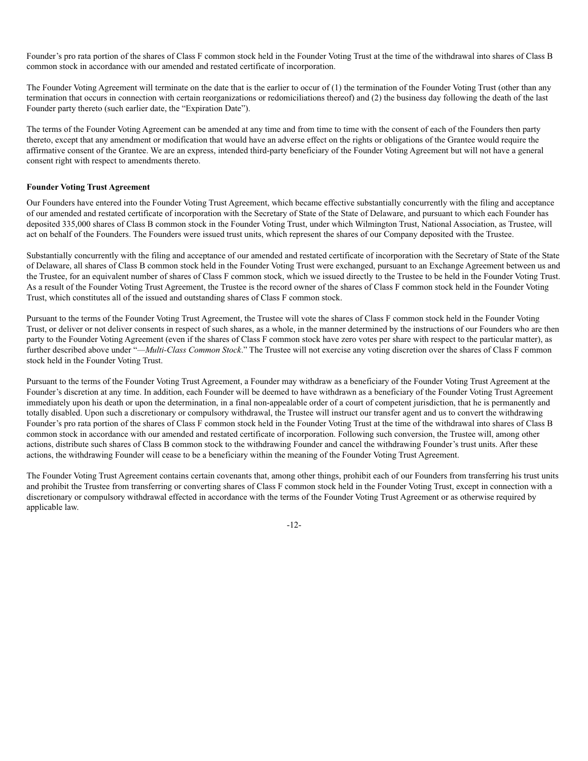Founder's pro rata portion of the shares of Class F common stock held in the Founder Voting Trust at the time of the withdrawal into shares of Class B common stock in accordance with our amended and restated certificate of incorporation.

The Founder Voting Agreement will terminate on the date that is the earlier to occur of (1) the termination of the Founder Voting Trust (other than any termination that occurs in connection with certain reorganizations or redomiciliations thereof) and (2) the business day following the death of the last Founder party thereto (such earlier date, the "Expiration Date").

The terms of the Founder Voting Agreement can be amended at any time and from time to time with the consent of each of the Founders then party thereto, except that any amendment or modification that would have an adverse effect on the rights or obligations of the Grantee would require the affirmative consent of the Grantee. We are an express, intended third-party beneficiary of the Founder Voting Agreement but will not have a general consent right with respect to amendments thereto.

**Founder Voting Trust Agreement**

Our Founders have entered into the Founder Voting Trust Agreement, which became effective substantially concurrently with the filing and acceptance of our amended and restated certificate of incorporation with the Secretary of State of the State of Delaware, and pursuant to which each Founder has deposited 335,000 shares of Class B common stock in the Founder Voting Trust, under which Wilmington Trust, National Association, as Trustee, will act on behalf of the Founders. The Founders were issued trust units, which represent the shares of our Company deposited with the Trustee.

Substantially concurrently with the filing and acceptance of our amended and restated certificate of incorporation with the Secretary of State of the State of Delaware, all shares of Class B common stock held in the Founder Voting Trust were exchanged, pursuant to an Exchange Agreement between us and the Trustee, for an equivalent number of shares of Class F common stock, which we issued directly to the Trustee to be held in the Founder Voting Trust. As a result of the Founder Voting Trust Agreement, the Trustee is the record owner of the shares of Class F common stock held in the Founder Voting Trust, which constitutes all of the issued and outstanding shares of Class F common stock.

Pursuant to the terms of the Founder Voting Trust Agreement, the Trustee will vote the shares of Class F common stock held in the Founder Voting Trust, or deliver or not deliver consents in respect of such shares, as a whole, in the manner determined by the instructions of our Founders who are then party to the Founder Voting Agreement (even if the shares of Class F common stock have zero votes per share with respect to the particular matter), as further described above under "—*Multi-Class Common Stock*." The Trustee will not exercise any voting discretion over the shares of Class F common stock held in the Founder Voting Trust.

Pursuant to the terms of the Founder Voting Trust Agreement, a Founder may withdraw as a beneficiary of the Founder Voting Trust Agreement at the Founder's discretion at any time. In addition, each Founder will be deemed to have withdrawn as a beneficiary of the Founder Voting Trust Agreement immediately upon his death or upon the determination, in a final non-appealable order of a court of competent jurisdiction, that he is permanently and totally disabled. Upon such a discretionary or compulsory withdrawal, the Trustee will instruct our transfer agent and us to convert the withdrawing Founder's pro rata portion of the shares of Class F common stock held in the Founder Voting Trust at the time of the withdrawal into shares of Class B common stock in accordance with our amended and restated certificate of incorporation. Following such conversion, the Trustee will, among other actions, distribute such shares of Class B common stock to the withdrawing Founder and cancel the withdrawing Founder's trust units. After these actions, the withdrawing Founder will cease to be a beneficiary within the meaning of the Founder Voting Trust Agreement.

The Founder Voting Trust Agreement contains certain covenants that, among other things, prohibit each of our Founders from transferring his trust units and prohibit the Trustee from transferring or converting shares of Class F common stock held in the Founder Voting Trust, except in connection with a discretionary or compulsory withdrawal effected in accordance with the terms of the Founder Voting Trust Agreement or as otherwise required by applicable law.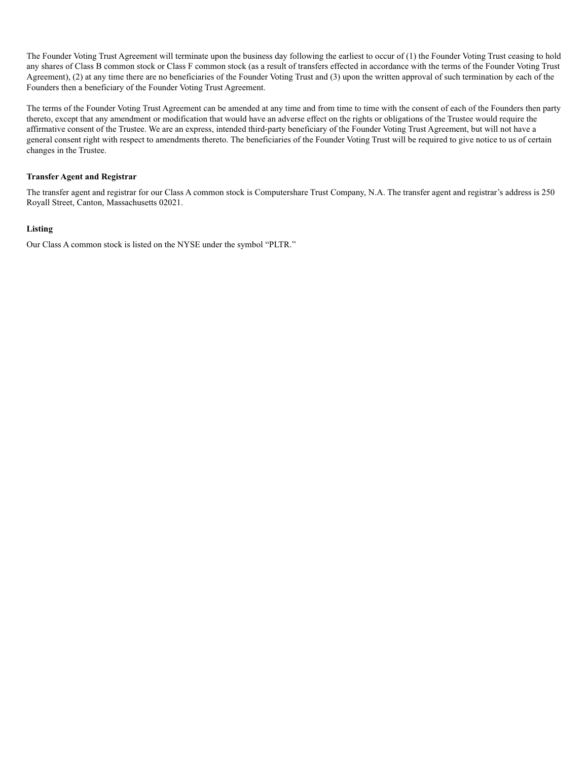The Founder Voting Trust Agreement will terminate upon the business day following the earliest to occur of (1) the Founder Voting Trust ceasing to hold any shares of Class B common stock or Class F common stock (as a result of transfers effected in accordance with the terms of the Founder Voting Trust Agreement), (2) at any time there are no beneficiaries of the Founder Voting Trust and (3) upon the written approval of such termination by each of the Founders then a beneficiary of the Founder Voting Trust Agreement.

The terms of the Founder Voting Trust Agreement can be amended at any time and from time to time with the consent of each of the Founders then party thereto, except that any amendment or modification that would have an adverse effect on the rights or obligations of the Trustee would require the affirmative consent of the Trustee. We are an express, intended third-party beneficiary of the Founder Voting Trust Agreement, but will not have a general consent right with respect to amendments thereto. The beneficiaries of the Founder Voting Trust will be required to give notice to us of certain changes in the Trustee.

**Transfer Agent and Registrar**

The transfer agent and registrar for our Class A common stock is Computershare Trust Company, N.A. The transfer agent and registrar's address is 250 Royall Street, Canton, Massachusetts 02021.

**Listing**

Our Class A common stock is listed on the NYSE under the symbol "PLTR."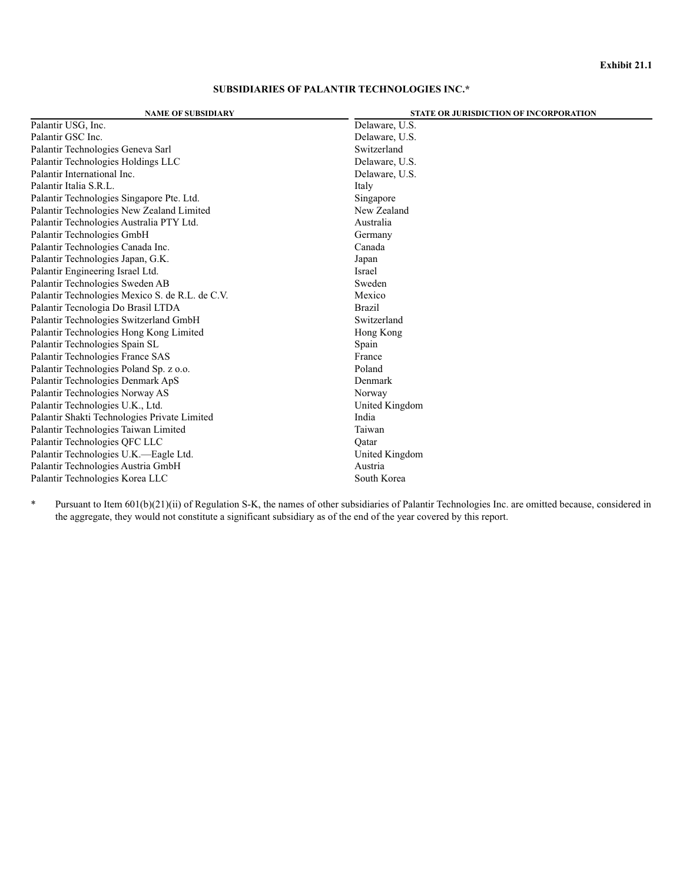**Exhibit 21.1**

## SUBSIDIARIES OF PALANTIR TECHNOLOGIES INC.*

| NAME OF SUBSIDIARY | STATE OR JURISDICTION OF INCORPORATION |
|---|---|
| Palantir USG, Inc. | Delaware, U.S. |
| Palantir GSC Inc. | Delaware, U.S. |
| Palantir Technologies Geneva Sarl | Switzerland |
| Palantir Technologies Holdings LLC | Delaware, U.S. |
| Palantir International Inc. | Delaware, U.S. |
| Palantir Italia S.R.L. | Italy |
| Palantir Technologies Singapore Pte. Ltd. | Singapore |
| Palantir Technologies New Zealand Limited | New Zealand |
| Palantir Technologies Australia PTY Ltd. | Australia |
| Palantir Technologies GmbH | Germany |
| Palantir Technologies Canada Inc. | Canada |
| Palantir Technologies Japan, G.K. | Japan |
| Palantir Engineering Israel Ltd. | Israel |
| Palantir Technologies Sweden AB | Sweden |
| Palantir Technologies Mexico S. de R.L. de C.V. | Mexico |
| Palantir Tecnologia Do Brasil LTDA | Brazil |
| Palantir Technologies Switzerland GmbH | Switzerland |
| Palantir Technologies Hong Kong Limited | Hong Kong |
| Palantir Technologies Spain SL | Spain |
| Palantir Technologies France SAS | France |
| Palantir Technologies Poland Sp. z o.o. | Poland |
| Palantir Technologies Denmark ApS | Denmark |
| Palantir Technologies Norway AS | Norway |
| Palantir Technologies U.K., Ltd. | United Kingdom |
| Palantir Shakti Technologies Private Limited | India |
| Palantir Technologies Taiwan Limited | Taiwan |
| Palantir Technologies QFC LLC | Qatar |
| Palantir Technologies U.K.—Eagle Ltd. | United Kingdom |
| Palantir Technologies Austria GmbH | Austria |
| Palantir Technologies Korea LLC | South Korea |

\* Pursuant to Item 601(b)(21)(ii) of Regulation S-K, the names of other subsidiaries of Palantir Technologies Inc. are omitted because, considered in the aggregate, they would not constitute a significant subsidiary as of the end of the year covered by this report.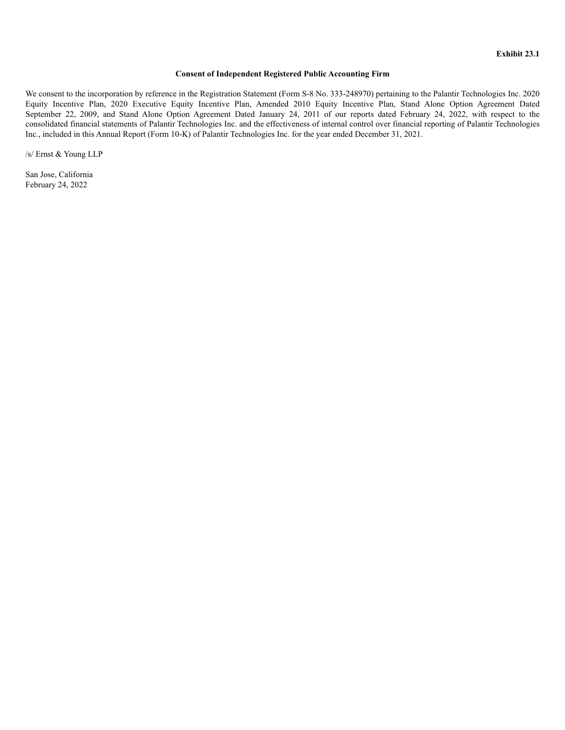**Exhibit 23.1**

**Consent of Independent Registered Public Accounting Firm**

We consent to the incorporation by reference in the Registration Statement (Form S-8 No. 333-248970) pertaining to the Palantir Technologies Inc. 2020 Equity Incentive Plan, 2020 Executive Equity Incentive Plan, Amended 2010 Equity Incentive Plan, Stand Alone Option Agreement Dated September 22, 2009, and Stand Alone Option Agreement Dated January 24, 2011 of our reports dated February 24, 2022, with respect to the consolidated financial statements of Palantir Technologies Inc. and the effectiveness of internal control over financial reporting of Palantir Technologies Inc., included in this Annual Report (Form 10-K) of Palantir Technologies Inc. for the year ended December 31, 2021.

/s/ Ernst & Young LLP

San Jose, California
February 24, 2022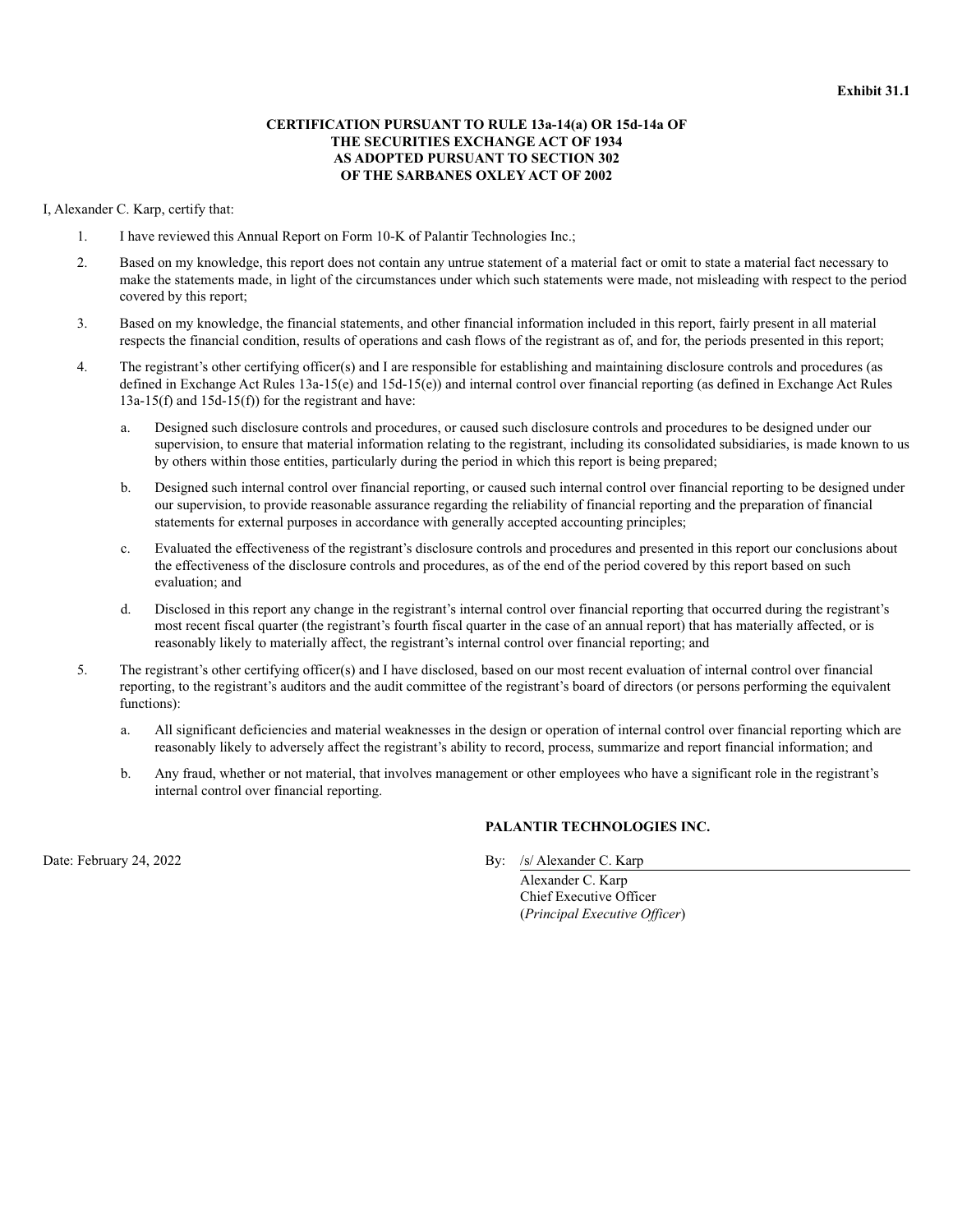**Exhibit 31.1**

**CERTIFICATION PURSUANT TO RULE 13a-14(a) OR 15d-14a OF THE SECURITIES EXCHANGE ACT OF 1934 AS ADOPTED PURSUANT TO SECTION 302 OF THE SARBANES OXLEY ACT OF 2002**

I, Alexander C. Karp, certify that:

1. I have reviewed this Annual Report on Form 10-K of Palantir Technologies Inc.;
2. Based on my knowledge, this report does not contain any untrue statement of a material fact or omit to state a material fact necessary to make the statements made, in light of the circumstances under which such statements were made, not misleading with respect to the period covered by this report;
3. Based on my knowledge, the financial statements, and other financial information included in this report, fairly present in all material respects the financial condition, results of operations and cash flows of the registrant as of, and for, the periods presented in this report;
4. The registrant's other certifying officer(s) and I are responsible for establishing and maintaining disclosure controls and procedures (as defined in Exchange Act Rules 13a-15(e) and 15d-15(e)) and internal control over financial reporting (as defined in Exchange Act Rules 13a-15(f) and 15d-15(f)) for the registrant and have:
   a. Designed such disclosure controls and procedures, or caused such disclosure controls and procedures to be designed under our supervision, to ensure that material information relating to the registrant, including its consolidated subsidiaries, is made known to us by others within those entities, particularly during the period in which this report is being prepared;
   b. Designed such internal control over financial reporting, or caused such internal control over financial reporting to be designed under our supervision, to provide reasonable assurance regarding the reliability of financial reporting and the preparation of financial statements for external purposes in accordance with generally accepted accounting principles;
   c. Evaluated the effectiveness of the registrant's disclosure controls and procedures and presented in this report our conclusions about the effectiveness of the disclosure controls and procedures, as of the end of the period covered by this report based on such evaluation; and
   d. Disclosed in this report any change in the registrant's internal control over financial reporting that occurred during the registrant's most recent fiscal quarter (the registrant's fourth fiscal quarter in the case of an annual report) that has materially affected, or is reasonably likely to materially affect, the registrant's internal control over financial reporting; and
5. The registrant's other certifying officer(s) and I have disclosed, based on our most recent evaluation of internal control over financial reporting, to the registrant's auditors and the audit committee of the registrant's board of directors (or persons performing the equivalent functions):
   a. All significant deficiencies and material weaknesses in the design or operation of internal control over financial reporting which are reasonably likely to adversely affect the registrant's ability to record, process, summarize and report financial information; and
   b. Any fraud, whether or not material, that involves management or other employees who have a significant role in the registrant's internal control over financial reporting.

**PALANTIR TECHNOLOGIES INC.**

Date: February 24, 2022

By: /s/ Alexander C. Karp

Alexander C. Karp
Chief Executive Officer
(*Principal Executive Officer*)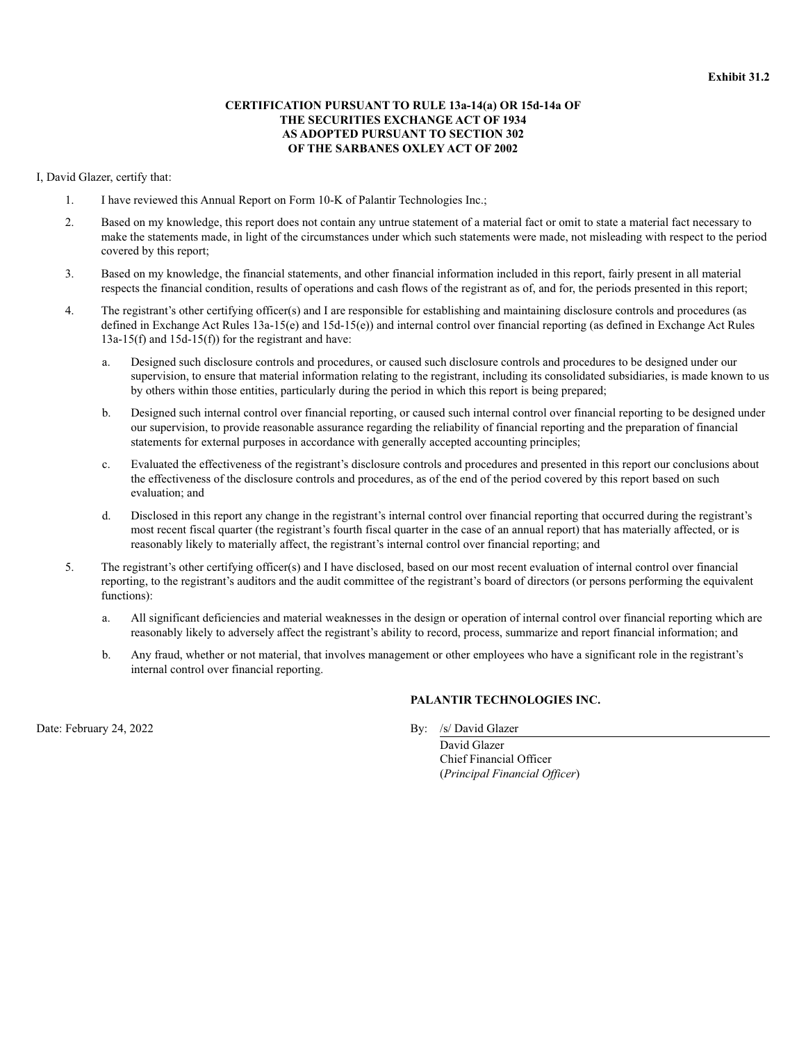**Exhibit 31.2**

**CERTIFICATION PURSUANT TO RULE 13a-14(a) OR 15d-14a OF THE SECURITIES EXCHANGE ACT OF 1934 AS ADOPTED PURSUANT TO SECTION 302 OF THE SARBANES OXLEY ACT OF 2002**

I, David Glazer, certify that:

1. I have reviewed this Annual Report on Form 10-K of Palantir Technologies Inc.;
2. Based on my knowledge, this report does not contain any untrue statement of a material fact or omit to state a material fact necessary to make the statements made, in light of the circumstances under which such statements were made, not misleading with respect to the period covered by this report;
3. Based on my knowledge, the financial statements, and other financial information included in this report, fairly present in all material respects the financial condition, results of operations and cash flows of the registrant as of, and for, the periods presented in this report;
4. The registrant's other certifying officer(s) and I are responsible for establishing and maintaining disclosure controls and procedures (as defined in Exchange Act Rules 13a-15(e) and 15d-15(e)) and internal control over financial reporting (as defined in Exchange Act Rules 13a-15(f) and 15d-15(f)) for the registrant and have:
   a. Designed such disclosure controls and procedures, or caused such disclosure controls and procedures to be designed under our supervision, to ensure that material information relating to the registrant, including its consolidated subsidiaries, is made known to us by others within those entities, particularly during the period in which this report is being prepared;
   b. Designed such internal control over financial reporting, or caused such internal control over financial reporting to be designed under our supervision, to provide reasonable assurance regarding the reliability of financial reporting and the preparation of financial statements for external purposes in accordance with generally accepted accounting principles;
   c. Evaluated the effectiveness of the registrant's disclosure controls and procedures and presented in this report our conclusions about the effectiveness of the disclosure controls and procedures, as of the end of the period covered by this report based on such evaluation; and
   d. Disclosed in this report any change in the registrant's internal control over financial reporting that occurred during the registrant's most recent fiscal quarter (the registrant's fourth fiscal quarter in the case of an annual report) that has materially affected, or is reasonably likely to materially affect, the registrant's internal control over financial reporting; and
5. The registrant's other certifying officer(s) and I have disclosed, based on our most recent evaluation of internal control over financial reporting, to the registrant's auditors and the audit committee of the registrant's board of directors (or persons performing the equivalent functions):
   a. All significant deficiencies and material weaknesses in the design or operation of internal control over financial reporting which are reasonably likely to adversely affect the registrant's ability to record, process, summarize and report financial information; and
   b. Any fraud, whether or not material, that involves management or other employees who have a significant role in the registrant's internal control over financial reporting.

**PALANTIR TECHNOLOGIES INC.**

Date: February 24, 2022

By: /s/ David Glazer

David Glazer
Chief Financial Officer
(*Principal Financial Officer*)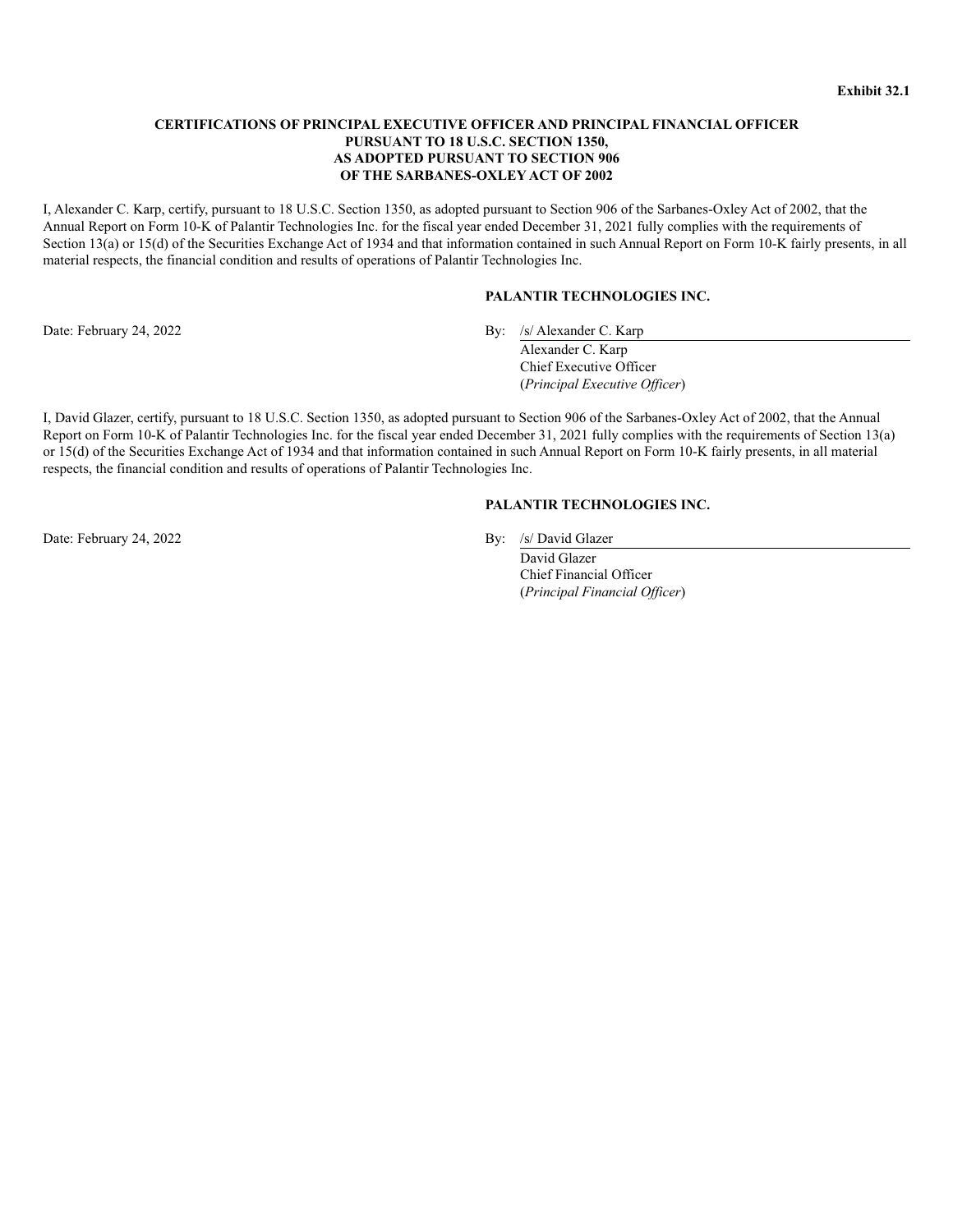**Exhibit 32.1**

**CERTIFICATIONS OF PRINCIPAL EXECUTIVE OFFICER AND PRINCIPAL FINANCIAL OFFICER PURSUANT TO 18 U.S.C. SECTION 1350, AS ADOPTED PURSUANT TO SECTION 906 OF THE SARBANES-OXLEY ACT OF 2002**

I, Alexander C. Karp, certify, pursuant to 18 U.S.C. Section 1350, as adopted pursuant to Section 906 of the Sarbanes-Oxley Act of 2002, that the Annual Report on Form 10-K of Palantir Technologies Inc. for the fiscal year ended December 31, 2021 fully complies with the requirements of Section 13(a) or 15(d) of the Securities Exchange Act of 1934 and that information contained in such Annual Report on Form 10-K fairly presents, in all material respects, the financial condition and results of operations of Palantir Technologies Inc.

**PALANTIR TECHNOLOGIES INC.**

Date: February 24, 2022

By: /s/ Alexander C. Karp
Alexander C. Karp
Chief Executive Officer
(*Principal Executive Officer*)

I, David Glazer, certify, pursuant to 18 U.S.C. Section 1350, as adopted pursuant to Section 906 of the Sarbanes-Oxley Act of 2002, that the Annual Report on Form 10-K of Palantir Technologies Inc. for the fiscal year ended December 31, 2021 fully complies with the requirements of Section 13(a) or 15(d) of the Securities Exchange Act of 1934 and that information contained in such Annual Report on Form 10-K fairly presents, in all material respects, the financial condition and results of operations of Palantir Technologies Inc.

**PALANTIR TECHNOLOGIES INC.**

Date: February 24, 2022

By: /s/ David Glazer
David Glazer
Chief Financial Officer
(*Principal Financial Officer*)